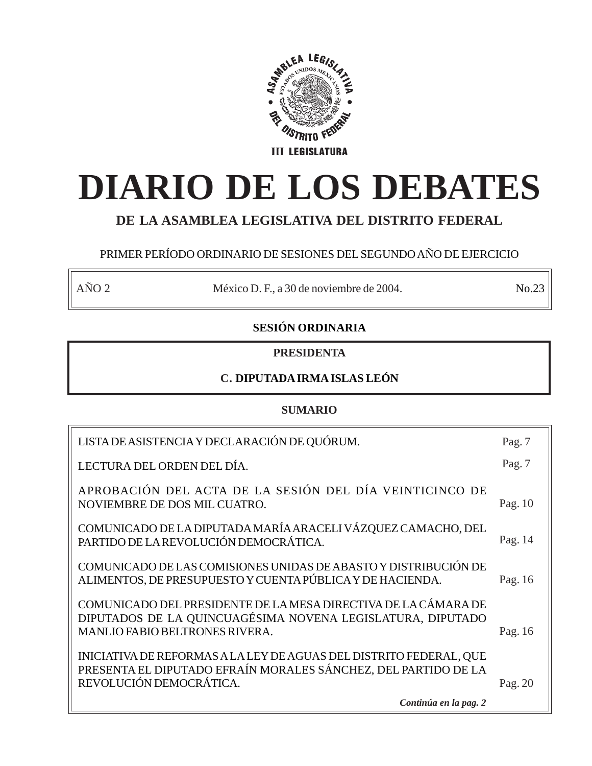ASAMBLEA LEGISLATIVA DEL DISTRITO FEDERAL

III LEGISLATURA

# DIARIO DE LOS DEBATES

## DE LA ASAMBLEA LEGISLATIVA DEL DISTRITO FEDERAL

PRIMER PERÍODO ORDINARIO DE SESIONES DEL SEGUNDO AÑO DE EJERCICIO

| AÑO 2 | México D. F., a 30 de noviembre de 2004. | No.23 |
| --- | --- | --- |

### SESIÓN ORDINARIA

**PRESIDENTA**

**C. DIPUTADA IRMA ISLAS LEÓN**

### SUMARIO

| | |
| --- | --- |
| LISTA DE ASISTENCIA Y DECLARACIÓN DE QUÓRUM. | Pag. 7 |
| LECTURA DEL ORDEN DEL DÍA. | Pag. 7 |
| APROBACIÓN DEL ACTA DE LA SESIÓN DEL DÍA VEINTICINCO DE NOVIEMBRE DE DOS MIL CUATRO. | Pag. 10 |
| COMUNICADO DE LA DIPUTADA MARÍA ARACELI VÁZQUEZ CAMACHO, DEL PARTIDO DE LA REVOLUCIÓN DEMOCRÁTICA. | Pag. 14 |
| COMUNICADO DE LAS COMISIONES UNIDAS DE ABASTO Y DISTRIBUCIÓN DE ALIMENTOS, DE PRESUPUESTO Y CUENTA PÚBLICA Y DE HACIENDA. | Pag. 16 |
| COMUNICADO DEL PRESIDENTE DE LA MESA DIRECTIVA DE LA CÁMARA DE DIPUTADOS DE LA QUINCUAGÉSIMA NOVENA LEGISLATURA, DIPUTADO MANLIO FABIO BELTRONES RIVERA. | Pag. 16 |
| INICIATIVA DE REFORMAS A LA LEY DE AGUAS DEL DISTRITO FEDERAL, QUE PRESENTA EL DIPUTADO EFRAÍN MORALES SÁNCHEZ, DEL PARTIDO DE LA REVOLUCIÓN DEMOCRÁTICA. | Pag. 20 |

***Continúa en la pag. 2***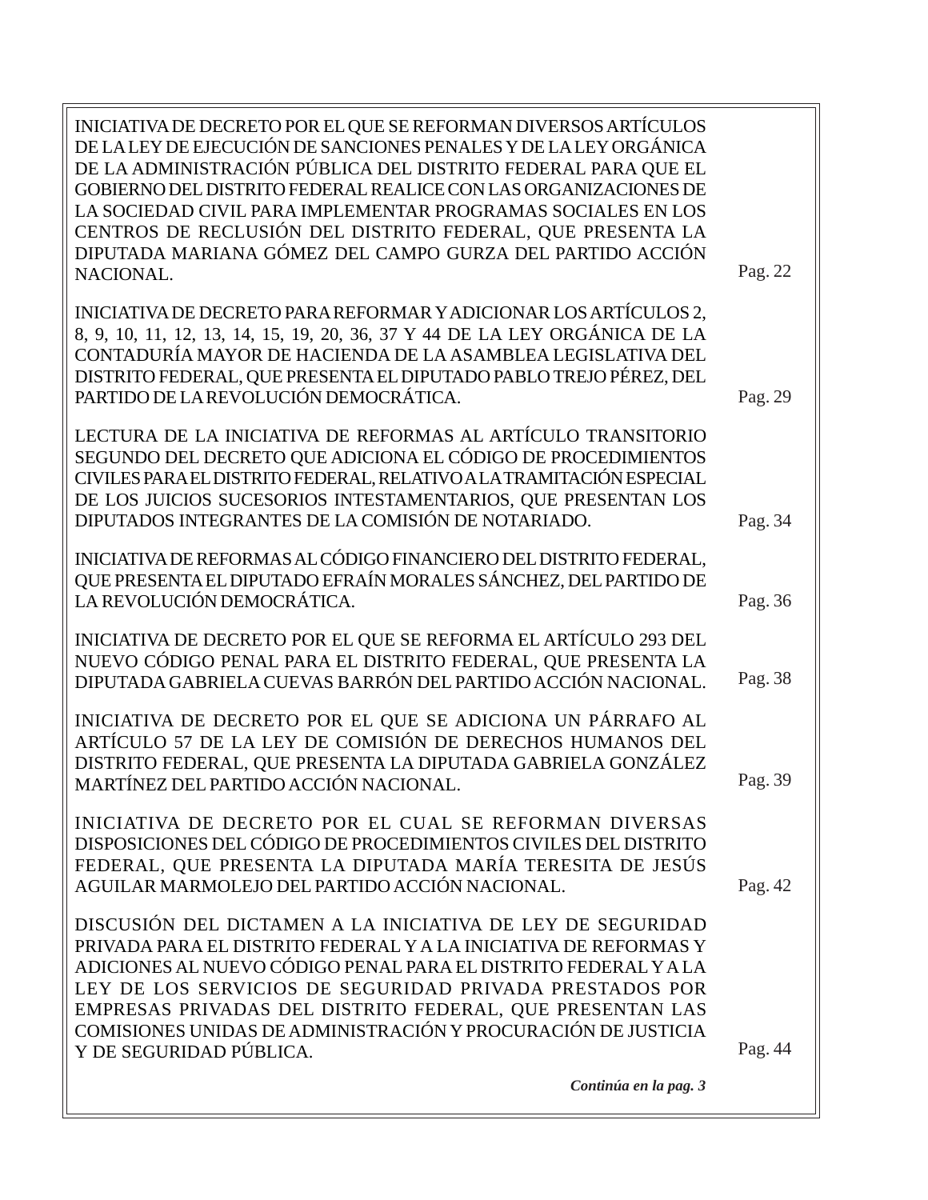| | |
|---|---|
| INICIATIVA DE DECRETO POR EL QUE SE REFORMAN DIVERSOS ARTÍCULOS DE LA LEY DE EJECUCIÓN DE SANCIONES PENALES Y DE LA LEY ORGÁNICA DE LA ADMINISTRACIÓN PÚBLICA DEL DISTRITO FEDERAL PARA QUE EL GOBIERNO DEL DISTRITO FEDERAL REALICE CON LAS ORGANIZACIONES DE LA SOCIEDAD CIVIL PARA IMPLEMENTAR PROGRAMAS SOCIALES EN LOS CENTROS DE RECLUSIÓN DEL DISTRITO FEDERAL, QUE PRESENTA LA DIPUTADA MARIANA GÓMEZ DEL CAMPO GURZA DEL PARTIDO ACCIÓN NACIONAL. | Pag. 22 |
| INICIATIVA DE DECRETO PARA REFORMAR Y ADICIONAR LOS ARTÍCULOS 2, 8, 9, 10, 11, 12, 13, 14, 15, 19, 20, 36, 37 Y 44 DE LA LEY ORGÁNICA DE LA CONTADURÍA MAYOR DE HACIENDA DE LA ASAMBLEA LEGISLATIVA DEL DISTRITO FEDERAL, QUE PRESENTA EL DIPUTADO PABLO TREJO PÉREZ, DEL PARTIDO DE LA REVOLUCIÓN DEMOCRÁTICA. | Pag. 29 |
| LECTURA DE LA INICIATIVA DE REFORMAS AL ARTÍCULO TRANSITORIO SEGUNDO DEL DECRETO QUE ADICIONA EL CÓDIGO DE PROCEDIMIENTOS CIVILES PARA EL DISTRITO FEDERAL, RELATIVO A LA TRAMITACIÓN ESPECIAL DE LOS JUICIOS SUCESORIOS INTESTAMENTARIOS, QUE PRESENTAN LOS DIPUTADOS INTEGRANTES DE LA COMISIÓN DE NOTARIADO. | Pag. 34 |
| INICIATIVA DE REFORMAS AL CÓDIGO FINANCIERO DEL DISTRITO FEDERAL, QUE PRESENTA EL DIPUTADO EFRAÍN MORALES SÁNCHEZ, DEL PARTIDO DE LA REVOLUCIÓN DEMOCRÁTICA. | Pag. 36 |
| INICIATIVA DE DECRETO POR EL QUE SE REFORMA EL ARTÍCULO 293 DEL NUEVO CÓDIGO PENAL PARA EL DISTRITO FEDERAL, QUE PRESENTA LA DIPUTADA GABRIELA CUEVAS BARRÓN DEL PARTIDO ACCIÓN NACIONAL. | Pag. 38 |
| INICIATIVA DE DECRETO POR EL QUE SE ADICIONA UN PÁRRAFO AL ARTÍCULO 57 DE LA LEY DE COMISIÓN DE DERECHOS HUMANOS DEL DISTRITO FEDERAL, QUE PRESENTA LA DIPUTADA GABRIELA GONZÁLEZ MARTÍNEZ DEL PARTIDO ACCIÓN NACIONAL. | Pag. 39 |
| INICIATIVA DE DECRETO POR EL CUAL SE REFORMAN DIVERSAS DISPOSICIONES DEL CÓDIGO DE PROCEDIMIENTOS CIVILES DEL DISTRITO FEDERAL, QUE PRESENTA LA DIPUTADA MARÍA TERESITA DE JESÚS AGUILAR MARMOLEJO DEL PARTIDO ACCIÓN NACIONAL. | Pag. 42 |
| DISCUSIÓN DEL DICTAMEN A LA INICIATIVA DE LEY DE SEGURIDAD PRIVADA PARA EL DISTRITO FEDERAL Y A LA INICIATIVA DE REFORMAS Y ADICIONES AL NUEVO CÓDIGO PENAL PARA EL DISTRITO FEDERAL Y A LA LEY DE LOS SERVICIOS DE SEGURIDAD PRIVADA PRESTADOS POR EMPRESAS PRIVADAS DEL DISTRITO FEDERAL, QUE PRESENTAN LAS COMISIONES UNIDAS DE ADMINISTRACIÓN Y PROCURACIÓN DE JUSTICIA Y DE SEGURIDAD PÚBLICA. | Pag. 44 |

***Continúa en la pag. 3***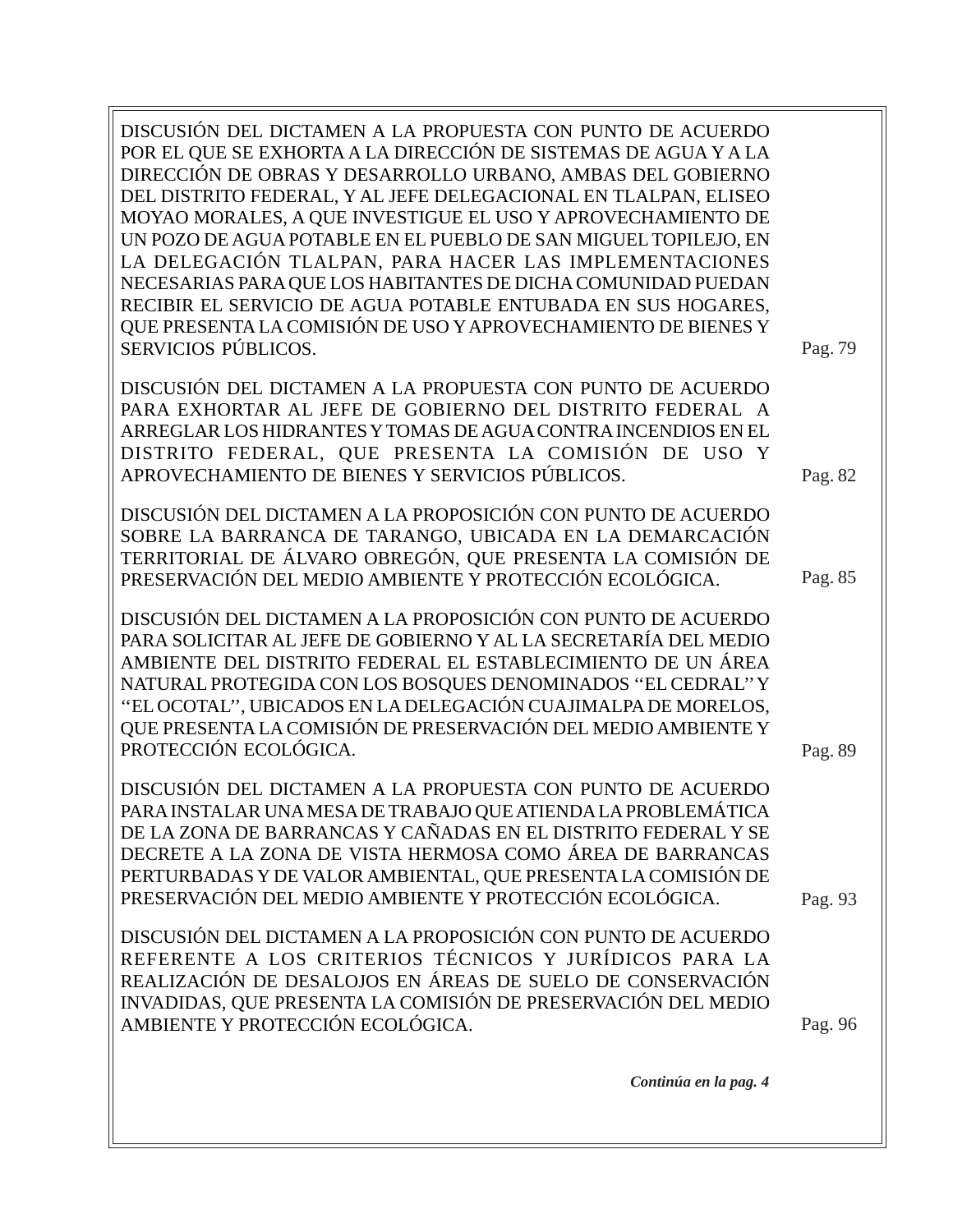DISCUSIÓN DEL DICTAMEN A LA PROPUESTA CON PUNTO DE ACUERDO POR EL QUE SE EXHORTA A LA DIRECCIÓN DE SISTEMAS DE AGUA Y A LA DIRECCIÓN DE OBRAS Y DESARROLLO URBANO, AMBAS DEL GOBIERNO DEL DISTRITO FEDERAL, Y AL JEFE DELEGACIONAL EN TLALPAN, ELISEO MOYAO MORALES, A QUE INVESTIGUE EL USO Y APROVECHAMIENTO DE UN POZO DE AGUA POTABLE EN EL PUEBLO DE SAN MIGUEL TOPILEJO, EN LA DELEGACIÓN TLALPAN, PARA HACER LAS IMPLEMENTACIONES NECESARIAS PARA QUE LOS HABITANTES DE DICHA COMUNIDAD PUEDAN RECIBIR EL SERVICIO DE AGUA POTABLE ENTUBADA EN SUS HOGARES, QUE PRESENTA LA COMISIÓN DE USO Y APROVECHAMIENTO DE BIENES Y SERVICIOS PÚBLICOS. Pag. 79

DISCUSIÓN DEL DICTAMEN A LA PROPUESTA CON PUNTO DE ACUERDO PARA EXHORTAR AL JEFE DE GOBIERNO DEL DISTRITO FEDERAL A ARREGLAR LOS HIDRANTES Y TOMAS DE AGUA CONTRA INCENDIOS EN EL DISTRITO FEDERAL, QUE PRESENTA LA COMISIÓN DE USO Y APROVECHAMIENTO DE BIENES Y SERVICIOS PÚBLICOS. Pag. 82

DISCUSIÓN DEL DICTAMEN A LA PROPOSICIÓN CON PUNTO DE ACUERDO SOBRE LA BARRANCA DE TARANGO, UBICADA EN LA DEMARCACIÓN TERRITORIAL DE ÁLVARO OBREGÓN, QUE PRESENTA LA COMISIÓN DE PRESERVACIÓN DEL MEDIO AMBIENTE Y PROTECCIÓN ECOLÓGICA. Pag. 85

DISCUSIÓN DEL DICTAMEN A LA PROPOSICIÓN CON PUNTO DE ACUERDO PARA SOLICITAR AL JEFE DE GOBIERNO Y AL LA SECRETARÍA DEL MEDIO AMBIENTE DEL DISTRITO FEDERAL EL ESTABLECIMIENTO DE UN ÁREA NATURAL PROTEGIDA CON LOS BOSQUES DENOMINADOS ''EL CEDRAL'' Y ''EL OCOTAL'', UBICADOS EN LA DELEGACIÓN CUAJIMALPA DE MORELOS, QUE PRESENTA LA COMISIÓN DE PRESERVACIÓN DEL MEDIO AMBIENTE Y PROTECCIÓN ECOLÓGICA. Pag. 89

DISCUSIÓN DEL DICTAMEN A LA PROPUESTA CON PUNTO DE ACUERDO PARA INSTALAR UNA MESA DE TRABAJO QUE ATIENDA LA PROBLEMÁTICA DE LA ZONA DE BARRANCAS Y CAÑADAS EN EL DISTRITO FEDERAL Y SE DECRETE A LA ZONA DE VISTA HERMOSA COMO ÁREA DE BARRANCAS PERTURBADAS Y DE VALOR AMBIENTAL, QUE PRESENTA LA COMISIÓN DE PRESERVACIÓN DEL MEDIO AMBIENTE Y PROTECCIÓN ECOLÓGICA. Pag. 93

DISCUSIÓN DEL DICTAMEN A LA PROPOSICIÓN CON PUNTO DE ACUERDO REFERENTE A LOS CRITERIOS TÉCNICOS Y JURÍDICOS PARA LA REALIZACIÓN DE DESALOJOS EN ÁREAS DE SUELO DE CONSERVACIÓN INVADIDAS, QUE PRESENTA LA COMISIÓN DE PRESERVACIÓN DEL MEDIO AMBIENTE Y PROTECCIÓN ECOLÓGICA. Pag. 96

***Continúa en la pag. 4***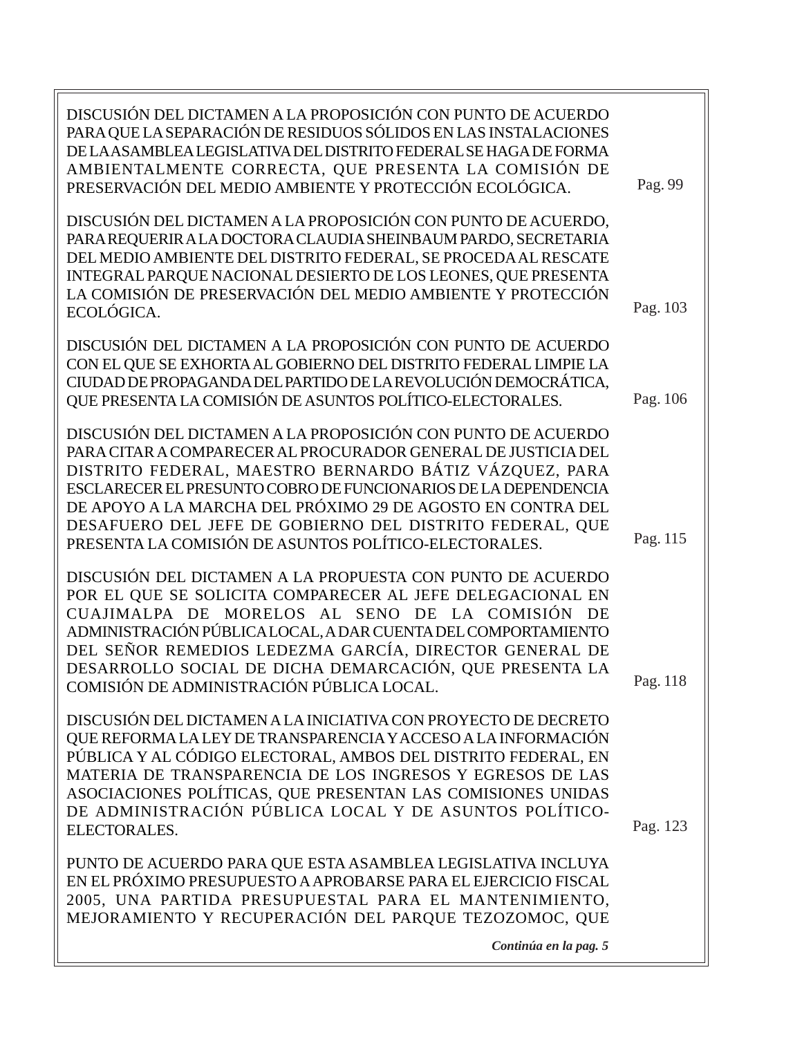DISCUSIÓN DEL DICTAMEN A LA PROPOSICIÓN CON PUNTO DE ACUERDO PARA QUE LA SEPARACIÓN DE RESIDUOS SÓLIDOS EN LAS INSTALACIONES DE LA ASAMBLEA LEGISLATIVA DEL DISTRITO FEDERAL SE HAGA DE FORMA AMBIENTALMENTE CORRECTA, QUE PRESENTA LA COMISIÓN DE PRESERVACIÓN DEL MEDIO AMBIENTE Y PROTECCIÓN ECOLÓGICA. Pag. 99

DISCUSIÓN DEL DICTAMEN A LA PROPOSICIÓN CON PUNTO DE ACUERDO, PARA REQUERIR A LA DOCTORA CLAUDIA SHEINBAUM PARDO, SECRETARIA DEL MEDIO AMBIENTE DEL DISTRITO FEDERAL, SE PROCEDA AL RESCATE INTEGRAL PARQUE NACIONAL DESIERTO DE LOS LEONES, QUE PRESENTA LA COMISIÓN DE PRESERVACIÓN DEL MEDIO AMBIENTE Y PROTECCIÓN ECOLÓGICA. Pag. 103

DISCUSIÓN DEL DICTAMEN A LA PROPOSICIÓN CON PUNTO DE ACUERDO CON EL QUE SE EXHORTA AL GOBIERNO DEL DISTRITO FEDERAL LIMPIE LA CIUDAD DE PROPAGANDA DEL PARTIDO DE LA REVOLUCIÓN DEMOCRÁTICA, QUE PRESENTA LA COMISIÓN DE ASUNTOS POLÍTICO-ELECTORALES. Pag. 106

DISCUSIÓN DEL DICTAMEN A LA PROPOSICIÓN CON PUNTO DE ACUERDO PARA CITAR A COMPARECER AL PROCURADOR GENERAL DE JUSTICIA DEL DISTRITO FEDERAL, MAESTRO BERNARDO BÁTIZ VÁZQUEZ, PARA ESCLARECER EL PRESUNTO COBRO DE FUNCIONARIOS DE LA DEPENDENCIA DE APOYO A LA MARCHA DEL PRÓXIMO 29 DE AGOSTO EN CONTRA DEL DESAFUERO DEL JEFE DE GOBIERNO DEL DISTRITO FEDERAL, QUE PRESENTA LA COMISIÓN DE ASUNTOS POLÍTICO-ELECTORALES. Pag. 115

DISCUSIÓN DEL DICTAMEN A LA PROPUESTA CON PUNTO DE ACUERDO POR EL QUE SE SOLICITA COMPARECER AL JEFE DELEGACIONAL EN CUAJIMALPA DE MORELOS AL SENO DE LA COMISIÓN DE ADMINISTRACIÓN PÚBLICA LOCAL, A DAR CUENTA DEL COMPORTAMIENTO DEL SEÑOR REMEDIOS LEDEZMA GARCÍA, DIRECTOR GENERAL DE DESARROLLO SOCIAL DE DICHA DEMARCACIÓN, QUE PRESENTA LA COMISIÓN DE ADMINISTRACIÓN PÚBLICA LOCAL. Pag. 118

DISCUSIÓN DEL DICTAMEN A LA INICIATIVA CON PROYECTO DE DECRETO QUE REFORMA LA LEY DE TRANSPARENCIA Y ACCESO A LA INFORMACIÓN PÚBLICA Y AL CÓDIGO ELECTORAL, AMBOS DEL DISTRITO FEDERAL, EN MATERIA DE TRANSPARENCIA DE LOS INGRESOS Y EGRESOS DE LAS ASOCIACIONES POLÍTICAS, QUE PRESENTAN LAS COMISIONES UNIDAS DE ADMINISTRACIÓN PÚBLICA LOCAL Y DE ASUNTOS POLÍTICO-ELECTORALES. Pag. 123

PUNTO DE ACUERDO PARA QUE ESTA ASAMBLEA LEGISLATIVA INCLUYA EN EL PRÓXIMO PRESUPUESTO A APROBARSE PARA EL EJERCICIO FISCAL 2005, UNA PARTIDA PRESUPUESTAL PARA EL MANTENIMIENTO, MEJORAMIENTO Y RECUPERACIÓN DEL PARQUE TEZOZOMOC, QUE

***Continúa en la pag. 5***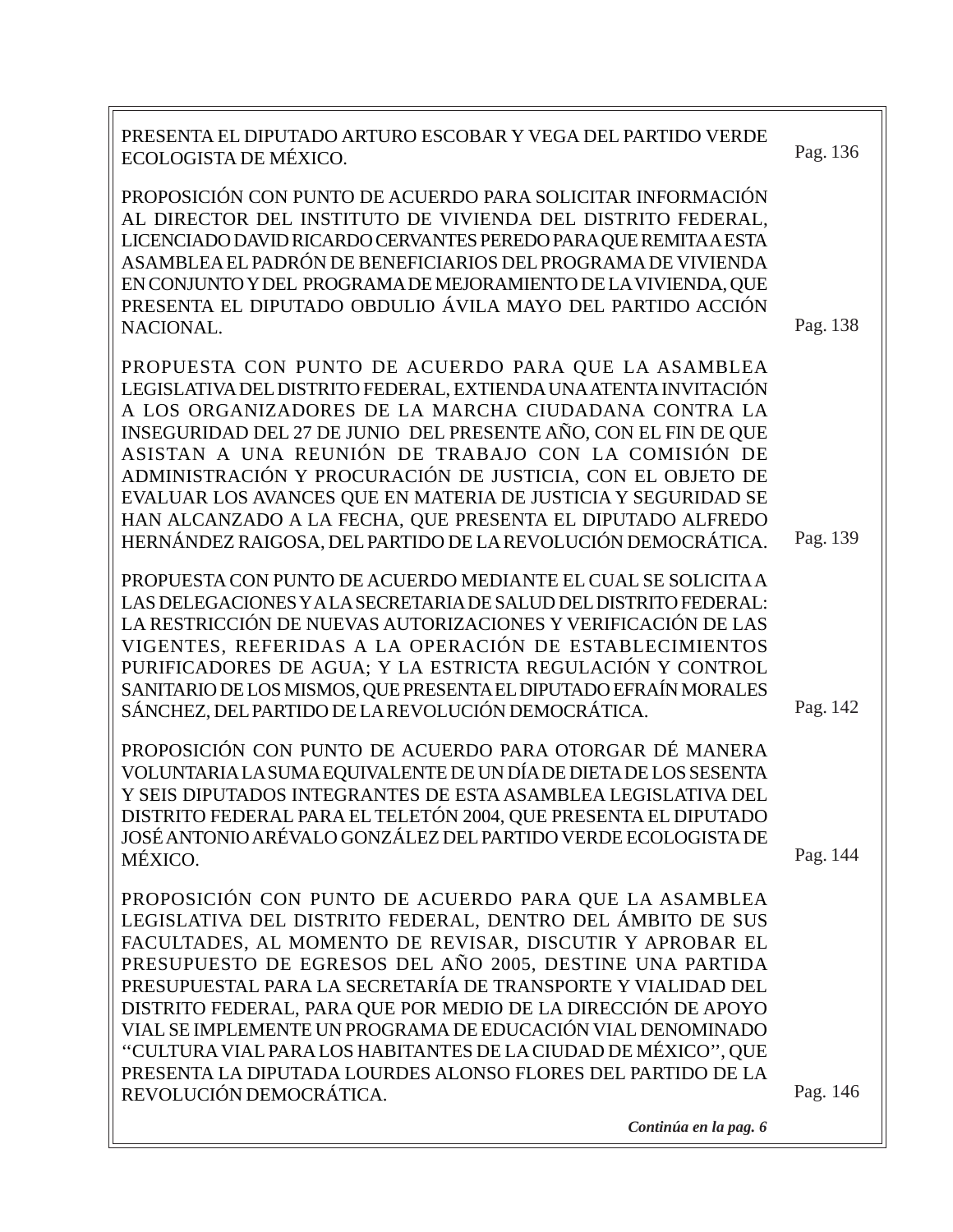| | |
|---|---|
| PRESENTA EL DIPUTADO ARTURO ESCOBAR Y VEGA DEL PARTIDO VERDE ECOLOGISTA DE MÉXICO. | Pag. 136 |
| PROPOSICIÓN CON PUNTO DE ACUERDO PARA SOLICITAR INFORMACIÓN AL DIRECTOR DEL INSTITUTO DE VIVIENDA DEL DISTRITO FEDERAL, LICENCIADO DAVID RICARDO CERVANTES PEREDO PARA QUE REMITA A ESTA ASAMBLEA EL PADRÓN DE BENEFICIARIOS DEL PROGRAMA DE VIVIENDA EN CONJUNTO Y DEL PROGRAMA DE MEJORAMIENTO DE LA VIVIENDA, QUE PRESENTA EL DIPUTADO OBDULIO ÁVILA MAYO DEL PARTIDO ACCIÓN NACIONAL. | Pag. 138 |
| PROPUESTA CON PUNTO DE ACUERDO PARA QUE LA ASAMBLEA LEGISLATIVA DEL DISTRITO FEDERAL, EXTIENDA UNA ATENTA INVITACIÓN A LOS ORGANIZADORES DE LA MARCHA CIUDADANA CONTRA LA INSEGURIDAD DEL 27 DE JUNIO DEL PRESENTE AÑO, CON EL FIN DE QUE ASISTAN A UNA REUNIÓN DE TRABAJO CON LA COMISIÓN DE ADMINISTRACIÓN Y PROCURACIÓN DE JUSTICIA, CON EL OBJETO DE EVALUAR LOS AVANCES QUE EN MATERIA DE JUSTICIA Y SEGURIDAD SE HAN ALCANZADO A LA FECHA, QUE PRESENTA EL DIPUTADO ALFREDO HERNÁNDEZ RAIGOSA, DEL PARTIDO DE LA REVOLUCIÓN DEMOCRÁTICA. | Pag. 139 |
| PROPUESTA CON PUNTO DE ACUERDO MEDIANTE EL CUAL SE SOLICITA A LAS DELEGACIONES Y A LA SECRETARIA DE SALUD DEL DISTRITO FEDERAL: LA RESTRICCIÓN DE NUEVAS AUTORIZACIONES Y VERIFICACIÓN DE LAS VIGENTES, REFERIDAS A LA OPERACIÓN DE ESTABLECIMIENTOS PURIFICADORES DE AGUA; Y LA ESTRICTA REGULACIÓN Y CONTROL SANITARIO DE LOS MISMOS, QUE PRESENTA EL DIPUTADO EFRAÍN MORALES SÁNCHEZ, DEL PARTIDO DE LA REVOLUCIÓN DEMOCRÁTICA. | Pag. 142 |
| PROPOSICIÓN CON PUNTO DE ACUERDO PARA OTORGAR DÉ MANERA VOLUNTARIA LA SUMA EQUIVALENTE DE UN DÍA DE DIETA DE LOS SESENTA Y SEIS DIPUTADOS INTEGRANTES DE ESTA ASAMBLEA LEGISLATIVA DEL DISTRITO FEDERAL PARA EL TELETÓN 2004, QUE PRESENTA EL DIPUTADO JOSÉ ANTONIO ARÉVALO GONZÁLEZ DEL PARTIDO VERDE ECOLOGISTA DE MÉXICO. | Pag. 144 |
| PROPOSICIÓN CON PUNTO DE ACUERDO PARA QUE LA ASAMBLEA LEGISLATIVA DEL DISTRITO FEDERAL, DENTRO DEL ÁMBITO DE SUS FACULTADES, AL MOMENTO DE REVISAR, DISCUTIR Y APROBAR EL PRESUPUESTO DE EGRESOS DEL AÑO 2005, DESTINE UNA PARTIDA PRESUPUESTAL PARA LA SECRETARÍA DE TRANSPORTE Y VIALIDAD DEL DISTRITO FEDERAL, PARA QUE POR MEDIO DE LA DIRECCIÓN DE APOYO VIAL SE IMPLEMENTE UN PROGRAMA DE EDUCACIÓN VIAL DENOMINADO ''CULTURA VIAL PARA LOS HABITANTES DE LA CIUDAD DE MÉXICO'', QUE PRESENTA LA DIPUTADA LOURDES ALONSO FLORES DEL PARTIDO DE LA REVOLUCIÓN DEMOCRÁTICA. | Pag. 146 |

***Continúa en la pag. 6***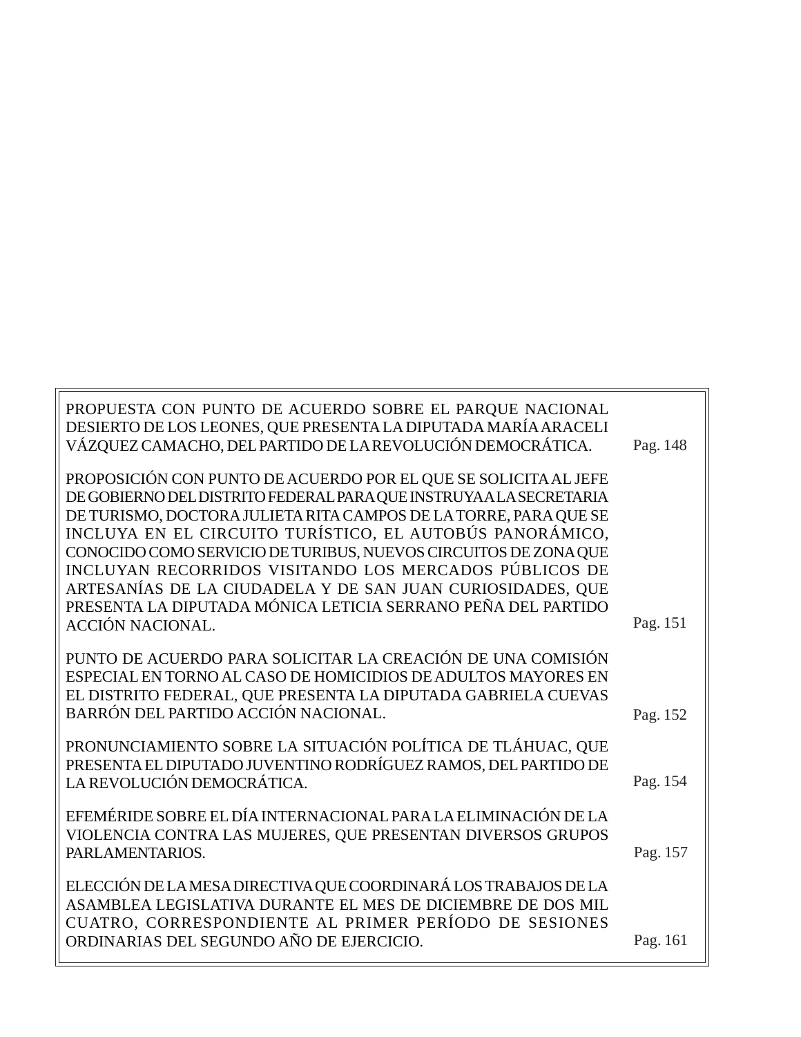| | |
|---|---|
| PROPUESTA CON PUNTO DE ACUERDO SOBRE EL PARQUE NACIONAL DESIERTO DE LOS LEONES, QUE PRESENTA LA DIPUTADA MARÍA ARACELI VÁZQUEZ CAMACHO, DEL PARTIDO DE LA REVOLUCIÓN DEMOCRÁTICA. | Pag. 148 |
| PROPOSICIÓN CON PUNTO DE ACUERDO POR EL QUE SE SOLICITA AL JEFE DE GOBIERNO DEL DISTRITO FEDERAL PARA QUE INSTRUYA A LA SECRETARIA DE TURISMO, DOCTORA JULIETA RITA CAMPOS DE LA TORRE, PARA QUE SE INCLUYA EN EL CIRCUITO TURÍSTICO, EL AUTOBÚS PANORÁMICO, CONOCIDO COMO SERVICIO DE TURIBUS, NUEVOS CIRCUITOS DE ZONA QUE INCLUYAN RECORRIDOS VISITANDO LOS MERCADOS PÚBLICOS DE ARTESANÍAS DE LA CIUDADELA Y DE SAN JUAN CURIOSIDADES, QUE PRESENTA LA DIPUTADA MÓNICA LETICIA SERRANO PEÑA DEL PARTIDO ACCIÓN NACIONAL. | Pag. 151 |
| PUNTO DE ACUERDO PARA SOLICITAR LA CREACIÓN DE UNA COMISIÓN ESPECIAL EN TORNO AL CASO DE HOMICIDIOS DE ADULTOS MAYORES EN EL DISTRITO FEDERAL, QUE PRESENTA LA DIPUTADA GABRIELA CUEVAS BARRÓN DEL PARTIDO ACCIÓN NACIONAL. | Pag. 152 |
| PRONUNCIAMIENTO SOBRE LA SITUACIÓN POLÍTICA DE TLÁHUAC, QUE PRESENTA EL DIPUTADO JUVENTINO RODRÍGUEZ RAMOS, DEL PARTIDO DE LA REVOLUCIÓN DEMOCRÁTICA. | Pag. 154 |
| EFEMÉRIDE SOBRE EL DÍA INTERNACIONAL PARA LA ELIMINACIÓN DE LA VIOLENCIA CONTRA LAS MUJERES, QUE PRESENTAN DIVERSOS GRUPOS PARLAMENTARIOS. | Pag. 157 |
| ELECCIÓN DE LA MESA DIRECTIVA QUE COORDINARÁ LOS TRABAJOS DE LA ASAMBLEA LEGISLATIVA DURANTE EL MES DE DICIEMBRE DE DOS MIL CUATRO, CORRESPONDIENTE AL PRIMER PERÍODO DE SESIONES ORDINARIAS DEL SEGUNDO AÑO DE EJERCICIO. | Pag. 161 |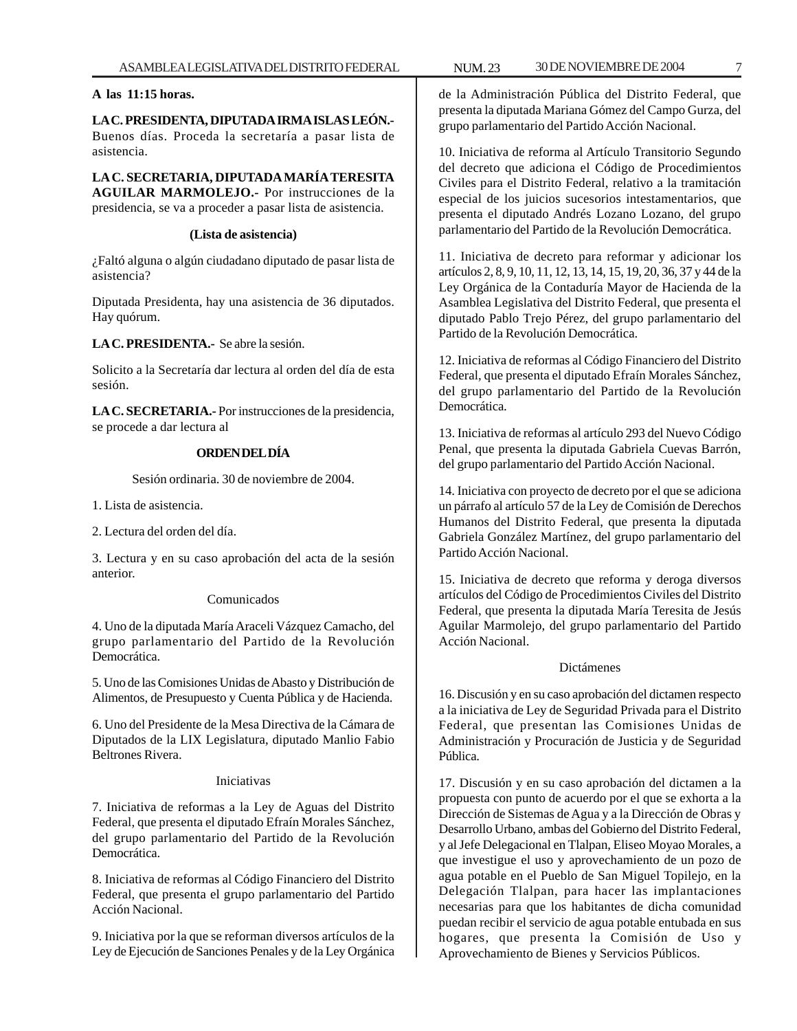**A las 11:15 horas.**

**LA C. PRESIDENTA, DIPUTADA IRMA ISLAS LEÓN.-** Buenos días. Proceda la secretaría a pasar lista de asistencia.

**LA C. SECRETARIA, DIPUTADA MARÍA TERESITA AGUILAR MARMOLEJO.-** Por instrucciones de la presidencia, se va a proceder a pasar lista de asistencia.

**(Lista de asistencia)**

¿Faltó alguna o algún ciudadano diputado de pasar lista de asistencia?

Diputada Presidenta, hay una asistencia de 36 diputados. Hay quórum.

**LA C. PRESIDENTA.-** Se abre la sesión.

Solicito a la Secretaría dar lectura al orden del día de esta sesión.

**LA C. SECRETARIA.-** Por instrucciones de la presidencia, se procede a dar lectura al

**ORDEN DEL DÍA**

Sesión ordinaria. 30 de noviembre de 2004.

1. Lista de asistencia.

2. Lectura del orden del día.

3. Lectura y en su caso aprobación del acta de la sesión anterior.

Comunicados

4. Uno de la diputada María Araceli Vázquez Camacho, del grupo parlamentario del Partido de la Revolución Democrática.

5. Uno de las Comisiones Unidas de Abasto y Distribución de Alimentos, de Presupuesto y Cuenta Pública y de Hacienda.

6. Uno del Presidente de la Mesa Directiva de la Cámara de Diputados de la LIX Legislatura, diputado Manlio Fabio Beltrones Rivera.

Iniciativas

7. Iniciativa de reformas a la Ley de Aguas del Distrito Federal, que presenta el diputado Efraín Morales Sánchez, del grupo parlamentario del Partido de la Revolución Democrática.

8. Iniciativa de reformas al Código Financiero del Distrito Federal, que presenta el grupo parlamentario del Partido Acción Nacional.

9. Iniciativa por la que se reforman diversos artículos de la Ley de Ejecución de Sanciones Penales y de la Ley Orgánica de la Administración Pública del Distrito Federal, que presenta la diputada Mariana Gómez del Campo Gurza, del grupo parlamentario del Partido Acción Nacional.

10. Iniciativa de reforma al Artículo Transitorio Segundo del decreto que adiciona el Código de Procedimientos Civiles para el Distrito Federal, relativo a la tramitación especial de los juicios sucesorios intestamentarios, que presenta el diputado Andrés Lozano Lozano, del grupo parlamentario del Partido de la Revolución Democrática.

11. Iniciativa de decreto para reformar y adicionar los artículos 2, 8, 9, 10, 11, 12, 13, 14, 15, 19, 20, 36, 37 y 44 de la Ley Orgánica de la Contaduría Mayor de Hacienda de la Asamblea Legislativa del Distrito Federal, que presenta el diputado Pablo Trejo Pérez, del grupo parlamentario del Partido de la Revolución Democrática.

12. Iniciativa de reformas al Código Financiero del Distrito Federal, que presenta el diputado Efraín Morales Sánchez, del grupo parlamentario del Partido de la Revolución Democrática.

13. Iniciativa de reformas al artículo 293 del Nuevo Código Penal, que presenta la diputada Gabriela Cuevas Barrón, del grupo parlamentario del Partido Acción Nacional.

14. Iniciativa con proyecto de decreto por el que se adiciona un párrafo al artículo 57 de la Ley de Comisión de Derechos Humanos del Distrito Federal, que presenta la diputada Gabriela González Martínez, del grupo parlamentario del Partido Acción Nacional.

15. Iniciativa de decreto que reforma y deroga diversos artículos del Código de Procedimientos Civiles del Distrito Federal, que presenta la diputada María Teresita de Jesús Aguilar Marmolejo, del grupo parlamentario del Partido Acción Nacional.

Dictámenes

16. Discusión y en su caso aprobación del dictamen respecto a la iniciativa de Ley de Seguridad Privada para el Distrito Federal, que presentan las Comisiones Unidas de Administración y Procuración de Justicia y de Seguridad Pública.

17. Discusión y en su caso aprobación del dictamen a la propuesta con punto de acuerdo por el que se exhorta a la Dirección de Sistemas de Agua y a la Dirección de Obras y Desarrollo Urbano, ambas del Gobierno del Distrito Federal, y al Jefe Delegacional en Tlalpan, Eliseo Moyao Morales, a que investigue el uso y aprovechamiento de un pozo de agua potable en el Pueblo de San Miguel Topilejo, en la Delegación Tlalpan, para hacer las implantaciones necesarias para que los habitantes de dicha comunidad puedan recibir el servicio de agua potable entubada en sus hogares, que presenta la Comisión de Uso y Aprovechamiento de Bienes y Servicios Públicos.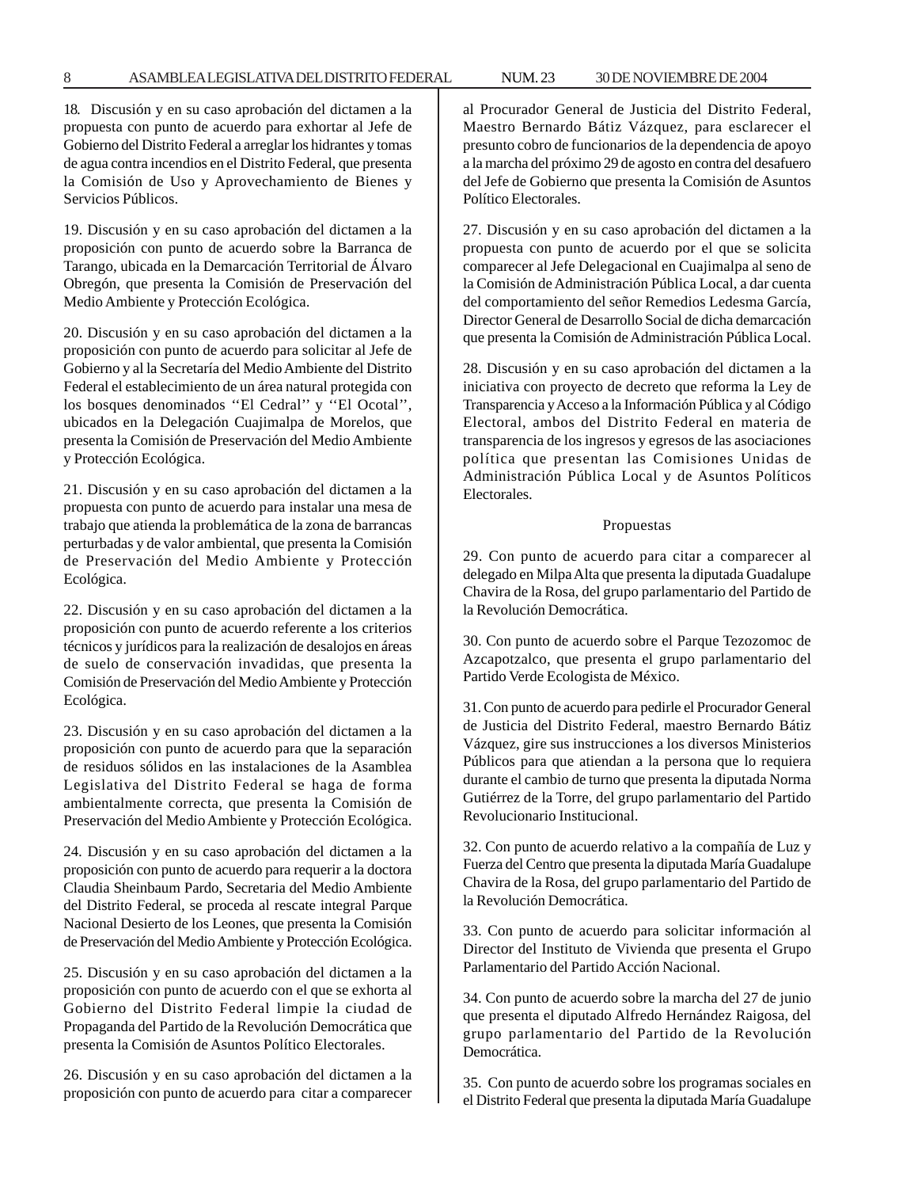18. Discusión y en su caso aprobación del dictamen a la propuesta con punto de acuerdo para exhortar al Jefe de Gobierno del Distrito Federal a arreglar los hidrantes y tomas de agua contra incendios en el Distrito Federal, que presenta la Comisión de Uso y Aprovechamiento de Bienes y Servicios Públicos.

19. Discusión y en su caso aprobación del dictamen a la proposición con punto de acuerdo sobre la Barranca de Tarango, ubicada en la Demarcación Territorial de Álvaro Obregón, que presenta la Comisión de Preservación del Medio Ambiente y Protección Ecológica.

20. Discusión y en su caso aprobación del dictamen a la proposición con punto de acuerdo para solicitar al Jefe de Gobierno y al la Secretaría del Medio Ambiente del Distrito Federal el establecimiento de un área natural protegida con los bosques denominados ''El Cedral'' y ''El Ocotal'', ubicados en la Delegación Cuajimalpa de Morelos, que presenta la Comisión de Preservación del Medio Ambiente y Protección Ecológica.

21. Discusión y en su caso aprobación del dictamen a la propuesta con punto de acuerdo para instalar una mesa de trabajo que atienda la problemática de la zona de barrancas perturbadas y de valor ambiental, que presenta la Comisión de Preservación del Medio Ambiente y Protección Ecológica.

22. Discusión y en su caso aprobación del dictamen a la proposición con punto de acuerdo referente a los criterios técnicos y jurídicos para la realización de desalojos en áreas de suelo de conservación invadidas, que presenta la Comisión de Preservación del Medio Ambiente y Protección Ecológica.

23. Discusión y en su caso aprobación del dictamen a la proposición con punto de acuerdo para que la separación de residuos sólidos en las instalaciones de la Asamblea Legislativa del Distrito Federal se haga de forma ambientalmente correcta, que presenta la Comisión de Preservación del Medio Ambiente y Protección Ecológica.

24. Discusión y en su caso aprobación del dictamen a la proposición con punto de acuerdo para requerir a la doctora Claudia Sheinbaum Pardo, Secretaria del Medio Ambiente del Distrito Federal, se proceda al rescate integral Parque Nacional Desierto de los Leones, que presenta la Comisión de Preservación del Medio Ambiente y Protección Ecológica.

25. Discusión y en su caso aprobación del dictamen a la proposición con punto de acuerdo con el que se exhorta al Gobierno del Distrito Federal limpie la ciudad de Propaganda del Partido de la Revolución Democrática que presenta la Comisión de Asuntos Político Electorales.

26. Discusión y en su caso aprobación del dictamen a la proposición con punto de acuerdo para citar a comparecer al Procurador General de Justicia del Distrito Federal, Maestro Bernardo Bátiz Vázquez, para esclarecer el presunto cobro de funcionarios de la dependencia de apoyo a la marcha del próximo 29 de agosto en contra del desafuero del Jefe de Gobierno que presenta la Comisión de Asuntos Político Electorales.

27. Discusión y en su caso aprobación del dictamen a la propuesta con punto de acuerdo por el que se solicita comparecer al Jefe Delegacional en Cuajimalpa al seno de la Comisión de Administración Pública Local, a dar cuenta del comportamiento del señor Remedios Ledesma García, Director General de Desarrollo Social de dicha demarcación que presenta la Comisión de Administración Pública Local.

28. Discusión y en su caso aprobación del dictamen a la iniciativa con proyecto de decreto que reforma la Ley de Transparencia y Acceso a la Información Pública y al Código Electoral, ambos del Distrito Federal en materia de transparencia de los ingresos y egresos de las asociaciones política que presentan las Comisiones Unidas de Administración Pública Local y de Asuntos Políticos Electorales.

Propuestas

29. Con punto de acuerdo para citar a comparecer al delegado en Milpa Alta que presenta la diputada Guadalupe Chavira de la Rosa, del grupo parlamentario del Partido de la Revolución Democrática.

30. Con punto de acuerdo sobre el Parque Tezozomoc de Azcapotzalco, que presenta el grupo parlamentario del Partido Verde Ecologista de México.

31. Con punto de acuerdo para pedirle el Procurador General de Justicia del Distrito Federal, maestro Bernardo Bátiz Vázquez, gire sus instrucciones a los diversos Ministerios Públicos para que atiendan a la persona que lo requiera durante el cambio de turno que presenta la diputada Norma Gutiérrez de la Torre, del grupo parlamentario del Partido Revolucionario Institucional.

32. Con punto de acuerdo relativo a la compañía de Luz y Fuerza del Centro que presenta la diputada María Guadalupe Chavira de la Rosa, del grupo parlamentario del Partido de la Revolución Democrática.

33. Con punto de acuerdo para solicitar información al Director del Instituto de Vivienda que presenta el Grupo Parlamentario del Partido Acción Nacional.

34. Con punto de acuerdo sobre la marcha del 27 de junio que presenta el diputado Alfredo Hernández Raigosa, del grupo parlamentario del Partido de la Revolución Democrática.

35. Con punto de acuerdo sobre los programas sociales en el Distrito Federal que presenta la diputada María Guadalupe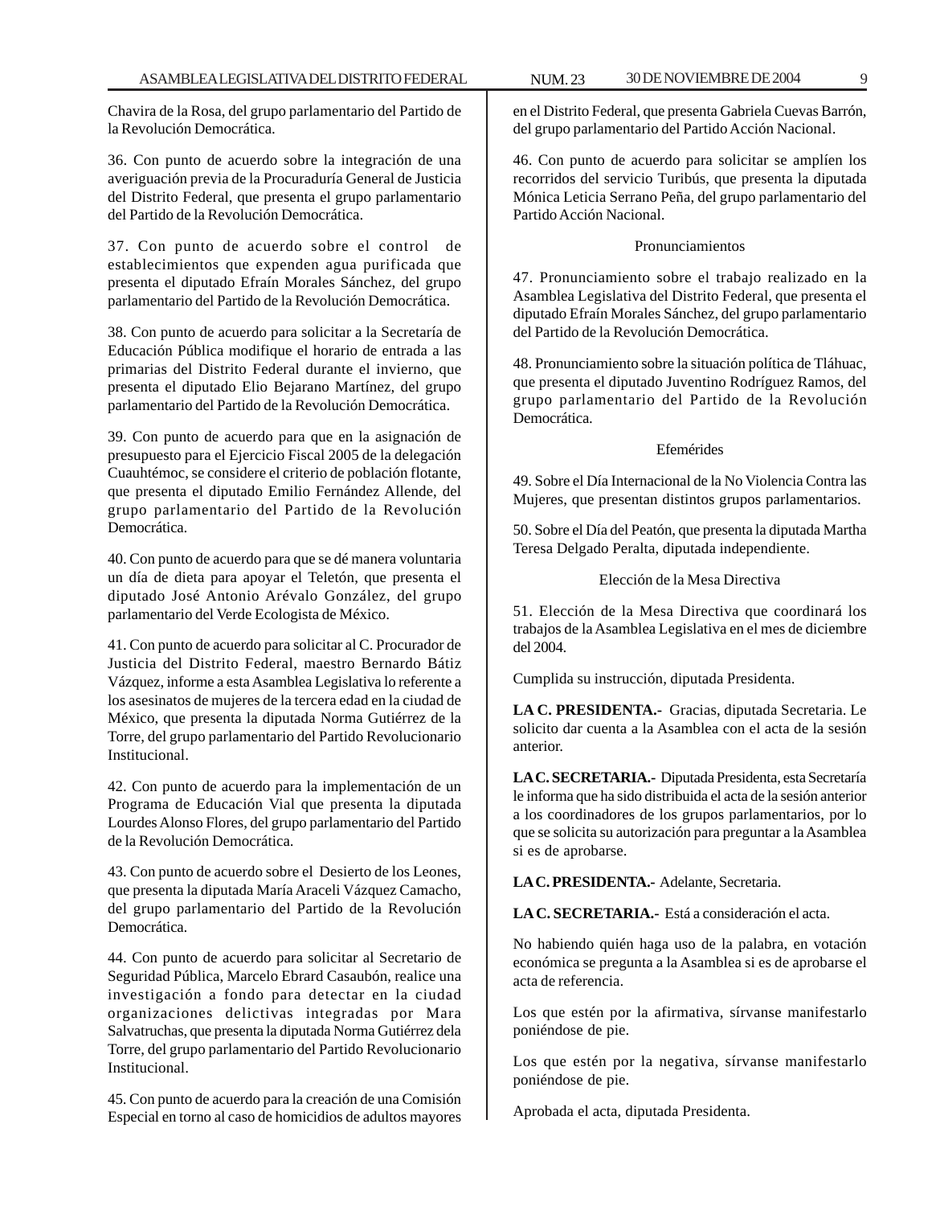Chavira de la Rosa, del grupo parlamentario del Partido de la Revolución Democrática.

36. Con punto de acuerdo sobre la integración de una averiguación previa de la Procuraduría General de Justicia del Distrito Federal, que presenta el grupo parlamentario del Partido de la Revolución Democrática.

37. Con punto de acuerdo sobre el control de establecimientos que expenden agua purificada que presenta el diputado Efraín Morales Sánchez, del grupo parlamentario del Partido de la Revolución Democrática.

38. Con punto de acuerdo para solicitar a la Secretaría de Educación Pública modifique el horario de entrada a las primarias del Distrito Federal durante el invierno, que presenta el diputado Elio Bejarano Martínez, del grupo parlamentario del Partido de la Revolución Democrática.

39. Con punto de acuerdo para que en la asignación de presupuesto para el Ejercicio Fiscal 2005 de la delegación Cuauhtémoc, se considere el criterio de población flotante, que presenta el diputado Emilio Fernández Allende, del grupo parlamentario del Partido de la Revolución Democrática.

40. Con punto de acuerdo para que se dé manera voluntaria un día de dieta para apoyar el Teletón, que presenta el diputado José Antonio Arévalo González, del grupo parlamentario del Verde Ecologista de México.

41. Con punto de acuerdo para solicitar al C. Procurador de Justicia del Distrito Federal, maestro Bernardo Bátiz Vázquez, informe a esta Asamblea Legislativa lo referente a los asesinatos de mujeres de la tercera edad en la ciudad de México, que presenta la diputada Norma Gutiérrez de la Torre, del grupo parlamentario del Partido Revolucionario Institucional.

42. Con punto de acuerdo para la implementación de un Programa de Educación Vial que presenta la diputada Lourdes Alonso Flores, del grupo parlamentario del Partido de la Revolución Democrática.

43. Con punto de acuerdo sobre el Desierto de los Leones, que presenta la diputada María Araceli Vázquez Camacho, del grupo parlamentario del Partido de la Revolución Democrática.

44. Con punto de acuerdo para solicitar al Secretario de Seguridad Pública, Marcelo Ebrard Casaubón, realice una investigación a fondo para detectar en la ciudad organizaciones delictivas integradas por Mara Salvatruchas, que presenta la diputada Norma Gutiérrez dela Torre, del grupo parlamentario del Partido Revolucionario Institucional.

45. Con punto de acuerdo para la creación de una Comisión Especial en torno al caso de homicidios de adultos mayores en el Distrito Federal, que presenta Gabriela Cuevas Barrón, del grupo parlamentario del Partido Acción Nacional.

46. Con punto de acuerdo para solicitar se amplíen los recorridos del servicio Turibús, que presenta la diputada Mónica Leticia Serrano Peña, del grupo parlamentario del Partido Acción Nacional.

Pronunciamientos

47. Pronunciamiento sobre el trabajo realizado en la Asamblea Legislativa del Distrito Federal, que presenta el diputado Efraín Morales Sánchez, del grupo parlamentario del Partido de la Revolución Democrática.

48. Pronunciamiento sobre la situación política de Tláhuac, que presenta el diputado Juventino Rodríguez Ramos, del grupo parlamentario del Partido de la Revolución Democrática.

Efemérides

49. Sobre el Día Internacional de la No Violencia Contra las Mujeres, que presentan distintos grupos parlamentarios.

50. Sobre el Día del Peatón, que presenta la diputada Martha Teresa Delgado Peralta, diputada independiente.

Elección de la Mesa Directiva

51. Elección de la Mesa Directiva que coordinará los trabajos de la Asamblea Legislativa en el mes de diciembre del 2004.

Cumplida su instrucción, diputada Presidenta.

**LA C. PRESIDENTA.-** Gracias, diputada Secretaria. Le solicito dar cuenta a la Asamblea con el acta de la sesión anterior.

**LA C. SECRETARIA.-** Diputada Presidenta, esta Secretaría le informa que ha sido distribuida el acta de la sesión anterior a los coordinadores de los grupos parlamentarios, por lo que se solicita su autorización para preguntar a la Asamblea si es de aprobarse.

**LA C. PRESIDENTA.-** Adelante, Secretaria.

**LA C. SECRETARIA.-** Está a consideración el acta.

No habiendo quién haga uso de la palabra, en votación económica se pregunta a la Asamblea si es de aprobarse el acta de referencia.

Los que estén por la afirmativa, sírvanse manifestarlo poniéndose de pie.

Los que estén por la negativa, sírvanse manifestarlo poniéndose de pie.

Aprobada el acta, diputada Presidenta.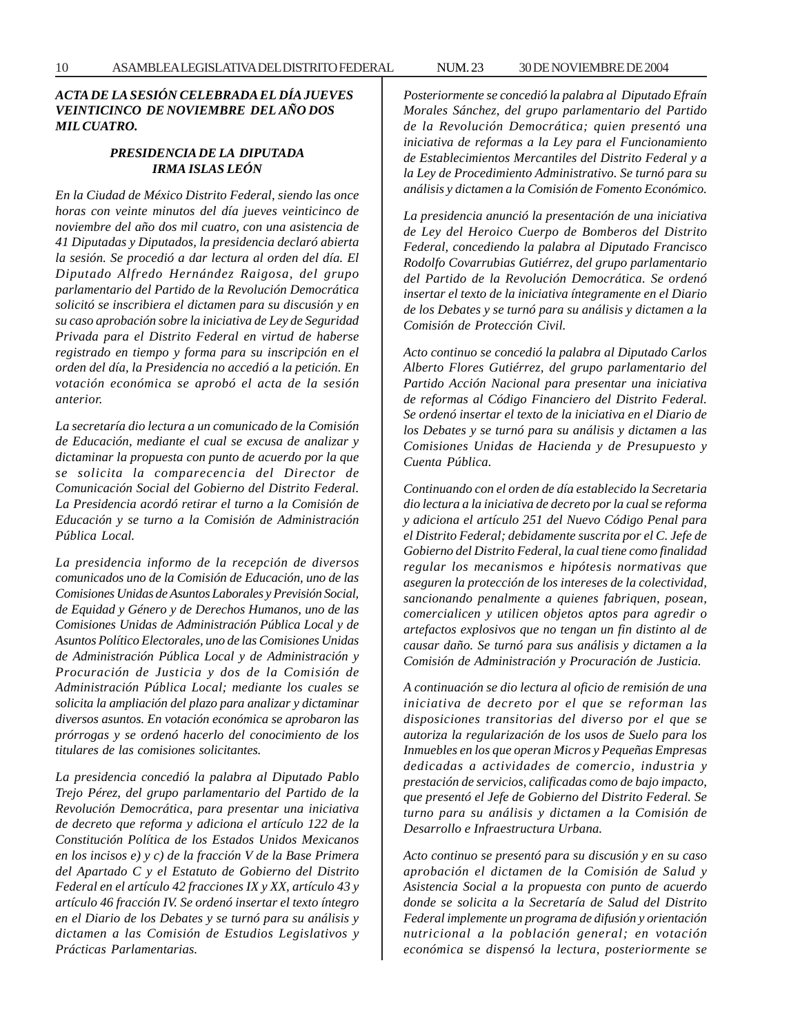***ACTA DE LA SESIÓN CELEBRADA EL DÍA JUEVES VEINTICINCO DE NOVIEMBRE DEL AÑO DOS MIL CUATRO.***

***PRESIDENCIA DE LA DIPUTADA IRMA ISLAS LEÓN***

*En la Ciudad de México Distrito Federal, siendo las once horas con veinte minutos del día jueves veinticinco de noviembre del año dos mil cuatro, con una asistencia de 41 Diputadas y Diputados, la presidencia declaró abierta la sesión. Se procedió a dar lectura al orden del día. El Diputado Alfredo Hernández Raigosa, del grupo parlamentario del Partido de la Revolución Democrática solicitó se inscribiera el dictamen para su discusión y en su caso aprobación sobre la iniciativa de Ley de Seguridad Privada para el Distrito Federal en virtud de haberse registrado en tiempo y forma para su inscripción en el orden del día, la Presidencia no accedió a la petición. En votación económica se aprobó el acta de la sesión anterior.*

*La secretaría dio lectura a un comunicado de la Comisión de Educación, mediante el cual se excusa de analizar y dictaminar la propuesta con punto de acuerdo por la que se solicita la comparecencia del Director de Comunicación Social del Gobierno del Distrito Federal. La Presidencia acordó retirar el turno a la Comisión de Educación y se turno a la Comisión de Administración Pública Local.*

*La presidencia informo de la recepción de diversos comunicados uno de la Comisión de Educación, uno de las Comisiones Unidas de Asuntos Laborales y Previsión Social, de Equidad y Género y de Derechos Humanos, uno de las Comisiones Unidas de Administración Pública Local y de Asuntos Político Electorales, uno de las Comisiones Unidas de Administración Pública Local y de Administración y Procuración de Justicia y dos de la Comisión de Administración Pública Local; mediante los cuales se solicita la ampliación del plazo para analizar y dictaminar diversos asuntos. En votación económica se aprobaron las prórrogas y se ordenó hacerlo del conocimiento de los titulares de las comisiones solicitantes.*

*La presidencia concedió la palabra al Diputado Pablo Trejo Pérez, del grupo parlamentario del Partido de la Revolución Democrática, para presentar una iniciativa de decreto que reforma y adiciona el artículo 122 de la Constitución Política de los Estados Unidos Mexicanos en los incisos e) y c) de la fracción V de la Base Primera del Apartado C y el Estatuto de Gobierno del Distrito Federal en el artículo 42 fracciones IX y XX, artículo 43 y artículo 46 fracción IV. Se ordenó insertar el texto íntegro en el Diario de los Debates y se turnó para su análisis y dictamen a las Comisión de Estudios Legislativos y Prácticas Parlamentarias.*

*Posteriormente se concedió la palabra al Diputado Efraín Morales Sánchez, del grupo parlamentario del Partido de la Revolución Democrática; quien presentó una iniciativa de reformas a la Ley para el Funcionamiento de Establecimientos Mercantiles del Distrito Federal y a la Ley de Procedimiento Administrativo. Se turnó para su análisis y dictamen a la Comisión de Fomento Económico.*

*La presidencia anunció la presentación de una iniciativa de Ley del Heroico Cuerpo de Bomberos del Distrito Federal, concediendo la palabra al Diputado Francisco Rodolfo Covarrubias Gutiérrez, del grupo parlamentario del Partido de la Revolución Democrática. Se ordenó insertar el texto de la iniciativa íntegramente en el Diario de los Debates y se turnó para su análisis y dictamen a la Comisión de Protección Civil.*

*Acto continuo se concedió la palabra al Diputado Carlos Alberto Flores Gutiérrez, del grupo parlamentario del Partido Acción Nacional para presentar una iniciativa de reformas al Código Financiero del Distrito Federal. Se ordenó insertar el texto de la iniciativa en el Diario de los Debates y se turnó para su análisis y dictamen a las Comisiones Unidas de Hacienda y de Presupuesto y Cuenta Pública.*

*Continuando con el orden de día establecido la Secretaria dio lectura a la iniciativa de decreto por la cual se reforma y adiciona el artículo 251 del Nuevo Código Penal para el Distrito Federal; debidamente suscrita por el C. Jefe de Gobierno del Distrito Federal, la cual tiene como finalidad regular los mecanismos e hipótesis normativas que aseguren la protección de los intereses de la colectividad, sancionando penalmente a quienes fabriquen, posean, comercialicen y utilicen objetos aptos para agredir o artefactos explosivos que no tengan un fin distinto al de causar daño. Se turnó para sus análisis y dictamen a la Comisión de Administración y Procuración de Justicia.*

*A continuación se dio lectura al oficio de remisión de una iniciativa de decreto por el que se reforman las disposiciones transitorias del diverso por el que se autoriza la regularización de los usos de Suelo para los Inmuebles en los que operan Micros y Pequeñas Empresas dedicadas a actividades de comercio, industria y prestación de servicios, calificadas como de bajo impacto, que presentó el Jefe de Gobierno del Distrito Federal. Se turno para su análisis y dictamen a la Comisión de Desarrollo e Infraestructura Urbana.*

*Acto continuo se presentó para su discusión y en su caso aprobación el dictamen de la Comisión de Salud y Asistencia Social a la propuesta con punto de acuerdo donde se solicita a la Secretaría de Salud del Distrito Federal implemente un programa de difusión y orientación nutricional a la población general; en votación económica se dispensó la lectura, posteriormente se*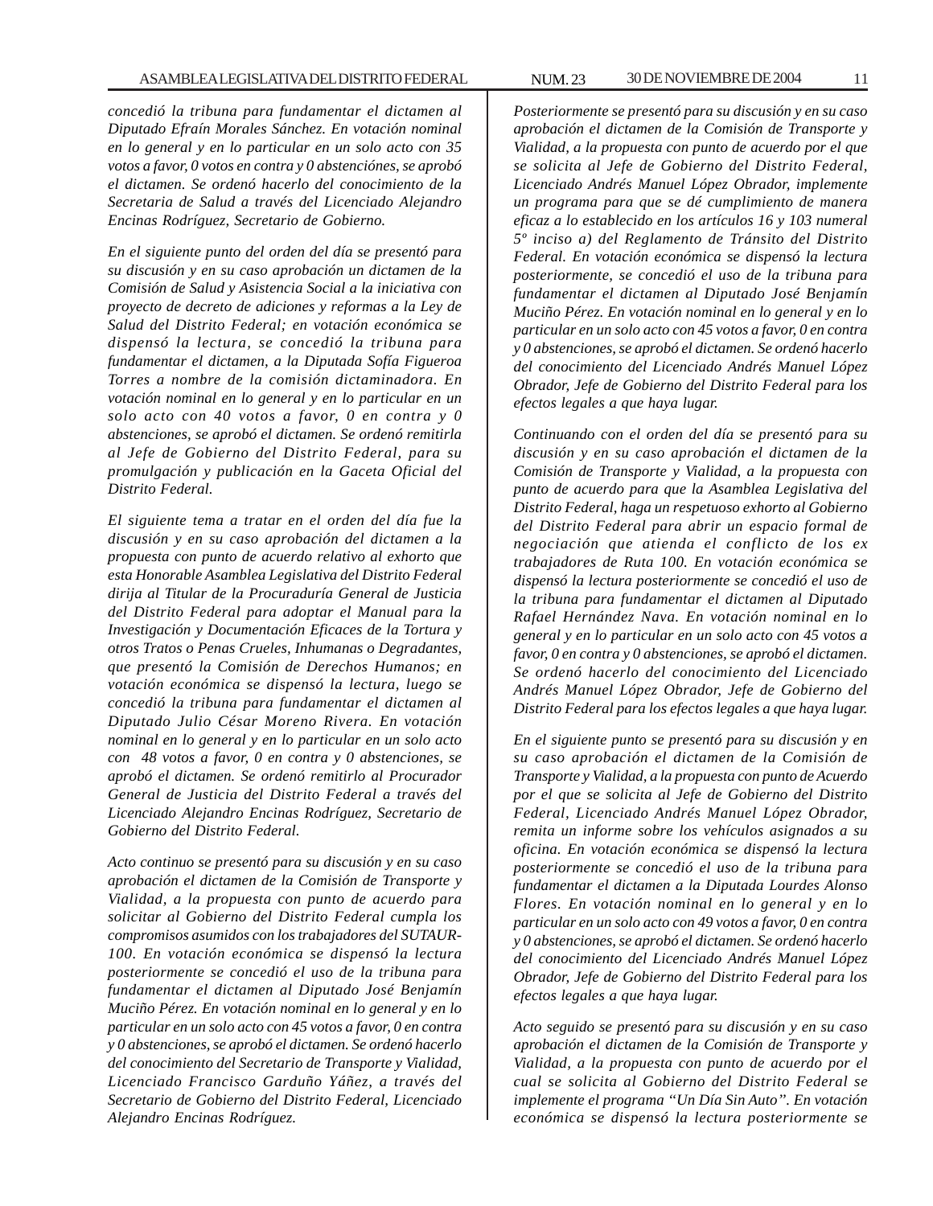*concedió la tribuna para fundamentar el dictamen al Diputado Efraín Morales Sánchez. En votación nominal en lo general y en lo particular en un solo acto con 35 votos a favor, 0 votos en contra y 0 abstencióness, se aprobó el dictamen. Se ordenó hacerlo del conocimiento de la Secretaria de Salud a través del Licenciado Alejandro Encinas Rodríguez, Secretario de Gobierno.*

*En el siguiente punto del orden del día se presentó para su discusión y en su caso aprobación un dictamen de la Comisión de Salud y Asistencia Social a la iniciativa con proyecto de decreto de adiciones y reformas a la Ley de Salud del Distrito Federal; en votación económica se dispensó la lectura, se concedió la tribuna para fundamentar el dictamen, a la Diputada Sofía Figueroa Torres a nombre de la comisión dictaminadora. En votación nominal en lo general y en lo particular en un solo acto con 40 votos a favor, 0 en contra y 0 abstenciones, se aprobó el dictamen. Se ordenó remitirla al Jefe de Gobierno del Distrito Federal, para su promulgación y publicación en la Gaceta Oficial del Distrito Federal.*

*El siguiente tema a tratar en el orden del día fue la discusión y en su caso aprobación del dictamen a la propuesta con punto de acuerdo relativo al exhorto que esta Honorable Asamblea Legislativa del Distrito Federal dirija al Titular de la Procuraduría General de Justicia del Distrito Federal para adoptar el Manual para la Investigación y Documentación Eficaces de la Tortura y otros Tratos o Penas Crueles, Inhumanas o Degradantes, que presentó la Comisión de Derechos Humanos; en votación económica se dispensó la lectura, luego se concedió la tribuna para fundamentar el dictamen al Diputado Julio César Moreno Rivera. En votación nominal en lo general y en lo particular en un solo acto con 48 votos a favor, 0 en contra y 0 abstenciones, se aprobó el dictamen. Se ordenó remitirlo al Procurador General de Justicia del Distrito Federal a través del Licenciado Alejandro Encinas Rodríguez, Secretario de Gobierno del Distrito Federal.*

*Acto continuo se presentó para su discusión y en su caso aprobación el dictamen de la Comisión de Transporte y Vialidad, a la propuesta con punto de acuerdo para solicitar al Gobierno del Distrito Federal cumpla los compromisos asumidos con los trabajadores del SUTAUR-100. En votación económica se dispensó la lectura posteriormente se concedió el uso de la tribuna para fundamentar el dictamen al Diputado José Benjamín Muciño Pérez. En votación nominal en lo general y en lo particular en un solo acto con 45 votos a favor, 0 en contra y 0 abstenciones, se aprobó el dictamen. Se ordenó hacerlo del conocimiento del Secretario de Transporte y Vialidad, Licenciado Francisco Garduño Yáñez, a través del Secretario de Gobierno del Distrito Federal, Licenciado Alejandro Encinas Rodríguez.*

*Posteriormente se presentó para su discusión y en su caso aprobación el dictamen de la Comisión de Transporte y Vialidad, a la propuesta con punto de acuerdo por el que se solicita al Jefe de Gobierno del Distrito Federal, Licenciado Andrés Manuel López Obrador, implemente un programa para que se dé cumplimiento de manera eficaz a lo establecido en los artículos 16 y 103 numeral 5º inciso a) del Reglamento de Tránsito del Distrito Federal. En votación económica se dispensó la lectura posteriormente, se concedió el uso de la tribuna para fundamentar el dictamen el Diputado José Benjamín Muciño Pérez. En votación nominal en lo general y en lo particular en un solo acto con 45 votos a favor, 0 en contra y 0 abstenciones, se aprobó el dictamen. Se ordenó hacerlo del conocimiento del Licenciado Andrés Manuel López Obrador, Jefe de Gobierno del Distrito Federal para los efectos legales a que haya lugar.*

*Continuando con el orden del día se presentó para su discusión y en su caso aprobación el dictamen de la Comisión de Transporte y Vialidad, a la propuesta con punto de acuerdo para que la Asamblea Legislativa del Distrito Federal, haga un respetuoso exhorto al Gobierno del Distrito Federal para abrir un espacio formal de negociación que atienda el conflicto de los ex trabajadores de Ruta 100. En votación económica se dispensó la lectura posteriormente se concedió el uso de la tribuna para fundamentar el dictamen al Diputado Rafael Hernández Nava. En votación nominal en lo general y en lo particular en un solo acto con 45 votos a favor, 0 en contra y 0 abstenciones, se aprobó el dictamen. Se ordenó hacerlo del conocimiento del Licenciado Andrés Manuel López Obrador, Jefe de Gobierno del Distrito Federal para los efectos legales a que haya lugar.*

*En el siguiente punto se presentó para su discusión y en su caso aprobación el dictamen de la Comisión de Transporte y Vialidad, a la propuesta con punto de Acuerdo por el que se solicita al Jefe de Gobierno del Distrito Federal, Licenciado Andrés Manuel López Obrador, remita un informe sobre los vehículos asignados a su oficina. En votación económica se dispensó la lectura posteriormente se concedió el uso de la tribuna para fundamentar el dictamen a la Diputada Lourdes Alonso Flores. En votación nominal en lo general y en lo particular en un solo acto con 49 votos a favor, 0 en contra y 0 abstenciones, se aprobó el dictamen. Se ordenó hacerlo del conocimiento del Licenciado Andrés Manuel López Obrador, Jefe de Gobierno del Distrito Federal para los efectos legales a que haya lugar.*

*Acto seguido se presentó para su discusión y en su caso aprobación el dictamen de la Comisión de Transporte y Vialidad, a la propuesta con punto de acuerdo por el cual se solicita al Gobierno del Distrito Federal se implemente el programa "Un Día Sin Auto". En votación económica se dispensó la lectura posteriormente se*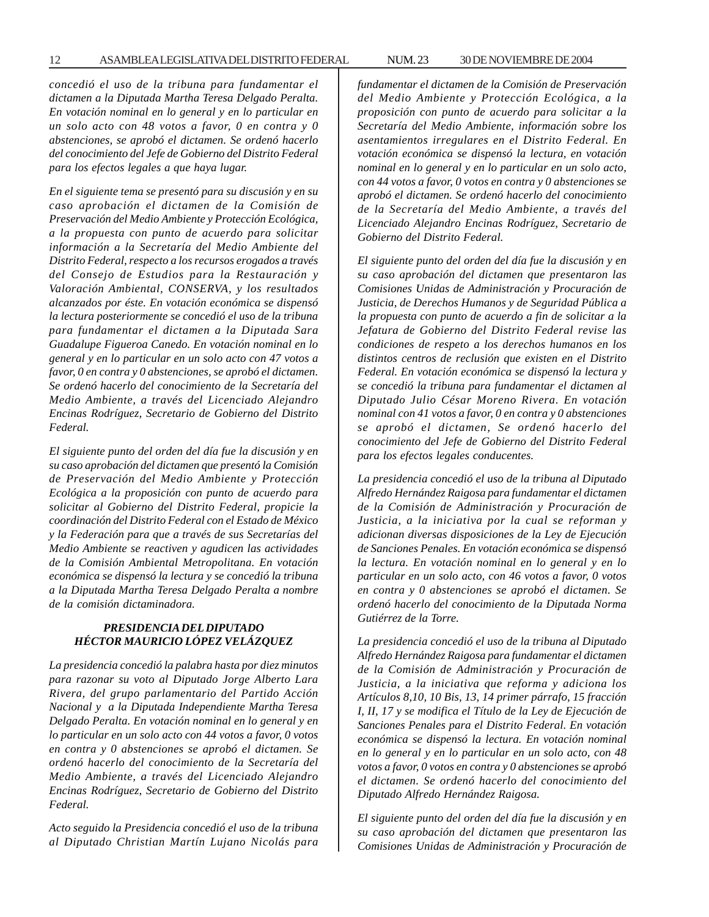*concedió el uso de la tribuna para fundamentar el dictamen a la Diputada Martha Teresa Delgado Peralta. En votación nominal en lo general y en lo particular en un solo acto con 48 votos a favor, 0 en contra y 0 abstenciones, se aprobó el dictamen. Se ordenó hacerlo del conocimiento del Jefe de Gobierno del Distrito Federal para los efectos legales a que haya lugar.*

*En el siguiente tema se presentó para su discusión y en su caso aprobación el dictamen de la Comisión de Preservación del Medio Ambiente y Protección Ecológica, a la propuesta con punto de acuerdo para solicitar información a la Secretaría del Medio Ambiente del Distrito Federal, respecto a los recursos erogados a través del Consejo de Estudios para la Restauración y Valoración Ambiental, CONSERVA, y los resultados alcanzados por éste. En votación económica se dispensó la lectura posteriormente se concedió el uso de la tribuna para fundamentar el dictamen a la Diputada Sara Guadalupe Figueroa Canedo. En votación nominal en lo general y en lo particular en un solo acto con 47 votos a favor, 0 en contra y 0 abstenciones, se aprobó el dictamen. Se ordenó hacerlo del conocimiento de la Secretaría del Medio Ambiente, a través del Licenciado Alejandro Encinas Rodríguez, Secretario de Gobierno del Distrito Federal.*

*El siguiente punto del orden del día fue la discusión y en su caso aprobación del dictamen que presentó la Comisión de Preservación del Medio Ambiente y Protección Ecológica a la proposición con punto de acuerdo para solicitar al Gobierno del Distrito Federal, propicie la coordinación del Distrito Federal con el Estado de México y la Federación para que a través de sus Secretarías del Medio Ambiente se reactiven y agudicen las actividades de la Comisión Ambiental Metropolitana. En votación económica se dispensó la lectura y se concedió la tribuna a la Diputada Martha Teresa Delgado Peralta a nombre de la comisión dictaminadora.*

***PRESIDENCIA DEL DIPUTADO HÉCTOR MAURICIO LÓPEZ VELÁZQUEZ***

*La presidencia concedió la palabra hasta por diez minutos para razonar su voto al Diputado Jorge Alberto Lara Rivera, del grupo parlamentario del Partido Acción Nacional y a la Diputada Independiente Martha Teresa Delgado Peralta. En votación nominal en lo general y en lo particular en un solo acto con 44 votos a favor, 0 votos en contra y 0 abstenciones se aprobó el dictamen. Se ordenó hacerlo del conocimiento de la Secretaría del Medio Ambiente, a través del Licenciado Alejandro Encinas Rodríguez, Secretario de Gobierno del Distrito Federal.*

*Acto seguido la Presidencia concedió el uso de la tribuna al Diputado Christian Martín Lujano Nicolás para fundamentar el dictamen de la Comisión de Preservación del Medio Ambiente y Protección Ecológica, a la proposición con punto de acuerdo para solicitar a la Secretaría del Medio Ambiente, información sobre los asentamientos irregulares en el Distrito Federal. En votación económica se dispensó la lectura, en votación nominal en lo general y en lo particular en un solo acto, con 44 votos a favor, 0 votos en contra y 0 abstenciones se aprobó el dictamen. Se ordenó hacerlo del conocimiento de la Secretaría del Medio Ambiente, a través del Licenciado Alejandro Encinas Rodríguez, Secretario de Gobierno del Distrito Federal.*

*El siguiente punto del orden del día fue la discusión y en su caso aprobación del dictamen que presentaron las Comisiones Unidas de Administración y Procuración de Justicia, de Derechos Humanos y de Seguridad Pública a la propuesta con punto de acuerdo a fin de solicitar a la Jefatura de Gobierno del Distrito Federal revise las condiciones de respeto a los derechos humanos en los distintos centros de reclusión que existen en el Distrito Federal. En votación económica se dispensó la lectura y se concedió la tribuna para fundamentar el dictamen al Diputado Julio César Moreno Rivera. En votación nominal con 41 votos a favor, 0 en contra y 0 abstenciones se aprobó el dictamen, Se ordenó hacerlo del conocimiento del Jefe de Gobierno del Distrito Federal para los efectos legales conducentes.*

*La presidencia concedió el uso de la tribuna al Diputado Alfredo Hernández Raigosa para fundamentar el dictamen de la Comisión de Administración y Procuración de Justicia, a la iniciativa por la cual se reforman y adicionan diversas disposiciones de la Ley de Ejecución de Sanciones Penales. En votación económica se dispensó la lectura. En votación nominal en lo general y en lo particular en un solo acto, con 46 votos a favor, 0 votos en contra y 0 abstenciones se aprobó el dictamen. Se ordenó hacerlo del conocimiento de la Diputada Norma Gutiérrez de la Torre.*

*La presidencia concedió el uso de la tribuna al Diputado Alfredo Hernández Raigosa para fundamentar el dictamen de la Comisión de Administración y Procuración de Justicia, a la iniciativa que reforma y adiciona los Artículos 8,10, 10 Bis, 13, 14 primer párrafo, 15 fracción I, II, 17 y se modifica el Título de la Ley de Ejecución de Sanciones Penales para el Distrito Federal. En votación económica se dispensó la lectura. En votación nominal en lo general y en lo particular en un solo acto, con 48 votos a favor, 0 votos en contra y 0 abstenciones se aprobó el dictamen. Se ordenó hacerlo del conocimiento del Diputado Alfredo Hernández Raigosa.*

*El siguiente punto del orden del día fue la discusión y en su caso aprobación del dictamen que presentaron las Comisiones Unidas de Administración y Procuración de*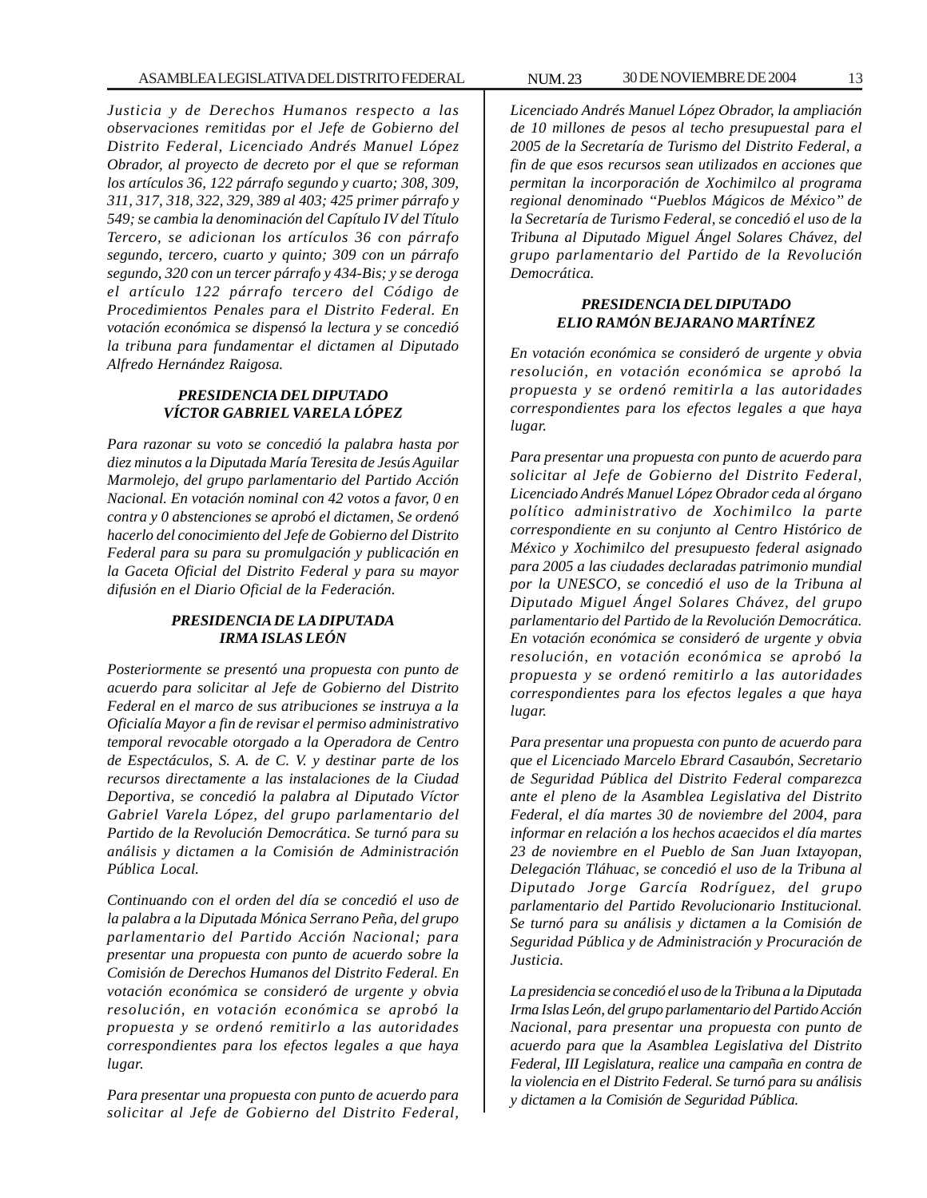*Justicia y de Derechos Humanos respecto a las observaciones remitidas por el Jefe de Gobierno del Distrito Federal, Licenciado Andrés Manuel López Obrador, al proyecto de decreto por el que se reforman los artículos 36, 122 párrafo segundo y cuarto; 308, 309, 311, 317, 318, 322, 329, 389 al 403; 425 primer párrafo y 549; se cambia la denominación del Capítulo IV del Título Tercero, se adicionan los artículos 36 con párrafo segundo, tercero, cuarto y quinto; 309 con un párrafo segundo, 320 con un tercer párrafo y 434-Bis; y se deroga el artículo 122 párrafo tercero del Código de Procedimientos Penales para el Distrito Federal. En votación económica se dispensó la lectura y se concedió la tribuna para fundamentar el dictamen al Diputado Alfredo Hernández Raigosa.*

### *PRESIDENCIA DEL DIPUTADO VÍCTOR GABRIEL VARELA LÓPEZ*

*Para razonar su voto se concedió la palabra hasta por diez minutos a la Diputada María Teresita de Jesús Aguilar Marmolejo, del grupo parlamentario del Partido Acción Nacional. En votación nominal con 42 votos a favor, 0 en contra y 0 abstenciones se aprobó el dictamen, Se ordenó hacerlo del conocimiento del Jefe de Gobierno del Distrito Federal para su para su promulgación y publicación en la Gaceta Oficial del Distrito Federal y para su mayor difusión en el Diario Oficial de la Federación.*

### *PRESIDENCIA DE LA DIPUTADA IRMA ISLAS LEÓN*

*Posteriormente se presentó una propuesta con punto de acuerdo para solicitar al Jefe de Gobierno del Distrito Federal en el marco de sus atribuciones se instruya a la Oficialía Mayor a fin de revisar el permiso administrativo temporal revocable otorgado a la Operadora de Centro de Espectáculos, S. A. de C. V. y destinar parte de los recursos directamente a las instalaciones de la Ciudad Deportiva, se concedió la palabra al Diputado Víctor Gabriel Varela López, del grupo parlamentario del Partido de la Revolución Democrática. Se turnó para su análisis y dictamen a la Comisión de Administración Pública Local.*

*Continuando con el orden del día se concedió el uso de la palabra a la Diputada Mónica Serrano Peña, del grupo parlamentario del Partido Acción Nacional; para presentar una propuesta con punto de acuerdo sobre la Comisión de Derechos Humanos del Distrito Federal. En votación económica se consideró de urgente y obvia resolución, en votación económica se aprobó la propuesta y se ordenó remitirlo a las autoridades correspondientes para los efectos legales a que haya lugar.*

*Para presentar una propuesta con punto de acuerdo para solicitar al Jefe de Gobierno del Distrito Federal, Licenciado Andrés Manuel López Obrador, la ampliación de 10 millones de pesos al techo presupuestal para el 2005 de la Secretaría de Turismo del Distrito Federal, a fin de que esos recursos sean utilizados en acciones que permitan la incorporación de Xochimilco al programa regional denominado "Pueblos Mágicos de México" de la Secretaría de Turismo Federal, se concedió el uso de la Tribuna al Diputado Miguel Ángel Solares Chávez, del grupo parlamentario del Partido de la Revolución Democrática.*

### *PRESIDENCIA DEL DIPUTADO ELIO RAMÓN BEJARANO MARTÍNEZ*

*En votación económica se consideró de urgente y obvia resolución, en votación económica se aprobó la propuesta y se ordenó remitirla a las autoridades correspondientes para los efectos legales a que haya lugar.*

*Para presentar una propuesta con punto de acuerdo para solicitar al Jefe de Gobierno del Distrito Federal, Licenciado Andrés Manuel López Obrador ceda al órgano político administrativo de Xochimilco la parte correspondiente en su conjunto al Centro Histórico de México y Xochimilco del presupuesto federal asignado para 2005 a las ciudades declaradas patrimonio mundial por la UNESCO, se concedió el uso de la Tribuna al Diputado Miguel Ángel Solares Chávez, del grupo parlamentario del Partido de la Revolución Democrática. En votación económica se consideró de urgente y obvia resolución, en votación económica se aprobó la propuesta y se ordenó remitirlo a las autoridades correspondientes para los efectos legales a que haya lugar.*

*Para presentar una propuesta con punto de acuerdo para que el Licenciado Marcelo Ebrard Casaubón, Secretario de Seguridad Pública del Distrito Federal comparezca ante el pleno de la Asamblea Legislativa del Distrito Federal, el día martes 30 de noviembre del 2004, para informar en relación a los hechos acaecidos el día martes 23 de noviembre en el Pueblo de San Juan Ixtayopan, Delegación Tláhuac, se concedió el uso de la Tribuna al Diputado Jorge García Rodríguez, del grupo parlamentario del Partido Revolucionario Institucional. Se turnó para su análisis y dictamen a la Comisión de Seguridad Pública y de Administración y Procuración de Justicia.*

*La presidencia se concedió el uso de la Tribuna a la Diputada Irma Islas León, del grupo parlamentario del Partido Acción Nacional, para presentar una propuesta con punto de acuerdo para que la Asamblea Legislativa del Distrito Federal, III Legislatura, realice una campaña en contra de la violencia en el Distrito Federal. Se turnó para su análisis y dictamen a la Comisión de Seguridad Pública.*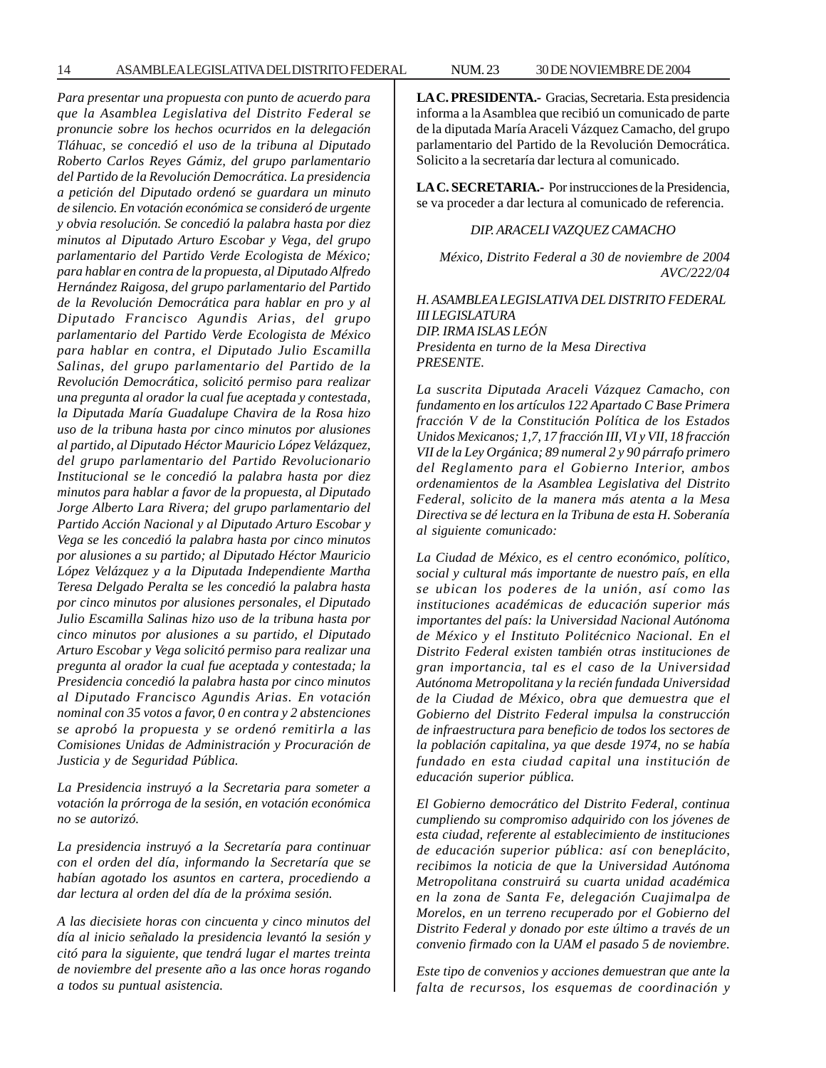*Para presentar una propuesta con punto de acuerdo para que la Asamblea Legislativa del Distrito Federal se pronuncie sobre los hechos ocurridos en la delegación Tláhuac, se concedió el uso de la tribuna al Diputado Roberto Carlos Reyes Gámiz, del grupo parlamentario del Partido de la Revolución Democrática. La presidencia a petición del Diputado ordenó se guardara un minuto de silencio. En votación económica se consideró de urgente y obvia resolución. Se concedió la palabra hasta por diez minutos al Diputado Arturo Escobar y Vega, del grupo parlamentario del Partido Verde Ecologista de México; para hablar en contra de la propuesta, al Diputado Alfredo Hernández Raigosa, del grupo parlamentario del Partido de la Revolución Democrática para hablar en pro y al Diputado Francisco Agundis Arias, del grupo parlamentario del Partido Verde Ecologista de México para hablar en contra, el Diputado Julio Escamilla Salinas, del grupo parlamentario del Partido de la Revolución Democrática, solicitó permiso para realizar una pregunta al orador la cual fue aceptada y contestada, la Diputada María Guadalupe Chavira de la Rosa hizo uso de la tribuna hasta por cinco minutos por alusiones al partido, al Diputado Héctor Mauricio López Velázquez, del grupo parlamentario del Partido Revolucionario Institucional se le concedió la palabra hasta por diez minutos para hablar a favor de la propuesta, al Diputado Jorge Alberto Lara Rivera; del grupo parlamentario del Partido Acción Nacional y al Diputado Arturo Escobar y Vega se les concedió la palabra hasta por cinco minutos por alusiones a su partido; al Diputado Héctor Mauricio López Velázquez y a la Diputada Independiente Martha Teresa Delgado Peralta se les concedió la palabra hasta por cinco minutos por alusiones personales, el Diputado Julio Escamilla Salinas hizo uso de la tribuna hasta por cinco minutos por alusiones a su partido, el Diputado Arturo Escobar y Vega solicitó permiso para realizar una pregunta al orador la cual fue aceptada y contestada; la Presidencia concedió la palabra hasta por cinco minutos al Diputado Francisco Agundis Arias. En votación nominal con 35 votos a favor, 0 en contra y 2 abstenciones se aprobó la propuesta y se ordenó remitirla a las Comisiones Unidas de Administración y Procuración de Justicia y de Seguridad Pública.*

*La Presidencia instruyó a la Secretaria para someter a votación la prórroga de la sesión, en votación económica no se autorizó.*

*La presidencia instruyó a la Secretaría para continuar con el orden del día, informando la Secretaría que se habían agotado los asuntos en cartera, procediendo a dar lectura al orden del día de la próxima sesión.*

*A las diecisiete horas con cincuenta y cinco minutos del día al inicio señalado la presidencia levantó la sesión y citó para la siguiente, que tendrá lugar el martes treinta de noviembre del presente año a las once horas rogando a todos su puntual asistencia.*

**LA C. PRESIDENTA.-** Gracias, Secretaria. Esta presidencia informa a la Asamblea que recibió un comunicado de parte de la diputada María Araceli Vázquez Camacho, del grupo parlamentario del Partido de la Revolución Democrática. Solicito a la secretaría dar lectura al comunicado.

**LA C. SECRETARIA.-** Por instrucciones de la Presidencia, se va proceder a dar lectura al comunicado de referencia.

*DIP. ARACELI VAZQUEZ CAMACHO*

*México, Distrito Federal a 30 de noviembre de 2004*
*AVC/222/04*

*H. ASAMBLEA LEGISLATIVA DEL DISTRITO FEDERAL*
*III LEGISLATURA*
*DIP. IRMA ISLAS LEÓN*
*Presidenta en turno de la Mesa Directiva*
*PRESENTE.*

*La suscrita Diputada Araceli Vázquez Camacho, con fundamento en los artículos 122 Apartado C Base Primera fracción V de la Constitución Política de los Estados Unidos Mexicanos; 1,7, 17 fracción III, VI y VII, 18 fracción VII de la Ley Orgánica; 89 numeral 2 y 90 párrafo primero del Reglamento para el Gobierno Interior, ambos ordenamientos de la Asamblea Legislativa del Distrito Federal, solicito de la manera más atenta a la Mesa Directiva se dé lectura en la Tribuna de esta H. Soberanía al siguiente comunicado:*

*La Ciudad de México, es el centro económico, político, social y cultural más importante de nuestro país, en ella se ubican los poderes de la unión, así como las instituciones académicas de educación superior más importantes del país: la Universidad Nacional Autónoma de México y el Instituto Politécnico Nacional. En el Distrito Federal existen también otras instituciones de gran importancia, tal es el caso de la Universidad Autónoma Metropolitana y la recién fundada Universidad de la Ciudad de México, obra que demuestra que el Gobierno del Distrito Federal impulsa la construcción de infraestructura para beneficio de todos los sectores de la población capitalina, ya que desde 1974, no se había fundado en esta ciudad capital una institución de educación superior pública.*

*El Gobierno democrático del Distrito Federal, continua cumpliendo su compromiso adquirido con los jóvenes de esta ciudad, referente al establecimiento de instituciones de educación superior pública: así con beneplácito, recibimos la noticia de que la Universidad Autónoma Metropolitana construirá su cuarta unidad académica en la zona de Santa Fe, delegación Cuajimalpa de Morelos, en un terreno recuperado por el Gobierno del Distrito Federal y donado por este último a través de un convenio firmado con la UAM el pasado 5 de noviembre.*

*Este tipo de convenios y acciones demuestran que ante la falta de recursos, los esquemas de coordinación y*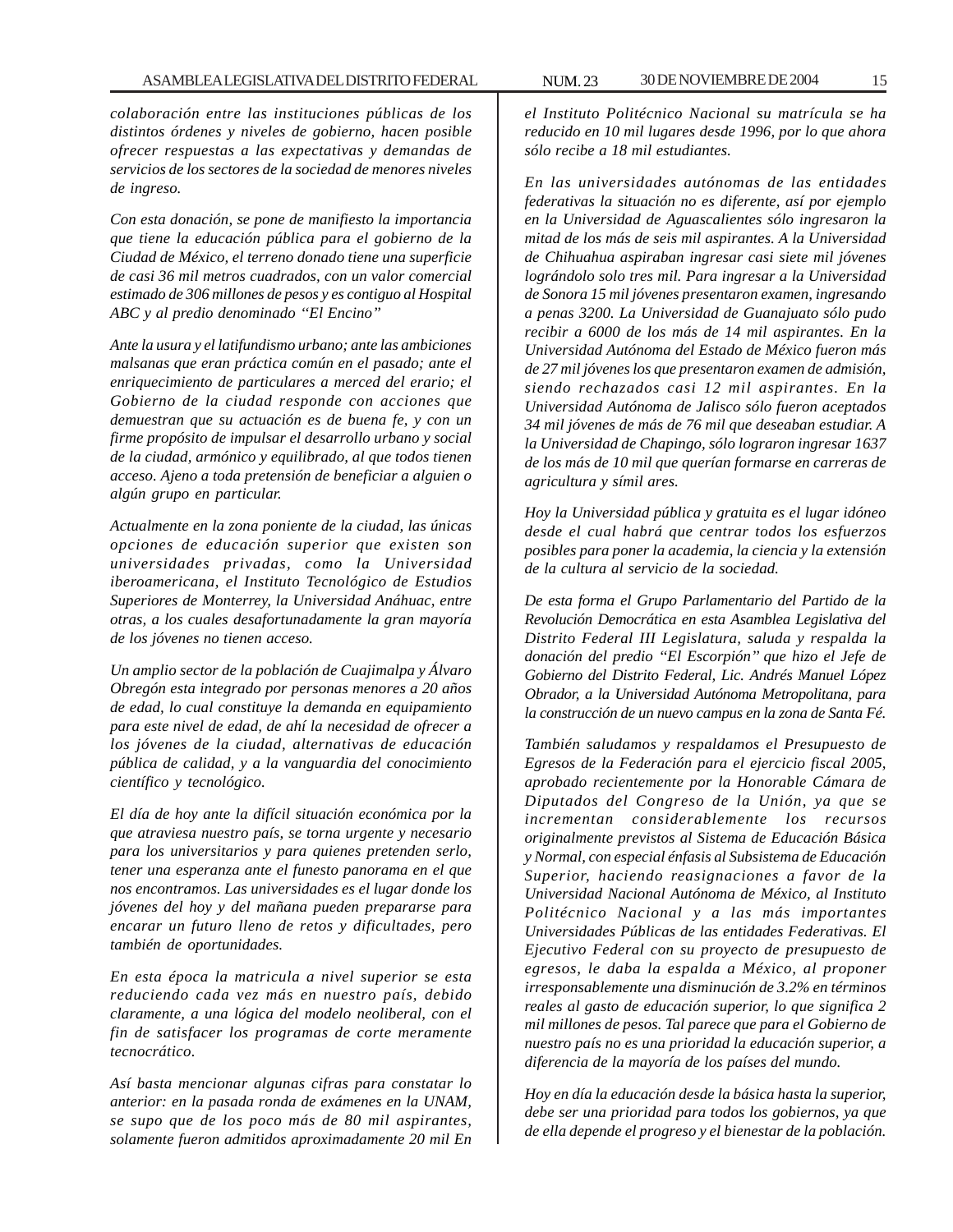*colaboración entre las instituciones públicas de los distintos órdenes y niveles de gobierno, hacen posible ofrecer respuestas a las expectativas y demandas de servicios de los sectores de la sociedad de menores niveles de ingreso.*

*Con esta donación, se pone de manifiesto la importancia que tiene la educación pública para el gobierno de la Ciudad de México, el terreno donado tiene una superficie de casi 36 mil metros cuadrados, con un valor comercial estimado de 306 millones de pesos y es contiguo al Hospital ABC y al predio denominado "El Encino"*

*Ante la usura y el latifundismo urbano; ante las ambiciones malsanas que eran práctica común en el pasado; ante el enriquecimiento de particulares a merced del erario; el Gobierno de la ciudad responde con acciones que demuestran que su actuación es de buena fe, y con un firme propósito de impulsar el desarrollo urbano y social de la ciudad, armónico y equilibrado, al que todos tienen acceso. Ajeno a toda pretensión de beneficiar a alguien o algún grupo en particular.*

*Actualmente en la zona poniente de la ciudad, las únicas opciones de educación superior que existen son universidades privadas, como la Universidad iberoamericana, el Instituto Tecnológico de Estudios Superiores de Monterrey, la Universidad Anáhuac, entre otras, a los cuales desafortunadamente la gran mayoría de los jóvenes no tienen acceso.*

*Un amplio sector de la población de Cuajimalpa y Álvaro Obregón esta integrado por personas menores a 20 años de edad, lo cual constituye la demanda en equipamiento para este nivel de edad, de ahí la necesidad de ofrecer a los jóvenes de la ciudad, alternativas de educación pública de calidad, y a la vanguardia del conocimiento científico y tecnológico.*

*El día de hoy ante la difícil situación económica por la que atraviesa nuestro país, se torna urgente y necesario para los universitarios y para quienes pretenden serlo, tener una esperanza ante el funesto panorama en el que nos encontramos. Las universidades es el lugar donde los jóvenes del hoy y del mañana pueden prepararse para encarar un futuro lleno de retos y dificultades, pero también de oportunidades.*

*En esta época la matricula a nivel superior se esta reduciendo cada vez más en nuestro país, debido claramente, a una lógica del modelo neoliberal, con el fin de satisfacer los programas de corte meramente tecnocrático.*

*Así basta mencionar algunas cifras para constatar lo anterior: en la pasada ronda de exámenes en la UNAM, se supo que de los poco más de 80 mil aspirantes, solamente fueron admitidos aproximadamente 20 mil En el Instituto Politécnico Nacional su matrícula se ha reducido en 10 mil lugares desde 1996, por lo que ahora sólo recibe a 18 mil estudiantes.*

*En las universidades autónomas de las entidades federativas la situación no es diferente, así por ejemplo en la Universidad de Aguascalientes sólo ingresaron la mitad de los más de seis mil aspirantes. A la Universidad de Chihuahua aspiraban ingresar casi siete mil jóvenes lográndolo solo tres mil. Para ingresar a la Universidad de Sonora 15 mil jóvenes presentaron examen, ingresando a penas 3200. La Universidad de Guanajuato sólo pudo recibir a 6000 de los más de 14 mil aspirantes. En la Universidad Autónoma del Estado de México fueron más de 27 mil jóvenes los que presentaron examen de admisión, siendo rechazados casi 12 mil aspirantes. En la Universidad Autónoma de Jalisco sólo fueron aceptados 34 mil jóvenes de más de 76 mil que deseaban estudiar. A la Universidad de Chapingo, sólo lograron ingresar 1637 de los más de 10 mil que querían formarse en carreras de agricultura y símil ares.*

*Hoy la Universidad pública y gratuita es el lugar idóneo desde el cual habrá que centrar todos los esfuerzos posibles para poner la academia, la ciencia y la extensión de la cultura al servicio de la sociedad.*

*De esta forma el Grupo Parlamentario del Partido de la Revolución Democrática en esta Asamblea Legislativa del Distrito Federal III Legislatura, saluda y respalda la donación del predio "El Escorpión" que hizo el Jefe de Gobierno del Distrito Federal, Lic. Andrés Manuel López Obrador, a la Universidad Autónoma Metropolitana, para la construcción de un nuevo campus en la zona de Santa Fé.*

*También saludamos y respaldamos el Presupuesto de Egresos de la Federación para el ejercicio fiscal 2005, aprobado recientemente por la Honorable Cámara de Diputados del Congreso de la Unión, ya que se incrementan considerablemente los recursos originalmente previstos al Sistema de Educación Básica y Normal, con especial énfasis al Subsistema de Educación Superior, haciendo reasignaciones a favor de la Universidad Nacional Autónoma de México, al Instituto Politécnico Nacional y a las más importantes Universidades Públicas de las entidades Federativas. El Ejecutivo Federal con su proyecto de presupuesto de egresos, le daba la espalda a México, al proponer irresponsablemente una disminución de 3.2% en términos reales al gasto de educación superior, lo que significa 2 mil millones de pesos. Tal parece que para el Gobierno de nuestro país no es una prioridad la educación superior, a diferencia de la mayoría de los países del mundo.*

*Hoy en día la educación desde la básica hasta la superior, debe ser una prioridad para todos los gobiernos, ya que de ella depende el progreso y el bienestar de la población.*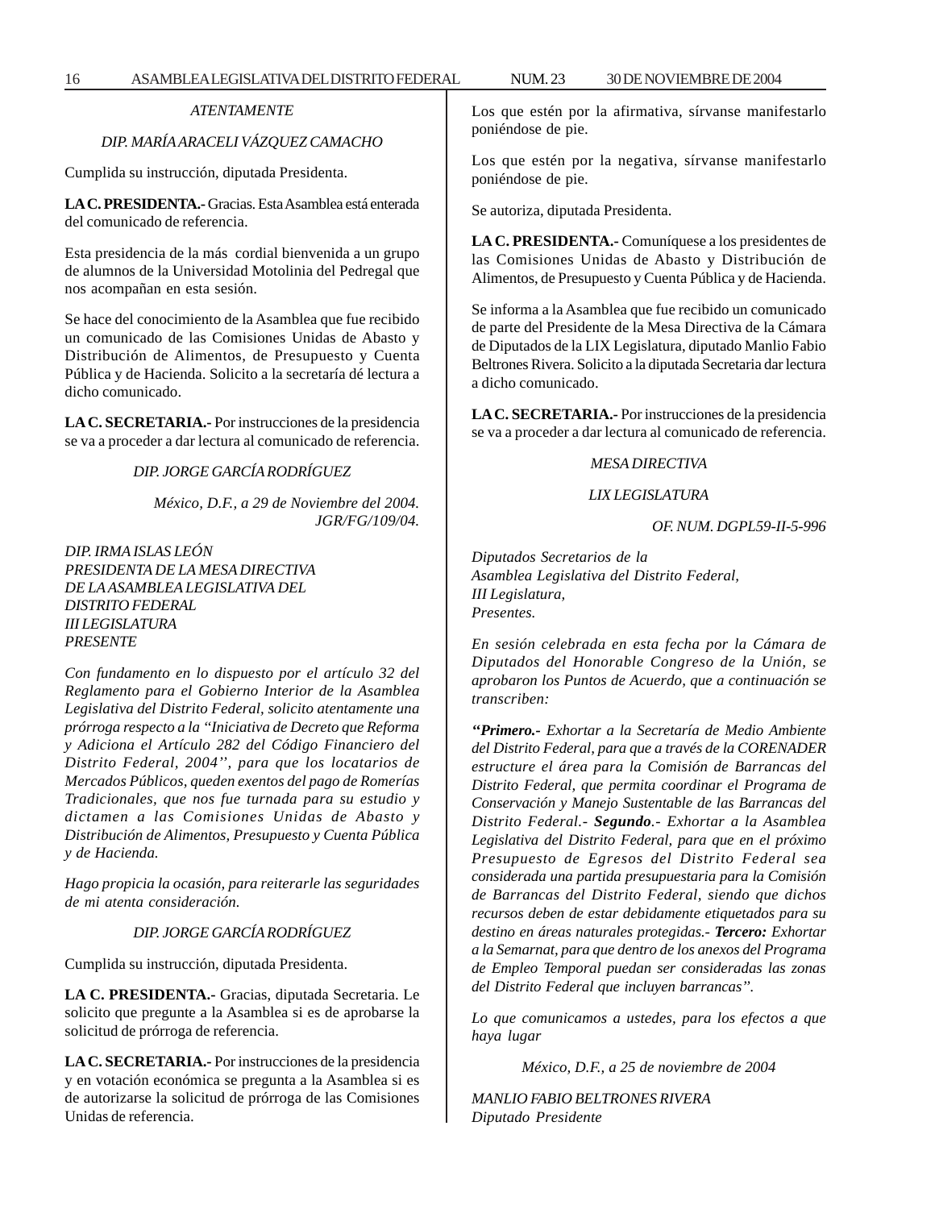*ATENTAMENTE*

*DIP. MARÍA ARACELI VÁZQUEZ CAMACHO*

Cumplida su instrucción, diputada Presidenta.

**LA C. PRESIDENTA.-** Gracias. Esta Asamblea está enterada del comunicado de referencia.

Esta presidencia de la más cordial bienvenida a un grupo de alumnos de la Universidad Motolinia del Pedregal que nos acompañan en esta sesión.

Se hace del conocimiento de la Asamblea que fue recibido un comunicado de las Comisiones Unidas de Abasto y Distribución de Alimentos, de Presupuesto y Cuenta Pública y de Hacienda. Solicito a la secretaría dé lectura a dicho comunicado.

**LA C. SECRETARIA.-** Por instrucciones de la presidencia se va a proceder a dar lectura al comunicado de referencia.

*DIP. JORGE GARCÍA RODRÍGUEZ*

*México, D.F., a 29 de Noviembre del 2004.*
*JGR/FG/109/04.*

*DIP. IRMA ISLAS LEÓN*
*PRESIDENTA DE LA MESA DIRECTIVA*
*DE LA ASAMBLEA LEGISLATIVA DEL*
*DISTRITO FEDERAL*
*III LEGISLATURA*
*PRESENTE*

*Con fundamento en lo dispuesto por el artículo 32 del Reglamento para el Gobierno Interior de la Asamblea Legislativa del Distrito Federal, solicito atentamente una prórroga respecto a la "Iniciativa de Decreto que Reforma y Adiciona el Artículo 282 del Código Financiero del Distrito Federal, 2004", para que los locatarios de Mercados Públicos, queden exentos del pago de Romerías Tradicionales, que nos fue turnada para su estudio y dictamen a las Comisiones Unidas de Abasto y Distribución de Alimentos, Presupuesto y Cuenta Pública y de Hacienda.*

*Hago propicia la ocasión, para reiterarle las seguridades de mi atenta consideración.*

*DIP. JORGE GARCÍA RODRÍGUEZ*

Cumplida su instrucción, diputada Presidenta.

**LA C. PRESIDENTA.-** Gracias, diputada Secretaria. Le solicito que pregunte a la Asamblea si es de aprobarse la solicitud de prórroga de referencia.

**LA C. SECRETARIA.-** Por instrucciones de la presidencia y en votación económica se pregunta a la Asamblea si es de autorizarse la solicitud de prórroga de las Comisiones Unidas de referencia.

Los que estén por la afirmativa, sírvanse manifestarlo poniéndose de pie.

Los que estén por la negativa, sírvanse manifestarlo poniéndose de pie.

Se autoriza, diputada Presidenta.

**LA C. PRESIDENTA.-** Comuníquese a los presidentes de las Comisiones Unidas de Abasto y Distribución de Alimentos, de Presupuesto y Cuenta Pública y de Hacienda.

Se informa a la Asamblea que fue recibido un comunicado de parte del Presidente de la Mesa Directiva de la Cámara de Diputados de la LIX Legislatura, diputado Manlio Fabio Beltrones Rivera. Solicito a la diputada Secretaria dar lectura a dicho comunicado.

**LA C. SECRETARIA.-** Por instrucciones de la presidencia se va a proceder a dar lectura al comunicado de referencia.

*MESA DIRECTIVA*

*LIX LEGISLATURA*

*OF. NUM. DGPL59-II-5-996*

*Diputados Secretarios de la*
*Asamblea Legislativa del Distrito Federal,*
*III Legislatura,*
*Presentes.*

*En sesión celebrada en esta fecha por la Cámara de Diputados del Honorable Congreso de la Unión, se aprobaron los Puntos de Acuerdo, que a continuación se transcriben:*

***"Primero.-*** *Exhortar a la Secretaría de Medio Ambiente del Distrito Federal, para que a través de la CORENADER estructure el área para la Comisión de Barrancas del Distrito Federal, que permita coordinar el Programa de Conservación y Manejo Sustentable de las Barrancas del Distrito Federal.-* ***Segundo****.- Exhortar a la Asamblea Legislativa del Distrito Federal, para que en el próximo Presupuesto de Egresos del Distrito Federal sea considerada una partida presupuestaria para la Comisión de Barrancas del Distrito Federal, siendo que dichos recursos deben de estar debidamente etiquetados para su destino en áreas naturales protegidas.-* ***Tercero:*** *Exhortar a la Semarnat, para que dentro de los anexos del Programa de Empleo Temporal puedan ser consideradas las zonas del Distrito Federal que incluyen barrancas".*

*Lo que comunicamos a ustedes, para los efectos a que haya lugar*

*México, D.F., a 25 de noviembre de 2004*

*MANLIO FABIO BELTRONES RIVERA*
*Diputado Presidente*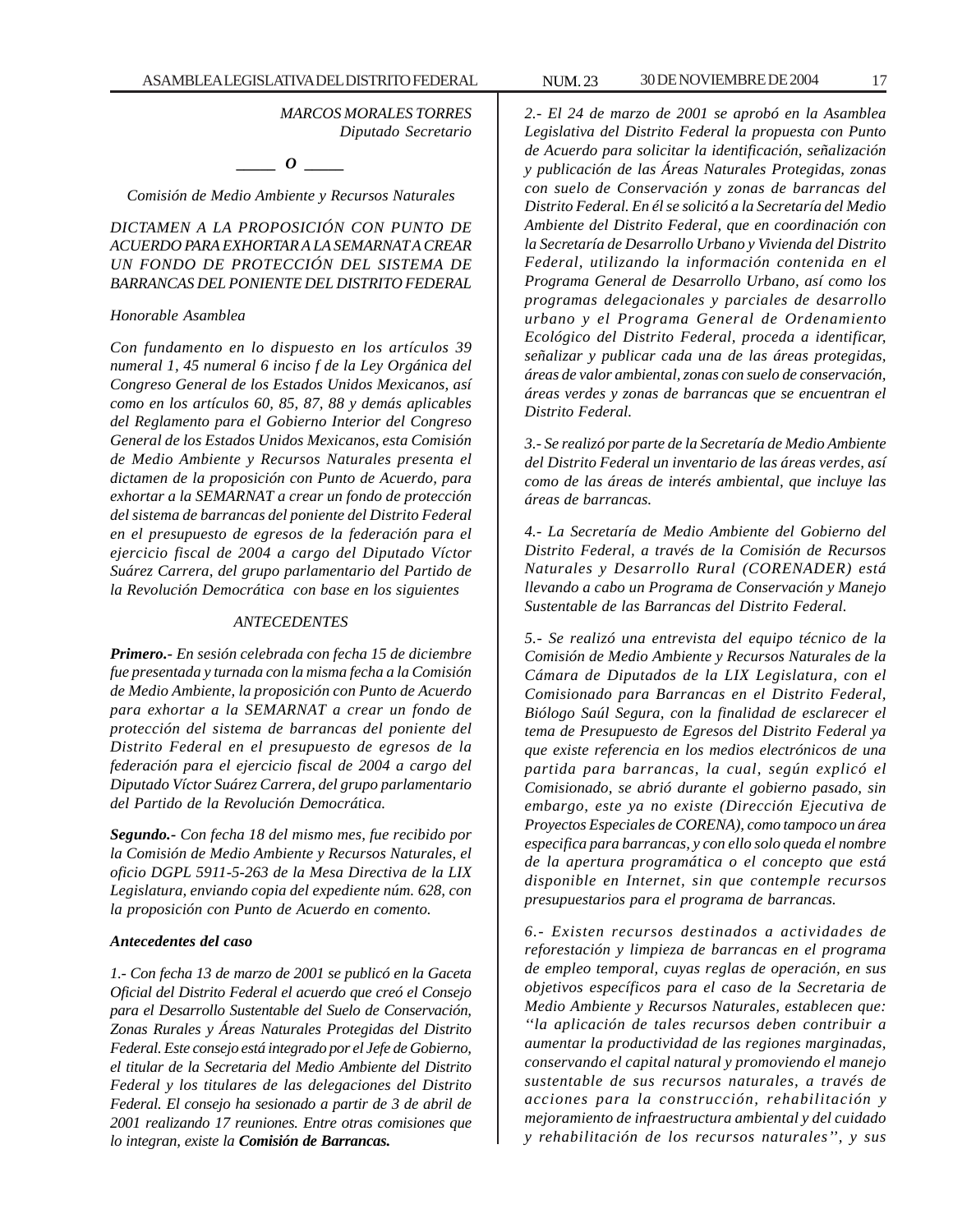*MARCOS MORALES TORRES*
*Diputado Secretario*

*_____ O _____*

*Comisión de Medio Ambiente y Recursos Naturales*

*DICTAMEN A LA PROPOSICIÓN CON PUNTO DE ACUERDO PARA EXHORTAR A LA SEMARNAT A CREAR UN FONDO DE PROTECCIÓN DEL SISTEMA DE BARRANCAS DEL PONIENTE DEL DISTRITO FEDERAL*

*Honorable Asamblea*

*Con fundamento en lo dispuesto en los artículos 39 numeral 1, 45 numeral 6 inciso f de la Ley Orgánica del Congreso General de los Estados Unidos Mexicanos, así como en los artículos 60, 85, 87, 88 y demás aplicables del Reglamento para el Gobierno Interior del Congreso General de los Estados Unidos Mexicanos, esta Comisión de Medio Ambiente y Recursos Naturales presenta el dictamen de la proposición con Punto de Acuerdo, para exhortar a la SEMARNAT a crear un fondo de protección del sistema de barrancas del poniente del Distrito Federal en el presupuesto de egresos de la federación para el ejercicio fiscal de 2004 a cargo del Diputado Víctor Suárez Carrera, del grupo parlamentario del Partido de la Revolución Democrática con base en los siguientes*

*ANTECEDENTES*

***Primero.-** En sesión celebrada con fecha 15 de diciembre fue presentada y turnada con la misma fecha a la Comisión de Medio Ambiente, la proposición con Punto de Acuerdo para exhortar a la SEMARNAT a crear un fondo de protección del sistema de barrancas del poniente del Distrito Federal en el presupuesto de egresos de la federación para el ejercicio fiscal de 2004 a cargo del Diputado Víctor Suárez Carrera, del grupo parlamentario del Partido de la Revolución Democrática.*

***Segundo.-** Con fecha 18 del mismo mes, fue recibido por la Comisión de Medio Ambiente y Recursos Naturales, el oficio DGPL 5911-5-263 de la Mesa Directiva de la LIX Legislatura, enviando copia del expediente núm. 628, con la proposición con Punto de Acuerdo en comento.*

***Antecedentes del caso***

*1.- Con fecha 13 de marzo de 2001 se publicó en la Gaceta Oficial del Distrito Federal el acuerdo que creó el Consejo para el Desarrollo Sustentable del Suelo de Conservación, Zonas Rurales y Áreas Naturales Protegidas del Distrito Federal. Este consejo está integrado por el Jefe de Gobierno, el titular de la Secretaria del Medio Ambiente del Distrito Federal y los titulares de las delegaciones del Distrito Federal. El consejo ha sesionado a partir de 3 de abril de 2001 realizando 17 reuniones. Entre otras comisiones que lo integran, existe la **Comisión de Barrancas.***

*2.- El 24 de marzo de 2001 se aprobó en la Asamblea Legislativa del Distrito Federal la propuesta con Punto de Acuerdo para solicitar la identificación, señalización y publicación de las Áreas Naturales Protegidas, zonas con suelo de Conservación y zonas de barrancas del Distrito Federal. En él se solicitó a la Secretaría del Medio Ambiente del Distrito Federal, que en coordinación con la Secretaría de Desarrollo Urbano y Vivienda del Distrito Federal, utilizando la información contenida en el Programa General de Desarrollo Urbano, así como los programas delegacionales y parciales de desarrollo urbano y el Programa General de Ordenamiento Ecológico del Distrito Federal, proceda a identificar, señalizar y publicar cada una de las áreas protegidas, áreas de valor ambiental, zonas con suelo de conservación, áreas verdes y zonas de barrancas que se encuentran el Distrito Federal.*

*3.- Se realizó por parte de la Secretaría de Medio Ambiente del Distrito Federal un inventario de las áreas verdes, así como de las áreas de interés ambiental, que incluye las áreas de barrancas.*

*4.- La Secretaría de Medio Ambiente del Gobierno del Distrito Federal, a través de la Comisión de Recursos Naturales y Desarrollo Rural (CORENADER) está llevando a cabo un Programa de Conservación y Manejo Sustentable de las Barrancas del Distrito Federal.*

*5.- Se realizó una entrevista del equipo técnico de la Comisión de Medio Ambiente y Recursos Naturales de la Cámara de Diputados de la LIX Legislatura, con el Comisionado para Barrancas en el Distrito Federal, Biólogo Saúl Segura, con la finalidad de esclarecer el tema de Presupuesto de Egresos del Distrito Federal ya que existe referencia en los medios electrónicos de una partida para barrancas, la cual, según explicó el Comisionado, se abrió durante el gobierno pasado, sin embargo, este ya no existe (Dirección Ejecutiva de Proyectos Especiales de CORENA), como tampoco un área especifica para barrancas, y con ello solo queda el nombre de la apertura programática o el concepto que está disponible en Internet, sin que contemple recursos presupuestarios para el programa de barrancas.*

*6.- Existen recursos destinados a actividades de reforestación y limpieza de barrancas en el programa de empleo temporal, cuyas reglas de operación, en sus objetivos específicos para el caso de la Secretaria de Medio Ambiente y Recursos Naturales, establecen que: ''la aplicación de tales recursos deben contribuir a aumentar la productividad de las regiones marginadas, conservando el capital natural y promoviendo el manejo sustentable de sus recursos naturales, a través de acciones para la construcción, rehabilitación y mejoramiento de infraestructura ambiental y del cuidado y rehabilitación de los recursos naturales'', y sus*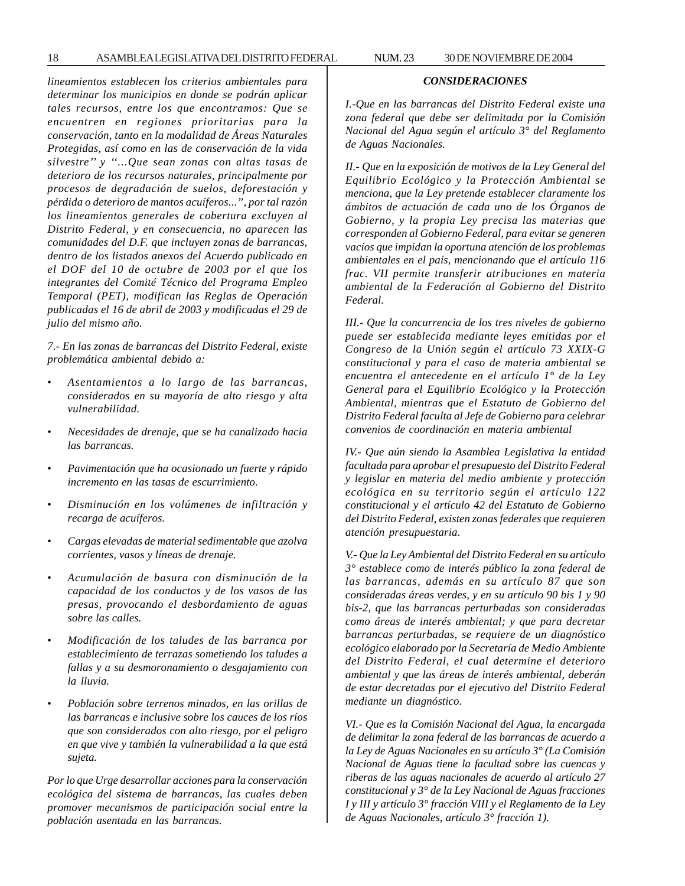*lineamientos establecen los criterios ambientales para determinar los municipios en donde se podrán aplicar tales recursos, entre los que encontramos: Que se encuentren en regiones prioritarias para la conservación, tanto en la modalidad de Áreas Naturales Protegidas, así como en las de conservación de la vida silvestre'' y ''…Que sean zonas con altas tasas de deterioro de los recursos naturales, principalmente por procesos de degradación de suelos, deforestación y pérdida o deterioro de mantos acuíferos...'', por tal razón los lineamientos generales de cobertura excluyen al Distrito Federal, y en consecuencia, no aparecen las comunidades del D.F. que incluyen zonas de barrancas, dentro de los listados anexos del Acuerdo publicado en el DOF del 10 de octubre de 2003 por el que los integrantes del Comité Técnico del Programa Empleo Temporal (PET), modifican las Reglas de Operación publicadas el 16 de abril de 2003 y modificadas el 29 de julio del mismo año.*

*7.- En las zonas de barrancas del Distrito Federal, existe problemática ambiental debido a:*

- *Asentamientos a lo largo de las barrancas, considerados en su mayoría de alto riesgo y alta vulnerabilidad.*
- *Necesidades de drenaje, que se ha canalizado hacia las barrancas.*
- *Pavimentación que ha ocasionado un fuerte y rápido incremento en las tasas de escurrimiento.*
- *Disminución en los volúmenes de infiltración y recarga de acuíferos.*
- *Cargas elevadas de material sedimentable que azolva corrientes, vasos y líneas de drenaje.*
- *Acumulación de basura con disminución de la capacidad de los conductos y de los vasos de las presas, provocando el desbordamiento de aguas sobre las calles.*
- *Modificación de los taludes de las barranca por establecimiento de terrazas sometiendo los taludes a fallas y a su desmoronamiento o desgajamiento con la lluvia.*
- *Población sobre terrenos minados, en las orillas de las barrancas e inclusive sobre los cauces de los ríos que son considerados con alto riesgo, por el peligro en que vive y también la vulnerabilidad a la que está sujeta.*

*Por lo que Urge desarrollar acciones para la conservación ecológica del sistema de barrancas, las cuales deben promover mecanismos de participación social entre la población asentada en las barrancas.*

***CONSIDERACIONES***

*I.-Que en las barrancas del Distrito Federal existe una zona federal que debe ser delimitada por la Comisión Nacional del Agua según el artículo 3° del Reglamento de Aguas Nacionales.*

*II.- Que en la exposición de motivos de la Ley General del Equilibrio Ecológico y la Protección Ambiental se menciona, que la Ley pretende establecer claramente los ámbitos de actuación de cada uno de los Órganos de Gobierno, y la propia Ley precisa las materias que corresponden al Gobierno Federal, para evitar se generen vacíos que impidan la oportuna atención de los problemas ambientales en el país, mencionando que el artículo 116 frac. VII permite transferir atribuciones en materia ambiental de la Federación al Gobierno del Distrito Federal.*

*III.- Que la concurrencia de los tres niveles de gobierno puede ser establecida mediante leyes emitidas por el Congreso de la Unión según el artículo 73 XXIX-G constitucional y para el caso de materia ambiental se encuentra el antecedente en el artículo 1° de la Ley General para el Equilibrio Ecológico y la Protección Ambiental, mientras que el Estatuto de Gobierno del Distrito Federal faculta al Jefe de Gobierno para celebrar convenios de coordinación en materia ambiental*

*IV.- Que aún siendo la Asamblea Legislativa la entidad facultada para aprobar el presupuesto del Distrito Federal y legislar en materia del medio ambiente y protección ecológica en su territorio según el artículo 122 constitucional y el artículo 42 del Estatuto de Gobierno del Distrito Federal, existen zonas federales que requieren atención presupuestaria.*

*V.- Que la Ley Ambiental del Distrito Federal en su artículo 3° establece como de interés público la zona federal de las barrancas, además en su artículo 87 que son consideradas áreas verdes, y en su artículo 90 bis 1 y 90 bis-2, que las barrancas perturbadas son consideradas como áreas de interés ambiental; y que para decretar barrancas perturbadas, se requiere de un diagnóstico ecológico elaborado por la Secretaría de Medio Ambiente del Distrito Federal, el cual determine el deterioro ambiental y que las áreas de interés ambiental, deberán de estar decretadas por el ejecutivo del Distrito Federal mediante un diagnóstico.*

*VI.- Que es la Comisión Nacional del Agua, la encargada de delimitar la zona federal de las barrancas de acuerdo a la Ley de Aguas Nacionales en su artículo 3° (La Comisión Nacional de Aguas tiene la facultad sobre las cuencas y riberas de las aguas nacionales de acuerdo al artículo 27 constitucional y 3° de la Ley Nacional de Aguas fracciones I y III y artículo 3° fracción VIII y el Reglamento de la Ley de Aguas Nacionales, artículo 3° fracción 1).*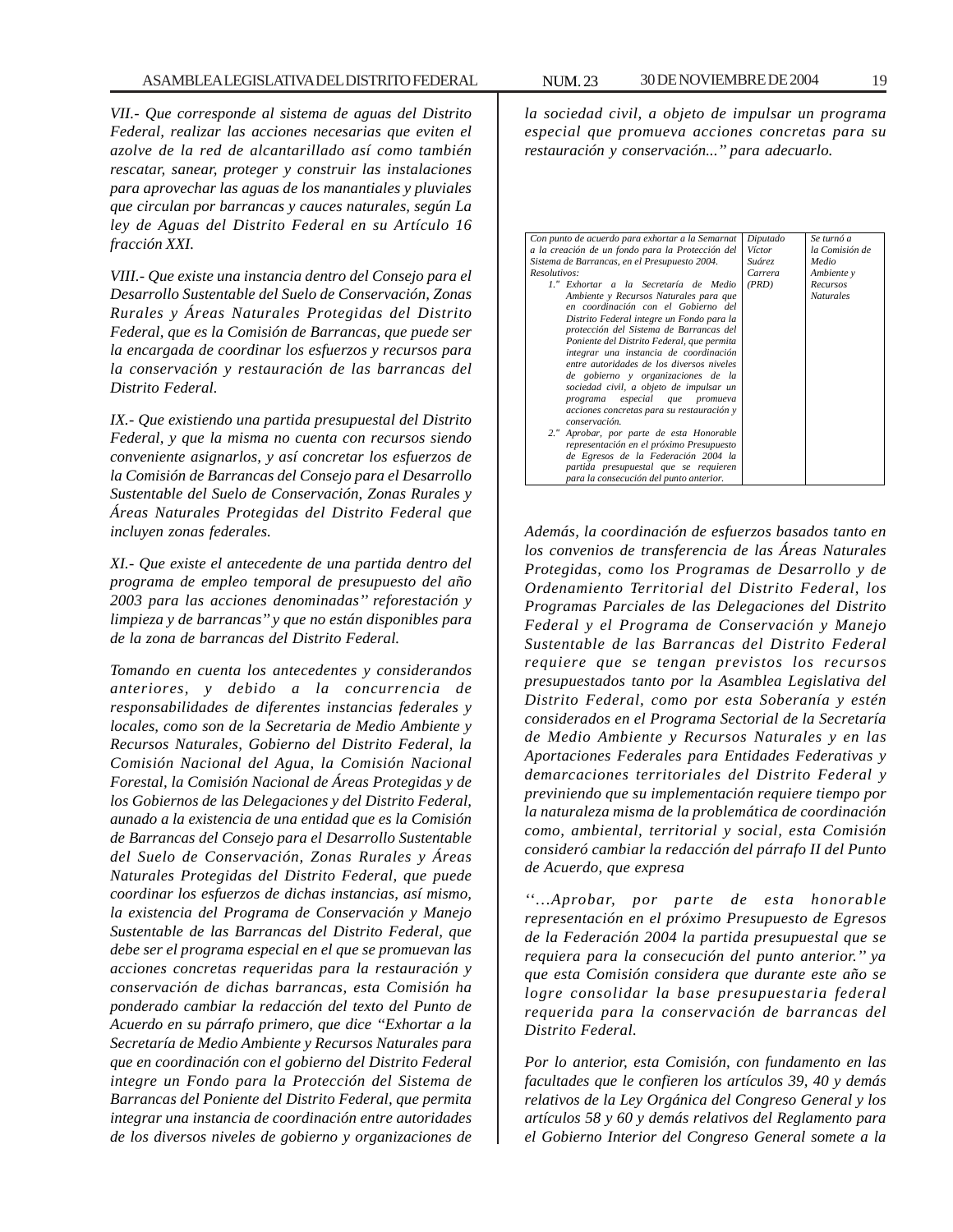*VII.- Que corresponde al sistema de aguas del Distrito Federal, realizar las acciones necesarias que eviten el azolve de la red de alcantarillado así como también rescatar, sanear, proteger y construir las instalaciones para aprovechar las aguas de los manantiales y pluviales que circulan por barrancas y cauces naturales, según La ley de Aguas del Distrito Federal en su Artículo 16 fracción XXI.*

*VIII.- Que existe una instancia dentro del Consejo para el Desarrollo Sustentable del Suelo de Conservación, Zonas Rurales y Áreas Naturales Protegidas del Distrito Federal, que es la Comisión de Barrancas, que puede ser la encargada de coordinar los esfuerzos y recursos para la conservación y restauración de las barrancas del Distrito Federal.*

*IX.- Que existiendo una partida presupuestal del Distrito Federal, y que la misma no cuenta con recursos siendo conveniente asignarlos, y así concretar los esfuerzos de la Comisión de Barrancas del Consejo para el Desarrollo Sustentable del Suelo de Conservación, Zonas Rurales y Áreas Naturales Protegidas del Distrito Federal que incluyen zonas federales.*

*XI.- Que existe el antecedente de una partida dentro del programa de empleo temporal de presupuesto del año 2003 para las acciones denominadas'' reforestación y limpieza y de barrancas'' y que no están disponibles para de la zona de barrancas del Distrito Federal.*

*Tomando en cuenta los antecedentes y considerandos anteriores, y debido a la concurrencia de responsabilidades de diferentes instancias federales y locales, como son de la Secretaria de Medio Ambiente y Recursos Naturales, Gobierno del Distrito Federal, la Comisión Nacional del Agua, la Comisión Nacional Forestal, la Comisión Nacional de Áreas Protegidas y de los Gobiernos de las Delegaciones y del Distrito Federal, aunado a la existencia de una entidad que es la Comisión de Barrancas del Consejo para el Desarrollo Sustentable del Suelo de Conservación, Zonas Rurales y Áreas Naturales Protegidas del Distrito Federal, que puede coordinar los esfuerzos de dichas instancias, así mismo, la existencia del Programa de Conservación y Manejo Sustentable de las Barrancas del Distrito Federal, que debe ser el programa especial en el que se promuevan las acciones concretas requeridas para la restauración y conservación de dichas barrancas, esta Comisión ha ponderado cambiar la redacción del texto del Punto de Acuerdo en su párrafo primero, que dice "Exhortar a la Secretaría de Medio Ambiente y Recursos Naturales para que en coordinación con el gobierno del Distrito Federal integre un Fondo para la Protección del Sistema de Barrancas del Poniente del Distrito Federal, que permita integrar una instancia de coordinación entre autoridades de los diversos niveles de gobierno y organizaciones de la sociedad civil, a objeto de impulsar un programa especial que promueva acciones concretas para su restauración y conservación..." para adecuarlo.*

| *Con punto de acuerdo para exhortar a la Semarnat a la creación de un fondo para la Protección del Sistema de Barrancas, en el Presupuesto 2004. Resolutivos: 1." Exhortar a la Secretaría de Medio Ambiente y Recursos Naturales para que en coordinación con el Gobierno del Distrito Federal integre un Fondo para la protección del Sistema de Barrancas del Poniente del Distrito Federal, que permita integrar una instancia de coordinación entre autoridades de los diversos niveles de gobierno y organizaciones de la sociedad civil, a objeto de impulsar un programa especial que promueva acciones concretas para su restauración y conservación. 2." Aprobar, por parte de esta Honorable representación en el próximo Presupuesto de Egresos de la Federación 2004 la partida presupuestal que se requieren para la consecución del punto anterior.* | *Diputado Víctor Suárez Carrera (PRD)* | *Se turnó a la Comisión de Medio Ambiente y Recursos Naturales* |
|---|---|---|

*Además, la coordinación de esfuerzos basados tanto en los convenios de transferencia de las Áreas Naturales Protegidas, como los Programas de Desarrollo y de Ordenamiento Territorial del Distrito Federal, los Programas Parciales de las Delegaciones del Distrito Federal y el Programa de Conservación y Manejo Sustentable de las Barrancas del Distrito Federal requiere que se tengan previstos los recursos presupuestados tanto por la Asamblea Legislativa del Distrito Federal, como por esta Soberanía y estén considerados en el Programa Sectorial de la Secretaría de Medio Ambiente y Recursos Naturales y en las Aportaciones Federales para Entidades Federativas y demarcaciones territoriales del Distrito Federal y previniendo que su implementación requiere tiempo por la naturaleza misma de la problemática de coordinación como, ambiental, territorial y social, esta Comisión consideró cambiar la redacción del párrafo II del Punto de Acuerdo, que expresa*

*''…Aprobar, por parte de esta honorable representación en el próximo Presupuesto de Egresos de la Federación 2004 la partida presupuestal que se requiera para la consecución del punto anterior.'' ya que esta Comisión considera que durante este año se logre consolidar la base presupuestaria federal requerida para la conservación de barrancas del Distrito Federal.*

*Por lo anterior, esta Comisión, con fundamento en las facultades que le confieren los artículos 39, 40 y demás relativos de la Ley Orgánica del Congreso General y los artículos 58 y 60 y demás relativos del Reglamento para el Gobierno Interior del Congreso General somete a la*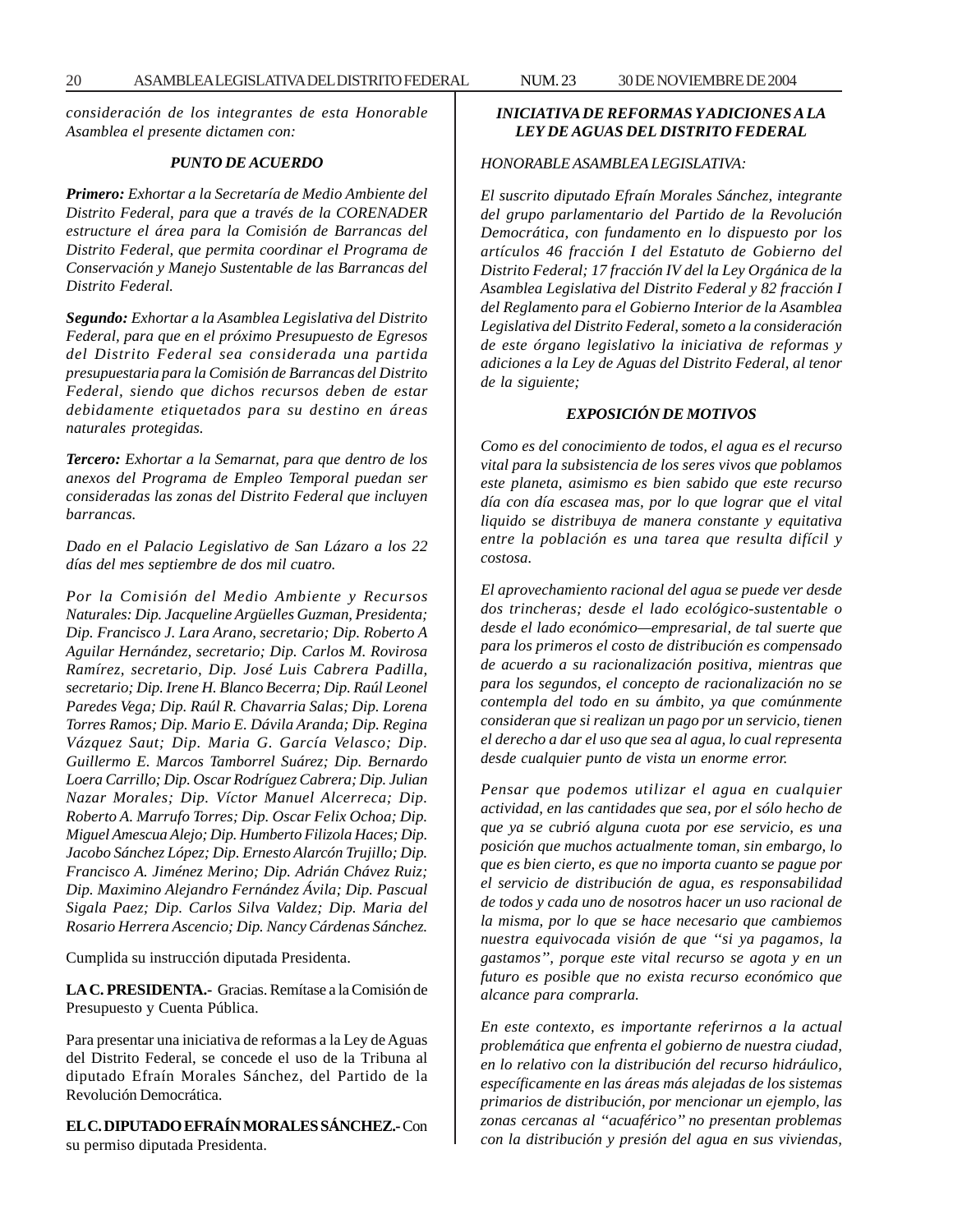*consideración de los integrantes de esta Honorable Asamblea el presente dictamen con:*

***PUNTO DE ACUERDO***

***Primero:*** *Exhortar a la Secretaría de Medio Ambiente del Distrito Federal, para que a través de la CORENADER estructure el área para la Comisión de Barrancas del Distrito Federal, que permita coordinar el Programa de Conservación y Manejo Sustentable de las Barrancas del Distrito Federal.*

***Segundo:*** *Exhortar a la Asamblea Legislativa del Distrito Federal, para que en el próximo Presupuesto de Egresos del Distrito Federal sea considerada una partida presupuestaria para la Comisión de Barrancas del Distrito Federal, siendo que dichos recursos deben de estar debidamente etiquetados para su destino en áreas naturales protegidas.*

***Tercero:*** *Exhortar a la Semarnat, para que dentro de los anexos del Programa de Empleo Temporal puedan ser consideradas las zonas del Distrito Federal que incluyen barrancas.*

*Dado en el Palacio Legislativo de San Lázaro a los 22 días del mes septiembre de dos mil cuatro.*

*Por la Comisión del Medio Ambiente y Recursos Naturales: Dip. Jacqueline Argüelles Guzman, Presidenta; Dip. Francisco J. Lara Arano, secretario; Dip. Roberto A Aguilar Hernández, secretario; Dip. Carlos M. Rovirosa Ramírez, secretario, Dip. José Luis Cabrera Padilla, secretario; Dip. Irene H. Blanco Becerra; Dip. Raúl Leonel Paredes Vega; Dip. Raúl R. Chavarria Salas; Dip. Lorena Torres Ramos; Dip. Mario E. Dávila Aranda; Dip. Regina Vázquez Saut; Dip. Maria G. García Velasco; Dip. Guillermo E. Marcos Tamborrel Suárez; Dip. Bernardo Loera Carrillo; Dip. Oscar Rodríguez Cabrera; Dip. Julian Nazar Morales; Dip. Víctor Manuel Alcerreca; Dip. Roberto A. Marrufo Torres; Dip. Oscar Felix Ochoa; Dip. Miguel Amescua Alejo; Dip. Humberto Filizola Haces; Dip. Jacobo Sánchez López; Dip. Ernesto Alarcón Trujillo; Dip. Francisco A. Jiménez Merino; Dip. Adrián Chávez Ruiz; Dip. Maximino Alejandro Fernández Ávila; Dip. Pascual Sigala Paez; Dip. Carlos Silva Valdez; Dip. Maria del Rosario Herrera Ascencio; Dip. Nancy Cárdenas Sánchez.*

Cumplida su instrucción diputada Presidenta.

**LA C. PRESIDENTA.-** Gracias. Remítase a la Comisión de Presupuesto y Cuenta Pública.

Para presentar una iniciativa de reformas a la Ley de Aguas del Distrito Federal, se concede el uso de la Tribuna al diputado Efraín Morales Sánchez, del Partido de la Revolución Democrática.

**EL C. DIPUTADO EFRAÍN MORALES SÁNCHEZ.-** Con su permiso diputada Presidenta.

***INICIATIVA DE REFORMAS Y ADICIONES A LA LEY DE AGUAS DEL DISTRITO FEDERAL***

*HONORABLE ASAMBLEA LEGISLATIVA:*

*El suscrito diputado Efraín Morales Sánchez, integrante del grupo parlamentario del Partido de la Revolución Democrática, con fundamento en lo dispuesto por los artículos 46 fracción I del Estatuto de Gobierno del Distrito Federal; 17 fracción IV del la Ley Orgánica de la Asamblea Legislativa del Distrito Federal y 82 fracción I del Reglamento para el Gobierno Interior de la Asamblea Legislativa del Distrito Federal, someto a la consideración de este órgano legislativo la iniciativa de reformas y adiciones a la Ley de Aguas del Distrito Federal, al tenor de la siguiente;*

***EXPOSICIÓN DE MOTIVOS***

*Como es del conocimiento de todos, el agua es el recurso vital para la subsistencia de los seres vivos que poblamos este planeta, asimismo es bien sabido que este recurso día con día escasea mas, por lo que lograr que el vital liquido se distribuya de manera constante y equitativa entre la población es una tarea que resulta difícil y costosa.*

*El aprovechamiento racional del agua se puede ver desde dos trincheras; desde el lado ecológico-sustentable o desde el lado económico—empresarial, de tal suerte que para los primeros el costo de distribución es compensado de acuerdo a su racionalización positiva, mientras que para los segundos, el concepto de racionalización no se contempla del todo en su ámbito, ya que comúnmente consideran que si realizan un pago por un servicio, tienen el derecho a dar el uso que sea al agua, lo cual representa desde cualquier punto de vista un enorme error.*

*Pensar que podemos utilizar el agua en cualquier actividad, en las cantidades que sea, por el sólo hecho de que ya se cubrió alguna cuota por ese servicio, es una posición que muchos actualmente toman, sin embargo, lo que es bien cierto, es que no importa cuanto se pague por el servicio de distribución de agua, es responsabilidad de todos y cada uno de nosotros hacer un uso racional de la misma, por lo que se hace necesario que cambiemos nuestra equivocada visión de que ''si ya pagamos, la gastamos'', porque este vital recurso se agota y en un futuro es posible que no exista recurso económico que alcance para comprarla.*

*En este contexto, es importante referirnos a la actual problemática que enfrenta el gobierno de nuestra ciudad, en lo relativo con la distribución del recurso hidráulico, específicamente en las áreas más alejadas de los sistemas primarios de distribución, por mencionar un ejemplo, las zonas cercanas al ''acuaférico'' no presentan problemas con la distribución y presión del agua en sus viviendas,*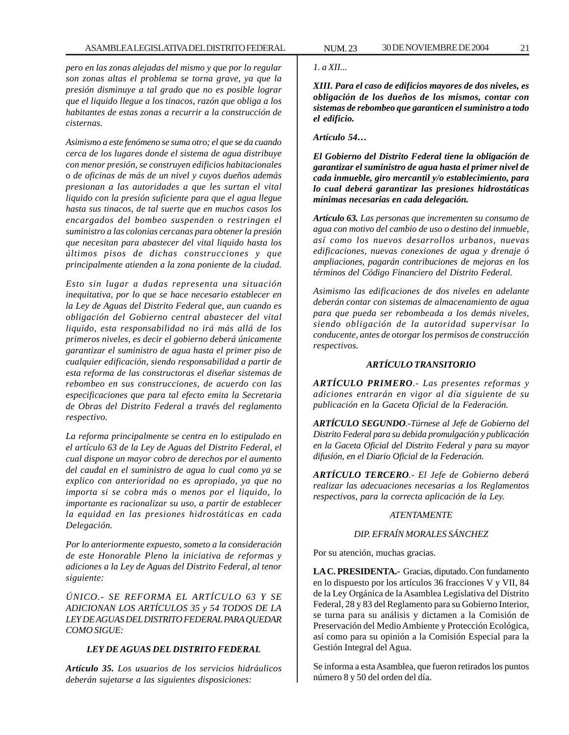*pero en las zonas alejadas del mismo y que por lo regular son zonas altas el problema se torna grave, ya que la presión disminuye a tal grado que no es posible lograr que el liquido llegue a los tinacos, razón que obliga a los habitantes de estas zonas a recurrir a la construcción de cisternas.*

*Asimismo a este fenómeno se suma otro; el que se da cuando cerca de los lugares donde el sistema de agua distribuye con menor presión, se construyen edificios habitacionales o de oficinas de más de un nivel y cuyos dueños además presionan a las autoridades a que les surtan el vital liquido con la presión suficiente para que el agua llegue hasta sus tinacos, de tal suerte que en muchos casos los encargados del bombeo suspenden o restringen el suministro a las colonias cercanas para obtener la presión que necesitan para abastecer del vital liquido hasta los últimos pisos de dichas construcciones y que principalmente atienden a la zona poniente de la ciudad.*

*Esto sin lugar a dudas representa una situación inequitativa, por lo que se hace necesario establecer en la Ley de Aguas del Distrito Federal que, aun cuando es obligación del Gobierno central abastecer del vital liquido, esta responsabilidad no irá más allá de los primeros niveles, es decir el gobierno deberá únicamente garantizar el suministro de agua hasta el primer piso de cualquier edificación, siendo responsabilidad a partir de esta reforma de las constructoras el diseñar sistemas de rebombeo en sus construcciones, de acuerdo con las especificaciones que para tal efecto emita la Secretaria de Obras del Distrito Federal a través del reglamento respectivo.*

*La reforma principalmente se centra en lo estipulado en el artículo 63 de la Ley de Aguas del Distrito Federal, el cual dispone un mayor cobro de derechos por el aumento del caudal en el suministro de agua lo cual como ya se explico con anterioridad no es apropiado, ya que no importa si se cobra más o menos por el liquido, lo importante es racionalizar su uso, a partir de establecer la equidad en las presiones hidrostáticas en cada Delegación.*

*Por lo anteriormente expuesto, someto a la consideración de este Honorable Pleno la iniciativa de reformas y adiciones a la Ley de Aguas del Distrito Federal, al tenor siguiente:*

*ÚNICO.- SE REFORMA EL ARTÍCULO 63 Y SE ADICIONAN LOS ARTÍCULOS 35 y 54 TODOS DE LA LEY DE AGUAS DEL DISTRITO FEDERAL PARA QUEDAR COMO SIGUE:*

***LEY DE AGUAS DEL DISTRITO FEDERAL***

***Artículo 35.*** *Los usuarios de los servicios hidráulicos deberán sujetarse a las siguientes disposiciones:*

*1. a XII...*

***XIII. Para el caso de edificios mayores de dos niveles, es obligación de los dueños de los mismos, contar con sistemas de rebombeo que garanticen el suministro a todo el edificio.***

***Artículo 54…***

***El Gobierno del Distrito Federal tiene la obligación de garantizar el suministro de agua hasta el primer nivel de cada inmueble, giro mercantil y/o establecimiento, para lo cual deberá garantizar las presiones hidrostáticas mínimas necesarias en cada delegación.***

***Artículo 63.*** *Las personas que incrementen su consumo de agua con motivo del cambio de uso o destino del inmueble, así como los nuevos desarrollos urbanos, nuevas edificaciones, nuevas conexiones de agua y drenaje ó ampliaciones, pagarán contribuciones de mejoras en los términos del Código Financiero del Distrito Federal.*

*Asimismo las edificaciones de dos niveles en adelante deberán contar con sistemas de almacenamiento de agua para que pueda ser rebombeada a los demás niveles, siendo obligación de la autoridad supervisar lo conducente, antes de otorgar los permisos de construcción respectivos.*

***ARTÍCULO TRANSITORIO***

***ARTÍCULO PRIMERO****.- Las presentes reformas y adiciones entrarán en vigor al día siguiente de su publicación en la Gaceta Oficial de la Federación.*

***ARTÍCULO SEGUNDO****.-Túrnese al Jefe de Gobierno del Distrito Federal para su debida promulgación y publicación en la Gaceta Oficial del Distrito Federal y para su mayor difusión, en el Diario Oficial de la Federación.*

***ARTÍCULO TERCERO****.- El Jefe de Gobierno deberá realizar las adecuaciones necesarias a los Reglamentos respectivos, para la correcta aplicación de la Ley.*

*ATENTAMENTE*

*DIP. EFRAÍN MORALES SÁNCHEZ*

Por su atención, muchas gracias.

**LA C. PRESIDENTA.-** Gracias, diputado. Con fundamento en lo dispuesto por los artículos 36 fracciones V y VII, 84 de la Ley Orgánica de la Asamblea Legislativa del Distrito Federal, 28 y 83 del Reglamento para su Gobierno Interior, se turna para su análisis y dictamen a la Comisión de Preservación del Medio Ambiente y Protección Ecológica, así como para su opinión a la Comisión Especial para la Gestión Integral del Agua.

Se informa a esta Asamblea, que fueron retirados los puntos número 8 y 50 del orden del día.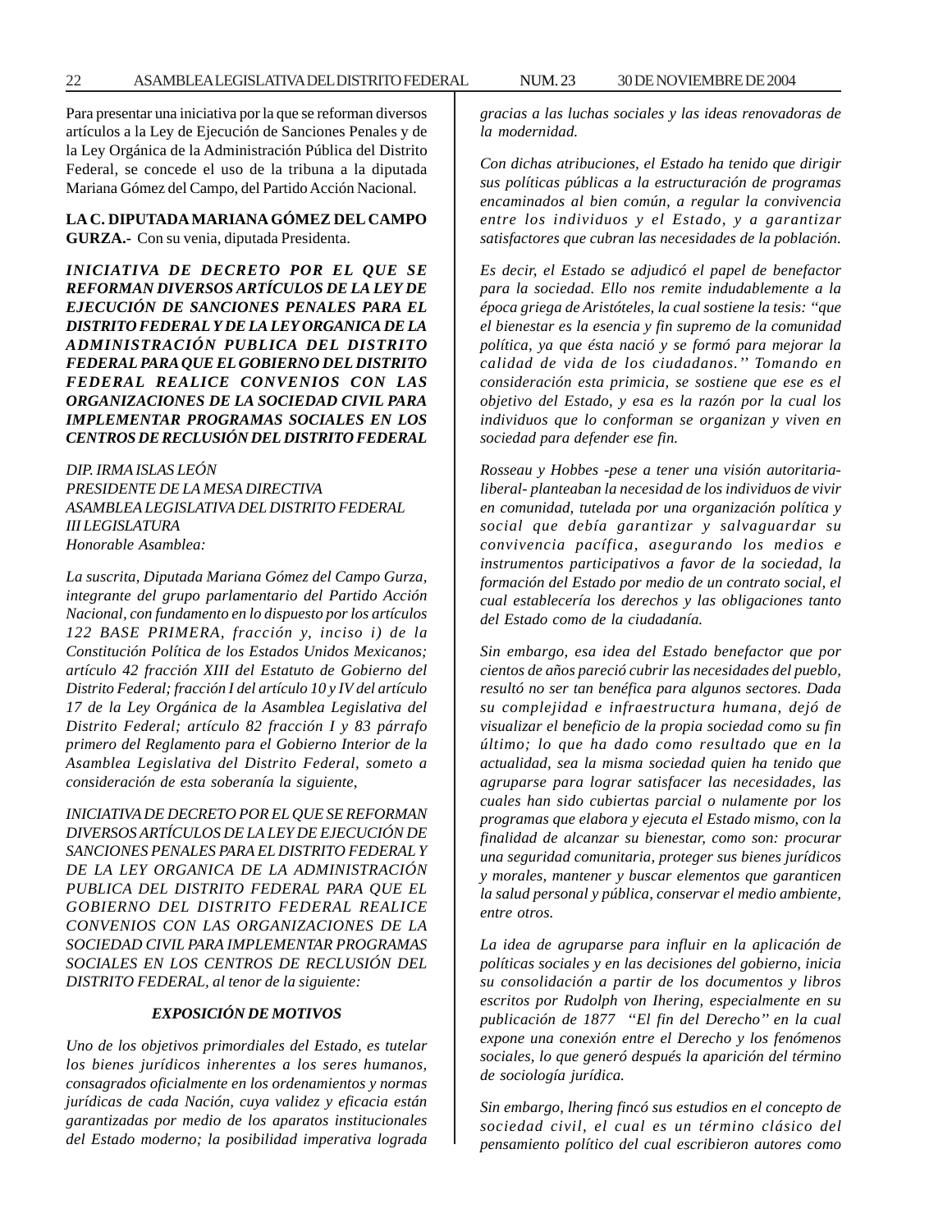Para presentar una iniciativa por la que se reforman diversos artículos a la Ley de Ejecución de Sanciones Penales y de la Ley Orgánica de la Administración Pública del Distrito Federal, se concede el uso de la tribuna a la diputada Mariana Gómez del Campo, del Partido Acción Nacional.

**LA C. DIPUTADA MARIANA GÓMEZ DEL CAMPO GURZA.-** Con su venia, diputada Presidenta.

***INICIATIVA DE DECRETO POR EL QUE SE REFORMAN DIVERSOS ARTÍCULOS DE LA LEY DE EJECUCIÓN DE SANCIONES PENALES PARA EL DISTRITO FEDERAL Y DE LA LEY ORGANICA DE LA ADMINISTRACIÓN PUBLICA DEL DISTRITO FEDERAL PARA QUE EL GOBIERNO DEL DISTRITO FEDERAL REALICE CONVENIOS CON LAS ORGANIZACIONES DE LA SOCIEDAD CIVIL PARA IMPLEMENTAR PROGRAMAS SOCIALES EN LOS CENTROS DE RECLUSIÓN DEL DISTRITO FEDERAL***

*DIP. IRMA ISLAS LEÓN*
*PRESIDENTE DE LA MESA DIRECTIVA*
*ASAMBLEA LEGISLATIVA DEL DISTRITO FEDERAL*
*III LEGISLATURA*
*Honorable Asamblea:*

*La suscrita, Diputada Mariana Gómez del Campo Gurza, integrante del grupo parlamentario del Partido Acción Nacional, con fundamento en lo dispuesto por los artículos 122 BASE PRIMERA, fracción y, inciso i) de la Constitución Política de los Estados Unidos Mexicanos; artículo 42 fracción XIII del Estatuto de Gobierno del Distrito Federal; fracción I del artículo 10 y IV del artículo 17 de la Ley Orgánica de la Asamblea Legislativa del Distrito Federal; artículo 82 fracción I y 83 párrafo primero del Reglamento para el Gobierno Interior de la Asamblea Legislativa del Distrito Federal, someto a consideración de esta soberanía la siguiente,*

*INICIATIVA DE DECRETO POR EL QUE SE REFORMAN DIVERSOS ARTÍCULOS DE LA LEY DE EJECUCIÓN DE SANCIONES PENALES PARA EL DISTRITO FEDERAL Y DE LA LEY ORGANICA DE LA ADMINISTRACIÓN PUBLICA DEL DISTRITO FEDERAL PARA QUE EL GOBIERNO DEL DISTRITO FEDERAL REALICE CONVENIOS CON LAS ORGANIZACIONES DE LA SOCIEDAD CIVIL PARA IMPLEMENTAR PROGRAMAS SOCIALES EN LOS CENTROS DE RECLUSIÓN DEL DISTRITO FEDERAL, al tenor de la siguiente:*

***EXPOSICIÓN DE MOTIVOS***

*Uno de los objetivos primordiales del Estado, es tutelar los bienes jurídicos inherentes a los seres humanos, consagrados oficialmente en los ordenamientos y normas jurídicas de cada Nación, cuya validez y eficacia están garantizadas por medio de los aparatos institucionales del Estado moderno; la posibilidad imperativa lograda gracias a las luchas sociales y las ideas renovadoras de la modernidad.*

*Con dichas atribuciones, el Estado ha tenido que dirigir sus políticas públicas a la estructuración de programas encaminados al bien común, a regular la convivencia entre los individuos y el Estado, y a garantizar satisfactores que cubran las necesidades de la población.*

*Es decir, el Estado se adjudicó el papel de benefactor para la sociedad. Ello nos remite indudablemente a la época griega de Aristóteles, la cual sostiene la tesis: "que el bienestar es la esencia y fin supremo de la comunidad política, ya que ésta nació y se formó para mejorar la calidad de vida de los ciudadanos." Tomando en consideración esta primicia, se sostiene que ese es el objetivo del Estado, y esa es la razón por la cual los individuos que lo conforman se organizan y viven en sociedad para defender ese fin.*

*Rosseau y Hobbes -pese a tener una visión autoritaria-liberal- planteaban la necesidad de los individuos de vivir en comunidad, tutelada por una organización política y social que debía garantizar y salvaguardar su convivencia pacífica, asegurando los medios e instrumentos participativos a favor de la sociedad, la formación del Estado por medio de un contrato social, el cual establecería los derechos y las obligaciones tanto del Estado como de la ciudadanía.*

*Sin embargo, esa idea del Estado benefactor que por cientos de años pareció cubrir las necesidades del pueblo, resultó no ser tan benéfica para algunos sectores. Dada su complejidad e infraestructura humana, dejó de visualizar el beneficio de la propia sociedad como su fin último; lo que ha dado como resultado que en la actualidad, sea la misma sociedad quien ha tenido que agruparse para lograr satisfacer las necesidades, las cuales han sido cubiertas parcial o nulamente por los programas que elabora y ejecuta el Estado mismo, con la finalidad de alcanzar su bienestar, como son: procurar una seguridad comunitaria, proteger sus bienes jurídicos y morales, mantener y buscar elementos que garanticen la salud personal y pública, conservar el medio ambiente, entre otros.*

*La idea de agruparse para influir en la aplicación de políticas sociales y en las decisiones del gobierno, inicia su consolidación a partir de los documentos y libros escritos por Rudolph von Ihering, especialmente en su publicación de 1877 "El fin del Derecho" en la cual expone una conexión entre el Derecho y los fenómenos sociales, lo que generó después la aparición del término de sociología jurídica.*

*Sin embargo, lhering fincó sus estudios en el concepto de sociedad civil, el cual es un término clásico del pensamiento político del cual escribieron autores como*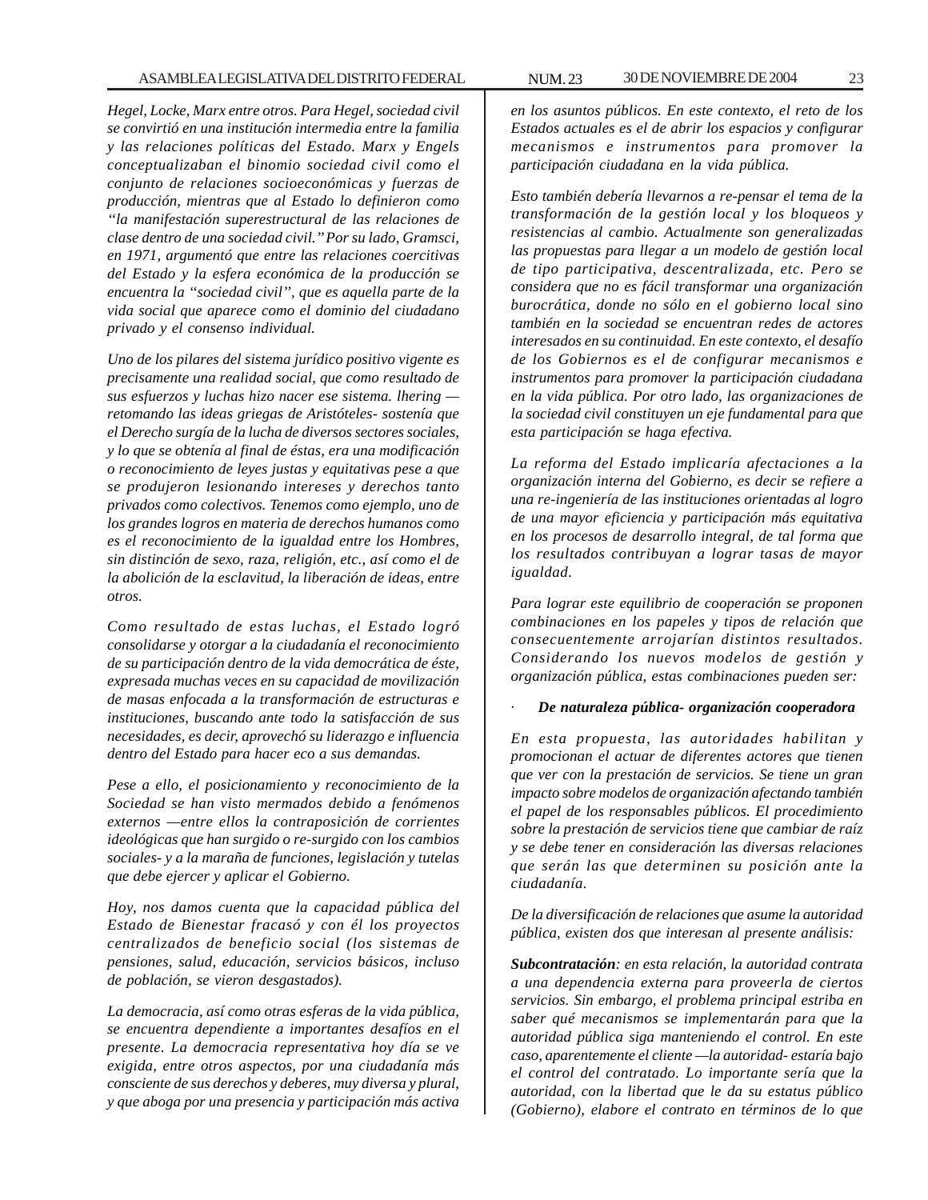*Hegel, Locke, Marx entre otros. Para Hegel, sociedad civil se convirtió en una institución intermedia entre la familia y las relaciones políticas del Estado. Marx y Engels conceptualizaban el binomio sociedad civil como el conjunto de relaciones socioeconómicas y fuerzas de producción, mientras que al Estado lo definieron como "la manifestación superestructural de las relaciones de clase dentro de una sociedad civil." Por su lado, Gramsci, en 1971, argumentó que entre las relaciones coercitivas del Estado y la esfera económica de la producción se encuentra la "sociedad civil", que es aquella parte de la vida social que aparece como el dominio del ciudadano privado y el consenso individual.*

*Uno de los pilares del sistema jurídico positivo vigente es precisamente una realidad social, que como resultado de sus esfuerzos y luchas hizo nacer ese sistema. lhering —retomando las ideas griegas de Aristóteles- sostenía que el Derecho surgía de la lucha de diversos sectores sociales, y lo que se obtenía al final de éstas, era una modificación o reconocimiento de leyes justas y equitativas pese a que se produjeron lesionando intereses y derechos tanto privados como colectivos. Tenemos como ejemplo, uno de los grandes logros en materia de derechos humanos como es el reconocimiento de la igualdad entre los Hombres, sin distinción de sexo, raza, religión, etc., así como el de la abolición de la esclavitud, la liberación de ideas, entre otros.*

*Como resultado de estas luchas, el Estado logró consolidarse y otorgar a la ciudadanía el reconocimiento de su participación dentro de la vida democrática de éste, expresada muchas veces en su capacidad de movilización de masas enfocada a la transformación de estructuras e instituciones, buscando ante todo la satisfacción de sus necesidades, es decir, aprovechó su liderazgo e influencia dentro del Estado para hacer eco a sus demandas.*

*Pese a ello, el posicionamiento y reconocimiento de la Sociedad se han visto mermados debido a fenómenos externos —entre ellos la contraposición de corrientes ideológicas que han surgido o re-surgido con los cambios sociales- y a la maraña de funciones, legislación y tutelas que debe ejercer y aplicar el Gobierno.*

*Hoy, nos damos cuenta que la capacidad pública del Estado de Bienestar fracasó y con él los proyectos centralizados de beneficio social (los sistemas de pensiones, salud, educación, servicios básicos, incluso de población, se vieron desgastados).*

*La democracia, así como otras esferas de la vida pública, se encuentra dependiente a importantes desafíos en el presente. La democracia representativa hoy día se ve exigida, entre otros aspectos, por una ciudadanía más consciente de sus derechos y deberes, muy diversa y plural, y que aboga por una presencia y participación más activa en los asuntos públicos. En este contexto, el reto de los Estados actuales es el de abrir los espacios y configurar mecanismos e instrumentos para promover la participación ciudadana en la vida pública.*

*Esto también debería llevarnos a re-pensar el tema de la transformación de la gestión local y los bloqueos y resistencias al cambio. Actualmente son generalizadas las propuestas para llegar a un modelo de gestión local de tipo participativa, descentralizada, etc. Pero se considera que no es fácil transformar una organización burocrática, donde no sólo en el gobierno local sino también en la sociedad se encuentran redes de actores interesados en su continuidad. En este contexto, el desafío de los Gobiernos es el de configurar mecanismos e instrumentos para promover la participación ciudadana en la vida pública. Por otro lado, las organizaciones de la sociedad civil constituyen un eje fundamental para que esta participación se haga efectiva.*

*La reforma del Estado implicaría afectaciones a la organización interna del Gobierno, es decir se refiere a una re-ingeniería de las instituciones orientadas al logro de una mayor eficiencia y participación más equitativa en los procesos de desarrollo integral, de tal forma que los resultados contribuyan a lograr tasas de mayor igualdad.*

*Para lograr este equilibrio de cooperación se proponen combinaciones en los papeles y tipos de relación que consecuentemente arrojarían distintos resultados. Considerando los nuevos modelos de gestión y organización pública, estas combinaciones pueden ser:*

- ***De naturaleza pública- organización cooperadora***

*En esta propuesta, las autoridades habilitan y promocionan el actuar de diferentes actores que tienen que ver con la prestación de servicios. Se tiene un gran impacto sobre modelos de organización afectando también el papel de los responsables públicos. El procedimiento sobre la prestación de servicios tiene que cambiar de raíz y se debe tener en consideración las diversas relaciones que serán las que determinen su posición ante la ciudadanía.*

*De la diversificación de relaciones que asume la autoridad pública, existen dos que interesan al presente análisis:*

***Subcontratación**: en esta relación, la autoridad contrata a una dependencia externa para proveerla de ciertos servicios. Sin embargo, el problema principal estriba en saber qué mecanismos se implementarán para que la autoridad pública siga manteniendo el control. En este caso, aparentemente el cliente —la autoridad- estaría bajo el control del contratado. Lo importante sería que la autoridad, con la libertad que le da su estatus público (Gobierno), elabore el contrato en términos de lo que*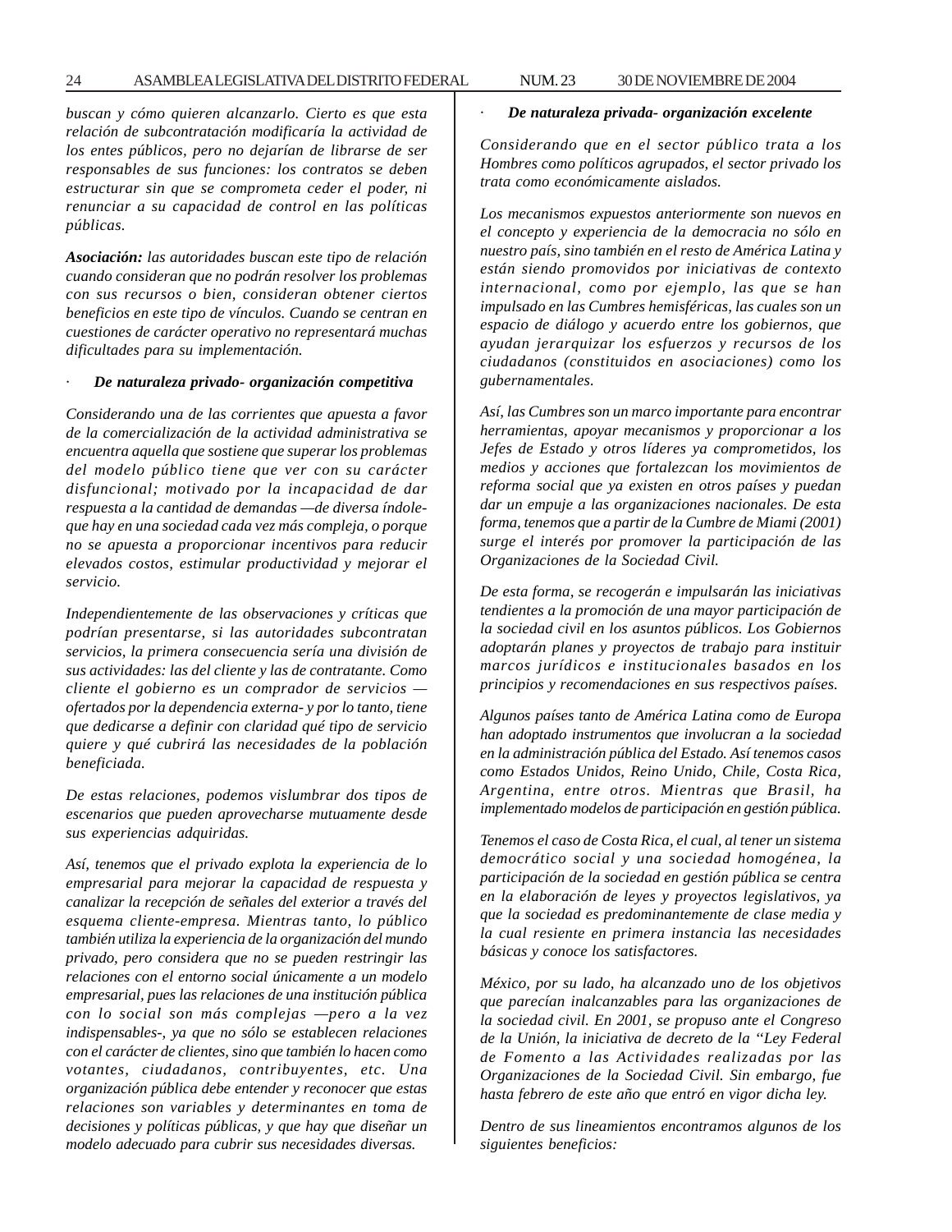*buscan y cómo quieren alcanzarlo. Cierto es que esta relación de subcontratación modificaría la actividad de los entes públicos, pero no dejarían de librarse de ser responsables de sus funciones: los contratos se deben estructurar sin que se comprometa ceder el poder, ni renunciar a su capacidad de control en las políticas públicas.*

***Asociación:** las autoridades buscan este tipo de relación cuando consideran que no podrán resolver los problemas con sus recursos o bien, consideran obtener ciertos beneficios en este tipo de vínculos. Cuando se centran en cuestiones de carácter operativo no representará muchas dificultades para su implementación.*

· ***De naturaleza privado- organización competitiva***

*Considerando una de las corrientes que apuesta a favor de la comercialización de la actividad administrativa se encuentra aquella que sostiene que superar los problemas del modelo público tiene que ver con su carácter disfuncional; motivado por la incapacidad de dar respuesta a la cantidad de demandas —de diversa índole- que hay en una sociedad cada vez más compleja, o porque no se apuesta a proporcionar incentivos para reducir elevados costos, estimular productividad y mejorar el servicio.*

*Independientemente de las observaciones y críticas que podrían presentarse, si las autoridades subcontratan servicios, la primera consecuencia sería una división de sus actividades: las del cliente y las de contratante. Como cliente el gobierno es un comprador de servicios —ofertados por la dependencia externa- y por lo tanto, tiene que dedicarse a definir con claridad qué tipo de servicio quiere y qué cubrirá las necesidades de la población beneficiada.*

*De estas relaciones, podemos vislumbrar dos tipos de escenarios que pueden aprovecharse mutuamente desde sus experiencias adquiridas.*

*Así, tenemos que el privado explota la experiencia de lo empresarial para mejorar la capacidad de respuesta y canalizar la recepción de señales del exterior a través del esquema cliente-empresa. Mientras tanto, lo público también utiliza la experiencia de la organización del mundo privado, pero considera que no se pueden restringir las relaciones con el entorno social únicamente a un modelo empresarial, pues las relaciones de una institución pública con lo social son más complejas —pero a la vez indispensables-, ya que no sólo se establecen relaciones con el carácter de clientes, sino que también lo hacen como votantes, ciudadanos, contribuyentes, etc. Una organización pública debe entender y reconocer que estas relaciones son variables y determinantes en toma de decisiones y políticas públicas, y que hay que diseñar un modelo adecuado para cubrir sus necesidades diversas.*

· ***De naturaleza privada- organización excelente***

*Considerando que en el sector público trata a los Hombres como políticos agrupados, el sector privado los trata como económicamente aislados.*

*Los mecanismos expuestos anteriormente son nuevos en el concepto y experiencia de la democracia no sólo en nuestro país, sino también en el resto de América Latina y están siendo promovidos por iniciativas de contexto internacional, como por ejemplo, las que se han impulsado en las Cumbres hemisféricas, las cuales son un espacio de diálogo y acuerdo entre los gobiernos, que ayudan jerarquizar los esfuerzos y recursos de los ciudadanos (constituidos en asociaciones) como los gubernamentales.*

*Así, las Cumbres son un marco importante para encontrar herramientas, apoyar mecanismos y proporcionar a los Jefes de Estado y otros líderes ya comprometidos, los medios y acciones que fortalezcan los movimientos de reforma social que ya existen en otros países y puedan dar un empuje a las organizaciones nacionales. De esta forma, tenemos que a partir de la Cumbre de Miami (2001) surge el interés por promover la participación de las Organizaciones de la Sociedad Civil.*

*De esta forma, se recogerán e impulsarán las iniciativas tendientes a la promoción de una mayor participación de la sociedad civil en los asuntos públicos. Los Gobiernos adoptarán planes y proyectos de trabajo para instituir marcos jurídicos e institucionales basados en los principios y recomendaciones en sus respectivos países.*

*Algunos países tanto de América Latina como de Europa han adoptado instrumentos que involucran a la sociedad en la administración pública del Estado. Así tenemos casos como Estados Unidos, Reino Unido, Chile, Costa Rica, Argentina, entre otros. Mientras que Brasil, ha implementado modelos de participación en gestión pública.*

*Tenemos el caso de Costa Rica, el cual, al tener un sistema democrático social y una sociedad homogénea, la participación de la sociedad en gestión pública se centra en la elaboración de leyes y proyectos legislativos, ya que la sociedad es predominantemente de clase media y la cual resiente en primera instancia las necesidades básicas y conoce los satisfactores.*

*México, por su lado, ha alcanzado uno de los objetivos que parecían inalcanzables para las organizaciones de la sociedad civil. En 2001, se propuso ante el Congreso de la Unión, la iniciativa de decreto de la "Ley Federal de Fomento a las Actividades realizadas por las Organizaciones de la Sociedad Civil. Sin embargo, fue hasta febrero de este año que entró en vigor dicha ley.*

*Dentro de sus lineamientos encontramos algunos de los siguientes beneficios:*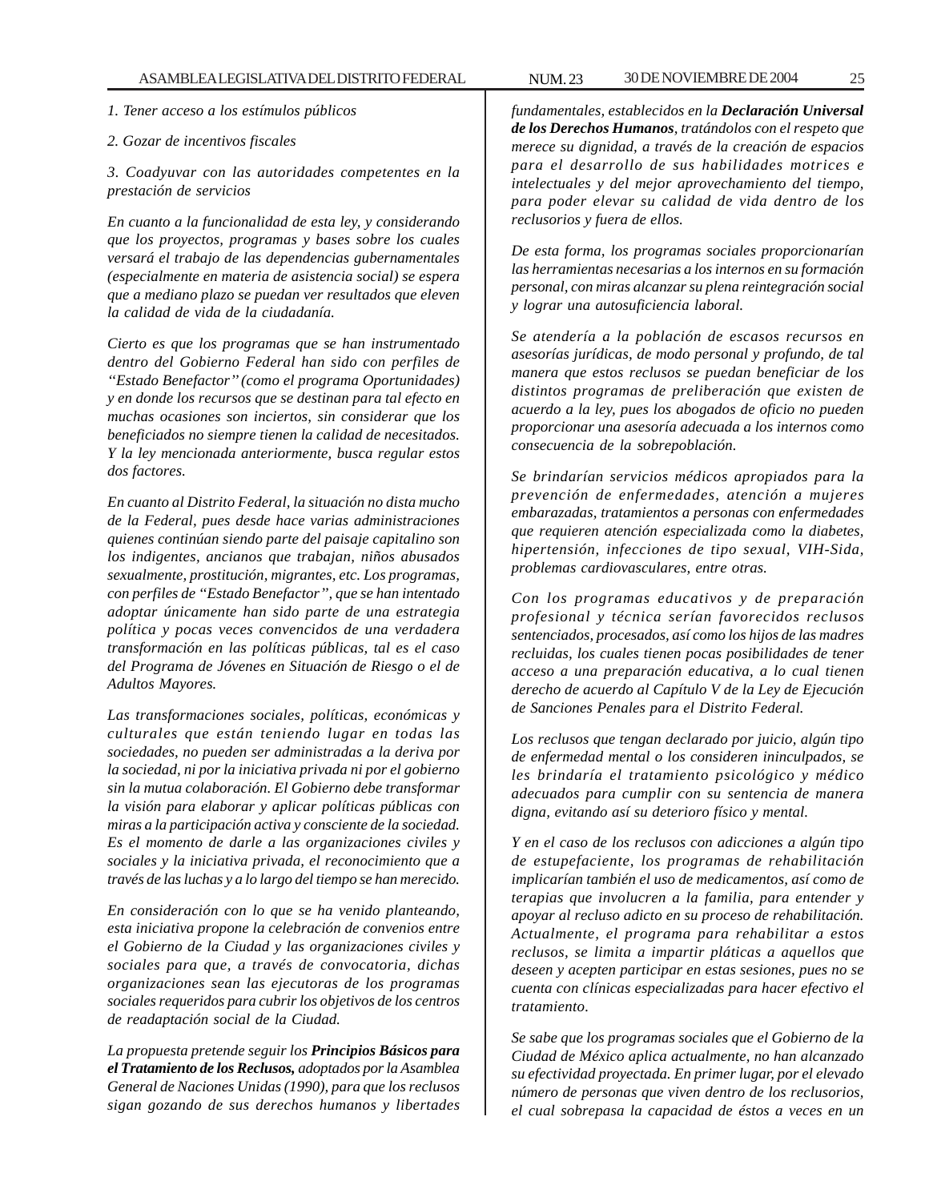*1. Tener acceso a los estímulos públicos*

*2. Gozar de incentivos fiscales*

*3. Coadyuvar con las autoridades competentes en la prestación de servicios*

*En cuanto a la funcionalidad de esta ley, y considerando que los proyectos, programas y bases sobre los cuales versará el trabajo de las dependencias gubernamentales (especialmente en materia de asistencia social) se espera que a mediano plazo se puedan ver resultados que eleven la calidad de vida de la ciudadanía.*

*Cierto es que los programas que se han instrumentado dentro del Gobierno Federal han sido con perfiles de "Estado Benefactor" (como el programa Oportunidades) y en donde los recursos que se destinan para tal efecto en muchas ocasiones son inciertos, sin considerar que los beneficiados no siempre tienen la calidad de necesitados. Y la ley mencionada anteriormente, busca regular estos dos factores.*

*En cuanto al Distrito Federal, la situación no dista mucho de la Federal, pues desde hace varias administraciones quienes continúan siendo parte del paisaje capitalino son los indigentes, ancianos que trabajan, niños abusados sexualmente, prostitución, migrantes, etc. Los programas, con perfiles de "Estado Benefactor", que se han intentado adoptar únicamente han sido parte de una estrategia política y pocas veces convencidos de una verdadera transformación en las políticas públicas, tal es el caso del Programa de Jóvenes en Situación de Riesgo o el de Adultos Mayores.*

*Las transformaciones sociales, políticas, económicas y culturales que están teniendo lugar en todas las sociedades, no pueden ser administradas a la deriva por la sociedad, ni por la iniciativa privada ni por el gobierno sin la mutua colaboración. El Gobierno debe transformar la visión para elaborar y aplicar políticas públicas con miras a la participación activa y consciente de la sociedad. Es el momento de darle a las organizaciones civiles y sociales y la iniciativa privada, el reconocimiento que a través de las luchas y a lo largo del tiempo se han merecido.*

*En consideración con lo que se ha venido planteando, esta iniciativa propone la celebración de convenios entre el Gobierno de la Ciudad y las organizaciones civiles y sociales para que, a través de convocatoria, dichas organizaciones sean las ejecutoras de los programas sociales requeridos para cubrir los objetivos de los centros de readaptación social de la Ciudad.*

*La propuesta pretende seguir los* ***Principios Básicos para el Tratamiento de los Reclusos,*** *adoptados por la Asamblea General de Naciones Unidas (1990), para que los reclusos sigan gozando de sus derechos humanos y libertades fundamentales, establecidos en la* ***Declaración Universal de los Derechos Humanos****, tratándolos con el respeto que merece su dignidad, a través de la creación de espacios para el desarrollo de sus habilidades motrices e intelectuales y del mejor aprovechamiento del tiempo, para poder elevar su calidad de vida dentro de los reclusorios y fuera de ellos.*

*De esta forma, los programas sociales proporcionarían las herramientas necesarias a los internos en su formación personal, con miras alcanzar su plena reintegración social y lograr una autosuficiencia laboral.*

*Se atendería a la población de escasos recursos en asesorías jurídicas, de modo personal y profundo, de tal manera que estos reclusos se puedan beneficiar de los distintos programas de preliberación que existen de acuerdo a la ley, pues los abogados de oficio no pueden proporcionar una asesoría adecuada a los internos como consecuencia de la sobrepoblación.*

*Se brindarían servicios médicos apropiados para la prevención de enfermedades, atención a mujeres embarazadas, tratamientos a personas con enfermedades que requieren atención especializada como la diabetes, hipertensión, infecciones de tipo sexual, VIH-Sida, problemas cardiovasculares, entre otras.*

*Con los programas educativos y de preparación profesional y técnica serían favorecidos reclusos sentenciados, procesados, así como los hijos de las madres recluidas, los cuales tienen pocas posibilidades de tener acceso a una preparación educativa, a lo cual tienen derecho de acuerdo al Capítulo V de la Ley de Ejecución de Sanciones Penales para el Distrito Federal.*

*Los reclusos que tengan declarado por juicio, algún tipo de enfermedad mental o los consideren ininculpados, se les brindaría el tratamiento psicológico y médico adecuados para cumplir con su sentencia de manera digna, evitando así su deterioro físico y mental.*

*Y en el caso de los reclusos con adicciones a algún tipo de estupefaciente, los programas de rehabilitación implicarían también el uso de medicamentos, así como de terapias que involucren a la familia, para entender y apoyar al recluso adicto en su proceso de rehabilitación. Actualmente, el programa para rehabilitar a estos reclusos, se limita a impartir pláticas a aquellos que deseen y acepten participar en estas sesiones, pues no se cuenta con clínicas especializadas para hacer efectivo el tratamiento.*

*Se sabe que los programas sociales que el Gobierno de la Ciudad de México aplica actualmente, no han alcanzado su efectividad proyectada. En primer lugar, por el elevado número de personas que viven dentro de los reclusorios, el cual sobrepasa la capacidad de éstos a veces en un*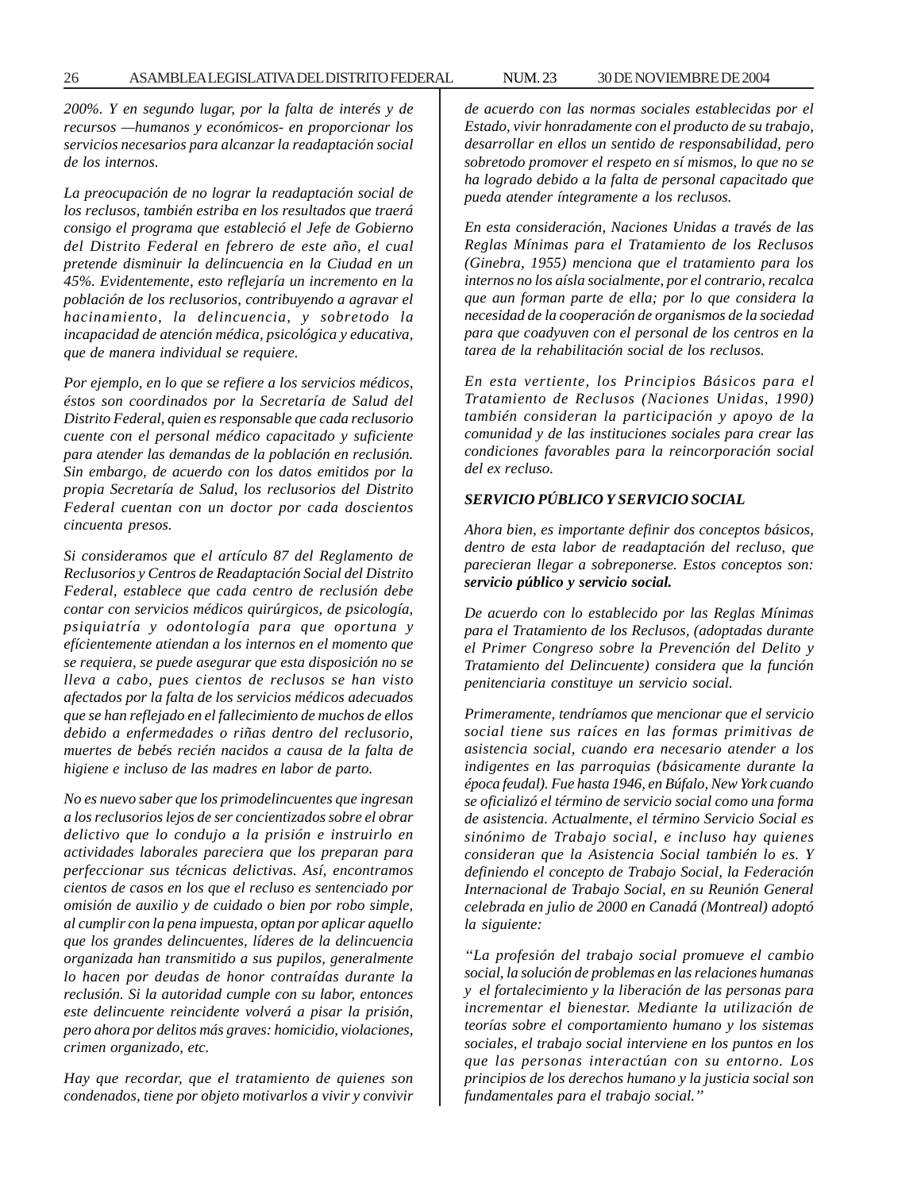*200%. Y en segundo lugar, por la falta de interés y de recursos —humanos y económicos- en proporcionar los servicios necesarios para alcanzar la readaptación social de los internos.*

*La preocupación de no lograr la readaptación social de los reclusos, también estriba en los resultados que traerá consigo el programa que estableció el Jefe de Gobierno del Distrito Federal en febrero de este año, el cual pretende disminuir la delincuencia en la Ciudad en un 45%. Evidentemente, esto reflejaría un incremento en la población de los reclusorios, contribuyendo a agravar el hacinamiento, la delincuencia, y sobretodo la incapacidad de atención médica, psicológica y educativa, que de manera individual se requiere.*

*Por ejemplo, en lo que se refiere a los servicios médicos, éstos son coordinados por la Secretaría de Salud del Distrito Federal, quien es responsable que cada reclusorio cuente con el personal médico capacitado y suficiente para atender las demandas de la población en reclusión. Sin embargo, de acuerdo con los datos emitidos por la propia Secretaría de Salud, los reclusorios del Distrito Federal cuentan con un doctor por cada doscientos cincuenta presos.*

*Si consideramos que el artículo 87 del Reglamento de Reclusorios y Centros de Readaptación Social del Distrito Federal, establece que cada centro de reclusión debe contar con servicios médicos quirúrgicos, de psicología, psiquiatría y odontología para que oportuna y efícientemente atiendan a los internos en el momento que se requiera, se puede asegurar que esta disposición no se lleva a cabo, pues cientos de reclusos se han visto afectados por la falta de los servicios médicos adecuados que se han reflejado en el fallecimiento de muchos de ellos debido a enfermedades o riñas dentro del reclusorio, muertes de bebés recién nacidos a causa de la falta de higiene e incluso de las madres en labor de parto.*

*No es nuevo saber que los primodelincuentes que ingresan a los reclusorios lejos de ser concientizados sobre el obrar delictivo que lo condujo a la prisión e instruirlo en actividades laborales pareciera que los preparan para perfeccionar sus técnicas delictivas. Así, encontramos cientos de casos en los que el recluso es sentenciado por omisión de auxilio y de cuidado o bien por robo simple, al cumplir con la pena impuesta, optan por aplicar aquello que los grandes delincuentes, líderes de la delincuencia organizada han transmitido a sus pupilos, generalmente lo hacen por deudas de honor contraídas durante la reclusión. Si la autoridad cumple con su labor, entonces este delincuente reincidente volverá a pisar la prisión, pero ahora por delitos más graves: homicidio, violaciones, crimen organizado, etc.*

*Hay que recordar, que el tratamiento de quienes son condenados, tiene por objeto motivarlos a vivir y convivir de acuerdo con las normas sociales establecidas por el Estado, vivir honradamente con el producto de su trabajo, desarrollar en ellos un sentido de responsabilidad, pero sobretodo promover el respeto en sí mismos, lo que no se ha logrado debido a la falta de personal capacitado que pueda atender íntegramente a los reclusos.*

*En esta consideración, Naciones Unidas a través de las Reglas Mínimas para el Tratamiento de los Reclusos (Ginebra, 1955) menciona que el tratamiento para los internos no los aísla socialmente, por el contrario, recalca que aun forman parte de ella; por lo que considera la necesidad de la cooperación de organismos de la sociedad para que coadyuven con el personal de los centros en la tarea de la rehabilitación social de los reclusos.*

*En esta vertiente, los Principios Básicos para el Tratamiento de Reclusos (Naciones Unidas, 1990) también consideran la participación y apoyo de la comunidad y de las instituciones sociales para crear las condiciones favorables para la reincorporación social del ex recluso.*

***SERVICIO PÚBLICO Y SERVICIO SOCIAL***

*Ahora bien, es importante definir dos conceptos básicos, dentro de esta labor de readaptación del recluso, que parecieran llegar a sobreponerse. Estos conceptos son:* ***servicio público y servicio social.***

*De acuerdo con lo establecido por las Reglas Mínimas para el Tratamiento de los Reclusos, (adoptadas durante el Primer Congreso sobre la Prevención del Delito y Tratamiento del Delincuente) considera que la función penitenciaria constituye un servicio social.*

*Primeramente, tendríamos que mencionar que el servicio social tiene sus raíces en las formas primitivas de asistencia social, cuando era necesario atender a los indigentes en las parroquias (básicamente durante la época feudal). Fue hasta 1946, en Búfalo, New York cuando se oficializó el término de servicio social como una forma de asistencia. Actualmente, el término Servicio Social es sinónimo de Trabajo social, e incluso hay quienes consideran que la Asistencia Social también lo es. Y definiendo el concepto de Trabajo Social, la Federación Internacional de Trabajo Social, en su Reunión General celebrada en julio de 2000 en Canadá (Montreal) adoptó la siguiente:*

*"La profesión del trabajo social promueve el cambio social, la solución de problemas en las relaciones humanas y el fortalecimiento y la liberación de las personas para incrementar el bienestar. Mediante la utilización de teorías sobre el comportamiento humano y los sistemas sociales, el trabajo social interviene en los puntos en los que las personas interactúan con su entorno. Los principios de los derechos humano y la justicia social son fundamentales para el trabajo social."*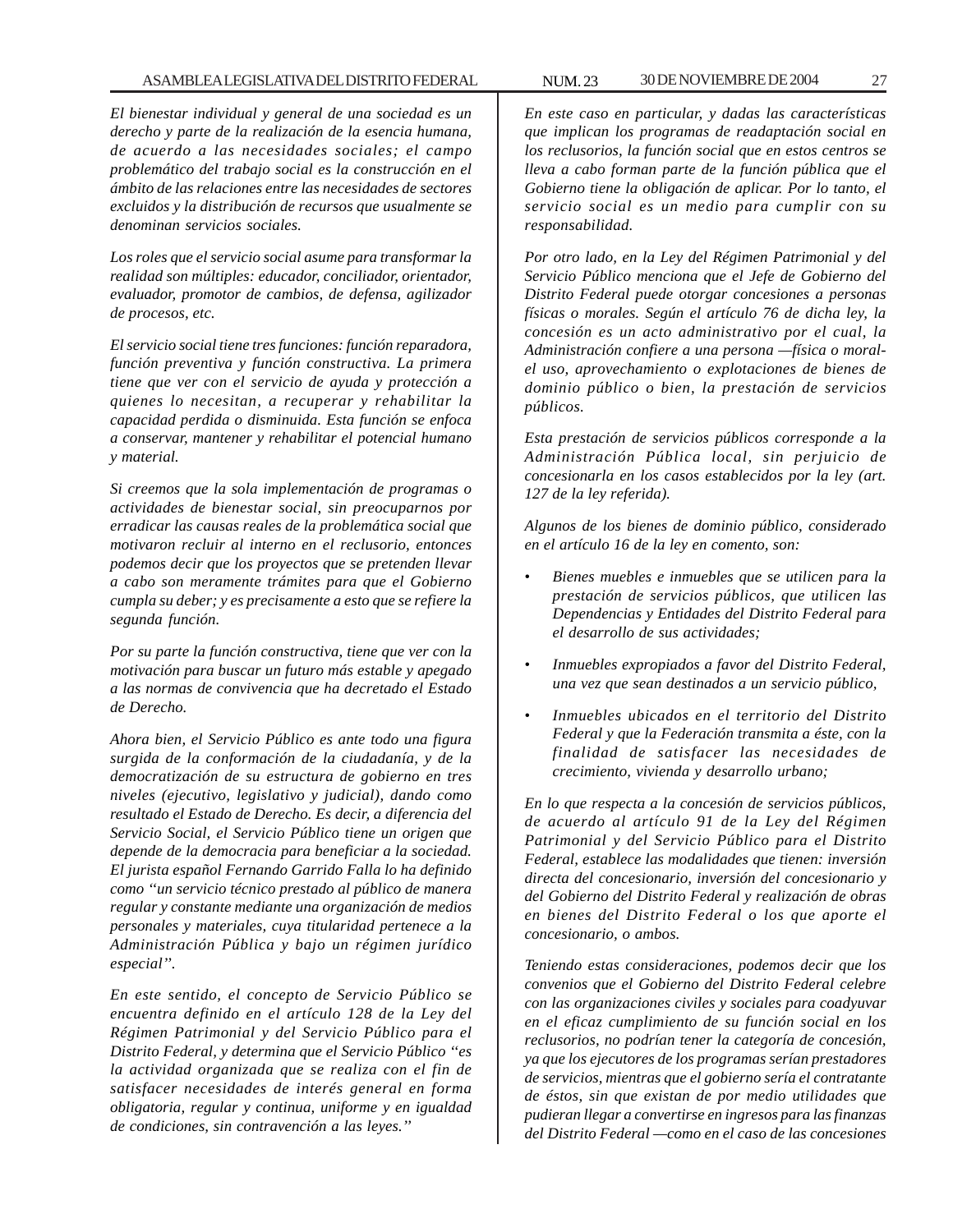*El bienestar individual y general de una sociedad es un derecho y parte de la realización de la esencia humana, de acuerdo a las necesidades sociales; el campo problemático del trabajo social es la construcción en el ámbito de las relaciones entre las necesidades de sectores excluidos y la distribución de recursos que usualmente se denominan servicios sociales.*

*Los roles que el servicio social asume para transformar la realidad son múltiples: educador, conciliador, orientador, evaluador, promotor de cambios, de defensa, agilizador de procesos, etc.*

*El servicio social tiene tres funciones: función reparadora, función preventiva y función constructiva. La primera tiene que ver con el servicio de ayuda y protección a quienes lo necesitan, a recuperar y rehabilitar la capacidad perdida o disminuida. Esta función se enfoca a conservar, mantener y rehabilitar el potencial humano y material.*

*Si creemos que la sola implementación de programas o actividades de bienestar social, sin preocuparnos por erradicar las causas reales de la problemática social que motivaron recluir al interno en el reclusorio, entonces podemos decir que los proyectos que se pretenden llevar a cabo son meramente trámites para que el Gobierno cumpla su deber; y es precisamente a esto que se refiere la segunda función.*

*Por su parte la función constructiva, tiene que ver con la motivación para buscar un futuro más estable y apegado a las normas de convivencia que ha decretado el Estado de Derecho.*

*Ahora bien, el Servicio Público es ante todo una figura surgida de la conformación de la ciudadanía, y de la democratización de su estructura de gobierno en tres niveles (ejecutivo, legislativo y judicial), dando como resultado el Estado de Derecho. Es decir, a diferencia del Servicio Social, el Servicio Público tiene un origen que depende de la democracia para beneficiar a la sociedad. El jurista español Fernando Garrido Falla lo ha definido como "un servicio técnico prestado al público de manera regular y constante mediante una organización de medios personales y materiales, cuya titularidad pertenece a la Administración Pública y bajo un régimen jurídico especial".*

*En este sentido, el concepto de Servicio Público se encuentra definido en el artículo 128 de la Ley del Régimen Patrimonial y del Servicio Público para el Distrito Federal, y determina que el Servicio Público "es la actividad organizada que se realiza con el fin de satisfacer necesidades de interés general en forma obligatoria, regular y continua, uniforme y en igualdad de condiciones, sin contravención a las leyes."*

*En este caso en particular, y dadas las características que implican los programas de readaptación social en los reclusorios, la función social que en estos centros se lleva a cabo forman parte de la función pública que el Gobierno tiene la obligación de aplicar. Por lo tanto, el servicio social es un medio para cumplir con su responsabilidad.*

*Por otro lado, en la Ley del Régimen Patrimonial y del Servicio Público menciona que el Jefe de Gobierno del Distrito Federal puede otorgar concesiones a personas físicas o morales. Según el artículo 76 de dicha ley, la concesión es un acto administrativo por el cual, la Administración confiere a una persona —física o moral- el uso, aprovechamiento o explotaciones de bienes de dominio público o bien, la prestación de servicios públicos.*

*Esta prestación de servicios públicos corresponde a la Administración Pública local, sin perjuicio de concesionarla en los casos establecidos por la ley (art. 127 de la ley referida).*

*Algunos de los bienes de dominio público, considerado en el artículo 16 de la ley en comento, son:*

- *Bienes muebles e inmuebles que se utilicen para la prestación de servicios públicos, que utilicen las Dependencias y Entidades del Distrito Federal para el desarrollo de sus actividades;*
- *Inmuebles expropiados a favor del Distrito Federal, una vez que sean destinados a un servicio público,*
- *Inmuebles ubicados en el territorio del Distrito Federal y que la Federación transmita a éste, con la finalidad de satisfacer las necesidades de crecimiento, vivienda y desarrollo urbano;*

*En lo que respecta a la concesión de servicios públicos, de acuerdo al artículo 91 de la Ley del Régimen Patrimonial y del Servicio Público para el Distrito Federal, establece las modalidades que tienen: inversión directa del concesionario, inversión del concesionario y del Gobierno del Distrito Federal y realización de obras en bienes del Distrito Federal o los que aporte el concesionario, o ambos.*

*Teniendo estas consideraciones, podemos decir que los convenios que el Gobierno del Distrito Federal celebre con las organizaciones civiles y sociales para coadyuvar en el eficaz cumplimiento de su función social en los reclusorios, no podrían tener la categoría de concesión, ya que los ejecutores de los programas serían prestadores de servicios, mientras que el gobierno sería el contratante de éstos, sin que existan de por medio utilidades que pudieran llegar a convertirse en ingresos para las finanzas del Distrito Federal —como en el caso de las concesiones*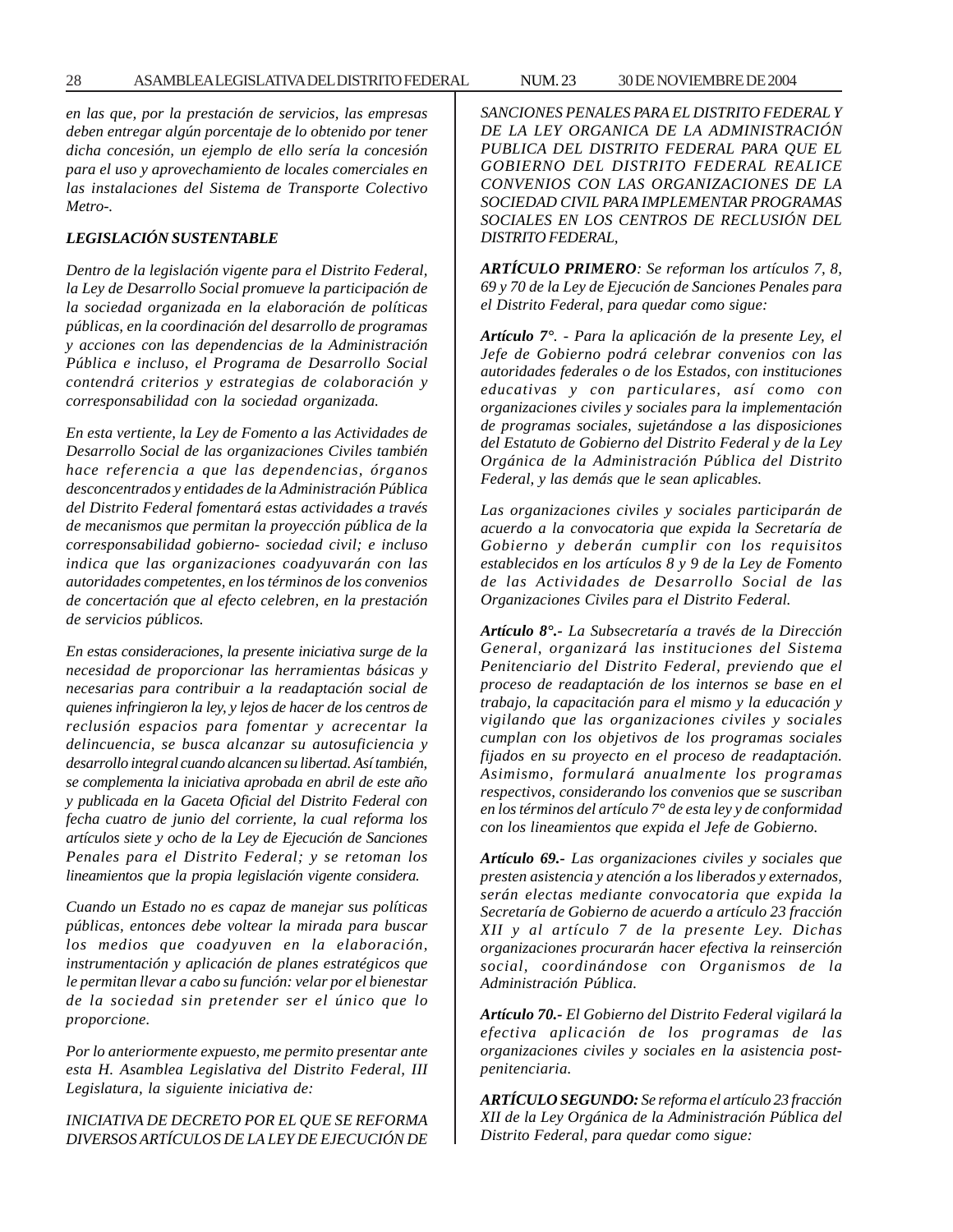*en las que, por la prestación de servicios, las empresas deben entregar algún porcentaje de lo obtenido por tener dicha concesión, un ejemplo de ello sería la concesión para el uso y aprovechamiento de locales comerciales en las instalaciones del Sistema de Transporte Colectivo Metro-.*

***LEGISLACIÓN SUSTENTABLE***

*Dentro de la legislación vigente para el Distrito Federal, la Ley de Desarrollo Social promueve la participación de la sociedad organizada en la elaboración de políticas públicas, en la coordinación del desarrollo de programas y acciones con las dependencias de la Administración Pública e incluso, el Programa de Desarrollo Social contendrá criterios y estrategias de colaboración y corresponsabilidad con la sociedad organizada.*

*En esta vertiente, la Ley de Fomento a las Actividades de Desarrollo Social de las organizaciones Civiles también hace referencia a que las dependencias, órganos desconcentrados y entidades de la Administración Pública del Distrito Federal fomentará estas actividades a través de mecanismos que permitan la proyección pública de la corresponsabilidad gobierno- sociedad civil; e incluso indica que las organizaciones coadyuvarán con las autoridades competentes, en los términos de los convenios de concertación que al efecto celebren, en la prestación de servicios públicos.*

*En estas consideraciones, la presente iniciativa surge de la necesidad de proporcionar las herramientas básicas y necesarias para contribuir a la readaptación social de quienes infringieron la ley, y lejos de hacer de los centros de reclusión espacios para fomentar y acrecentar la delincuencia, se busca alcanzar su autosuficiencia y desarrollo integral cuando alcancen su libertad. Así también, se complementa la iniciativa aprobada en abril de este año y publicada en la Gaceta Oficial del Distrito Federal con fecha cuatro de junio del corriente, la cual reforma los artículos siete y ocho de la Ley de Ejecución de Sanciones Penales para el Distrito Federal; y se retoman los lineamientos que la propia legislación vigente considera.*

*Cuando un Estado no es capaz de manejar sus políticas públicas, entonces debe voltear la mirada para buscar los medios que coadyuven en la elaboración, instrumentación y aplicación de planes estratégicos que le permitan llevar a cabo su función: velar por el bienestar de la sociedad sin pretender ser el único que lo proporcione.*

*Por lo anteriormente expuesto, me permito presentar ante esta H. Asamblea Legislativa del Distrito Federal, III Legislatura, la siguiente iniciativa de:*

*INICIATIVA DE DECRETO POR EL QUE SE REFORMA DIVERSOS ARTÍCULOS DE LA LEY DE EJECUCIÓN DE SANCIONES PENALES PARA EL DISTRITO FEDERAL Y DE LA LEY ORGANICA DE LA ADMINISTRACIÓN PUBLICA DEL DISTRITO FEDERAL PARA QUE EL GOBIERNO DEL DISTRITO FEDERAL REALICE CONVENIOS CON LAS ORGANIZACIONES DE LA SOCIEDAD CIVIL PARA IMPLEMENTAR PROGRAMAS SOCIALES EN LOS CENTROS DE RECLUSIÓN DEL DISTRITO FEDERAL,*

***ARTÍCULO PRIMERO**: Se reforman los artículos 7, 8, 69 y 70 de la Ley de Ejecución de Sanciones Penales para el Distrito Federal, para quedar como sigue:*

***Artículo 7°.** - Para la aplicación de la presente Ley, el Jefe de Gobierno podrá celebrar convenios con las autoridades federales o de los Estados, con instituciones educativas y con particulares, así como con organizaciones civiles y sociales para la implementación de programas sociales, sujetándose a las disposiciones del Estatuto de Gobierno del Distrito Federal y de la Ley Orgánica de la Administración Pública del Distrito Federal, y las demás que le sean aplicables.*

*Las organizaciones civiles y sociales participarán de acuerdo a la convocatoria que expida la Secretaría de Gobierno y deberán cumplir con los requisitos establecidos en los artículos 8 y 9 de la Ley de Fomento de las Actividades de Desarrollo Social de las Organizaciones Civiles para el Distrito Federal.*

***Artículo 8°.-** La Subsecretaría a través de la Dirección General, organizará las instituciones del Sistema Penitenciario del Distrito Federal, previendo que el proceso de readaptación de los internos se base en el trabajo, la capacitación para el mismo y la educación y vigilando que las organizaciones civiles y sociales cumplan con los objetivos de los programas sociales fijados en su proyecto en el proceso de readaptación. Asimismo, formulará anualmente los programas respectivos, considerando los convenios que se suscriban en los términos del artículo 7° de esta ley y de conformidad con los lineamientos que expida el Jefe de Gobierno.*

***Artículo 69.-** Las organizaciones civiles y sociales que presten asistencia y atención a los liberados y externados, serán electas mediante convocatoria que expida la Secretaría de Gobierno de acuerdo a artículo 23 fracción XII y al artículo 7 de la presente Ley. Dichas organizaciones procurarán hacer efectiva la reinserción social, coordinándose con Organismos de la Administración Pública.*

***Artículo 70.-** El Gobierno del Distrito Federal vigilará la efectiva aplicación de los programas de las organizaciones civiles y sociales en la asistencia post-penitenciaria.*

***ARTÍCULO SEGUNDO:** Se reforma el artículo 23 fracción XII de la Ley Orgánica de la Administración Pública del Distrito Federal, para quedar como sigue:*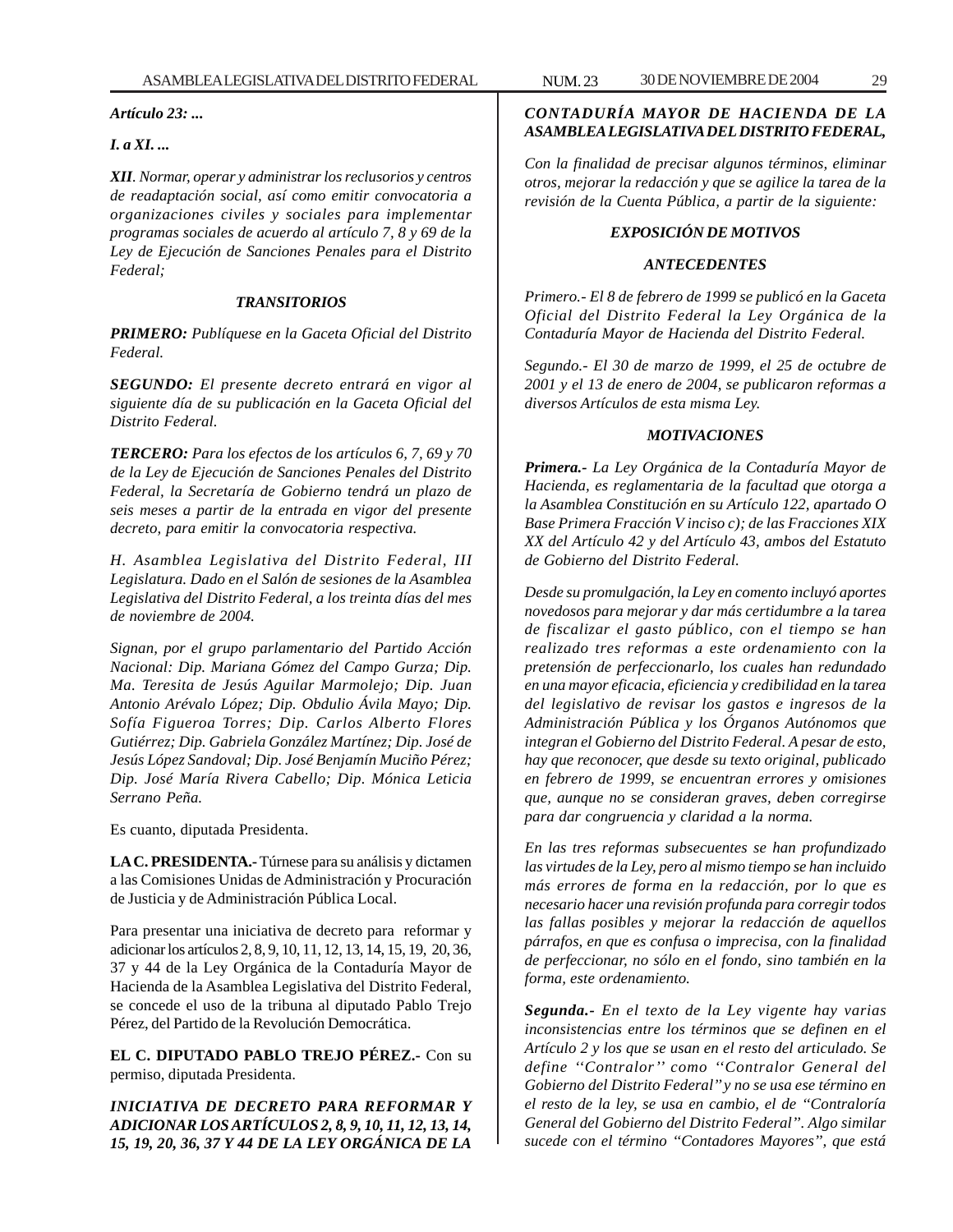*Artículo 23: ...*

*I. a XI. ...*

***XII**. Normar, operar y administrar los reclusorios y centros de readaptación social, así como emitir convocatoria a organizaciones civiles y sociales para implementar programas sociales de acuerdo al artículo 7, 8 y 69 de la Ley de Ejecución de Sanciones Penales para el Distrito Federal;*

### *TRANSITORIOS*

***PRIMERO:** Publíquese en la Gaceta Oficial del Distrito Federal.*

***SEGUNDO:** El presente decreto entrará en vigor al siguiente día de su publicación en la Gaceta Oficial del Distrito Federal.*

***TERCERO:** Para los efectos de los artículos 6, 7, 69 y 70 de la Ley de Ejecución de Sanciones Penales del Distrito Federal, la Secretaría de Gobierno tendrá un plazo de seis meses a partir de la entrada en vigor del presente decreto, para emitir la convocatoria respectiva.*

*H. Asamblea Legislativa del Distrito Federal, III Legislatura. Dado en el Salón de sesiones de la Asamblea Legislativa del Distrito Federal, a los treinta días del mes de noviembre de 2004.*

*Signan, por el grupo parlamentario del Partido Acción Nacional: Dip. Mariana Gómez del Campo Gurza; Dip. Ma. Teresita de Jesús Aguilar Marmolejo; Dip. Juan Antonio Arévalo López; Dip. Obdulio Ávila Mayo; Dip. Sofía Figueroa Torres; Dip. Carlos Alberto Flores Gutiérrez; Dip. Gabriela González Martínez; Dip. José de Jesús López Sandoval; Dip. José Benjamín Muciño Pérez; Dip. José María Rivera Cabello; Dip. Mónica Leticia Serrano Peña.*

Es cuanto, diputada Presidenta.

**LA C. PRESIDENTA.-** Túrnese para su análisis y dictamen a las Comisiones Unidas de Administración y Procuración de Justicia y de Administración Pública Local.

Para presentar una iniciativa de decreto para reformar y adicionar los artículos 2, 8, 9, 10, 11, 12, 13, 14, 15, 19, 20, 36, 37 y 44 de la Ley Orgánica de la Contaduría Mayor de Hacienda de la Asamblea Legislativa del Distrito Federal, se concede el uso de la tribuna al diputado Pablo Trejo Pérez, del Partido de la Revolución Democrática.

**EL C. DIPUTADO PABLO TREJO PÉREZ.-** Con su permiso, diputada Presidenta.

***INICIATIVA DE DECRETO PARA REFORMAR Y ADICIONAR LOS ARTÍCULOS 2, 8, 9, 10, 11, 12, 13, 14, 15, 19, 20, 36, 37 Y 44 DE LA LEY ORGÁNICA DE LA CONTADURÍA MAYOR DE HACIENDA DE LA ASAMBLEA LEGISLATIVA DEL DISTRITO FEDERAL,***

*Con la finalidad de precisar algunos términos, eliminar otros, mejorar la redacción y que se agilice la tarea de la revisión de la Cuenta Pública, a partir de la siguiente:*

### *EXPOSICIÓN DE MOTIVOS*

### *ANTECEDENTES*

*Primero.- El 8 de febrero de 1999 se publicó en la Gaceta Oficial del Distrito Federal la Ley Orgánica de la Contaduría Mayor de Hacienda del Distrito Federal.*

*Segundo.- El 30 de marzo de 1999, el 25 de octubre de 2001 y el 13 de enero de 2004, se publicaron reformas a diversos Artículos de esta misma Ley.*

### *MOTIVACIONES*

***Primera.-** La Ley Orgánica de la Contaduría Mayor de Hacienda, es reglamentaria de la facultad que otorga a la Asamblea Constitución en su Artículo 122, apartado O Base Primera Fracción V inciso c); de las Fracciones XIX XX del Artículo 42 y del Artículo 43, ambos del Estatuto de Gobierno del Distrito Federal.*

*Desde su promulgación, la Ley en comento incluyó aportes novedosos para mejorar y dar más certidumbre a la tarea de fiscalizar el gasto público, con el tiempo se han realizado tres reformas a este ordenamiento con la pretensión de perfeccionarlo, los cuales han redundado en una mayor eficacia, eficiencia y credibilidad en la tarea del legislativo de revisar los gastos e ingresos de la Administración Pública y los Órganos Autónomos que integran el Gobierno del Distrito Federal. A pesar de esto, hay que reconocer, que desde su texto original, publicado en febrero de 1999, se encuentran errores y omisiones que, aunque no se consideran graves, deben corregirse para dar congruencia y claridad a la norma.*

*En las tres reformas subsecuentes se han profundizado las virtudes de la Ley, pero al mismo tiempo se han incluido más errores de forma en la redacción, por lo que es necesario hacer una revisión profunda para corregir todos las fallas posibles y mejorar la redacción de aquellos párrafos, en que es confusa o imprecisa, con la finalidad de perfeccionar, no sólo en el fondo, sino también en la forma, este ordenamiento.*

***Segunda.-** En el texto de la Ley vigente hay varias inconsistencias entre los términos que se definen en el Artículo 2 y los que se usan en el resto del articulado. Se define ''Contralor'' como ''Contralor General del Gobierno del Distrito Federal'' y no se usa ese término en el resto de la ley, se usa en cambio, el de "Contraloría General del Gobierno del Distrito Federal". Algo similar sucede con el término "Contadores Mayores", que está*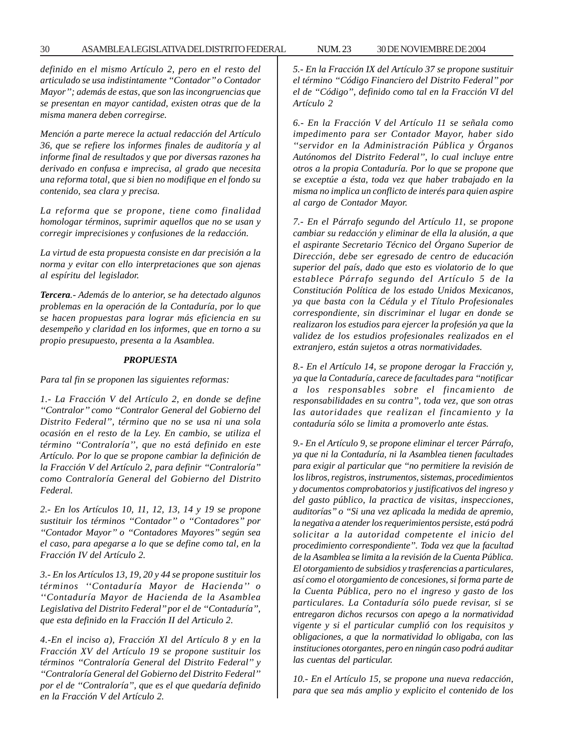*definido en el mismo Artículo 2, pero en el resto del articulado se usa indistintamente "Contador" o Contador Mayor"; además de estas, que son las incongruencias que se presentan en mayor cantidad, existen otras que de la misma manera deben corregirse.*

*Mención a parte merece la actual redacción del Artículo 36, que se refiere los informes finales de auditoría y al informe final de resultados y que por diversas razones ha derivado en confusa e imprecisa, al grado que necesita una reforma total, que si bien no modifique en el fondo su contenido, sea clara y precisa.*

*La reforma que se propone, tiene como finalidad homologar términos, suprimir aquellos que no se usan y corregir imprecisiones y confusiones de la redacción.*

*La virtud de esta propuesta consiste en dar precisión a la norma y evitar con ello interpretaciones que son ajenas al espíritu del legislador.*

***Tercera**.- Además de lo anterior, se ha detectado algunos problemas en la operación de la Contaduría, por lo que se hacen propuestas para lograr más eficiencia en su desempeño y claridad en los informes, que en torno a su propio presupuesto, presenta a la Asamblea.*

***PROPUESTA***

*Para tal fin se proponen las siguientes reformas:*

*1.- La Fracción V del Artículo 2, en donde se define "Contralor" como "Contralor General del Gobierno del Distrito Federal", término que no se usa ni una sola ocasión en el resto de la Ley. En cambio, se utiliza el término "Contraloría", que no está definido en este Artículo. Por lo que se propone cambiar la definición de la Fracción V del Artículo 2, para definir "Contraloría" como Contraloría General del Gobierno del Distrito Federal.*

*2.- En los Artículos 10, 11, 12, 13, 14 y 19 se propone sustituir los términos "Contador" o "Contadores" por "Contador Mayor" o "Contadores Mayores" según sea el caso, para apegarse a lo que se define como tal, en la Fracción IV del Artículo 2.*

*3.- En los Artículos 13, 19, 20 y 44 se propone sustituir los términos "Contaduría Mayor de Hacienda" o "Contaduría Mayor de Hacienda de la Asamblea Legislativa del Distrito Federal" por el de "Contaduría", que esta definido en la Fracción II del Articulo 2.*

*4.-En el inciso a), Fracción Xl del Artículo 8 y en la Fracción XV del Artículo 19 se propone sustituir los términos "Contraloría General del Distrito Federal" y "Contraloría General del Gobierno del Distrito Federal" por el de "Contraloría", que es el que quedaría definido en la Fracción V del Artículo 2.*

*5.- En la Fracción IX del Artículo 37 se propone sustituir el término "Código Financiero del Distrito Federal" por el de "Código", definido como tal en la Fracción VI del Artículo 2*

*6.- En la Fracción V del Artículo 11 se señala como impedimento para ser Contador Mayor, haber sido "servidor en la Administración Pública y Órganos Autónomos del Distrito Federal", lo cual incluye entre otros a la propia Contaduría. Por lo que se propone que se exceptúe a ésta, toda vez que haber trabajado en la misma no implica un conflicto de interés para quien aspire al cargo de Contador Mayor.*

*7.- En el Párrafo segundo del Artículo 11, se propone cambiar su redacción y eliminar de ella la alusión, a que el aspirante Secretario Técnico del Órgano Superior de Dirección, debe ser egresado de centro de educación superior del país, dado que esto es violatorio de lo que establece Párrafo segundo del Artículo 5 de la Constitución Política de los estado Unidos Mexicanos, ya que basta con la Cédula y el Título Profesionales correspondiente, sin discriminar el lugar en donde se realizaron los estudios para ejercer la profesión ya que la validez de los estudios profesionales realizados en el extranjero, están sujetos a otras normatividades.*

*8.- En el Artículo 14, se propone derogar la Fracción y, ya que la Contaduría, carece de facultades para "notificar a los responsables sobre el fincamiento de responsabilidades en su contra", toda vez, que son otras las autoridades que realizan el fincamiento y la contaduría sólo se limita a promoverlo ante éstas.*

*9.- En el Artículo 9, se propone eliminar el tercer Párrafo, ya que ni la Contaduría, ni la Asamblea tienen facultades para exigir al particular que "no permitiere la revisión de los libros, registros, instrumentos, sistemas, procedimientos y documentos comprobatorios y justificativos del ingreso y del gasto público, la practica de visitas, inspecciones, auditorías" o "Si una vez aplicada la medida de apremio, la negativa a atender los requerimientos persiste, está podrá solicitar a la autoridad competente el inicio del procedimiento correspondiente". Toda vez que la facultad de la Asamblea se limita a la revisión de la Cuenta Pública. El otorgamiento de subsidios y trasferencias a particulares, así como el otorgamiento de concesiones, si forma parte de la Cuenta Pública, pero no el ingreso y gasto de los particulares. La Contaduría sólo puede revisar, si se entregaron dichos recursos con apego a la normatividad vigente y si el particular cumplió con los requisitos y obligaciones, a que la normatividad lo obligaba, con las instituciones otorgantes, pero en ningún caso podrá auditar las cuentas del particular.*

*10.- En el Artículo 15, se propone una nueva redacción, para que sea más amplio y explicito el contenido de los*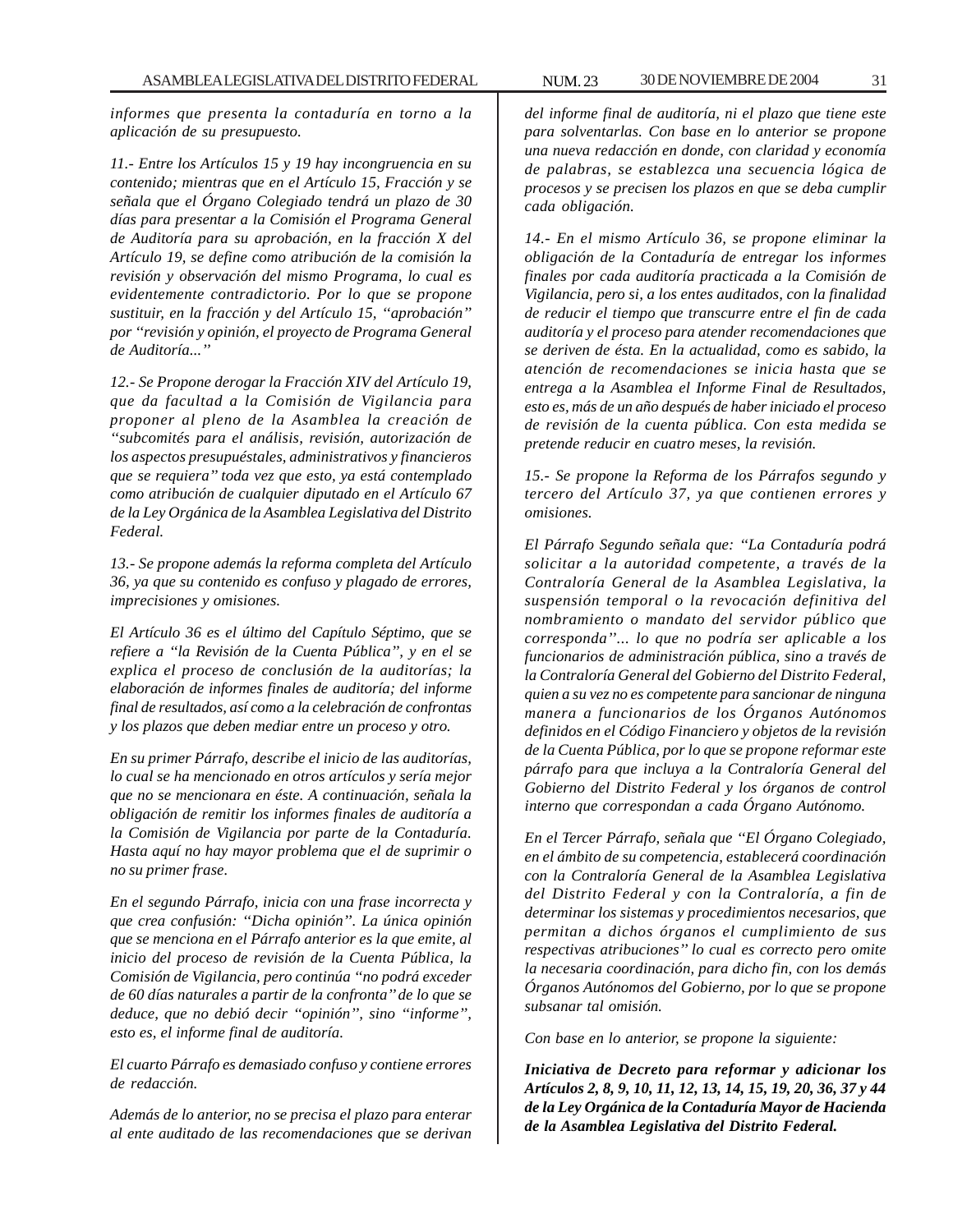*informes que presenta la contaduría en torno a la aplicación de su presupuesto.*

*11.- Entre los Artículos 15 y 19 hay incongruencia en su contenido; mientras que en el Artículo 15, Fracción y se señala que el Órgano Colegiado tendrá un plazo de 30 días para presentar a la Comisión el Programa General de Auditoría para su aprobación, en la fracción X del Artículo 19, se define como atribución de la comisión la revisión y observación del mismo Programa, lo cual es evidentemente contradictorio. Por lo que se propone sustituir, en la fracción y del Artículo 15, "aprobación" por "revisión y opinión, el proyecto de Programa General de Auditoría..."*

*12.- Se Propone derogar la Fracción XIV del Artículo 19, que da facultad a la Comisión de Vigilancia para proponer al pleno de la Asamblea la creación de "subcomités para el análisis, revisión, autorización de los aspectos presupuéstales, administrativos y financieros que se requiera" toda vez que esto, ya está contemplado como atribución de cualquier diputado en el Artículo 67 de la Ley Orgánica de la Asamblea Legislativa del Distrito Federal.*

*13.- Se propone además la reforma completa del Artículo 36, ya que su contenido es confuso y plagado de errores, imprecisiones y omisiones.*

*El Artículo 36 es el último del Capítulo Séptimo, que se refiere a "la Revisión de la Cuenta Pública", y en el se explica el proceso de conclusión de la auditorías; la elaboración de informes finales de auditoría; del informe final de resultados, así como a la celebración de confrontas y los plazos que deben mediar entre un proceso y otro.*

*En su primer Párrafo, describe el inicio de las auditorías, lo cual se ha mencionado en otros artículos y sería mejor que no se mencionara en éste. A continuación, señala la obligación de remitir los informes finales de auditoría a la Comisión de Vigilancia por parte de la Contaduría. Hasta aquí no hay mayor problema que el de suprimir o no su primer frase.*

*En el segundo Párrafo, inicia con una frase incorrecta y que crea confusión: "Dicha opinión". La única opinión que se menciona en el Párrafo anterior es la que emite, al inicio del proceso de revisión de la Cuenta Pública, la Comisión de Vigilancia, pero continúa "no podrá exceder de 60 días naturales a partir de la confronta" de lo que se deduce, que no debió decir "opinión", sino "informe", esto es, el informe final de auditoría.*

*El cuarto Párrafo es demasiado confuso y contiene errores de redacción.*

*Además de lo anterior, no se precisa el plazo para enterar al ente auditado de las recomendaciones que se derivan del informe final de auditoría, ni el plazo que tiene este para solventarlas. Con base en lo anterior se propone una nueva redacción en donde, con claridad y economía de palabras, se establezca una secuencia lógica de procesos y se precisen los plazos en que se deba cumplir cada obligación.*

*14.- En el mismo Artículo 36, se propone eliminar la obligación de la Contaduría de entregar los informes finales por cada auditoría practicada a la Comisión de Vigilancia, pero si, a los entes auditados, con la finalidad de reducir el tiempo que transcurre entre el fin de cada auditoría y el proceso para atender recomendaciones que se deriven de ésta. En la actualidad, como es sabido, la atención de recomendaciones se inicia hasta que se entrega a la Asamblea el Informe Final de Resultados, esto es, más de un año después de haber iniciado el proceso de revisión de la cuenta pública. Con esta medida se pretende reducir en cuatro meses, la revisión.*

*15.- Se propone la Reforma de los Párrafos segundo y tercero del Artículo 37, ya que contienen errores y omisiones.*

*El Párrafo Segundo señala que: "La Contaduría podrá solicitar a la autoridad competente, a través de la Contraloría General de la Asamblea Legislativa, la suspensión temporal o la revocación definitiva del nombramiento o mandato del servidor público que corresponda"... lo que no podría ser aplicable a los funcionarios de administración pública, sino a través de la Contraloría General del Gobierno del Distrito Federal, quien a su vez no es competente para sancionar de ninguna manera a funcionarios de los Órganos Autónomos definidos en el Código Financiero y objetos de la revisión de la Cuenta Pública, por lo que se propone reformar este párrafo para que incluya a la Contraloría General del Gobierno del Distrito Federal y los órganos de control interno que correspondan a cada Órgano Autónomo.*

*En el Tercer Párrafo, señala que "El Órgano Colegiado, en el ámbito de su competencia, establecerá coordinación con la Contraloría General de la Asamblea Legislativa del Distrito Federal y con la Contraloría, a fin de determinar los sistemas y procedimientos necesarios, que permitan a dichos órganos el cumplimiento de sus respectivas atribuciones" lo cual es correcto pero omite la necesaria coordinación, para dicho fin, con los demás Órganos Autónomos del Gobierno, por lo que se propone subsanar tal omisión.*

*Con base en lo anterior, se propone la siguiente:*

***Iniciativa de Decreto para reformar y adicionar los Artículos 2, 8, 9, 10, 11, 12, 13, 14, 15, 19, 20, 36, 37 y 44 de la Ley Orgánica de la Contaduría Mayor de Hacienda de la Asamblea Legislativa del Distrito Federal.***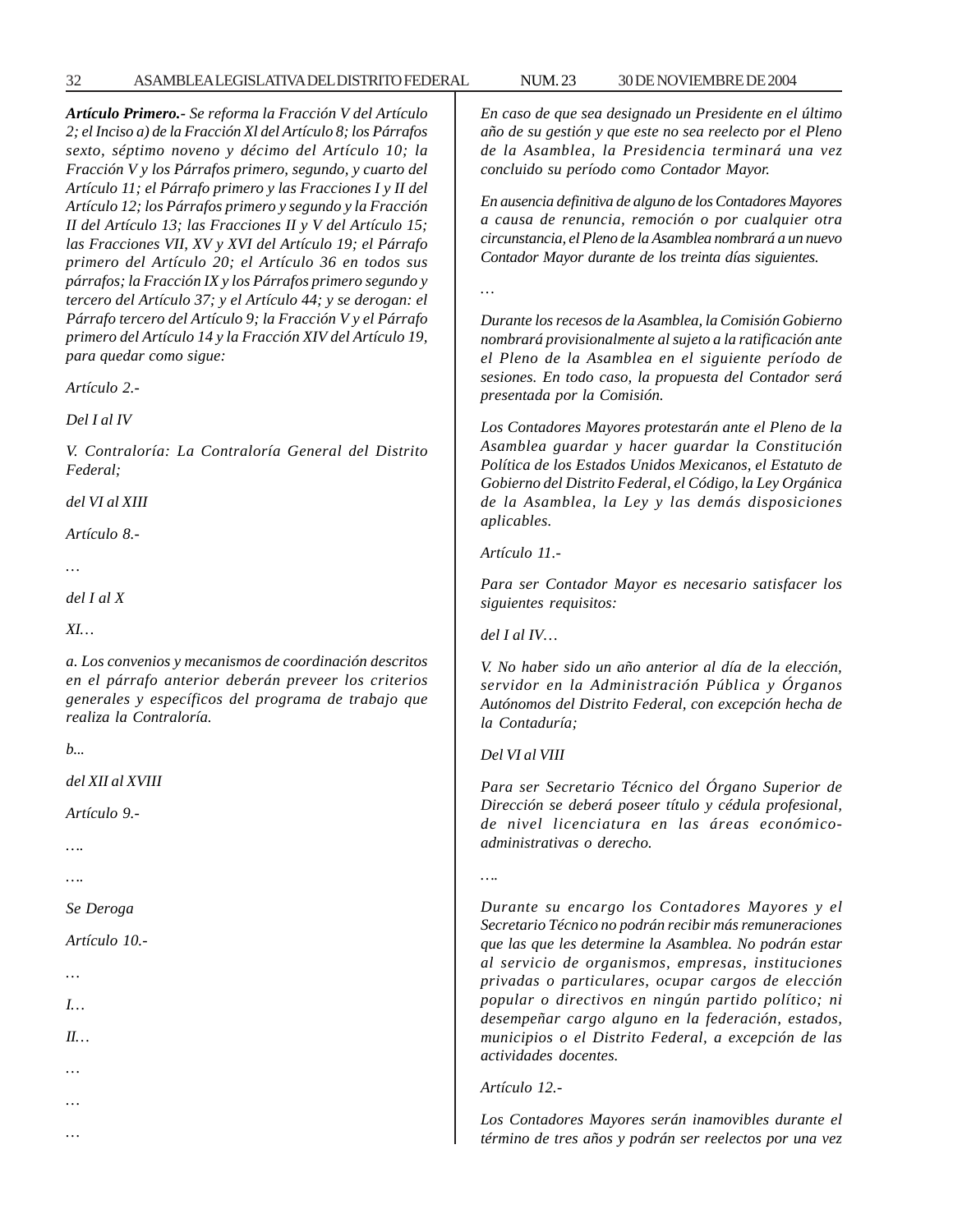***Artículo Primero.-*** *Se reforma la Fracción V del Artículo 2; el Inciso a) de la Fracción Xl del Artículo 8; los Párrafos sexto, séptimo noveno y décimo del Artículo 10; la Fracción V y los Párrafos primero, segundo, y cuarto del Artículo 11; el Párrafo primero y las Fracciones I y II del Artículo 12; los Párrafos primero y segundo y la Fracción II del Artículo 13; las Fracciones II y V del Artículo 15; las Fracciones VII, XV y XVI del Artículo 19; el Párrafo primero del Artículo 20; el Artículo 36 en todos sus párrafos; la Fracción IX y los Párrafos primero segundo y tercero del Artículo 37; y el Artículo 44; y se derogan: el Párrafo tercero del Artículo 9; la Fracción V y el Párrafo primero del Artículo 14 y la Fracción XIV del Artículo 19, para quedar como sigue:*

*Artículo 2.-*

*Del I al IV*

*V. Contraloría: La Contraloría General del Distrito Federal;*

*del VI al XIII*

*Artículo 8.-*

*…*

*del I al X*

*XI…*

*a. Los convenios y mecanismos de coordinación descritos en el párrafo anterior deberán preveer los criterios generales y específicos del programa de trabajo que realiza la Contraloría.*

*b...*

*del XII al XVIII*

*Artículo 9.-*

*….*

*….*

*Se Deroga*

*Artículo 10.-*

*…*

*I…*

*II…*

*…*

*…*

*…*

*En caso de que sea designado un Presidente en el último año de su gestión y que este no sea reelecto por el Pleno de la Asamblea, la Presidencia terminará una vez concluido su período como Contador Mayor.*

*En ausencia definitiva de alguno de los Contadores Mayores a causa de renuncia, remoción o por cualquier otra circunstancia, el Pleno de la Asamblea nombrará a un nuevo Contador Mayor durante de los treinta días siguientes.*

*…*

*Durante los recesos de la Asamblea, la Comisión Gobierno nombrará provisionalmente al sujeto a la ratificación ante el Pleno de la Asamblea en el siguiente período de sesiones. En todo caso, la propuesta del Contador será presentada por la Comisión.*

*Los Contadores Mayores protestarán ante el Pleno de la Asamblea guardar y hacer guardar la Constitución Política de los Estados Unidos Mexicanos, el Estatuto de Gobierno del Distrito Federal, el Código, la Ley Orgánica de la Asamblea, la Ley y las demás disposiciones aplicables.*

*Artículo 11.-*

*Para ser Contador Mayor es necesario satisfacer los siguientes requisitos:*

*del I al IV…*

*V. No haber sido un año anterior al día de la elección, servidor en la Administración Pública y Órganos Autónomos del Distrito Federal, con excepción hecha de la Contaduría;*

*Del VI al VIII*

*Para ser Secretario Técnico del Órgano Superior de Dirección se deberá poseer título y cédula profesional, de nivel licenciatura en las áreas económico-administrativas o derecho.*

*….*

*Durante su encargo los Contadores Mayores y el Secretario Técnico no podrán recibir más remuneraciones que las que les determine la Asamblea. No podrán estar al servicio de organismos, empresas, instituciones privadas o particulares, ocupar cargos de elección popular o directivos en ningún partido político; ni desempeñar cargo alguno en la federación, estados, municipios o el Distrito Federal, a excepción de las actividades docentes.*

*Artículo 12.-*

*Los Contadores Mayores serán inamovibles durante el término de tres años y podrán ser reelectos por una vez*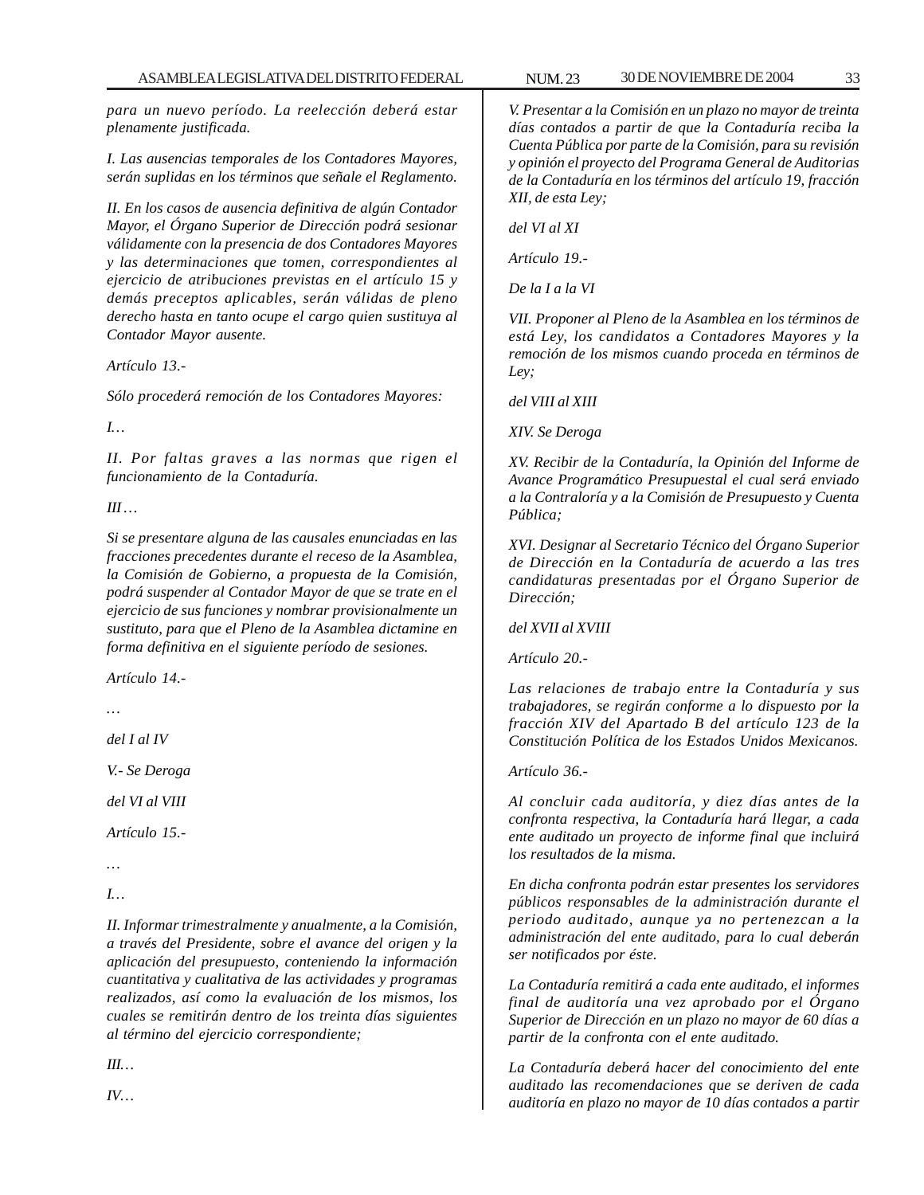*para un nuevo período. La reelección deberá estar plenamente justificada.*

*I. Las ausencias temporales de los Contadores Mayores, serán suplidas en los términos que señale el Reglamento.*

*II. En los casos de ausencia definitiva de algún Contador Mayor, el Órgano Superior de Dirección podrá sesionar válidamente con la presencia de dos Contadores Mayores y las determinaciones que tomen, correspondientes al ejercicio de atribuciones previstas en el artículo 15 y demás preceptos aplicables, serán válidas de pleno derecho hasta en tanto ocupe el cargo quien sustituya al Contador Mayor ausente.*

*Artículo 13.-*

*Sólo procederá remoción de los Contadores Mayores:*

*I…*

*II. Por faltas graves a las normas que rigen el funcionamiento de la Contaduría.*

*III…*

*Si se presentare alguna de las causales enunciadas en las fracciones precedentes durante el receso de la Asamblea, la Comisión de Gobierno, a propuesta de la Comisión, podrá suspender al Contador Mayor de que se trate en el ejercicio de sus funciones y nombrar provisionalmente un sustituto, para que el Pleno de la Asamblea dictamine en forma definitiva en el siguiente período de sesiones.*

*Artículo 14.-*

*…*

*del I al IV*

*V.- Se Deroga*

*del VI al VIII*

*Artículo 15.-*

*…*

*I…*

*II. Informar trimestralmente y anualmente, a la Comisión, a través del Presidente, sobre el avance del origen y la aplicación del presupuesto, conteniendo la información cuantitativa y cualitativa de las actividades y programas realizados, así como la evaluación de los mismos, los cuales se remitirán dentro de los treinta días siguientes al término del ejercicio correspondiente;*

*III…*

*IV…*

*V. Presentar a la Comisión en un plazo no mayor de treinta días contados a partir de que la Contaduría reciba la Cuenta Pública por parte de la Comisión, para su revisión y opinión el proyecto del Programa General de Auditorias de la Contaduría en los términos del artículo 19, fracción XII, de esta Ley;*

*del VI al XI*

*Artículo 19.-*

*De la I a la VI*

*VII. Proponer al Pleno de la Asamblea en los términos de está Ley, los candidatos a Contadores Mayores y la remoción de los mismos cuando proceda en términos de Ley;*

*del VIII al XIII*

*XIV. Se Deroga*

*XV. Recibir de la Contaduría, la Opinión del Informe de Avance Programático Presupuestal el cual será enviado a la Contraloría y a la Comisión de Presupuesto y Cuenta Pública;*

*XVI. Designar al Secretario Técnico del Órgano Superior de Dirección en la Contaduría de acuerdo a las tres candidaturas presentadas por el Órgano Superior de Dirección;*

*del XVII al XVIII*

*Artículo 20.-*

*Las relaciones de trabajo entre la Contaduría y sus trabajadores, se regirán conforme a lo dispuesto por la fracción XIV del Apartado B del artículo 123 de la Constitución Política de los Estados Unidos Mexicanos.*

*Artículo 36.-*

*Al concluir cada auditoría, y diez días antes de la confronta respectiva, la Contaduría hará llegar, a cada ente auditado un proyecto de informe final que incluirá los resultados de la misma.*

*En dicha confronta podrán estar presentes los servidores públicos responsables de la administración durante el periodo auditado, aunque ya no pertenezcan a la administración del ente auditado, para lo cual deberán ser notificados por éste.*

*La Contaduría remitirá a cada ente auditado, el informes final de auditoría una vez aprobado por el Órgano Superior de Dirección en un plazo no mayor de 60 días a partir de la confronta con el ente auditado.*

*La Contaduría deberá hacer del conocimiento del ente auditado las recomendaciones que se deriven de cada auditoría en plazo no mayor de 10 días contados a partir*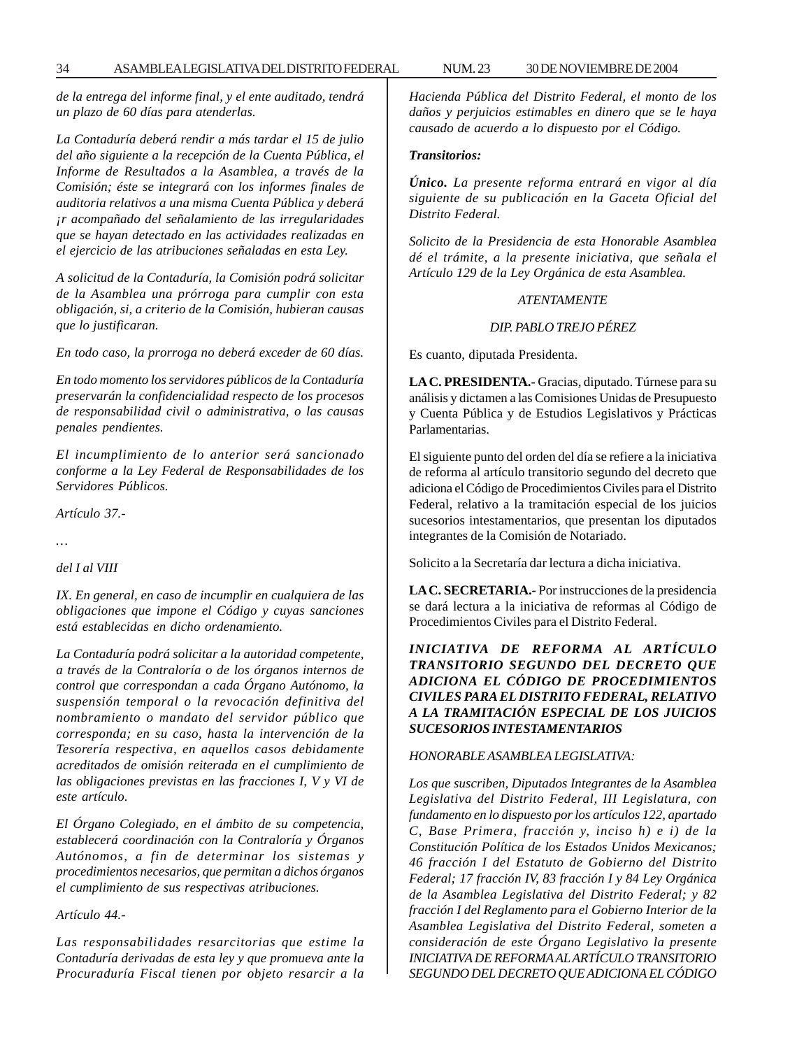*de la entrega del informe final, y el ente auditado, tendrá un plazo de 60 días para atenderlas.*

*La Contaduría deberá rendir a más tardar el 15 de julio del año siguiente a la recepción de la Cuenta Pública, el Informe de Resultados a la Asamblea, a través de la Comisión; éste se integrará con los informes finales de auditoria relativos a una misma Cuenta Pública y deberá ¡r acompañado del señalamiento de las irregularidades que se hayan detectado en las actividades realizadas en el ejercicio de las atribuciones señaladas en esta Ley.*

*A solicitud de la Contaduría, la Comisión podrá solicitar de la Asamblea una prórroga para cumplir con esta obligación, si, a criterio de la Comisión, hubieran causas que lo justificaran.*

*En todo caso, la prorroga no deberá exceder de 60 días.*

*En todo momento los servidores públicos de la Contaduría preservarán la confidencialidad respecto de los procesos de responsabilidad civil o administrativa, o las causas penales pendientes.*

*El incumplimiento de lo anterior será sancionado conforme a la Ley Federal de Responsabilidades de los Servidores Públicos.*

*Artículo 37.-*

*…*

*del I al VIII*

*IX. En general, en caso de incumplir en cualquiera de las obligaciones que impone el Código y cuyas sanciones está establecidas en dicho ordenamiento.*

*La Contaduría podrá solicitar a la autoridad competente, a través de la Contraloría o de los órganos internos de control que correspondan a cada Órgano Autónomo, la suspensión temporal o la revocación definitiva del nombramiento o mandato del servidor público que corresponda; en su caso, hasta la intervención de la Tesorería respectiva, en aquellos casos debidamente acreditados de omisión reiterada en el cumplimiento de las obligaciones previstas en las fracciones I, V y VI de este artículo.*

*El Órgano Colegiado, en el ámbito de su competencia, establecerá coordinación con la Contraloría y Órganos Autónomos, a fin de determinar los sistemas y procedimientos necesarios, que permitan a dichos órganos el cumplimiento de sus respectivas atribuciones.*

*Artículo 44.-*

*Las responsabilidades resarcitorias que estime la Contaduría derivadas de esta ley y que promueva ante la Procuraduría Fiscal tienen por objeto resarcir a la Hacienda Pública del Distrito Federal, el monto de los daños y perjuicios estimables en dinero que se le haya causado de acuerdo a lo dispuesto por el Código.*

***Transitorios:***

***Único.*** *La presente reforma entrará en vigor al día siguiente de su publicación en la Gaceta Oficial del Distrito Federal.*

*Solicito de la Presidencia de esta Honorable Asamblea dé el trámite, a la presente iniciativa, que señala el Artículo 129 de la Ley Orgánica de esta Asamblea.*

*ATENTAMENTE*

*DIP. PABLO TREJO PÉREZ*

Es cuanto, diputada Presidenta.

**LA C. PRESIDENTA.-** Gracias, diputado. Túrnese para su análisis y dictamen a las Comisiones Unidas de Presupuesto y Cuenta Pública y de Estudios Legislativos y Prácticas Parlamentarias.

El siguiente punto del orden del día se refiere a la iniciativa de reforma al artículo transitorio segundo del decreto que adiciona el Código de Procedimientos Civiles para el Distrito Federal, relativo a la tramitación especial de los juicios sucesorios intestamentarios, que presentan los diputados integrantes de la Comisión de Notariado.

Solicito a la Secretaría dar lectura a dicha iniciativa.

**LA C. SECRETARIA.-** Por instrucciones de la presidencia se dará lectura a la iniciativa de reformas al Código de Procedimientos Civiles para el Distrito Federal.

***INICIATIVA DE REFORMA AL ARTÍCULO TRANSITORIO SEGUNDO DEL DECRETO QUE ADICIONA EL CÓDIGO DE PROCEDIMIENTOS CIVILES PARA EL DISTRITO FEDERAL, RELATIVO A LA TRAMITACIÓN ESPECIAL DE LOS JUICIOS SUCESORIOS INTESTAMENTARIOS***

*HONORABLE ASAMBLEA LEGISLATIVA:*

*Los que suscriben, Diputados Integrantes de la Asamblea Legislativa del Distrito Federal, III Legislatura, con fundamento en lo dispuesto por los artículos 122, apartado C, Base Primera, fracción y, inciso h) e i) de la Constitución Política de los Estados Unidos Mexicanos; 46 fracción I del Estatuto de Gobierno del Distrito Federal; 17 fracción IV, 83 fracción I y 84 Ley Orgánica de la Asamblea Legislativa del Distrito Federal; y 82 fracción I del Reglamento para el Gobierno Interior de la Asamblea Legislativa del Distrito Federal, someten a consideración de este Órgano Legislativo la presente INICIATIVA DE REFORMA AL ARTÍCULO TRANSITORIO SEGUNDO DEL DECRETO QUE ADICIONA EL CÓDIGO*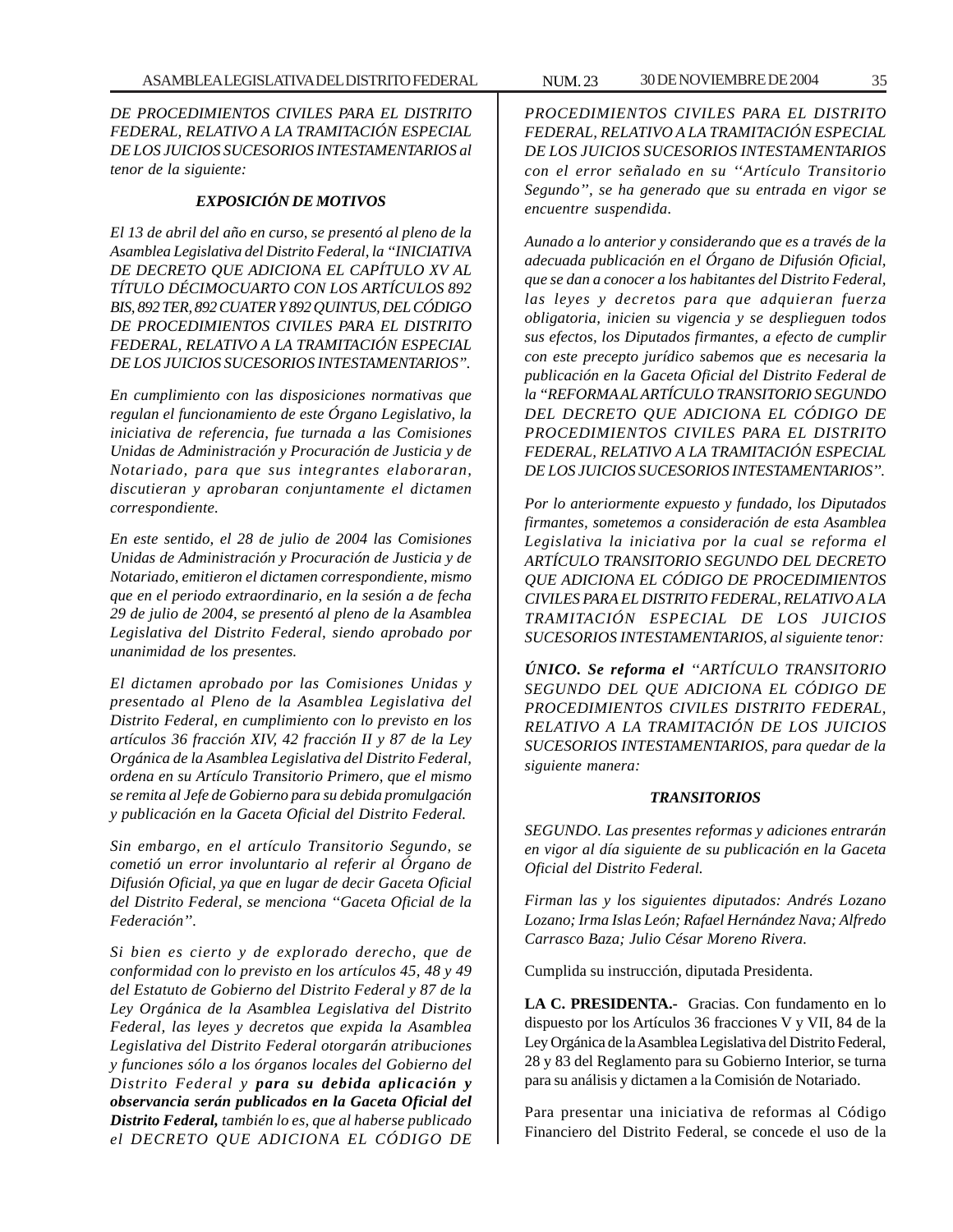*DE PROCEDIMIENTOS CIVILES PARA EL DISTRITO FEDERAL, RELATIVO A LA TRAMITACIÓN ESPECIAL DE LOS JUICIOS SUCESORIOS INTESTAMENTARIOS al tenor de la siguiente:*

***EXPOSICIÓN DE MOTIVOS***

*El 13 de abril del año en curso, se presentó al pleno de la Asamblea Legislativa del Distrito Federal, la "INICIATIVA DE DECRETO QUE ADICIONA EL CAPÍTULO XV AL TÍTULO DÉCIMOCUARTO CON LOS ARTÍCULOS 892 BIS, 892 TER, 892 CUATER Y 892 QUINTUS, DEL CÓDIGO DE PROCEDIMIENTOS CIVILES PARA EL DISTRITO FEDERAL, RELATIVO A LA TRAMITACIÓN ESPECIAL DE LOS JUICIOS SUCESORIOS INTESTAMENTARIOS".*

*En cumplimiento con las disposiciones normativas que regulan el funcionamiento de este Órgano Legislativo, la iniciativa de referencia, fue turnada a las Comisiones Unidas de Administración y Procuración de Justicia y de Notariado, para que sus integrantes elaboraran, discutieran y aprobaran conjuntamente el dictamen correspondiente.*

*En este sentido, el 28 de julio de 2004 las Comisiones Unidas de Administración y Procuración de Justicia y de Notariado, emitieron el dictamen correspondiente, mismo que en el periodo extraordinario, en la sesión a de fecha 29 de julio de 2004, se presentó al pleno de la Asamblea Legislativa del Distrito Federal, siendo aprobado por unanimidad de los presentes.*

*El dictamen aprobado por las Comisiones Unidas y presentado al Pleno de la Asamblea Legislativa del Distrito Federal, en cumplimiento con lo previsto en los artículos 36 fracción XIV, 42 fracción II y 87 de la Ley Orgánica de la Asamblea Legislativa del Distrito Federal, ordena en su Artículo Transitorio Primero, que el mismo se remita al Jefe de Gobierno para su debida promulgación y publicación en la Gaceta Oficial del Distrito Federal.*

*Sin embargo, en el artículo Transitorio Segundo, se cometió un error involuntario al referir al Órgano de Difusión Oficial, ya que en lugar de decir Gaceta Oficial del Distrito Federal, se menciona "Gaceta Oficial de la Federación".*

*Si bien es cierto y de explorado derecho, que de conformidad con lo previsto en los artículos 45, 48 y 49 del Estatuto de Gobierno del Distrito Federal y 87 de la Ley Orgánica de la Asamblea Legislativa del Distrito Federal, las leyes y decretos que expida la Asamblea Legislativa del Distrito Federal otorgarán atribuciones y funciones sólo a los órganos locales del Gobierno del Distrito Federal y* ***para su debida aplicación y observancia serán publicados en la Gaceta Oficial del Distrito Federal,*** *también lo es, que al haberse publicado el DECRETO QUE ADICIONA EL CÓDIGO DE PROCEDIMIENTOS CIVILES PARA EL DISTRITO FEDERAL, RELATIVO A LA TRAMITACIÓN ESPECIAL DE LOS JUICIOS SUCESORIOS INTESTAMENTARIOS con el error señalado en su "Artículo Transitorio Segundo", se ha generado que su entrada en vigor se encuentre suspendida.*

*Aunado a lo anterior y considerando que es a través de la adecuada publicación en el Órgano de Difusión Oficial, que se dan a conocer a los habitantes del Distrito Federal, las leyes y decretos para que adquieran fuerza obligatoria, inicien su vigencia y se desplieguen todos sus efectos, los Diputados firmantes, a efecto de cumplir con este precepto jurídico sabemos que es necesaria la publicación en la Gaceta Oficial del Distrito Federal de la "REFORMA AL ARTÍCULO TRANSITORIO SEGUNDO DEL DECRETO QUE ADICIONA EL CÓDIGO DE PROCEDIMIENTOS CIVILES PARA EL DISTRITO FEDERAL, RELATIVO A LA TRAMITACIÓN ESPECIAL DE LOS JUICIOS SUCESORIOS INTESTAMENTARIOS".*

*Por lo anteriormente expuesto y fundado, los Diputados firmantes, sometemos a consideración de esta Asamblea Legislativa la iniciativa por la cual se reforma el ARTÍCULO TRANSITORIO SEGUNDO DEL DECRETO QUE ADICIONA EL CÓDIGO DE PROCEDIMIENTOS CIVILES PARA EL DISTRITO FEDERAL, RELATIVO A LA TRAMITACIÓN ESPECIAL DE LOS JUICIOS SUCESORIOS INTESTAMENTARIOS, al siguiente tenor:*

***ÚNICO. Se reforma el*** *"ARTÍCULO TRANSITORIO SEGUNDO DEL QUE ADICIONA EL CÓDIGO DE PROCEDIMIENTOS CIVILES DISTRITO FEDERAL, RELATIVO A LA TRAMITACIÓN DE LOS JUICIOS SUCESORIOS INTESTAMENTARIOS, para quedar de la siguiente manera:*

***TRANSITORIOS***

*SEGUNDO. Las presentes reformas y adiciones entrarán en vigor al día siguiente de su publicación en la Gaceta Oficial del Distrito Federal.*

*Firman las y los siguientes diputados: Andrés Lozano Lozano; Irma Islas León; Rafael Hernández Nava; Alfredo Carrasco Baza; Julio César Moreno Rivera.*

Cumplida su instrucción, diputada Presidenta.

**LA C. PRESIDENTA.-** Gracias. Con fundamento en lo dispuesto por los Artículos 36 fracciones V y VII, 84 de la Ley Orgánica de la Asamblea Legislativa del Distrito Federal, 28 y 83 del Reglamento para su Gobierno Interior, se turna para su análisis y dictamen a la Comisión de Notariado.

Para presentar una iniciativa de reformas al Código Financiero del Distrito Federal, se concede el uso de la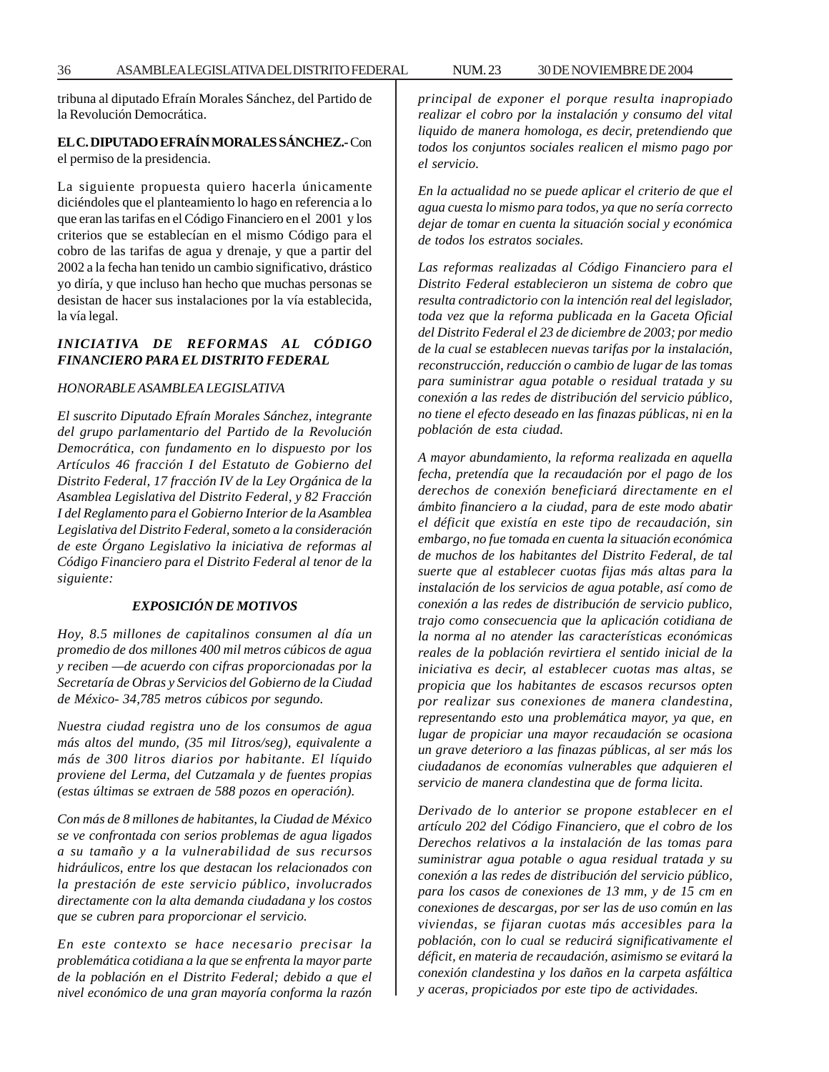tribuna al diputado Efraín Morales Sánchez, del Partido de la Revolución Democrática.

**EL C. DIPUTADO EFRAÍN MORALES SÁNCHEZ.-** Con el permiso de la presidencia.

La siguiente propuesta quiero hacerla únicamente diciéndoles que el planteamiento lo hago en referencia a lo que eran las tarifas en el Código Financiero en el 2001 y los criterios que se establecían en el mismo Código para el cobro de las tarifas de agua y drenaje, y que a partir del 2002 a la fecha han tenido un cambio significativo, drástico yo diría, y que incluso han hecho que muchas personas se desistan de hacer sus instalaciones por la vía establecida, la vía legal.

***INICIATIVA DE REFORMAS AL CÓDIGO FINANCIERO PARA EL DISTRITO FEDERAL***

*HONORABLE ASAMBLEA LEGISLATIVA*

*El suscrito Diputado Efraín Morales Sánchez, integrante del grupo parlamentario del Partido de la Revolución Democrática, con fundamento en lo dispuesto por los Artículos 46 fracción I del Estatuto de Gobierno del Distrito Federal, 17 fracción IV de la Ley Orgánica de la Asamblea Legislativa del Distrito Federal, y 82 Fracción I del Reglamento para el Gobierno Interior de la Asamblea Legislativa del Distrito Federal, someto a la consideración de este Órgano Legislativo la iniciativa de reformas al Código Financiero para el Distrito Federal al tenor de la siguiente:*

***EXPOSICIÓN DE MOTIVOS***

*Hoy, 8.5 millones de capitalinos consumen al día un promedio de dos millones 400 mil metros cúbicos de agua y reciben —de acuerdo con cifras proporcionadas por la Secretaría de Obras y Servicios del Gobierno de la Ciudad de México- 34,785 metros cúbicos por segundo.*

*Nuestra ciudad registra uno de los consumos de agua más altos del mundo, (35 mil Iitros/seg), equivalente a más de 300 litros diarios por habitante. El líquido proviene del Lerma, del Cutzamala y de fuentes propias (estas últimas se extraen de 588 pozos en operación).*

*Con más de 8 millones de habitantes, la Ciudad de México se ve confrontada con serios problemas de agua ligados a su tamaño y a la vulnerabilidad de sus recursos hidráulicos, entre los que destacan los relacionados con la prestación de este servicio público, involucrados directamente con la alta demanda ciudadana y los costos que se cubren para proporcionar el servicio.*

*En este contexto se hace necesario precisar la problemática cotidiana a la que se enfrenta la mayor parte de la población en el Distrito Federal; debido a que el nivel económico de una gran mayoría conforma la razón principal de exponer el porque resulta inapropiado realizar el cobro por la instalación y consumo del vital liquido de manera homologa, es decir, pretendiendo que todos los conjuntos sociales realicen el mismo pago por el servicio.*

*En la actualidad no se puede aplicar el criterio de que el agua cuesta lo mismo para todos, ya que no sería correcto dejar de tomar en cuenta la situación social y económica de todos los estratos sociales.*

*Las reformas realizadas al Código Financiero para el Distrito Federal establecieron un sistema de cobro que resulta contradictorio con la intención real del legislador, toda vez que la reforma publicada en la Gaceta Oficial del Distrito Federal el 23 de diciembre de 2003; por medio de la cual se establecen nuevas tarifas por la instalación, reconstrucción, reducción o cambio de lugar de las tomas para suministrar agua potable o residual tratada y su conexión a las redes de distribución del servicio público, no tiene el efecto deseado en las finazas públicas, ni en la población de esta ciudad.*

*A mayor abundamiento, la reforma realizada en aquella fecha, pretendía que la recaudación por el pago de los derechos de conexión beneficiará directamente en el ámbito financiero a la ciudad, para de este modo abatir el déficit que existía en este tipo de recaudación, sin embargo, no fue tomada en cuenta la situación económica de muchos de los habitantes del Distrito Federal, de tal suerte que al establecer cuotas fijas más altas para la instalación de los servicios de agua potable, así como de conexión a las redes de distribución de servicio publico, trajo como consecuencia que la aplicación cotidiana de la norma al no atender las características económicas reales de la población revirtiera el sentido inicial de la iniciativa es decir, al establecer cuotas mas altas, se propicia que los habitantes de escasos recursos opten por realizar sus conexiones de manera clandestina, representando esto una problemática mayor, ya que, en lugar de propiciar una mayor recaudación se ocasiona un grave deterioro a las finazas públicas, al ser más los ciudadanos de economías vulnerables que adquieren el servicio de manera clandestina que de forma licita.*

*Derivado de lo anterior se propone establecer en el artículo 202 del Código Financiero, que el cobro de los Derechos relativos a la instalación de las tomas para suministrar agua potable o agua residual tratada y su conexión a las redes de distribución del servicio público, para los casos de conexiones de 13 mm, y de 15 cm en conexiones de descargas, por ser las de uso común en las viviendas, se fijaran cuotas más accesibles para la población, con lo cual se reducirá significativamente el déficit, en materia de recaudación, asimismo se evitará la conexión clandestina y los daños en la carpeta asfáltica y aceras, propiciados por este tipo de actividades.*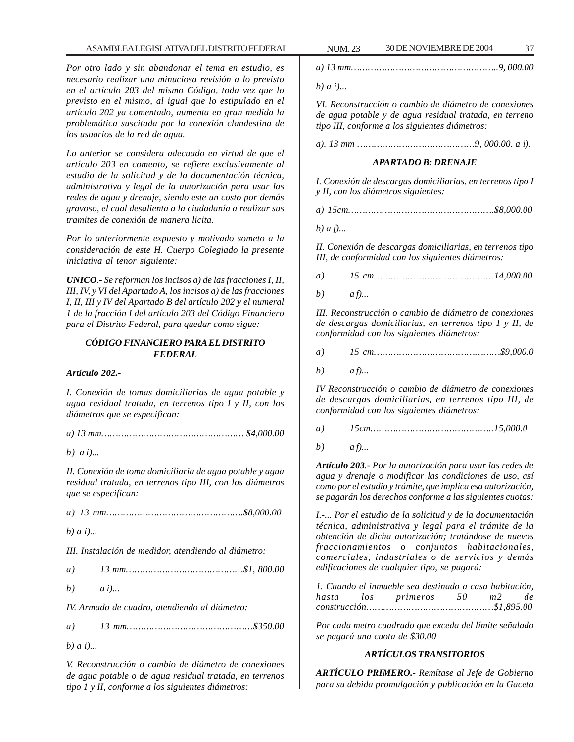*Por otro lado y sin abandonar el tema en estudio, es necesario realizar una minuciosa revisión a lo previsto en el artículo 203 del mismo Código, toda vez que lo previsto en el mismo, al igual que lo estipulado en el artículo 202 ya comentado, aumenta en gran medida la problemática suscitada por la conexión clandestina de los usuarios de la red de agua.*

*Lo anterior se considera adecuado en virtud de que el artículo 203 en comento, se refiere exclusivamente al estudio de la solicitud y de la documentación técnica, administrativa y legal de la autorización para usar las redes de agua y drenaje, siendo este un costo por demás gravoso, el cual desalienta a la ciudadanía a realizar sus tramites de conexión de manera licita.*

*Por lo anteriormente expuesto y motivado someto a la consideración de este H. Cuerpo Colegiado la presente iniciativa al tenor siguiente:*

***UNICO**.- Se reforman los incisos a) de las fracciones I, II, III, IV, y VI del Apartado A, los incisos a) de las fracciones I, II, III y IV del Apartado B del artículo 202 y el numeral 1 de la fracción I del artículo 203 del Código Financiero para el Distrito Federal, para quedar como sigue:*

***CÓDIGO FINANCIERO PARA EL DISTRITO FEDERAL***

***Artículo 202.-***

*I. Conexión de tomas domiciliarias de agua potable y agua residual tratada, en terrenos tipo I y II, con los diámetros que se especifican:*

*a) 13 mm…………………………………………… $4,000.00*

*b) a i)...*

*II. Conexión de toma domiciliaria de agua potable y agua residual tratada, en terrenos tipo III, con los diámetros que se especifican:*

*a) 13 mm…………………………………………..$8,000.00*

*b) a i)...*

*III. Instalación de medidor, atendiendo al diámetro:*

*a) 13 mm……………………………………$1, 800.00*

*b) a i)...*

*IV. Armado de cuadro, atendiendo al diámetro:*

*a) 13 mm………………………………………$350.00*

*b) a i)...*

*V. Reconstrucción o cambio de diámetro de conexiones de agua potable o de agua residual tratada, en terrenos tipo 1 y II, conforme a los siguientes diámetros:*

*a) 13 mm……………………………………………...9, 000.00*

*b) a i)...*

*VI. Reconstrucción o cambio de diámetro de conexiones de agua potable y de agua residual tratada, en terreno tipo III, conforme a los siguientes diámetros:*

*a). 13 mm ……………………………………9, 000.00. a i).*

***APARTADO B: DRENAJE***

*I. Conexión de descargas domiciliarias, en terrenos tipo I y II, con los diámetros siguientes:*

*a) 15cm……………………………………………$8,000.00*

*b) a f)...*

*II. Conexión de descargas domiciliarias, en terrenos tipo III, de conformidad con los siguientes diámetros:*

*a) 15 cm……………………………………14,000.00*

*b) a f)...*

*III. Reconstrucción o cambio de diámetro de conexiones de descargas domiciliarias, en terrenos tipo 1 y II, de conformidad con los siguientes diámetros:*

*a) 15 cm………………………………………$9,000.0*

*b) a f)...*

*IV Reconstrucción o cambio de diámetro de conexiones de descargas domiciliarias, en terrenos tipo III, de conformidad con los siguientes diámetros:*

*a) 15cm……………………………………15,000.0*

*b) a f)...*

***Artículo 203**.- Por la autorización para usar las redes de agua y drenaje o modificar las condiciones de uso, así como por el estudio y trámite, que implica esa autorización, se pagarán los derechos conforme a las siguientes cuotas:*

*I.-... Por el estudio de la solicitud y de la documentación técnica, administrativa y legal para el trámite de la obtención de dicha autorización; tratándose de nuevos fraccionamientos o conjuntos habitacionales, comerciales, industriales o de servicios y demás edificaciones de cualquier tipo, se pagará:*

*1. Cuando el inmueble sea destinado a casa habitación, hasta los primeros 50 m2 de construcción………………………………………$1,895.00*

*Por cada metro cuadrado que exceda del límite señalado se pagará una cuota de $30.00*

***ARTÍCULOS TRANSITORIOS***

***ARTÍCULO PRIMERO.**- Remítase al Jefe de Gobierno para su debida promulgación y publicación en la Gaceta*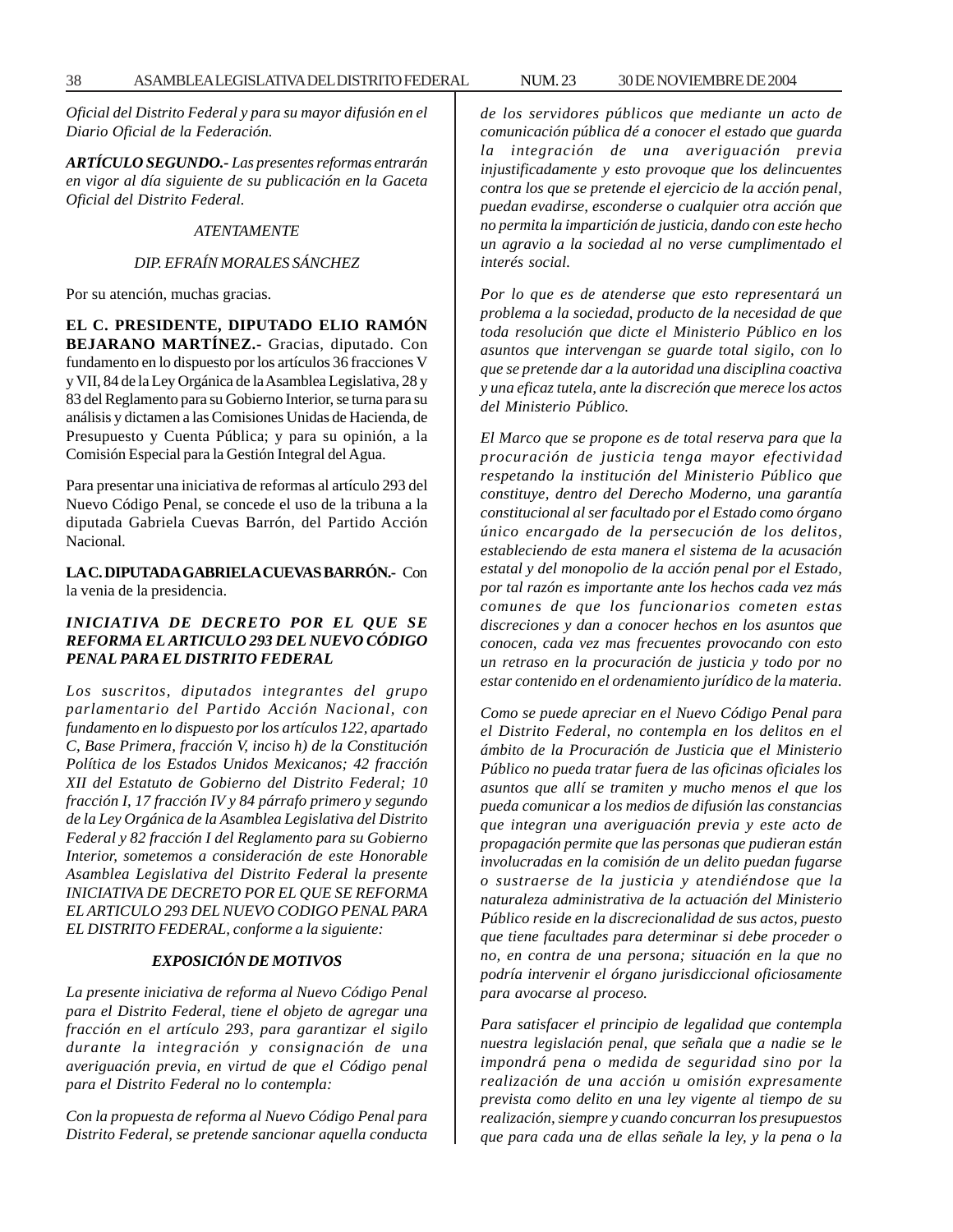*Oficial del Distrito Federal y para su mayor difusión en el Diario Oficial de la Federación.*

***ARTÍCULO SEGUNDO.-** Las presentes reformas entrarán en vigor al día siguiente de su publicación en la Gaceta Oficial del Distrito Federal.*

*ATENTAMENTE*

*DIP. EFRAÍN MORALES SÁNCHEZ*

Por su atención, muchas gracias.

**EL C. PRESIDENTE, DIPUTADO ELIO RAMÓN BEJARANO MARTÍNEZ.-** Gracias, diputado. Con fundamento en lo dispuesto por los artículos 36 fracciones V y VII, 84 de la Ley Orgánica de la Asamblea Legislativa, 28 y 83 del Reglamento para su Gobierno Interior, se turna para su análisis y dictamen a las Comisiones Unidas de Hacienda, de Presupuesto y Cuenta Pública; y para su opinión, a la Comisión Especial para la Gestión Integral del Agua.

Para presentar una iniciativa de reformas al artículo 293 del Nuevo Código Penal, se concede el uso de la tribuna a la diputada Gabriela Cuevas Barrón, del Partido Acción Nacional.

**LA C. DIPUTADA GABRIELA CUEVAS BARRÓN.-** Con la venia de la presidencia.

***INICIATIVA DE DECRETO POR EL QUE SE REFORMA EL ARTICULO 293 DEL NUEVO CÓDIGO PENAL PARA EL DISTRITO FEDERAL***

*Los suscritos, diputados integrantes del grupo parlamentario del Partido Acción Nacional, con fundamento en lo dispuesto por los artículos 122, apartado C, Base Primera, fracción V, inciso h) de la Constitución Política de los Estados Unidos Mexicanos; 42 fracción XII del Estatuto de Gobierno del Distrito Federal; 10 fracción I, 17 fracción IV y 84 párrafo primero y segundo de la Ley Orgánica de la Asamblea Legislativa del Distrito Federal y 82 fracción I del Reglamento para su Gobierno Interior, sometemos a consideración de este Honorable Asamblea Legislativa del Distrito Federal la presente INICIATIVA DE DECRETO POR EL QUE SE REFORMA EL ARTICULO 293 DEL NUEVO CODIGO PENAL PARA EL DISTRITO FEDERAL, conforme a la siguiente:*

***EXPOSICIÓN DE MOTIVOS***

*La presente iniciativa de reforma al Nuevo Código Penal para el Distrito Federal, tiene el objeto de agregar una fracción en el artículo 293, para garantizar el sigilo durante la integración y consignación de una averiguación previa, en virtud de que el Código penal para el Distrito Federal no lo contempla:*

*Con la propuesta de reforma al Nuevo Código Penal para Distrito Federal, se pretende sancionar aquella conducta de los servidores públicos que mediante un acto de comunicación pública dé a conocer el estado que guarda la integración de una averiguación previa injustificadamente y esto provoque que los delincuentes contra los que se pretende el ejercicio de la acción penal, puedan evadirse, esconderse o cualquier otra acción que no permita la impartición de justicia, dando con este hecho un agravio a la sociedad al no verse cumplimentado el interés social.*

*Por lo que es de atenderse que esto representará un problema a la sociedad, producto de la necesidad de que toda resolución que dicte el Ministerio Público en los asuntos que intervengan se guarde total sigilo, con lo que se pretende dar a la autoridad una disciplina coactiva y una eficaz tutela, ante la discreción que merece los actos del Ministerio Público.*

*El Marco que se propone es de total reserva para que la procuración de justicia tenga mayor efectividad respetando la institución del Ministerio Público que constituye, dentro del Derecho Moderno, una garantía constitucional al ser facultado por el Estado como órgano único encargado de la persecución de los delitos, estableciendo de esta manera el sistema de la acusación estatal y del monopolio de la acción penal por el Estado, por tal razón es importante ante los hechos cada vez más comunes de que los funcionarios cometen estas discreciones y dan a conocer hechos en los asuntos que conocen, cada vez mas frecuentes provocando con esto un retraso en la procuración de justicia y todo por no estar contenido en el ordenamiento jurídico de la materia.*

*Como se puede apreciar en el Nuevo Código Penal para el Distrito Federal, no contempla en los delitos en el ámbito de la Procuración de Justicia que el Ministerio Público no pueda tratar fuera de las oficinas oficiales los asuntos que allí se tramiten y mucho menos el que los pueda comunicar a los medios de difusión las constancias que integran una averiguación previa y este acto de propagación permite que las personas que pudieran están involucradas en la comisión de un delito puedan fugarse o sustraerse de la justicia y atendiéndose que la naturaleza administrativa de la actuación del Ministerio Público reside en la discrecionalidad de sus actos, puesto que tiene facultades para determinar si debe proceder o no, en contra de una persona; situación en la que no podría intervenir el órgano jurisdiccional oficiosamente para avocarse al proceso.*

*Para satisfacer el principio de legalidad que contempla nuestra legislación penal, que señala que a nadie se le impondrá pena o medida de seguridad sino por la realización de una acción u omisión expresamente prevista como delito en una ley vigente al tiempo de su realización, siempre y cuando concurran los presupuestos que para cada una de ellas señale la ley, y la pena o la*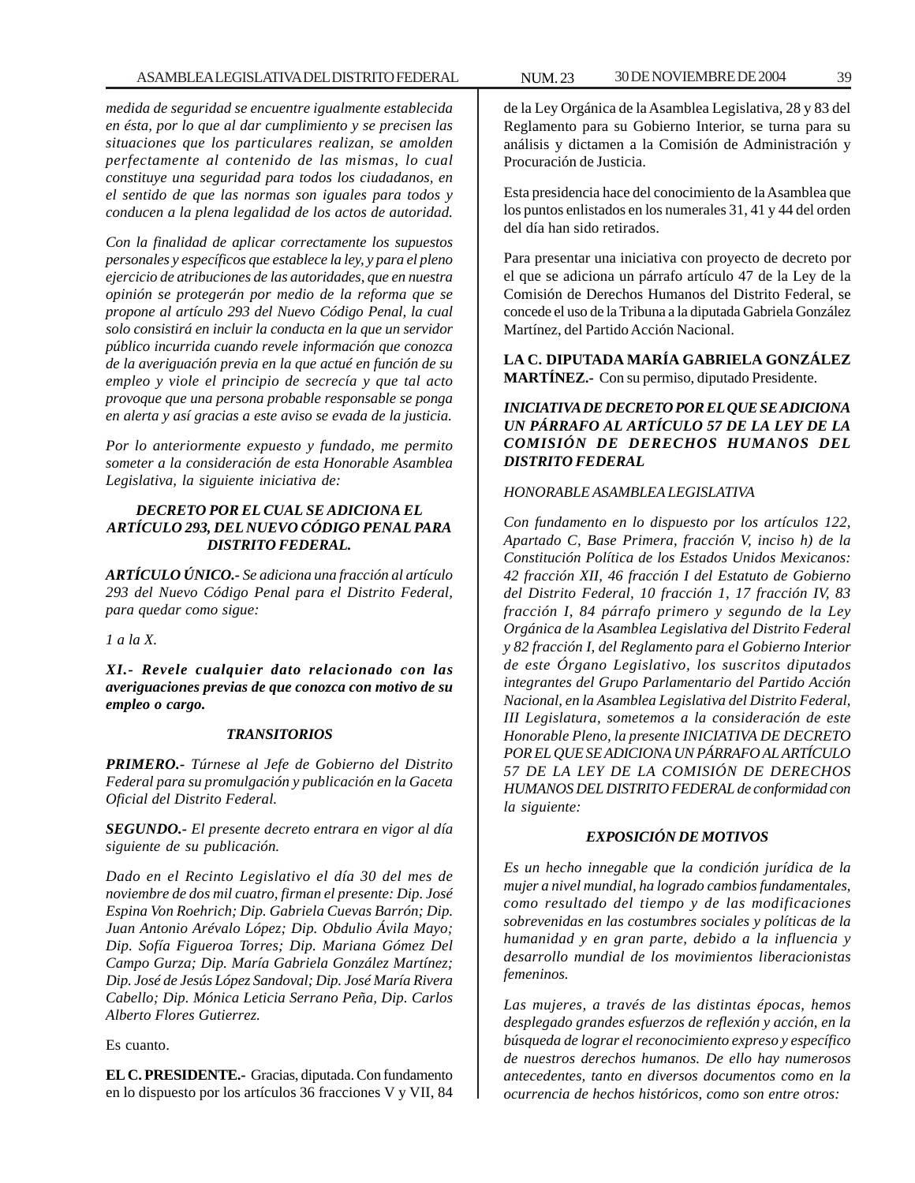*medida de seguridad se encuentre igualmente establecida en ésta, por lo que al dar cumplimiento y se precisen las situaciones que los particulares realizan, se amolden perfectamente al contenido de las mismas, lo cual constituye una seguridad para todos los ciudadanos, en el sentido de que las normas son iguales para todos y conducen a la plena legalidad de los actos de autoridad.*

*Con la finalidad de aplicar correctamente los supuestos personales y específicos que establece la ley, y para el pleno ejercicio de atribuciones de las autoridades, que en nuestra opinión se protegerán por medio de la reforma que se propone al artículo 293 del Nuevo Código Penal, la cual solo consistirá en incluir la conducta en la que un servidor público incurrida cuando revele información que conozca de la averiguación previa en la que actué en función de su empleo y viole el principio de secrecía y que tal acto provoque que una persona probable responsable se ponga en alerta y así gracias a este aviso se evada de la justicia.*

*Por lo anteriormente expuesto y fundado, me permito someter a la consideración de esta Honorable Asamblea Legislativa, la siguiente iniciativa de:*

***DECRETO POR EL CUAL SE ADICIONA EL ARTÍCULO 293, DEL NUEVO CÓDIGO PENAL PARA DISTRITO FEDERAL.***

***ARTÍCULO ÚNICO.-*** *Se adiciona una fracción al artículo 293 del Nuevo Código Penal para el Distrito Federal, para quedar como sigue:*

*1 a la X.*

***XI.- Revele cualquier dato relacionado con las averiguaciones previas de que conozca con motivo de su empleo o cargo.***

***TRANSITORIOS***

***PRIMERO.-*** *Túrnese al Jefe de Gobierno del Distrito Federal para su promulgación y publicación en la Gaceta Oficial del Distrito Federal.*

***SEGUNDO.-*** *El presente decreto entrara en vigor al día siguiente de su publicación.*

*Dado en el Recinto Legislativo el día 30 del mes de noviembre de dos mil cuatro, firman el presente: Dip. José Espina Von Roehrich; Dip. Gabriela Cuevas Barrón; Dip. Juan Antonio Arévalo López; Dip. Obdulio Ávila Mayo; Dip. Sofía Figueroa Torres; Dip. Mariana Gómez Del Campo Gurza; Dip. María Gabriela González Martínez; Dip. José de Jesús López Sandoval; Dip. José María Rivera Cabello; Dip. Mónica Leticia Serrano Peña, Dip. Carlos Alberto Flores Gutierrez.*

Es cuanto.

**EL C. PRESIDENTE.-** Gracias, diputada. Con fundamento en lo dispuesto por los artículos 36 fracciones V y VII, 84 de la Ley Orgánica de la Asamblea Legislativa, 28 y 83 del Reglamento para su Gobierno Interior, se turna para su análisis y dictamen a la Comisión de Administración y Procuración de Justicia.

Esta presidencia hace del conocimiento de la Asamblea que los puntos enlistados en los numerales 31, 41 y 44 del orden del día han sido retirados.

Para presentar una iniciativa con proyecto de decreto por el que se adiciona un párrafo artículo 47 de la Ley de la Comisión de Derechos Humanos del Distrito Federal, se concede el uso de la Tribuna a la diputada Gabriela González Martínez, del Partido Acción Nacional.

**LA C. DIPUTADA MARÍA GABRIELA GONZÁLEZ MARTÍNEZ.-** Con su permiso, diputado Presidente.

***INICIATIVA DE DECRETO POR EL QUE SE ADICIONA UN PÁRRAFO AL ARTÍCULO 57 DE LA LEY DE LA COMISIÓN DE DERECHOS HUMANOS DEL DISTRITO FEDERAL***

*HONORABLE ASAMBLEA LEGISLATIVA*

*Con fundamento en lo dispuesto por los artículos 122, Apartado C, Base Primera, fracción V, inciso h) de la Constitución Política de los Estados Unidos Mexicanos: 42 fracción XII, 46 fracción I del Estatuto de Gobierno del Distrito Federal, 10 fracción 1, 17 fracción IV, 83 fracción I, 84 párrafo primero y segundo de la Ley Orgánica de la Asamblea Legislativa del Distrito Federal y 82 fracción I, del Reglamento para el Gobierno Interior de este Órgano Legislativo, los suscritos diputados integrantes del Grupo Parlamentario del Partido Acción Nacional, en la Asamblea Legislativa del Distrito Federal, III Legislatura, sometemos a la consideración de este Honorable Pleno, la presente INICIATIVA DE DECRETO POR EL QUE SE ADICIONA UN PÁRRAFO AL ARTÍCULO 57 DE LA LEY DE LA COMISIÓN DE DERECHOS HUMANOS DEL DISTRITO FEDERAL de conformidad con la siguiente:*

***EXPOSICIÓN DE MOTIVOS***

*Es un hecho innegable que la condición jurídica de la mujer a nivel mundial, ha logrado cambios fundamentales, como resultado del tiempo y de las modificaciones sobrevenidas en las costumbres sociales y políticas de la humanidad y en gran parte, debido a la influencia y desarrollo mundial de los movimientos liberacionistas femeninos.*

*Las mujeres, a través de las distintas épocas, hemos desplegado grandes esfuerzos de reflexión y acción, en la búsqueda de lograr el reconocimiento expreso y específico de nuestros derechos humanos. De ello hay numerosos antecedentes, tanto en diversos documentos como en la ocurrencia de hechos históricos, como son entre otros:*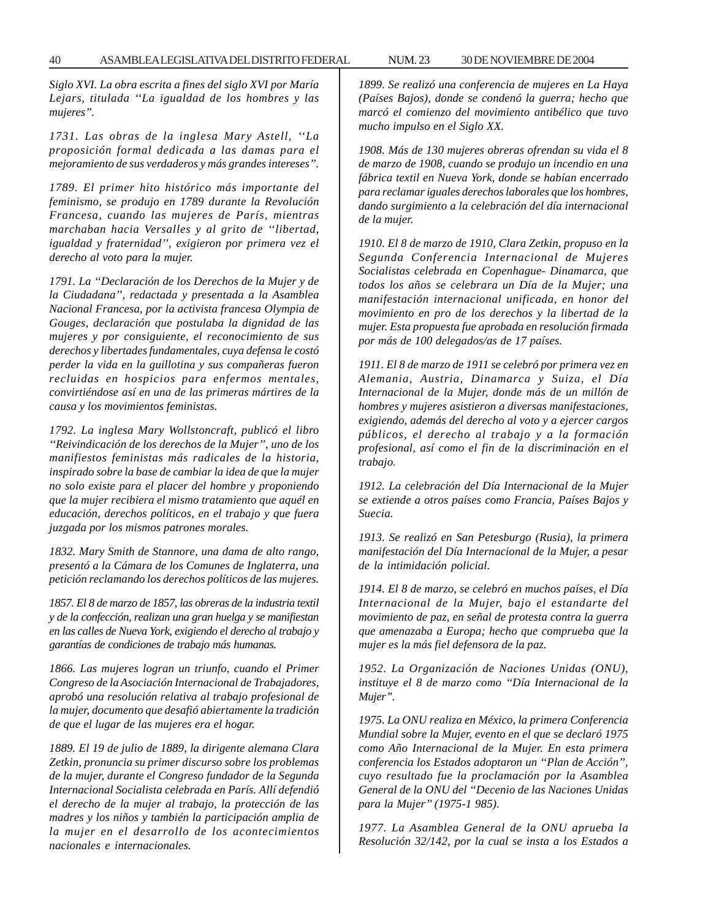*Siglo XVI. La obra escrita a fines del siglo XVI por María Lejars, titulada ''La igualdad de los hombres y las mujeres''.*

*1731. Las obras de la inglesa Mary Astell, ''La proposición formal dedicada a las damas para el mejoramiento de sus verdaderos y más grandes intereses''.*

*1789. El primer hito histórico más importante del feminismo, se produjo en 1789 durante la Revolución Francesa, cuando las mujeres de París, mientras marchaban hacia Versalles y al grito de ''libertad, igualdad y fraternidad'', exigieron por primera vez el derecho al voto para la mujer.*

*1791. La ''Declaración de los Derechos de la Mujer y de la Ciudadana'', redactada y presentada a la Asamblea Nacional Francesa, por la activista francesa Olympia de Gouges, declaración que postulaba la dignidad de las mujeres y por consiguiente, el reconocimiento de sus derechos y libertades fundamentales, cuya defensa le costó perder la vida en la guillotina y sus compañeras fueron recluidas en hospicios para enfermos mentales, convirtiéndose así en una de las primeras mártires de la causa y los movimientos feministas.*

*1792. La inglesa Mary Wollstoncraft, publicó el libro ''Reivindicación de los derechos de la Mujer'', uno de los manifiestos feministas más radicales de la historia, inspirado sobre la base de cambiar la idea de que la mujer no solo existe para el placer del hombre y proponiendo que la mujer recibiera el mismo tratamiento que aquél en educación, derechos políticos, en el trabajo y que fuera juzgada por los mismos patrones morales.*

*1832. Mary Smith de Stannore, una dama de alto rango, presentó a la Cámara de los Comunes de Inglaterra, una petición reclamando los derechos políticos de las mujeres.*

*1857. El 8 de marzo de 1857, las obreras de la industria textil y de la confección, realizan una gran huelga y se manifiestan en las calles de Nueva York, exigiendo el derecho al trabajo y garantías de condiciones de trabajo más humanas.*

*1866. Las mujeres logran un triunfo, cuando el Primer Congreso de la Asociación Internacional de Trabajadores, aprobó una resolución relativa al trabajo profesional de la mujer, documento que desafió abiertamente la tradición de que el lugar de las mujeres era el hogar.*

*1889. El 19 de julio de 1889, la dirigente alemana Clara Zetkin, pronuncia su primer discurso sobre los problemas de la mujer, durante el Congreso fundador de la Segunda Internacional Socialista celebrada en París. Allí defendió el derecho de la mujer al trabajo, la protección de las madres y los niños y también la participación amplia de la mujer en el desarrollo de los acontecimientos nacionales e internacionales.*

*1899. Se realizó una conferencia de mujeres en La Haya (Países Bajos), donde se condenó la guerra; hecho que marcó el comienzo del movimiento antibélico que tuvo mucho impulso en el Siglo XX.*

*1908. Más de 130 mujeres obreras ofrendan su vida el 8 de marzo de 1908, cuando se produjo un incendio en una fábrica textil en Nueva York, donde se habían encerrado para reclamar iguales derechos laborales que los hombres, dando surgimiento a la celebración del día internacional de la mujer.*

*1910. El 8 de marzo de 1910, Clara Zetkin, propuso en la Segunda Conferencia Internacional de Mujeres Socialistas celebrada en Copenhague- Dinamarca, que todos los años se celebrara un Día de la Mujer; una manifestación internacional unificada, en honor del movimiento en pro de los derechos y la libertad de la mujer. Esta propuesta fue aprobada en resolución firmada por más de 100 delegados/as de 17 países.*

*1911. El 8 de marzo de 1911 se celebró por primera vez en Alemania, Austria, Dinamarca y Suiza, el Día Internacional de la Mujer, donde más de un millón de hombres y mujeres asistieron a diversas manifestaciones, exigiendo, además del derecho al voto y a ejercer cargos públicos, el derecho al trabajo y a la formación profesional, así como el fin de la discriminación en el trabajo.*

*1912. La celebración del Día Internacional de la Mujer se extiende a otros países como Francia, Países Bajos y Suecia.*

*1913. Se realizó en San Petesburgo (Rusia), la primera manifestación del Día Internacional de la Mujer, a pesar de la intimidación policial.*

*1914. El 8 de marzo, se celebró en muchos países, el Día Internacional de la Mujer, bajo el estandarte del movimiento de paz, en señal de protesta contra la guerra que amenazaba a Europa; hecho que comprueba que la mujer es la más fiel defensora de la paz.*

*1952. La Organización de Naciones Unidas (ONU), instituye el 8 de marzo como "Día Internacional de la Mujer".*

*1975. La ONU realiza en México, la primera Conferencia Mundial sobre la Mujer, evento en el que se declaró 1975 como Año Internacional de la Mujer. En esta primera conferencia los Estados adoptaron un ''Plan de Acción'', cuyo resultado fue la proclamación por la Asamblea General de la ONU del "Decenio de las Naciones Unidas para la Mujer" (1975-1 985).*

*1977. La Asamblea General de la ONU aprueba la Resolución 32/142, por la cual se insta a los Estados a*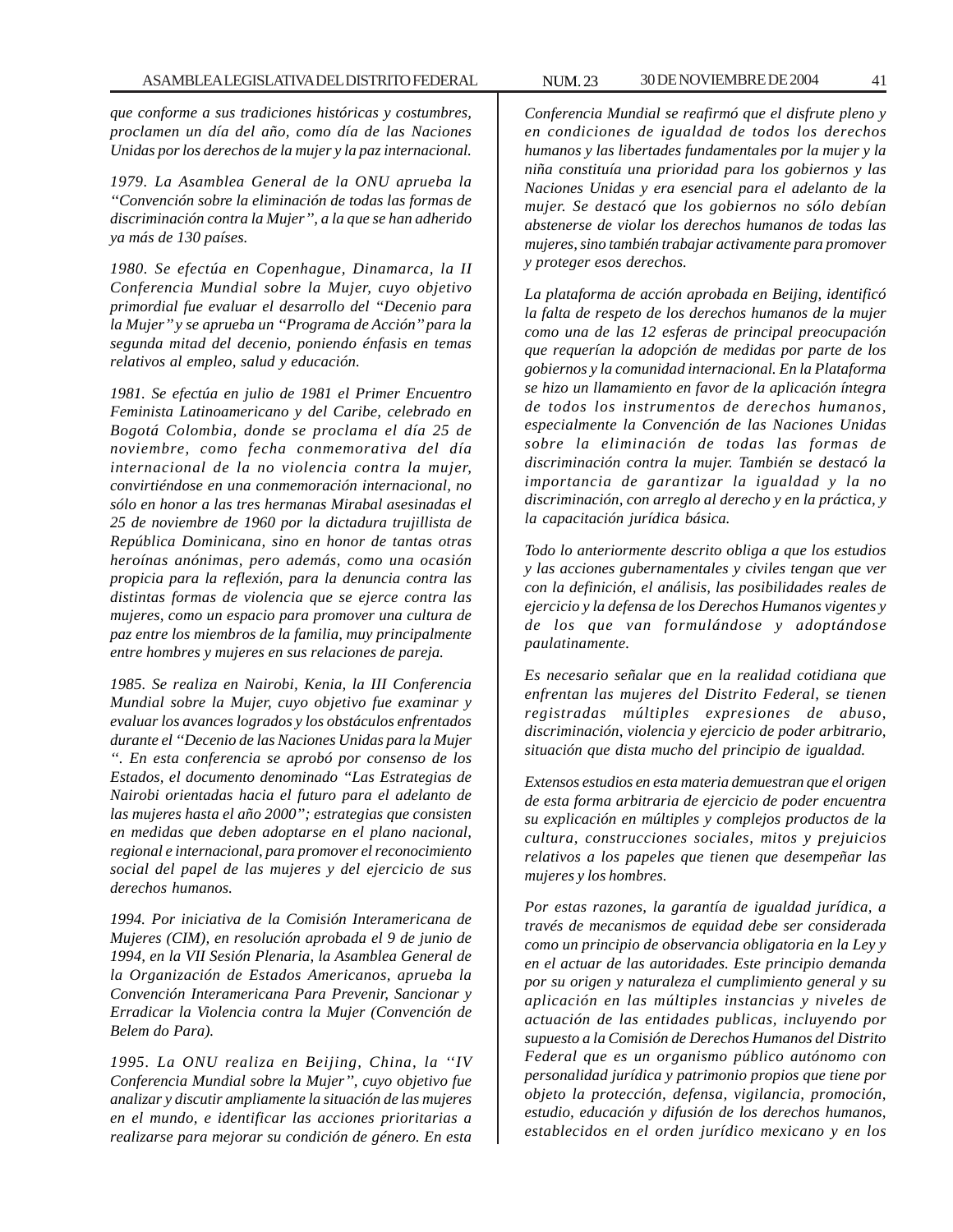*que conforme a sus tradiciones históricas y costumbres, proclamen un día del año, como día de las Naciones Unidas por los derechos de la mujer y la paz internacional.*

*1979. La Asamblea General de la ONU aprueba la "Convención sobre la eliminación de todas las formas de discriminación contra la Mujer", a la que se han adherido ya más de 130 países.*

*1980. Se efectúa en Copenhague, Dinamarca, la II Conferencia Mundial sobre la Mujer, cuyo objetivo primordial fue evaluar el desarrollo del "Decenio para la Mujer" y se aprueba un "Programa de Acción" para la segunda mitad del decenio, poniendo énfasis en temas relativos al empleo, salud y educación.*

*1981. Se efectúa en julio de 1981 el Primer Encuentro Feminista Latinoamericano y del Caribe, celebrado en Bogotá Colombia, donde se proclama el día 25 de noviembre, como fecha conmemorativa del día internacional de la no violencia contra la mujer, convirtiéndose en una conmemoración internacional, no sólo en honor a las tres hermanas Mirabal asesinadas el 25 de noviembre de 1960 por la dictadura trujillista de República Dominicana, sino en honor de tantas otras heroínas anónimas, pero además, como una ocasión propicia para la reflexión, para la denuncia contra las distintas formas de violencia que se ejerce contra las mujeres, como un espacio para promover una cultura de paz entre los miembros de la familia, muy principalmente entre hombres y mujeres en sus relaciones de pareja.*

*1985. Se realiza en Nairobi, Kenia, la III Conferencia Mundial sobre la Mujer, cuyo objetivo fue examinar y evaluar los avances logrados y los obstáculos enfrentados durante el "Decenio de las Naciones Unidas para la Mujer ". En esta conferencia se aprobó por consenso de los Estados, el documento denominado "Las Estrategias de Nairobi orientadas hacia el futuro para el adelanto de las mujeres hasta el año 2000"; estrategias que consisten en medidas que deben adoptarse en el plano nacional, regional e internacional, para promover el reconocimiento social del papel de las mujeres y del ejercicio de sus derechos humanos.*

*1994. Por iniciativa de la Comisión Interamericana de Mujeres (CIM), en resolución aprobada el 9 de junio de 1994, en la VII Sesión Plenaria, la Asamblea General de la Organización de Estados Americanos, aprueba la Convención Interamericana Para Prevenir, Sancionar y Erradicar la Violencia contra la Mujer (Convención de Belem do Para).*

*1995. La ONU realiza en Beijing, China, la "IV Conferencia Mundial sobre la Mujer", cuyo objetivo fue analizar y discutir ampliamente la situación de las mujeres en el mundo, e identificar las acciones prioritarias a realizarse para mejorar su condición de género. En esta Conferencia Mundial se reafirmó que el disfrute pleno y en condiciones de igualdad de todos los derechos humanos y las libertades fundamentales por la mujer y la niña constituía una prioridad para los gobiernos y las Naciones Unidas y era esencial para el adelanto de la mujer. Se destacó que los gobiernos no sólo debían abstenerse de violar los derechos humanos de todas las mujeres, sino también trabajar activamente para promover y proteger esos derechos.*

*La plataforma de acción aprobada en Beijing, identificó la falta de respeto de los derechos humanos de la mujer como una de las 12 esferas de principal preocupación que requerían la adopción de medidas por parte de los gobiernos y la comunidad internacional. En la Plataforma se hizo un llamamiento en favor de la aplicación íntegra de todos los instrumentos de derechos humanos, especialmente la Convención de las Naciones Unidas sobre la eliminación de todas las formas de discriminación contra la mujer. También se destacó la importancia de garantizar la igualdad y la no discriminación, con arreglo al derecho y en la práctica, y la capacitación jurídica básica.*

*Todo lo anteriormente descrito obliga a que los estudios y las acciones gubernamentales y civiles tengan que ver con la definición, el análisis, las posibilidades reales de ejercicio y la defensa de los Derechos Humanos vigentes y de los que van formulándose y adoptándose paulatinamente.*

*Es necesario señalar que en la realidad cotidiana que enfrentan las mujeres del Distrito Federal, se tienen registradas múltiples expresiones de abuso, discriminación, violencia y ejercicio de poder arbitrario, situación que dista mucho del principio de igualdad.*

*Extensos estudios en esta materia demuestran que el origen de esta forma arbitraria de ejercicio de poder encuentra su explicación en múltiples y complejos productos de la cultura, construcciones sociales, mitos y prejuicios relativos a los papeles que tienen que desempeñar las mujeres y los hombres.*

*Por estas razones, la garantía de igualdad jurídica, a través de mecanismos de equidad debe ser considerada como un principio de observancia obligatoria en la Ley y en el actuar de las autoridades. Este principio demanda por su origen y naturaleza el cumplimiento general y su aplicación en las múltiples instancias y niveles de actuación de las entidades publicas, incluyendo por supuesto a la Comisión de Derechos Humanos del Distrito Federal que es un organismo público autónomo con personalidad jurídica y patrimonio propios que tiene por objeto la protección, defensa, vigilancia, promoción, estudio, educación y difusión de los derechos humanos, establecidos en el orden jurídico mexicano y en los*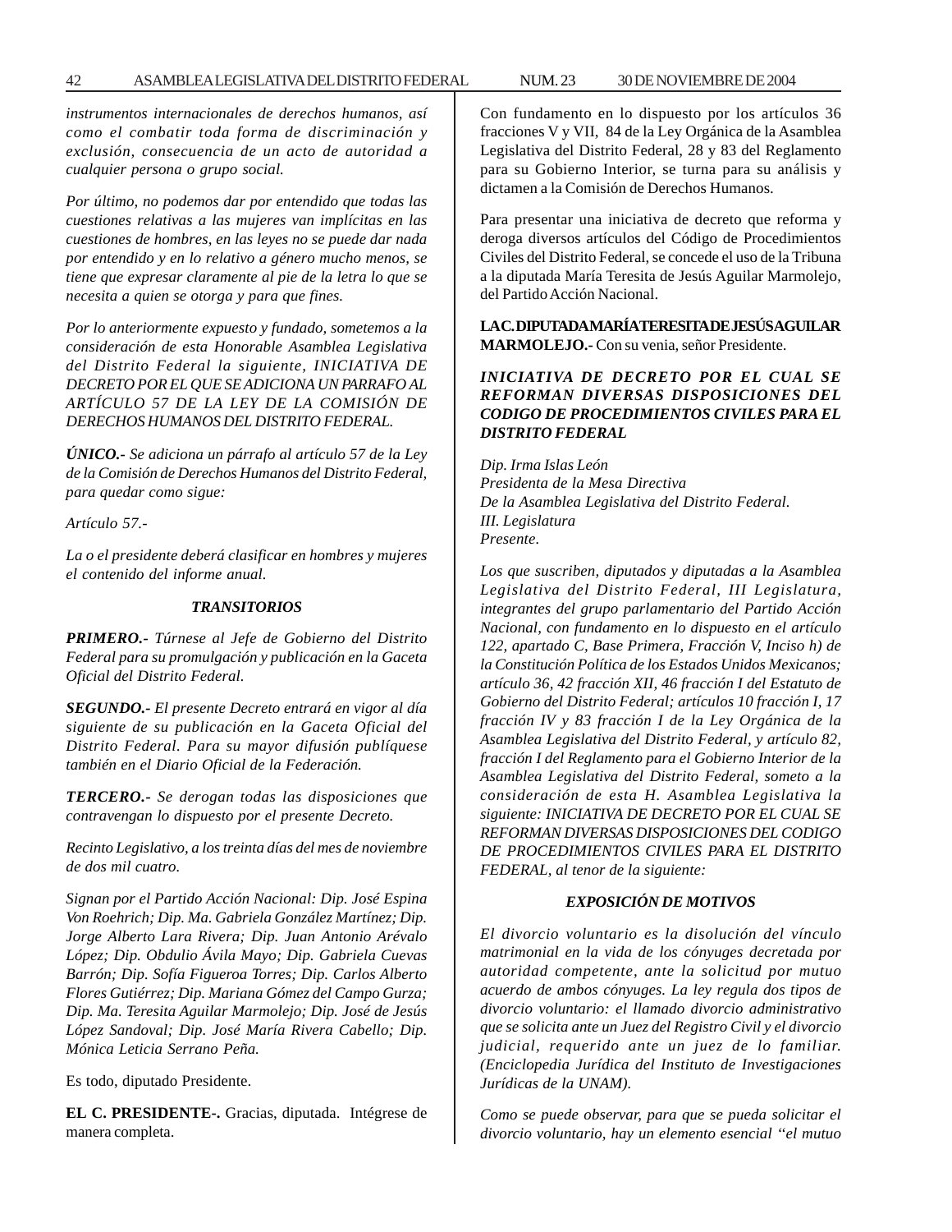*instrumentos internacionales de derechos humanos, así como el combatir toda forma de discriminación y exclusión, consecuencia de un acto de autoridad a cualquier persona o grupo social.*

*Por último, no podemos dar por entendido que todas las cuestiones relativas a las mujeres van implícitas en las cuestiones de hombres, en las leyes no se puede dar nada por entendido y en lo relativo a género mucho menos, se tiene que expresar claramente al pie de la letra lo que se necesita a quien se otorga y para que fines.*

*Por lo anteriormente expuesto y fundado, sometemos a la consideración de esta Honorable Asamblea Legislativa del Distrito Federal la siguiente, INICIATIVA DE DECRETO POR EL QUE SE ADICIONA UN PARRAFO AL ARTÍCULO 57 DE LA LEY DE LA COMISIÓN DE DERECHOS HUMANOS DEL DISTRITO FEDERAL.*

***ÚNICO.-** Se adiciona un párrafo al artículo 57 de la Ley de la Comisión de Derechos Humanos del Distrito Federal, para quedar como sigue:*

*Artículo 57.-*

*La o el presidente deberá clasificar en hombres y mujeres el contenido del informe anual.*

***TRANSITORIOS***

***PRIMERO.-** Túrnese al Jefe de Gobierno del Distrito Federal para su promulgación y publicación en la Gaceta Oficial del Distrito Federal.*

***SEGUNDO.-** El presente Decreto entrará en vigor al día siguiente de su publicación en la Gaceta Oficial del Distrito Federal. Para su mayor difusión publíquese también en el Diario Oficial de la Federación.*

***TERCERO.-** Se derogan todas las disposiciones que contravengan lo dispuesto por el presente Decreto.*

*Recinto Legislativo, a los treinta días del mes de noviembre de dos mil cuatro.*

*Signan por el Partido Acción Nacional: Dip. José Espina Von Roehrich; Dip. Ma. Gabriela González Martínez; Dip. Jorge Alberto Lara Rivera; Dip. Juan Antonio Arévalo López; Dip. Obdulio Ávila Mayo; Dip. Gabriela Cuevas Barrón; Dip. Sofía Figueroa Torres; Dip. Carlos Alberto Flores Gutiérrez; Dip. Mariana Gómez del Campo Gurza; Dip. Ma. Teresita Aguilar Marmolejo; Dip. José de Jesús López Sandoval; Dip. José María Rivera Cabello; Dip. Mónica Leticia Serrano Peña.*

Es todo, diputado Presidente.

**EL C. PRESIDENTE-.** Gracias, diputada. Intégrese de manera completa.

Con fundamento en lo dispuesto por los artículos 36 fracciones V y VII, 84 de la Ley Orgánica de la Asamblea Legislativa del Distrito Federal, 28 y 83 del Reglamento para su Gobierno Interior, se turna para su análisis y dictamen a la Comisión de Derechos Humanos.

Para presentar una iniciativa de decreto que reforma y deroga diversos artículos del Código de Procedimientos Civiles del Distrito Federal, se concede el uso de la Tribuna a la diputada María Teresita de Jesús Aguilar Marmolejo, del Partido Acción Nacional.

**LA C. DIPUTADA MARÍA TERESITA DE JESÚS AGUILAR MARMOLEJO.-** Con su venia, señor Presidente.

***INICIATIVA DE DECRETO POR EL CUAL SE REFORMAN DIVERSAS DISPOSICIONES DEL CODIGO DE PROCEDIMIENTOS CIVILES PARA EL DISTRITO FEDERAL***

*Dip. Irma Islas León*
*Presidenta de la Mesa Directiva*
*De la Asamblea Legislativa del Distrito Federal.*
*III. Legislatura*
*Presente.*

*Los que suscriben, diputados y diputadas a la Asamblea Legislativa del Distrito Federal, III Legislatura, integrantes del grupo parlamentario del Partido Acción Nacional, con fundamento en lo dispuesto en el artículo 122, apartado C, Base Primera, Fracción V, Inciso h) de la Constitución Política de los Estados Unidos Mexicanos; artículo 36, 42 fracción XII, 46 fracción I del Estatuto de Gobierno del Distrito Federal; artículos 10 fracción I, 17 fracción IV y 83 fracción I de la Ley Orgánica de la Asamblea Legislativa del Distrito Federal, y artículo 82, fracción I del Reglamento para el Gobierno Interior de la Asamblea Legislativa del Distrito Federal, someto a la consideración de esta H. Asamblea Legislativa la siguiente: INICIATIVA DE DECRETO POR EL CUAL SE REFORMAN DIVERSAS DISPOSICIONES DEL CODIGO DE PROCEDIMIENTOS CIVILES PARA EL DISTRITO FEDERAL, al tenor de la siguiente:*

***EXPOSICIÓN DE MOTIVOS***

*El divorcio voluntario es la disolución del vínculo matrimonial en la vida de los cónyuges decretada por autoridad competente, ante la solicitud por mutuo acuerdo de ambos cónyuges. La ley regula dos tipos de divorcio voluntario: el llamado divorcio administrativo que se solicita ante un Juez del Registro Civil y el divorcio judicial, requerido ante un juez de lo familiar. (Enciclopedia Jurídica del Instituto de Investigaciones Jurídicas de la UNAM).*

*Como se puede observar, para que se pueda solicitar el divorcio voluntario, hay un elemento esencial "el mutuo*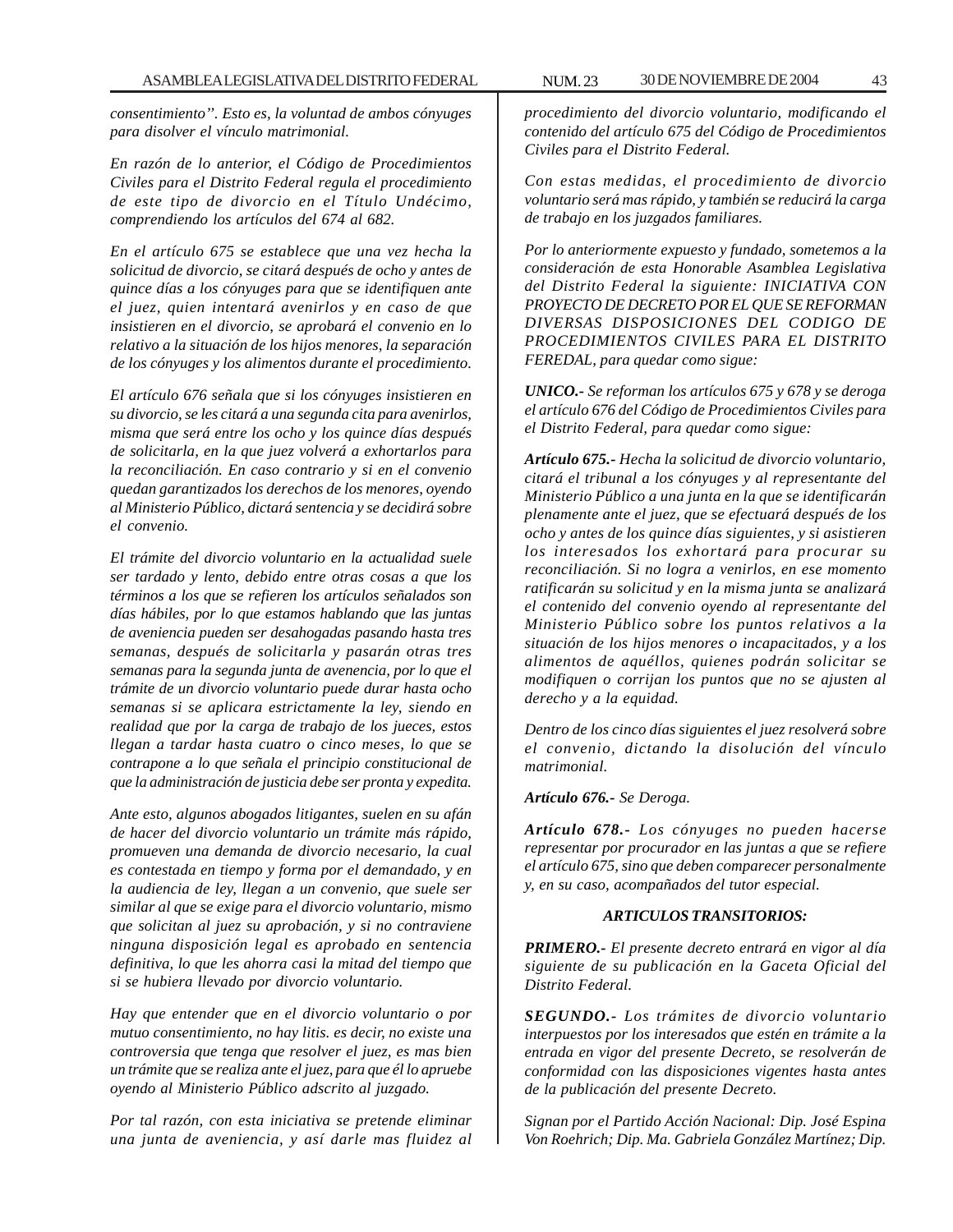*consentimiento". Esto es, la voluntad de ambos cónyuges para disolver el vínculo matrimonial.*

*En razón de lo anterior, el Código de Procedimientos Civiles para el Distrito Federal regula el procedimiento de este tipo de divorcio en el Título Undécimo, comprendiendo los artículos del 674 al 682.*

*En el artículo 675 se establece que una vez hecha la solicitud de divorcio, se citará después de ocho y antes de quince días a los cónyuges para que se identifiquen ante el juez, quien intentará avenirlos y en caso de que insistieren en el divorcio, se aprobará el convenio en lo relativo a la situación de los hijos menores, la separación de los cónyuges y los alimentos durante el procedimiento.*

*El artículo 676 señala que si los cónyuges insistieren en su divorcio, se les citará a una segunda cita para avenirlos, misma que será entre los ocho y los quince días después de solicitarla, en la que juez volverá a exhortarlos para la reconciliación. En caso contrario y si en el convenio quedan garantizados los derechos de los menores, oyendo al Ministerio Público, dictará sentencia y se decidirá sobre el convenio.*

*El trámite del divorcio voluntario en la actualidad suele ser tardado y lento, debido entre otras cosas a que los términos a los que se refieren los artículos señalados son días hábiles, por lo que estamos hablando que las juntas de aveniencia pueden ser desahogadas pasando hasta tres semanas, después de solicitarla y pasarán otras tres semanas para la segunda junta de avenencia, por lo que el trámite de un divorcio voluntario puede durar hasta ocho semanas si se aplicara estrictamente la ley, siendo en realidad que por la carga de trabajo de los jueces, estos llegan a tardar hasta cuatro o cinco meses, lo que se contrapone a lo que señala el principio constitucional de que la administración de justicia debe ser pronta y expedita.*

*Ante esto, algunos abogados litigantes, suelen en su afán de hacer del divorcio voluntario un trámite más rápido, promueven una demanda de divorcio necesario, la cual es contestada en tiempo y forma por el demandado, y en la audiencia de ley, llegan a un convenio, que suele ser similar al que se exige para el divorcio voluntario, mismo que solicitan al juez su aprobación, y si no contraviene ninguna disposición legal es aprobado en sentencia definitiva, lo que les ahorra casi la mitad del tiempo que si se hubiera llevado por divorcio voluntario.*

*Hay que entender que en el divorcio voluntario o por mutuo consentimiento, no hay litis. es decir, no existe una controversia que tenga que resolver el juez, es mas bien un trámite que se realiza ante el juez, para que él lo apruebe oyendo al Ministerio Público adscrito al juzgado.*

*Por tal razón, con esta iniciativa se pretende eliminar una junta de aveniencia, y así darle mas fluidez al procedimiento del divorcio voluntario, modificando el contenido del artículo 675 del Código de Procedimientos Civiles para el Distrito Federal.*

*Con estas medidas, el procedimiento de divorcio voluntario será mas rápido, y también se reducirá la carga de trabajo en los juzgados familiares.*

*Por lo anteriormente expuesto y fundado, sometemos a la consideración de esta Honorable Asamblea Legislativa del Distrito Federal la siguiente: INICIATIVA CON PROYECTO DE DECRETO POR EL QUE SE REFORMAN DIVERSAS DISPOSICIONES DEL CODIGO DE PROCEDIMIENTOS CIVILES PARA EL DISTRITO FEREDAL, para quedar como sigue:*

***UNICO.-** Se reforman los artículos 675 y 678 y se deroga el artículo 676 del Código de Procedimientos Civiles para el Distrito Federal, para quedar como sigue:*

***Artículo 675.-** Hecha la solicitud de divorcio voluntario, citará el tribunal a los cónyuges y al representante del Ministerio Público a una junta en la que se identificarán plenamente ante el juez, que se efectuará después de los ocho y antes de los quince días siguientes, y si asistieren los interesados los exhortará para procurar su reconciliación. Si no logra a venirlos, en ese momento ratificarán su solicitud y en la misma junta se analizará el contenido del convenio oyendo al representante del Ministerio Público sobre los puntos relativos a la situación de los hijos menores o incapacitados, y a los alimentos de aquéllos, quienes podrán solicitar se modifiquen o corrijan los puntos que no se ajusten al derecho y a la equidad.*

*Dentro de los cinco días siguientes el juez resolverá sobre el convenio, dictando la disolución del vínculo matrimonial.*

***Artículo 676.-** Se Deroga.*

***Artículo 678.-** Los cónyuges no pueden hacerse representar por procurador en las juntas a que se refiere el artículo 675, sino que deben comparecer personalmente y, en su caso, acompañados del tutor especial.*

***ARTICULOS TRANSITORIOS:***

***PRIMERO.-** El presente decreto entrará en vigor al día siguiente de su publicación en la Gaceta Oficial del Distrito Federal.*

***SEGUNDO.-** Los trámites de divorcio voluntario interpuestos por los interesados que estén en trámite a la entrada en vigor del presente Decreto, se resolverán de conformidad con las disposiciones vigentes hasta antes de la publicación del presente Decreto.*

*Signan por el Partido Acción Nacional: Dip. José Espina Von Roehrich; Dip. Ma. Gabriela González Martínez; Dip.*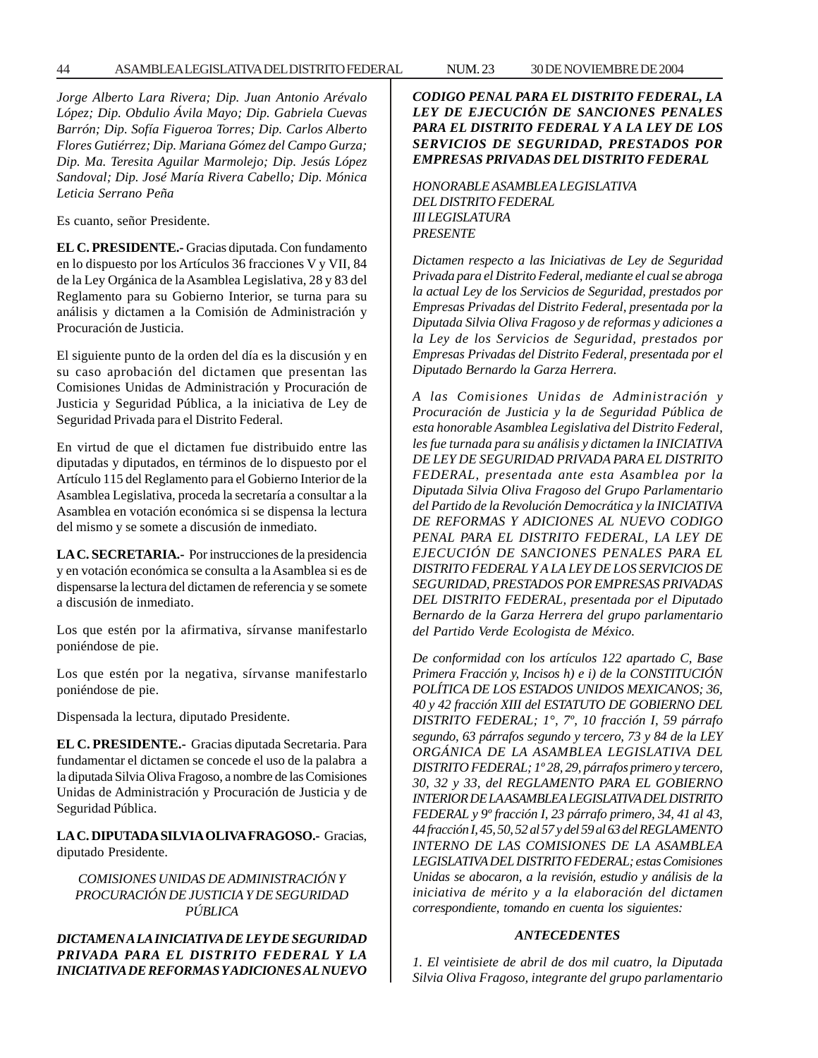*Jorge Alberto Lara Rivera; Dip. Juan Antonio Arévalo López; Dip. Obdulio Ávila Mayo; Dip. Gabriela Cuevas Barrón; Dip. Sofía Figueroa Torres; Dip. Carlos Alberto Flores Gutiérrez; Dip. Mariana Gómez del Campo Gurza; Dip. Ma. Teresita Aguilar Marmolejo; Dip. Jesús López Sandoval; Dip. José María Rivera Cabello; Dip. Mónica Leticia Serrano Peña*

Es cuanto, señor Presidente.

**EL C. PRESIDENTE.-** Gracias diputada. Con fundamento en lo dispuesto por los Artículos 36 fracciones V y VII, 84 de la Ley Orgánica de la Asamblea Legislativa, 28 y 83 del Reglamento para su Gobierno Interior, se turna para su análisis y dictamen a la Comisión de Administración y Procuración de Justicia.

El siguiente punto de la orden del día es la discusión y en su caso aprobación del dictamen que presentan las Comisiones Unidas de Administración y Procuración de Justicia y Seguridad Pública, a la iniciativa de Ley de Seguridad Privada para el Distrito Federal.

En virtud de que el dictamen fue distribuido entre las diputadas y diputados, en términos de lo dispuesto por el Artículo 115 del Reglamento para el Gobierno Interior de la Asamblea Legislativa, proceda la secretaría a consultar a la Asamblea en votación económica si se dispensa la lectura del mismo y se somete a discusión de inmediato.

**LA C. SECRETARIA.-** Por instrucciones de la presidencia y en votación económica se consulta a la Asamblea si es de dispensarse la lectura del dictamen de referencia y se somete a discusión de inmediato.

Los que estén por la afirmativa, sírvanse manifestarlo poniéndose de pie.

Los que estén por la negativa, sírvanse manifestarlo poniéndose de pie.

Dispensada la lectura, diputado Presidente.

**EL C. PRESIDENTE.-** Gracias diputada Secretaria. Para fundamentar el dictamen se concede el uso de la palabra a la diputada Silvia Oliva Fragoso, a nombre de las Comisiones Unidas de Administración y Procuración de Justicia y de Seguridad Pública.

**LA C. DIPUTADA SILVIA OLIVA FRAGOSO.-** Gracias, diputado Presidente.

*COMISIONES UNIDAS DE ADMINISTRACIÓN Y PROCURACIÓN DE JUSTICIA Y DE SEGURIDAD PÚBLICA*

***DICTAMEN A LA INICIATIVA DE LEY DE SEGURIDAD PRIVADA PARA EL DISTRITO FEDERAL Y LA INICIATIVA DE REFORMAS Y ADICIONES AL NUEVO CODIGO PENAL PARA EL DISTRITO FEDERAL, LA LEY DE EJECUCIÓN DE SANCIONES PENALES PARA EL DISTRITO FEDERAL Y A LA LEY DE LOS SERVICIOS DE SEGURIDAD, PRESTADOS POR EMPRESAS PRIVADAS DEL DISTRITO FEDERAL***

*HONORABLE ASAMBLEA LEGISLATIVA*
*DEL DISTRITO FEDERAL*
*III LEGISLATURA*
*PRESENTE*

*Dictamen respecto a las Iniciativas de Ley de Seguridad Privada para el Distrito Federal, mediante el cual se abroga la actual Ley de los Servicios de Seguridad, prestados por Empresas Privadas del Distrito Federal, presentada por la Diputada Silvia Oliva Fragoso y de reformas y adiciones a la Ley de los Servicios de Seguridad, prestados por Empresas Privadas del Distrito Federal, presentada por el Diputado Bernardo la Garza Herrera.*

*A las Comisiones Unidas de Administración y Procuración de Justicia y la de Seguridad Pública de esta honorable Asamblea Legislativa del Distrito Federal, les fue turnada para su análisis y dictamen la INICIATIVA DE LEY DE SEGURIDAD PRIVADA PARA EL DISTRITO FEDERAL, presentada ante esta Asamblea por la Diputada Silvia Oliva Fragoso del Grupo Parlamentario del Partido de la Revolución Democrática y la INICIATIVA DE REFORMAS Y ADICIONES AL NUEVO CODIGO PENAL PARA EL DISTRITO FEDERAL, LA LEY DE EJECUCIÓN DE SANCIONES PENALES PARA EL DISTRITO FEDERAL Y A LA LEY DE LOS SERVICIOS DE SEGURIDAD, PRESTADOS POR EMPRESAS PRIVADAS DEL DISTRITO FEDERAL, presentada por el Diputado Bernardo de la Garza Herrera del grupo parlamentario del Partido Verde Ecologista de México.*

*De conformidad con los artículos 122 apartado C, Base Primera Fracción y, Incisos h) e i) de la CONSTITUCIÓN POLÍTICA DE LOS ESTADOS UNIDOS MEXICANOS; 36, 40 y 42 fracción XIII del ESTATUTO DE GOBIERNO DEL DISTRITO FEDERAL; 1°, 7º, 10 fracción I, 59 párrafo segundo, 63 párrafos segundo y tercero, 73 y 84 de la LEY ORGÁNICA DE LA ASAMBLEA LEGISLATIVA DEL DISTRITO FEDERAL; 1º 28, 29, párrafos primero y tercero, 30, 32 y 33, del REGLAMENTO PARA EL GOBIERNO INTERIOR DE LA ASAMBLEA LEGISLATIVA DEL DISTRITO FEDERAL y 9º fracción I, 23 párrafo primero, 34, 41 al 43, 44 fracción I, 45, 50, 52 al 57 y del 59 al 63 del REGLAMENTO INTERNO DE LAS COMISIONES DE LA ASAMBLEA LEGISLATIVA DEL DISTRITO FEDERAL; estas Comisiones Unidas se abocaron, a la revisión, estudio y análisis de la iniciativa de mérito y a la elaboración del dictamen correspondiente, tomando en cuenta los siguientes:*

***ANTECEDENTES***

*1. El veintisiete de abril de dos mil cuatro, la Diputada Silvia Oliva Fragoso, integrante del grupo parlamentario*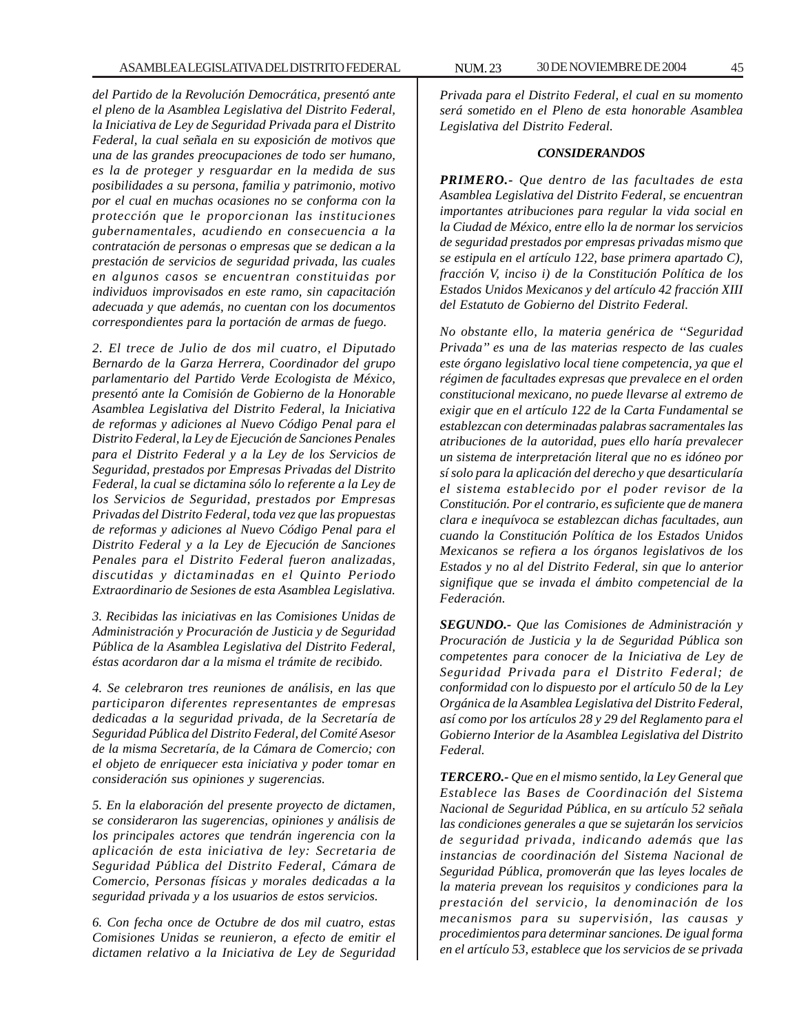*del Partido de la Revolución Democrática, presentó ante el pleno de la Asamblea Legislativa del Distrito Federal, la Iniciativa de Ley de Seguridad Privada para el Distrito Federal, la cual señala en su exposición de motivos que una de las grandes preocupaciones de todo ser humano, es la de proteger y resguardar en la medida de sus posibilidades a su persona, familia y patrimonio, motivo por el cual en muchas ocasiones no se conforma con la protección que le proporcionan las instituciones gubernamentales, acudiendo en consecuencia a la contratación de personas o empresas que se dedican a la prestación de servicios de seguridad privada, las cuales en algunos casos se encuentran constituidas por individuos improvisados en este ramo, sin capacitación adecuada y que además, no cuentan con los documentos correspondientes para la portación de armas de fuego.*

*2. El trece de Julio de dos mil cuatro, el Diputado Bernardo de la Garza Herrera, Coordinador del grupo parlamentario del Partido Verde Ecologista de México, presentó ante la Comisión de Gobierno de la Honorable Asamblea Legislativa del Distrito Federal, la Iniciativa de reformas y adiciones al Nuevo Código Penal para el Distrito Federal, la Ley de Ejecución de Sanciones Penales para el Distrito Federal y a la Ley de los Servicios de Seguridad, prestados por Empresas Privadas del Distrito Federal, la cual se dictamina sólo lo referente a la Ley de los Servicios de Seguridad, prestados por Empresas Privadas del Distrito Federal, toda vez que las propuestas de reformas y adiciones al Nuevo Código Penal para el Distrito Federal y a la Ley de Ejecución de Sanciones Penales para el Distrito Federal fueron analizadas, discutidas y dictaminadas en el Quinto Periodo Extraordinario de Sesiones de esta Asamblea Legislativa.*

*3. Recibidas las iniciativas en las Comisiones Unidas de Administración y Procuración de Justicia y de Seguridad Pública de la Asamblea Legislativa del Distrito Federal, éstas acordaron dar a la misma el trámite de recibido.*

*4. Se celebraron tres reuniones de análisis, en las que participaron diferentes representantes de empresas dedicadas a la seguridad privada, de la Secretaría de Seguridad Pública del Distrito Federal, del Comité Asesor de la misma Secretaría, de la Cámara de Comercio; con el objeto de enriquecer esta iniciativa y poder tomar en consideración sus opiniones y sugerencias.*

*5. En la elaboración del presente proyecto de dictamen, se consideraron las sugerencias, opiniones y análisis de los principales actores que tendrán ingerencia con la aplicación de esta iniciativa de ley: Secretaria de Seguridad Pública del Distrito Federal, Cámara de Comercio, Personas físicas y morales dedicadas a la seguridad privada y a los usuarios de estos servicios.*

*6. Con fecha once de Octubre de dos mil cuatro, estas Comisiones Unidas se reunieron, a efecto de emitir el dictamen relativo a la Iniciativa de Ley de Seguridad Privada para el Distrito Federal, el cual en su momento será sometido en el Pleno de esta honorable Asamblea Legislativa del Distrito Federal.*

### *CONSIDERANDOS*

***PRIMERO.-*** *Que dentro de las facultades de esta Asamblea Legislativa del Distrito Federal, se encuentran importantes atribuciones para regular la vida social en la Ciudad de México, entre ello la de normar los servicios de seguridad prestados por empresas privadas mismo que se estipula en el artículo 122, base primera apartado C), fracción V, inciso i) de la Constitución Política de los Estados Unidos Mexicanos y del artículo 42 fracción XIII del Estatuto de Gobierno del Distrito Federal.*

*No obstante ello, la materia genérica de "Seguridad Privada" es una de las materias respecto de las cuales este órgano legislativo local tiene competencia, ya que el régimen de facultades expresas que prevalece en el orden constitucional mexicano, no puede llevarse al extremo de exigir que en el artículo 122 de la Carta Fundamental se establezcan con determinadas palabras sacramentales las atribuciones de la autoridad, pues ello haría prevalecer un sistema de interpretación literal que no es idóneo por sí solo para la aplicación del derecho y que desarticularía el sistema establecido por el poder revisor de la Constitución. Por el contrario, es suficiente que de manera clara e inequívoca se establezcan dichas facultades, aun cuando la Constitución Política de los Estados Unidos Mexicanos se refiera a los órganos legislativos de los Estados y no al del Distrito Federal, sin que lo anterior signifique que se invada el ámbito competencial de la Federación.*

***SEGUNDO.-*** *Que las Comisiones de Administración y Procuración de Justicia y la de Seguridad Pública son competentes para conocer de la Iniciativa de Ley de Seguridad Privada para el Distrito Federal; de conformidad con lo dispuesto por el artículo 50 de la Ley Orgánica de la Asamblea Legislativa del Distrito Federal, así como por los artículos 28 y 29 del Reglamento para el Gobierno Interior de la Asamblea Legislativa del Distrito Federal.*

***TERCERO.-*** *Que en el mismo sentido, la Ley General que Establece las Bases de Coordinación del Sistema Nacional de Seguridad Pública, en su artículo 52 señala las condiciones generales a que se sujetarán los servicios de seguridad privada, indicando además que las instancias de coordinación del Sistema Nacional de Seguridad Pública, promoverán que las leyes locales de la materia prevean los requisitos y condiciones para la prestación del servicio, la denominación de los mecanismos para su supervisión, las causas y procedimientos para determinar sanciones. De igual forma en el artículo 53, establece que los servicios de se privada*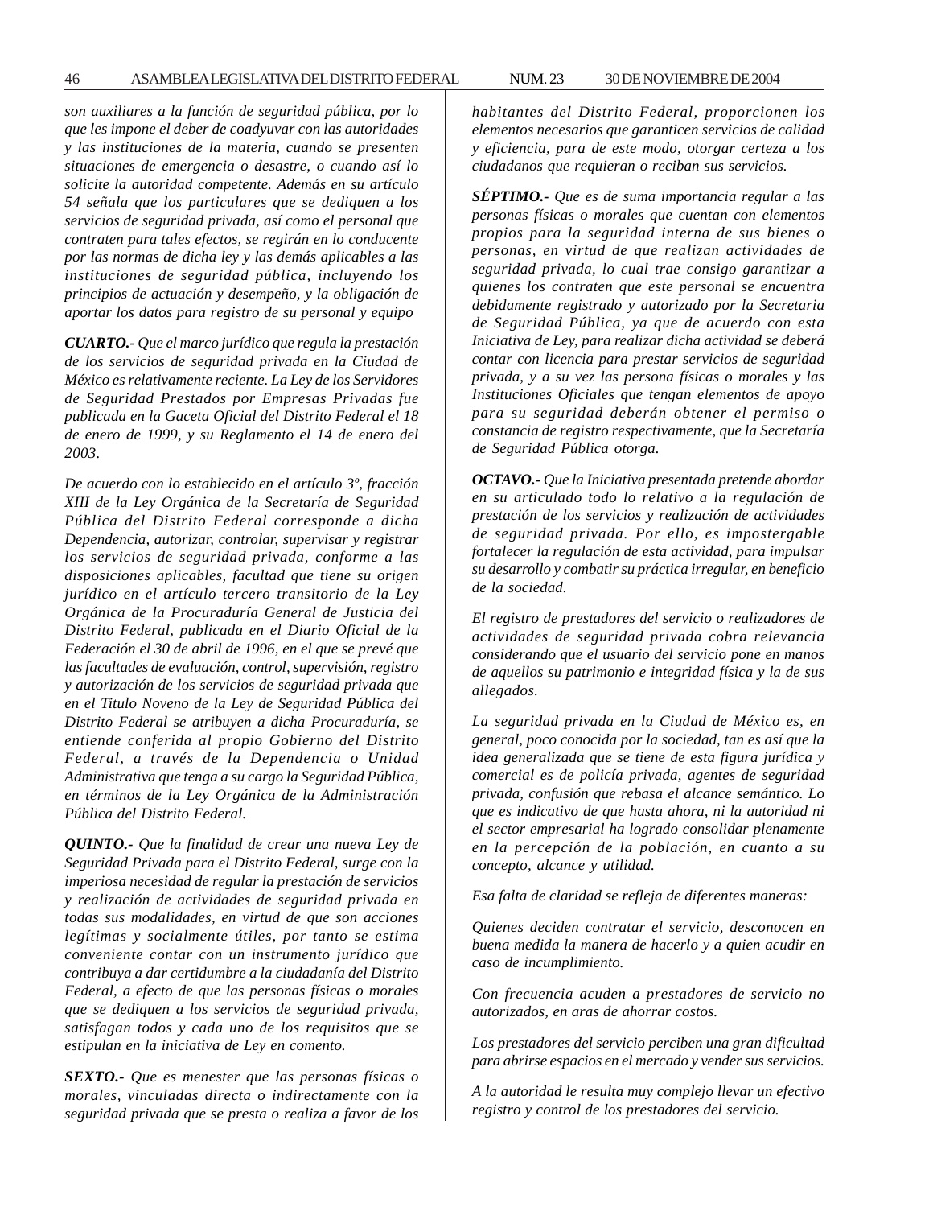*son auxiliares a la función de seguridad pública, por lo que les impone el deber de coadyuvar con las autoridades y las instituciones de la materia, cuando se presenten situaciones de emergencia o desastre, o cuando así lo solicite la autoridad competente. Además en su artículo 54 señala que los particulares que se dediquen a los servicios de seguridad privada, así como el personal que contraten para tales efectos, se regirán en lo conducente por las normas de dicha ley y las demás aplicables a las instituciones de seguridad pública, incluyendo los principios de actuación y desempeño, y la obligación de aportar los datos para registro de su personal y equipo*

***CUARTO.-*** *Que el marco jurídico que regula la prestación de los servicios de seguridad privada en la Ciudad de México es relativamente reciente. La Ley de los Servidores de Seguridad Prestados por Empresas Privadas fue publicada en la Gaceta Oficial del Distrito Federal el 18 de enero de 1999, y su Reglamento el 14 de enero del 2003.*

*De acuerdo con lo establecido en el artículo 3º, fracción XIII de la Ley Orgánica de la Secretaría de Seguridad Pública del Distrito Federal corresponde a dicha Dependencia, autorizar, controlar, supervisar y registrar los servicios de seguridad privada, conforme a las disposiciones aplicables, facultad que tiene su origen jurídico en el artículo tercero transitorio de la Ley Orgánica de la Procuraduría General de Justicia del Distrito Federal, publicada en el Diario Oficial de la Federación el 30 de abril de 1996, en el que se prevé que las facultades de evaluación, control, supervisión, registro y autorización de los servicios de seguridad privada que en el Titulo Noveno de la Ley de Seguridad Pública del Distrito Federal se atribuyen a dicha Procuraduría, se entiende conferida al propio Gobierno del Distrito Federal, a través de la Dependencia o Unidad Administrativa que tenga a su cargo la Seguridad Pública, en términos de la Ley Orgánica de la Administración Pública del Distrito Federal.*

***QUINTO.-*** *Que la finalidad de crear una nueva Ley de Seguridad Privada para el Distrito Federal, surge con la imperiosa necesidad de regular la prestación de servicios y realización de actividades de seguridad privada en todas sus modalidades, en virtud de que son acciones legítimas y socialmente útiles, por tanto se estima conveniente contar con un instrumento jurídico que contribuya a dar certidumbre a la ciudadanía del Distrito Federal, a efecto de que las personas físicas o morales que se dediquen a los servicios de seguridad privada, satisfagan todos y cada uno de los requisitos que se estipulan en la iniciativa de Ley en comento.*

***SEXTO.-*** *Que es menester que las personas físicas o morales, vinculadas directa o indirectamente con la seguridad privada que se presta o realiza a favor de los habitantes del Distrito Federal, proporcionen los elementos necesarios que garanticen servicios de calidad y eficiencia, para de este modo, otorgar certeza a los ciudadanos que requieran o reciban sus servicios.*

***SÉPTIMO.-*** *Que es de suma importancia regular a las personas físicas o morales que cuentan con elementos propios para la seguridad interna de sus bienes o personas, en virtud de que realizan actividades de seguridad privada, lo cual trae consigo garantizar a quienes los contraten que este personal se encuentra debidamente registrado y autorizado por la Secretaria de Seguridad Pública, ya que de acuerdo con esta Iniciativa de Ley, para realizar dicha actividad se deberá contar con licencia para prestar servicios de seguridad privada, y a su vez las persona físicas o morales y las Instituciones Oficiales que tengan elementos de apoyo para su seguridad deberán obtener el permiso o constancia de registro respectivamente, que la Secretaría de Seguridad Pública otorga.*

***OCTAVO.-*** *Que la Iniciativa presentada pretende abordar en su articulado todo lo relativo a la regulación de prestación de los servicios y realización de actividades de seguridad privada. Por ello, es impostergable fortalecer la regulación de esta actividad, para impulsar su desarrollo y combatir su práctica irregular, en beneficio de la sociedad.*

*El registro de prestadores del servicio o realizadores de actividades de seguridad privada cobra relevancia considerando que el usuario del servicio pone en manos de aquellos su patrimonio e integridad física y la de sus allegados.*

*La seguridad privada en la Ciudad de México es, en general, poco conocida por la sociedad, tan es así que la idea generalizada que se tiene de esta figura jurídica y comercial es de policía privada, agentes de seguridad privada, confusión que rebasa el alcance semántico. Lo que es indicativo de que hasta ahora, ni la autoridad ni el sector empresarial ha logrado consolidar plenamente en la percepción de la población, en cuanto a su concepto, alcance y utilidad.*

*Esa falta de claridad se refleja de diferentes maneras:*

*Quienes deciden contratar el servicio, desconocen en buena medida la manera de hacerlo y a quien acudir en caso de incumplimiento.*

*Con frecuencia acuden a prestadores de servicio no autorizados, en aras de ahorrar costos.*

*Los prestadores del servicio perciben una gran dificultad para abrirse espacios en el mercado y vender sus servicios.*

*A la autoridad le resulta muy complejo llevar un efectivo registro y control de los prestadores del servicio.*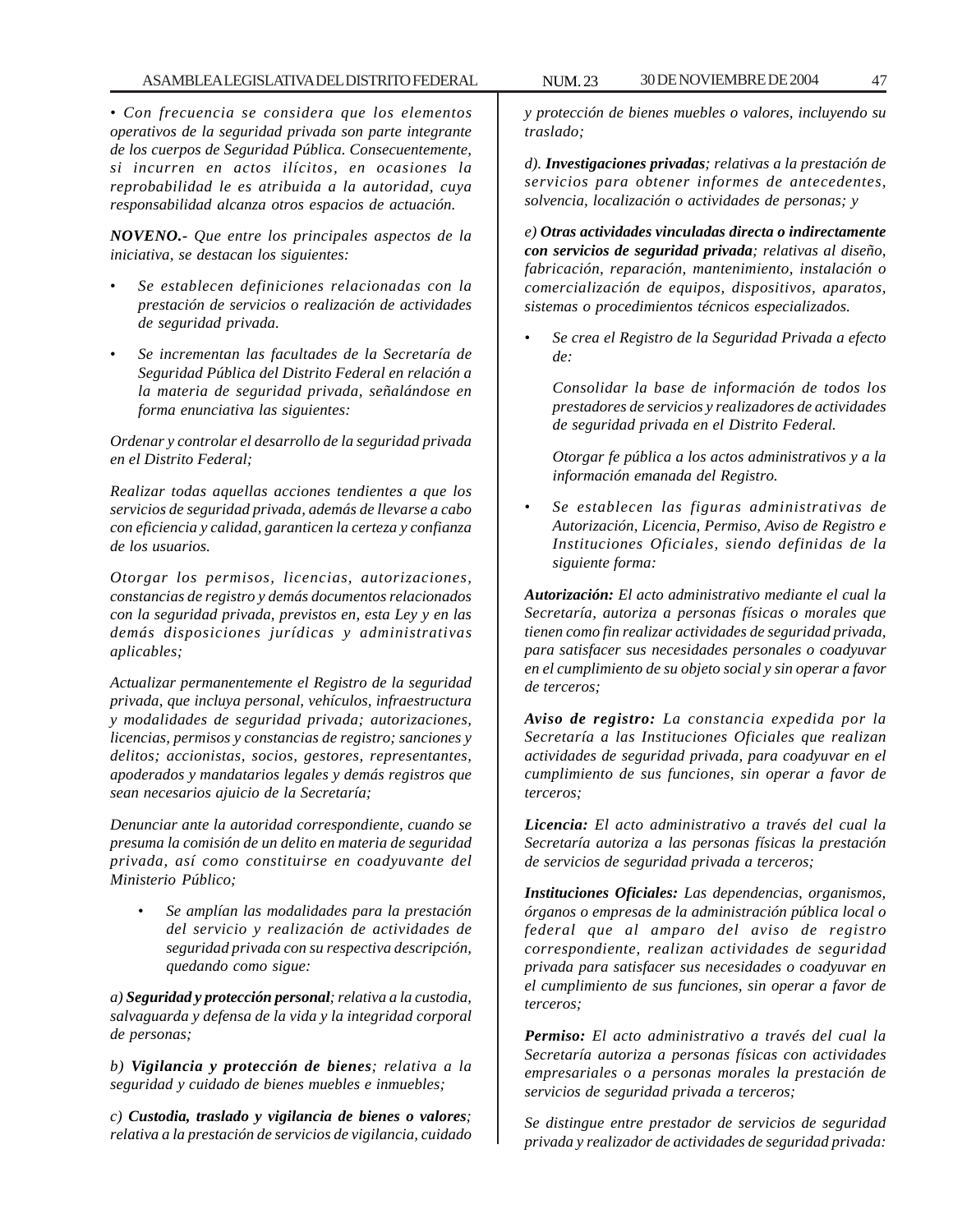*• Con frecuencia se considera que los elementos operativos de la seguridad privada son parte integrante de los cuerpos de Seguridad Pública. Consecuentemente, si incurren en actos ilícitos, en ocasiones la reprobabilidad le es atribuida a la autoridad, cuya responsabilidad alcanza otros espacios de actuación.*

***NOVENO.-** Que entre los principales aspectos de la iniciativa, se destacan los siguientes:*

- *Se establecen definiciones relacionadas con la prestación de servicios o realización de actividades de seguridad privada.*
- *Se incrementan las facultades de la Secretaría de Seguridad Pública del Distrito Federal en relación a la materia de seguridad privada, señalándose en forma enunciativa las siguientes:*

*Ordenar y controlar el desarrollo de la seguridad privada en el Distrito Federal;*

*Realizar todas aquellas acciones tendientes a que los servicios de seguridad privada, además de llevarse a cabo con eficiencia y calidad, garanticen la certeza y confianza de los usuarios.*

*Otorgar los permisos, licencias, autorizaciones, constancias de registro y demás documentos relacionados con la seguridad privada, previstos en, esta Ley y en las demás disposiciones jurídicas y administrativas aplicables;*

*Actualizar permanentemente el Registro de la seguridad privada, que incluya personal, vehículos, infraestructura y modalidades de seguridad privada; autorizaciones, licencias, permisos y constancias de registro; sanciones y delitos; accionistas, socios, gestores, representantes, apoderados y mandatarios legales y demás registros que sean necesarios ajuicio de la Secretaría;*

*Denunciar ante la autoridad correspondiente, cuando se presuma la comisión de un delito en materia de seguridad privada, así como constituirse en coadyuvante del Ministerio Público;*

- *Se amplían las modalidades para la prestación del servicio y realización de actividades de seguridad privada con su respectiva descripción, quedando como sigue:*

*a) **Seguridad y protección personal**; relativa a la custodia, salvaguarda y defensa de la vida y la integridad corporal de personas;*

*b) **Vigilancia y protección de bienes**; relativa a la seguridad y cuidado de bienes muebles e inmuebles;*

*c) **Custodia, traslado y vigilancia de bienes o valores**; relativa a la prestación de servicios de vigilancia, cuidado y protección de bienes muebles o valores, incluyendo su traslado;*

*d). **Investigaciones privadas**; relativas a la prestación de servicios para obtener informes de antecedentes, solvencia, localización o actividades de personas; y*

*e) **Otras actividades vinculadas directa o indirectamente con servicios de seguridad privada**; relativas al diseño, fabricación, reparación, mantenimiento, instalación o comercialización de equipos, dispositivos, aparatos, sistemas o procedimientos técnicos especializados.*

- *Se crea el Registro de la Seguridad Privada a efecto de:*

  *Consolidar la base de información de todos los prestadores de servicios y realizadores de actividades de seguridad privada en el Distrito Federal.*

  *Otorgar fe pública a los actos administrativos y a la información emanada del Registro.*

- *Se establecen las figuras administrativas de Autorización, Licencia, Permiso, Aviso de Registro e Instituciones Oficiales, siendo definidas de la siguiente forma:*

***Autorización:** El acto administrativo mediante el cual la Secretaría, autoriza a personas físicas o morales que tienen como fin realizar actividades de seguridad privada, para satisfacer sus necesidades personales o coadyuvar en el cumplimiento de su objeto social y sin operar a favor de terceros;*

***Aviso de registro:** La constancia expedida por la Secretaría a las Instituciones Oficiales que realizan actividades de seguridad privada, para coadyuvar en el cumplimiento de sus funciones, sin operar a favor de terceros;*

***Licencia:** El acto administrativo a través del cual la Secretaría autoriza a las personas físicas la prestación de servicios de seguridad privada a terceros;*

***Instituciones Oficiales:** Las dependencias, organismos, órganos o empresas de la administración pública local o federal que al amparo del aviso de registro correspondiente, realizan actividades de seguridad privada para satisfacer sus necesidades o coadyuvar en el cumplimiento de sus funciones, sin operar a favor de terceros;*

***Permiso:** El acto administrativo a través del cual la Secretaría autoriza a personas físicas con actividades empresariales o a personas morales la prestación de servicios de seguridad privada a terceros;*

*Se distingue entre prestador de servicios de seguridad privada y realizador de actividades de seguridad privada:*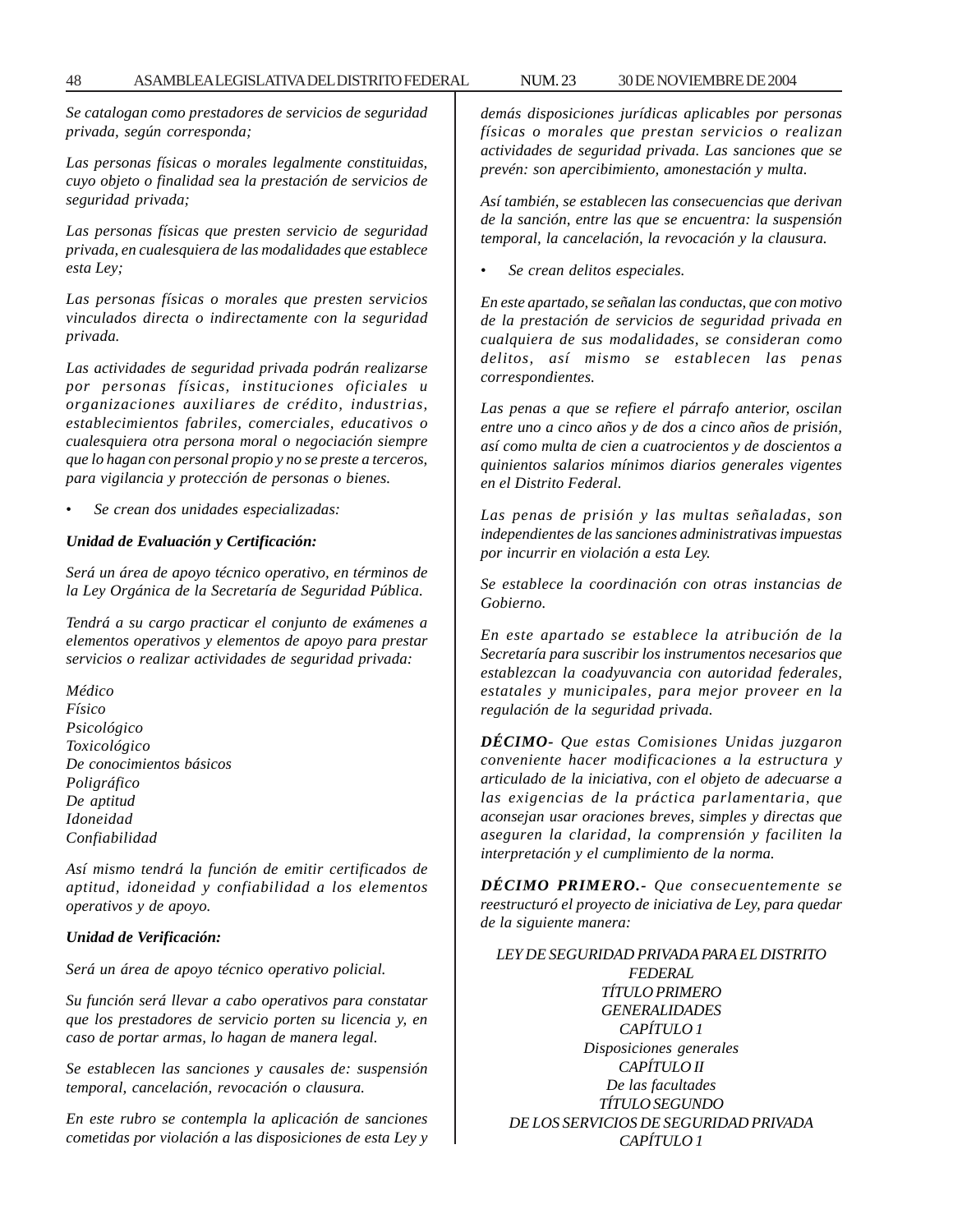*Se catalogan como prestadores de servicios de seguridad privada, según corresponda;*

*Las personas físicas o morales legalmente constituidas, cuyo objeto o finalidad sea la prestación de servicios de seguridad privada;*

*Las personas físicas que presten servicio de seguridad privada, en cualesquiera de las modalidades que establece esta Ley;*

*Las personas físicas o morales que presten servicios vinculados directa o indirectamente con la seguridad privada.*

*Las actividades de seguridad privada podrán realizarse por personas físicas, instituciones oficiales u organizaciones auxiliares de crédito, industrias, establecimientos fabriles, comerciales, educativos o cualesquiera otra persona moral o negociación siempre que lo hagan con personal propio y no se preste a terceros, para vigilancia y protección de personas o bienes.*

- *Se crean dos unidades especializadas:*

***Unidad de Evaluación y Certificación:***

*Será un área de apoyo técnico operativo, en términos de la Ley Orgánica de la Secretaría de Seguridad Pública.*

*Tendrá a su cargo practicar el conjunto de exámenes a elementos operativos y elementos de apoyo para prestar servicios o realizar actividades de seguridad privada:*

*Médico*
*Físico*
*Psicológico*
*Toxicológico*
*De conocimientos básicos*
*Poligráfico*
*De aptitud*
*Idoneidad*
*Confiabilidad*

*Así mismo tendrá la función de emitir certificados de aptitud, idoneidad y confiabilidad a los elementos operativos y de apoyo.*

***Unidad de Verificación:***

*Será un área de apoyo técnico operativo policial.*

*Su función será llevar a cabo operativos para constatar que los prestadores de servicio porten su licencia y, en caso de portar armas, lo hagan de manera legal.*

*Se establecen las sanciones y causales de: suspensión temporal, cancelación, revocación o clausura.*

*En este rubro se contempla la aplicación de sanciones cometidas por violación a las disposiciones de esta Ley y demás disposiciones jurídicas aplicables por personas físicas o morales que prestan servicios o realizan actividades de seguridad privada. Las sanciones que se prevén: son apercibimiento, amonestación y multa.*

*Así también, se establecen las consecuencias que derivan de la sanción, entre las que se encuentra: la suspensión temporal, la cancelación, la revocación y la clausura.*

- *Se crean delitos especiales.*

*En este apartado, se señalan las conductas, que con motivo de la prestación de servicios de seguridad privada en cualquiera de sus modalidades, se consideran como delitos, así mismo se establecen las penas correspondientes.*

*Las penas a que se refiere el párrafo anterior, oscilan entre uno a cinco años y de dos a cinco años de prisión, así como multa de cien a cuatrocientos y de doscientos a quinientos salarios mínimos diarios generales vigentes en el Distrito Federal.*

*Las penas de prisión y las multas señaladas, son independientes de las sanciones administrativas impuestas por incurrir en violación a esta Ley.*

*Se establece la coordinación con otras instancias de Gobierno.*

*En este apartado se establece la atribución de la Secretaría para suscribir los instrumentos necesarios que establezcan la coadyuvancia con autoridad federales, estatales y municipales, para mejor proveer en la regulación de la seguridad privada.*

***DÉCIMO-*** *Que estas Comisiones Unidas juzgaron conveniente hacer modificaciones a la estructura y articulado de la iniciativa, con el objeto de adecuarse a las exigencias de la práctica parlamentaria, que aconsejan usar oraciones breves, simples y directas que aseguren la claridad, la comprensión y faciliten la interpretación y el cumplimiento de la norma.*

***DÉCIMO PRIMERO.-*** *Que consecuentemente se reestructuró el proyecto de iniciativa de Ley, para quedar de la siguiente manera:*

*LEY DE SEGURIDAD PRIVADA PARA EL DISTRITO FEDERAL*
*TÍTULO PRIMERO*
*GENERALIDADES*
*CAPÍTULO 1*
*Disposiciones generales*
*CAPÍTULO II*
*De las facultades*
*TÍTULO SEGUNDO*
*DE LOS SERVICIOS DE SEGURIDAD PRIVADA*
*CAPÍTULO 1*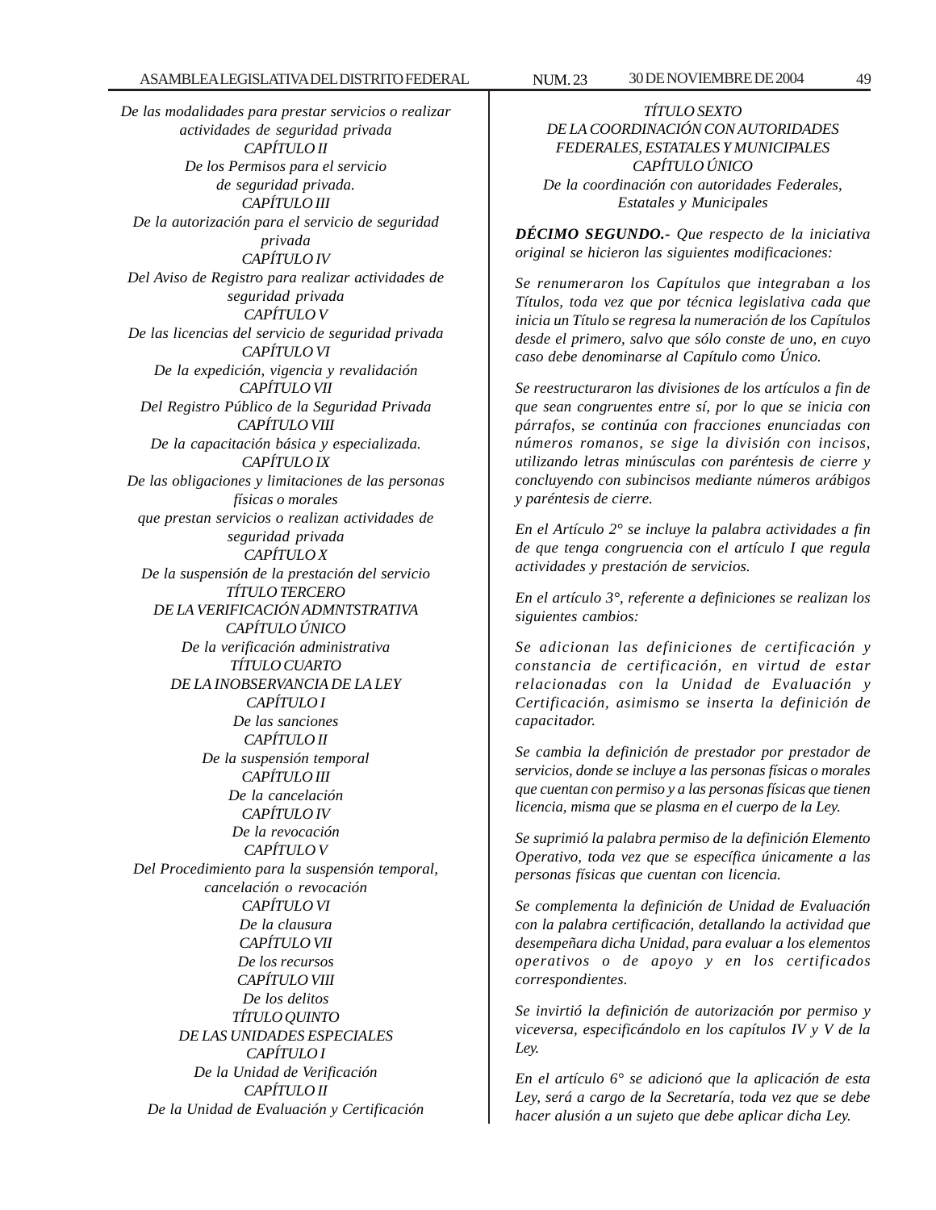*De las modalidades para prestar servicios o realizar actividades de seguridad privada*

*CAPÍTULO II*

*De los Permisos para el servicio de seguridad privada.*

*CAPÍTULO III*

*De la autorización para el servicio de seguridad privada*

*CAPÍTULO IV*

*Del Aviso de Registro para realizar actividades de seguridad privada*

*CAPÍTULO V*

*De las licencias del servicio de seguridad privada*

*CAPÍTULO VI*

*De la expedición, vigencia y revalidación*

*CAPÍTULO VII*

*Del Registro Público de la Seguridad Privada*

*CAPÍTULO VIII*

*De la capacitación básica y especializada.*

*CAPÍTULO IX*

*De las obligaciones y limitaciones de las personas físicas o morales que prestan servicios o realizan actividades de seguridad privada*

*CAPÍTULO X*

*De la suspensión de la prestación del servicio*

*TÍTULO TERCERO*

*DE LA VERIFICACIÓN ADMNTSTRATIVA*

*CAPÍTULO ÚNICO*

*De la verificación administrativa*

*TÍTULO CUARTO*

*DE LA INOBSERVANCIA DE LA LEY*

*CAPÍTULO I*

*De las sanciones*

*CAPÍTULO II*

*De la suspensión temporal*

*CAPÍTULO III*

*De la cancelación*

*CAPÍTULO IV*

*De la revocación*

*CAPÍTULO V*

*Del Procedimiento para la suspensión temporal, cancelación o revocación*

*CAPÍTULO VI*

*De la clausura*

*CAPÍTULO VII*

*De los recursos*

*CAPÍTULO VIII*

*De los delitos*

*TÍTULO QUINTO*

*DE LAS UNIDADES ESPECIALES*

*CAPÍTULO I*

*De la Unidad de Verificación*

*CAPÍTULO II*

*De la Unidad de Evaluación y Certificación*

*TÍTULO SEXTO*

*DE LA COORDINACIÓN CON AUTORIDADES FEDERALES, ESTATALES Y MUNICIPALES*

*CAPÍTULO ÚNICO*

*De la coordinación con autoridades Federales, Estatales y Municipales*

***DÉCIMO SEGUNDO.-*** *Que respecto de la iniciativa original se hicieron las siguientes modificaciones:*

*Se renumeraron los Capítulos que integraban a los Títulos, toda vez que por técnica legislativa cada que inicia un Título se regresa la numeración de los Capítulos desde el primero, salvo que sólo conste de uno, en cuyo caso debe denominarse al Capítulo como Único.*

*Se reestructuraron las divisiones de los artículos a fin de que sean congruentes entre sí, por lo que se inicia con párrafos, se continúa con fracciones enunciadas con números romanos, se sige la división con incisos, utilizando letras minúsculas con paréntesis de cierre y concluyendo con subincisos mediante números arábigos y paréntesis de cierre.*

*En el Artículo 2° se incluye la palabra actividades a fin de que tenga congruencia con el artículo I que regula actividades y prestación de servicios.*

*En el artículo 3°, referente a definiciones se realizan los siguientes cambios:*

*Se adicionan las definiciones de certificación y constancia de certificación, en virtud de estar relacionadas con la Unidad de Evaluación y Certificación, asimismo se inserta la definición de capacitador.*

*Se cambia la definición de prestador por prestador de servicios, donde se incluye a las personas físicas o morales que cuentan con permiso y a las personas físicas que tienen licencia, misma que se plasma en el cuerpo de la Ley.*

*Se suprimió la palabra permiso de la definición Elemento Operativo, toda vez que se específica únicamente a las personas físicas que cuentan con licencia.*

*Se complementa la definición de Unidad de Evaluación con la palabra certificación, detallando la actividad que desempeñara dicha Unidad, para evaluar a los elementos operativos o de apoyo y en los certificados correspondientes.*

*Se invirtió la definición de autorización por permiso y viceversa, especificándolo en los capítulos IV y V de la Ley.*

*En el artículo 6° se adicionó que la aplicación de esta Ley, será a cargo de la Secretaría, toda vez que se debe hacer alusión a un sujeto que debe aplicar dicha Ley.*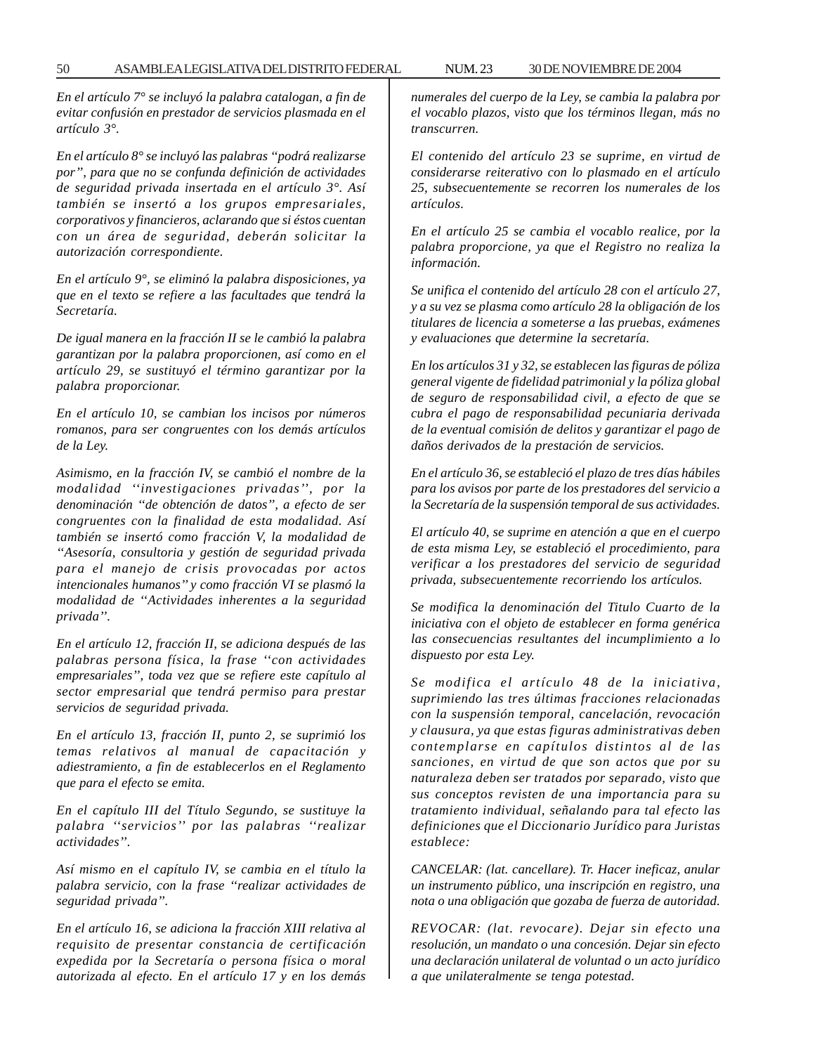*En el artículo 7° se incluyó la palabra catalogan, a fin de evitar confusión en prestador de servicios plasmada en el artículo 3°.*

*En el artículo 8° se incluyó las palabras ''podrá realizarse por'', para que no se confunda definición de actividades de seguridad privada insertada en el artículo 3°. Así también se insertó a los grupos empresariales, corporativos y financieros, aclarando que si éstos cuentan con un área de seguridad, deberán solicitar la autorización correspondiente.*

*En el artículo 9°, se eliminó la palabra disposiciones, ya que en el texto se refiere a las facultades que tendrá la Secretaría.*

*De igual manera en la fracción II se le cambió la palabra garantizan por la palabra proporcionen, así como en el artículo 29, se sustituyó el término garantizar por la palabra proporcionar.*

*En el artículo 10, se cambian los incisos por números romanos, para ser congruentes con los demás artículos de la Ley.*

*Asimismo, en la fracción IV, se cambió el nombre de la modalidad ''investigaciones privadas'', por la denominación ''de obtención de datos'', a efecto de ser congruentes con la finalidad de esta modalidad. Así también se insertó como fracción V, la modalidad de ''Asesoría, consultoria y gestión de seguridad privada para el manejo de crisis provocadas por actos intencionales humanos'' y como fracción VI se plasmó la modalidad de ''Actividades inherentes a la seguridad privada''.*

*En el artículo 12, fracción II, se adiciona después de las palabras persona física, la frase ''con actividades empresariales'', toda vez que se refiere este capítulo al sector empresarial que tendrá permiso para prestar servicios de seguridad privada.*

*En el artículo 13, fracción II, punto 2, se suprimió los temas relativos al manual de capacitación y adiestramiento, a fin de establecerlos en el Reglamento que para el efecto se emita.*

*En el capítulo III del Título Segundo, se sustituye la palabra ''servicios'' por las palabras ''realizar actividades''.*

*Así mismo en el capítulo IV, se cambia en el título la palabra servicio, con la frase ''realizar actividades de seguridad privada''.*

*En el artículo 16, se adiciona la fracción XIII relativa al requisito de presentar constancia de certificación expedida por la Secretaría o persona física o moral autorizada al efecto. En el artículo 17 y en los demás numerales del cuerpo de la Ley, se cambia la palabra por el vocablo plazos, visto que los términos llegan, más no transcurren.*

*El contenido del artículo 23 se suprime, en virtud de considerarse reiterativo con lo plasmado en el artículo 25, subsecuentemente se recorren los numerales de los artículos.*

*En el artículo 25 se cambia el vocablo realice, por la palabra proporcione, ya que el Registro no realiza la información.*

*Se unifica el contenido del artículo 28 con el artículo 27, y a su vez se plasma como artículo 28 la obligación de los titulares de licencia a someterse a las pruebas, exámenes y evaluaciones que determine la secretaría.*

*En los artículos 31 y 32, se establecen las figuras de póliza general vigente de fidelidad patrimonial y la póliza global de seguro de responsabilidad civil, a efecto de que se cubra el pago de responsabilidad pecuniaria derivada de la eventual comisión de delitos y garantizar el pago de daños derivados de la prestación de servicios.*

*En el artículo 36, se estableció el plazo de tres días hábiles para los avisos por parte de los prestadores del servicio a la Secretaría de la suspensión temporal de sus actividades.*

*El artículo 40, se suprime en atención a que en el cuerpo de esta misma Ley, se estableció el procedimiento, para verificar a los prestadores del servicio de seguridad privada, subsecuentemente recorriendo los artículos.*

*Se modifica la denominación del Titulo Cuarto de la iniciativa con el objeto de establecer en forma genérica las consecuencias resultantes del incumplimiento a lo dispuesto por esta Ley.*

*Se modifica el artículo 48 de la iniciativa, suprimiendo las tres últimas fracciones relacionadas con la suspensión temporal, cancelación, revocación y clausura, ya que estas figuras administrativas deben contemplarse en capítulos distintos al de las sanciones, en virtud de que son actos que por su naturaleza deben ser tratados por separado, visto que sus conceptos revisten de una importancia para su tratamiento individual, señalando para tal efecto las definiciones que el Diccionario Jurídico para Juristas establece:*

*CANCELAR: (lat. cancellare). Tr. Hacer ineficaz, anular un instrumento público, una inscripción en registro, una nota o una obligación que gozaba de fuerza de autoridad.*

*REVOCAR: (lat. revocare). Dejar sin efecto una resolución, un mandato o una concesión. Dejar sin efecto una declaración unilateral de voluntad o un acto jurídico a que unilateralmente se tenga potestad.*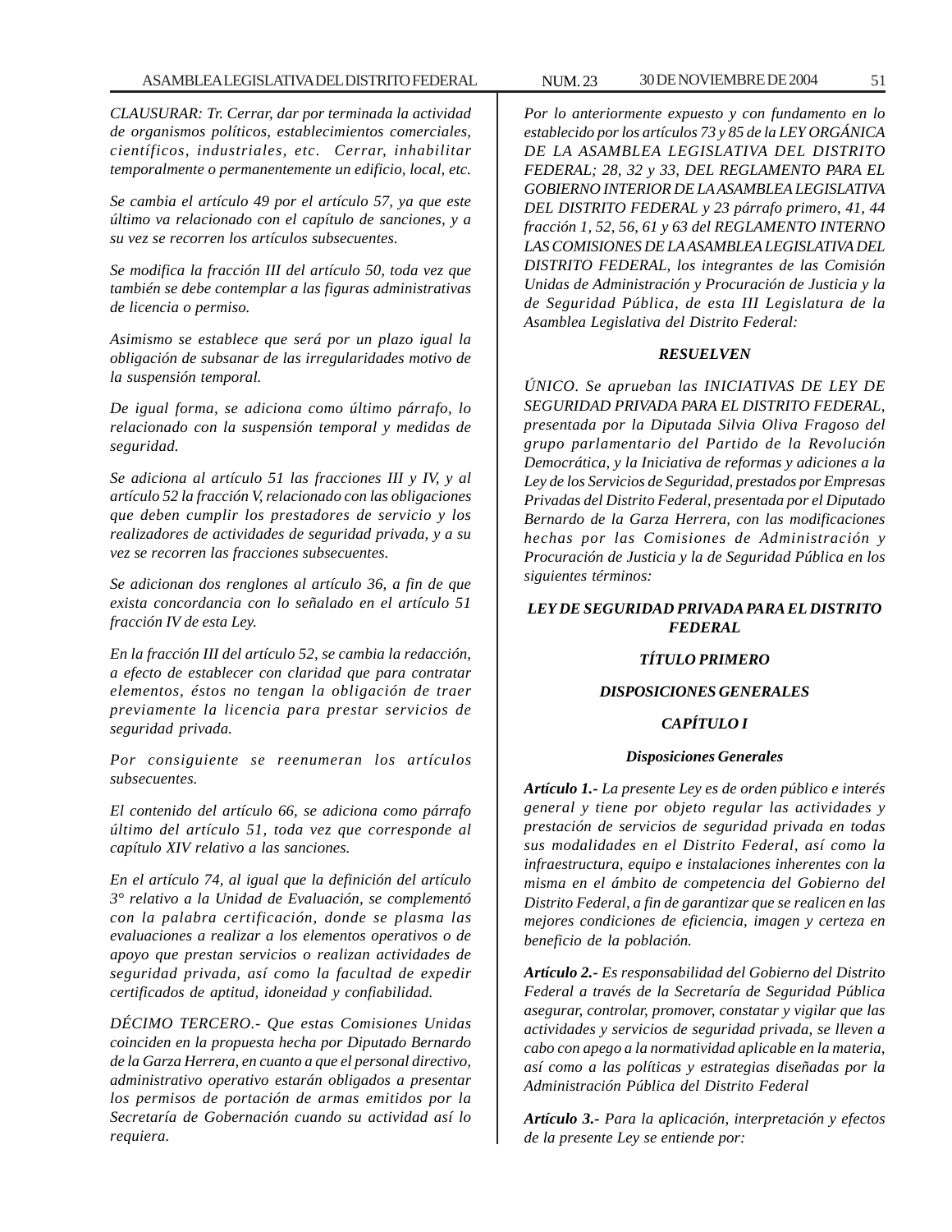*CLAUSURAR: Tr. Cerrar, dar por terminada la actividad de organismos políticos, establecimientos comerciales, científicos, industriales, etc. Cerrar, inhabilitar temporalmente o permanentemente un edificio, local, etc.*

*Se cambia el artículo 49 por el artículo 57, ya que este último va relacionado con el capítulo de sanciones, y a su vez se recorren los artículos subsecuentes.*

*Se modifica la fracción III del artículo 50, toda vez que también se debe contemplar a las figuras administrativas de licencia o permiso.*

*Asimismo se establece que será por un plazo igual la obligación de subsanar de las irregularidades motivo de la suspensión temporal.*

*De igual forma, se adiciona como último párrafo, lo relacionado con la suspensión temporal y medidas de seguridad.*

*Se adiciona al artículo 51 las fracciones III y IV, y al artículo 52 la fracción V, relacionado con las obligaciones que deben cumplir los prestadores de servicio y los realizadores de actividades de seguridad privada, y a su vez se recorren las fracciones subsecuentes.*

*Se adicionan dos renglones al artículo 36, a fin de que exista concordancia con lo señalado en el artículo 51 fracción IV de esta Ley.*

*En la fracción III del artículo 52, se cambia la redacción, a efecto de establecer con claridad que para contratar elementos, éstos no tengan la obligación de traer previamente la licencia para prestar servicios de seguridad privada.*

*Por consiguiente se reenumeran los artículos subsecuentes.*

*El contenido del artículo 66, se adiciona como párrafo último del artículo 51, toda vez que corresponde al capítulo XIV relativo a las sanciones.*

*En el artículo 74, al igual que la definición del artículo 3° relativo a la Unidad de Evaluación, se complementó con la palabra certificación, donde se plasma las evaluaciones a realizar a los elementos operativos o de apoyo que prestan servicios o realizan actividades de seguridad privada, así como la facultad de expedir certificados de aptitud, idoneidad y confiabilidad.*

*DÉCIMO TERCERO.- Que estas Comisiones Unidas coinciden en la propuesta hecha por Diputado Bernardo de la Garza Herrera, en cuanto a que el personal directivo, administrativo operativo estarán obligados a presentar los permisos de portación de armas emitidos por la Secretaría de Gobernación cuando su actividad así lo requiera.*

*Por lo anteriormente expuesto y con fundamento en lo establecido por los artículos 73 y 85 de la LEY ORGÁNICA DE LA ASAMBLEA LEGISLATIVA DEL DISTRITO FEDERAL; 28, 32 y 33, DEL REGLAMENTO PARA EL GOBIERNO INTERIOR DE LA ASAMBLEA LEGISLATIVA DEL DISTRITO FEDERAL y 23 párrafo primero, 41, 44 fracción 1, 52, 56, 61 y 63 del REGLAMENTO INTERNO LAS COMISIONES DE LA ASAMBLEA LEGISLATIVA DEL DISTRITO FEDERAL, los integrantes de las Comisión Unidas de Administración y Procuración de Justicia y la de Seguridad Pública, de esta III Legislatura de la Asamblea Legislativa del Distrito Federal:*

**RESUELVEN**

*ÚNICO. Se aprueban las INICIATIVAS DE LEY DE SEGURIDAD PRIVADA PARA EL DISTRITO FEDERAL, presentada por la Diputada Silvia Oliva Fragoso del grupo parlamentario del Partido de la Revolución Democrática, y la Iniciativa de reformas y adiciones a la Ley de los Servicios de Seguridad, prestados por Empresas Privadas del Distrito Federal, presentada por el Diputado Bernardo de la Garza Herrera, con las modificaciones hechas por las Comisiones de Administración y Procuración de Justicia y la de Seguridad Pública en los siguientes términos:*

## LEY DE SEGURIDAD PRIVADA PARA EL DISTRITO FEDERAL

### TÍTULO PRIMERO

### DISPOSICIONES GENERALES

#### CAPÍTULO I

#### Disposiciones Generales

***Artículo 1.-*** *La presente Ley es de orden público e interés general y tiene por objeto regular las actividades y prestación de servicios de seguridad privada en todas sus modalidades en el Distrito Federal, así como la infraestructura, equipo e instalaciones inherentes con la misma en el ámbito de competencia del Gobierno del Distrito Federal, a fin de garantizar que se realicen en las mejores condiciones de eficiencia, imagen y certeza en beneficio de la población.*

***Artículo 2.-*** *Es responsabilidad del Gobierno del Distrito Federal a través de la Secretaría de Seguridad Pública asegurar, controlar, promover, constatar y vigilar que las actividades y servicios de seguridad privada, se lleven a cabo con apego a la normatividad aplicable en la materia, así como a las políticas y estrategias diseñadas por la Administración Pública del Distrito Federal*

***Artículo 3.-*** *Para la aplicación, interpretación y efectos de la presente Ley se entiende por:*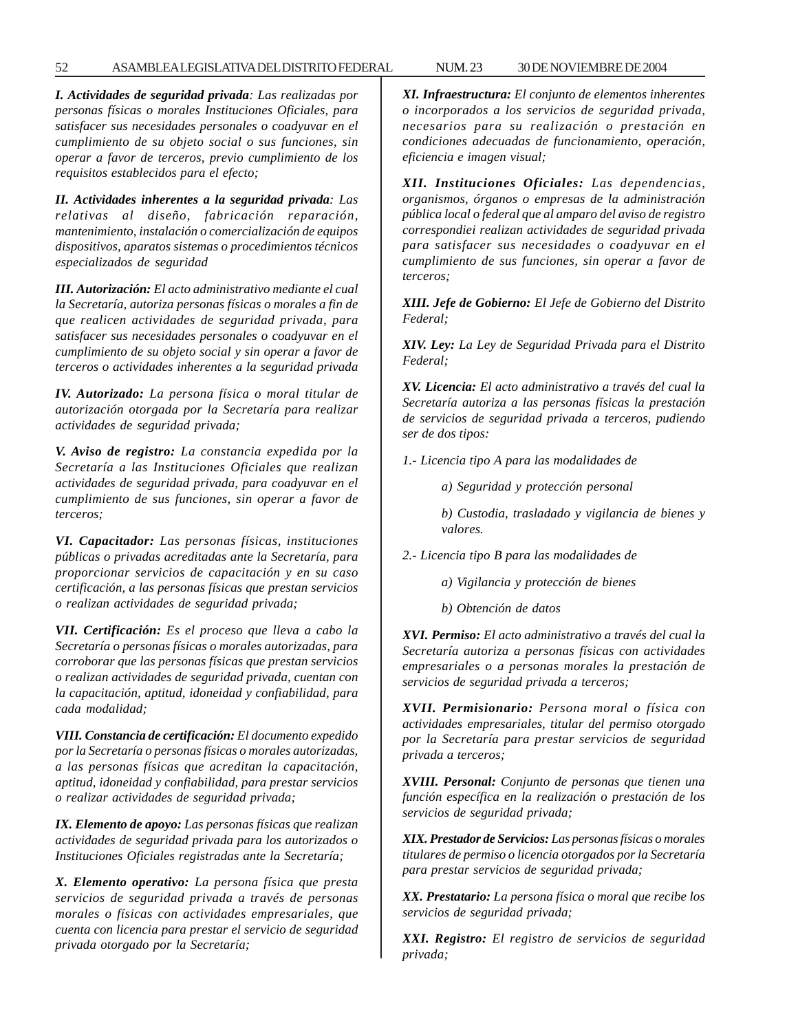***I. Actividades de seguridad privada**: Las realizadas por personas físicas o morales Instituciones Oficiales, para satisfacer sus necesidades personales o coadyuvar en el cumplimiento de su objeto social o sus funciones, sin operar a favor de terceros, previo cumplimiento de los requisitos establecidos para el efecto;*

***II. Actividades inherentes a la seguridad privada**: Las relativas al diseño, fabricación reparación, mantenimiento, instalación o comercialización de equipos dispositivos, aparatos sistemas o procedimientos técnicos especializados de seguridad*

***III. Autorización:** El acto administrativo mediante el cual la Secretaría, autoriza personas físicas o morales a fin de que realicen actividades de seguridad privada, para satisfacer sus necesidades personales o coadyuvar en el cumplimiento de su objeto social y sin operar a favor de terceros o actividades inherentes a la seguridad privada*

***IV. Autorizado:** La persona física o moral titular de autorización otorgada por la Secretaría para realizar actividades de seguridad privada;*

***V. Aviso de registro:** La constancia expedida por la Secretaría a las Instituciones Oficiales que realizan actividades de seguridad privada, para coadyuvar en el cumplimiento de sus funciones, sin operar a favor de terceros;*

***VI. Capacitador:** Las personas físicas, instituciones públicas o privadas acreditadas ante la Secretaría, para proporcionar servicios de capacitación y en su caso certificación, a las personas físicas que prestan servicios o realizan actividades de seguridad privada;*

***VII. Certificación:** Es el proceso que lleva a cabo la Secretaría o personas físicas o morales autorizadas, para corroborar que las personas físicas que prestan servicios o realizan actividades de seguridad privada, cuentan con la capacitación, aptitud, idoneidad y confiabilidad, para cada modalidad;*

***VIII. Constancia de certificación:** El documento expedido por la Secretaría o personas físicas o morales autorizadas, a las personas físicas que acreditan la capacitación, aptitud, idoneidad y confiabilidad, para prestar servicios o realizar actividades de seguridad privada;*

***IX. Elemento de apoyo:** Las personas físicas que realizan actividades de seguridad privada para los autorizados o Instituciones Oficiales registradas ante la Secretaría;*

***X. Elemento operativo:** La persona física que presta servicios de seguridad privada a través de personas morales o físicas con actividades empresariales, que cuenta con licencia para prestar el servicio de seguridad privada otorgado por la Secretaría;*

***XI. Infraestructura:** El conjunto de elementos inherentes o incorporados a los servicios de seguridad privada, necesarios para su realización o prestación en condiciones adecuadas de funcionamiento, operación, eficiencia e imagen visual;*

***XII. Instituciones Oficiales:** Las dependencias, organismos, órganos o empresas de la administración pública local o federal que al amparo del aviso de registro correspondiei realizan actividades de seguridad privada para satisfacer sus necesidades o coadyuvar en el cumplimiento de sus funciones, sin operar a favor de terceros;*

***XIII. Jefe de Gobierno:** El Jefe de Gobierno del Distrito Federal;*

***XIV. Ley:** La Ley de Seguridad Privada para el Distrito Federal;*

***XV. Licencia:** El acto administrativo a través del cual la Secretaría autoriza a las personas físicas la prestación de servicios de seguridad privada a terceros, pudiendo ser de dos tipos:*

*1.- Licencia tipo A para las modalidades de*

*a) Seguridad y protección personal*

*b) Custodia, trasladado y vigilancia de bienes y valores.*

*2.- Licencia tipo B para las modalidades de*

*a) Vigilancia y protección de bienes*

*b) Obtención de datos*

***XVI. Permiso:** El acto administrativo a través del cual la Secretaría autoriza a personas físicas con actividades empresariales o a personas morales la prestación de servicios de seguridad privada a terceros;*

***XVII. Permisionario:** Persona moral o física con actividades empresariales, titular del permiso otorgado por la Secretaría para prestar servicios de seguridad privada a terceros;*

***XVIII. Personal:** Conjunto de personas que tienen una función específica en la realización o prestación de los servicios de seguridad privada;*

***XIX. Prestador de Servicios:** Las personas físicas o morales titulares de permiso o licencia otorgados por la Secretaría para prestar servicios de seguridad privada;*

***XX. Prestatario:** La persona física o moral que recibe los servicios de seguridad privada;*

***XXI. Registro:** El registro de servicios de seguridad privada;*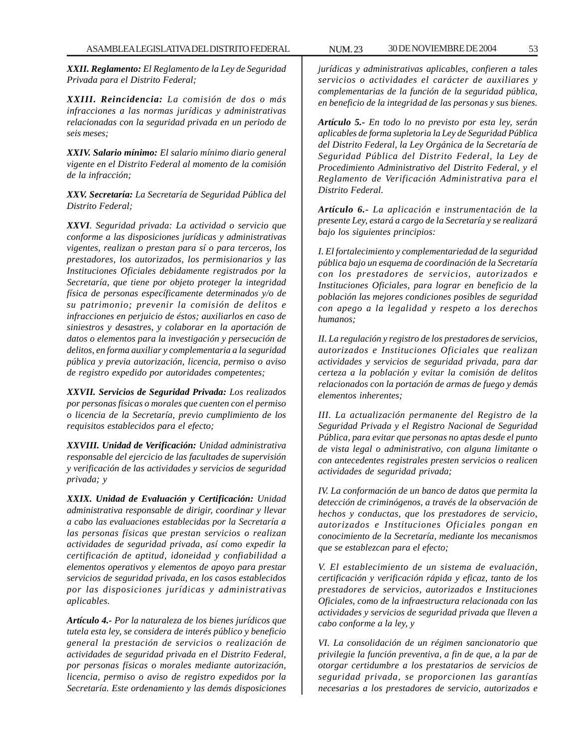***XXII. Reglamento:*** *El Reglamento de la Ley de Seguridad Privada para el Distrito Federal;*

***XXIII. Reincidencia:*** *La comisión de dos o más infracciones a las normas jurídicas y administrativas relacionadas con la seguridad privada en un periodo de seis meses;*

***XXIV. Salario mínimo:*** *El salario mínimo diario general vigente en el Distrito Federal al momento de la comisión de la infracción;*

***XXV. Secretaría:*** *La Secretaría de Seguridad Pública del Distrito Federal;*

***XXVI****. Seguridad privada: La actividad o servicio que conforme a las disposiciones jurídicas y administrativas vigentes, realizan o prestan para sí o para terceros, los prestadores, los autorizados, los permisionarios y las Instituciones Oficiales debidamente registrados por la Secretaría, que tiene por objeto proteger la integridad física de personas específicamente determinados y/o de su patrimonio; prevenir la comisión de delitos e infracciones en perjuicio de éstos; auxiliarlos en caso de siniestros y desastres, y colaborar en la aportación de datos o elementos para la investigación y persecución de delitos, en forma auxiliar y complementaria a la seguridad pública y previa autorización, licencia, permiso o aviso de registro expedido por autoridades competentes;*

***XXVII. Servicios de Seguridad Privada:*** *Los realizados por personas físicas o morales que cuenten con el permiso o licencia de la Secretaría, previo cumplimiento de los requisitos establecidos para el efecto;*

***XXVIII. Unidad de Verificación:*** *Unidad administrativa responsable del ejercicio de las facultades de supervisión y verificación de las actividades y servicios de seguridad privada; y*

***XXIX. Unidad de Evaluación y Certificación:*** *Unidad administrativa responsable de dirigir, coordinar y llevar a cabo las evaluaciones establecidas por la Secretaría a las personas físicas que prestan servicios o realizan actividades de seguridad privada, así como expedir la certificación de aptitud, idoneidad y confiabilidad a elementos operativos y elementos de apoyo para prestar servicios de seguridad privada, en los casos establecidos por las disposiciones jurídicas y administrativas aplicables.*

***Artículo 4.-*** *Por la naturaleza de los bienes jurídicos que tutela esta ley, se considera de interés público y beneficio general la prestación de servicios o realización de actividades de seguridad privada en el Distrito Federal, por personas físicas o morales mediante autorización, licencia, permiso o aviso de registro expedidos por la Secretaría. Este ordenamiento y las demás disposiciones jurídicas y administrativas aplicables, confieren a tales servicios o actividades el carácter de auxiliares y complementarias de la función de la seguridad pública, en beneficio de la integridad de las personas y sus bienes.*

***Artículo 5.-*** *En todo lo no previsto por esta ley, serán aplicables de forma supletoria la Ley de Seguridad Pública del Distrito Federal, la Ley Orgánica de la Secretaría de Seguridad Pública del Distrito Federal, la Ley de Procedimiento Administrativo del Distrito Federal, y el Reglamento de Verificación Administrativa para el Distrito Federal.*

***Artículo 6.-*** *La aplicación e instrumentación de la presente Ley, estará a cargo de la Secretaría y se realizará bajo los siguientes principios:*

*I. El fortalecimiento y complementariedad de la seguridad pública bajo un esquema de coordinación de la Secretaría con los prestadores de servicios, autorizados e Instituciones Oficiales, para lograr en beneficio de la población las mejores condiciones posibles de seguridad con apego a la legalidad y respeto a los derechos humanos;*

*II. La regulación y registro de los prestadores de servicios, autorizados e Instituciones Oficiales que realizan actividades y servicios de seguridad privada, para dar certeza a la población y evitar la comisión de delitos relacionados con la portación de armas de fuego y demás elementos inherentes;*

*III. La actualización permanente del Registro de la Seguridad Privada y el Registro Nacional de Seguridad Pública, para evitar que personas no aptas desde el punto de vista legal o administrativo, con alguna limitante o con antecedentes registrales presten servicios o realicen actividades de seguridad privada;*

*IV. La conformación de un banco de datos que permita la detección de criminógenos, a través de la observación de hechos y conductas, que los prestadores de servicio, autorizados e Instituciones Oficiales pongan en conocimiento de la Secretaría, mediante los mecanismos que se establezcan para el efecto;*

*V. El establecimiento de un sistema de evaluación, certificación y verificación rápida y eficaz, tanto de los prestadores de servicios, autorizados e Instituciones Oficiales, como de la infraestructura relacionada con las actividades y servicios de seguridad privada que lleven a cabo conforme a la ley, y*

*VI. La consolidación de un régimen sancionatorio que privilegie la función preventiva, a fin de que, a la par de otorgar certidumbre a los prestatarios de servicios de seguridad privada, se proporcionen las garantías necesarias a los prestadores de servicio, autorizados e*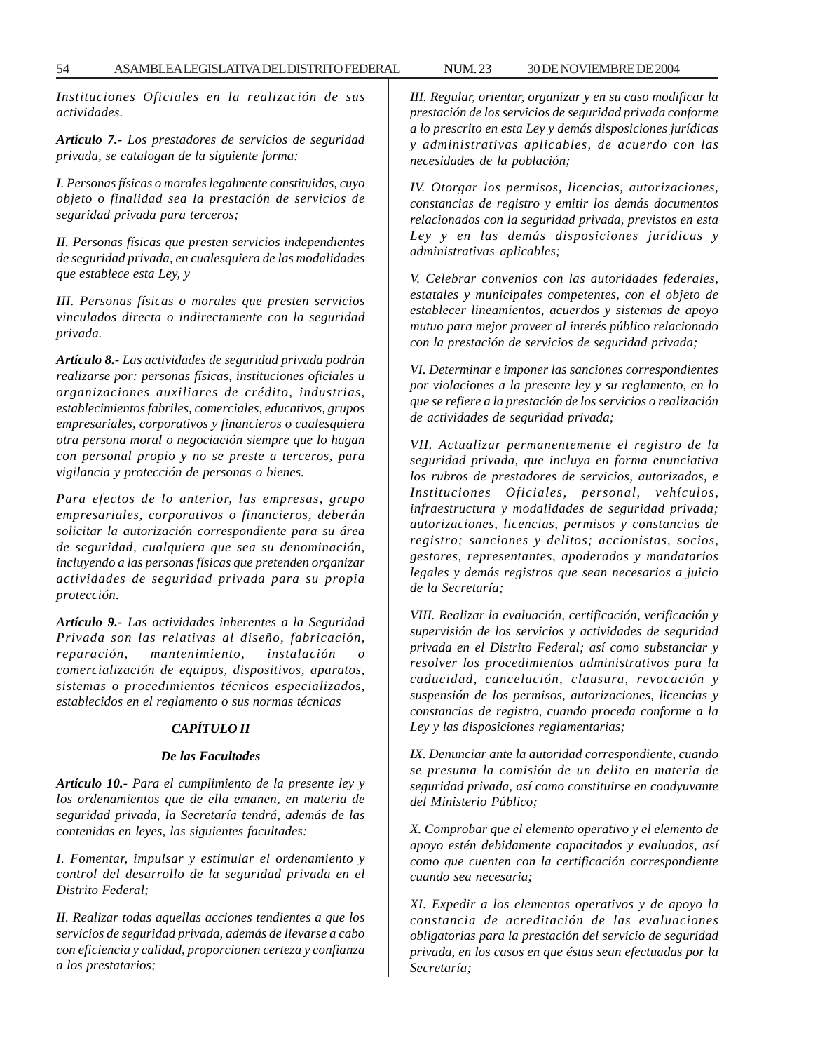*Instituciones Oficiales en la realización de sus actividades.*

***Artículo 7.-*** *Los prestadores de servicios de seguridad privada, se catalogan de la siguiente forma:*

*I. Personas físicas o morales legalmente constituidas, cuyo objeto o finalidad sea la prestación de servicios de seguridad privada para terceros;*

*II. Personas físicas que presten servicios independientes de seguridad privada, en cualesquiera de las modalidades que establece esta Ley, y*

*III. Personas físicas o morales que presten servicios vinculados directa o indirectamente con la seguridad privada.*

***Artículo 8.-*** *Las actividades de seguridad privada podrán realizarse por: personas físicas, instituciones oficiales u organizaciones auxiliares de crédito, industrias, establecimientos fabriles, comerciales, educativos, grupos empresariales, corporativos y financieros o cualesquiera otra persona moral o negociación siempre que lo hagan con personal propio y no se preste a terceros, para vigilancia y protección de personas o bienes.*

*Para efectos de lo anterior, las empresas, grupo empresariales, corporativos o financieros, deberán solicitar la autorización correspondiente para su área de seguridad, cualquiera que sea su denominación, incluyendo a las personas físicas que pretenden organizar actividades de seguridad privada para su propia protección.*

***Artículo 9.-*** *Las actividades inherentes a la Seguridad Privada son las relativas al diseño, fabricación, reparación, mantenimiento, instalación o comercialización de equipos, dispositivos, aparatos, sistemas o procedimientos técnicos especializados, establecidos en el reglamento o sus normas técnicas*

***CAPÍTULO II***

***De las Facultades***

***Artículo 10.-*** *Para el cumplimiento de la presente ley y los ordenamientos que de ella emanen, en materia de seguridad privada, la Secretaría tendrá, además de las contenidas en leyes, las siguientes facultades:*

*I. Fomentar, impulsar y estimular el ordenamiento y control del desarrollo de la seguridad privada en el Distrito Federal;*

*II. Realizar todas aquellas acciones tendientes a que los servicios de seguridad privada, además de llevarse a cabo con eficiencia y calidad, proporcionen certeza y confianza a los prestatarios;*

*III. Regular, orientar, organizar y en su caso modificar la prestación de los servicios de seguridad privada conforme a lo prescrito en esta Ley y demás disposiciones jurídicas y administrativas aplicables, de acuerdo con las necesidades de la población;*

*IV. Otorgar los permisos, licencias, autorizaciones, constancias de registro y emitir los demás documentos relacionados con la seguridad privada, previstos en esta Ley y en las demás disposiciones jurídicas y administrativas aplicables;*

*V. Celebrar convenios con las autoridades federales, estatales y municipales competentes, con el objeto de establecer lineamientos, acuerdos y sistemas de apoyo mutuo para mejor proveer al interés público relacionado con la prestación de servicios de seguridad privada;*

*VI. Determinar e imponer las sanciones correspondientes por violaciones a la presente ley y su reglamento, en lo que se refiere a la prestación de los servicios o realización de actividades de seguridad privada;*

*VII. Actualizar permanentemente el registro de la seguridad privada, que incluya en forma enunciativa los rubros de prestadores de servicios, autorizados, e Instituciones Oficiales, personal, vehículos, infraestructura y modalidades de seguridad privada; autorizaciones, licencias, permisos y constancias de registro; sanciones y delitos; accionistas, socios, gestores, representantes, apoderados y mandatarios legales y demás registros que sean necesarios a juicio de la Secretaría;*

*VIII. Realizar la evaluación, certificación, verificación y supervisión de los servicios y actividades de seguridad privada en el Distrito Federal; así como substanciar y resolver los procedimientos administrativos para la caducidad, cancelación, clausura, revocación y suspensión de los permisos, autorizaciones, licencias y constancias de registro, cuando proceda conforme a la Ley y las disposiciones reglamentarias;*

*IX. Denunciar ante la autoridad correspondiente, cuando se presuma la comisión de un delito en materia de seguridad privada, así como constituirse en coadyuvante del Ministerio Público;*

*X. Comprobar que el elemento operativo y el elemento de apoyo estén debidamente capacitados y evaluados, así como que cuenten con la certificación correspondiente cuando sea necesaria;*

*XI. Expedir a los elementos operativos y de apoyo la constancia de acreditación de las evaluaciones obligatorias para la prestación del servicio de seguridad privada, en los casos en que éstas sean efectuadas por la Secretaría;*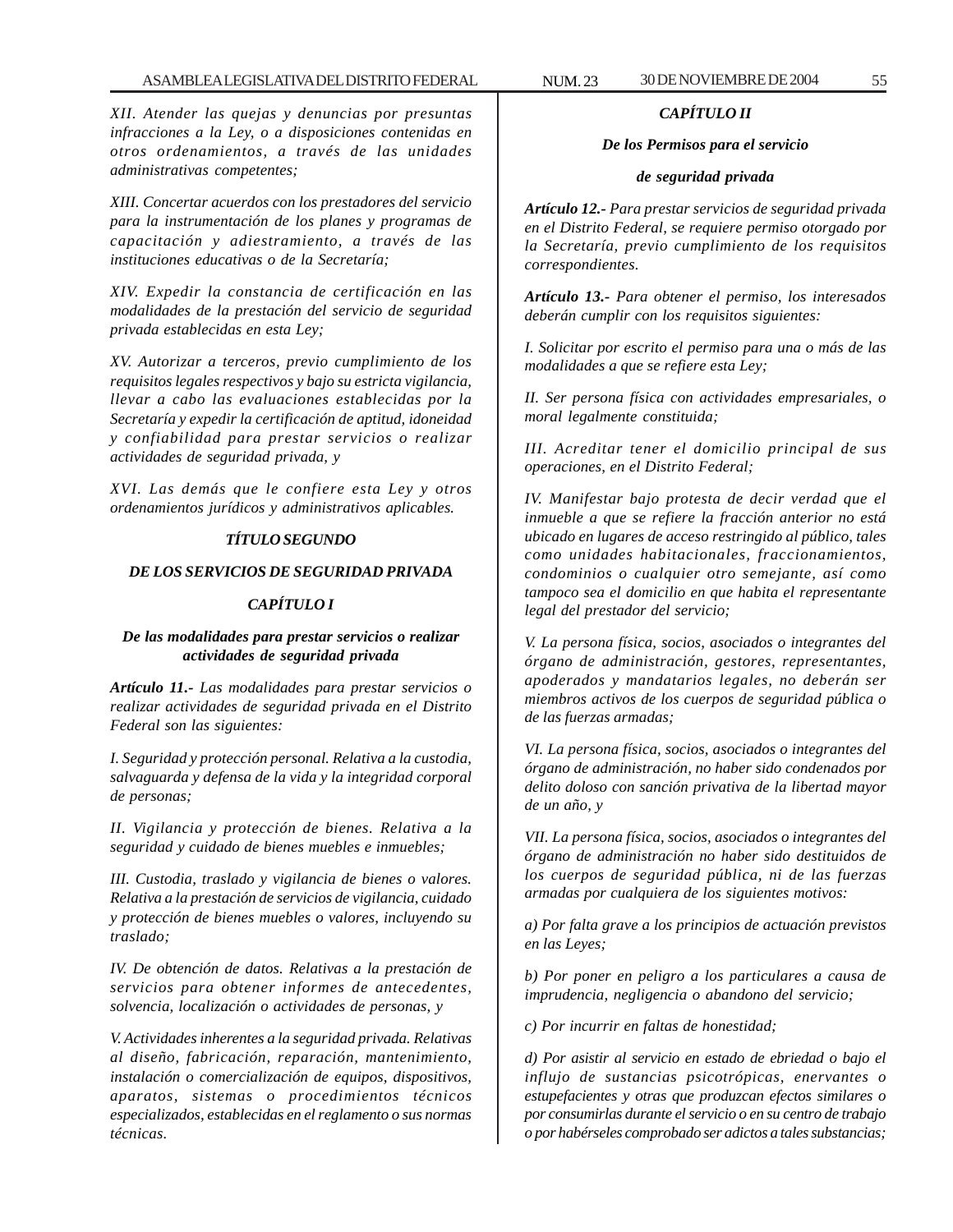*XII. Atender las quejas y denuncias por presuntas infracciones a la Ley, o a disposiciones contenidas en otros ordenamientos, a través de las unidades administrativas competentes;*

*XIII. Concertar acuerdos con los prestadores del servicio para la instrumentación de los planes y programas de capacitación y adiestramiento, a través de las instituciones educativas o de la Secretaría;*

*XIV. Expedir la constancia de certificación en las modalidades de la prestación del servicio de seguridad privada establecidas en esta Ley;*

*XV. Autorizar a terceros, previo cumplimiento de los requisitos legales respectivos y bajo su estricta vigilancia, llevar a cabo las evaluaciones establecidas por la Secretaría y expedir la certificación de aptitud, idoneidad y confiabilidad para prestar servicios o realizar actividades de seguridad privada, y*

*XVI. Las demás que le confiere esta Ley y otros ordenamientos jurídicos y administrativos aplicables.*

## *TÍTULO SEGUNDO*

## *DE LOS SERVICIOS DE SEGURIDAD PRIVADA*

### *CAPÍTULO I*

### *De las modalidades para prestar servicios o realizar actividades de seguridad privada*

***Artículo 11.-** Las modalidades para prestar servicios o realizar actividades de seguridad privada en el Distrito Federal son las siguientes:*

*I. Seguridad y protección personal. Relativa a la custodia, salvaguarda y defensa de la vida y la integridad corporal de personas;*

*II. Vigilancia y protección de bienes. Relativa a la seguridad y cuidado de bienes muebles e inmuebles;*

*III. Custodia, traslado y vigilancia de bienes o valores. Relativa a la prestación de servicios de vigilancia, cuidado y protección de bienes muebles o valores, incluyendo su traslado;*

*IV. De obtención de datos. Relativas a la prestación de servicios para obtener informes de antecedentes, solvencia, localización o actividades de personas, y*

*V. Actividades inherentes a la seguridad privada. Relativas al diseño, fabricación, reparación, mantenimiento, instalación o comercialización de equipos, dispositivos, aparatos, sistemas o procedimientos técnicos especializados, establecidas en el reglamento o sus normas técnicas.*

### *CAPÍTULO II*

### *De los Permisos para el servicio de seguridad privada*

***Artículo 12.-** Para prestar servicios de seguridad privada en el Distrito Federal, se requiere permiso otorgado por la Secretaría, previo cumplimiento de los requisitos correspondientes.*

***Artículo 13.-** Para obtener el permiso, los interesados deberán cumplir con los requisitos siguientes:*

*I. Solicitar por escrito el permiso para una o más de las modalidades a que se refiere esta Ley;*

*II. Ser persona física con actividades empresariales, o moral legalmente constituida;*

*III. Acreditar tener el domicilio principal de sus operaciones, en el Distrito Federal;*

*IV. Manifestar bajo protesta de decir verdad que el inmueble a que se refiere la fracción anterior no está ubicado en lugares de acceso restringido al público, tales como unidades habitacionales, fraccionamientos, condominios o cualquier otro semejante, así como tampoco sea el domicilio en que habita el representante legal del prestador del servicio;*

*V. La persona física, socios, asociados o integrantes del órgano de administración, gestores, representantes, apoderados y mandatarios legales, no deberán ser miembros activos de los cuerpos de seguridad pública o de las fuerzas armadas;*

*VI. La persona física, socios, asociados o integrantes del órgano de administración, no haber sido condenados por delito doloso con sanción privativa de la libertad mayor de un año, y*

*VII. La persona física, socios, asociados o integrantes del órgano de administración no haber sido destituidos de los cuerpos de seguridad pública, ni de las fuerzas armadas por cualquiera de los siguientes motivos:*

*a) Por falta grave a los principios de actuación previstos en las Leyes;*

*b) Por poner en peligro a los particulares a causa de imprudencia, negligencia o abandono del servicio;*

*c) Por incurrir en faltas de honestidad;*

*d) Por asistir al servicio en estado de ebriedad o bajo el influjo de sustancias psicotrópicas, enervantes o estupefacientes y otras que produzcan efectos similares o por consumirlas durante el servicio o en su centro de trabajo o por habérseles comprobado ser adictos a tales substancias;*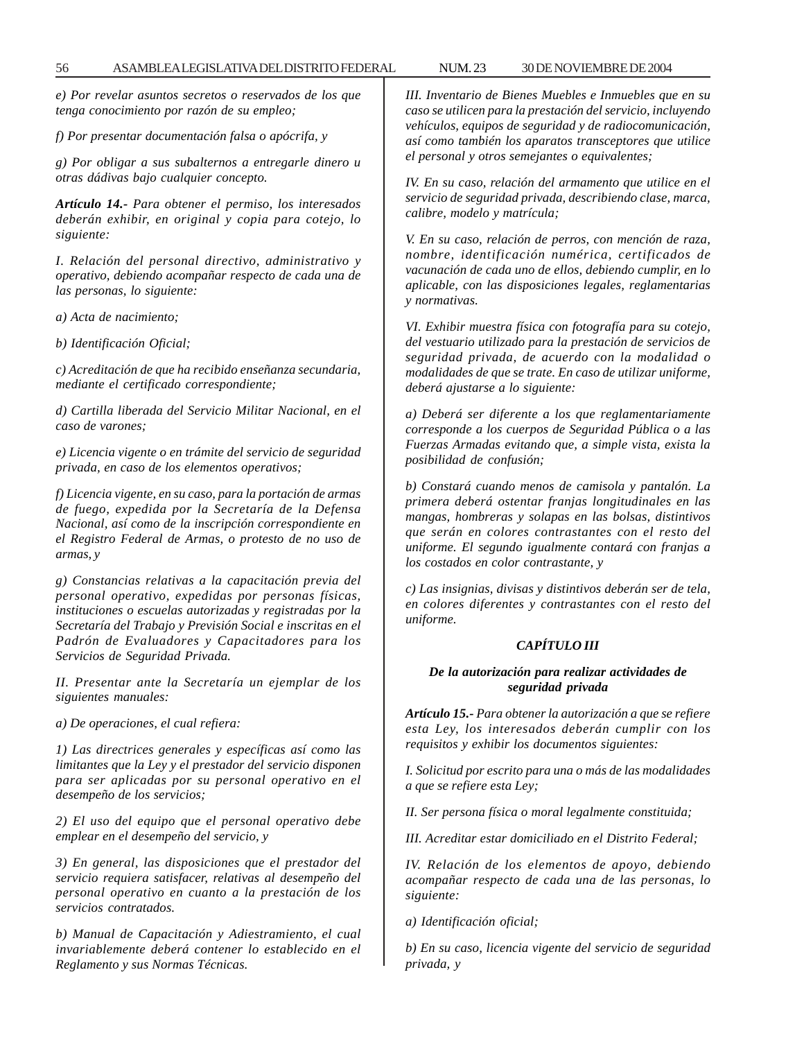*e) Por revelar asuntos secretos o reservados de los que tenga conocimiento por razón de su empleo;*

*f) Por presentar documentación falsa o apócrifa, y*

*g) Por obligar a sus subalternos a entregarle dinero u otras dádivas bajo cualquier concepto.*

***Artículo 14.-*** *Para obtener el permiso, los interesados deberán exhibir, en original y copia para cotejo, lo siguiente:*

*I. Relación del personal directivo, administrativo y operativo, debiendo acompañar respecto de cada una de las personas, lo siguiente:*

*a) Acta de nacimiento;*

*b) Identificación Oficial;*

*c) Acreditación de que ha recibido enseñanza secundaria, mediante el certificado correspondiente;*

*d) Cartilla liberada del Servicio Militar Nacional, en el caso de varones;*

*e) Licencia vigente o en trámite del servicio de seguridad privada, en caso de los elementos operativos;*

*f) Licencia vigente, en su caso, para la portación de armas de fuego, expedida por la Secretaría de la Defensa Nacional, así como de la inscripción correspondiente en el Registro Federal de Armas, o protesto de no uso de armas, y*

*g) Constancias relativas a la capacitación previa del personal operativo, expedidas por personas físicas, instituciones o escuelas autorizadas y registradas por la Secretaría del Trabajo y Previsión Social e inscritas en el Padrón de Evaluadores y Capacitadores para los Servicios de Seguridad Privada.*

*II. Presentar ante la Secretaría un ejemplar de los siguientes manuales:*

*a) De operaciones, el cual refiera:*

*1) Las directrices generales y específicas así como las limitantes que la Ley y el prestador del servicio disponen para ser aplicadas por su personal operativo en el desempeño de los servicios;*

*2) El uso del equipo que el personal operativo debe emplear en el desempeño del servicio, y*

*3) En general, las disposiciones que el prestador del servicio requiera satisfacer, relativas al desempeño del personal operativo en cuanto a la prestación de los servicios contratados.*

*b) Manual de Capacitación y Adiestramiento, el cual invariablemente deberá contener lo establecido en el Reglamento y sus Normas Técnicas.*

*III. Inventario de Bienes Muebles e Inmuebles que en su caso se utilicen para la prestación del servicio, incluyendo vehículos, equipos de seguridad y de radiocomunicación, así como también los aparatos transceptores que utilice el personal y otros semejantes o equivalentes;*

*IV. En su caso, relación del armamento que utilice en el servicio de seguridad privada, describiendo clase, marca, calibre, modelo y matrícula;*

*V. En su caso, relación de perros, con mención de raza, nombre, identificación numérica, certificados de vacunación de cada uno de ellos, debiendo cumplir, en lo aplicable, con las disposiciones legales, reglamentarias y normativas.*

*VI. Exhibir muestra física con fotografía para su cotejo, del vestuario utilizado para la prestación de servicios de seguridad privada, de acuerdo con la modalidad o modalidades de que se trate. En caso de utilizar uniforme, deberá ajustarse a lo siguiente:*

*a) Deberá ser diferente a los que reglamentariamente corresponde a los cuerpos de Seguridad Pública o a las Fuerzas Armadas evitando que, a simple vista, exista la posibilidad de confusión;*

*b) Constará cuando menos de camisola y pantalón. La primera deberá ostentar franjas longitudinales en las mangas, hombreras y solapas en las bolsas, distintivos que serán en colores contrastantes con el resto del uniforme. El segundo igualmente contará con franjas a los costados en color contrastante, y*

*c) Las insignias, divisas y distintivos deberán ser de tela, en colores diferentes y contrastantes con el resto del uniforme.*

### *CAPÍTULO III*

### *De la autorización para realizar actividades de seguridad privada*

***Artículo 15.-*** *Para obtener la autorización a que se refiere esta Ley, los interesados deberán cumplir con los requisitos y exhibir los documentos siguientes:*

*I. Solicitud por escrito para una o más de las modalidades a que se refiere esta Ley;*

*II. Ser persona física o moral legalmente constituida;*

*III. Acreditar estar domiciliado en el Distrito Federal;*

*IV. Relación de los elementos de apoyo, debiendo acompañar respecto de cada una de las personas, lo siguiente:*

*a) Identificación oficial;*

*b) En su caso, licencia vigente del servicio de seguridad privada, y*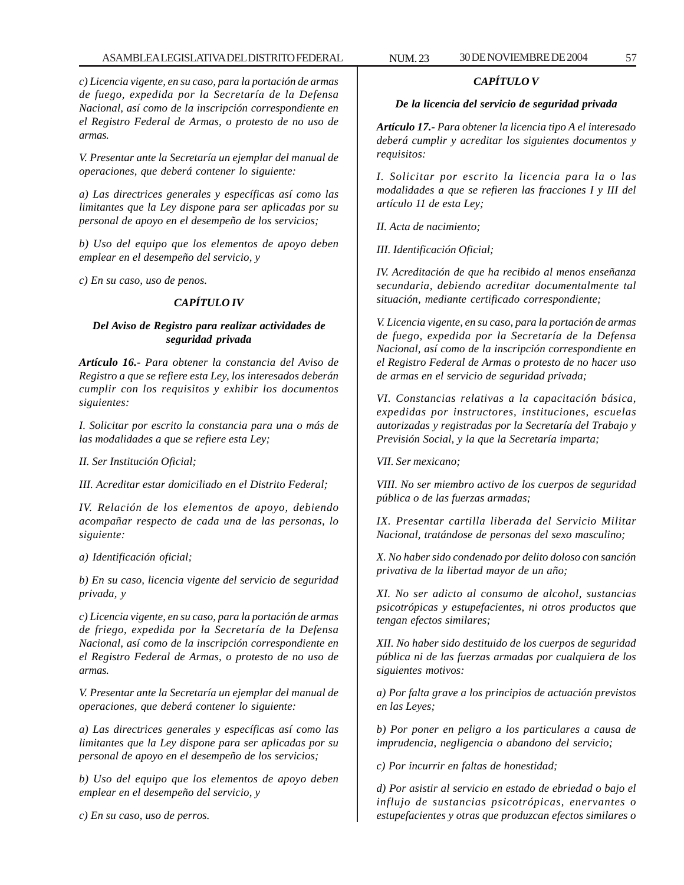*c) Licencia vigente, en su caso, para la portación de armas de fuego, expedida por la Secretaría de la Defensa Nacional, así como de la inscripción correspondiente en el Registro Federal de Armas, o protesto de no uso de armas.*

*V. Presentar ante la Secretaría un ejemplar del manual de operaciones, que deberá contener lo siguiente:*

*a) Las directrices generales y específicas así como las limitantes que la Ley dispone para ser aplicadas por su personal de apoyo en el desempeño de los servicios;*

*b) Uso del equipo que los elementos de apoyo deben emplear en el desempeño del servicio, y*

*c) En su caso, uso de penos.*

### *CAPÍTULO IV*

### *Del Aviso de Registro para realizar actividades de seguridad privada*

***Artículo 16.-*** *Para obtener la constancia del Aviso de Registro a que se refiere esta Ley, los interesados deberán cumplir con los requisitos y exhibir los documentos siguientes:*

*I. Solicitar por escrito la constancia para una o más de las modalidades a que se refiere esta Ley;*

*II. Ser Institución Oficial;*

*III. Acreditar estar domiciliado en el Distrito Federal;*

*IV. Relación de los elementos de apoyo, debiendo acompañar respecto de cada una de las personas, lo siguiente:*

*a) Identificación oficial;*

*b) En su caso, licencia vigente del servicio de seguridad privada, y*

*c) Licencia vigente, en su caso, para la portación de armas de friego, expedida por la Secretaría de la Defensa Nacional, así como de la inscripción correspondiente en el Registro Federal de Armas, o protesto de no uso de armas.*

*V. Presentar ante la Secretaría un ejemplar del manual de operaciones, que deberá contener lo siguiente:*

*a) Las directrices generales y específicas así como las limitantes que la Ley dispone para ser aplicadas por su personal de apoyo en el desempeño de los servicios;*

*b) Uso del equipo que los elementos de apoyo deben emplear en el desempeño del servicio, y*

*c) En su caso, uso de perros.*

### *CAPÍTULO V*

### *De la licencia del servicio de seguridad privada*

***Artículo 17.-*** *Para obtener la licencia tipo A el interesado deberá cumplir y acreditar los siguientes documentos y requisitos:*

*I. Solicitar por escrito la licencia para la o las modalidades a que se refieren las fracciones I y III del artículo 11 de esta Ley;*

*II. Acta de nacimiento;*

*III. Identificación Oficial;*

*IV. Acreditación de que ha recibido al menos enseñanza secundaria, debiendo acreditar documentalmente tal situación, mediante certificado correspondiente;*

*V. Licencia vigente, en su caso, para la portación de armas de fuego, expedida por la Secretaría de la Defensa Nacional, así como de la inscripción correspondiente en el Registro Federal de Armas o protesto de no hacer uso de armas en el servicio de seguridad privada;*

*VI. Constancias relativas a la capacitación básica, expedidas por instructores, instituciones, escuelas autorizadas y registradas por la Secretaría del Trabajo y Previsión Social, y la que la Secretaría imparta;*

*VII. Ser mexicano;*

*VIII. No ser miembro activo de los cuerpos de seguridad pública o de las fuerzas armadas;*

*IX. Presentar cartilla liberada del Servicio Militar Nacional, tratándose de personas del sexo masculino;*

*X. No haber sido condenado por delito doloso con sanción privativa de la libertad mayor de un año;*

*XI. No ser adicto al consumo de alcohol, sustancias psicotrópicas y estupefacientes, ni otros productos que tengan efectos similares;*

*XII. No haber sido destituido de los cuerpos de seguridad pública ni de las fuerzas armadas por cualquiera de los siguientes motivos:*

*a) Por falta grave a los principios de actuación previstos en las Leyes;*

*b) Por poner en peligro a los particulares a causa de imprudencia, negligencia o abandono del servicio;*

*c) Por incurrir en faltas de honestidad;*

*d) Por asistir al servicio en estado de ebriedad o bajo el influjo de sustancias psicotrópicas, enervantes o estupefacientes y otras que produzcan efectos similares o*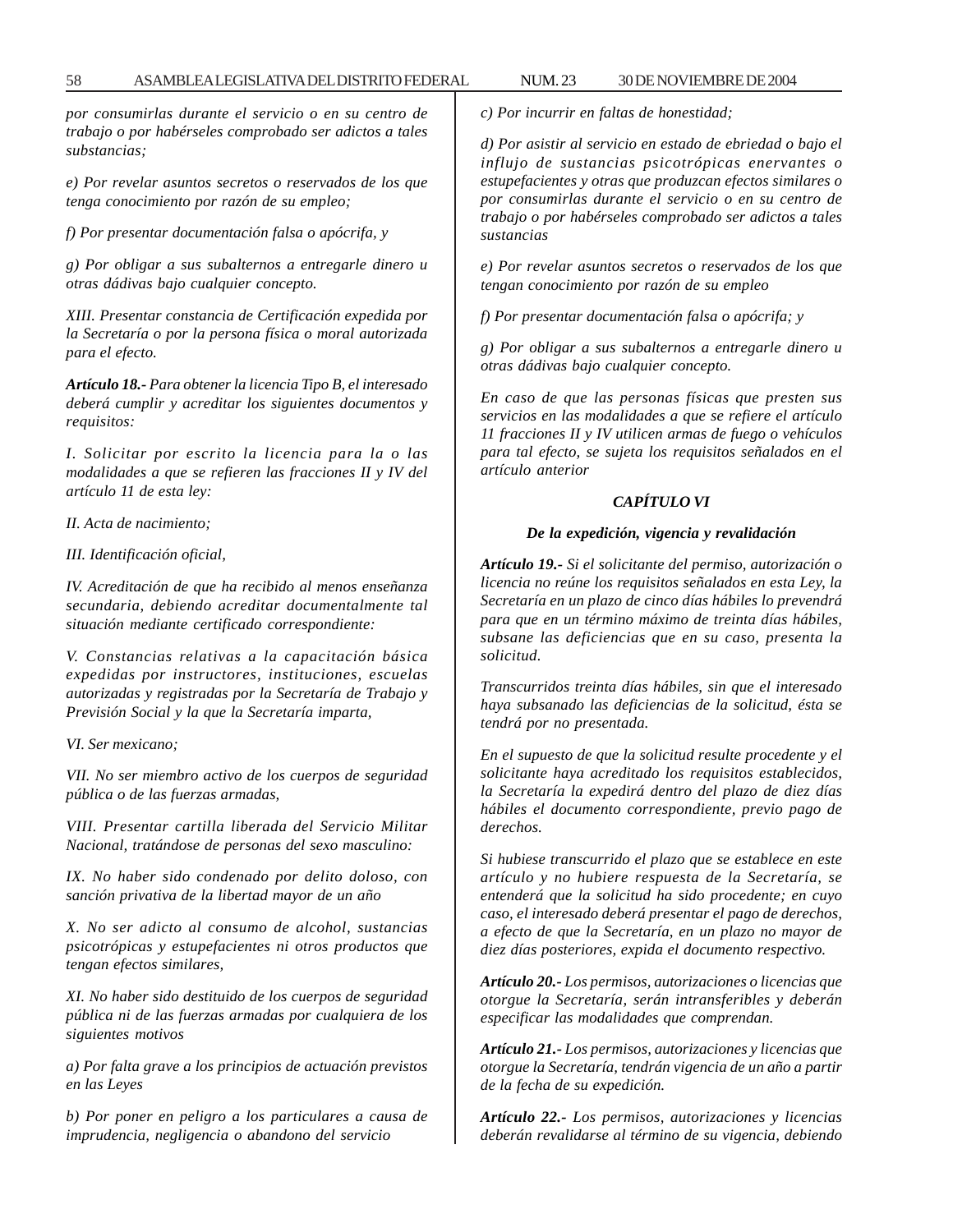*por consumirlas durante el servicio o en su centro de trabajo o por habérseles comprobado ser adictos a tales substancias;*

*e) Por revelar asuntos secretos o reservados de los que tenga conocimiento por razón de su empleo;*

*f) Por presentar documentación falsa o apócrifa, y*

*g) Por obligar a sus subalternos a entregarle dinero u otras dádivas bajo cualquier concepto.*

*XIII. Presentar constancia de Certificación expedida por la Secretaría o por la persona física o moral autorizada para el efecto.*

***Artículo 18.-*** *Para obtener la licencia Tipo B, el interesado deberá cumplir y acreditar los siguientes documentos y requisitos:*

*I. Solicitar por escrito la licencia para la o las modalidades a que se refieren las fracciones II y IV del artículo 11 de esta ley:*

*II. Acta de nacimiento;*

*III. Identificación oficial,*

*IV. Acreditación de que ha recibido al menos enseñanza secundaria, debiendo acreditar documentalmente tal situación mediante certificado correspondiente:*

*V. Constancias relativas a la capacitación básica expedidas por instructores, instituciones, escuelas autorizadas y registradas por la Secretaría de Trabajo y Previsión Social y la que la Secretaría imparta,*

*VI. Ser mexicano;*

*VII. No ser miembro activo de los cuerpos de seguridad pública o de las fuerzas armadas,*

*VIII. Presentar cartilla liberada del Servicio Militar Nacional, tratándose de personas del sexo masculino:*

*IX. No haber sido condenado por delito doloso, con sanción privativa de la libertad mayor de un año*

*X. No ser adicto al consumo de alcohol, sustancias psicotrópicas y estupefacientes ni otros productos que tengan efectos similares,*

*XI. No haber sido destituido de los cuerpos de seguridad pública ni de las fuerzas armadas por cualquiera de los siguientes motivos*

*a) Por falta grave a los principios de actuación previstos en las Leyes*

*b) Por poner en peligro a los particulares a causa de imprudencia, negligencia o abandono del servicio*

*c) Por incurrir en faltas de honestidad;*

*d) Por asistir al servicio en estado de ebriedad o bajo el influjo de sustancias psicotrópicas enervantes o estupefacientes y otras que produzcan efectos similares o por consumirlas durante el servicio o en su centro de trabajo o por habérseles comprobado ser adictos a tales sustancias*

*e) Por revelar asuntos secretos o reservados de los que tengan conocimiento por razón de su empleo*

*f) Por presentar documentación falsa o apócrifa; y*

*g) Por obligar a sus subalternos a entregarle dinero u otras dádivas bajo cualquier concepto.*

*En caso de que las personas físicas que presten sus servicios en las modalidades a que se refiere el artículo 11 fracciones II y IV utilicen armas de fuego o vehículos para tal efecto, se sujeta los requisitos señalados en el artículo anterior*

## CAPÍTULO VI

### De la expedición, vigencia y revalidación

***Artículo 19.-*** *Si el solicitante del permiso, autorización o licencia no reúne los requisitos señalados en esta Ley, la Secretaría en un plazo de cinco días hábiles lo prevendrá para que en un término máximo de treinta días hábiles, subsane las deficiencias que en su caso, presenta la solicitud.*

*Transcurridos treinta días hábiles, sin que el interesado haya subsanado las deficiencias de la solicitud, ésta se tendrá por no presentada.*

*En el supuesto de que la solicitud resulte procedente y el solicitante haya acreditado los requisitos establecidos, la Secretaría la expedirá dentro del plazo de diez días hábiles el documento correspondiente, previo pago de derechos.*

*Si hubiese transcurrido el plazo que se establece en este artículo y no hubiere respuesta de la Secretaría, se entenderá que la solicitud ha sido procedente; en cuyo caso, el interesado deberá presentar el pago de derechos, a efecto de que la Secretaría, en un plazo no mayor de diez días posteriores, expida el documento respectivo.*

***Artículo 20.-*** *Los permisos, autorizaciones o licencias que otorgue la Secretaría, serán intransferibles y deberán especificar las modalidades que comprendan.*

***Artículo 21.-*** *Los permisos, autorizaciones y licencias que otorgue la Secretaría, tendrán vigencia de un año a partir de la fecha de su expedición.*

***Artículo 22.-*** *Los permisos, autorizaciones y licencias deberán revalidarse al término de su vigencia, debiendo*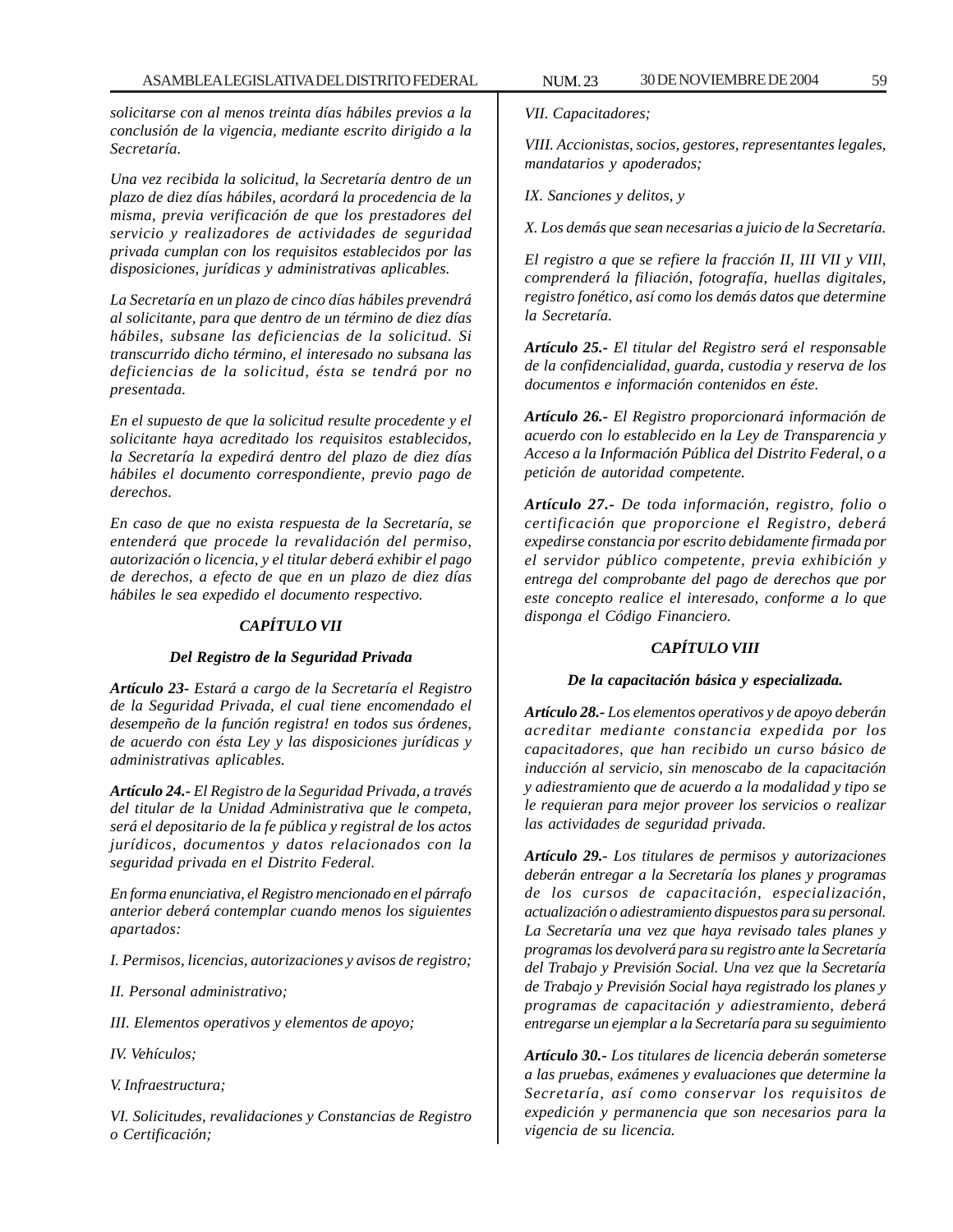*solicitarse con al menos treinta días hábiles previos a la conclusión de la vigencia, mediante escrito dirigido a la Secretaría.*

*Una vez recibida la solicitud, la Secretaría dentro de un plazo de diez días hábiles, acordará la procedencia de la misma, previa verificación de que los prestadores del servicio y realizadores de actividades de seguridad privada cumplan con los requisitos establecidos por las disposiciones, jurídicas y administrativas aplicables.*

*La Secretaría en un plazo de cinco días hábiles prevendrá al solicitante, para que dentro de un término de diez días hábiles, subsane las deficiencias de la solicitud. Si transcurrido dicho término, el interesado no subsana las deficiencias de la solicitud, ésta se tendrá por no presentada.*

*En el supuesto de que la solicitud resulte procedente y el solicitante haya acreditado los requisitos establecidos, la Secretaría la expedirá dentro del plazo de diez días hábiles el documento correspondiente, previo pago de derechos.*

*En caso de que no exista respuesta de la Secretaría, se entenderá que procede la revalidación del permiso, autorización o licencia, y el titular deberá exhibir el pago de derechos, a efecto de que en un plazo de diez días hábiles le sea expedido el documento respectivo.*

## *CAPÍTULO VII*

### *Del Registro de la Seguridad Privada*

***Artículo 23***- *Estará a cargo de la Secretaría el Registro de la Seguridad Privada, el cual tiene encomendado el desempeño de la función registra! en todos sus órdenes, de acuerdo con ésta Ley y las disposiciones jurídicas y administrativas aplicables.*

***Artículo 24.-*** *El Registro de la Seguridad Privada, a través del titular de la Unidad Administrativa que le competa, será el depositario de la fe pública y registral de los actos jurídicos, documentos y datos relacionados con la seguridad privada en el Distrito Federal.*

*En forma enunciativa, el Registro mencionado en el párrafo anterior deberá contemplar cuando menos los siguientes apartados:*

*I. Permisos, licencias, autorizaciones y avisos de registro;*

*II. Personal administrativo;*

*III. Elementos operativos y elementos de apoyo;*

*IV. Vehículos;*

*V. Infraestructura;*

*VI. Solicitudes, revalidaciones y Constancias de Registro o Certificación;*

*VII. Capacitadores;*

*VIII. Accionistas, socios, gestores, representantes legales, mandatarios y apoderados;*

*IX. Sanciones y delitos, y*

*X. Los demás que sean necesarias a juicio de la Secretaría.*

*El registro a que se refiere la fracción II, III VII y VIIl, comprenderá la filiación, fotografía, huellas digitales, registro fonético, así como los demás datos que determine la Secretaría.*

***Artículo 25.-*** *El titular del Registro será el responsable de la confidencialidad, guarda, custodia y reserva de los documentos e información contenidos en éste.*

***Artículo 26.-*** *El Registro proporcionará información de acuerdo con lo establecido en la Ley de Transparencia y Acceso a la Información Pública del Distrito Federal, o a petición de autoridad competente.*

***Artículo 27.-*** *De toda información, registro, folio o certificación que proporcione el Registro, deberá expedirse constancia por escrito debidamente firmada por el servidor público competente, previa exhibición y entrega del comprobante del pago de derechos que por este concepto realice el interesado, conforme a lo que disponga el Código Financiero.*

## *CAPÍTULO VIII*

### *De la capacitación básica y especializada.*

***Artículo 28.-*** *Los elementos operativos y de apoyo deberán acreditar mediante constancia expedida por los capacitadores, que han recibido un curso básico de inducción al servicio, sin menoscabo de la capacitación y adiestramiento que de acuerdo a la modalidad y tipo se le requieran para mejor proveer los servicios o realizar las actividades de seguridad privada.*

***Artículo 29.-*** *Los titulares de permisos y autorizaciones deberán entregar a la Secretaría los planes y programas de los cursos de capacitación, especialización, actualización o adiestramiento dispuestos para su personal. La Secretaría una vez que haya revisado tales planes y programas los devolverá para su registro ante la Secretaría del Trabajo y Previsión Social. Una vez que la Secretaría de Trabajo y Previsión Social haya registrado los planes y programas de capacitación y adiestramiento, deberá entregarse un ejemplar a la Secretaría para su seguimiento*

***Artículo 30.-*** *Los titulares de licencia deberán someterse a las pruebas, exámenes y evaluaciones que determine la Secretaría, así como conservar los requisitos de expedición y permanencia que son necesarios para la vigencia de su licencia.*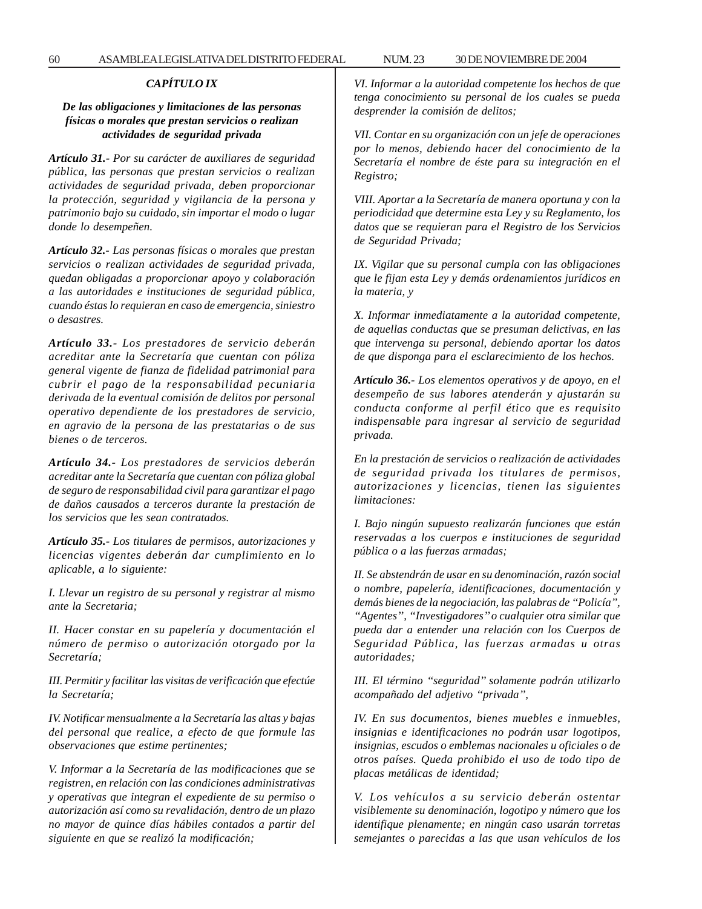## *CAPÍTULO IX*

### *De las obligaciones y limitaciones de las personas físicas o morales que prestan servicios o realizan actividades de seguridad privada*

***Artículo 31.-*** *Por su carácter de auxiliares de seguridad pública, las personas que prestan servicios o realizan actividades de seguridad privada, deben proporcionar la protección, seguridad y vigilancia de la persona y patrimonio bajo su cuidado, sin importar el modo o lugar donde lo desempeñen.*

***Artículo 32.-*** *Las personas físicas o morales que prestan servicios o realizan actividades de seguridad privada, quedan obligadas a proporcionar apoyo y colaboración a las autoridades e instituciones de seguridad pública, cuando éstas lo requieran en caso de emergencia, siniestro o desastres.*

***Artículo 33.-*** *Los prestadores de servicio deberán acreditar ante la Secretaría que cuentan con póliza general vigente de fianza de fidelidad patrimonial para cubrir el pago de la responsabilidad pecuniaria derivada de la eventual comisión de delitos por personal operativo dependiente de los prestadores de servicio, en agravio de la persona de las prestatarias o de sus bienes o de terceros.*

***Artículo 34.-*** *Los prestadores de servicios deberán acreditar ante la Secretaría que cuentan con póliza global de seguro de responsabilidad civil para garantizar el pago de daños causados a terceros durante la prestación de los servicios que les sean contratados.*

***Artículo 35.-*** *Los titulares de permisos, autorizaciones y licencias vigentes deberán dar cumplimiento en lo aplicable, a lo siguiente:*

*I. Llevar un registro de su personal y registrar al mismo ante la Secretaria;*

*II. Hacer constar en su papelería y documentación el número de permiso o autorización otorgado por la Secretaría;*

*III. Permitir y facilitar las visitas de verificación que efectúe la Secretaría;*

*IV. Notificar mensualmente a la Secretaría las altas y bajas del personal que realice, a efecto de que formule las observaciones que estime pertinentes;*

*V. Informar a la Secretaría de las modificaciones que se registren, en relación con las condiciones administrativas y operativas que integran el expediente de su permiso o autorización así como su revalidación, dentro de un plazo no mayor de quince días hábiles contados a partir del siguiente en que se realizó la modificación;*

*VI. Informar a la autoridad competente los hechos de que tenga conocimiento su personal de los cuales se pueda desprender la comisión de delitos;*

*VII. Contar en su organización con un jefe de operaciones por lo menos, debiendo hacer del conocimiento de la Secretaría el nombre de éste para su integración en el Registro;*

*VIII. Aportar a la Secretaría de manera oportuna y con la periodicidad que determine esta Ley y su Reglamento, los datos que se requieran para el Registro de los Servicios de Seguridad Privada;*

*IX. Vigilar que su personal cumpla con las obligaciones que le fijan esta Ley y demás ordenamientos jurídicos en la materia, y*

*X. Informar inmediatamente a la autoridad competente, de aquellas conductas que se presuman delictivas, en las que intervenga su personal, debiendo aportar los datos de que disponga para el esclarecimiento de los hechos.*

***Artículo 36.-*** *Los elementos operativos y de apoyo, en el desempeño de sus labores atenderán y ajustarán su conducta conforme al perfil ético que es requisito indispensable para ingresar al servicio de seguridad privada.*

*En la prestación de servicios o realización de actividades de seguridad privada los titulares de permisos, autorizaciones y licencias, tienen las siguientes limitaciones:*

*I. Bajo ningún supuesto realizarán funciones que están reservadas a los cuerpos e instituciones de seguridad pública o a las fuerzas armadas;*

*II. Se abstendrán de usar en su denominación, razón social o nombre, papelería, identificaciones, documentación y demás bienes de la negociación, las palabras de "Policía", "Agentes", "Investigadores" o cualquier otra similar que pueda dar a entender una relación con los Cuerpos de Seguridad Pública, las fuerzas armadas u otras autoridades;*

*III. El término "seguridad" solamente podrán utilizarlo acompañado del adjetivo "privada",*

*IV. En sus documentos, bienes muebles e inmuebles, insignias e identificaciones no podrán usar logotipos, insignias, escudos o emblemas nacionales u oficiales o de otros países. Queda prohibido el uso de todo tipo de placas metálicas de identidad;*

*V. Los vehículos a su servicio deberán ostentar visiblemente su denominación, logotipo y número que los identifique plenamente; en ningún caso usarán torretas semejantes o parecidas a las que usan vehículos de los*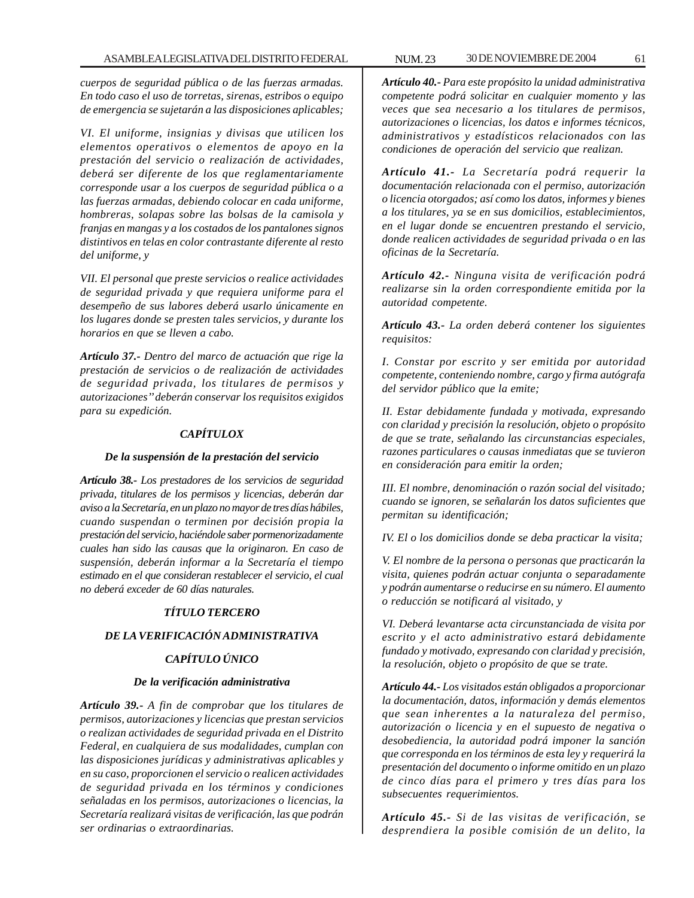*cuerpos de seguridad pública o de las fuerzas armadas. En todo caso el uso de torretas, sirenas, estribos o equipo de emergencia se sujetarán a las disposiciones aplicables;*

*VI. El uniforme, insignias y divisas que utilicen los elementos operativos o elementos de apoyo en la prestación del servicio o realización de actividades, deberá ser diferente de los que reglamentariamente corresponde usar a los cuerpos de seguridad pública o a las fuerzas armadas, debiendo colocar en cada uniforme, hombreras, solapas sobre las bolsas de la camisola y franjas en mangas y a los costados de los pantalones signos distintivos en telas en color contrastante diferente al resto del uniforme, y*

*VII. El personal que preste servicios o realice actividades de seguridad privada y que requiera uniforme para el desempeño de sus labores deberá usarlo únicamente en los lugares donde se presten tales servicios, y durante los horarios en que se lleven a cabo.*

***Artículo 37.-** Dentro del marco de actuación que rige la prestación de servicios o de realización de actividades de seguridad privada, los titulares de permisos y autorizaciones" deberán conservar los requisitos exigidos para su expedición.*

### *CAPÍTULOX*

#### *De la suspensión de la prestación del servicio*

***Artículo 38.-** Los prestadores de los servicios de seguridad privada, titulares de los permisos y licencias, deberán dar aviso a la Secretaría, en un plazo no mayor de tres días hábiles, cuando suspendan o terminen por decisión propia la prestación del servicio, haciéndole saber pormenorizadamente cuales han sido las causas que la originaron. En caso de suspensión, deberán informar a la Secretaría el tiempo estimado en el que consideran restablecer el servicio, el cual no deberá exceder de 60 días naturales.*

## *TÍTULO TERCERO*

## *DE LA VERIFICACIÓN ADMINISTRATIVA*

### *CAPÍTULO ÚNICO*

#### *De la verificación administrativa*

***Artículo 39.-** A fin de comprobar que los titulares de permisos, autorizaciones y licencias que prestan servicios o realizan actividades de seguridad privada en el Distrito Federal, en cualquiera de sus modalidades, cumplan con las disposiciones jurídicas y administrativas aplicables y en su caso, proporcionen el servicio o realicen actividades de seguridad privada en los términos y condiciones señaladas en los permisos, autorizaciones o licencias, la Secretaría realizará visitas de verificación, las que podrán ser ordinarias o extraordinarias.*

***Artículo 40.-** Para este propósito la unidad administrativa competente podrá solicitar en cualquier momento y las veces que sea necesario a los titulares de permisos, autorizaciones o licencias, los datos e informes técnicos, administrativos y estadísticos relacionados con las condiciones de operación del servicio que realizan.*

***Artículo 41.-** La Secretaría podrá requerir la documentación relacionada con el permiso, autorización o licencia otorgados; así como los datos, informes y bienes a los titulares, ya se en sus domicilios, establecimientos, en el lugar donde se encuentren prestando el servicio, donde realicen actividades de seguridad privada o en las oficinas de la Secretaría.*

***Artículo 42.-** Ninguna visita de verificación podrá realizarse sin la orden correspondiente emitida por la autoridad competente.*

***Artículo 43.-** La orden deberá contener los siguientes requisitos:*

*I. Constar por escrito y ser emitida por autoridad competente, conteniendo nombre, cargo y firma autógrafa del servidor público que la emite;*

*II. Estar debidamente fundada y motivada, expresando con claridad y precisión la resolución, objeto o propósito de que se trate, señalando las circunstancias especiales, razones particulares o causas inmediatas que se tuvieron en consideración para emitir la orden;*

*III. El nombre, denominación o razón social del visitado; cuando se ignoren, se señalarán los datos suficientes que permitan su identificación;*

*IV. El o los domicilios donde se deba practicar la visita;*

*V. El nombre de la persona o personas que practicarán la visita, quienes podrán actuar conjunta o separadamente y podrán aumentarse o reducirse en su número. El aumento o reducción se notificará al visitado, y*

*VI. Deberá levantarse acta circunstanciada de visita por escrito y el acto administrativo estará debidamente fundado y motivado, expresando con claridad y precisión, la resolución, objeto o propósito de que se trate.*

***Artículo 44.-** Los visitados están obligados a proporcionar la documentación, datos, información y demás elementos que sean inherentes a la naturaleza del permiso, autorización o licencia y en el supuesto de negativa o desobediencia, la autoridad podrá imponer la sanción que corresponda en los términos de esta ley y requerirá la presentación del documento o informe omitido en un plazo de cinco días para el primero y tres días para los subsecuentes requerimientos.*

***Artículo 45.-** Si de las visitas de verificación, se desprendiera la posible comisión de un delito, la*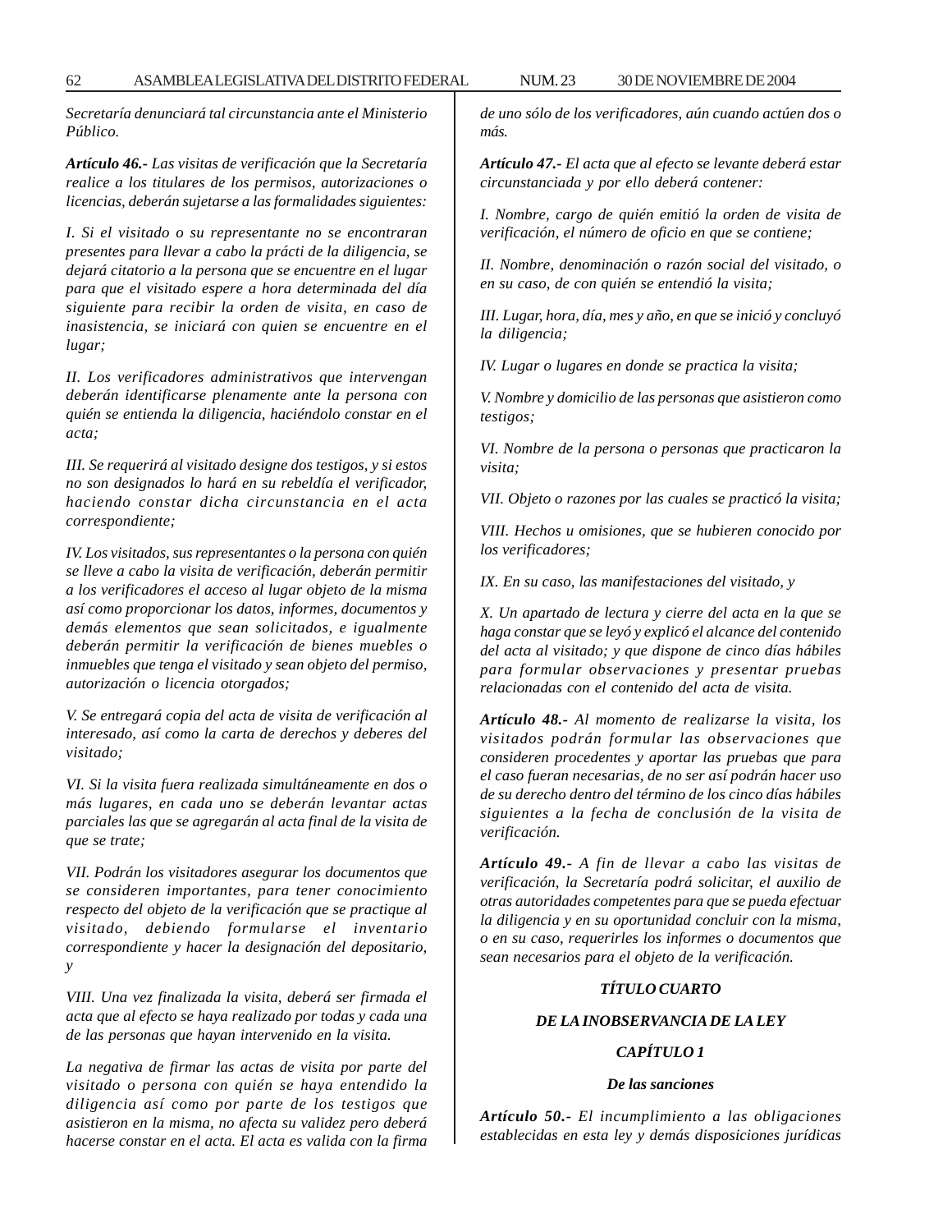*Secretaría denunciará tal circunstancia ante el Ministerio Público.*

***Artículo 46.-*** *Las visitas de verificación que la Secretaría realice a los titulares de los permisos, autorizaciones o licencias, deberán sujetarse a las formalidades siguientes:*

*I. Si el visitado o su representante no se encontraran presentes para llevar a cabo la prácti de la diligencia, se dejará citatorio a la persona que se encuentre en el lugar para que el visitado espere a hora determinada del día siguiente para recibir la orden de visita, en caso de inasistencia, se iniciará con quien se encuentre en el lugar;*

*II. Los verificadores administrativos que intervengan deberán identificarse plenamente ante la persona con quién se entienda la diligencia, haciéndolo constar en el acta;*

*III. Se requerirá al visitado designe dos testigos, y si estos no son designados lo hará en su rebeldía el verificador, haciendo constar dicha circunstancia en el acta correspondiente;*

*IV. Los visitados, sus representantes o la persona con quién se lleve a cabo la visita de verificación, deberán permitir a los verificadores el acceso al lugar objeto de la misma así como proporcionar los datos, informes, documentos y demás elementos que sean solicitados, e igualmente deberán permitir la verificación de bienes muebles o inmuebles que tenga el visitado y sean objeto del permiso, autorización o licencia otorgados;*

*V. Se entregará copia del acta de visita de verificación al interesado, así como la carta de derechos y deberes del visitado;*

*VI. Si la visita fuera realizada simultáneamente en dos o más lugares, en cada uno se deberán levantar actas parciales las que se agregarán al acta final de la visita de que se trate;*

*VII. Podrán los visitadores asegurar los documentos que se consideren importantes, para tener conocimiento respecto del objeto de la verificación que se practique al visitado, debiendo formularse el inventario correspondiente y hacer la designación del depositario, y*

*VIII. Una vez finalizada la visita, deberá ser firmada el acta que al efecto se haya realizado por todas y cada una de las personas que hayan intervenido en la visita.*

*La negativa de firmar las actas de visita por parte del visitado o persona con quién se haya entendido la diligencia así como por parte de los testigos que asistieron en la misma, no afecta su validez pero deberá hacerse constar en el acta. El acta es valida con la firma de uno sólo de los verificadores, aún cuando actúen dos o más.*

***Artículo 47.-*** *El acta que al efecto se levante deberá estar circunstanciada y por ello deberá contener:*

*I. Nombre, cargo de quién emitió la orden de visita de verificación, el número de oficio en que se contiene;*

*II. Nombre, denominación o razón social del visitado, o en su caso, de con quién se entendió la visita;*

*III. Lugar, hora, día, mes y año, en que se inició y concluyó la diligencia;*

*IV. Lugar o lugares en donde se practica la visita;*

*V. Nombre y domicilio de las personas que asistieron como testigos;*

*VI. Nombre de la persona o personas que practicaron la visita;*

*VII. Objeto o razones por las cuales se practicó la visita;*

*VIII. Hechos u omisiones, que se hubieren conocido por los verificadores;*

*IX. En su caso, las manifestaciones del visitado, y*

*X. Un apartado de lectura y cierre del acta en la que se haga constar que se leyó y explicó el alcance del contenido del acta al visitado; y que dispone de cinco días hábiles para formular observaciones y presentar pruebas relacionadas con el contenido del acta de visita.*

***Artículo 48.-*** *Al momento de realizarse la visita, los visitados podrán formular las observaciones que consideren procedentes y aportar las pruebas que para el caso fueran necesarias, de no ser así podrán hacer uso de su derecho dentro del término de los cinco días hábiles siguientes a la fecha de conclusión de la visita de verificación.*

***Artículo 49.-*** *A fin de llevar a cabo las visitas de verificación, la Secretaría podrá solicitar, el auxilio de otras autoridades competentes para que se pueda efectuar la diligencia y en su oportunidad concluir con la misma, o en su caso, requerirles los informes o documentos que sean necesarios para el objeto de la verificación.*

## *TÍTULO CUARTO*

## *DE LA INOBSERVANCIA DE LA LEY*

### *CAPÍTULO 1*

### *De las sanciones*

***Artículo 50.-*** *El incumplimiento a las obligaciones establecidas en esta ley y demás disposiciones jurídicas*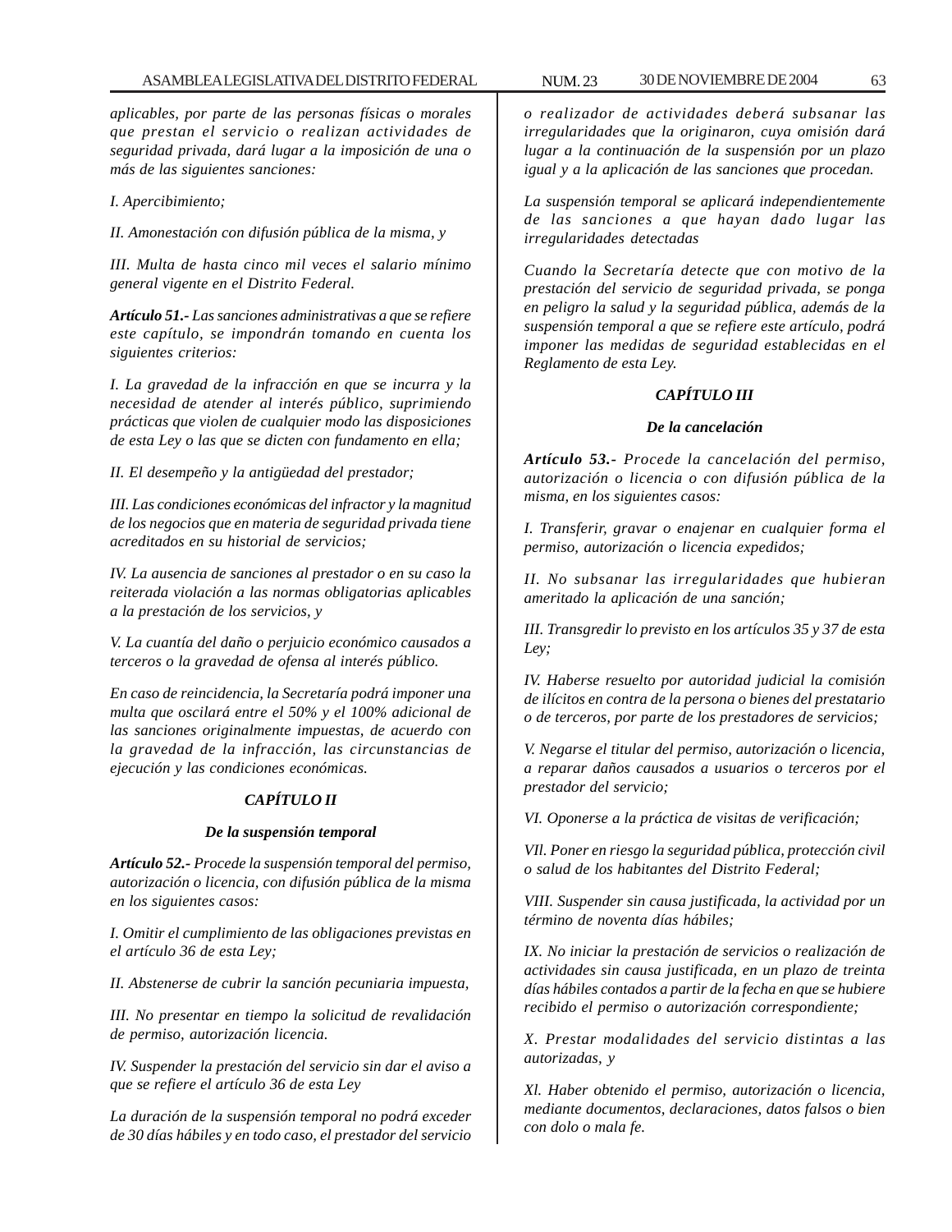*aplicables, por parte de las personas físicas o morales que prestan el servicio o realizan actividades de seguridad privada, dará lugar a la imposición de una o más de las siguientes sanciones:*

*I. Apercibimiento;*

*II. Amonestación con difusión pública de la misma, y*

*III. Multa de hasta cinco mil veces el salario mínimo general vigente en el Distrito Federal.*

***Artículo 51.-** Las sanciones administrativas a que se refiere este capítulo, se impondrán tomando en cuenta los siguientes criterios:*

*I. La gravedad de la infracción en que se incurra y la necesidad de atender al interés público, suprimiendo prácticas que violen de cualquier modo las disposiciones de esta Ley o las que se dicten con fundamento en ella;*

*II. El desempeño y la antigüedad del prestador;*

*III. Las condiciones económicas del infractor y la magnitud de los negocios que en materia de seguridad privada tiene acreditados en su historial de servicios;*

*IV. La ausencia de sanciones al prestador o en su caso la reiterada violación a las normas obligatorias aplicables a la prestación de los servicios, y*

*V. La cuantía del daño o perjuicio económico causados a terceros o la gravedad de ofensa al interés público.*

*En caso de reincidencia, la Secretaría podrá imponer una multa que oscilará entre el 50% y el 100% adicional de las sanciones originalmente impuestas, de acuerdo con la gravedad de la infracción, las circunstancias de ejecución y las condiciones económicas.*

## *CAPÍTULO II*

### *De la suspensión temporal*

***Artículo 52.-** Procede la suspensión temporal del permiso, autorización o licencia, con difusión pública de la misma en los siguientes casos:*

*I. Omitir el cumplimiento de las obligaciones previstas en el artículo 36 de esta Ley;*

*II. Abstenerse de cubrir la sanción pecuniaria impuesta,*

*III. No presentar en tiempo la solicitud de revalidación de permiso, autorización licencia.*

*IV. Suspender la prestación del servicio sin dar el aviso a que se refiere el artículo 36 de esta Ley*

*La duración de la suspensión temporal no podrá exceder de 30 días hábiles y en todo caso, el prestador del servicio o realizador de actividades deberá subsanar las irregularidades que la originaron, cuya omisión dará lugar a la continuación de la suspensión por un plazo igual y a la aplicación de las sanciones que procedan.*

*La suspensión temporal se aplicará independientemente de las sanciones a que hayan dado lugar las irregularidades detectadas*

*Cuando la Secretaría detecte que con motivo de la prestación del servicio de seguridad privada, se ponga en peligro la salud y la seguridad pública, además de la suspensión temporal a que se refiere este artículo, podrá imponer las medidas de seguridad establecidas en el Reglamento de esta Ley.*

## *CAPÍTULO III*

### *De la cancelación*

***Artículo 53.-** Procede la cancelación del permiso, autorización o licencia o con difusión pública de la misma, en los siguientes casos:*

*I. Transferir, gravar o enajenar en cualquier forma el permiso, autorización o licencia expedidos;*

*II. No subsanar las irregularidades que hubieran ameritado la aplicación de una sanción;*

*III. Transgredir lo previsto en los artículos 35 y 37 de esta Ley;*

*IV. Haberse resuelto por autoridad judicial la comisión de ilícitos en contra de la persona o bienes del prestatario o de terceros, por parte de los prestadores de servicios;*

*V. Negarse el titular del permiso, autorización o licencia, a reparar daños causados a usuarios o terceros por el prestador del servicio;*

*VI. Oponerse a la práctica de visitas de verificación;*

*VIl. Poner en riesgo la seguridad pública, protección civil o salud de los habitantes del Distrito Federal;*

*VIII. Suspender sin causa justificada, la actividad por un término de noventa días hábiles;*

*IX. No iniciar la prestación de servicios o realización de actividades sin causa justificada, en un plazo de treinta días hábiles contados a partir de la fecha en que se hubiere recibido el permiso o autorización correspondiente;*

*X. Prestar modalidades del servicio distintas a las autorizadas, y*

*Xl. Haber obtenido el permiso, autorización o licencia, mediante documentos, declaraciones, datos falsos o bien con dolo o mala fe.*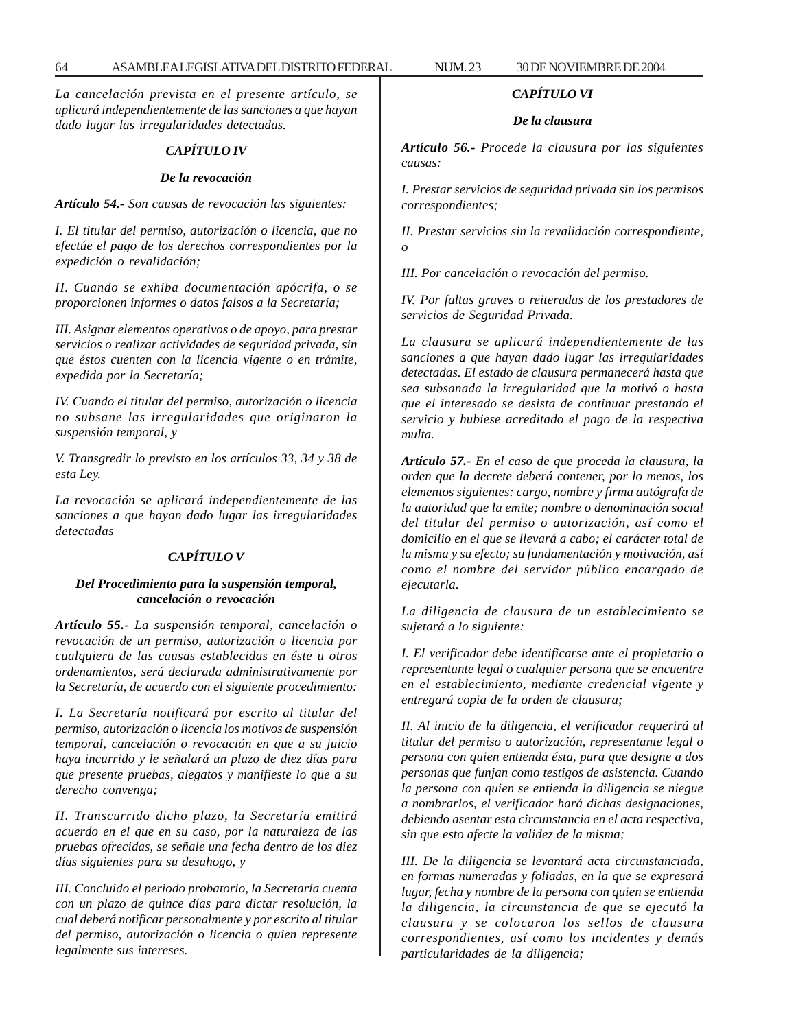*La cancelación prevista en el presente artículo, se aplicará independientemente de las sanciones a que hayan dado lugar las irregularidades detectadas.*

### *CAPÍTULO IV*

#### *De la revocación*

***Artículo 54.-*** *Son causas de revocación las siguientes:*

*I. El titular del permiso, autorización o licencia, que no efectúe el pago de los derechos correspondientes por la expedición o revalidación;*

*II. Cuando se exhiba documentación apócrifa, o se proporcionen informes o datos falsos a la Secretaría;*

*III. Asignar elementos operativos o de apoyo, para prestar servicios o realizar actividades de seguridad privada, sin que éstos cuenten con la licencia vigente o en trámite, expedida por la Secretaría;*

*IV. Cuando el titular del permiso, autorización o licencia no subsane las irregularidades que originaron la suspensión temporal, y*

*V. Transgredir lo previsto en los artículos 33, 34 y 38 de esta Ley.*

*La revocación se aplicará independientemente de las sanciones a que hayan dado lugar las irregularidades detectadas*

### *CAPÍTULO V*

#### *Del Procedimiento para la suspensión temporal, cancelación o revocación*

***Artículo 55.-*** *La suspensión temporal, cancelación o revocación de un permiso, autorización o licencia por cualquiera de las causas establecidas en éste u otros ordenamientos, será declarada administrativamente por la Secretaría, de acuerdo con el siguiente procedimiento:*

*I. La Secretaría notificará por escrito al titular del permiso, autorización o licencia los motivos de suspensión temporal, cancelación o revocación en que a su juicio haya incurrido y le señalará un plazo de diez días para que presente pruebas, alegatos y manifieste lo que a su derecho convenga;*

*II. Transcurrido dicho plazo, la Secretaría emitirá acuerdo en el que en su caso, por la naturaleza de las pruebas ofrecidas, se señale una fecha dentro de los diez días siguientes para su desahogo, y*

*III. Concluido el periodo probatorio, la Secretaría cuenta con un plazo de quince días para dictar resolución, la cual deberá notificar personalmente y por escrito al titular del permiso, autorización o licencia o quien represente legalmente sus intereses.*

### *CAPÍTULO VI*

#### *De la clausura*

***Artículo 56.-*** *Procede la clausura por las siguientes causas:*

*I. Prestar servicios de seguridad privada sin los permisos correspondientes;*

*II. Prestar servicios sin la revalidación correspondiente, o*

*III. Por cancelación o revocación del permiso.*

*IV. Por faltas graves o reiteradas de los prestadores de servicios de Seguridad Privada.*

*La clausura se aplicará independientemente de las sanciones a que hayan dado lugar las irregularidades detectadas. El estado de clausura permanecerá hasta que sea subsanada la irregularidad que la motivó o hasta que el interesado se desista de continuar prestando el servicio y hubiese acreditado el pago de la respectiva multa.*

***Artículo 57.-*** *En el caso de que proceda la clausura, la orden que la decrete deberá contener, por lo menos, los elementos siguientes: cargo, nombre y firma autógrafa de la autoridad que la emite; nombre o denominación social del titular del permiso o autorización, así como el domicilio en el que se llevará a cabo; el carácter total de la misma y su efecto; su fundamentación y motivación, así como el nombre del servidor público encargado de ejecutarla.*

*La diligencia de clausura de un establecimiento se sujetará a lo siguiente:*

*I. El verificador debe identificarse ante el propietario o representante legal o cualquier persona que se encuentre en el establecimiento, mediante credencial vigente y entregará copia de la orden de clausura;*

*II. Al inicio de la diligencia, el verificador requerirá al titular del permiso o autorización, representante legal o persona con quien entienda ésta, para que designe a dos personas que fungan como testigos de asistencia. Cuando la persona con quien se entienda la diligencia se niegue a nombrarlos, el verificador hará dichas designaciones, debiendo asentar esta circunstancia en el acta respectiva, sin que esto afecte la validez de la misma;*

*III. De la diligencia se levantará acta circunstanciada, en formas numeradas y foliadas, en la que se expresará lugar, fecha y nombre de la persona con quien se entienda la diligencia, la circunstancia de que se ejecutó la clausura y se colocaron los sellos de clausura correspondientes, así como los incidentes y demás particularidades de la diligencia;*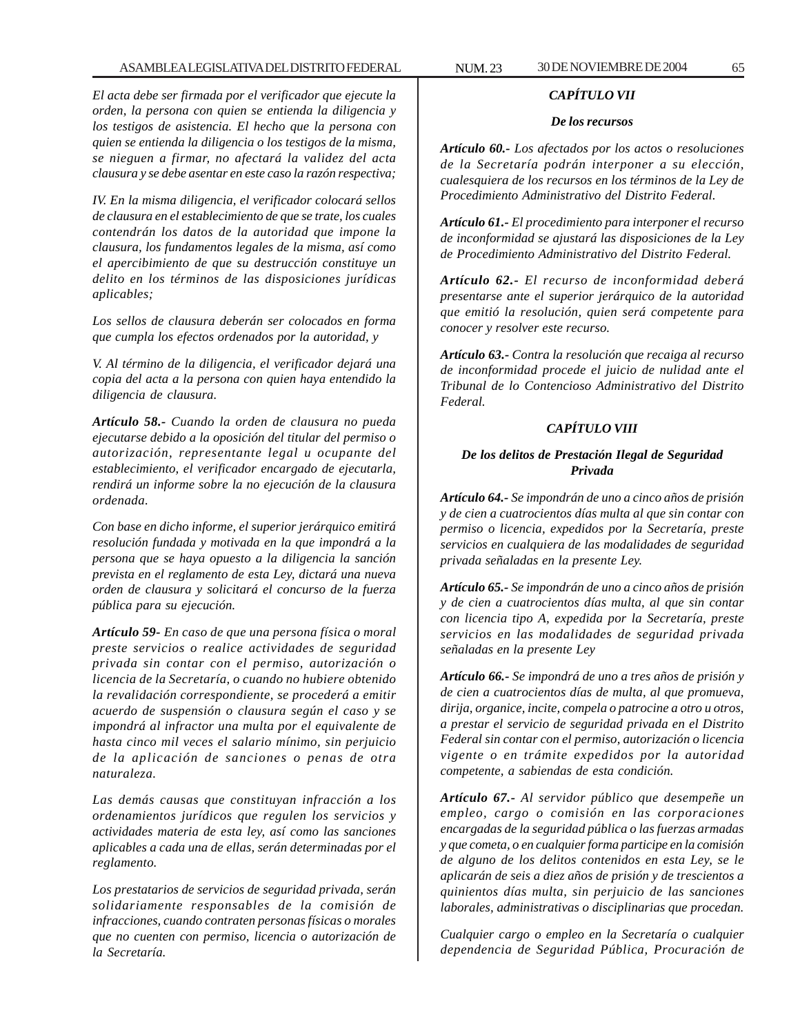*El acta debe ser firmada por el verificador que ejecute la orden, la persona con quien se entienda la diligencia y los testigos de asistencia. El hecho que la persona con quien se entienda la diligencia o los testigos de la misma, se nieguen a firmar, no afectará la validez del acta clausura y se debe asentar en este caso la razón respectiva;*

*IV. En la misma diligencia, el verificador colocará sellos de clausura en el establecimiento de que se trate, los cuales contendrán los datos de la autoridad que impone la clausura, los fundamentos legales de la misma, así como el apercibimiento de que su destrucción constituye un delito en los términos de las disposiciones jurídicas aplicables;*

*Los sellos de clausura deberán ser colocados en forma que cumpla los efectos ordenados por la autoridad, y*

*V. Al término de la diligencia, el verificador dejará una copia del acta a la persona con quien haya entendido la diligencia de clausura.*

***Artículo 58.-*** *Cuando la orden de clausura no pueda ejecutarse debido a la oposición del titular del permiso o autorización, representante legal u ocupante del establecimiento, el verificador encargado de ejecutarla, rendirá un informe sobre la no ejecución de la clausura ordenada.*

*Con base en dicho informe, el superior jerárquico emitirá resolución fundada y motivada en la que impondrá a la persona que se haya opuesto a la diligencia la sanción prevista en el reglamento de esta Ley, dictará una nueva orden de clausura y solicitará el concurso de la fuerza pública para su ejecución.*

***Artículo 59-*** *En caso de que una persona física o moral preste servicios o realice actividades de seguridad privada sin contar con el permiso, autorización o licencia de la Secretaría, o cuando no hubiere obtenido la revalidación correspondiente, se procederá a emitir acuerdo de suspensión o clausura según el caso y se impondrá al infractor una multa por el equivalente de hasta cinco mil veces el salario mínimo, sin perjuicio de la aplicación de sanciones o penas de otra naturaleza.*

*Las demás causas que constituyan infracción a los ordenamientos jurídicos que regulen los servicios y actividades materia de esta ley, así como las sanciones aplicables a cada una de ellas, serán determinadas por el reglamento.*

*Los prestatarios de servicios de seguridad privada, serán solidariamente responsables de la comisión de infracciones, cuando contraten personas físicas o morales que no cuenten con permiso, licencia o autorización de la Secretaría.*

## *CAPÍTULO VII*

### *De los recursos*

***Artículo 60.-*** *Los afectados por los actos o resoluciones de la Secretaría podrán interponer a su elección, cualesquiera de los recursos en los términos de la Ley de Procedimiento Administrativo del Distrito Federal.*

***Artículo 61.-*** *El procedimiento para interponer el recurso de inconformidad se ajustará las disposiciones de la Ley de Procedimiento Administrativo del Distrito Federal.*

***Artículo 62.-*** *El recurso de inconformidad deberá presentarse ante el superior jerárquico de la autoridad que emitió la resolución, quien será competente para conocer y resolver este recurso.*

***Artículo 63.-*** *Contra la resolución que recaiga al recurso de inconformidad procede el juicio de nulidad ante el Tribunal de lo Contencioso Administrativo del Distrito Federal.*

## *CAPÍTULO VIII*

### *De los delitos de Prestación Ilegal de Seguridad Privada*

***Artículo 64.-*** *Se impondrán de uno a cinco años de prisión y de cien a cuatrocientos días multa al que sin contar con permiso o licencia, expedidos por la Secretaría, preste servicios en cualquiera de las modalidades de seguridad privada señaladas en la presente Ley.*

***Artículo 65.-*** *Se impondrán de uno a cinco años de prisión y de cien a cuatrocientos días multa, al que sin contar con licencia tipo A, expedida por la Secretaría, preste servicios en las modalidades de seguridad privada señaladas en la presente Ley*

***Artículo 66.-*** *Se impondrá de uno a tres años de prisión y de cien a cuatrocientos días de multa, al que promueva, dirija, organice, incite, compela o patrocine a otro u otros, a prestar el servicio de seguridad privada en el Distrito Federal sin contar con el permiso, autorización o licencia vigente o en trámite expedidos por la autoridad competente, a sabiendas de esta condición.*

***Artículo 67.-*** *Al servidor público que desempeñe un empleo, cargo o comisión en las corporaciones encargadas de la seguridad pública o las fuerzas armadas y que cometa, o en cualquier forma participe en la comisión de alguno de los delitos contenidos en esta Ley, se le aplicarán de seis a diez años de prisión y de trescientos a quinientos días multa, sin perjuicio de las sanciones laborales, administrativas o disciplinarias que procedan.*

*Cualquier cargo o empleo en la Secretaría o cualquier dependencia de Seguridad Pública, Procuración de*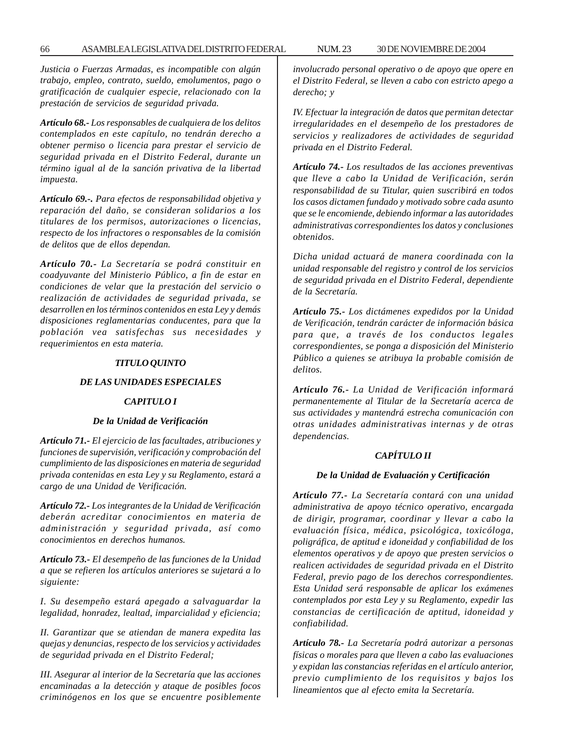*Justicia o Fuerzas Armadas, es incompatible con algún trabajo, empleo, contrato, sueldo, emolumentos, pago o gratificación de cualquier especie, relacionado con la prestación de servicios de seguridad privada.*

***Artículo 68.-** Los responsables de cualquiera de los delitos contemplados en este capítulo, no tendrán derecho a obtener permiso o licencia para prestar el servicio de seguridad privada en el Distrito Federal, durante un término igual al de la sanción privativa de la libertad impuesta.*

***Artículo 69.-.** Para efectos de responsabilidad objetiva y reparación del daño, se consideran solidarios a los titulares de los permisos, autorizaciones o licencias, respecto de los infractores o responsables de la comisión de delitos que de ellos dependan.*

***Artículo 70.-** La Secretaría se podrá constituir en coadyuvante del Ministerio Público, a fin de estar en condiciones de velar que la prestación del servicio o realización de actividades de seguridad privada, se desarrollen en los términos contenidos en esta Ley y demás disposiciones reglamentarias conducentes, para que la población vea satisfechas sus necesidades y requerimientos en esta materia.*

## *TITULO QUINTO*

## *DE LAS UNIDADES ESPECIALES*

### *CAPITULO I*

### *De la Unidad de Verificación*

***Artículo 71.-** El ejercicio de las facultades, atribuciones y funciones de supervisión, verificación y comprobación del cumplimiento de las disposiciones en materia de seguridad privada contenidas en esta Ley y su Reglamento, estará a cargo de una Unidad de Verificación.*

***Artículo 72.-** Los integrantes de la Unidad de Verificación deberán acreditar conocimientos en materia de administración y seguridad privada, así como conocimientos en derechos humanos.*

***Artículo 73.-** El desempeño de las funciones de la Unidad a que se refieren los artículos anteriores se sujetará a lo siguiente:*

*I. Su desempeño estará apegado a salvaguardar la legalidad, honradez, lealtad, imparcialidad y eficiencia;*

*II. Garantizar que se atiendan de manera expedita las quejas y denuncias, respecto de los servicios y actividades de seguridad privada en el Distrito Federal;*

*III. Asegurar al interior de la Secretaría que las acciones encaminadas a la detección y ataque de posibles focos criminógenos en los que se encuentre posiblemente involucrado personal operativo o de apoyo que opere en el Distrito Federal, se lleven a cabo con estricto apego a derecho; y*

*IV. Efectuar la integración de datos que permitan detectar irregularidades en el desempeño de los prestadores de servicios y realizadores de actividades de seguridad privada en el Distrito Federal.*

***Artículo 74.-** Los resultados de las acciones preventivas que lleve a cabo la Unidad de Verificación, serán responsabilidad de su Titular, quien suscribirá en todos los casos dictamen fundado y motivado sobre cada asunto que se le encomiende, debiendo informar a las autoridades administrativas correspondientes los datos y conclusiones obtenidos.*

*Dicha unidad actuará de manera coordinada con la unidad responsable del registro y control de los servicios de seguridad privada en el Distrito Federal, dependiente de la Secretaría.*

***Artículo 75.-** Los dictámenes expedidos por la Unidad de Verificación, tendrán carácter de información básica para que, a través de los conductos legales correspondientes, se ponga a disposición del Ministerio Público a quienes se atribuya la probable comisión de delitos.*

***Artículo 76.-** La Unidad de Verificación informará permanentemente al Titular de la Secretaría acerca de sus actividades y mantendrá estrecha comunicación con otras unidades administrativas internas y de otras dependencias.*

### *CAPÍTULO II*

### *De la Unidad de Evaluación y Certificación*

***Artículo 77.-** La Secretaría contará con una unidad administrativa de apoyo técnico operativo, encargada de dirigir, programar, coordinar y llevar a cabo la evaluación física, médica, psicológica, toxicóloga, poligráfica, de aptitud e idoneidad y confiabilidad de los elementos operativos y de apoyo que presten servicios o realicen actividades de seguridad privada en el Distrito Federal, previo pago de los derechos correspondientes. Esta Unidad será responsable de aplicar los exámenes contemplados por esta Ley y su Reglamento, expedir las constancias de certificación de aptitud, idoneidad y confiabilidad.*

***Artículo 78.-** La Secretaría podrá autorizar a personas físicas o morales para que lleven a cabo las evaluaciones y expidan las constancias referidas en el artículo anterior, previo cumplimiento de los requisitos y bajos los lineamientos que al efecto emita la Secretaría.*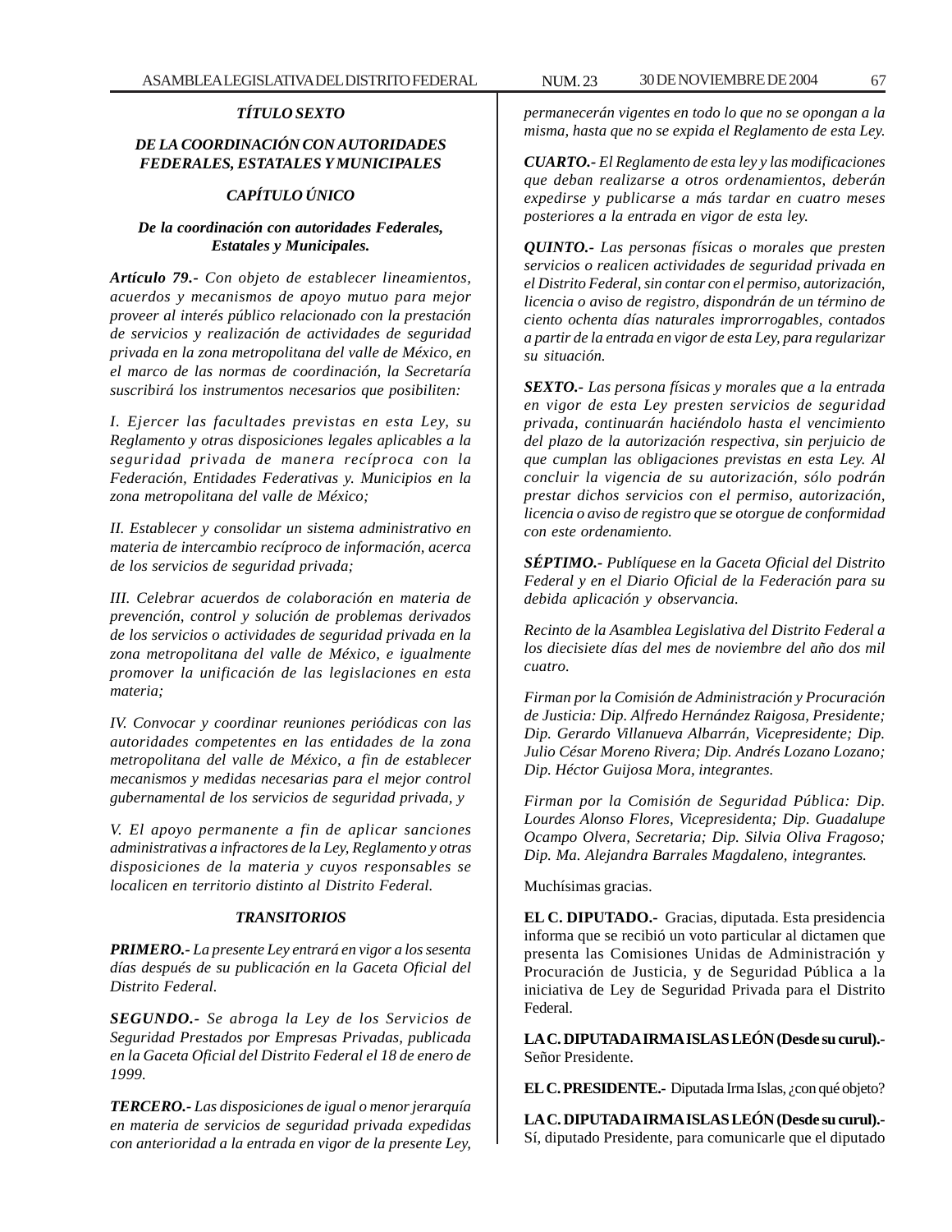*TÍTULO SEXTO*

*DE LA COORDINACIÓN CON AUTORIDADES FEDERALES, ESTATALES Y MUNICIPALES*

*CAPÍTULO ÚNICO*

*De la coordinación con autoridades Federales, Estatales y Municipales.*

***Artículo 79.-*** *Con objeto de establecer lineamientos, acuerdos y mecanismos de apoyo mutuo para mejor proveer al interés público relacionado con la prestación de servicios y realización de actividades de seguridad privada en la zona metropolitana del valle de México, en el marco de las normas de coordinación, la Secretaría suscribirá los instrumentos necesarios que posibiliten:*

*I. Ejercer las facultades previstas en esta Ley, su Reglamento y otras disposiciones legales aplicables a la seguridad privada de manera recíproca con la Federación, Entidades Federativas y. Municipios en la zona metropolitana del valle de México;*

*II. Establecer y consolidar un sistema administrativo en materia de intercambio recíproco de información, acerca de los servicios de seguridad privada;*

*III. Celebrar acuerdos de colaboración en materia de prevención, control y solución de problemas derivados de los servicios o actividades de seguridad privada en la zona metropolitana del valle de México, e igualmente promover la unificación de las legislaciones en esta materia;*

*IV. Convocar y coordinar reuniones periódicas con las autoridades competentes en las entidades de la zona metropolitana del valle de México, a fin de establecer mecanismos y medidas necesarias para el mejor control gubernamental de los servicios de seguridad privada, y*

*V. El apoyo permanente a fin de aplicar sanciones administrativas a infractores de la Ley, Reglamento y otras disposiciones de la materia y cuyos responsables se localicen en territorio distinto al Distrito Federal.*

*TRANSITORIOS*

***PRIMERO.-*** *La presente Ley entrará en vigor a los sesenta días después de su publicación en la Gaceta Oficial del Distrito Federal.*

***SEGUNDO.-*** *Se abroga la Ley de los Servicios de Seguridad Prestados por Empresas Privadas, publicada en la Gaceta Oficial del Distrito Federal el 18 de enero de 1999.*

***TERCERO.-*** *Las disposiciones de igual o menor jerarquía en materia de servicios de seguridad privada expedidas con anterioridad a la entrada en vigor de la presente Ley, permanecerán vigentes en todo lo que no se opongan a la misma, hasta que no se expida el Reglamento de esta Ley.*

***CUARTO.-*** *El Reglamento de esta ley y las modificaciones que deban realizarse a otros ordenamientos, deberán expedirse y publicarse a más tardar en cuatro meses posteriores a la entrada en vigor de esta ley.*

***QUINTO.-*** *Las personas físicas o morales que presten servicios o realicen actividades de seguridad privada en el Distrito Federal, sin contar con el permiso, autorización, licencia o aviso de registro, dispondrán de un término de ciento ochenta días naturales improrrogables, contados a partir de la entrada en vigor de esta Ley, para regularizar su situación.*

***SEXTO.-*** *Las persona físicas y morales que a la entrada en vigor de esta Ley presten servicios de seguridad privada, continuarán haciéndolo hasta el vencimiento del plazo de la autorización respectiva, sin perjuicio de que cumplan las obligaciones previstas en esta Ley. Al concluir la vigencia de su autorización, sólo podrán prestar dichos servicios con el permiso, autorización, licencia o aviso de registro que se otorgue de conformidad con este ordenamiento.*

***SÉPTIMO.-*** *Publíquese en la Gaceta Oficial del Distrito Federal y en el Diario Oficial de la Federación para su debida aplicación y observancia.*

*Recinto de la Asamblea Legislativa del Distrito Federal a los diecisiete días del mes de noviembre del año dos mil cuatro.*

*Firman por la Comisión de Administración y Procuración de Justicia: Dip. Alfredo Hernández Raigosa, Presidente; Dip. Gerardo Villanueva Albarrán, Vicepresidente; Dip. Julio César Moreno Rivera; Dip. Andrés Lozano Lozano; Dip. Héctor Guijosa Mora, integrantes.*

*Firman por la Comisión de Seguridad Pública: Dip. Lourdes Alonso Flores, Vicepresidenta; Dip. Guadalupe Ocampo Olvera, Secretaria; Dip. Silvia Oliva Fragoso; Dip. Ma. Alejandra Barrales Magdaleno, integrantes.*

Muchísimas gracias.

**EL C. DIPUTADO.-** Gracias, diputada. Esta presidencia informa que se recibió un voto particular al dictamen que presenta las Comisiones Unidas de Administración y Procuración de Justicia, y de Seguridad Pública a la iniciativa de Ley de Seguridad Privada para el Distrito Federal.

**LA C. DIPUTADA IRMA ISLAS LEÓN (Desde su curul).-** Señor Presidente.

**EL C. PRESIDENTE.-** Diputada Irma Islas, ¿con qué objeto?

**LA C. DIPUTADA IRMA ISLAS LEÓN (Desde su curul).-** Sí, diputado Presidente, para comunicarle que el diputado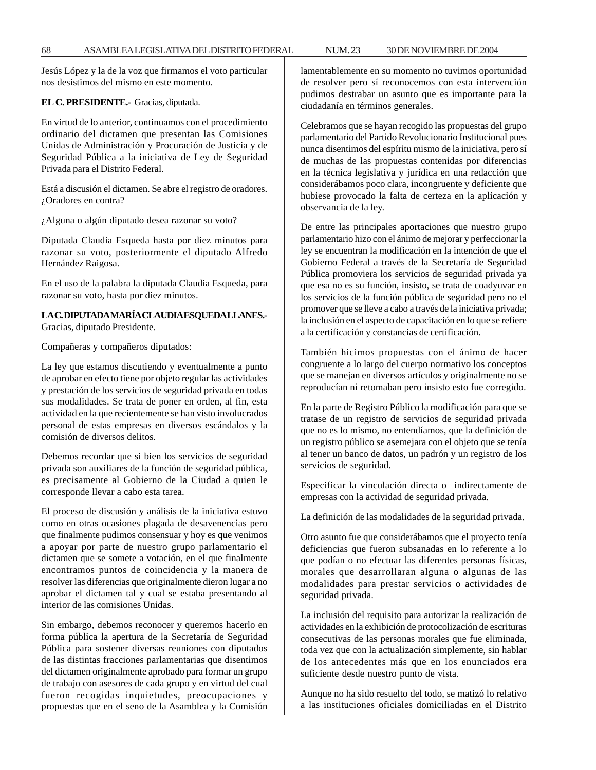Jesús López y la de la voz que firmamos el voto particular nos desistimos del mismo en este momento.

**EL C. PRESIDENTE.-** Gracias, diputada.

En virtud de lo anterior, continuamos con el procedimiento ordinario del dictamen que presentan las Comisiones Unidas de Administración y Procuración de Justicia y de Seguridad Pública a la iniciativa de Ley de Seguridad Privada para el Distrito Federal.

Está a discusión el dictamen. Se abre el registro de oradores. ¿Oradores en contra?

¿Alguna o algún diputado desea razonar su voto?

Diputada Claudia Esqueda hasta por diez minutos para razonar su voto, posteriormente el diputado Alfredo Hernández Raigosa.

En el uso de la palabra la diputada Claudia Esqueda, para razonar su voto, hasta por diez minutos.

**LA C. DIPUTADA MARÍA CLAUDIA ESQUEDA LLANES.-** Gracias, diputado Presidente.

Compañeras y compañeros diputados:

La ley que estamos discutiendo y eventualmente a punto de aprobar en efecto tiene por objeto regular las actividades y prestación de los servicios de seguridad privada en todas sus modalidades. Se trata de poner en orden, al fin, esta actividad en la que recientemente se han visto involucrados personal de estas empresas en diversos escándalos y la comisión de diversos delitos.

Debemos recordar que si bien los servicios de seguridad privada son auxiliares de la función de seguridad pública, es precisamente al Gobierno de la Ciudad a quien le corresponde llevar a cabo esta tarea.

El proceso de discusión y análisis de la iniciativa estuvo como en otras ocasiones plagada de desavenencias pero que finalmente pudimos consensuar y hoy es que venimos a apoyar por parte de nuestro grupo parlamentario el dictamen que se somete a votación, en el que finalmente encontramos puntos de coincidencia y la manera de resolver las diferencias que originalmente dieron lugar a no aprobar el dictamen tal y cual se estaba presentando al interior de las comisiones Unidas.

Sin embargo, debemos reconocer y queremos hacerlo en forma pública la apertura de la Secretaría de Seguridad Pública para sostener diversas reuniones con diputados de las distintas fracciones parlamentarias que disentimos del dictamen originalmente aprobado para formar un grupo de trabajo con asesores de cada grupo y en virtud del cual fueron recogidas inquietudes, preocupaciones y propuestas que en el seno de la Asamblea y la Comisión lamentablemente en su momento no tuvimos oportunidad de resolver pero sí reconocemos con esta intervención pudimos destrabar un asunto que es importante para la ciudadanía en términos generales.

Celebramos que se hayan recogido las propuestas del grupo parlamentario del Partido Revolucionario Institucional pues nunca disentimos del espíritu mismo de la iniciativa, pero sí de muchas de las propuestas contenidas por diferencias en la técnica legislativa y jurídica en una redacción que considerábamos poco clara, incongruente y deficiente que hubiese provocado la falta de certeza en la aplicación y observancia de la ley.

De entre las principales aportaciones que nuestro grupo parlamentario hizo con el ánimo de mejorar y perfeccionar la ley se encuentran la modificación en la intención de que el Gobierno Federal a través de la Secretaría de Seguridad Pública promoviera los servicios de seguridad privada ya que esa no es su función, insisto, se trata de coadyuvar en los servicios de la función pública de seguridad pero no el promover que se lleve a cabo a través de la iniciativa privada; la inclusión en el aspecto de capacitación en lo que se refiere a la certificación y constancias de certificación.

También hicimos propuestas con el ánimo de hacer congruente a lo largo del cuerpo normativo los conceptos que se manejan en diversos artículos y originalmente no se reproducían ni retomaban pero insisto esto fue corregido.

En la parte de Registro Público la modificación para que se tratase de un registro de servicios de seguridad privada que no es lo mismo, no entendíamos, que la definición de un registro público se asemejara con el objeto que se tenía al tener un banco de datos, un padrón y un registro de los servicios de seguridad.

Especificar la vinculación directa o indirectamente de empresas con la actividad de seguridad privada.

La definición de las modalidades de la seguridad privada.

Otro asunto fue que considerábamos que el proyecto tenía deficiencias que fueron subsanadas en lo referente a lo que podían o no efectuar las diferentes personas físicas, morales que desarrollaran alguna o algunas de las modalidades para prestar servicios o actividades de seguridad privada.

La inclusión del requisito para autorizar la realización de actividades en la exhibición de protocolización de escrituras consecutivas de las personas morales que fue eliminada, toda vez que con la actualización simplemente, sin hablar de los antecedentes más que en los enunciados era suficiente desde nuestro punto de vista.

Aunque no ha sido resuelto del todo, se matizó lo relativo a las instituciones oficiales domiciliadas en el Distrito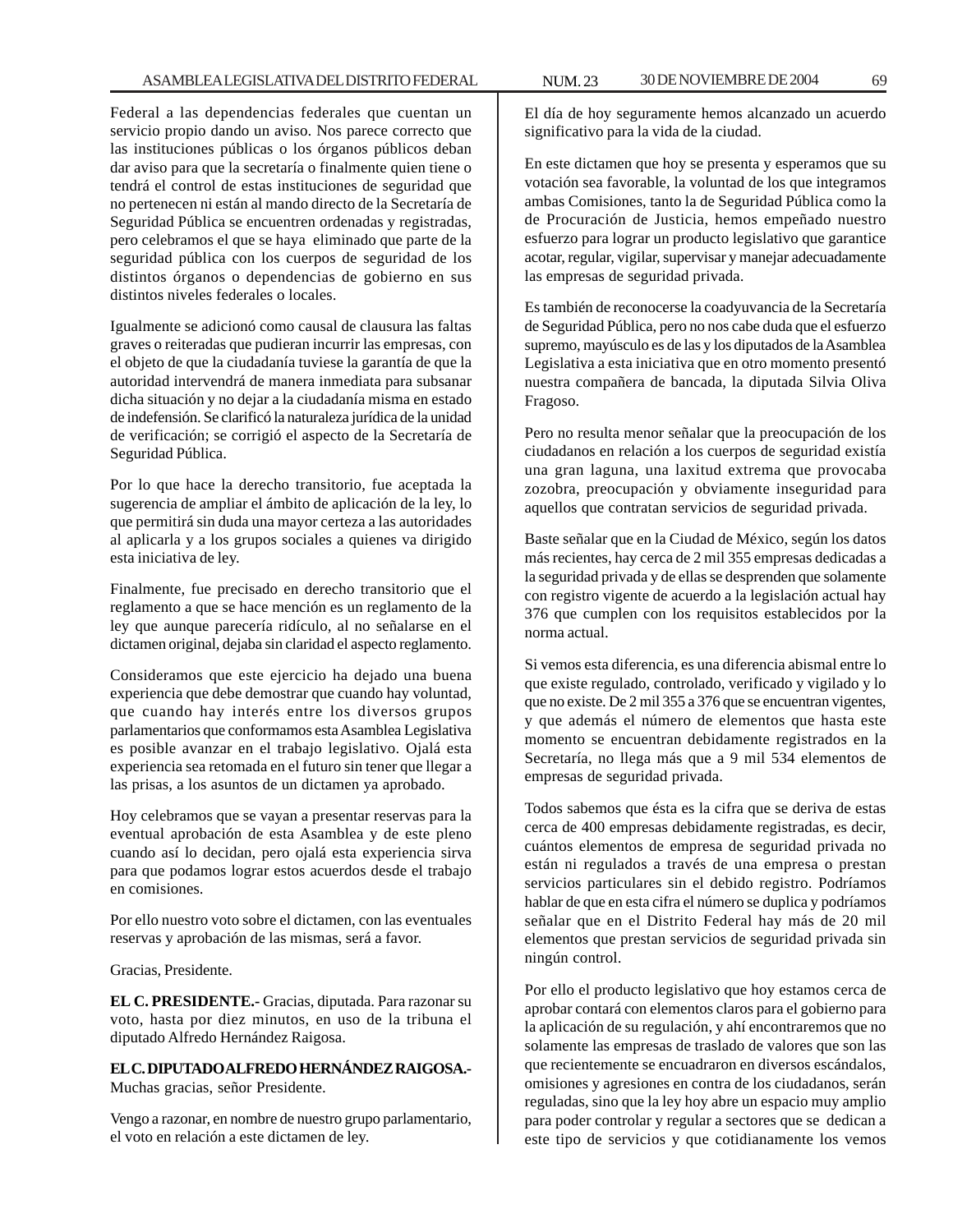Federal a las dependencias federales que cuentan un servicio propio dando un aviso. Nos parece correcto que las instituciones públicas o los órganos públicos deban dar aviso para que la secretaría o finalmente quien tiene o tendrá el control de estas instituciones de seguridad que no pertenecen ni están al mando directo de la Secretaría de Seguridad Pública se encuentren ordenadas y registradas, pero celebramos el que se haya eliminado que parte de la seguridad pública con los cuerpos de seguridad de los distintos órganos o dependencias de gobierno en sus distintos niveles federales o locales.

Igualmente se adicionó como causal de clausura las faltas graves o reiteradas que pudieran incurrir las empresas, con el objeto de que la ciudadanía tuviese la garantía de que la autoridad intervendrá de manera inmediata para subsanar dicha situación y no dejar a la ciudadanía misma en estado de indefensión. Se clarificó la naturaleza jurídica de la unidad de verificación; se corrigió el aspecto de la Secretaría de Seguridad Pública.

Por lo que hace la derecho transitorio, fue aceptada la sugerencia de ampliar el ámbito de aplicación de la ley, lo que permitirá sin duda una mayor certeza a las autoridades al aplicarla y a los grupos sociales a quienes va dirigido esta iniciativa de ley.

Finalmente, fue precisado en derecho transitorio que el reglamento a que se hace mención es un reglamento de la ley que aunque parecería ridículo, al no señalarse en el dictamen original, dejaba sin claridad el aspecto reglamento.

Consideramos que este ejercicio ha dejado una buena experiencia que debe demostrar que cuando hay voluntad, que cuando hay interés entre los diversos grupos parlamentarios que conformamos esta Asamblea Legislativa es posible avanzar en el trabajo legislativo. Ojalá esta experiencia sea retomada en el futuro sin tener que llegar a las prisas, a los asuntos de un dictamen ya aprobado.

Hoy celebramos que se vayan a presentar reservas para la eventual aprobación de esta Asamblea y de este pleno cuando así lo decidan, pero ojalá esta experiencia sirva para que podamos lograr estos acuerdos desde el trabajo en comisiones.

Por ello nuestro voto sobre el dictamen, con las eventuales reservas y aprobación de las mismas, será a favor.

Gracias, Presidente.

**EL C. PRESIDENTE.-** Gracias, diputada. Para razonar su voto, hasta por diez minutos, en uso de la tribuna el diputado Alfredo Hernández Raigosa.

**EL C. DIPUTADO ALFREDO HERNÁNDEZ RAIGOSA.-** Muchas gracias, señor Presidente.

Vengo a razonar, en nombre de nuestro grupo parlamentario, el voto en relación a este dictamen de ley.

El día de hoy seguramente hemos alcanzado un acuerdo significativo para la vida de la ciudad.

En este dictamen que hoy se presenta y esperamos que su votación sea favorable, la voluntad de los que integramos ambas Comisiones, tanto la de Seguridad Pública como la de Procuración de Justicia, hemos empeñado nuestro esfuerzo para lograr un producto legislativo que garantice acotar, regular, vigilar, supervisar y manejar adecuadamente las empresas de seguridad privada.

Es también de reconocerse la coadyuvancia de la Secretaría de Seguridad Pública, pero no nos cabe duda que el esfuerzo supremo, mayúsculo es de las y los diputados de la Asamblea Legislativa a esta iniciativa que en otro momento presentó nuestra compañera de bancada, la diputada Silvia Oliva Fragoso.

Pero no resulta menor señalar que la preocupación de los ciudadanos en relación a los cuerpos de seguridad existía una gran laguna, una laxitud extrema que provocaba zozobra, preocupación y obviamente inseguridad para aquellos que contratan servicios de seguridad privada.

Baste señalar que en la Ciudad de México, según los datos más recientes, hay cerca de 2 mil 355 empresas dedicadas a la seguridad privada y de ellas se desprenden que solamente con registro vigente de acuerdo a la legislación actual hay 376 que cumplen con los requisitos establecidos por la norma actual.

Si vemos esta diferencia, es una diferencia abismal entre lo que existe regulado, controlado, verificado y vigilado y lo que no existe. De 2 mil 355 a 376 que se encuentran vigentes, y que además el número de elementos que hasta este momento se encuentran debidamente registrados en la Secretaría, no llega más que a 9 mil 534 elementos de empresas de seguridad privada.

Todos sabemos que ésta es la cifra que se deriva de estas cerca de 400 empresas debidamente registradas, es decir, cuántos elementos de empresa de seguridad privada no están ni regulados a través de una empresa o prestan servicios particulares sin el debido registro. Podríamos hablar de que en esta cifra el número se duplica y podríamos señalar que en el Distrito Federal hay más de 20 mil elementos que prestan servicios de seguridad privada sin ningún control.

Por ello el producto legislativo que hoy estamos cerca de aprobar contará con elementos claros para el gobierno para la aplicación de su regulación, y ahí encontraremos que no solamente las empresas de traslado de valores que son las que recientemente se encuadraron en diversos escándalos, omisiones y agresiones en contra de los ciudadanos, serán reguladas, sino que la ley hoy abre un espacio muy amplio para poder controlar y regular a sectores que se dedican a este tipo de servicios y que cotidianamente los vemos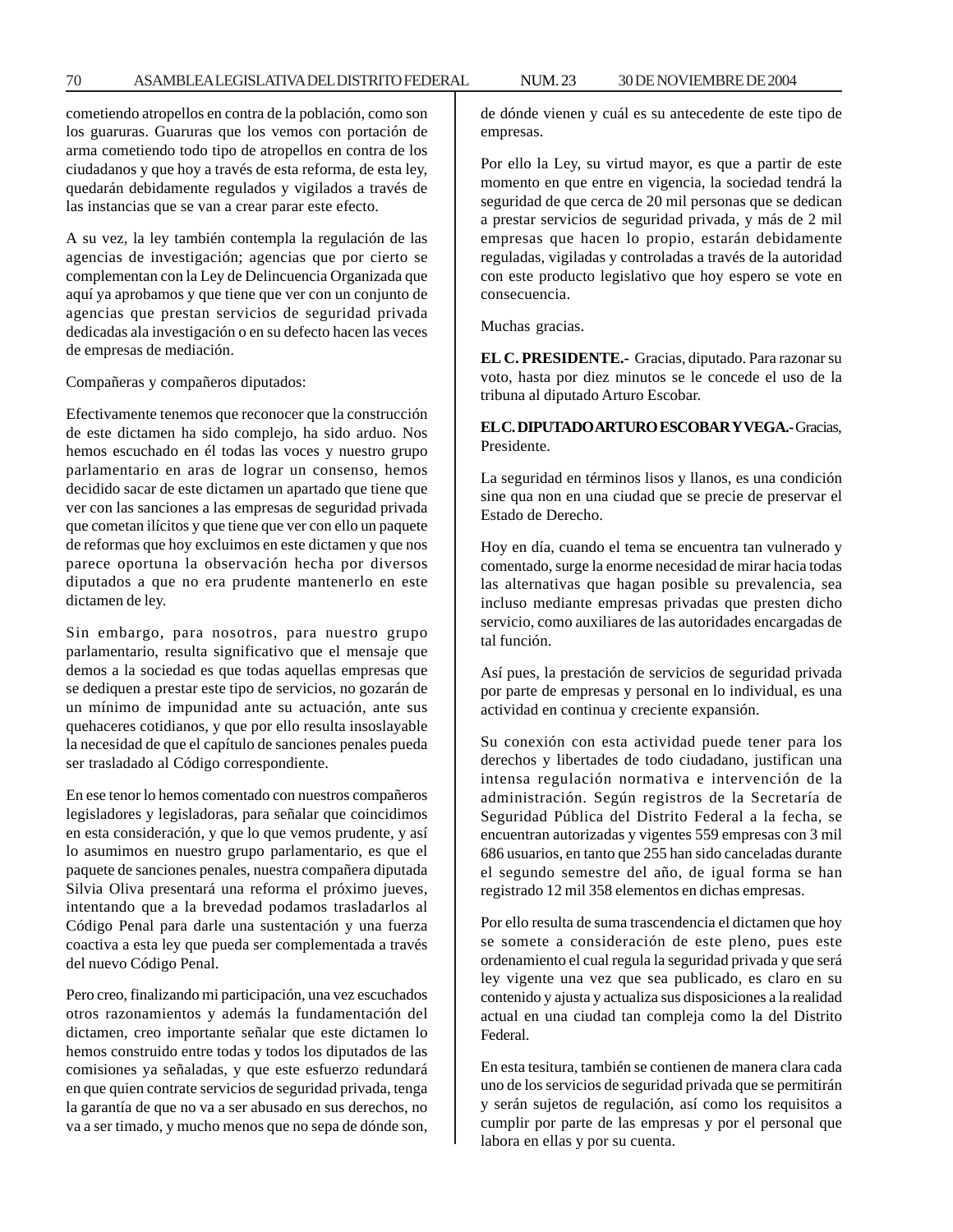cometiendo atropellos en contra de la población, como son los guaruras. Guaruras que los vemos con portación de arma cometiendo todo tipo de atropellos en contra de los ciudadanos y que hoy a través de esta reforma, de esta ley, quedarán debidamente regulados y vigilados a través de las instancias que se van a crear parar este efecto.

A su vez, la ley también contempla la regulación de las agencias de investigación; agencias que por cierto se complementan con la Ley de Delincuencia Organizada que aquí ya aprobamos y que tiene que ver con un conjunto de agencias que prestan servicios de seguridad privada dedicadas ala investigación o en su defecto hacen las veces de empresas de mediación.

Compañeras y compañeros diputados:

Efectivamente tenemos que reconocer que la construcción de este dictamen ha sido complejo, ha sido arduo. Nos hemos escuchado en él todas las voces y nuestro grupo parlamentario en aras de lograr un consenso, hemos decidido sacar de este dictamen un apartado que tiene que ver con las sanciones a las empresas de seguridad privada que cometan ilícitos y que tiene que ver con ello un paquete de reformas que hoy excluimos en este dictamen y que nos parece oportuna la observación hecha por diversos diputados a que no era prudente mantenerlo en este dictamen de ley.

Sin embargo, para nosotros, para nuestro grupo parlamentario, resulta significativo que el mensaje que demos a la sociedad es que todas aquellas empresas que se dediquen a prestar este tipo de servicios, no gozarán de un mínimo de impunidad ante su actuación, ante sus quehaceres cotidianos, y que por ello resulta insoslayable la necesidad de que el capítulo de sanciones penales pueda ser trasladado al Código correspondiente.

En ese tenor lo hemos comentado con nuestros compañeros legisladores y legisladoras, para señalar que coincidimos en esta consideración, y que lo que vemos prudente, y así lo asumimos en nuestro grupo parlamentario, es que el paquete de sanciones penales, nuestra compañera diputada Silvia Oliva presentará una reforma el próximo jueves, intentando que a la brevedad podamos trasladarlos al Código Penal para darle una sustentación y una fuerza coactiva a esta ley que pueda ser complementada a través del nuevo Código Penal.

Pero creo, finalizando mi participación, una vez escuchados otros razonamientos y además la fundamentación del dictamen, creo importante señalar que este dictamen lo hemos construido entre todas y todos los diputados de las comisiones ya señaladas, y que este esfuerzo redundará en que quien contrate servicios de seguridad privada, tenga la garantía de que no va a ser abusado en sus derechos, no va a ser timado, y mucho menos que no sepa de dónde son, de dónde vienen y cuál es su antecedente de este tipo de empresas.

Por ello la Ley, su virtud mayor, es que a partir de este momento en que entre en vigencia, la sociedad tendrá la seguridad de que cerca de 20 mil personas que se dedican a prestar servicios de seguridad privada, y más de 2 mil empresas que hacen lo propio, estarán debidamente reguladas, vigiladas y controladas a través de la autoridad con este producto legislativo que hoy espero se vote en consecuencia.

Muchas gracias.

**EL C. PRESIDENTE.-** Gracias, diputado. Para razonar su voto, hasta por diez minutos se le concede el uso de la tribuna al diputado Arturo Escobar.

**EL C. DIPUTADO ARTURO ESCOBAR Y VEGA.-** Gracias, Presidente.

La seguridad en términos lisos y llanos, es una condición sine qua non en una ciudad que se precie de preservar el Estado de Derecho.

Hoy en día, cuando el tema se encuentra tan vulnerado y comentado, surge la enorme necesidad de mirar hacia todas las alternativas que hagan posible su prevalencia, sea incluso mediante empresas privadas que presten dicho servicio, como auxiliares de las autoridades encargadas de tal función.

Así pues, la prestación de servicios de seguridad privada por parte de empresas y personal en lo individual, es una actividad en continua y creciente expansión.

Su conexión con esta actividad puede tener para los derechos y libertades de todo ciudadano, justifican una intensa regulación normativa e intervención de la administración. Según registros de la Secretaría de Seguridad Pública del Distrito Federal a la fecha, se encuentran autorizadas y vigentes 559 empresas con 3 mil 686 usuarios, en tanto que 255 han sido canceladas durante el segundo semestre del año, de igual forma se han registrado 12 mil 358 elementos en dichas empresas.

Por ello resulta de suma trascendencia el dictamen que hoy se somete a consideración de este pleno, pues este ordenamiento el cual regula la seguridad privada y que será ley vigente una vez que sea publicado, es claro en su contenido y ajusta y actualiza sus disposiciones a la realidad actual en una ciudad tan compleja como la del Distrito Federal.

En esta tesitura, también se contienen de manera clara cada uno de los servicios de seguridad privada que se permitirán y serán sujetos de regulación, así como los requisitos a cumplir por parte de las empresas y por el personal que labora en ellas y por su cuenta.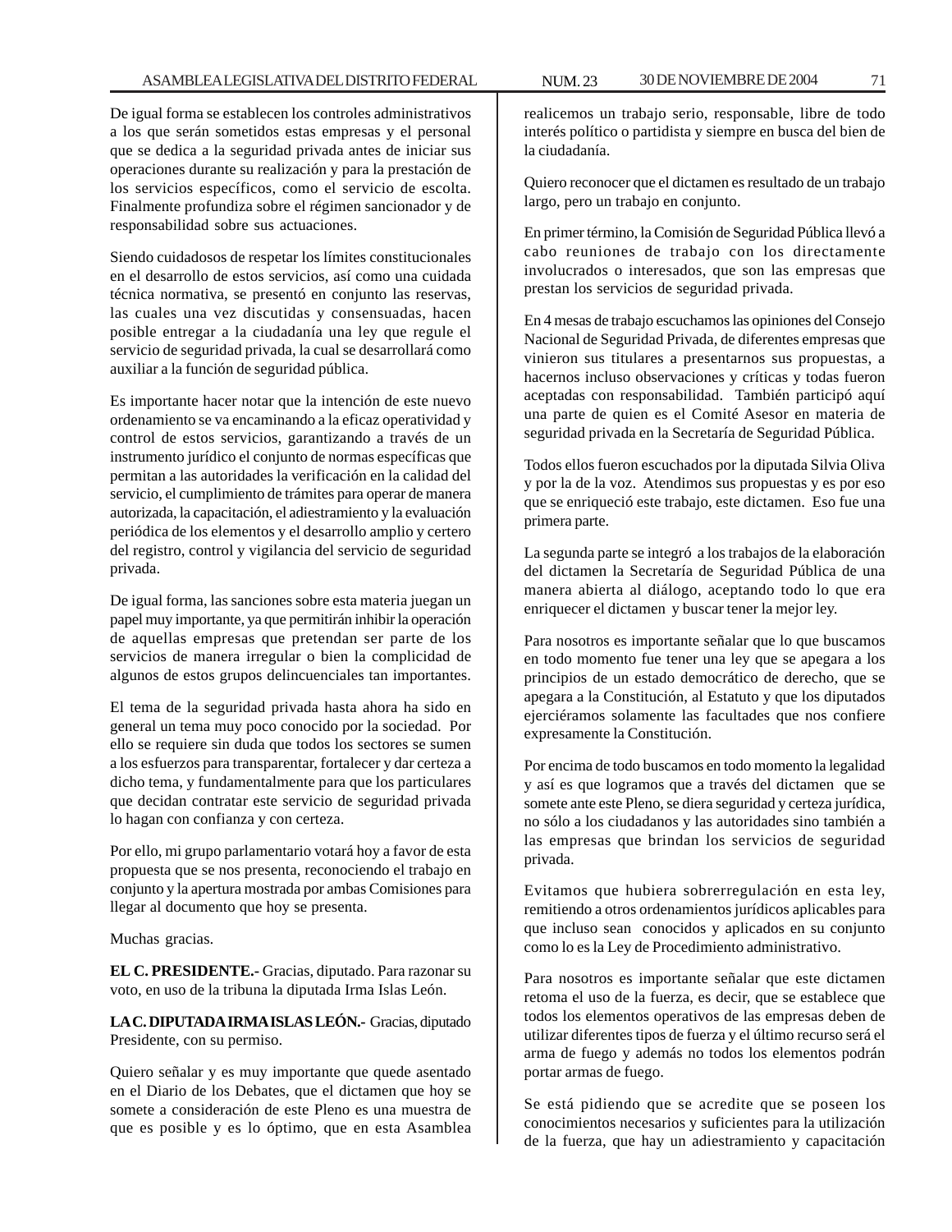De igual forma se establecen los controles administrativos a los que serán sometidos estas empresas y el personal que se dedica a la seguridad privada antes de iniciar sus operaciones durante su realización y para la prestación de los servicios específicos, como el servicio de escolta. Finalmente profundiza sobre el régimen sancionador y de responsabilidad sobre sus actuaciones.

Siendo cuidadosos de respetar los límites constitucionales en el desarrollo de estos servicios, así como una cuidada técnica normativa, se presentó en conjunto las reservas, las cuales una vez discutidas y consensuadas, hacen posible entregar a la ciudadanía una ley que regule el servicio de seguridad privada, la cual se desarrollará como auxiliar a la función de seguridad pública.

Es importante hacer notar que la intención de este nuevo ordenamiento se va encaminando a la eficaz operatividad y control de estos servicios, garantizando a través de un instrumento jurídico el conjunto de normas específicas que permitan a las autoridades la verificación en la calidad del servicio, el cumplimiento de trámites para operar de manera autorizada, la capacitación, el adiestramiento y la evaluación periódica de los elementos y el desarrollo amplio y certero del registro, control y vigilancia del servicio de seguridad privada.

De igual forma, las sanciones sobre esta materia juegan un papel muy importante, ya que permitirán inhibir la operación de aquellas empresas que pretendan ser parte de los servicios de manera irregular o bien la complicidad de algunos de estos grupos delincuenciales tan importantes.

El tema de la seguridad privada hasta ahora ha sido en general un tema muy poco conocido por la sociedad. Por ello se requiere sin duda que todos los sectores se sumen a los esfuerzos para transparentar, fortalecer y dar certeza a dicho tema, y fundamentalmente para que los particulares que decidan contratar este servicio de seguridad privada lo hagan con confianza y con certeza.

Por ello, mi grupo parlamentario votará hoy a favor de esta propuesta que se nos presenta, reconociendo el trabajo en conjunto y la apertura mostrada por ambas Comisiones para llegar al documento que hoy se presenta.

Muchas gracias.

**EL C. PRESIDENTE.-** Gracias, diputado. Para razonar su voto, en uso de la tribuna la diputada Irma Islas León.

**LA C. DIPUTADA IRMA ISLAS LEÓN.-** Gracias, diputado Presidente, con su permiso.

Quiero señalar y es muy importante que quede asentado en el Diario de los Debates, que el dictamen que hoy se somete a consideración de este Pleno es una muestra de que es posible y es lo óptimo, que en esta Asamblea realicemos un trabajo serio, responsable, libre de todo interés político o partidista y siempre en busca del bien de la ciudadanía.

Quiero reconocer que el dictamen es resultado de un trabajo largo, pero un trabajo en conjunto.

En primer término, la Comisión de Seguridad Pública llevó a cabo reuniones de trabajo con los directamente involucrados o interesados, que son las empresas que prestan los servicios de seguridad privada.

En 4 mesas de trabajo escuchamos las opiniones del Consejo Nacional de Seguridad Privada, de diferentes empresas que vinieron sus titulares a presentarnos sus propuestas, a hacernos incluso observaciones y críticas y todas fueron aceptadas con responsabilidad. También participó aquí una parte de quien es el Comité Asesor en materia de seguridad privada en la Secretaría de Seguridad Pública.

Todos ellos fueron escuchados por la diputada Silvia Oliva y por la de la voz. Atendimos sus propuestas y es por eso que se enriqueció este trabajo, este dictamen. Eso fue una primera parte.

La segunda parte se integró a los trabajos de la elaboración del dictamen la Secretaría de Seguridad Pública de una manera abierta al diálogo, aceptando todo lo que era enriquecer el dictamen y buscar tener la mejor ley.

Para nosotros es importante señalar que lo que buscamos en todo momento fue tener una ley que se apegara a los principios de un estado democrático de derecho, que se apegara a la Constitución, al Estatuto y que los diputados ejerciéramos solamente las facultades que nos confiere expresamente la Constitución.

Por encima de todo buscamos en todo momento la legalidad y así es que logramos que a través del dictamen que se somete ante este Pleno, se diera seguridad y certeza jurídica, no sólo a los ciudadanos y las autoridades sino también a las empresas que brindan los servicios de seguridad privada.

Evitamos que hubiera sobrerregulación en esta ley, remitiendo a otros ordenamientos jurídicos aplicables para que incluso sean conocidos y aplicados en su conjunto como lo es la Ley de Procedimiento administrativo.

Para nosotros es importante señalar que este dictamen retoma el uso de la fuerza, es decir, que se establece que todos los elementos operativos de las empresas deben de utilizar diferentes tipos de fuerza y el último recurso será el arma de fuego y además no todos los elementos podrán portar armas de fuego.

Se está pidiendo que se acredite que se poseen los conocimientos necesarios y suficientes para la utilización de la fuerza, que hay un adiestramiento y capacitación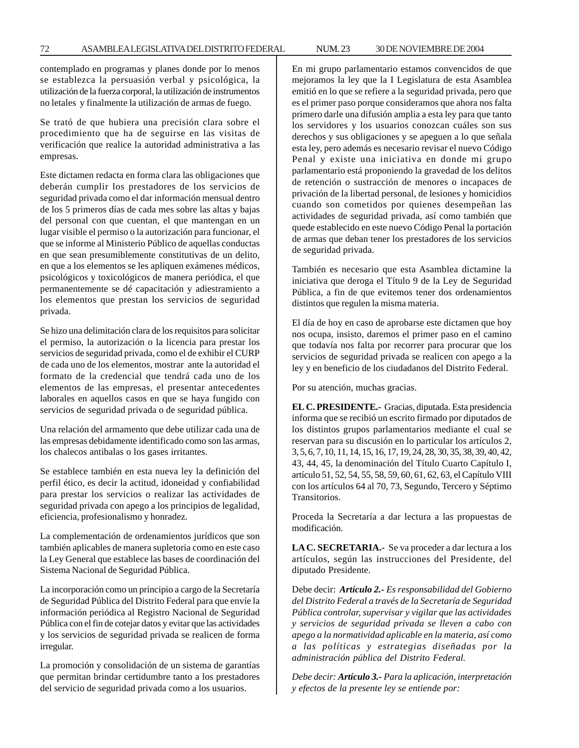contemplado en programas y planes donde por lo menos se establezca la persuasión verbal y psicológica, la utilización de la fuerza corporal, la utilización de instrumentos no letales y finalmente la utilización de armas de fuego.

Se trató de que hubiera una precisión clara sobre el procedimiento que ha de seguirse en las visitas de verificación que realice la autoridad administrativa a las empresas.

Este dictamen redacta en forma clara las obligaciones que deberán cumplir los prestadores de los servicios de seguridad privada como el dar información mensual dentro de los 5 primeros días de cada mes sobre las altas y bajas del personal con que cuentan, el que mantengan en un lugar visible el permiso o la autorización para funcionar, el que se informe al Ministerio Público de aquellas conductas en que sean presumiblemente constitutivas de un delito, en que a los elementos se les apliquen exámenes médicos, psicológicos y toxicológicos de manera periódica, el que permanentemente se dé capacitación y adiestramiento a los elementos que prestan los servicios de seguridad privada.

Se hizo una delimitación clara de los requisitos para solicitar el permiso, la autorización o la licencia para prestar los servicios de seguridad privada, como el de exhibir el CURP de cada uno de los elementos, mostrar ante la autoridad el formato de la credencial que tendrá cada uno de los elementos de las empresas, el presentar antecedentes laborales en aquellos casos en que se haya fungido con servicios de seguridad privada o de seguridad pública.

Una relación del armamento que debe utilizar cada una de las empresas debidamente identificado como son las armas, los chalecos antibalas o los gases irritantes.

Se establece también en esta nueva ley la definición del perfil ético, es decir la actitud, idoneidad y confiabilidad para prestar los servicios o realizar las actividades de seguridad privada con apego a los principios de legalidad, eficiencia, profesionalismo y honradez.

La complementación de ordenamientos jurídicos que son también aplicables de manera supletoria como en este caso la Ley General que establece las bases de coordinación del Sistema Nacional de Seguridad Pública.

La incorporación como un principio a cargo de la Secretaría de Seguridad Pública del Distrito Federal para que envíe la información periódica al Registro Nacional de Seguridad Pública con el fin de cotejar datos y evitar que las actividades y los servicios de seguridad privada se realicen de forma irregular.

La promoción y consolidación de un sistema de garantías que permitan brindar certidumbre tanto a los prestadores del servicio de seguridad privada como a los usuarios.

En mi grupo parlamentario estamos convencidos de que mejoramos la ley que la I Legislatura de esta Asamblea emitió en lo que se refiere a la seguridad privada, pero que es el primer paso porque consideramos que ahora nos falta primero darle una difusión amplia a esta ley para que tanto los servidores y los usuarios conozcan cuáles son sus derechos y sus obligaciones y se apeguen a lo que señala esta ley, pero además es necesario revisar el nuevo Código Penal y existe una iniciativa en donde mi grupo parlamentario está proponiendo la gravedad de los delitos de retención o sustracción de menores o incapaces de privación de la libertad personal, de lesiones y homicidios cuando son cometidos por quienes desempeñan las actividades de seguridad privada, así como también que quede establecido en este nuevo Código Penal la portación de armas que deban tener los prestadores de los servicios de seguridad privada.

También es necesario que esta Asamblea dictamine la iniciativa que deroga el Título 9 de la Ley de Seguridad Pública, a fin de que evitemos tener dos ordenamientos distintos que regulen la misma materia.

El día de hoy en caso de aprobarse este dictamen que hoy nos ocupa, insisto, daremos el primer paso en el camino que todavía nos falta por recorrer para procurar que los servicios de seguridad privada se realicen con apego a la ley y en beneficio de los ciudadanos del Distrito Federal.

Por su atención, muchas gracias.

**EL C. PRESIDENTE.-** Gracias, diputada. Esta presidencia informa que se recibió un escrito firmado por diputados de los distintos grupos parlamentarios mediante el cual se reservan para su discusión en lo particular los artículos 2, 3, 5, 6, 7, 10, 11, 14, 15, 16, 17, 19, 24, 28, 30, 35, 38, 39, 40, 42, 43, 44, 45, la denominación del Título Cuarto Capítulo I, artículo 51, 52, 54, 55, 58, 59, 60, 61, 62, 63, el Capítulo VIII con los artículos 64 al 70, 73, Segundo, Tercero y Séptimo Transitorios.

Proceda la Secretaría a dar lectura a las propuestas de modificación.

**LA C. SECRETARIA.-** Se va proceder a dar lectura a los artículos, según las instrucciones del Presidente, del diputado Presidente.

Debe decir: ***Artículo 2.-*** *Es responsabilidad del Gobierno del Distrito Federal a través de la Secretaría de Seguridad Pública controlar, supervisar y vigilar que las actividades y servicios de seguridad privada se lleven a cabo con apego a la normatividad aplicable en la materia, así como a las políticas y estrategias diseñadas por la administración pública del Distrito Federal.*

*Debe decir:* ***Artículo 3.-*** *Para la aplicación, interpretación y efectos de la presente ley se entiende por:*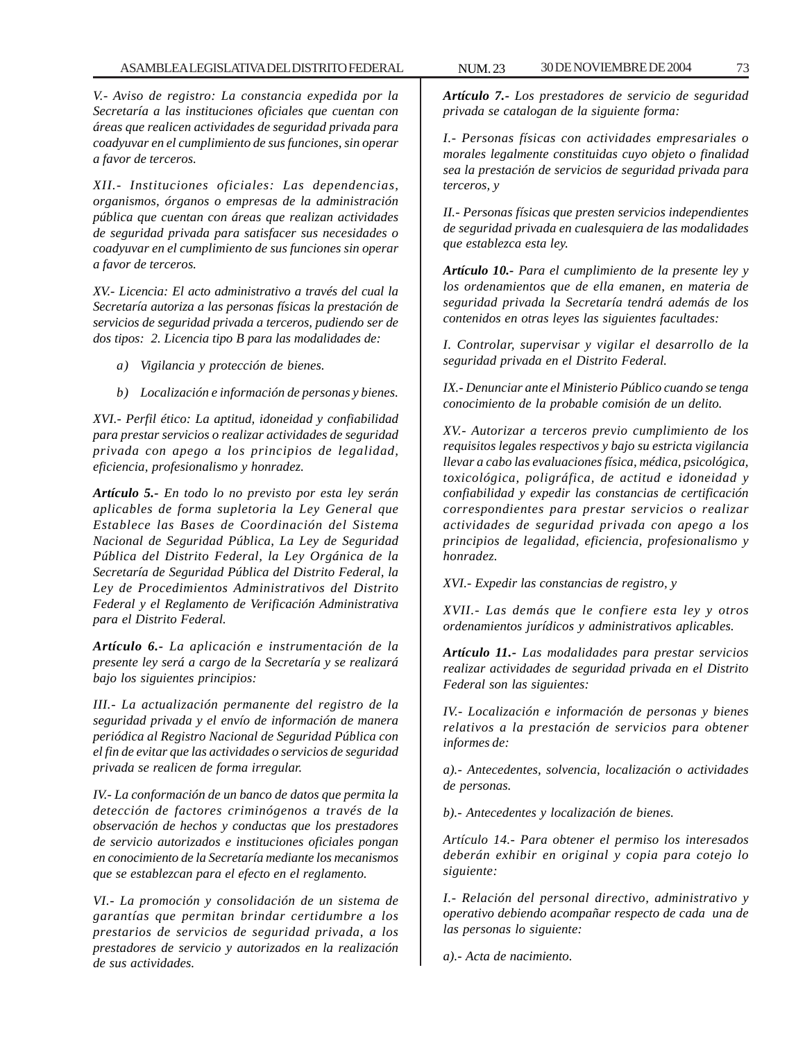*V.- Aviso de registro: La constancia expedida por la Secretaría a las instituciones oficiales que cuentan con áreas que realicen actividades de seguridad privada para coadyuvar en el cumplimiento de sus funciones, sin operar a favor de terceros.*

*XII.- Instituciones oficiales: Las dependencias, organismos, órganos o empresas de la administración pública que cuentan con áreas que realizan actividades de seguridad privada para satisfacer sus necesidades o coadyuvar en el cumplimiento de sus funciones sin operar a favor de terceros.*

*XV.- Licencia: El acto administrativo a través del cual la Secretaría autoriza a las personas físicas la prestación de servicios de seguridad privada a terceros, pudiendo ser de dos tipos: 2. Licencia tipo B para las modalidades de:*

- *a) Vigilancia y protección de bienes.*
- *b) Localización e información de personas y bienes.*

*XVI.- Perfil ético: La aptitud, idoneidad y confiabilidad para prestar servicios o realizar actividades de seguridad privada con apego a los principios de legalidad, eficiencia, profesionalismo y honradez.*

***Artículo 5.-*** *En todo lo no previsto por esta ley serán aplicables de forma supletoria la Ley General que Establece las Bases de Coordinación del Sistema Nacional de Seguridad Pública, La Ley de Seguridad Pública del Distrito Federal, la Ley Orgánica de la Secretaría de Seguridad Pública del Distrito Federal, la Ley de Procedimientos Administrativos del Distrito Federal y el Reglamento de Verificación Administrativa para el Distrito Federal.*

***Artículo 6.-*** *La aplicación e instrumentación de la presente ley será a cargo de la Secretaría y se realizará bajo los siguientes principios:*

*III.- La actualización permanente del registro de la seguridad privada y el envío de información de manera periódica al Registro Nacional de Seguridad Pública con el fin de evitar que las actividades o servicios de seguridad privada se realicen de forma irregular.*

*IV.- La conformación de un banco de datos que permita la detección de factores criminógenos a través de la observación de hechos y conductas que los prestadores de servicio autorizados e instituciones oficiales pongan en conocimiento de la Secretaría mediante los mecanismos que se establezcan para el efecto en el reglamento.*

*VI.- La promoción y consolidación de un sistema de garantías que permitan brindar certidumbre a los prestarios de servicios de seguridad privada, a los prestadores de servicio y autorizados en la realización de sus actividades.*

***Artículo 7.-*** *Los prestadores de servicio de seguridad privada se catalogan de la siguiente forma:*

*I.- Personas físicas con actividades empresariales o morales legalmente constituidas cuyo objeto o finalidad sea la prestación de servicios de seguridad privada para terceros, y*

*II.- Personas físicas que presten servicios independientes de seguridad privada en cualesquiera de las modalidades que establezca esta ley.*

***Artículo 10.-*** *Para el cumplimiento de la presente ley y los ordenamientos que de ella emanen, en materia de seguridad privada la Secretaría tendrá además de los contenidos en otras leyes las siguientes facultades:*

*I. Controlar, supervisar y vigilar el desarrollo de la seguridad privada en el Distrito Federal.*

*IX.- Denunciar ante el Ministerio Público cuando se tenga conocimiento de la probable comisión de un delito.*

*XV.- Autorizar a terceros previo cumplimiento de los requisitos legales respectivos y bajo su estricta vigilancia llevar a cabo las evaluaciones física, médica, psicológica, toxicológica, poligráfica, de actitud e idoneidad y confiabilidad y expedir las constancias de certificación correspondientes para prestar servicios o realizar actividades de seguridad privada con apego a los principios de legalidad, eficiencia, profesionalismo y honradez.*

*XVI.- Expedir las constancias de registro, y*

*XVII.- Las demás que le confiere esta ley y otros ordenamientos jurídicos y administrativos aplicables.*

***Artículo 11.-*** *Las modalidades para prestar servicios realizar actividades de seguridad privada en el Distrito Federal son las siguientes:*

*IV.- Localización e información de personas y bienes relativos a la prestación de servicios para obtener informes de:*

*a).- Antecedentes, solvencia, localización o actividades de personas.*

*b).- Antecedentes y localización de bienes.*

*Artículo 14.- Para obtener el permiso los interesados deberán exhibir en original y copia para cotejo lo siguiente:*

*I.- Relación del personal directivo, administrativo y operativo debiendo acompañar respecto de cada una de las personas lo siguiente:*

*a).- Acta de nacimiento.*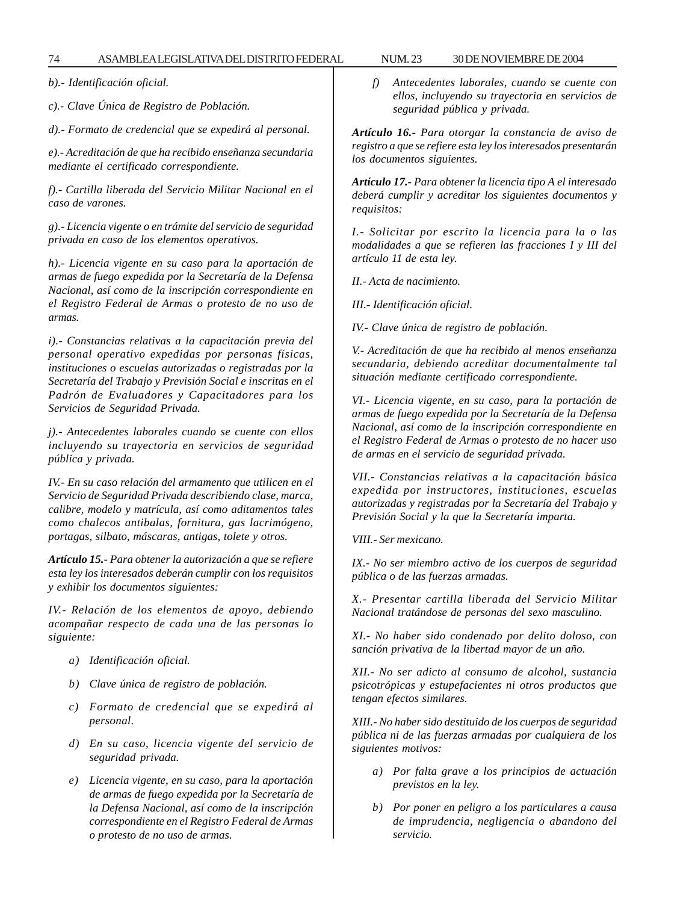*b).- Identificación oficial.*

*c).- Clave Única de Registro de Población.*

*d).- Formato de credencial que se expedirá al personal.*

*e).- Acreditación de que ha recibido enseñanza secundaria mediante el certificado correspondiente.*

*f).- Cartilla liberada del Servicio Militar Nacional en el caso de varones.*

*g).- Licencia vigente o en trámite del servicio de seguridad privada en caso de los elementos operativos.*

*h).- Licencia vigente en su caso para la aportación de armas de fuego expedida por la Secretaría de la Defensa Nacional, así como de la inscripción correspondiente en el Registro Federal de Armas o protesto de no uso de armas.*

*i).- Constancias relativas a la capacitación previa del personal operativo expedidas por personas físicas, instituciones o escuelas autorizadas o registradas por la Secretaría del Trabajo y Previsión Social e inscritas en el Padrón de Evaluadores y Capacitadores para los Servicios de Seguridad Privada.*

*j).- Antecedentes laborales cuando se cuente con ellos incluyendo su trayectoria en servicios de seguridad pública y privada.*

*IV.- En su caso relación del armamento que utilicen en el Servicio de Seguridad Privada describiendo clase, marca, calibre, modelo y matrícula, así como aditamentos tales como chalecos antibalas, fornitura, gas lacrimógeno, portagas, silbato, máscaras, antigas, tolete y otros.*

***Artículo 15.-*** *Para obtener la autorización a que se refiere esta ley los interesados deberán cumplir con los requisitos y exhibir los documentos siguientes:*

*IV.- Relación de los elementos de apoyo, debiendo acompañar respecto de cada una de las personas lo siguiente:*

- *a) Identificación oficial.*
- *b) Clave única de registro de población.*
- *c) Formato de credencial que se expedirá al personal.*
- *d) En su caso, licencia vigente del servicio de seguridad privada.*
- *e) Licencia vigente, en su caso, para la aportación de armas de fuego expedida por la Secretaría de la Defensa Nacional, así como de la inscripción correspondiente en el Registro Federal de Armas o protesto de no uso de armas.*
- *f) Antecedentes laborales, cuando se cuente con ellos, incluyendo su trayectoria en servicios de seguridad pública y privada.*

***Artículo 16.-*** *Para otorgar la constancia de aviso de registro a que se refiere esta ley los interesados presentarán los documentos siguientes.*

***Artículo 17.-*** *Para obtener la licencia tipo A el interesado deberá cumplir y acreditar los siguientes documentos y requisitos:*

*I.- Solicitar por escrito la licencia para la o las modalidades a que se refieren las fracciones I y III del artículo 11 de esta ley.*

*II.- Acta de nacimiento.*

*III.- Identificación oficial.*

*IV.- Clave única de registro de población.*

*V.- Acreditación de que ha recibido al menos enseñanza secundaria, debiendo acreditar documentalmente tal situación mediante certificado correspondiente.*

*VI.- Licencia vigente, en su caso, para la portación de armas de fuego expedida por la Secretaría de la Defensa Nacional, así como de la inscripción correspondiente en el Registro Federal de Armas o protesto de no hacer uso de armas en el servicio de seguridad privada.*

*VII.- Constancias relativas a la capacitación básica expedida por instructores, instituciones, escuelas autorizadas y registradas por la Secretaría del Trabajo y Previsión Social y la que la Secretaría imparta.*

*VIII.- Ser mexicano.*

*IX.- No ser miembro activo de los cuerpos de seguridad pública o de las fuerzas armadas.*

*X.- Presentar cartilla liberada del Servicio Militar Nacional tratándose de personas del sexo masculino.*

*XI.- No haber sido condenado por delito doloso, con sanción privativa de la libertad mayor de un año.*

*XII.- No ser adicto al consumo de alcohol, sustancia psicotrópicas y estupefacientes ni otros productos que tengan efectos similares.*

*XIII.- No haber sido destituido de los cuerpos de seguridad pública ni de las fuerzas armadas por cualquiera de los siguientes motivos:*

- *a) Por falta grave a los principios de actuación previstos en la ley.*
- *b) Por poner en peligro a los particulares a causa de imprudencia, negligencia o abandono del servicio.*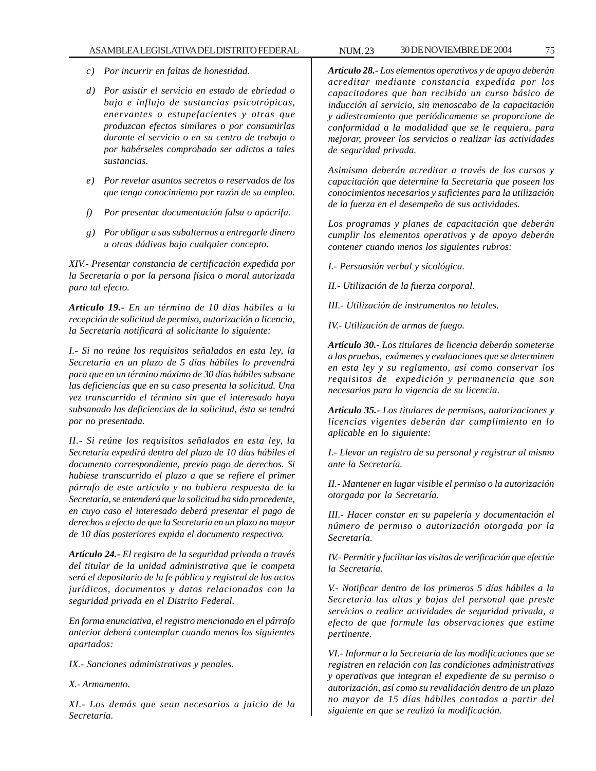*c) Por incurrir en faltas de honestidad.*

*d) Por asistir el servicio en estado de ebriedad o bajo e influjo de sustancias psicotrópicas, enervantes o estupefacientes y otras que produzcan efectos similares o por consumirlas durante el servicio o en su centro de trabajo o por habérseles comprobado ser adictos a tales sustancias.*

*e) Por revelar asuntos secretos o reservados de los que tenga conocimiento por razón de su empleo.*

*f) Por presentar documentación falsa o apócrifa.*

*g) Por obligar a sus subalternos a entregarle dinero u otras dádivas bajo cualquier concepto.*

*XIV.- Presentar constancia de certificación expedida por la Secretaría o por la persona física o moral autorizada para tal efecto.*

***Artículo 19.-** En un término de 10 días hábiles a la recepción de solicitud de permiso, autorización o licencia, la Secretaría notificará al solicitante lo siguiente:*

*I.- Si no reúne los requisitos señalados en esta ley, la Secretaría en un plazo de 5 días hábiles lo prevendrá para que en un término máximo de 30 días hábiles subsane las deficiencias que en su caso presenta la solicitud. Una vez transcurrido el término sin que el interesado haya subsanado las deficiencias de la solicitud, ésta se tendrá por no presentada.*

*II.- Si reúne los requisitos señalados en esta ley, la Secretaría expedirá dentro del plazo de 10 días hábiles el documento correspondiente, previo pago de derechos. Si hubiese transcurrido el plazo a que se refiere el primer párrafo de este artículo y no hubiera respuesta de la Secretaría, se entenderá que la solicitud ha sido procedente, en cuyo caso el interesado deberá presentar el pago de derechos a efecto de que la Secretaría en un plazo no mayor de 10 días posteriores expida el documento respectivo.*

***Artículo 24.-** El registro de la seguridad privada a través del titular de la unidad administrativa que le competa será el depositario de la fe pública y registral de los actos jurídicos, documentos y datos relacionados con la seguridad privada en el Distrito Federal.*

*En forma enunciativa, el registro mencionado en el párrafo anterior deberá contemplar cuando menos los siguientes apartados:*

*IX.- Sanciones administrativas y penales.*

*X.- Armamento.*

*XI.- Los demás que sean necesarios a juicio de la Secretaría.*

***Artículo 28.-** Los elementos operativos y de apoyo deberán acreditar mediante constancia expedida por los capacitadores que han recibido un curso básico de inducción al servicio, sin menoscabo de la capacitación y adiestramiento que periódicamente se proporcione de conformidad a la modalidad que se le requiera, para mejorar, proveer los servicios o realizar las actividades de seguridad privada.*

*Asimismo deberán acreditar a través de los cursos y capacitación que determine la Secretaría que poseen los conocimientos necesarios y suficientes para la utilización de la fuerza en el desempeño de sus actividades.*

*Los programas y planes de capacitación que deberán cumplir los elementos operativos y de apoyo deberán contener cuando menos los siguientes rubros:*

*I.- Persuasión verbal y sicológica.*

*II.- Utilización de la fuerza corporal.*

*III.- Utilización de instrumentos no letales.*

*IV.- Utilización de armas de fuego.*

***Artículo 30.-** Los titulares de licencia deberán someterse a las pruebas, exámenes y evaluaciones que se determinen en esta ley y su reglamento, así como conservar los requisitos de expedición y permanencia que son necesarios para la vigencia de su licencia.*

***Artículo 35.-** Los titulares de permisos, autorizaciones y licencias vigentes deberán dar cumplimiento en lo aplicable en lo siguiente:*

*I.- Llevar un registro de su personal y registrar al mismo ante la Secretaría.*

*II.- Mantener en lugar visible el permiso o la autorización otorgada por la Secretaría.*

*III.- Hacer constar en su papelería y documentación el número de permiso o autorización otorgada por la Secretaría.*

*IV.- Permitir y facilitar las visitas de verificación que efectúe la Secretaría.*

*V.- Notificar dentro de los primeros 5 días hábiles a la Secretaría las altas y bajas del personal que preste servicios o realice actividades de seguridad privada, a efecto de que formule las observaciones que estime pertinente.*

*VI.- Informar a la Secretaría de las modificaciones que se registren en relación con las condiciones administrativas y operativas que integran el expediente de su permiso o autorización, así como su revalidación dentro de un plazo no mayor de 15 días hábiles contados a partir del siguiente en que se realizó la modificación.*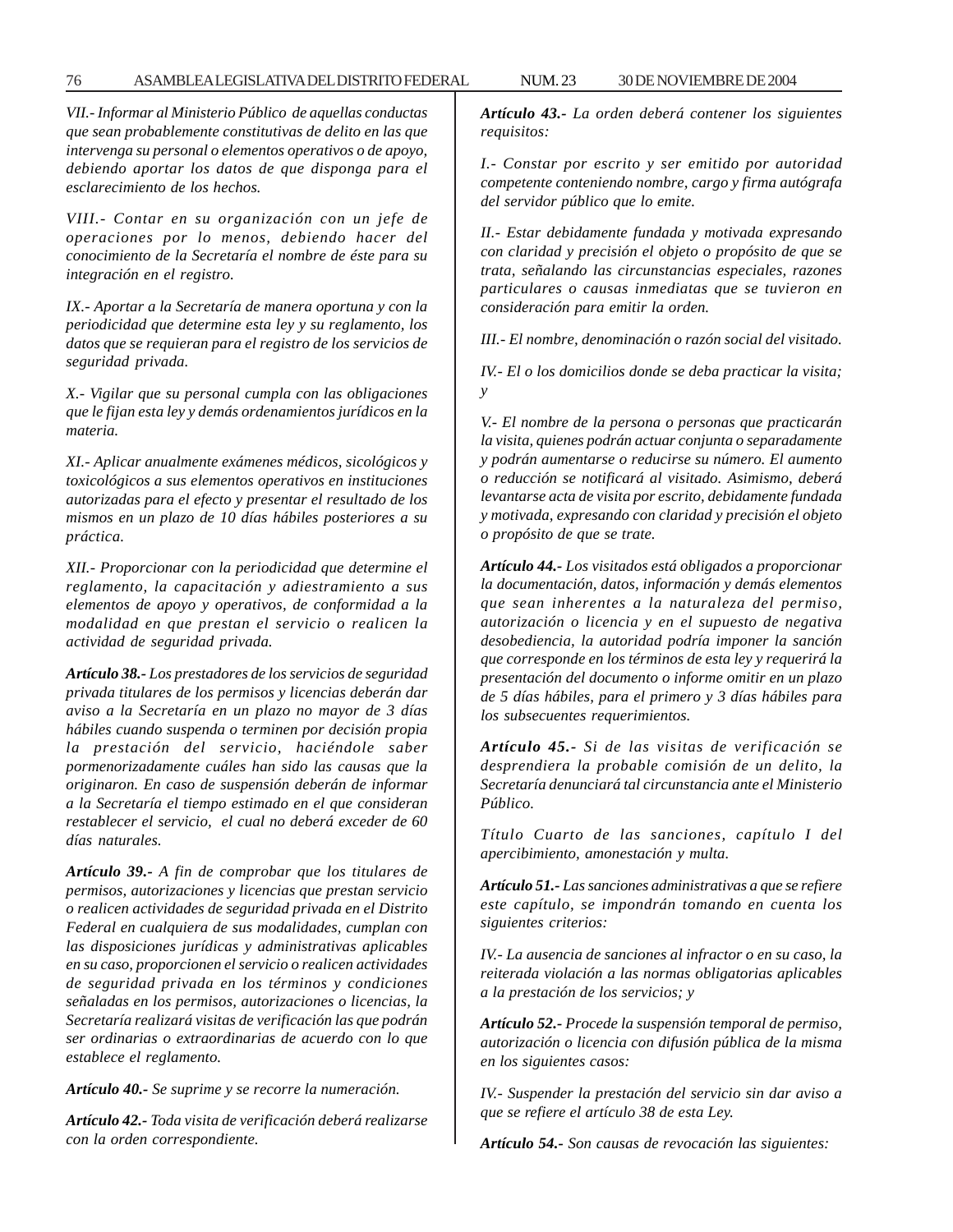*VII.- Informar al Ministerio Público de aquellas conductas que sean probablemente constitutivas de delito en las que intervenga su personal o elementos operativos o de apoyo, debiendo aportar los datos de que disponga para el esclarecimiento de los hechos.*

*VIII.- Contar en su organización con un jefe de operaciones por lo menos, debiendo hacer del conocimiento de la Secretaría el nombre de éste para su integración en el registro.*

*IX.- Aportar a la Secretaría de manera oportuna y con la periodicidad que determine esta ley y su reglamento, los datos que se requieran para el registro de los servicios de seguridad privada.*

*X.- Vigilar que su personal cumpla con las obligaciones que le fijan esta ley y demás ordenamientos jurídicos en la materia.*

*XI.- Aplicar anualmente exámenes médicos, sicológicos y toxicológicos a sus elementos operativos en instituciones autorizadas para el efecto y presentar el resultado de los mismos en un plazo de 10 días hábiles posteriores a su práctica.*

*XII.- Proporcionar con la periodicidad que determine el reglamento, la capacitación y adiestramiento a sus elementos de apoyo y operativos, de conformidad a la modalidad en que prestan el servicio o realicen la actividad de seguridad privada.*

***Artículo 38.-** Los prestadores de los servicios de seguridad privada titulares de los permisos y licencias deberán dar aviso a la Secretaría en un plazo no mayor de 3 días hábiles cuando suspenda o terminen por decisión propia la prestación del servicio, haciéndole saber pormenorizadamente cuáles han sido las causas que la originaron. En caso de suspensión deberán de informar a la Secretaría el tiempo estimado en el que consideran restablecer el servicio, el cual no deberá exceder de 60 días naturales.*

***Artículo 39.-** A fin de comprobar que los titulares de permisos, autorizaciones y licencias que prestan servicio o realicen actividades de seguridad privada en el Distrito Federal en cualquiera de sus modalidades, cumplan con las disposiciones jurídicas y administrativas aplicables en su caso, proporcionen el servicio o realicen actividades de seguridad privada en los términos y condiciones señaladas en los permisos, autorizaciones o licencias, la Secretaría realizará visitas de verificación las que podrán ser ordinarias o extraordinarias de acuerdo con lo que establece el reglamento.*

***Artículo 40.-** Se suprime y se recorre la numeración.*

***Artículo 42.-** Toda visita de verificación deberá realizarse con la orden correspondiente.*

***Artículo 43.-** La orden deberá contener los siguientes requisitos:*

*I.- Constar por escrito y ser emitido por autoridad competente conteniendo nombre, cargo y firma autógrafa del servidor público que lo emite.*

*II.- Estar debidamente fundada y motivada expresando con claridad y precisión el objeto o propósito de que se trata, señalando las circunstancias especiales, razones particulares o causas inmediatas que se tuvieron en consideración para emitir la orden.*

*III.- El nombre, denominación o razón social del visitado.*

*IV.- El o los domicilios donde se deba practicar la visita; y*

*V.- El nombre de la persona o personas que practicarán la visita, quienes podrán actuar conjunta o separadamente y podrán aumentarse o reducirse su número. El aumento o reducción se notificará al visitado. Asimismo, deberá levantarse acta de visita por escrito, debidamente fundada y motivada, expresando con claridad y precisión el objeto o propósito de que se trate.*

***Artículo 44.-** Los visitados está obligados a proporcionar la documentación, datos, información y demás elementos que sean inherentes a la naturaleza del permiso, autorización o licencia y en el supuesto de negativa desobediencia, la autoridad podría imponer la sanción que corresponde en los términos de esta ley y requerirá la presentación del documento o informe omitir en un plazo de 5 días hábiles, para el primero y 3 días hábiles para los subsecuentes requerimientos.*

***Artículo 45.-** Si de las visitas de verificación se desprendiera la probable comisión de un delito, la Secretaría denunciará tal circunstancia ante el Ministerio Público.*

*Título Cuarto de las sanciones, capítulo I del apercibimiento, amonestación y multa.*

***Artículo 51.-** Las sanciones administrativas a que se refiere este capítulo, se impondrán tomando en cuenta los siguientes criterios:*

*IV.- La ausencia de sanciones al infractor o en su caso, la reiterada violación a las normas obligatorias aplicables a la prestación de los servicios; y*

***Artículo 52.-** Procede la suspensión temporal de permiso, autorización o licencia con difusión pública de la misma en los siguientes casos:*

*IV.- Suspender la prestación del servicio sin dar aviso a que se refiere el artículo 38 de esta Ley.*

***Artículo 54.-** Son causas de revocación las siguientes:*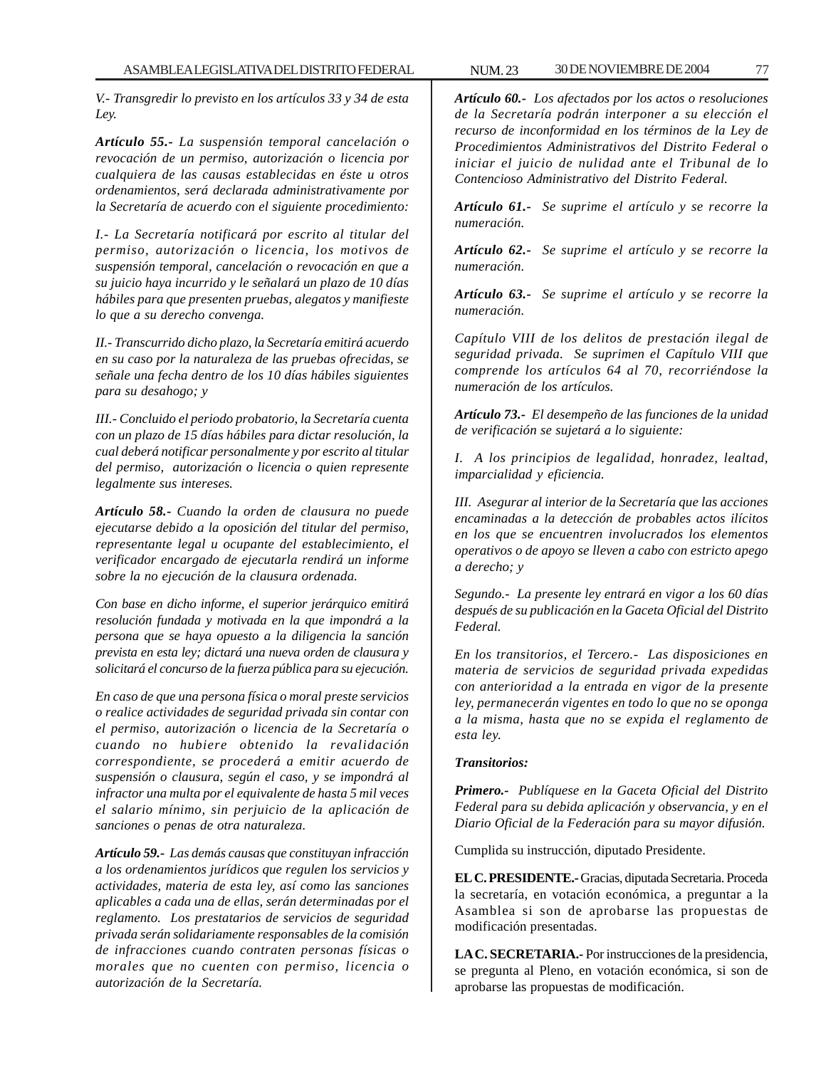*V.- Transgredir lo previsto en los artículos 33 y 34 de esta Ley.*

***Artículo 55.-*** *La suspensión temporal cancelación o revocación de un permiso, autorización o licencia por cualquiera de las causas establecidas en éste u otros ordenamientos, será declarada administrativamente por la Secretaría de acuerdo con el siguiente procedimiento:*

*I.- La Secretaría notificará por escrito al titular del permiso, autorización o licencia, los motivos de suspensión temporal, cancelación o revocación en que a su juicio haya incurrido y le señalará un plazo de 10 días hábiles para que presenten pruebas, alegatos y manifieste lo que a su derecho convenga.*

*II.- Transcurrido dicho plazo, la Secretaría emitirá acuerdo en su caso por la naturaleza de las pruebas ofrecidas, se señale una fecha dentro de los 10 días hábiles siguientes para su desahogo; y*

*III.- Concluido el periodo probatorio, la Secretaría cuenta con un plazo de 15 días hábiles para dictar resolución, la cual deberá notificar personalmente y por escrito al titular del permiso, autorización o licencia o quien represente legalmente sus intereses.*

***Artículo 58.-*** *Cuando la orden de clausura no puede ejecutarse debido a la oposición del titular del permiso, representante legal u ocupante del establecimiento, el verificador encargado de ejecutarla rendirá un informe sobre la no ejecución de la clausura ordenada.*

*Con base en dicho informe, el superior jerárquico emitirá resolución fundada y motivada en la que impondrá a la persona que se haya opuesto a la diligencia la sanción prevista en esta ley; dictará una nueva orden de clausura y solicitará el concurso de la fuerza pública para su ejecución.*

*En caso de que una persona física o moral preste servicios o realice actividades de seguridad privada sin contar con el permiso, autorización o licencia de la Secretaría o cuando no hubiere obtenido la revalidación correspondiente, se procederá a emitir acuerdo de suspensión o clausura, según el caso, y se impondrá al infractor una multa por el equivalente de hasta 5 mil veces el salario mínimo, sin perjuicio de la aplicación de sanciones o penas de otra naturaleza.*

***Artículo 59.-*** *Las demás causas que constituyan infracción a los ordenamientos jurídicos que regulen los servicios y actividades, materia de esta ley, así como las sanciones aplicables a cada una de ellas, serán determinadas por el reglamento. Los prestatarios de servicios de seguridad privada serán solidariamente responsables de la comisión de infracciones cuando contraten personas físicas o morales que no cuenten con permiso, licencia o autorización de la Secretaría.*

***Artículo 60.-*** *Los afectados por los actos o resoluciones de la Secretaría podrán interponer a su elección el recurso de inconformidad en los términos de la Ley de Procedimientos Administrativos del Distrito Federal o iniciar el juicio de nulidad ante el Tribunal de lo Contencioso Administrativo del Distrito Federal.*

***Artículo 61.-*** *Se suprime el artículo y se recorre la numeración.*

***Artículo 62.-*** *Se suprime el artículo y se recorre la numeración.*

***Artículo 63.-*** *Se suprime el artículo y se recorre la numeración.*

*Capítulo VIII de los delitos de prestación ilegal de seguridad privada. Se suprimen el Capítulo VIII que comprende los artículos 64 al 70, recorriéndose la numeración de los artículos.*

***Artículo 73.-*** *El desempeño de las funciones de la unidad de verificación se sujetará a lo siguiente:*

*I. A los principios de legalidad, honradez, lealtad, imparcialidad y eficiencia.*

*III. Asegurar al interior de la Secretaría que las acciones encaminadas a la detección de probables actos ilícitos en los que se encuentren involucrados los elementos operativos o de apoyo se lleven a cabo con estricto apego a derecho; y*

*Segundo.- La presente ley entrará en vigor a los 60 días después de su publicación en la Gaceta Oficial del Distrito Federal.*

*En los transitorios, el Tercero.- Las disposiciones en materia de servicios de seguridad privada expedidas con anterioridad a la entrada en vigor de la presente ley, permanecerán vigentes en todo lo que no se oponga a la misma, hasta que no se expida el reglamento de esta ley.*

***Transitorios:***

***Primero.-*** *Publíquese en la Gaceta Oficial del Distrito Federal para su debida aplicación y observancia, y en el Diario Oficial de la Federación para su mayor difusión.*

Cumplida su instrucción, diputado Presidente.

**EL C. PRESIDENTE.-** Gracias, diputada Secretaria. Proceda la secretaría, en votación económica, a preguntar a la Asamblea si son de aprobarse las propuestas de modificación presentadas.

**LA C. SECRETARIA.-** Por instrucciones de la presidencia, se pregunta al Pleno, en votación económica, si son de aprobarse las propuestas de modificación.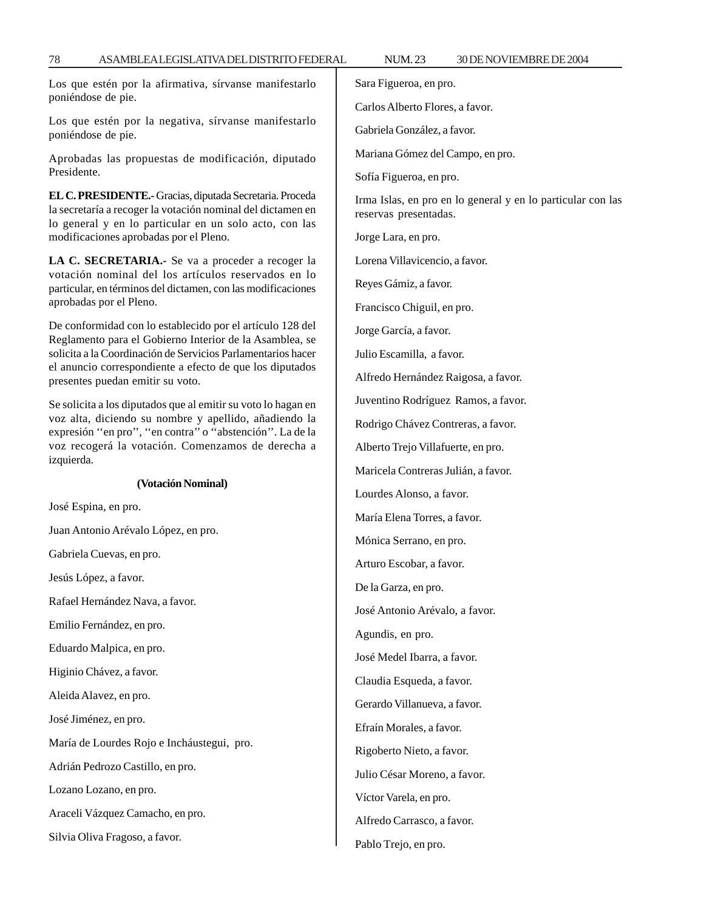Los que estén por la afirmativa, sírvanse manifestarlo poniéndose de pie.

Los que estén por la negativa, sírvanse manifestarlo poniéndose de pie.

Aprobadas las propuestas de modificación, diputado Presidente.

**EL C. PRESIDENTE.-** Gracias, diputada Secretaria. Proceda la secretaría a recoger la votación nominal del dictamen en lo general y en lo particular en un solo acto, con las modificaciones aprobadas por el Pleno.

**LA C. SECRETARIA.-** Se va a proceder a recoger la votación nominal del los artículos reservados en lo particular, en términos del dictamen, con las modificaciones aprobadas por el Pleno.

De conformidad con lo establecido por el artículo 128 del Reglamento para el Gobierno Interior de la Asamblea, se solicita a la Coordinación de Servicios Parlamentarios hacer el anuncio correspondiente a efecto de que los diputados presentes puedan emitir su voto.

Se solicita a los diputados que al emitir su voto lo hagan en voz alta, diciendo su nombre y apellido, añadiendo la expresión ''en pro'', ''en contra'' o ''abstención''. La de la voz recogerá la votación. Comenzamos de derecha a izquierda.

**(Votación Nominal)**

José Espina, en pro.

Juan Antonio Arévalo López, en pro.

Gabriela Cuevas, en pro.

Jesús López, a favor.

Rafael Hernández Nava, a favor.

Emilio Fernández, en pro.

Eduardo Malpica, en pro.

Higinio Chávez, a favor.

Aleida Alavez, en pro.

José Jiménez, en pro.

María de Lourdes Rojo e Incháustegui, pro.

Adrián Pedrozo Castillo, en pro.

Lozano Lozano, en pro.

Araceli Vázquez Camacho, en pro.

Silvia Oliva Fragoso, a favor.

Sara Figueroa, en pro.

Carlos Alberto Flores, a favor.

Gabriela González, a favor.

Mariana Gómez del Campo, en pro.

Sofía Figueroa, en pro.

Irma Islas, en pro en lo general y en lo particular con las reservas presentadas.

Jorge Lara, en pro.

Lorena Villavicencio, a favor.

Reyes Gámiz, a favor.

Francisco Chiguil, en pro.

Jorge García, a favor.

Julio Escamilla, a favor.

Alfredo Hernández Raigosa, a favor.

Juventino Rodríguez Ramos, a favor.

Rodrigo Chávez Contreras, a favor.

Alberto Trejo Villafuerte, en pro.

Maricela Contreras Julián, a favor.

Lourdes Alonso, a favor.

María Elena Torres, a favor.

Mónica Serrano, en pro.

Arturo Escobar, a favor.

De la Garza, en pro.

José Antonio Arévalo, a favor.

Agundis, en pro.

José Medel Ibarra, a favor.

Claudia Esqueda, a favor.

Gerardo Villanueva, a favor.

Efraín Morales, a favor.

Rigoberto Nieto, a favor.

Julio César Moreno, a favor.

Víctor Varela, en pro.

Alfredo Carrasco, a favor.

Pablo Trejo, en pro.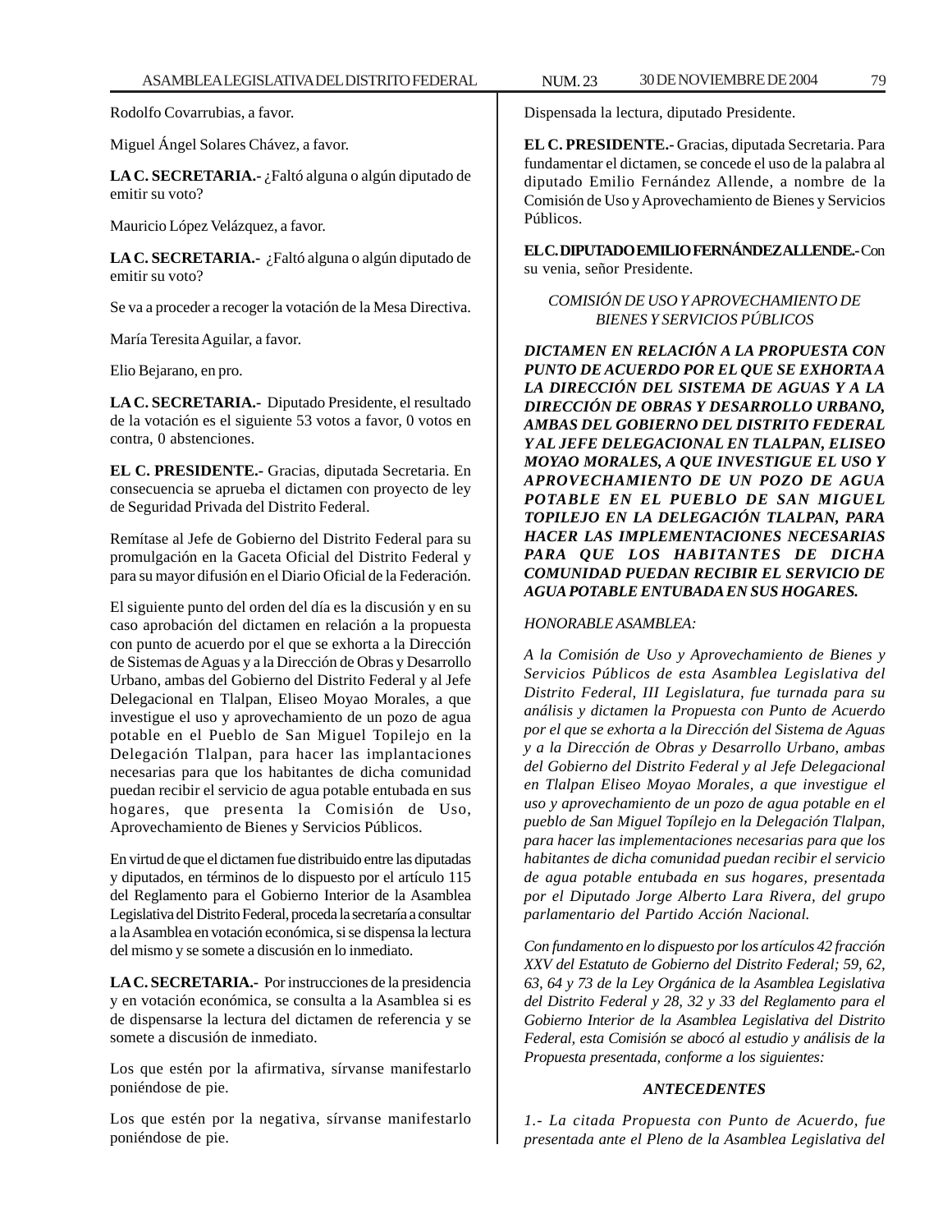Rodolfo Covarrubias, a favor.

Miguel Ángel Solares Chávez, a favor.

**LA C. SECRETARIA.-** ¿Faltó alguna o algún diputado de emitir su voto?

Mauricio López Velázquez, a favor.

**LA C. SECRETARIA.-** ¿Faltó alguna o algún diputado de emitir su voto?

Se va a proceder a recoger la votación de la Mesa Directiva.

María Teresita Aguilar, a favor.

Elio Bejarano, en pro.

**LA C. SECRETARIA.-** Diputado Presidente, el resultado de la votación es el siguiente 53 votos a favor, 0 votos en contra, 0 abstenciones.

**EL C. PRESIDENTE.-** Gracias, diputada Secretaria. En consecuencia se aprueba el dictamen con proyecto de ley de Seguridad Privada del Distrito Federal.

Remítase al Jefe de Gobierno del Distrito Federal para su promulgación en la Gaceta Oficial del Distrito Federal y para su mayor difusión en el Diario Oficial de la Federación.

El siguiente punto del orden del día es la discusión y en su caso aprobación del dictamen en relación a la propuesta con punto de acuerdo por el que se exhorta a la Dirección de Sistemas de Aguas y a la Dirección de Obras y Desarrollo Urbano, ambas del Gobierno del Distrito Federal y al Jefe Delegacional en Tlalpan, Eliseo Moyao Morales, a que investigue el uso y aprovechamiento de un pozo de agua potable en el Pueblo de San Miguel Topilejo en la Delegación Tlalpan, para hacer las implantaciones necesarias para que los habitantes de dicha comunidad puedan recibir el servicio de agua potable entubada en sus hogares, que presenta la Comisión de Uso, Aprovechamiento de Bienes y Servicios Públicos.

En virtud de que el dictamen fue distribuido entre las diputadas y diputados, en términos de lo dispuesto por el artículo 115 del Reglamento para el Gobierno Interior de la Asamblea Legislativa del Distrito Federal, proceda la secretaría a consultar a la Asamblea en votación económica, si se dispensa la lectura del mismo y se somete a discusión en lo inmediato.

**LA C. SECRETARIA.-** Por instrucciones de la presidencia y en votación económica, se consulta a la Asamblea si es de dispensarse la lectura del dictamen de referencia y se somete a discusión de inmediato.

Los que estén por la afirmativa, sírvanse manifestarlo poniéndose de pie.

Los que estén por la negativa, sírvanse manifestarlo poniéndose de pie.

Dispensada la lectura, diputado Presidente.

**EL C. PRESIDENTE.-** Gracias, diputada Secretaria. Para fundamentar el dictamen, se concede el uso de la palabra al diputado Emilio Fernández Allende, a nombre de la Comisión de Uso y Aprovechamiento de Bienes y Servicios Públicos.

**EL C. DIPUTADO EMILIO FERNÁNDEZ ALLENDE.-** Con su venia, señor Presidente.

*COMISIÓN DE USO Y APROVECHAMIENTO DE BIENES Y SERVICIOS PÚBLICOS*

***DICTAMEN EN RELACIÓN A LA PROPUESTA CON PUNTO DE ACUERDO POR EL QUE SE EXHORTA A LA DIRECCIÓN DEL SISTEMA DE AGUAS Y A LA DIRECCIÓN DE OBRAS Y DESARROLLO URBANO, AMBAS DEL GOBIERNO DEL DISTRITO FEDERAL Y AL JEFE DELEGACIONAL EN TLALPAN, ELISEO MOYAO MORALES, A QUE INVESTIGUE EL USO Y APROVECHAMIENTO DE UN POZO DE AGUA POTABLE EN EL PUEBLO DE SAN MIGUEL TOPILEJO EN LA DELEGACIÓN TLALPAN, PARA HACER LAS IMPLEMENTACIONES NECESARIAS PARA QUE LOS HABITANTES DE DICHA COMUNIDAD PUEDAN RECIBIR EL SERVICIO DE AGUA POTABLE ENTUBADA EN SUS HOGARES.***

*HONORABLE ASAMBLEA:*

*A la Comisión de Uso y Aprovechamiento de Bienes y Servicios Públicos de esta Asamblea Legislativa del Distrito Federal, III Legislatura, fue turnada para su análisis y dictamen la Propuesta con Punto de Acuerdo por el que se exhorta a la Dirección del Sistema de Aguas y a la Dirección de Obras y Desarrollo Urbano, ambas del Gobierno del Distrito Federal y al Jefe Delegacional en Tlalpan Eliseo Moyao Morales, a que investigue el uso y aprovechamiento de un pozo de agua potable en el pueblo de San Miguel Topílejo en la Delegación Tlalpan, para hacer las implementaciones necesarias para que los habitantes de dicha comunidad puedan recibir el servicio de agua potable entubada en sus hogares, presentada por el Diputado Jorge Alberto Lara Rivera, del grupo parlamentario del Partido Acción Nacional.*

*Con fundamento en lo dispuesto por los artículos 42 fracción XXV del Estatuto de Gobierno del Distrito Federal; 59, 62, 63, 64 y 73 de la Ley Orgánica de la Asamblea Legislativa del Distrito Federal y 28, 32 y 33 del Reglamento para el Gobierno Interior de la Asamblea Legislativa del Distrito Federal, esta Comisión se abocó al estudio y análisis de la Propuesta presentada, conforme a los siguientes:*

***ANTECEDENTES***

*1.- La citada Propuesta con Punto de Acuerdo, fue presentada ante el Pleno de la Asamblea Legislativa del*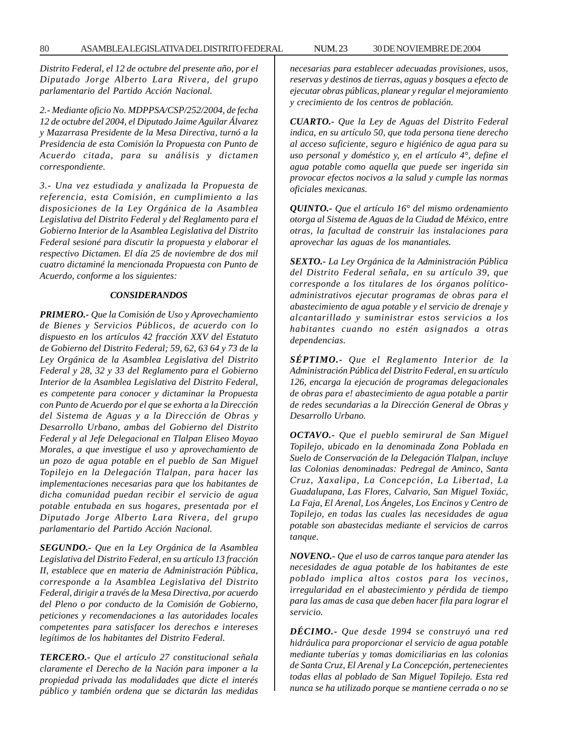*Distrito Federal, el 12 de octubre del presente año, por el Diputado Jorge Alberto Lara Rivera, del grupo parlamentario del Partido Acción Nacional.*

*2.- Mediante oficio No. MDPPSA/CSP/252/2004, de fecha 12 de octubre del 2004, el Diputado Jaime Aguilar Álvarez y Mazarrasa Presidente de la Mesa Directiva, turnó a la Presidencia de esta Comisión la Propuesta con Punto de Acuerdo citada, para su análisis y dictamen correspondiente.*

*3.- Una vez estudiada y analizada la Propuesta de referencia, esta Comisión, en cumplimiento a las disposiciones de la Ley Orgánica de la Asamblea Legislativa del Distrito Federal y del Reglamento para el Gobierno Interior de la Asamblea Legislativa del Distrito Federal sesioné para discutir la propuesta y elaborar el respectivo Dictamen. El día 25 de noviembre de dos mil cuatro dictaminé la mencionada Propuesta con Punto de Acuerdo, conforme a los siguientes:*

### *CONSIDERANDOS*

***PRIMERO.-*** *Que la Comisión de Uso y Aprovechamiento de Bienes y Servicios Públicos, de acuerdo con lo dispuesto en los artículos 42 fracción XXV del Estatuto de Gobierno del Distrito Federal; 59, 62, 63 64 y 73 de la Ley Orgánica de la Asamblea Legislativa del Distrito Federal y 28, 32 y 33 del Reglamento para el Gobierno Interior de la Asamblea Legislativa del Distrito Federal, es competente para conocer y dictaminar la Propuesta con Punto de Acuerdo por el que se exhorta a la Dirección del Sistema de Aguas y a la Dirección de Obras y Desarrollo Urbano, ambas del Gobierno del Distrito Federal y al Jefe Delegacional en Tlalpan Eliseo Moyao Morales, a que investigue el uso y aprovechamiento de un pozo de agua potable en el pueblo de San Miguel Topilejo en la Delegación Tlalpan, para hacer las implementaciones necesarias para que los habitantes de dicha comunidad puedan recibir el servicio de agua potable entubada en sus hogares, presentada por el Diputado Jorge Alberto Lara Rivera, del grupo parlamentario del Partido Acción Nacional.*

***SEGUNDO.-*** *Que en la Ley Orgánica de la Asamblea Legislativa del Distrito Federal, en su artículo 13 fracción II, establece que en materia de Administración Pública, corresponde a la Asamblea Legislativa del Distrito Federal, dirigir a través de la Mesa Directiva, por acuerdo del Pleno o por conducto de la Comisión de Gobierno, peticiones y recomendaciones a las autoridades locales competentes para satisfacer los derechos e intereses legítimos de los habitantes del Distrito Federal.*

***TERCERO.-*** *Que el artículo 27 constitucional señala claramente el Derecho de la Nación para imponer a la propiedad privada las modalidades que dicte el interés público y también ordena que se dictarán las medidas necesarias para establecer adecuadas provisiones, usos, reservas y destinos de tierras, aguas y bosques a efecto de ejecutar obras públicas, planear y regular el mejoramiento y crecimiento de los centros de población.*

***CUARTO.-*** *Que la Ley de Aguas del Distrito Federal indica, en su artículo 50, que toda persona tiene derecho al acceso suficiente, seguro e higiénico de agua para su uso personal y doméstico y, en el artículo 4°, define el agua potable como aquella que puede ser ingerida sin provocar efectos nocivos a la salud y cumple las normas oficiales mexicanas.*

***QUINTO.-*** *Que el artículo 16° del mismo ordenamiento otorga al Sistema de Aguas de la Ciudad de México, entre otras, la facultad de construir las instalaciones para aprovechar las aguas de los manantiales.*

***SEXTO.-*** *La Ley Orgánica de la Administración Pública del Distrito Federal señala, en su artículo 39, que corresponde a los titulares de los órganos político-administrativos ejecutar programas de obras para el abastecimiento de agua potable y el servicio de drenaje y alcantarillado y suministrar estos servicios a los habitantes cuando no estén asignados a otras dependencias.*

***SÉPTIMO.-*** *Que el Reglamento Interior de la Administración Pública del Distrito Federal, en su artículo 126, encarga la ejecución de programas delegacionales de obras para e! abastecimiento de agua potable a partir de redes secundarias a la Dirección General de Obras y Desarrollo Urbano.*

***OCTAVO.-*** *Que el pueblo semirural de San Miguel Topilejo, ubicado en la denominada Zona Poblada en Suelo de Conservación de la Delegación Tlalpan, incluye las Colonias denominadas: Pedregal de Aminco, Santa Cruz, Xaxalipa, La Concepción, La Libertad, La Guadalupana, Las Flores, Calvario, San Miguel Toxiác, La Faja, El Arenal, Los Ángeles, Los Encinos y Centro de Topilejo, en todas las cuales las necesidades de agua potable son abastecidas mediante el servicios de carros tanque.*

***NOVENO.-*** *Que el uso de carros tanque para atender las necesidades de agua potable de los habitantes de este poblado implica altos costos para los vecinos, irregularidad en el abastecimiento y pérdida de tiempo para las amas de casa que deben hacer fila para lograr el servicio.*

***DÉCIMO.-*** *Que desde 1994 se construyó una red hidráulica para proporcionar el servicio de agua potable mediante tuberías y tomas domiciliarias en las colonias de Santa Cruz, El Arenal y La Concepción, pertenecientes todas ellas al poblado de San Miguel Topilejo. Esta red nunca se ha utilizado porque se mantiene cerrada o no se*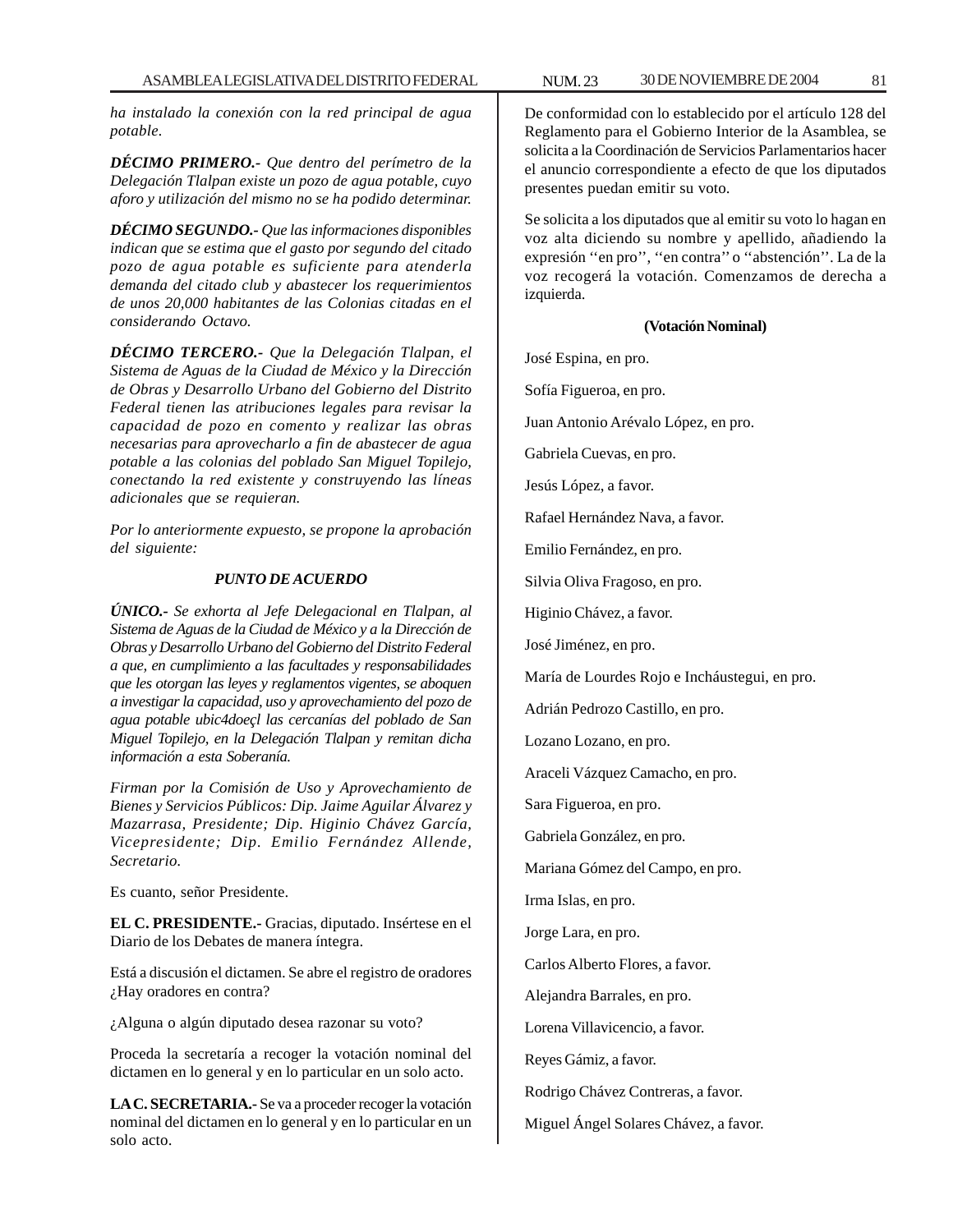*ha instalado la conexión con la red principal de agua potable.*

***DÉCIMO PRIMERO.-*** *Que dentro del perímetro de la Delegación Tlalpan existe un pozo de agua potable, cuyo aforo y utilización del mismo no se ha podido determinar.*

***DÉCIMO SEGUNDO.-*** *Que las informaciones disponibles indican que se estima que el gasto por segundo del citado pozo de agua potable es suficiente para atenderla demanda del citado club y abastecer los requerimientos de unos 20,000 habitantes de las Colonias citadas en el considerando Octavo.*

***DÉCIMO TERCERO.-*** *Que la Delegación Tlalpan, el Sistema de Aguas de la Ciudad de México y la Dirección de Obras y Desarrollo Urbano del Gobierno del Distrito Federal tienen las atribuciones legales para revisar la capacidad de pozo en comento y realizar las obras necesarias para aprovecharlo a fin de abastecer de agua potable a las colonias del poblado San Miguel Topilejo, conectando la red existente y construyendo las líneas adicionales que se requieran.*

*Por lo anteriormente expuesto, se propone la aprobación del siguiente:*

***PUNTO DE ACUERDO***

***ÚNICO.-*** *Se exhorta al Jefe Delegacional en Tlalpan, al Sistema de Aguas de la Ciudad de México y a la Dirección de Obras y Desarrollo Urbano del Gobierno del Distrito Federal a que, en cumplimiento a las facultades y responsabilidades que les otorgan las leyes y reglamentos vigentes, se aboquen a investigar la capacidad, uso y aprovechamiento del pozo de agua potable ubic4doeçl las cercanías del poblado de San Miguel Topilejo, en la Delegación Tlalpan y remitan dicha información a esta Soberanía.*

*Firman por la Comisión de Uso y Aprovechamiento de Bienes y Servicios Públicos: Dip. Jaime Aguilar Álvarez y Mazarrasa, Presidente; Dip. Higinio Chávez García, Vicepresidente; Dip. Emilio Fernández Allende, Secretario.*

Es cuanto, señor Presidente.

**EL C. PRESIDENTE.-** Gracias, diputado. Insértese en el Diario de los Debates de manera íntegra.

Está a discusión el dictamen. Se abre el registro de oradores ¿Hay oradores en contra?

¿Alguna o algún diputado desea razonar su voto?

Proceda la secretaría a recoger la votación nominal del dictamen en lo general y en lo particular en un solo acto.

**LA C. SECRETARIA.-** Se va a proceder recoger la votación nominal del dictamen en lo general y en lo particular en un solo acto.

De conformidad con lo establecido por el artículo 128 del Reglamento para el Gobierno Interior de la Asamblea, se solicita a la Coordinación de Servicios Parlamentarios hacer el anuncio correspondiente a efecto de que los diputados presentes puedan emitir su voto.

Se solicita a los diputados que al emitir su voto lo hagan en voz alta diciendo su nombre y apellido, añadiendo la expresión ''en pro'', ''en contra'' o ''abstención''. La de la voz recogerá la votación. Comenzamos de derecha a izquierda.

**(Votación Nominal)**

José Espina, en pro.

Sofía Figueroa, en pro.

Juan Antonio Arévalo López, en pro.

Gabriela Cuevas, en pro.

Jesús López, a favor.

Rafael Hernández Nava, a favor.

Emilio Fernández, en pro.

Silvia Oliva Fragoso, en pro.

Higinio Chávez, a favor.

José Jiménez, en pro.

María de Lourdes Rojo e Incháustegui, en pro.

Adrián Pedrozo Castillo, en pro.

Lozano Lozano, en pro.

Araceli Vázquez Camacho, en pro.

Sara Figueroa, en pro.

Gabriela González, en pro.

Mariana Gómez del Campo, en pro.

Irma Islas, en pro.

Jorge Lara, en pro.

Carlos Alberto Flores, a favor.

Alejandra Barrales, en pro.

Lorena Villavicencio, a favor.

Reyes Gámiz, a favor.

Rodrigo Chávez Contreras, a favor.

Miguel Ángel Solares Chávez, a favor.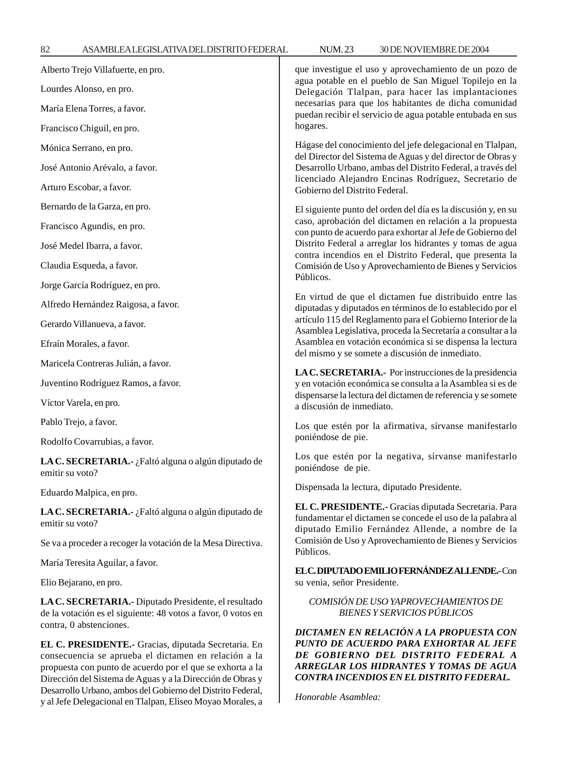Alberto Trejo Villafuerte, en pro.

Lourdes Alonso, en pro.

María Elena Torres, a favor.

Francisco Chiguil, en pro.

Mónica Serrano, en pro.

José Antonio Arévalo, a favor.

Arturo Escobar, a favor.

Bernardo de la Garza, en pro.

Francisco Agundis, en pro.

José Medel Ibarra, a favor.

Claudia Esqueda, a favor.

Jorge García Rodríguez, en pro.

Alfredo Hernández Raigosa, a favor.

Gerardo Villanueva, a favor.

Efraín Morales, a favor.

Maricela Contreras Julián, a favor.

Juventino Rodríguez Ramos, a favor.

Víctor Varela, en pro.

Pablo Trejo, a favor.

Rodolfo Covarrubias, a favor.

**LA C. SECRETARIA.-** ¿Faltó alguna o algún diputado de emitir su voto?

Eduardo Malpica, en pro.

**LA C. SECRETARIA.-** ¿Faltó alguna o algún diputado de emitir su voto?

Se va a proceder a recoger la votación de la Mesa Directiva.

María Teresita Aguilar, a favor.

Elio Bejarano, en pro.

**LA C. SECRETARIA.-** Diputado Presidente, el resultado de la votación es el siguiente: 48 votos a favor, 0 votos en contra, 0 abstenciones.

**EL C. PRESIDENTE.-** Gracias, diputada Secretaria. En consecuencia se aprueba el dictamen en relación a la propuesta con punto de acuerdo por el que se exhorta a la Dirección del Sistema de Aguas y a la Dirección de Obras y Desarrollo Urbano, ambos del Gobierno del Distrito Federal, y al Jefe Delegacional en Tlalpan, Eliseo Moyao Morales, a que investigue el uso y aprovechamiento de un pozo de agua potable en el pueblo de San Miguel Topilejo en la Delegación Tlalpan, para hacer las implantaciones necesarias para que los habitantes de dicha comunidad puedan recibir el servicio de agua potable entubada en sus hogares.

Hágase del conocimiento del jefe delegacional en Tlalpan, del Director del Sistema de Aguas y del director de Obras y Desarrollo Urbano, ambas del Distrito Federal, a través del licenciado Alejandro Encinas Rodríguez, Secretario de Gobierno del Distrito Federal.

El siguiente punto del orden del día es la discusión y, en su caso, aprobación del dictamen en relación a la propuesta con punto de acuerdo para exhortar al Jefe de Gobierno del Distrito Federal a arreglar los hidrantes y tomas de agua contra incendios en el Distrito Federal, que presenta la Comisión de Uso y Aprovechamiento de Bienes y Servicios Públicos.

En virtud de que el dictamen fue distribuido entre las diputadas y diputados en términos de lo establecido por el artículo 115 del Reglamento para el Gobierno Interior de la Asamblea Legislativa, proceda la Secretaría a consultar a la Asamblea en votación económica si se dispensa la lectura del mismo y se somete a discusión de inmediato.

**LA C. SECRETARIA.-** Por instrucciones de la presidencia y en votación económica se consulta a la Asamblea si es de dispensarse la lectura del dictamen de referencia y se somete a discusión de inmediato.

Los que estén por la afirmativa, sírvanse manifestarlo poniéndose de pie.

Los que estén por la negativa, sírvanse manifestarlo poniéndose de pie.

Dispensada la lectura, diputado Presidente.

**EL C. PRESIDENTE.-** Gracias diputada Secretaria. Para fundamentar el dictamen se concede el uso de la palabra al diputado Emilio Fernández Allende, a nombre de la Comisión de Uso y Aprovechamiento de Bienes y Servicios Públicos.

**EL C. DIPUTADO EMILIO FERNÁNDEZ ALLENDE.-** Con su venia, señor Presidente.

*COMISIÓN DE USO Y APROVECHAMIENTOS DE BIENES Y SERVICIOS PÚBLICOS*

***DICTAMEN EN RELACIÓN A LA PROPUESTA CON PUNTO DE ACUERDO PARA EXHORTAR AL JEFE DE GOBIERNO DEL DISTRITO FEDERAL A ARREGLAR LOS HIDRANTES Y TOMAS DE AGUA CONTRA INCENDIOS EN EL DISTRITO FEDERAL.***

*Honorable Asamblea:*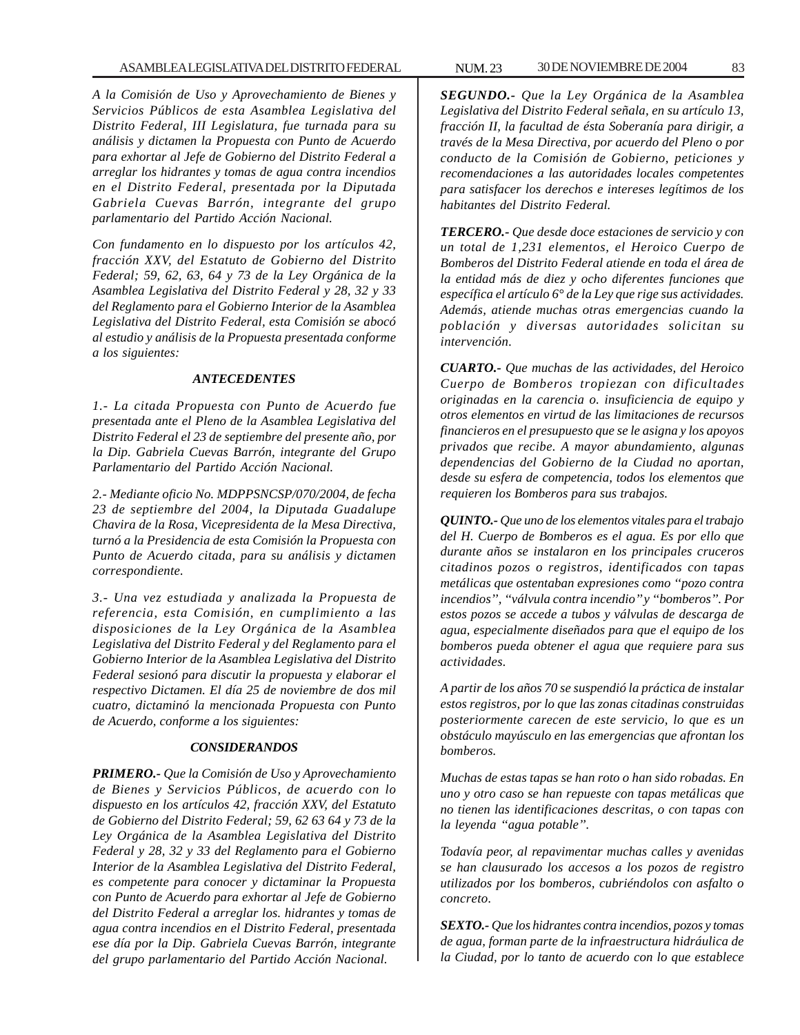*A la Comisión de Uso y Aprovechamiento de Bienes y Servicios Públicos de esta Asamblea Legislativa del Distrito Federal, III Legislatura, fue turnada para su análisis y dictamen la Propuesta con Punto de Acuerdo para exhortar al Jefe de Gobierno del Distrito Federal a arreglar los hidrantes y tomas de agua contra incendios en el Distrito Federal, presentada por la Diputada Gabriela Cuevas Barrón, integrante del grupo parlamentario del Partido Acción Nacional.*

*Con fundamento en lo dispuesto por los artículos 42, fracción XXV, del Estatuto de Gobierno del Distrito Federal; 59, 62, 63, 64 y 73 de la Ley Orgánica de la Asamblea Legislativa del Distrito Federal y 28, 32 y 33 del Reglamento para el Gobierno Interior de la Asamblea Legislativa del Distrito Federal, esta Comisión se abocó al estudio y análisis de la Propuesta presentada conforme a los siguientes:*

### *ANTECEDENTES*

*1.- La citada Propuesta con Punto de Acuerdo fue presentada ante el Pleno de la Asamblea Legislativa del Distrito Federal el 23 de septiembre del presente año, por la Dip. Gabriela Cuevas Barrón, integrante del Grupo Parlamentario del Partido Acción Nacional.*

*2.- Mediante oficio No. MDPPSNCSP/070/2004, de fecha 23 de septiembre del 2004, la Diputada Guadalupe Chavira de la Rosa, Vicepresidenta de la Mesa Directiva, turnó a la Presidencia de esta Comisión la Propuesta con Punto de Acuerdo citada, para su análisis y dictamen correspondiente.*

*3.- Una vez estudiada y analizada la Propuesta de referencia, esta Comisión, en cumplimiento a las disposiciones de la Ley Orgánica de la Asamblea Legislativa del Distrito Federal y del Reglamento para el Gobierno Interior de la Asamblea Legislativa del Distrito Federal sesionó para discutir la propuesta y elaborar el respectivo Dictamen. El día 25 de noviembre de dos mil cuatro, dictaminó la mencionada Propuesta con Punto de Acuerdo, conforme a los siguientes:*

### *CONSIDERANDOS*

***PRIMERO.-*** *Que la Comisión de Uso y Aprovechamiento de Bienes y Servicios Públicos, de acuerdo con lo dispuesto en los artículos 42, fracción XXV, del Estatuto de Gobierno del Distrito Federal; 59, 62 63 64 y 73 de la Ley Orgánica de la Asamblea Legislativa del Distrito Federal y 28, 32 y 33 del Reglamento para el Gobierno Interior de la Asamblea Legislativa del Distrito Federal, es competente para conocer y dictaminar la Propuesta con Punto de Acuerdo para exhortar al Jefe de Gobierno del Distrito Federal a arreglar los. hidrantes y tomas de agua contra incendios en el Distrito Federal, presentada ese día por la Dip. Gabriela Cuevas Barrón, integrante del grupo parlamentario del Partido Acción Nacional.*

***SEGUNDO.-*** *Que la Ley Orgánica de la Asamblea Legislativa del Distrito Federal señala, en su artículo 13, fracción II, la facultad de ésta Soberanía para dirigir, a través de la Mesa Directiva, por acuerdo del Pleno o por conducto de la Comisión de Gobierno, peticiones y recomendaciones a las autoridades locales competentes para satisfacer los derechos e intereses legítimos de los habitantes del Distrito Federal.*

***TERCERO.-*** *Que desde doce estaciones de servicio y con un total de 1,231 elementos, el Heroico Cuerpo de Bomberos del Distrito Federal atiende en toda el área de la entidad más de diez y ocho diferentes funciones que específica el artículo 6° de la Ley que rige sus actividades. Además, atiende muchas otras emergencias cuando la población y diversas autoridades solicitan su intervención.*

***CUARTO.-*** *Que muchas de las actividades, del Heroico Cuerpo de Bomberos tropiezan con dificultades originadas en la carencia o. insuficiencia de equipo y otros elementos en virtud de las limitaciones de recursos financieros en el presupuesto que se le asigna y los apoyos privados que recibe. A mayor abundamiento, algunas dependencias del Gobierno de la Ciudad no aportan, desde su esfera de competencia, todos los elementos que requieren los Bomberos para sus trabajos.*

***QUINTO.-*** *Que uno de los elementos vitales para el trabajo del H. Cuerpo de Bomberos es el agua. Es por ello que durante años se instalaron en los principales cruceros citadinos pozos o registros, identificados con tapas metálicas que ostentaban expresiones como "pozo contra incendios", "válvula contra incendio" y "bomberos". Por estos pozos se accede a tubos y válvulas de descarga de agua, especialmente diseñados para que el equipo de los bomberos pueda obtener el agua que requiere para sus actividades.*

*A partir de los años 70 se suspendió la práctica de instalar estos registros, por lo que las zonas citadinas construidas posteriormente carecen de este servicio, lo que es un obstáculo mayúsculo en las emergencias que afrontan los bomberos.*

*Muchas de estas tapas se han roto o han sido robadas. En uno y otro caso se han repuesto con tapas metálicas que no tienen las identificaciones descritas, o con tapas con la leyenda "agua potable".*

*Todavía peor, al repavimentar muchas calles y avenidas se han clausurado los accesos a los pozos de registro utilizados por los bomberos, cubriéndolos con asfalto o concreto.*

***SEXTO.-*** *Que los hidrantes contra incendios, pozos y tomas de agua, forman parte de la infraestructura hidráulica de la Ciudad, por lo tanto de acuerdo con lo que establece*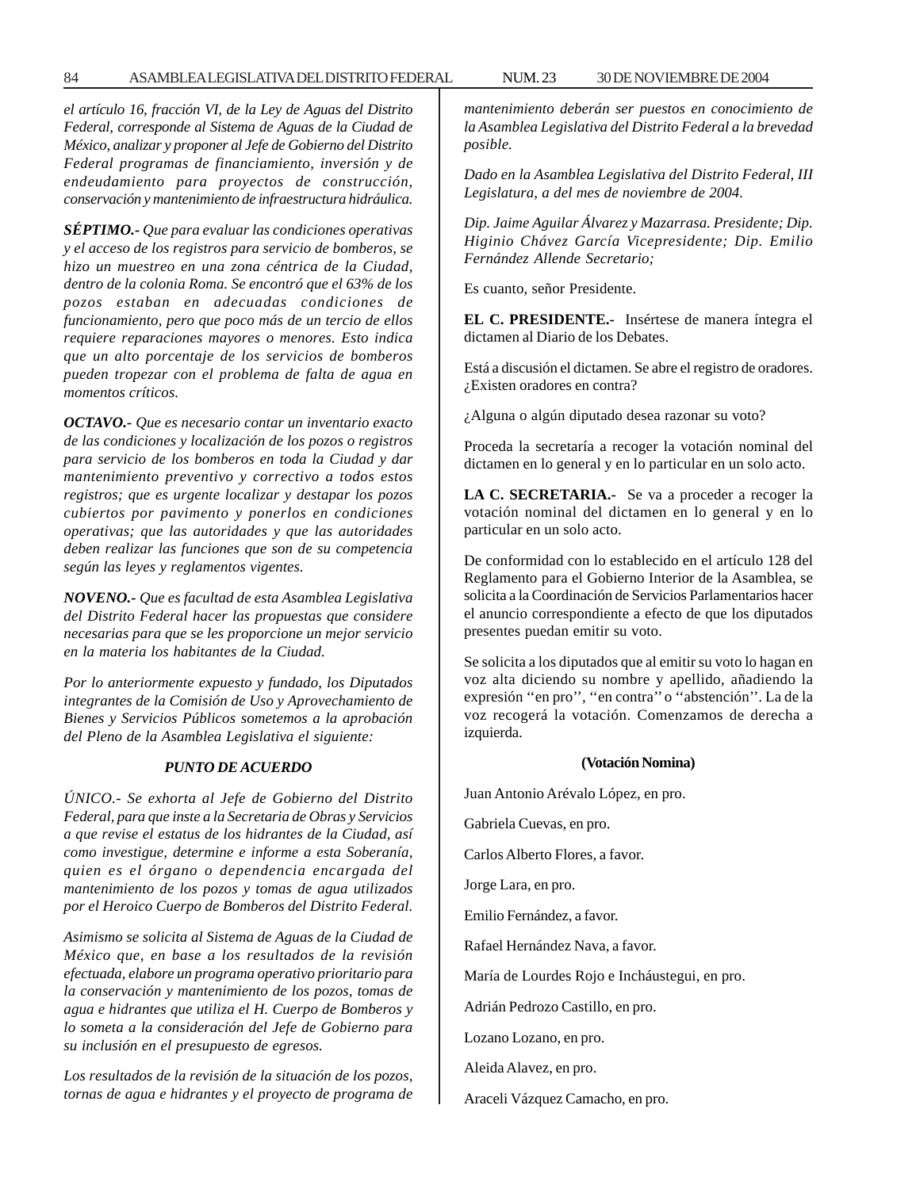*el artículo 16, fracción VI, de la Ley de Aguas del Distrito Federal, corresponde al Sistema de Aguas de la Ciudad de México, analizar y proponer al Jefe de Gobierno del Distrito Federal programas de financiamiento, inversión y de endeudamiento para proyectos de construcción, conservación y mantenimiento de infraestructura hidráulica.*

***SÉPTIMO.-** Que para evaluar las condiciones operativas y el acceso de los registros para servicio de bomberos, se hizo un muestreo en una zona céntrica de la Ciudad, dentro de la colonia Roma. Se encontró que el 63% de los pozos estaban en adecuadas condiciones de funcionamiento, pero que poco más de un tercio de ellos requiere reparaciones mayores o menores. Esto indica que un alto porcentaje de los servicios de bomberos pueden tropezar con el problema de falta de agua en momentos críticos.*

***OCTAVO.-** Que es necesario contar un inventario exacto de las condiciones y localización de los pozos o registros para servicio de los bomberos en toda la Ciudad y dar mantenimiento preventivo y correctivo a todos estos registros; que es urgente localizar y destapar los pozos cubiertos por pavimento y ponerlos en condiciones operativas; que las autoridades y que las autoridades deben realizar las funciones que son de su competencia según las leyes y reglamentos vigentes.*

***NOVENO.-** Que es facultad de esta Asamblea Legislativa del Distrito Federal hacer las propuestas que considere necesarias para que se les proporcione un mejor servicio en la materia los habitantes de la Ciudad.*

*Por lo anteriormente expuesto y fundado, los Diputados integrantes de la Comisión de Uso y Aprovechamiento de Bienes y Servicios Públicos sometemos a la aprobación del Pleno de la Asamblea Legislativa el siguiente:*

***PUNTO DE ACUERDO***

*ÚNICO.- Se exhorta al Jefe de Gobierno del Distrito Federal, para que inste a la Secretaria de Obras y Servicios a que revise el estatus de los hidrantes de la Ciudad, así como investigue, determine e informe a esta Soberanía, quien es el órgano o dependencia encargada del mantenimiento de los pozos y tomas de agua utilizados por el Heroico Cuerpo de Bomberos del Distrito Federal.*

*Asimismo se solicita al Sistema de Aguas de la Ciudad de México que, en base a los resultados de la revisión efectuada, elabore un programa operativo prioritario para la conservación y mantenimiento de los pozos, tomas de agua e hidrantes que utiliza el H. Cuerpo de Bomberos y lo someta a la consideración del Jefe de Gobierno para su inclusión en el presupuesto de egresos.*

*Los resultados de la revisión de la situación de los pozos, tornas de agua e hidrantes y el proyecto de programa de mantenimiento deberán ser puestos en conocimiento de la Asamblea Legislativa del Distrito Federal a la brevedad posible.*

*Dado en la Asamblea Legislativa del Distrito Federal, III Legislatura, a del mes de noviembre de 2004.*

*Dip. Jaime Aguilar Álvarez y Mazarrasa. Presidente; Dip. Higinio Chávez García Vicepresidente; Dip. Emilio Fernández Allende Secretario;*

Es cuanto, señor Presidente.

**EL C. PRESIDENTE.-** Insértese de manera íntegra el dictamen al Diario de los Debates.

Está a discusión el dictamen. Se abre el registro de oradores. ¿Existen oradores en contra?

¿Alguna o algún diputado desea razonar su voto?

Proceda la secretaría a recoger la votación nominal del dictamen en lo general y en lo particular en un solo acto.

**LA C. SECRETARIA.-** Se va a proceder a recoger la votación nominal del dictamen en lo general y en lo particular en un solo acto.

De conformidad con lo establecido en el artículo 128 del Reglamento para el Gobierno Interior de la Asamblea, se solicita a la Coordinación de Servicios Parlamentarios hacer el anuncio correspondiente a efecto de que los diputados presentes puedan emitir su voto.

Se solicita a los diputados que al emitir su voto lo hagan en voz alta diciendo su nombre y apellido, añadiendo la expresión ''en pro'', ''en contra'' o ''abstención''. La de la voz recogerá la votación. Comenzamos de derecha a izquierda.

**(Votación Nomina)**

Juan Antonio Arévalo López, en pro.

Gabriela Cuevas, en pro.

Carlos Alberto Flores, a favor.

Jorge Lara, en pro.

Emilio Fernández, a favor.

Rafael Hernández Nava, a favor.

María de Lourdes Rojo e Incháustegui, en pro.

Adrián Pedrozo Castillo, en pro.

Lozano Lozano, en pro.

Aleida Alavez, en pro.

Araceli Vázquez Camacho, en pro.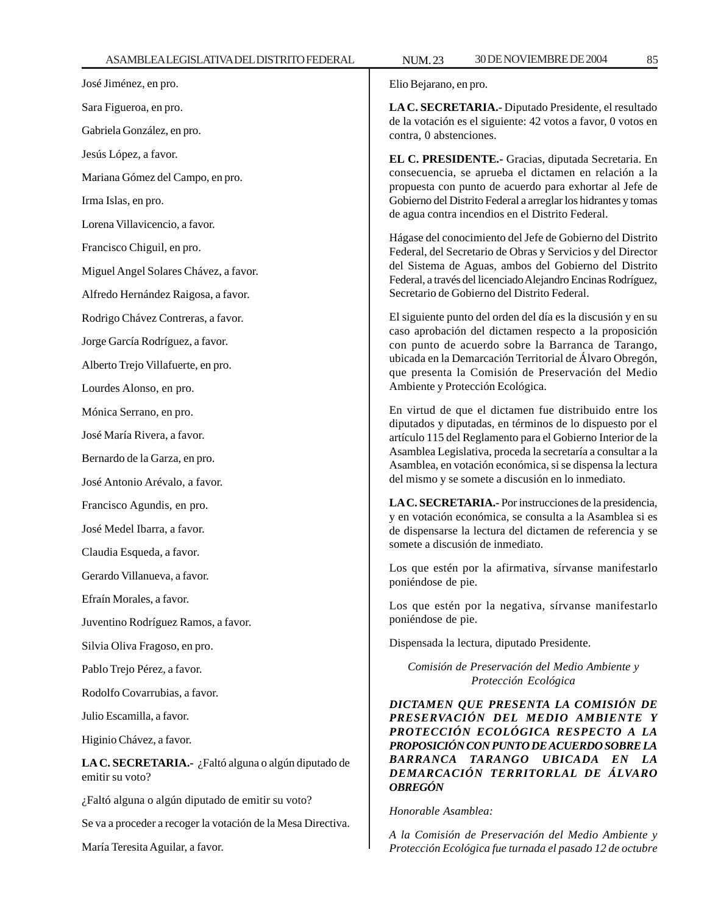José Jiménez, en pro.

Sara Figueroa, en pro.

Gabriela González, en pro.

Jesús López, a favor.

Mariana Gómez del Campo, en pro.

Irma Islas, en pro.

Lorena Villavicencio, a favor.

Francisco Chiguil, en pro.

Miguel Angel Solares Chávez, a favor.

Alfredo Hernández Raigosa, a favor.

Rodrigo Chávez Contreras, a favor.

Jorge García Rodríguez, a favor.

Alberto Trejo Villafuerte, en pro.

Lourdes Alonso, en pro.

Mónica Serrano, en pro.

José María Rivera, a favor.

Bernardo de la Garza, en pro.

José Antonio Arévalo, a favor.

Francisco Agundis, en pro.

José Medel Ibarra, a favor.

Claudia Esqueda, a favor.

Gerardo Villanueva, a favor.

Efraín Morales, a favor.

Juventino Rodríguez Ramos, a favor.

Silvia Oliva Fragoso, en pro.

Pablo Trejo Pérez, a favor.

Rodolfo Covarrubias, a favor.

Julio Escamilla, a favor.

Higinio Chávez, a favor.

**LA C. SECRETARIA.-** ¿Faltó alguna o algún diputado de emitir su voto?

¿Faltó alguna o algún diputado de emitir su voto?

Se va a proceder a recoger la votación de la Mesa Directiva.

María Teresita Aguilar, a favor.

Elio Bejarano, en pro.

**LA C. SECRETARIA.-** Diputado Presidente, el resultado de la votación es el siguiente: 42 votos a favor, 0 votos en contra, 0 abstenciones.

**EL C. PRESIDENTE.-** Gracias, diputada Secretaria. En consecuencia, se aprueba el dictamen en relación a la propuesta con punto de acuerdo para exhortar al Jefe de Gobierno del Distrito Federal a arreglar los hidrantes y tomas de agua contra incendios en el Distrito Federal.

Hágase del conocimiento del Jefe de Gobierno del Distrito Federal, del Secretario de Obras y Servicios y del Director del Sistema de Aguas, ambos del Gobierno del Distrito Federal, a través del licenciado Alejandro Encinas Rodríguez, Secretario de Gobierno del Distrito Federal.

El siguiente punto del orden del día es la discusión y en su caso aprobación del dictamen respecto a la proposición con punto de acuerdo sobre la Barranca de Tarango, ubicada en la Demarcación Territorial de Álvaro Obregón, que presenta la Comisión de Preservación del Medio Ambiente y Protección Ecológica.

En virtud de que el dictamen fue distribuido entre los diputados y diputadas, en términos de lo dispuesto por el artículo 115 del Reglamento para el Gobierno Interior de la Asamblea Legislativa, proceda la secretaría a consultar a la Asamblea, en votación económica, si se dispensa la lectura del mismo y se somete a discusión en lo inmediato.

**LA C. SECRETARIA.-** Por instrucciones de la presidencia, y en votación económica, se consulta a la Asamblea si es de dispensarse la lectura del dictamen de referencia y se somete a discusión de inmediato.

Los que estén por la afirmativa, sírvanse manifestarlo poniéndose de pie.

Los que estén por la negativa, sírvanse manifestarlo poniéndose de pie.

Dispensada la lectura, diputado Presidente.

*Comisión de Preservación del Medio Ambiente y Protección Ecológica*

***DICTAMEN QUE PRESENTA LA COMISIÓN DE PRESERVACIÓN DEL MEDIO AMBIENTE Y PROTECCIÓN ECOLÓGICA RESPECTO A LA PROPOSICIÓN CON PUNTO DE ACUERDO SOBRE LA BARRANCA TARANGO UBICADA EN LA DEMARCACIÓN TERRITORLAL DE ÁLVARO OBREGÓN***

*Honorable Asamblea:*

*A la Comisión de Preservación del Medio Ambiente y Protección Ecológica fue turnada el pasado 12 de octubre*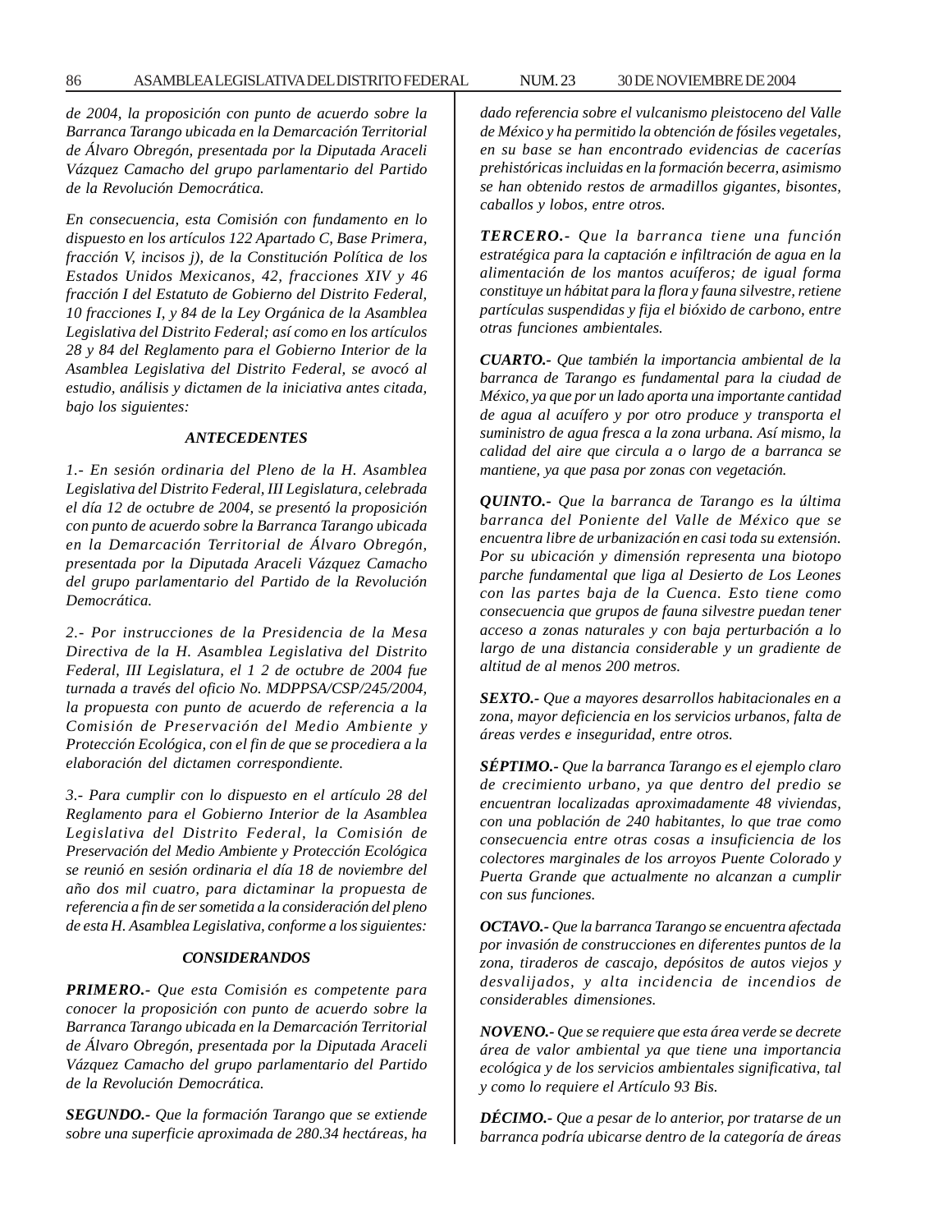*de 2004, la proposición con punto de acuerdo sobre la Barranca Tarango ubicada en la Demarcación Territorial de Álvaro Obregón, presentada por la Diputada Araceli Vázquez Camacho del grupo parlamentario del Partido de la Revolución Democrática.*

*En consecuencia, esta Comisión con fundamento en lo dispuesto en los artículos 122 Apartado C, Base Primera, fracción V, incisos j), de la Constitución Política de los Estados Unidos Mexicanos, 42, fracciones XIV y 46 fracción I del Estatuto de Gobierno del Distrito Federal, 10 fracciones I, y 84 de la Ley Orgánica de la Asamblea Legislativa del Distrito Federal; así como en los artículos 28 y 84 del Reglamento para el Gobierno Interior de la Asamblea Legislativa del Distrito Federal, se avocó al estudio, análisis y dictamen de la iniciativa antes citada, bajo los siguientes:*

***ANTECEDENTES***

*1.- En sesión ordinaria del Pleno de la H. Asamblea Legislativa del Distrito Federal, III Legislatura, celebrada el día 12 de octubre de 2004, se presentó la proposición con punto de acuerdo sobre la Barranca Tarango ubicada en la Demarcación Territorial de Álvaro Obregón, presentada por la Diputada Araceli Vázquez Camacho del grupo parlamentario del Partido de la Revolución Democrática.*

*2.- Por instrucciones de la Presidencia de la Mesa Directiva de la H. Asamblea Legislativa del Distrito Federal, III Legislatura, el 1 2 de octubre de 2004 fue turnada a través del oficio No. MDPPSA/CSP/245/2004, la propuesta con punto de acuerdo de referencia a la Comisión de Preservación del Medio Ambiente y Protección Ecológica, con el fin de que se procediera a la elaboración del dictamen correspondiente.*

*3.- Para cumplir con lo dispuesto en el artículo 28 del Reglamento para el Gobierno Interior de la Asamblea Legislativa del Distrito Federal, la Comisión de Preservación del Medio Ambiente y Protección Ecológica se reunió en sesión ordinaria el día 18 de noviembre del año dos mil cuatro, para dictaminar la propuesta de referencia a fin de ser sometida a la consideración del pleno de esta H. Asamblea Legislativa, conforme a los siguientes:*

***CONSIDERANDOS***

***PRIMERO.-*** *Que esta Comisión es competente para conocer la proposición con punto de acuerdo sobre la Barranca Tarango ubicada en la Demarcación Territorial de Álvaro Obregón, presentada por la Diputada Araceli Vázquez Camacho del grupo parlamentario del Partido de la Revolución Democrática.*

***SEGUNDO.-*** *Que la formación Tarango que se extiende sobre una superficie aproximada de 280.34 hectáreas, ha dado referencia sobre el vulcanismo pleistoceno del Valle de México y ha permitido la obtención de fósiles vegetales, en su base se han encontrado evidencias de cacerías prehistóricas incluidas en la formación becerra, asimismo se han obtenido restos de armadillos gigantes, bisontes, caballos y lobos, entre otros.*

***TERCERO.-*** *Que la barranca tiene una función estratégica para la captación e infiltración de agua en la alimentación de los mantos acuíferos; de igual forma constituye un hábitat para la flora y fauna silvestre, retiene partículas suspendidas y fija el bióxido de carbono, entre otras funciones ambientales.*

***CUARTO.-*** *Que también la importancia ambiental de la barranca de Tarango es fundamental para la ciudad de México, ya que por un lado aporta una importante cantidad de agua al acuífero y por otro produce y transporta el suministro de agua fresca a la zona urbana. Así mismo, la calidad del aire que circula a o largo de a barranca se mantiene, ya que pasa por zonas con vegetación.*

***QUINTO.-*** *Que la barranca de Tarango es la última barranca del Poniente del Valle de México que se encuentra libre de urbanización en casi toda su extensión. Por su ubicación y dimensión representa una biotopo parche fundamental que liga al Desierto de Los Leones con las partes baja de la Cuenca. Esto tiene como consecuencia que grupos de fauna silvestre puedan tener acceso a zonas naturales y con baja perturbación a lo largo de una distancia considerable y un gradiente de altitud de al menos 200 metros.*

***SEXTO.-*** *Que a mayores desarrollos habitacionales en a zona, mayor deficiencia en los servicios urbanos, falta de áreas verdes e inseguridad, entre otros.*

***SÉPTIMO.-*** *Que la barranca Tarango es el ejemplo claro de crecimiento urbano, ya que dentro del predio se encuentran localizadas aproximadamente 48 viviendas, con una población de 240 habitantes, lo que trae como consecuencia entre otras cosas a insuficiencia de los colectores marginales de los arroyos Puente Colorado y Puerta Grande que actualmente no alcanzan a cumplir con sus funciones.*

***OCTAVO.-*** *Que la barranca Tarango se encuentra afectada por invasión de construcciones en diferentes puntos de la zona, tiraderos de cascajo, depósitos de autos viejos y desvalijados, y alta incidencia de incendios de considerables dimensiones.*

***NOVENO.-*** *Que se requiere que esta área verde se decrete área de valor ambiental ya que tiene una importancia ecológica y de los servicios ambientales significativa, tal y como lo requiere el Artículo 93 Bis.*

***DÉCIMO.-*** *Que a pesar de lo anterior, por tratarse de un barranca podría ubicarse dentro de la categoría de áreas*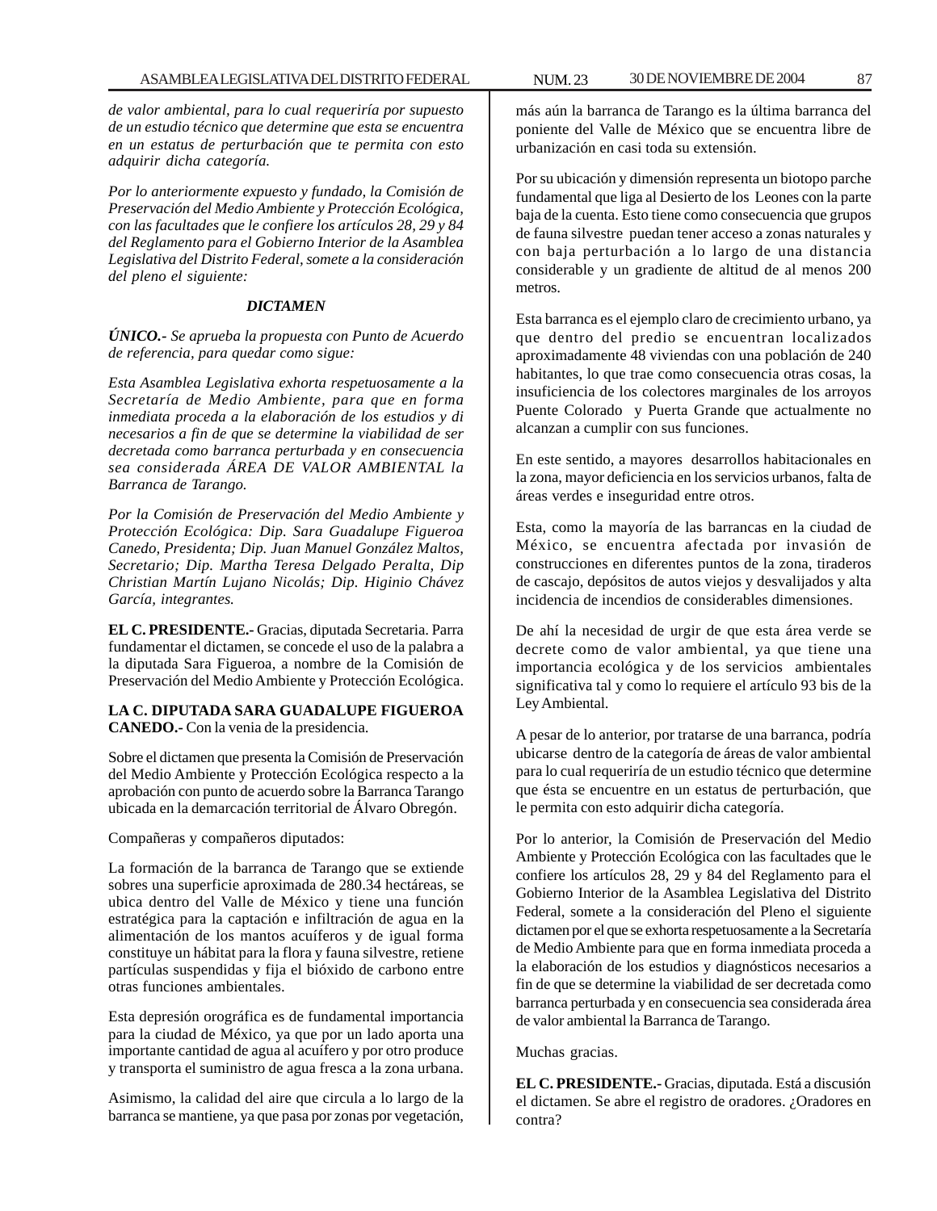*de valor ambiental, para lo cual requeriría por supuesto de un estudio técnico que determine que esta se encuentra en un estatus de perturbación que te permita con esto adquirir dicha categoría.*

*Por lo anteriormente expuesto y fundado, la Comisión de Preservación del Medio Ambiente y Protección Ecológica, con las facultades que le confiere los artículos 28, 29 y 84 del Reglamento para el Gobierno Interior de la Asamblea Legislativa del Distrito Federal, somete a la consideración del pleno el siguiente:*

***DICTAMEN***

***ÚNICO.-*** *Se aprueba la propuesta con Punto de Acuerdo de referencia, para quedar como sigue:*

*Esta Asamblea Legislativa exhorta respetuosamente a la Secretaría de Medio Ambiente, para que en forma inmediata proceda a la elaboración de los estudios y di necesarios a fin de que se determine la viabilidad de ser decretada como barranca perturbada y en consecuencia sea considerada ÁREA DE VALOR AMBIENTAL la Barranca de Tarango.*

*Por la Comisión de Preservación del Medio Ambiente y Protección Ecológica: Dip. Sara Guadalupe Figueroa Canedo, Presidenta; Dip. Juan Manuel González Maltos, Secretario; Dip. Martha Teresa Delgado Peralta, Dip Christian Martín Lujano Nicolás; Dip. Higinio Chávez García, integrantes.*

**EL C. PRESIDENTE.-** Gracias, diputada Secretaria. Parra fundamentar el dictamen, se concede el uso de la palabra a la diputada Sara Figueroa, a nombre de la Comisión de Preservación del Medio Ambiente y Protección Ecológica.

**LA C. DIPUTADA SARA GUADALUPE FIGUEROA CANEDO.-** Con la venia de la presidencia.

Sobre el dictamen que presenta la Comisión de Preservación del Medio Ambiente y Protección Ecológica respecto a la aprobación con punto de acuerdo sobre la Barranca Tarango ubicada en la demarcación territorial de Álvaro Obregón.

Compañeras y compañeros diputados:

La formación de la barranca de Tarango que se extiende sobres una superficie aproximada de 280.34 hectáreas, se ubica dentro del Valle de México y tiene una función estratégica para la captación e infiltración de agua en la alimentación de los mantos acuíferos y de igual forma constituye un hábitat para la flora y fauna silvestre, retiene partículas suspendidas y fija el bióxido de carbono entre otras funciones ambientales.

Esta depresión orográfica es de fundamental importancia para la ciudad de México, ya que por un lado aporta una importante cantidad de agua al acuífero y por otro produce y transporta el suministro de agua fresca a la zona urbana.

Asimismo, la calidad del aire que circula a lo largo de la barranca se mantiene, ya que pasa por zonas por vegetación, más aún la barranca de Tarango es la última barranca del poniente del Valle de México que se encuentra libre de urbanización en casi toda su extensión.

Por su ubicación y dimensión representa un biotopo parche fundamental que liga al Desierto de los Leones con la parte baja de la cuenta. Esto tiene como consecuencia que grupos de fauna silvestre puedan tener acceso a zonas naturales y con baja perturbación a lo largo de una distancia considerable y un gradiente de altitud de al menos 200 metros.

Esta barranca es el ejemplo claro de crecimiento urbano, ya que dentro del predio se encuentran localizados aproximadamente 48 viviendas con una población de 240 habitantes, lo que trae como consecuencia otras cosas, la insuficiencia de los colectores marginales de los arroyos Puente Colorado y Puerta Grande que actualmente no alcanzan a cumplir con sus funciones.

En este sentido, a mayores desarrollos habitacionales en la zona, mayor deficiencia en los servicios urbanos, falta de áreas verdes e inseguridad entre otros.

Esta, como la mayoría de las barrancas en la ciudad de México, se encuentra afectada por invasión de construcciones en diferentes puntos de la zona, tiraderos de cascajo, depósitos de autos viejos y desvalijados y alta incidencia de incendios de considerables dimensiones.

De ahí la necesidad de urgir de que esta área verde se decrete como de valor ambiental, ya que tiene una importancia ecológica y de los servicios ambientales significativa tal y como lo requiere el artículo 93 bis de la Ley Ambiental.

A pesar de lo anterior, por tratarse de una barranca, podría ubicarse dentro de la categoría de áreas de valor ambiental para lo cual requeriría de un estudio técnico que determine que ésta se encuentre en un estatus de perturbación, que le permita con esto adquirir dicha categoría.

Por lo anterior, la Comisión de Preservación del Medio Ambiente y Protección Ecológica con las facultades que le confiere los artículos 28, 29 y 84 del Reglamento para el Gobierno Interior de la Asamblea Legislativa del Distrito Federal, somete a la consideración del Pleno el siguiente dictamen por el que se exhorta respetuosamente a la Secretaría de Medio Ambiente para que en forma inmediata proceda a la elaboración de los estudios y diagnósticos necesarios a fin de que se determine la viabilidad de ser decretada como barranca perturbada y en consecuencia sea considerada área de valor ambiental la Barranca de Tarango.

Muchas gracias.

**EL C. PRESIDENTE.-** Gracias, diputada. Está a discusión el dictamen. Se abre el registro de oradores. ¿Oradores en contra?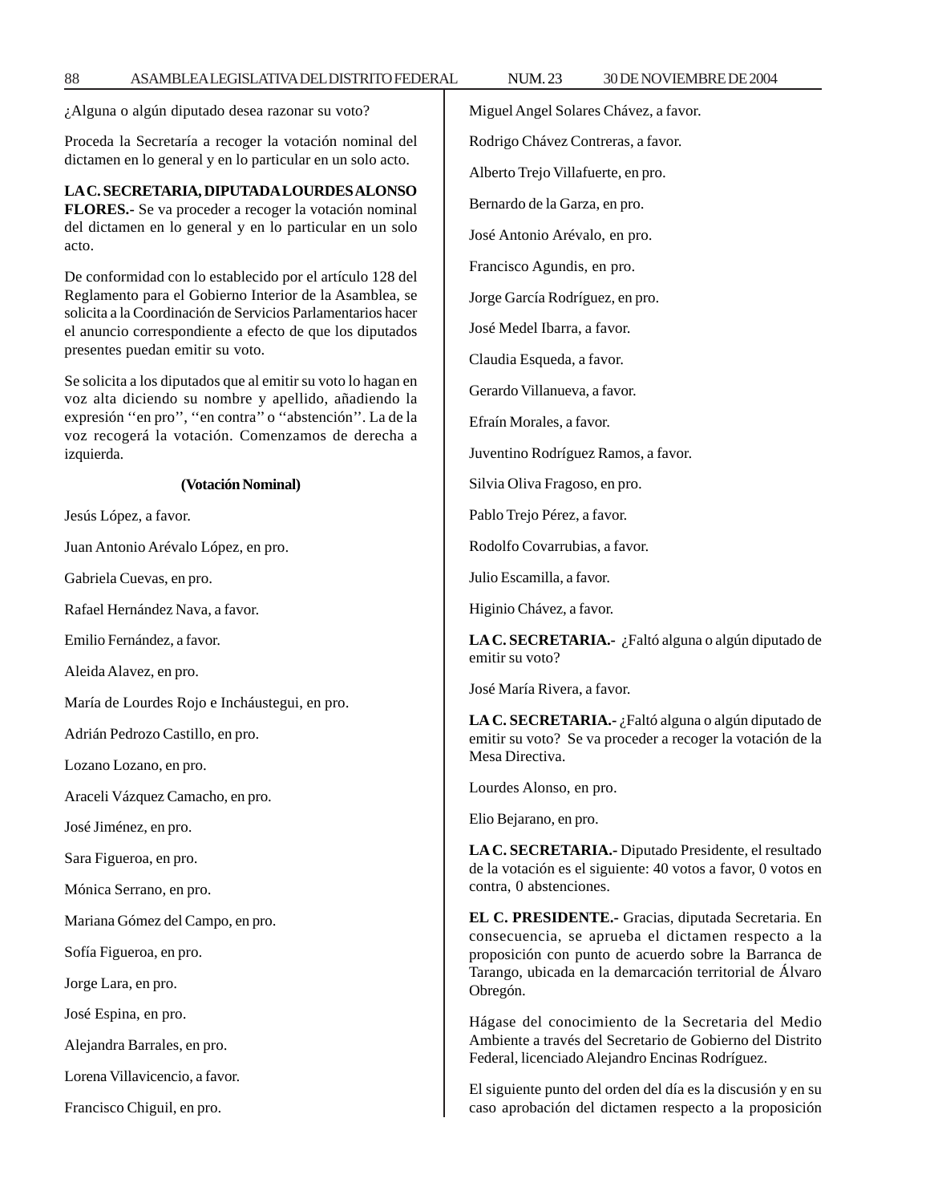¿Alguna o algún diputado desea razonar su voto?

Proceda la Secretaría a recoger la votación nominal del dictamen en lo general y en lo particular en un solo acto.

**LA C. SECRETARIA, DIPUTADA LOURDES ALONSO FLORES.-** Se va proceder a recoger la votación nominal del dictamen en lo general y en lo particular en un solo acto.

De conformidad con lo establecido por el artículo 128 del Reglamento para el Gobierno Interior de la Asamblea, se solicita a la Coordinación de Servicios Parlamentarios hacer el anuncio correspondiente a efecto de que los diputados presentes puedan emitir su voto.

Se solicita a los diputados que al emitir su voto lo hagan en voz alta diciendo su nombre y apellido, añadiendo la expresión ''en pro'', ''en contra'' o ''abstención''. La de la voz recogerá la votación. Comenzamos de derecha a izquierda.

**(Votación Nominal)**

Jesús López, a favor.

Juan Antonio Arévalo López, en pro.

Gabriela Cuevas, en pro.

Rafael Hernández Nava, a favor.

Emilio Fernández, a favor.

Aleida Alavez, en pro.

María de Lourdes Rojo e Incháustegui, en pro.

Adrián Pedrozo Castillo, en pro.

Lozano Lozano, en pro.

Araceli Vázquez Camacho, en pro.

José Jiménez, en pro.

Sara Figueroa, en pro.

Mónica Serrano, en pro.

Mariana Gómez del Campo, en pro.

Sofía Figueroa, en pro.

Jorge Lara, en pro.

José Espina, en pro.

Alejandra Barrales, en pro.

Lorena Villavicencio, a favor.

Francisco Chiguil, en pro.

Miguel Angel Solares Chávez, a favor.

Rodrigo Chávez Contreras, a favor.

Alberto Trejo Villafuerte, en pro.

Bernardo de la Garza, en pro.

José Antonio Arévalo, en pro.

Francisco Agundis, en pro.

Jorge García Rodríguez, en pro.

José Medel Ibarra, a favor.

Claudia Esqueda, a favor.

Gerardo Villanueva, a favor.

Efraín Morales, a favor.

Juventino Rodríguez Ramos, a favor.

Silvia Oliva Fragoso, en pro.

Pablo Trejo Pérez, a favor.

Rodolfo Covarrubias, a favor.

Julio Escamilla, a favor.

Higinio Chávez, a favor.

**LA C. SECRETARIA.-** ¿Faltó alguna o algún diputado de emitir su voto?

José María Rivera, a favor.

**LA C. SECRETARIA.-** ¿Faltó alguna o algún diputado de emitir su voto? Se va proceder a recoger la votación de la Mesa Directiva.

Lourdes Alonso, en pro.

Elio Bejarano, en pro.

**LA C. SECRETARIA.-** Diputado Presidente, el resultado de la votación es el siguiente: 40 votos a favor, 0 votos en contra, 0 abstenciones.

**EL C. PRESIDENTE.-** Gracias, diputada Secretaria. En consecuencia, se aprueba el dictamen respecto a la proposición con punto de acuerdo sobre la Barranca de Tarango, ubicada en la demarcación territorial de Álvaro Obregón.

Hágase del conocimiento de la Secretaria del Medio Ambiente a través del Secretario de Gobierno del Distrito Federal, licenciado Alejandro Encinas Rodríguez.

El siguiente punto del orden del día es la discusión y en su caso aprobación del dictamen respecto a la proposición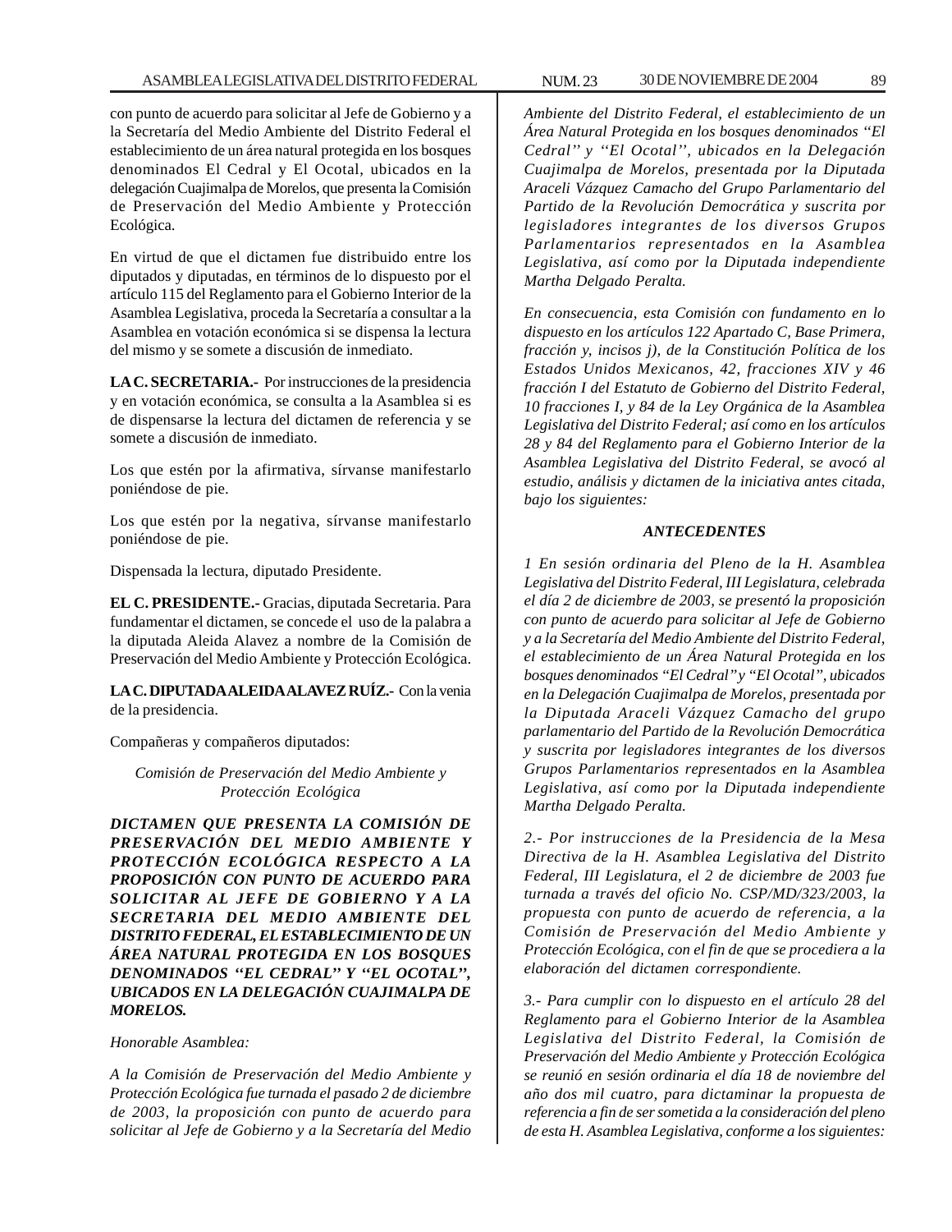con punto de acuerdo para solicitar al Jefe de Gobierno y a la Secretaría del Medio Ambiente del Distrito Federal el establecimiento de un área natural protegida en los bosques denominados El Cedral y El Ocotal, ubicados en la delegación Cuajimalpa de Morelos, que presenta la Comisión de Preservación del Medio Ambiente y Protección Ecológica.

En virtud de que el dictamen fue distribuido entre los diputados y diputadas, en términos de lo dispuesto por el artículo 115 del Reglamento para el Gobierno Interior de la Asamblea Legislativa, proceda la Secretaría a consultar a la Asamblea en votación económica si se dispensa la lectura del mismo y se somete a discusión de inmediato.

**LA C. SECRETARIA.-** Por instrucciones de la presidencia y en votación económica, se consulta a la Asamblea si es de dispensarse la lectura del dictamen de referencia y se somete a discusión de inmediato.

Los que estén por la afirmativa, sírvanse manifestarlo poniéndose de pie.

Los que estén por la negativa, sírvanse manifestarlo poniéndose de pie.

Dispensada la lectura, diputado Presidente.

**EL C. PRESIDENTE.-** Gracias, diputada Secretaria. Para fundamentar el dictamen, se concede el uso de la palabra a la diputada Aleida Alavez a nombre de la Comisión de Preservación del Medio Ambiente y Protección Ecológica.

**LA C. DIPUTADA ALEIDA ALAVEZ RUÍZ.-** Con la venia de la presidencia.

Compañeras y compañeros diputados:

*Comisión de Preservación del Medio Ambiente y Protección Ecológica*

***DICTAMEN QUE PRESENTA LA COMISIÓN DE PRESERVACIÓN DEL MEDIO AMBIENTE Y PROTECCIÓN ECOLÓGICA RESPECTO A LA PROPOSICIÓN CON PUNTO DE ACUERDO PARA SOLICITAR AL JEFE DE GOBIERNO Y A LA SECRETARIA DEL MEDIO AMBIENTE DEL DISTRITO FEDERAL, EL ESTABLECIMIENTO DE UN ÁREA NATURAL PROTEGIDA EN LOS BOSQUES DENOMINADOS "EL CEDRAL" Y "EL OCOTAL", UBICADOS EN LA DELEGACIÓN CUAJIMALPA DE MORELOS.***

*Honorable Asamblea:*

*A la Comisión de Preservación del Medio Ambiente y Protección Ecológica fue turnada el pasado 2 de diciembre de 2003, la proposición con punto de acuerdo para solicitar al Jefe de Gobierno y a la Secretaría del Medio Ambiente del Distrito Federal, el establecimiento de un Área Natural Protegida en los bosques denominados ''El Cedral'' y ''El Ocotal'', ubicados en la Delegación Cuajimalpa de Morelos, presentada por la Diputada Araceli Vázquez Camacho del Grupo Parlamentario del Partido de la Revolución Democrática y suscrita por legisladores integrantes de los diversos Grupos Parlamentarios representados en la Asamblea Legislativa, así como por la Diputada independiente Martha Delgado Peralta.*

*En consecuencia, esta Comisión con fundamento en lo dispuesto en los artículos 122 Apartado C, Base Primera, fracción y, incisos j), de la Constitución Política de los Estados Unidos Mexicanos, 42, fracciones XIV y 46 fracción I del Estatuto de Gobierno del Distrito Federal, 10 fracciones I, y 84 de la Ley Orgánica de la Asamblea Legislativa del Distrito Federal; así como en los artículos 28 y 84 del Reglamento para el Gobierno Interior de la Asamblea Legislativa del Distrito Federal, se avocó al estudio, análisis y dictamen de la iniciativa antes citada, bajo los siguientes:*

***ANTECEDENTES***

*1 En sesión ordinaria del Pleno de la H. Asamblea Legislativa del Distrito Federal, III Legislatura, celebrada el día 2 de diciembre de 2003, se presentó la proposición con punto de acuerdo para solicitar al Jefe de Gobierno y a la Secretaría del Medio Ambiente del Distrito Federal, el establecimiento de un Área Natural Protegida en los bosques denominados "El Cedral" y "El Ocotal", ubicados en la Delegación Cuajimalpa de Morelos, presentada por la Diputada Araceli Vázquez Camacho del grupo parlamentario del Partido de la Revolución Democrática y suscrita por legisladores integrantes de los diversos Grupos Parlamentarios representados en la Asamblea Legislativa, así como por la Diputada independiente Martha Delgado Peralta.*

*2.- Por instrucciones de la Presidencia de la Mesa Directiva de la H. Asamblea Legislativa del Distrito Federal, III Legislatura, el 2 de diciembre de 2003 fue turnada a través del oficio No. CSP/MD/323/2003, la propuesta con punto de acuerdo de referencia, a la Comisión de Preservación del Medio Ambiente y Protección Ecológica, con el fin de que se procediera a la elaboración del dictamen correspondiente.*

*3.- Para cumplir con lo dispuesto en el artículo 28 del Reglamento para el Gobierno Interior de la Asamblea Legislativa del Distrito Federal, la Comisión de Preservación del Medio Ambiente y Protección Ecológica se reunió en sesión ordinaria el día 18 de noviembre del año dos mil cuatro, para dictaminar la propuesta de referencia a fin de ser sometida a la consideración del pleno de esta H. Asamblea Legislativa, conforme a los siguientes:*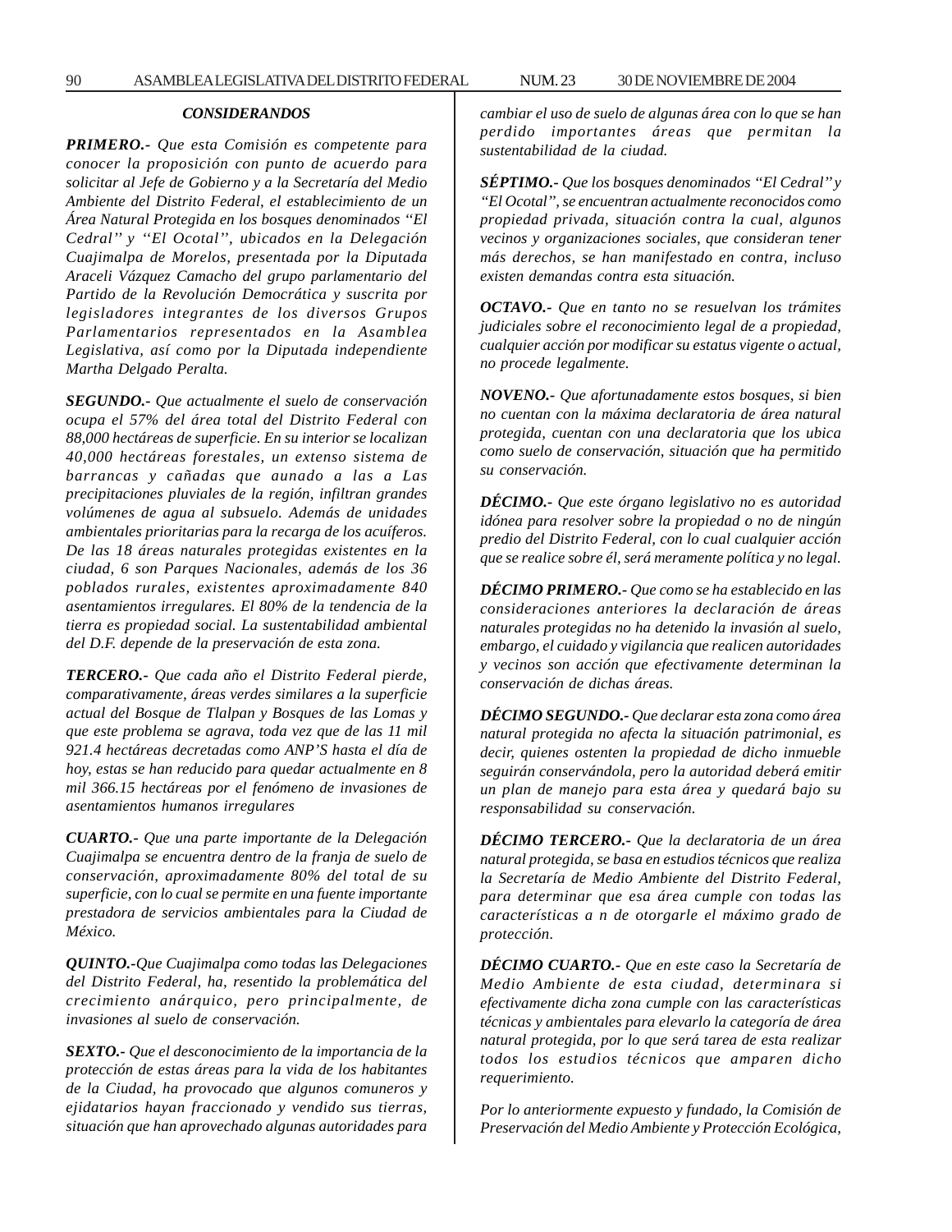### *CONSIDERANDOS*

***PRIMERO.-*** *Que esta Comisión es competente para conocer la proposición con punto de acuerdo para solicitar al Jefe de Gobierno y a la Secretaría del Medio Ambiente del Distrito Federal, el establecimiento de un Área Natural Protegida en los bosques denominados ''El Cedral'' y ''El Ocotal'', ubicados en la Delegación Cuajimalpa de Morelos, presentada por la Diputada Araceli Vázquez Camacho del grupo parlamentario del Partido de la Revolución Democrática y suscrita por legisladores integrantes de los diversos Grupos Parlamentarios representados en la Asamblea Legislativa, así como por la Diputada independiente Martha Delgado Peralta.*

***SEGUNDO.-*** *Que actualmente el suelo de conservación ocupa el 57% del área total del Distrito Federal con 88,000 hectáreas de superficie. En su interior se localizan 40,000 hectáreas forestales, un extenso sistema de barrancas y cañadas que aunado a las a Las precipitaciones pluviales de la región, infiltran grandes volúmenes de agua al subsuelo. Además de unidades ambientales prioritarias para la recarga de los acuíferos. De las 18 áreas naturales protegidas existentes en la ciudad, 6 son Parques Nacionales, además de los 36 poblados rurales, existentes aproximadamente 840 asentamientos irregulares. El 80% de la tendencia de la tierra es propiedad social. La sustentabilidad ambiental del D.F. depende de la preservación de esta zona.*

***TERCERO.-*** *Que cada año el Distrito Federal pierde, comparativamente, áreas verdes similares a la superficie actual del Bosque de Tlalpan y Bosques de las Lomas y que este problema se agrava, toda vez que de las 11 mil 921.4 hectáreas decretadas como ANP'S hasta el día de hoy, estas se han reducido para quedar actualmente en 8 mil 366.15 hectáreas por el fenómeno de invasiones de asentamientos humanos irregulares*

***CUARTO.-*** *Que una parte importante de la Delegación Cuajimalpa se encuentra dentro de la franja de suelo de conservación, aproximadamente 80% del total de su superficie, con lo cual se permite en una fuente importante prestadora de servicios ambientales para la Ciudad de México.*

***QUINTO.-****Que Cuajimalpa como todas las Delegaciones del Distrito Federal, ha, resentido la problemática del crecimiento anárquico, pero principalmente, de invasiones al suelo de conservación.*

***SEXTO.-*** *Que el desconocimiento de la importancia de la protección de estas áreas para la vida de los habitantes de la Ciudad, ha provocado que algunos comuneros y ejidatarios hayan fraccionado y vendido sus tierras, situación que han aprovechado algunas autoridades para cambiar el uso de suelo de algunas área con lo que se han perdido importantes áreas que permitan la sustentabilidad de la ciudad.*

***SÉPTIMO.-*** *Que los bosques denominados ''El Cedral'' y ''El Ocotal'', se encuentran actualmente reconocidos como propiedad privada, situación contra la cual, algunos vecinos y organizaciones sociales, que consideran tener más derechos, se han manifestado en contra, incluso existen demandas contra esta situación.*

***OCTAVO.-*** *Que en tanto no se resuelvan los trámites judiciales sobre el reconocimiento legal de a propiedad, cualquier acción por modificar su estatus vigente o actual, no procede legalmente.*

***NOVENO.-*** *Que afortunadamente estos bosques, si bien no cuentan con la máxima declaratoria de área natural protegida, cuentan con una declaratoria que los ubica como suelo de conservación, situación que ha permitido su conservación.*

***DÉCIMO.-*** *Que este órgano legislativo no es autoridad idónea para resolver sobre la propiedad o no de ningún predio del Distrito Federal, con lo cual cualquier acción que se realice sobre él, será meramente política y no legal.*

***DÉCIMO PRIMERO.-*** *Que como se ha establecido en las consideraciones anteriores la declaración de áreas naturales protegidas no ha detenido la invasión al suelo, embargo, el cuidado y vigilancia que realicen autoridades y vecinos son acción que efectivamente determinan la conservación de dichas áreas.*

***DÉCIMO SEGUNDO.-*** *Que declarar esta zona como área natural protegida no afecta la situación patrimonial, es decir, quienes ostenten la propiedad de dicho inmueble seguirán conservándola, pero la autoridad deberá emitir un plan de manejo para esta área y quedará bajo su responsabilidad su conservación.*

***DÉCIMO TERCERO.-*** *Que la declaratoria de un área natural protegida, se basa en estudios técnicos que realiza la Secretaría de Medio Ambiente del Distrito Federal, para determinar que esa área cumple con todas las características a n de otorgarle el máximo grado de protección.*

***DÉCIMO CUARTO.-*** *Que en este caso la Secretaría de Medio Ambiente de esta ciudad, determinara si efectivamente dicha zona cumple con las características técnicas y ambientales para elevarlo la categoría de área natural protegida, por lo que será tarea de esta realizar todos los estudios técnicos que amparen dicho requerimiento.*

*Por lo anteriormente expuesto y fundado, la Comisión de Preservación del Medio Ambiente y Protección Ecológica,*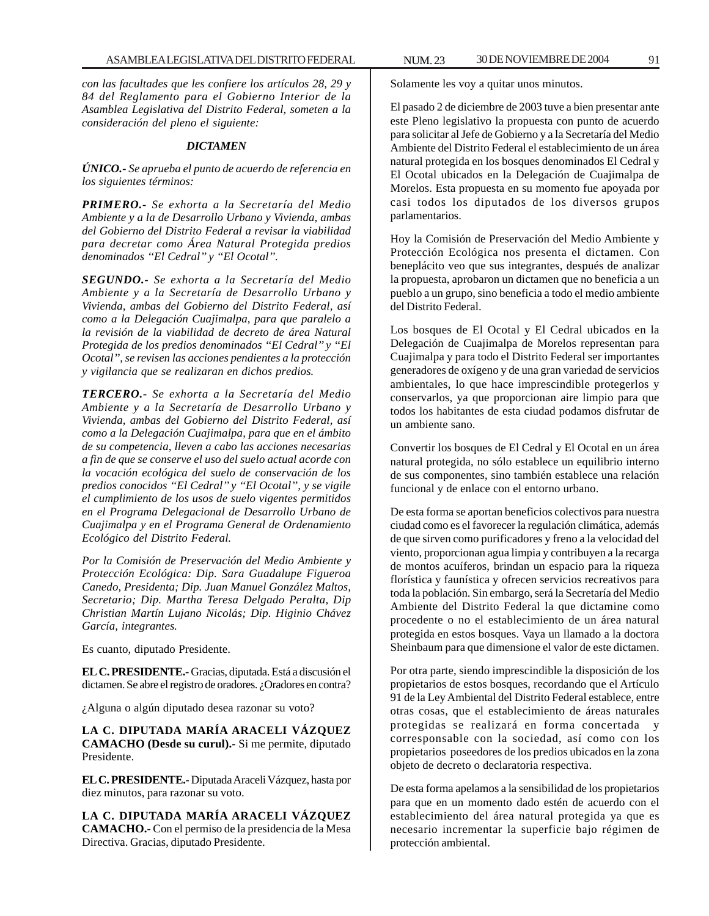*con las facultades que les confiere los artículos 28, 29 y 84 del Reglamento para el Gobierno Interior de la Asamblea Legislativa del Distrito Federal, someten a la consideración del pleno el siguiente:*

***DICTAMEN***

***ÚNICO.-*** *Se aprueba el punto de acuerdo de referencia en los siguientes términos:*

***PRIMERO.-*** *Se exhorta a la Secretaría del Medio Ambiente y a la de Desarrollo Urbano y Vivienda, ambas del Gobierno del Distrito Federal a revisar la viabilidad para decretar como Área Natural Protegida predios denominados "El Cedral" y "El Ocotal".*

***SEGUNDO.-*** *Se exhorta a la Secretaría del Medio Ambiente y a la Secretaría de Desarrollo Urbano y Vivienda, ambas del Gobierno del Distrito Federal, así como a la Delegación Cuajimalpa, para que paralelo a la revisión de la viabilidad de decreto de área Natural Protegida de los predios denominados "El Cedral" y "El Ocotal", se revisen las acciones pendientes a la protección y vigilancia que se realizaran en dichos predios.*

***TERCERO.-*** *Se exhorta a la Secretaría del Medio Ambiente y a la Secretaría de Desarrollo Urbano y Vivienda, ambas del Gobierno del Distrito Federal, así como a la Delegación Cuajimalpa, para que en el ámbito de su competencia, lleven a cabo las acciones necesarias a fin de que se conserve el uso del suelo actual acorde con la vocación ecológica del suelo de conservación de los predios conocidos "El Cedral" y "El Ocotal", y se vigile el cumplimiento de los usos de suelo vigentes permitidos en el Programa Delegacional de Desarrollo Urbano de Cuajimalpa y en el Programa General de Ordenamiento Ecológico del Distrito Federal.*

*Por la Comisión de Preservación del Medio Ambiente y Protección Ecológica: Dip. Sara Guadalupe Figueroa Canedo, Presidenta; Dip. Juan Manuel González Maltos, Secretario; Dip. Martha Teresa Delgado Peralta, Dip Christian Martín Lujano Nicolás; Dip. Higinio Chávez García, integrantes.*

Es cuanto, diputado Presidente.

**EL C. PRESIDENTE.-** Gracias, diputada. Está a discusión el dictamen. Se abre el registro de oradores. ¿Oradores en contra?

¿Alguna o algún diputado desea razonar su voto?

**LA C. DIPUTADA MARÍA ARACELI VÁZQUEZ CAMACHO (Desde su curul).-** Si me permite, diputado Presidente.

**EL C. PRESIDENTE.-** Diputada Araceli Vázquez, hasta por diez minutos, para razonar su voto.

**LA C. DIPUTADA MARÍA ARACELI VÁZQUEZ CAMACHO.-** Con el permiso de la presidencia de la Mesa Directiva. Gracias, diputado Presidente.

Solamente les voy a quitar unos minutos.

El pasado 2 de diciembre de 2003 tuve a bien presentar ante este Pleno legislativo la propuesta con punto de acuerdo para solicitar al Jefe de Gobierno y a la Secretaría del Medio Ambiente del Distrito Federal el establecimiento de un área natural protegida en los bosques denominados El Cedral y El Ocotal ubicados en la Delegación de Cuajimalpa de Morelos. Esta propuesta en su momento fue apoyada por casi todos los diputados de los diversos grupos parlamentarios.

Hoy la Comisión de Preservación del Medio Ambiente y Protección Ecológica nos presenta el dictamen. Con beneplácito veo que sus integrantes, después de analizar la propuesta, aprobaron un dictamen que no beneficia a un pueblo a un grupo, sino beneficia a todo el medio ambiente del Distrito Federal.

Los bosques de El Ocotal y El Cedral ubicados en la Delegación de Cuajimalpa de Morelos representan para Cuajimalpa y para todo el Distrito Federal ser importantes generadores de oxígeno y de una gran variedad de servicios ambientales, lo que hace imprescindible protegerlos y conservarlos, ya que proporcionan aire limpio para que todos los habitantes de esta ciudad podamos disfrutar de un ambiente sano.

Convertir los bosques de El Cedral y El Ocotal en un área natural protegida, no sólo establece un equilibrio interno de sus componentes, sino también establece una relación funcional y de enlace con el entorno urbano.

De esta forma se aportan beneficios colectivos para nuestra ciudad como es el favorecer la regulación climática, además de que sirven como purificadores y freno a la velocidad del viento, proporcionan agua limpia y contribuyen a la recarga de montos acuíferos, brindan un espacio para la riqueza florística y faunística y ofrecen servicios recreativos para toda la población. Sin embargo, será la Secretaría del Medio Ambiente del Distrito Federal la que dictamine como procedente o no el establecimiento de un área natural protegida en estos bosques. Vaya un llamado a la doctora Sheinbaum para que dimensione el valor de este dictamen.

Por otra parte, siendo imprescindible la disposición de los propietarios de estos bosques, recordando que el Artículo 91 de la Ley Ambiental del Distrito Federal establece, entre otras cosas, que el establecimiento de áreas naturales protegidas se realizará en forma concertada y corresponsable con la sociedad, así como con los propietarios poseedores de los predios ubicados en la zona objeto de decreto o declaratoria respectiva.

De esta forma apelamos a la sensibilidad de los propietarios para que en un momento dado estén de acuerdo con el establecimiento del área natural protegida ya que es necesario incrementar la superficie bajo régimen de protección ambiental.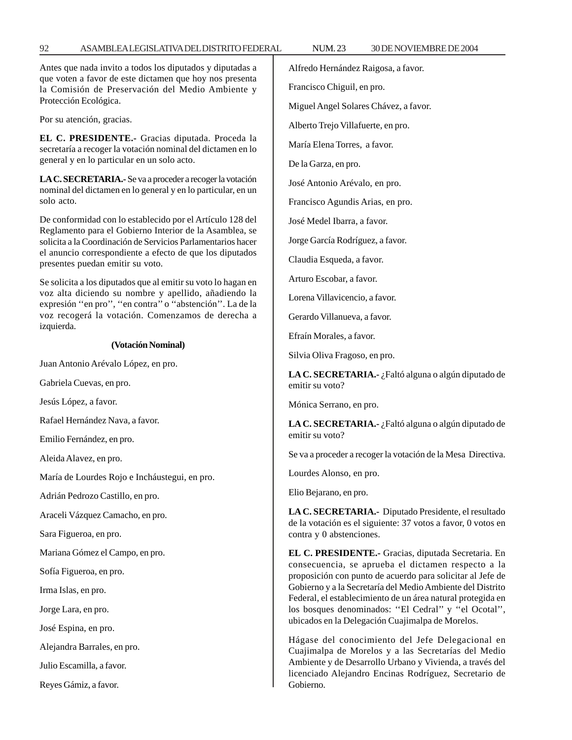Antes que nada invito a todos los diputados y diputadas a que voten a favor de este dictamen que hoy nos presenta la Comisión de Preservación del Medio Ambiente y Protección Ecológica.

Por su atención, gracias.

**EL C. PRESIDENTE.-** Gracias diputada. Proceda la secretaría a recoger la votación nominal del dictamen en lo general y en lo particular en un solo acto.

**LA C. SECRETARIA.-** Se va a proceder a recoger la votación nominal del dictamen en lo general y en lo particular, en un solo acto.

De conformidad con lo establecido por el Artículo 128 del Reglamento para el Gobierno Interior de la Asamblea, se solicita a la Coordinación de Servicios Parlamentarios hacer el anuncio correspondiente a efecto de que los diputados presentes puedan emitir su voto.

Se solicita a los diputados que al emitir su voto lo hagan en voz alta diciendo su nombre y apellido, añadiendo la expresión ''en pro'', ''en contra'' o ''abstención''. La de la voz recogerá la votación. Comenzamos de derecha a izquierda.

**(Votación Nominal)**

Juan Antonio Arévalo López, en pro.

Gabriela Cuevas, en pro.

Jesús López, a favor.

Rafael Hernández Nava, a favor.

Emilio Fernández, en pro.

Aleida Alavez, en pro.

María de Lourdes Rojo e Incháustegui, en pro.

Adrián Pedrozo Castillo, en pro.

Araceli Vázquez Camacho, en pro.

Sara Figueroa, en pro.

Mariana Gómez el Campo, en pro.

Sofía Figueroa, en pro.

Irma Islas, en pro.

Jorge Lara, en pro.

José Espina, en pro.

Alejandra Barrales, en pro.

Julio Escamilla, a favor.

Reyes Gámiz, a favor.

Alfredo Hernández Raigosa, a favor.

Francisco Chiguil, en pro.

Miguel Angel Solares Chávez, a favor.

Alberto Trejo Villafuerte, en pro.

María Elena Torres, a favor.

De la Garza, en pro.

José Antonio Arévalo, en pro.

Francisco Agundis Arias, en pro.

José Medel Ibarra, a favor.

Jorge García Rodríguez, a favor.

Claudia Esqueda, a favor.

Arturo Escobar, a favor.

Lorena Villavicencio, a favor.

Gerardo Villanueva, a favor.

Efraín Morales, a favor.

Silvia Oliva Fragoso, en pro.

**LA C. SECRETARIA.-** ¿Faltó alguna o algún diputado de emitir su voto?

Mónica Serrano, en pro.

**LA C. SECRETARIA.-** ¿Faltó alguna o algún diputado de emitir su voto?

Se va a proceder a recoger la votación de la Mesa Directiva.

Lourdes Alonso, en pro.

Elio Bejarano, en pro.

**LA C. SECRETARIA.-** Diputado Presidente, el resultado de la votación es el siguiente: 37 votos a favor, 0 votos en contra y 0 abstenciones.

**EL C. PRESIDENTE.-** Gracias, diputada Secretaria. En consecuencia, se aprueba el dictamen respecto a la proposición con punto de acuerdo para solicitar al Jefe de Gobierno y a la Secretaría del Medio Ambiente del Distrito Federal, el establecimiento de un área natural protegida en los bosques denominados: ''El Cedral'' y ''el Ocotal'', ubicados en la Delegación Cuajimalpa de Morelos.

Hágase del conocimiento del Jefe Delegacional en Cuajimalpa de Morelos y a las Secretarías del Medio Ambiente y de Desarrollo Urbano y Vivienda, a través del licenciado Alejandro Encinas Rodríguez, Secretario de Gobierno.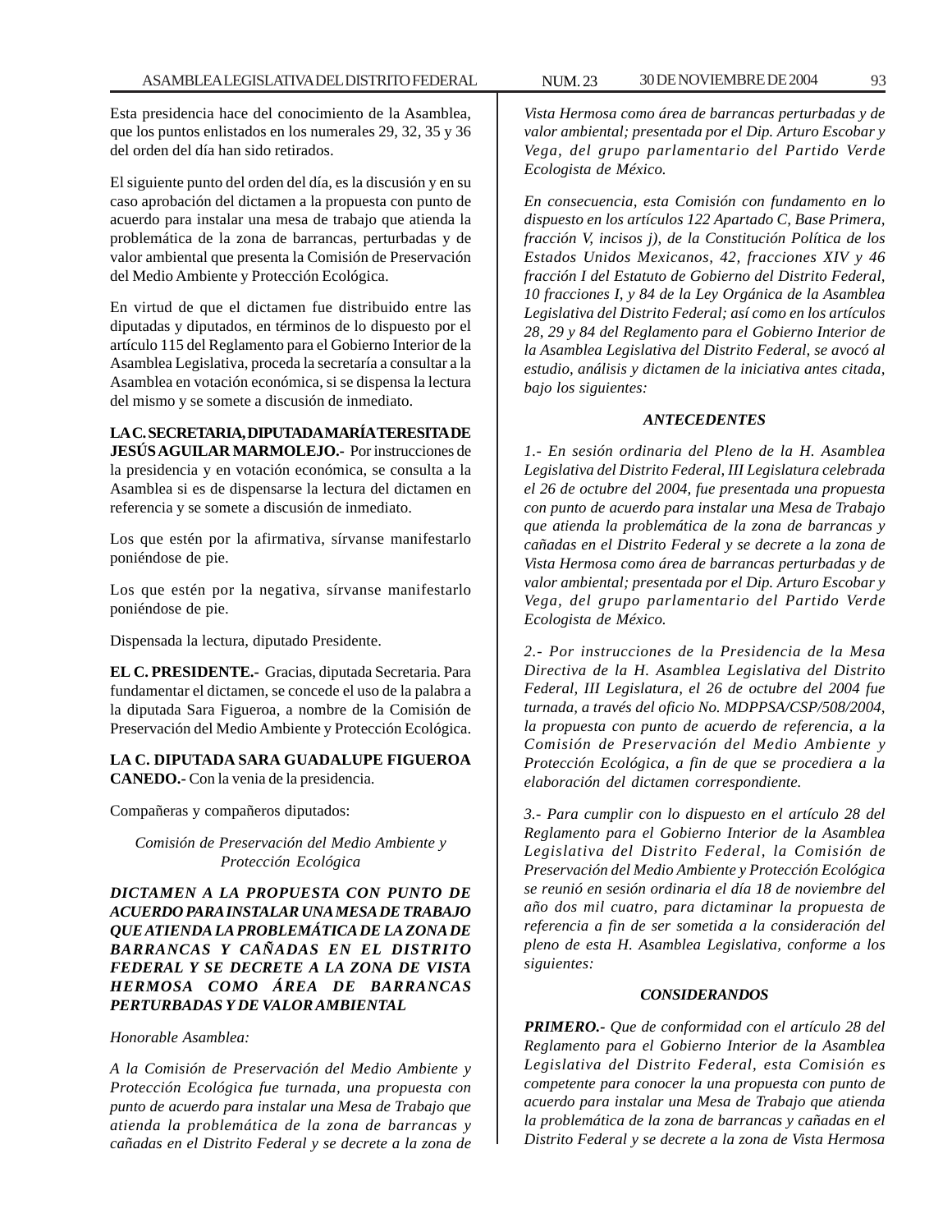Esta presidencia hace del conocimiento de la Asamblea, que los puntos enlistados en los numerales 29, 32, 35 y 36 del orden del día han sido retirados.

El siguiente punto del orden del día, es la discusión y en su caso aprobación del dictamen a la propuesta con punto de acuerdo para instalar una mesa de trabajo que atienda la problemática de la zona de barrancas, perturbadas y de valor ambiental que presenta la Comisión de Preservación del Medio Ambiente y Protección Ecológica.

En virtud de que el dictamen fue distribuido entre las diputadas y diputados, en términos de lo dispuesto por el artículo 115 del Reglamento para el Gobierno Interior de la Asamblea Legislativa, proceda la secretaría a consultar a la Asamblea en votación económica, si se dispensa la lectura del mismo y se somete a discusión de inmediato.

**LA C. SECRETARIA, DIPUTADA MARÍA TERESITA DE JESÚS AGUILAR MARMOLEJO.-** Por instrucciones de la presidencia y en votación económica, se consulta a la Asamblea si es de dispensarse la lectura del dictamen en referencia y se somete a discusión de inmediato.

Los que estén por la afirmativa, sírvanse manifestarlo poniéndose de pie.

Los que estén por la negativa, sírvanse manifestarlo poniéndose de pie.

Dispensada la lectura, diputado Presidente.

**EL C. PRESIDENTE.-** Gracias, diputada Secretaria. Para fundamentar el dictamen, se concede el uso de la palabra a la diputada Sara Figueroa, a nombre de la Comisión de Preservación del Medio Ambiente y Protección Ecológica.

**LA C. DIPUTADA SARA GUADALUPE FIGUEROA CANEDO.-** Con la venia de la presidencia.

Compañeras y compañeros diputados:

*Comisión de Preservación del Medio Ambiente y Protección Ecológica*

***DICTAMEN A LA PROPUESTA CON PUNTO DE ACUERDO PARA INSTALAR UNA MESA DE TRABAJO QUE ATIENDA LA PROBLEMÁTICA DE LA ZONA DE BARRANCAS Y CAÑADAS EN EL DISTRITO FEDERAL Y SE DECRETE A LA ZONA DE VISTA HERMOSA COMO ÁREA DE BARRANCAS PERTURBADAS Y DE VALOR AMBIENTAL***

*Honorable Asamblea:*

*A la Comisión de Preservación del Medio Ambiente y Protección Ecológica fue turnada, una propuesta con punto de acuerdo para instalar una Mesa de Trabajo que atienda la problemática de la zona de barrancas y cañadas en el Distrito Federal y se decrete a la zona de Vista Hermosa como área de barrancas perturbadas y de valor ambiental; presentada por el Dip. Arturo Escobar y Vega, del grupo parlamentario del Partido Verde Ecologista de México.*

*En consecuencia, esta Comisión con fundamento en lo dispuesto en los artículos 122 Apartado C, Base Primera, fracción V, incisos j), de la Constitución Política de los Estados Unidos Mexicanos, 42, fracciones XIV y 46 fracción I del Estatuto de Gobierno del Distrito Federal, 10 fracciones I, y 84 de la Ley Orgánica de la Asamblea Legislativa del Distrito Federal; así como en los artículos 28, 29 y 84 del Reglamento para el Gobierno Interior de la Asamblea Legislativa del Distrito Federal, se avocó al estudio, análisis y dictamen de la iniciativa antes citada, bajo los siguientes:*

***ANTECEDENTES***

*1.- En sesión ordinaria del Pleno de la H. Asamblea Legislativa del Distrito Federal, III Legislatura celebrada el 26 de octubre del 2004, fue presentada una propuesta con punto de acuerdo para instalar una Mesa de Trabajo que atienda la problemática de la zona de barrancas y cañadas en el Distrito Federal y se decrete a la zona de Vista Hermosa como área de barrancas perturbadas y de valor ambiental; presentada por el Dip. Arturo Escobar y Vega, del grupo parlamentario del Partido Verde Ecologista de México.*

*2.- Por instrucciones de la Presidencia de la Mesa Directiva de la H. Asamblea Legislativa del Distrito Federal, III Legislatura, el 26 de octubre del 2004 fue turnada, a través del oficio No. MDPPSA/CSP/508/2004, la propuesta con punto de acuerdo de referencia, a la Comisión de Preservación del Medio Ambiente y Protección Ecológica, a fin de que se procediera a la elaboración del dictamen correspondiente.*

*3.- Para cumplir con lo dispuesto en el artículo 28 del Reglamento para el Gobierno Interior de la Asamblea Legislativa del Distrito Federal, la Comisión de Preservación del Medio Ambiente y Protección Ecológica se reunió en sesión ordinaria el día 18 de noviembre del año dos mil cuatro, para dictaminar la propuesta de referencia a fin de ser sometida a la consideración del pleno de esta H. Asamblea Legislativa, conforme a los siguientes:*

***CONSIDERANDOS***

***PRIMERO.-*** *Que de conformidad con el artículo 28 del Reglamento para el Gobierno Interior de la Asamblea Legislativa del Distrito Federal, esta Comisión es competente para conocer la una propuesta con punto de acuerdo para instalar una Mesa de Trabajo que atienda la problemática de la zona de barrancas y cañadas en el Distrito Federal y se decrete a la zona de Vista Hermosa*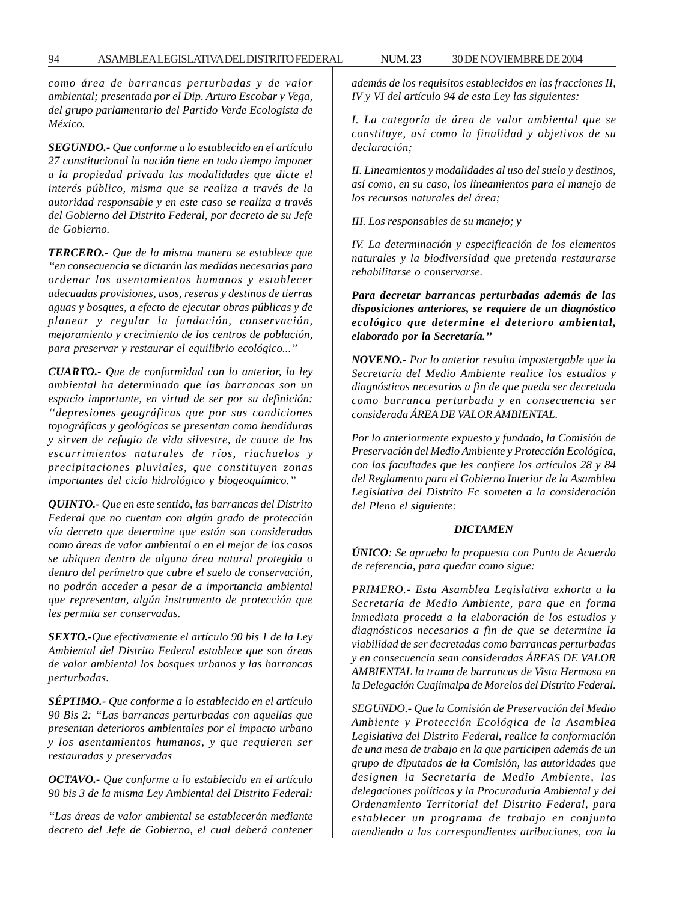*como área de barrancas perturbadas y de valor ambiental; presentada por el Dip. Arturo Escobar y Vega, del grupo parlamentario del Partido Verde Ecologista de México.*

***SEGUNDO.-** Que conforme a lo establecido en el artículo 27 constitucional la nación tiene en todo tiempo imponer a la propiedad privada las modalidades que dicte el interés público, misma que se realiza a través de la autoridad responsable y en este caso se realiza a través del Gobierno del Distrito Federal, por decreto de su Jefe de Gobierno.*

***TERCERO.-** Que de la misma manera se establece que "en consecuencia se dictarán las medidas necesarias para ordenar los asentamientos humanos y establecer adecuadas provisiones, usos, reseras y destinos de tierras aguas y bosques, a efecto de ejecutar obras públicas y de planear y regular la fundación, conservación, mejoramiento y crecimiento de los centros de población, para preservar y restaurar el equilibrio ecológico..."*

***CUARTO.-** Que de conformidad con lo anterior, la ley ambiental ha determinado que las barrancas son un espacio importante, en virtud de ser por su definición: ''depresiones geográficas que por sus condiciones topográficas y geológicas se presentan como hendiduras y sirven de refugio de vida silvestre, de cauce de los escurrimientos naturales de ríos, riachuelos y precipitaciones pluviales, que constituyen zonas importantes del ciclo hidrológico y biogeoquímico.''*

***QUINTO.-** Que en este sentido, las barrancas del Distrito Federal que no cuentan con algún grado de protección vía decreto que determine que están son consideradas como áreas de valor ambiental o en el mejor de los casos se ubiquen dentro de alguna área natural protegida o dentro del perímetro que cubre el suelo de conservación, no podrán acceder a pesar de a importancia ambiental que representan, algún instrumento de protección que les permita ser conservadas.*

***SEXTO.-**Que efectivamente el artículo 90 bis 1 de la Ley Ambiental del Distrito Federal establece que son áreas de valor ambiental los bosques urbanos y las barrancas perturbadas.*

***SÉPTIMO.-** Que conforme a lo establecido en el artículo 90 Bis 2: "Las barrancas perturbadas con aquellas que presentan deterioros ambientales por el impacto urbano y los asentamientos humanos, y que requieren ser restauradas y preservadas*

***OCTAVO.-** Que conforme a lo establecido en el artículo 90 bis 3 de la misma Ley Ambiental del Distrito Federal:*

*"Las áreas de valor ambiental se establecerán mediante decreto del Jefe de Gobierno, el cual deberá contener además de los requisitos establecidos en las fracciones II, IV y VI del artículo 94 de esta Ley las siguientes:*

*I. La categoría de área de valor ambiental que se constituye, así como la finalidad y objetivos de su declaración;*

*II. Lineamientos y modalidades al uso del suelo y destinos, así como, en su caso, los lineamientos para el manejo de los recursos naturales del área;*

*III. Los responsables de su manejo; y*

*IV. La determinación y especificación de los elementos naturales y la biodiversidad que pretenda restaurarse rehabilitarse o conservarse.*

***Para decretar barrancas perturbadas además de las disposiciones anteriores, se requiere de un diagnóstico ecológico que determine el deterioro ambiental, elaborado por la Secretaría."***

***NOVENO.-** Por lo anterior resulta impostergable que la Secretaría del Medio Ambiente realice los estudios y diagnósticos necesarios a fin de que pueda ser decretada como barranca perturbada y en consecuencia ser considerada ÁREA DE VALOR AMBIENTAL.*

*Por lo anteriormente expuesto y fundado, la Comisión de Preservación del Medio Ambiente y Protección Ecológica, con las facultades que les confiere los artículos 28 y 84 del Reglamento para el Gobierno Interior de la Asamblea Legislativa del Distrito Fc someten a la consideración del Pleno el siguiente:*

***DICTAMEN***

***ÚNICO**: Se aprueba la propuesta con Punto de Acuerdo de referencia, para quedar como sigue:*

*PRIMERO.- Esta Asamblea Legislativa exhorta a la Secretaría de Medio Ambiente, para que en forma inmediata proceda a la elaboración de los estudios y diagnósticos necesarios a fin de que se determine la viabilidad de ser decretadas como barrancas perturbadas y en consecuencia sean consideradas ÁREAS DE VALOR AMBIENTAL la trama de barrancas de Vista Hermosa en la Delegación Cuajimalpa de Morelos del Distrito Federal.*

*SEGUNDO.- Que la Comisión de Preservación del Medio Ambiente y Protección Ecológica de la Asamblea Legislativa del Distrito Federal, realice la conformación de una mesa de trabajo en la que participen además de un grupo de diputados de la Comisión, las autoridades que designen la Secretaría de Medio Ambiente, las delegaciones políticas y la Procuraduría Ambiental y del Ordenamiento Territorial del Distrito Federal, para establecer un programa de trabajo en conjunto atendiendo a las correspondientes atribuciones, con la*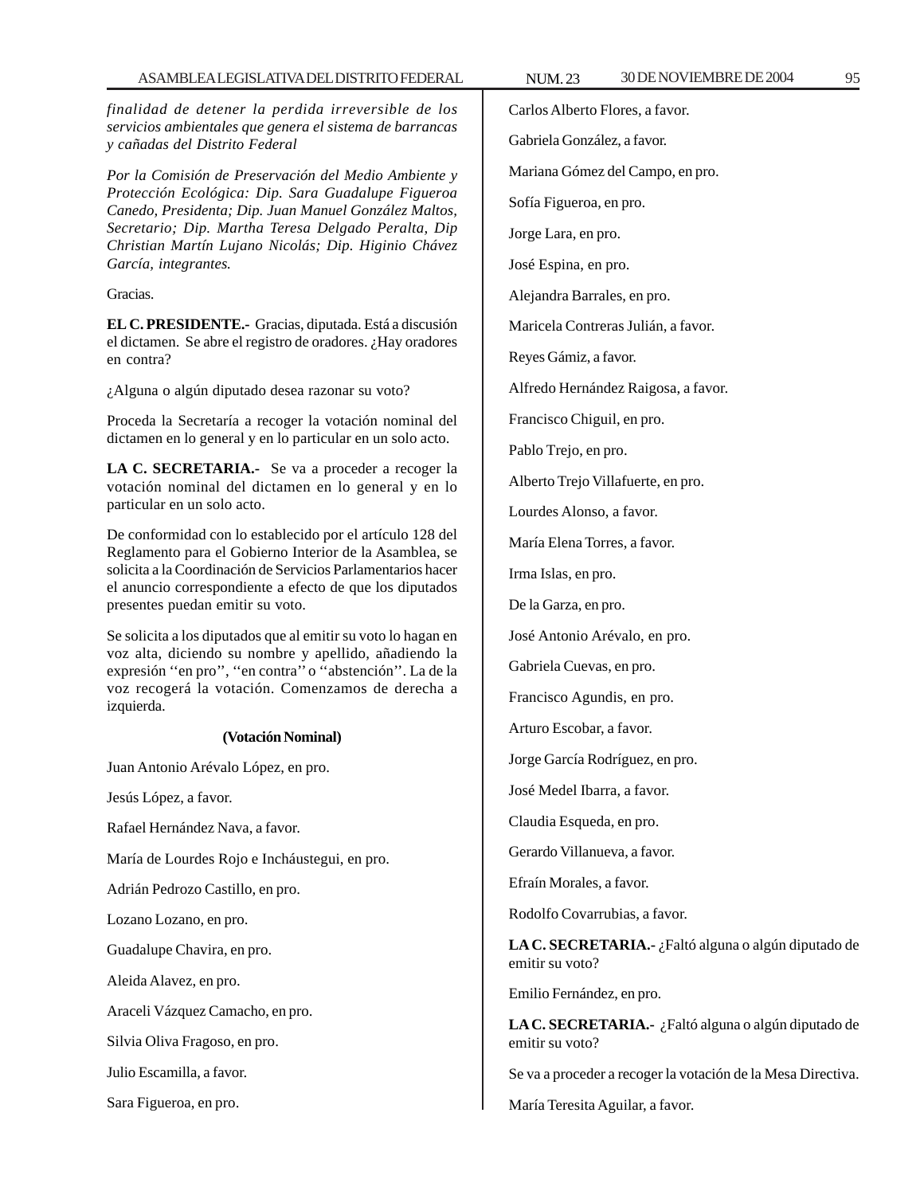*finalidad de detener la perdida irreversible de los servicios ambientales que genera el sistema de barrancas y cañadas del Distrito Federal*

*Por la Comisión de Preservación del Medio Ambiente y Protección Ecológica: Dip. Sara Guadalupe Figueroa Canedo, Presidenta; Dip. Juan Manuel González Maltos, Secretario; Dip. Martha Teresa Delgado Peralta, Dip Christian Martín Lujano Nicolás; Dip. Higinio Chávez García, integrantes.*

Gracias.

**EL C. PRESIDENTE.-** Gracias, diputada. Está a discusión el dictamen. Se abre el registro de oradores. ¿Hay oradores en contra?

¿Alguna o algún diputado desea razonar su voto?

Proceda la Secretaría a recoger la votación nominal del dictamen en lo general y en lo particular en un solo acto.

**LA C. SECRETARIA.-** Se va a proceder a recoger la votación nominal del dictamen en lo general y en lo particular en un solo acto.

De conformidad con lo establecido por el artículo 128 del Reglamento para el Gobierno Interior de la Asamblea, se solicita a la Coordinación de Servicios Parlamentarios hacer el anuncio correspondiente a efecto de que los diputados presentes puedan emitir su voto.

Se solicita a los diputados que al emitir su voto lo hagan en voz alta, diciendo su nombre y apellido, añadiendo la expresión ''en pro'', ''en contra'' o ''abstención''. La de la voz recogerá la votación. Comenzamos de derecha a izquierda.

**(Votación Nominal)**

Juan Antonio Arévalo López, en pro.

Jesús López, a favor.

Rafael Hernández Nava, a favor.

María de Lourdes Rojo e Incháustegui, en pro.

Adrián Pedrozo Castillo, en pro.

Lozano Lozano, en pro.

Guadalupe Chavira, en pro.

Aleida Alavez, en pro.

Araceli Vázquez Camacho, en pro.

Silvia Oliva Fragoso, en pro.

Julio Escamilla, a favor.

Sara Figueroa, en pro.

Carlos Alberto Flores, a favor.

Gabriela González, a favor.

Mariana Gómez del Campo, en pro.

Sofía Figueroa, en pro.

Jorge Lara, en pro.

José Espina, en pro.

Alejandra Barrales, en pro.

Maricela Contreras Julián, a favor.

Reyes Gámiz, a favor.

Alfredo Hernández Raigosa, a favor.

Francisco Chiguil, en pro.

Pablo Trejo, en pro.

Alberto Trejo Villafuerte, en pro.

Lourdes Alonso, a favor.

María Elena Torres, a favor.

Irma Islas, en pro.

De la Garza, en pro.

José Antonio Arévalo, en pro.

Gabriela Cuevas, en pro.

Francisco Agundis, en pro.

Arturo Escobar, a favor.

Jorge García Rodríguez, en pro.

José Medel Ibarra, a favor.

Claudia Esqueda, en pro.

Gerardo Villanueva, a favor.

Efraín Morales, a favor.

Rodolfo Covarrubias, a favor.

**LA C. SECRETARIA.-** ¿Faltó alguna o algún diputado de emitir su voto?

Emilio Fernández, en pro.

**LA C. SECRETARIA.-** ¿Faltó alguna o algún diputado de emitir su voto?

Se va a proceder a recoger la votación de la Mesa Directiva.

María Teresita Aguilar, a favor.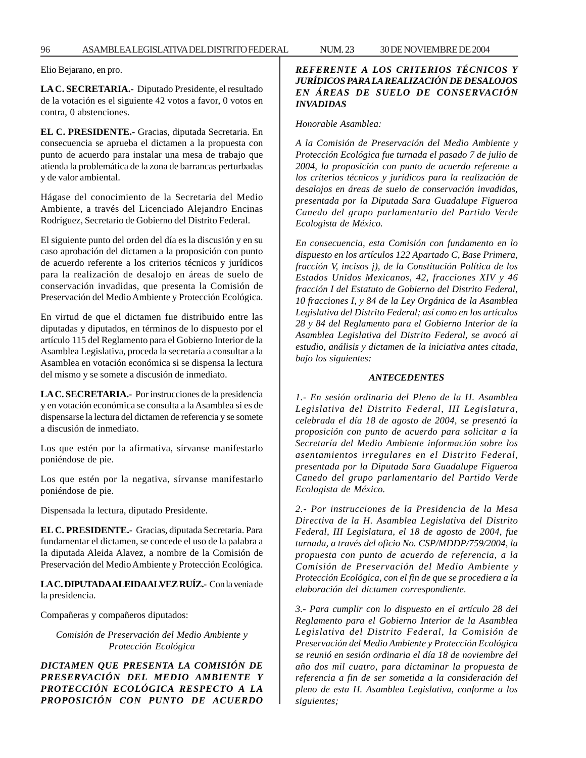Elio Bejarano, en pro.

**LA C. SECRETARIA.-** Diputado Presidente, el resultado de la votación es el siguiente 42 votos a favor, 0 votos en contra, 0 abstenciones.

**EL C. PRESIDENTE.-** Gracias, diputada Secretaria. En consecuencia se aprueba el dictamen a la propuesta con punto de acuerdo para instalar una mesa de trabajo que atienda la problemática de la zona de barrancas perturbadas y de valor ambiental.

Hágase del conocimiento de la Secretaria del Medio Ambiente, a través del Licenciado Alejandro Encinas Rodríguez, Secretario de Gobierno del Distrito Federal.

El siguiente punto del orden del día es la discusión y en su caso aprobación del dictamen a la proposición con punto de acuerdo referente a los criterios técnicos y jurídicos para la realización de desalojo en áreas de suelo de conservación invadidas, que presenta la Comisión de Preservación del Medio Ambiente y Protección Ecológica.

En virtud de que el dictamen fue distribuido entre las diputadas y diputados, en términos de lo dispuesto por el artículo 115 del Reglamento para el Gobierno Interior de la Asamblea Legislativa, proceda la secretaría a consultar a la Asamblea en votación económica si se dispensa la lectura del mismo y se somete a discusión de inmediato.

**LA C. SECRETARIA.-** Por instrucciones de la presidencia y en votación económica se consulta a la Asamblea si es de dispensarse la lectura del dictamen de referencia y se somete a discusión de inmediato.

Los que estén por la afirmativa, sírvanse manifestarlo poniéndose de pie.

Los que estén por la negativa, sírvanse manifestarlo poniéndose de pie.

Dispensada la lectura, diputado Presidente.

**EL C. PRESIDENTE.-** Gracias, diputada Secretaria. Para fundamentar el dictamen, se concede el uso de la palabra a la diputada Aleida Alavez, a nombre de la Comisión de Preservación del Medio Ambiente y Protección Ecológica.

**LA C. DIPUTADA ALEIDA ALVEZ RUÍZ.-** Con la venia de la presidencia.

Compañeras y compañeros diputados:

*Comisión de Preservación del Medio Ambiente y Protección Ecológica*

***DICTAMEN QUE PRESENTA LA COMISIÓN DE PRESERVACIÓN DEL MEDIO AMBIENTE Y PROTECCIÓN ECOLÓGICA RESPECTO A LA PROPOSICIÓN CON PUNTO DE ACUERDO REFERENTE A LOS CRITERIOS TÉCNICOS Y JURÍDICOS PARA LA REALIZACIÓN DE DESALOJOS EN ÁREAS DE SUELO DE CONSERVACIÓN INVADIDAS***

*Honorable Asamblea:*

*A la Comisión de Preservación del Medio Ambiente y Protección Ecológica fue turnada el pasado 7 de julio de 2004, la proposición con punto de acuerdo referente a los criterios técnicos y jurídicos para la realización de desalojos en áreas de suelo de conservación invadidas, presentada por la Diputada Sara Guadalupe Figueroa Canedo del grupo parlamentario del Partido Verde Ecologista de México.*

*En consecuencia, esta Comisión con fundamento en lo dispuesto en los artículos 122 Apartado C, Base Primera, fracción V, incisos j), de la Constitución Política de los Estados Unidos Mexicanos, 42, fracciones XIV y 46 fracción I del Estatuto de Gobierno del Distrito Federal, 10 fracciones I, y 84 de la Ley Orgánica de la Asamblea Legislativa del Distrito Federal; así como en los artículos 28 y 84 del Reglamento para el Gobierno Interior de la Asamblea Legislativa del Distrito Federal, se avocó al estudio, análisis y dictamen de la iniciativa antes citada, bajo los siguientes:*

***ANTECEDENTES***

*1.- En sesión ordinaria del Pleno de la H. Asamblea Legislativa del Distrito Federal, III Legislatura, celebrada el día 18 de agosto de 2004, se presentó la proposición con punto de acuerdo para solicitar a la Secretaría del Medio Ambiente información sobre los asentamientos irregulares en el Distrito Federal, presentada por la Diputada Sara Guadalupe Figueroa Canedo del grupo parlamentario del Partido Verde Ecologista de México.*

*2.- Por instrucciones de la Presidencia de la Mesa Directiva de la H. Asamblea Legislativa del Distrito Federal, III Legislatura, el 18 de agosto de 2004, fue turnada, a través del oficio No. CSP/MDDP/759/2004, la propuesta con punto de acuerdo de referencia, a la Comisión de Preservación del Medio Ambiente y Protección Ecológica, con el fin de que se procediera a la elaboración del dictamen correspondiente.*

*3.- Para cumplir con lo dispuesto en el artículo 28 del Reglamento para el Gobierno Interior de la Asamblea Legislativa del Distrito Federal, la Comisión de Preservación del Medio Ambiente y Protección Ecológica se reunió en sesión ordinaria el día 18 de noviembre del año dos mil cuatro, para dictaminar la propuesta de referencia a fin de ser sometida a la consideración del pleno de esta H. Asamblea Legislativa, conforme a los siguientes;*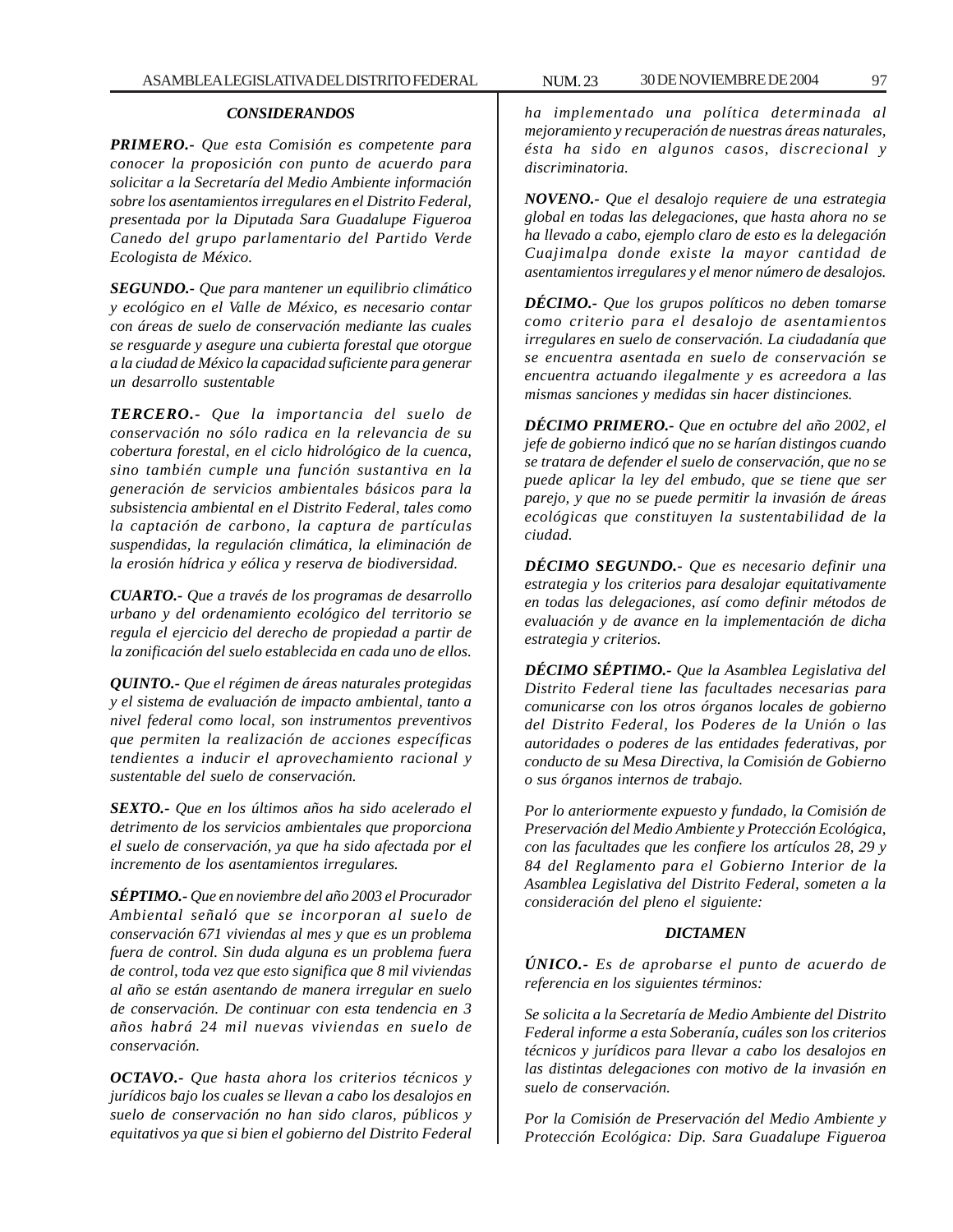### *CONSIDERANDOS*

***PRIMERO.-*** *Que esta Comisión es competente para conocer la proposición con punto de acuerdo para solicitar a la Secretaría del Medio Ambiente información sobre los asentamientos irregulares en el Distrito Federal, presentada por la Diputada Sara Guadalupe Figueroa Canedo del grupo parlamentario del Partido Verde Ecologista de México.*

***SEGUNDO.-*** *Que para mantener un equilibrio climático y ecológico en el Valle de México, es necesario contar con áreas de suelo de conservación mediante las cuales se resguarde y asegure una cubierta forestal que otorgue a la ciudad de México la capacidad suficiente para generar un desarrollo sustentable*

***TERCERO.-*** *Que la importancia del suelo de conservación no sólo radica en la relevancia de su cobertura forestal, en el ciclo hidrológico de la cuenca, sino también cumple una función sustantiva en la generación de servicios ambientales básicos para la subsistencia ambiental en el Distrito Federal, tales como la captación de carbono, la captura de partículas suspendidas, la regulación climática, la eliminación de la erosión hídrica y eólica y reserva de biodiversidad.*

***CUARTO.-*** *Que a través de los programas de desarrollo urbano y del ordenamiento ecológico del territorio se regula el ejercicio del derecho de propiedad a partir de la zonificación del suelo establecida en cada uno de ellos.*

***QUINTO.-*** *Que el régimen de áreas naturales protegidas y el sistema de evaluación de impacto ambiental, tanto a nivel federal como local, son instrumentos preventivos que permiten la realización de acciones específicas tendientes a inducir el aprovechamiento racional y sustentable del suelo de conservación.*

***SEXTO.-*** *Que en los últimos años ha sido acelerado el detrimento de los servicios ambientales que proporciona el suelo de conservación, ya que ha sido afectada por el incremento de los asentamientos irregulares.*

***SÉPTIMO.-*** *Que en noviembre del año 2003 el Procurador Ambiental señaló que se incorporan al suelo de conservación 671 viviendas al mes y que es un problema fuera de control. Sin duda alguna es un problema fuera de control, toda vez que esto significa que 8 mil viviendas al año se están asentando de manera irregular en suelo de conservación. De continuar con esta tendencia en 3 años habrá 24 mil nuevas viviendas en suelo de conservación.*

***OCTAVO.-*** *Que hasta ahora los criterios técnicos y jurídicos bajo los cuales se llevan a cabo los desalojos en suelo de conservación no han sido claros, públicos y equitativos ya que si bien el gobierno del Distrito Federal ha implementado una política determinada al mejoramiento y recuperación de nuestras áreas naturales, ésta ha sido en algunos casos, discrecional y discriminatoria.*

***NOVENO.-*** *Que el desalojo requiere de una estrategia global en todas las delegaciones, que hasta ahora no se ha llevado a cabo, ejemplo claro de esto es la delegación Cuajimalpa donde existe la mayor cantidad de asentamientos irregulares y el menor número de desalojos.*

***DÉCIMO.-*** *Que los grupos políticos no deben tomarse como criterio para el desalojo de asentamientos irregulares en suelo de conservación. La ciudadanía que se encuentra asentada en suelo de conservación se encuentra actuando ilegalmente y es acreedora a las mismas sanciones y medidas sin hacer distinciones.*

***DÉCIMO PRIMERO.-*** *Que en octubre del año 2002, el jefe de gobierno indicó que no se harían distingos cuando se tratara de defender el suelo de conservación, que no se puede aplicar la ley del embudo, que se tiene que ser parejo, y que no se puede permitir la invasión de áreas ecológicas que constituyen la sustentabilidad de la ciudad.*

***DÉCIMO SEGUNDO.-*** *Que es necesario definir una estrategia y los criterios para desalojar equitativamente en todas las delegaciones, así como definir métodos de evaluación y de avance en la implementación de dicha estrategia y criterios.*

***DÉCIMO SÉPTIMO.-*** *Que la Asamblea Legislativa del Distrito Federal tiene las facultades necesarias para comunicarse con los otros órganos locales de gobierno del Distrito Federal, los Poderes de la Unión o las autoridades o poderes de las entidades federativas, por conducto de su Mesa Directiva, la Comisión de Gobierno o sus órganos internos de trabajo.*

*Por lo anteriormente expuesto y fundado, la Comisión de Preservación del Medio Ambiente y Protección Ecológica, con las facultades que les confiere los artículos 28, 29 y 84 del Reglamento para el Gobierno Interior de la Asamblea Legislativa del Distrito Federal, someten a la consideración del pleno el siguiente:*

### *DICTAMEN*

***ÚNICO.-*** *Es de aprobarse el punto de acuerdo de referencia en los siguientes términos:*

*Se solicita a la Secretaría de Medio Ambiente del Distrito Federal informe a esta Soberanía, cuáles son los criterios técnicos y jurídicos para llevar a cabo los desalojos en las distintas delegaciones con motivo de la invasión en suelo de conservación.*

*Por la Comisión de Preservación del Medio Ambiente y Protección Ecológica: Dip. Sara Guadalupe Figueroa*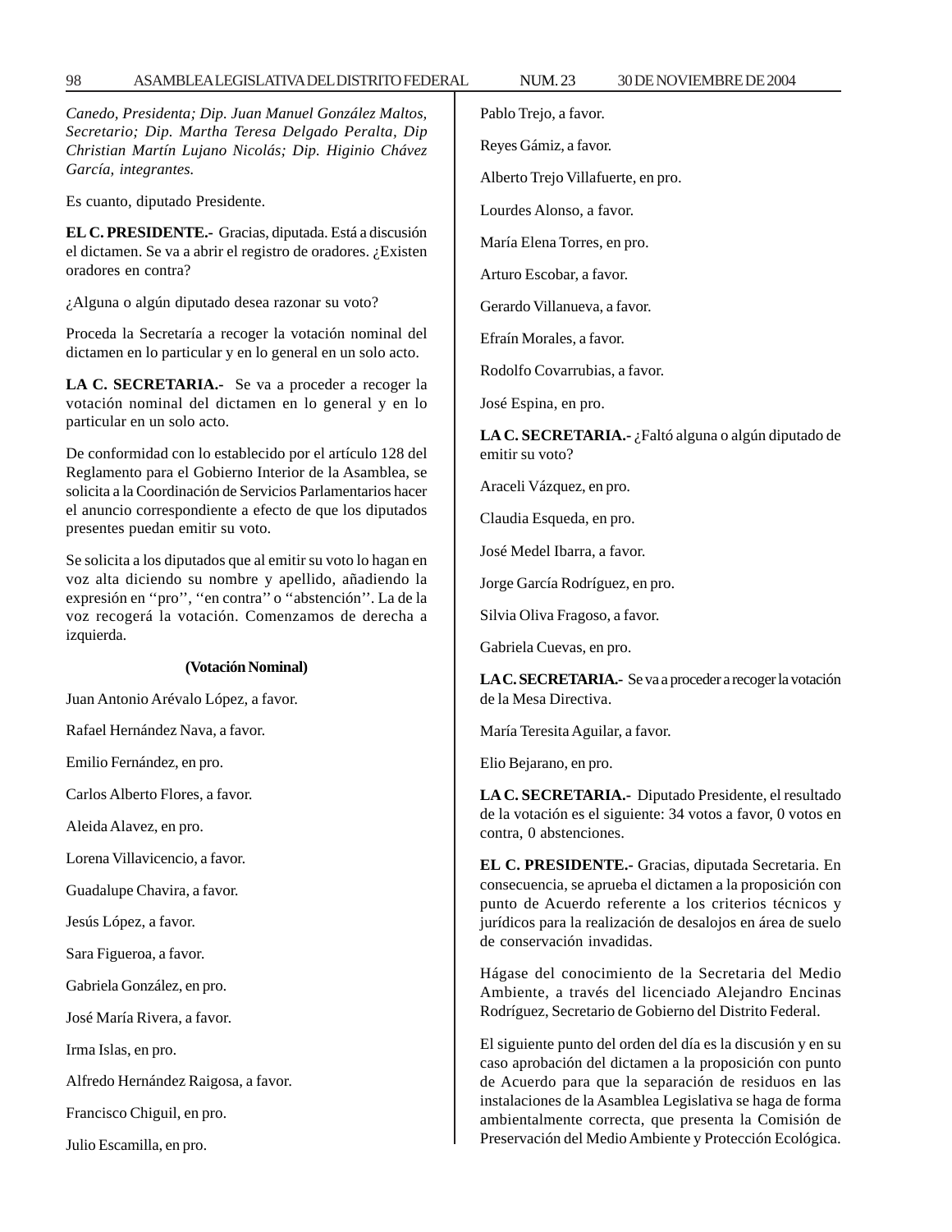*Canedo, Presidenta; Dip. Juan Manuel González Maltos, Secretario; Dip. Martha Teresa Delgado Peralta, Dip Christian Martín Lujano Nicolás; Dip. Higinio Chávez García, integrantes.*

Es cuanto, diputado Presidente.

**EL C. PRESIDENTE.-** Gracias, diputada. Está a discusión el dictamen. Se va a abrir el registro de oradores. ¿Existen oradores en contra?

¿Alguna o algún diputado desea razonar su voto?

Proceda la Secretaría a recoger la votación nominal del dictamen en lo particular y en lo general en un solo acto.

**LA C. SECRETARIA.-** Se va a proceder a recoger la votación nominal del dictamen en lo general y en lo particular en un solo acto.

De conformidad con lo establecido por el artículo 128 del Reglamento para el Gobierno Interior de la Asamblea, se solicita a la Coordinación de Servicios Parlamentarios hacer el anuncio correspondiente a efecto de que los diputados presentes puedan emitir su voto.

Se solicita a los diputados que al emitir su voto lo hagan en voz alta diciendo su nombre y apellido, añadiendo la expresión en ''pro'', ''en contra'' o ''abstención''. La de la voz recogerá la votación. Comenzamos de derecha a izquierda.

**(Votación Nominal)**

Juan Antonio Arévalo López, a favor.

Rafael Hernández Nava, a favor.

Emilio Fernández, en pro.

Carlos Alberto Flores, a favor.

Aleida Alavez, en pro.

Lorena Villavicencio, a favor.

Guadalupe Chavira, a favor.

Jesús López, a favor.

Sara Figueroa, a favor.

Gabriela González, en pro.

José María Rivera, a favor.

Irma Islas, en pro.

Alfredo Hernández Raigosa, a favor.

Francisco Chiguil, en pro.

Julio Escamilla, en pro.

Pablo Trejo, a favor.

Reyes Gámiz, a favor.

Alberto Trejo Villafuerte, en pro.

Lourdes Alonso, a favor.

María Elena Torres, en pro.

Arturo Escobar, a favor.

Gerardo Villanueva, a favor.

Efraín Morales, a favor.

Rodolfo Covarrubias, a favor.

José Espina, en pro.

**LA C. SECRETARIA.-** ¿Faltó alguna o algún diputado de emitir su voto?

Araceli Vázquez, en pro.

Claudia Esqueda, en pro.

José Medel Ibarra, a favor.

Jorge García Rodríguez, en pro.

Silvia Oliva Fragoso, a favor.

Gabriela Cuevas, en pro.

**LA C. SECRETARIA.-** Se va a proceder a recoger la votación de la Mesa Directiva.

María Teresita Aguilar, a favor.

Elio Bejarano, en pro.

**LA C. SECRETARIA.-** Diputado Presidente, el resultado de la votación es el siguiente: 34 votos a favor, 0 votos en contra, 0 abstenciones.

**EL C. PRESIDENTE.-** Gracias, diputada Secretaria. En consecuencia, se aprueba el dictamen a la proposición con punto de Acuerdo referente a los criterios técnicos y jurídicos para la realización de desalojos en área de suelo de conservación invadidas.

Hágase del conocimiento de la Secretaria del Medio Ambiente, a través del licenciado Alejandro Encinas Rodríguez, Secretario de Gobierno del Distrito Federal.

El siguiente punto del orden del día es la discusión y en su caso aprobación del dictamen a la proposición con punto de Acuerdo para que la separación de residuos en las instalaciones de la Asamblea Legislativa se haga de forma ambientalmente correcta, que presenta la Comisión de Preservación del Medio Ambiente y Protección Ecológica.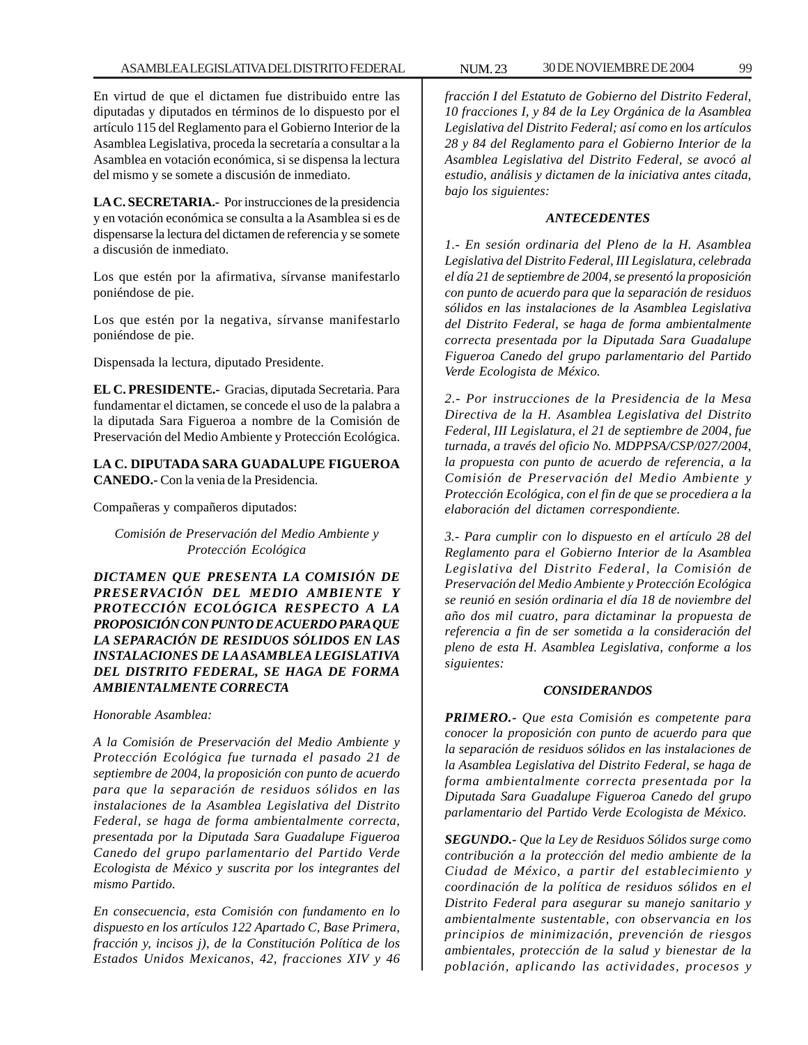En virtud de que el dictamen fue distribuido entre las diputadas y diputados en términos de lo dispuesto por el artículo 115 del Reglamento para el Gobierno Interior de la Asamblea Legislativa, proceda la secretaría a consultar a la Asamblea en votación económica, si se dispensa la lectura del mismo y se somete a discusión de inmediato.

**LA C. SECRETARIA.-** Por instrucciones de la presidencia y en votación económica se consulta a la Asamblea si es de dispensarse la lectura del dictamen de referencia y se somete a discusión de inmediato.

Los que estén por la afirmativa, sírvanse manifestarlo poniéndose de pie.

Los que estén por la negativa, sírvanse manifestarlo poniéndose de pie.

Dispensada la lectura, diputado Presidente.

**EL C. PRESIDENTE.-** Gracias, diputada Secretaria. Para fundamentar el dictamen, se concede el uso de la palabra a la diputada Sara Figueroa a nombre de la Comisión de Preservación del Medio Ambiente y Protección Ecológica.

**LA C. DIPUTADA SARA GUADALUPE FIGUEROA CANEDO.-** Con la venia de la Presidencia.

Compañeras y compañeros diputados:

*Comisión de Preservación del Medio Ambiente y Protección Ecológica*

***DICTAMEN QUE PRESENTA LA COMISIÓN DE PRESERVACIÓN DEL MEDIO AMBIENTE Y PROTECCIÓN ECOLÓGICA RESPECTO A LA PROPOSICIÓN CON PUNTO DE ACUERDO PARA QUE LA SEPARACIÓN DE RESIDUOS SÓLIDOS EN LAS INSTALACIONES DE LA ASAMBLEA LEGISLATIVA DEL DISTRITO FEDERAL, SE HAGA DE FORMA AMBIENTALMENTE CORRECTA***

*Honorable Asamblea:*

*A la Comisión de Preservación del Medio Ambiente y Protección Ecológica fue turnada el pasado 21 de septiembre de 2004, la proposición con punto de acuerdo para que la separación de residuos sólidos en las instalaciones de la Asamblea Legislativa del Distrito Federal, se haga de forma ambientalmente correcta, presentada por la Diputada Sara Guadalupe Figueroa Canedo del grupo parlamentario del Partido Verde Ecologista de México y suscrita por los integrantes del mismo Partido.*

*En consecuencia, esta Comisión con fundamento en lo dispuesto en los artículos 122 Apartado C, Base Primera, fracción y, incisos j), de la Constitución Política de los Estados Unidos Mexicanos, 42, fracciones XIV y 46 fracción I del Estatuto de Gobierno del Distrito Federal, 10 fracciones I, y 84 de la Ley Orgánica de la Asamblea Legislativa del Distrito Federal; así como en los artículos 28 y 84 del Reglamento para el Gobierno Interior de la Asamblea Legislativa del Distrito Federal, se avocó al estudio, análisis y dictamen de la iniciativa antes citada, bajo los siguientes:*

***ANTECEDENTES***

*1.- En sesión ordinaria del Pleno de la H. Asamblea Legislativa del Distrito Federal, III Legislatura, celebrada el día 21 de septiembre de 2004, se presentó la proposición con punto de acuerdo para que la separación de residuos sólidos en las instalaciones de la Asamblea Legislativa del Distrito Federal, se haga de forma ambientalmente correcta presentada por la Diputada Sara Guadalupe Figueroa Canedo del grupo parlamentario del Partido Verde Ecologista de México.*

*2.- Por instrucciones de la Presidencia de la Mesa Directiva de la H. Asamblea Legislativa del Distrito Federal, III Legislatura, el 21 de septiembre de 2004, fue turnada, a través del oficio No. MDPPSA/CSP/027/2004, la propuesta con punto de acuerdo de referencia, a la Comisión de Preservación del Medio Ambiente y Protección Ecológica, con el fin de que se procediera a la elaboración del dictamen correspondiente.*

*3.- Para cumplir con lo dispuesto en el artículo 28 del Reglamento para el Gobierno Interior de la Asamblea Legislativa del Distrito Federal, la Comisión de Preservación del Medio Ambiente y Protección Ecológica se reunió en sesión ordinaria el día 18 de noviembre del año dos mil cuatro, para dictaminar la propuesta de referencia a fin de ser sometida a la consideración del pleno de esta H. Asamblea Legislativa, conforme a los siguientes:*

***CONSIDERANDOS***

***PRIMERO.-*** *Que esta Comisión es competente para conocer la proposición con punto de acuerdo para que la separación de residuos sólidos en las instalaciones de la Asamblea Legislativa del Distrito Federal, se haga de forma ambientalmente correcta presentada por la Diputada Sara Guadalupe Figueroa Canedo del grupo parlamentario del Partido Verde Ecologista de México.*

***SEGUNDO.-*** *Que la Ley de Residuos Sólidos surge como contribución a la protección del medio ambiente de la Ciudad de México, a partir del establecimiento y coordinación de la política de residuos sólidos en el Distrito Federal para asegurar su manejo sanitario y ambientalmente sustentable, con observancia en los principios de minimización, prevención de riesgos ambientales, protección de la salud y bienestar de la población, aplicando las actividades, procesos y*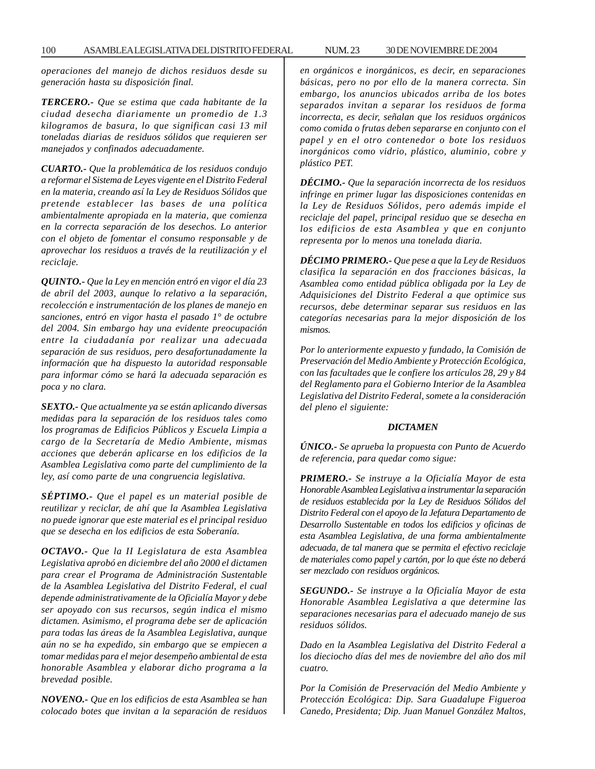*operaciones del manejo de dichos residuos desde su generación hasta su disposición final.*

***TERCERO.-*** *Que se estima que cada habitante de la ciudad desecha diariamente un promedio de 1.3 kilogramos de basura, lo que significan casi 13 mil toneladas diarias de residuos sólidos que requieren ser manejados y confinados adecuadamente.*

***CUARTO.-*** *Que la problemática de los residuos condujo a reformar el Sistema de Leyes vigente en el Distrito Federal en la materia, creando así la Ley de Residuos Sólidos que pretende establecer las bases de una política ambientalmente apropiada en la materia, que comienza en la correcta separación de los desechos. Lo anterior con el objeto de fomentar el consumo responsable y de aprovechar los residuos a través de la reutilización y el reciclaje.*

***QUINTO.-*** *Que la Ley en mención entró en vigor el día 23 de abril del 2003, aunque lo relativo a la separación, recolección e instrumentación de los planes de manejo en sanciones, entró en vigor hasta el pasado 1° de octubre del 2004. Sin embargo hay una evidente preocupación entre la ciudadanía por realizar una adecuada separación de sus residuos, pero desafortunadamente la información que ha dispuesto la autoridad responsable para informar cómo se hará la adecuada separación es poca y no clara.*

***SEXTO.-*** *Que actualmente ya se están aplicando diversas medidas para la separación de los residuos tales como los programas de Edificios Públicos y Escuela Limpia a cargo de la Secretaría de Medio Ambiente, mismas acciones que deberán aplicarse en los edificios de la Asamblea Legislativa como parte del cumplimiento de la ley, así como parte de una congruencia legislativa.*

***SÉPTIMO.-*** *Que el papel es un material posible de reutilizar y reciclar, de ahí que la Asamblea Legislativa no puede ignorar que este material es el principal residuo que se desecha en los edificios de esta Soberanía.*

***OCTAVO.-*** *Que la II Legislatura de esta Asamblea Legislativa aprobó en diciembre del año 2000 el dictamen para crear el Programa de Administración Sustentable de la Asamblea Legislativa del Distrito Federal, el cual depende administrativamente de la Oficialía Mayor y debe ser apoyado con sus recursos, según indica el mismo dictamen. Asimismo, el programa debe ser de aplicación para todas las áreas de la Asamblea Legislativa, aunque aún no se ha expedido, sin embargo que se empiecen a tomar medidas para el mejor desempeño ambiental de esta honorable Asamblea y elaborar dicho programa a la brevedad posible.*

***NOVENO.-*** *Que en los edificios de esta Asamblea se han colocado botes que invitan a la separación de residuos en orgánicos e inorgánicos, es decir, en separaciones básicas, pero no por ello de la manera correcta. Sin embargo, los anuncios ubicados arriba de los botes separados invitan a separar los residuos de forma incorrecta, es decir, señalan que los residuos orgánicos como comida o frutas deben separarse en conjunto con el papel y en el otro contenedor o bote los residuos inorgánicos como vidrio, plástico, aluminio, cobre y plástico PET.*

***DÉCIMO.-*** *Que la separación incorrecta de los residuos infringe en primer lugar las disposiciones contenidas en la Ley de Residuos Sólidos, pero además impide el reciclaje del papel, principal residuo que se desecha en los edificios de esta Asamblea y que en conjunto representa por lo menos una tonelada diaria.*

***DÉCIMO PRIMERO.-*** *Que pese a que la Ley de Residuos clasifica la separación en dos fracciones básicas, la Asamblea como entidad pública obligada por la Ley de Adquisiciones del Distrito Federal a que optimice sus recursos, debe determinar separar sus residuos en las categorías necesarias para la mejor disposición de los mismos.*

*Por lo anteriormente expuesto y fundado, la Comisión de Preservación del Medio Ambiente y Protección Ecológica, con las facultades que le confiere los artículos 28, 29 y 84 del Reglamento para el Gobierno Interior de la Asamblea Legislativa del Distrito Federal, somete a la consideración del pleno el siguiente:*

***DICTAMEN***

***ÚNICO.-*** *Se aprueba la propuesta con Punto de Acuerdo de referencia, para quedar como sigue:*

***PRIMERO.-*** *Se instruye a la Oficialía Mayor de esta Honorable Asamblea Legislativa a instrumentar la separación de residuos establecida por la Ley de Residuos Sólidos del Distrito Federal con el apoyo de la Jefatura Departamento de Desarrollo Sustentable en todos los edificios y oficinas de esta Asamblea Legislativa, de una forma ambientalmente adecuada, de tal manera que se permita el efectivo reciclaje de materiales como papel y cartón, por lo que éste no deberá ser mezclado con residuos orgánicos.*

***SEGUNDO.-*** *Se instruye a la Oficialía Mayor de esta Honorable Asamblea Legislativa a que determine las separaciones necesarias para el adecuado manejo de sus residuos sólidos.*

*Dado en la Asamblea Legislativa del Distrito Federal a los dieciocho días del mes de noviembre del año dos mil cuatro.*

*Por la Comisión de Preservación del Medio Ambiente y Protección Ecológica: Dip. Sara Guadalupe Figueroa Canedo, Presidenta; Dip. Juan Manuel González Maltos,*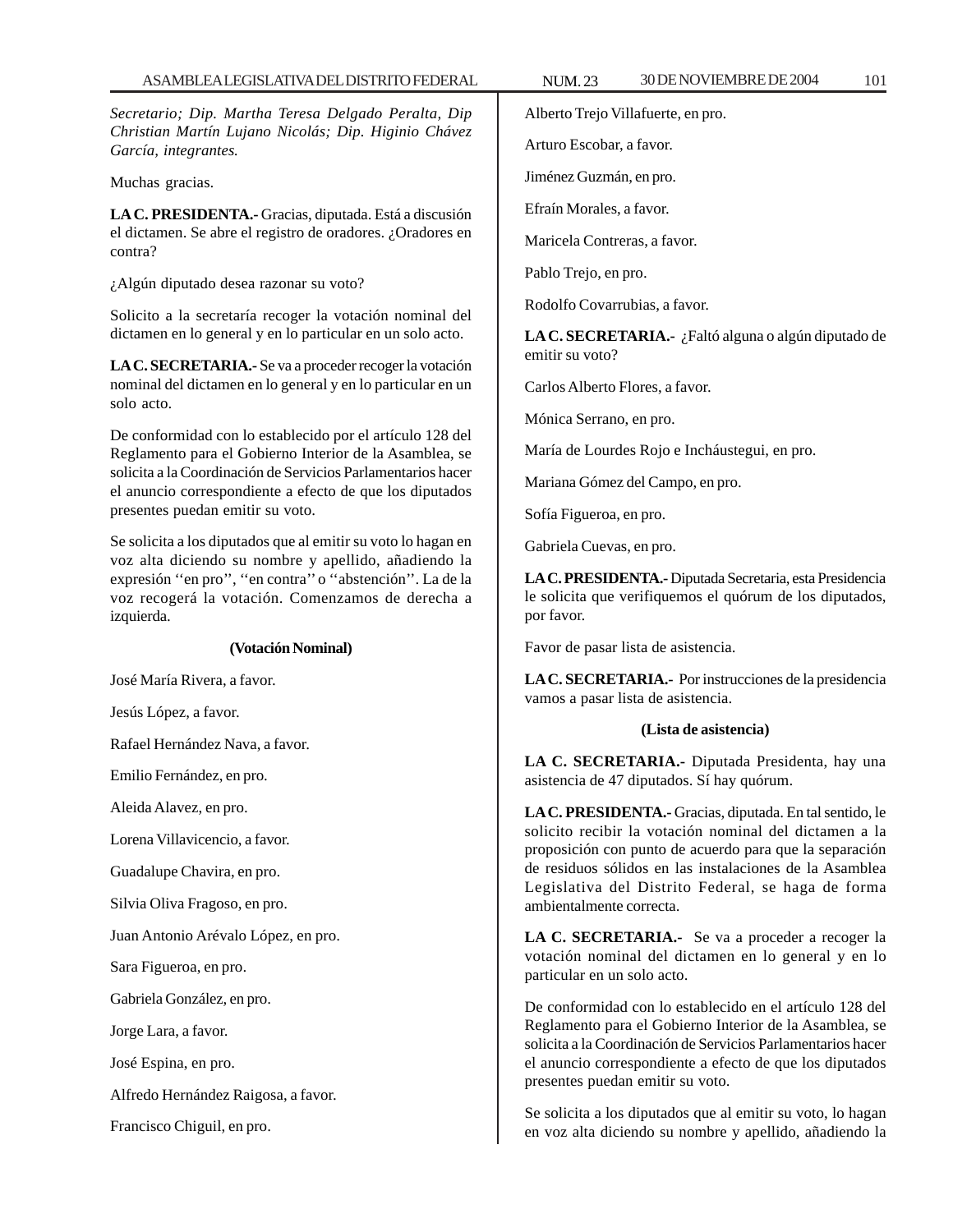*Secretario; Dip. Martha Teresa Delgado Peralta, Dip Christian Martín Lujano Nicolás; Dip. Higinio Chávez García, integrantes.*

Muchas gracias.

**LA C. PRESIDENTA.-** Gracias, diputada. Está a discusión el dictamen. Se abre el registro de oradores. ¿Oradores en contra?

¿Algún diputado desea razonar su voto?

Solicito a la secretaría recoger la votación nominal del dictamen en lo general y en lo particular en un solo acto.

**LA C. SECRETARIA.-** Se va a proceder recoger la votación nominal del dictamen en lo general y en lo particular en un solo acto.

De conformidad con lo establecido por el artículo 128 del Reglamento para el Gobierno Interior de la Asamblea, se solicita a la Coordinación de Servicios Parlamentarios hacer el anuncio correspondiente a efecto de que los diputados presentes puedan emitir su voto.

Se solicita a los diputados que al emitir su voto lo hagan en voz alta diciendo su nombre y apellido, añadiendo la expresión ''en pro'', ''en contra'' o ''abstención''. La de la voz recogerá la votación. Comenzamos de derecha a izquierda.

**(Votación Nominal)**

José María Rivera, a favor.

Jesús López, a favor.

Rafael Hernández Nava, a favor.

Emilio Fernández, en pro.

Aleida Alavez, en pro.

Lorena Villavicencio, a favor.

Guadalupe Chavira, en pro.

Silvia Oliva Fragoso, en pro.

Juan Antonio Arévalo López, en pro.

Sara Figueroa, en pro.

Gabriela González, en pro.

Jorge Lara, a favor.

José Espina, en pro.

Alfredo Hernández Raigosa, a favor.

Francisco Chiguil, en pro.

Alberto Trejo Villafuerte, en pro.

Arturo Escobar, a favor.

Jiménez Guzmán, en pro.

Efraín Morales, a favor.

Maricela Contreras, a favor.

Pablo Trejo, en pro.

Rodolfo Covarrubias, a favor.

**LA C. SECRETARIA.-** ¿Faltó alguna o algún diputado de emitir su voto?

Carlos Alberto Flores, a favor.

Mónica Serrano, en pro.

María de Lourdes Rojo e Incháustegui, en pro.

Mariana Gómez del Campo, en pro.

Sofía Figueroa, en pro.

Gabriela Cuevas, en pro.

**LA C. PRESIDENTA.-** Diputada Secretaria, esta Presidencia le solicita que verifiquemos el quórum de los diputados, por favor.

Favor de pasar lista de asistencia.

**LA C. SECRETARIA.-** Por instrucciones de la presidencia vamos a pasar lista de asistencia.

**(Lista de asistencia)**

**LA C. SECRETARIA.-** Diputada Presidenta, hay una asistencia de 47 diputados. Sí hay quórum.

**LA C. PRESIDENTA.-** Gracias, diputada. En tal sentido, le solicito recibir la votación nominal del dictamen a la proposición con punto de acuerdo para que la separación de residuos sólidos en las instalaciones de la Asamblea Legislativa del Distrito Federal, se haga de forma ambientalmente correcta.

**LA C. SECRETARIA.-** Se va a proceder a recoger la votación nominal del dictamen en lo general y en lo particular en un solo acto.

De conformidad con lo establecido en el artículo 128 del Reglamento para el Gobierno Interior de la Asamblea, se solicita a la Coordinación de Servicios Parlamentarios hacer el anuncio correspondiente a efecto de que los diputados presentes puedan emitir su voto.

Se solicita a los diputados que al emitir su voto, lo hagan en voz alta diciendo su nombre y apellido, añadiendo la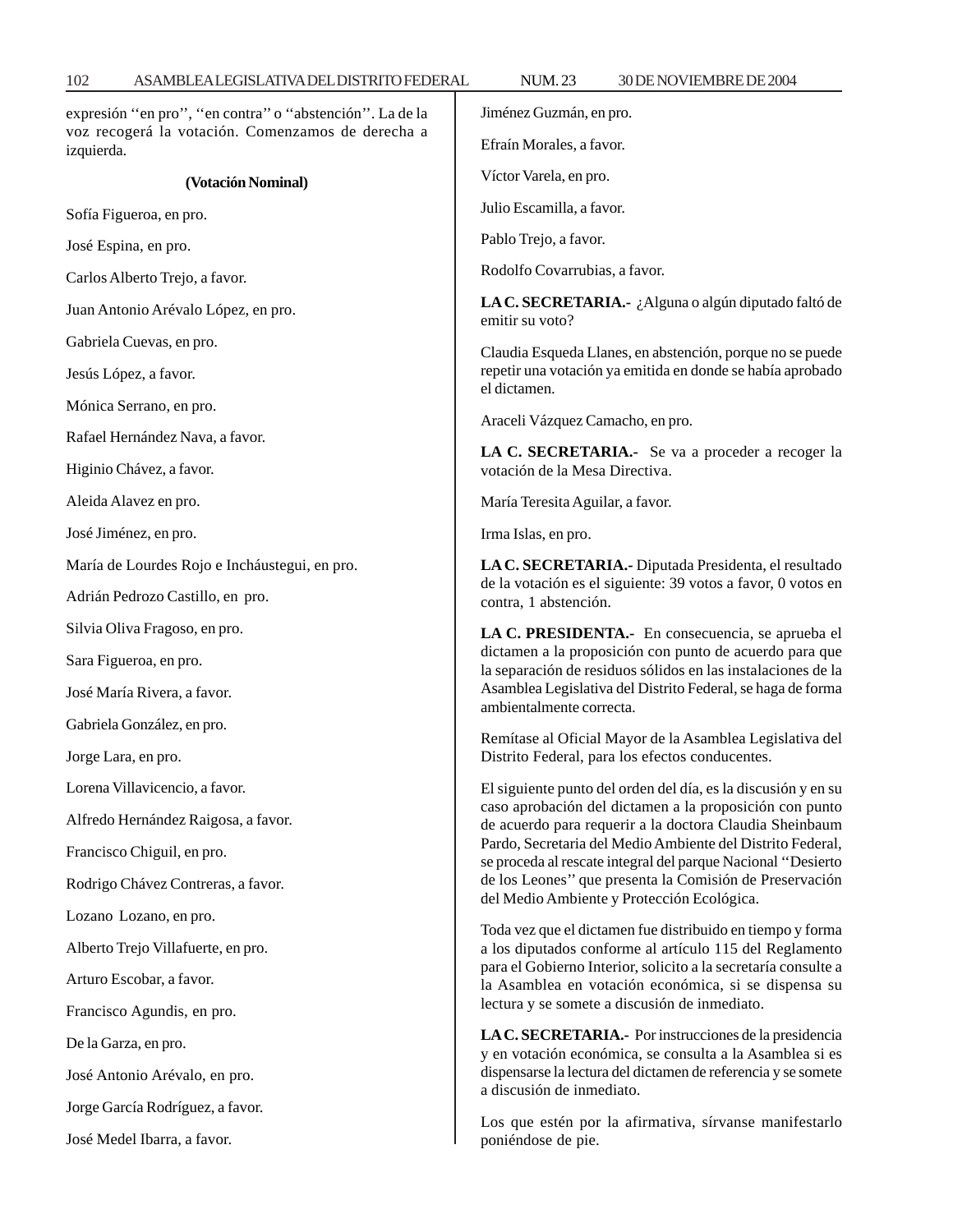expresión ‘‘en pro’’, ‘‘en contra’’ o ‘‘abstención’’. La de la voz recogerá la votación. Comenzamos de derecha a izquierda.

**(Votación Nominal)**

Sofía Figueroa, en pro.

José Espina, en pro.

Carlos Alberto Trejo, a favor.

Juan Antonio Arévalo López, en pro.

Gabriela Cuevas, en pro.

Jesús López, a favor.

Mónica Serrano, en pro.

Rafael Hernández Nava, a favor.

Higinio Chávez, a favor.

Aleida Alavez en pro.

José Jiménez, en pro.

María de Lourdes Rojo e Incháustegui, en pro.

Adrián Pedrozo Castillo, en pro.

Silvia Oliva Fragoso, en pro.

Sara Figueroa, en pro.

José María Rivera, a favor.

Gabriela González, en pro.

Jorge Lara, en pro.

Lorena Villavicencio, a favor.

Alfredo Hernández Raigosa, a favor.

Francisco Chiguil, en pro.

Rodrigo Chávez Contreras, a favor.

Lozano Lozano, en pro.

Alberto Trejo Villafuerte, en pro.

Arturo Escobar, a favor.

Francisco Agundis, en pro.

De la Garza, en pro.

José Antonio Arévalo, en pro.

Jorge García Rodríguez, a favor.

José Medel Ibarra, a favor.

Jiménez Guzmán, en pro.

Efraín Morales, a favor.

Víctor Varela, en pro.

Julio Escamilla, a favor.

Pablo Trejo, a favor.

Rodolfo Covarrubias, a favor.

**LA C. SECRETARIA.-** ¿Alguna o algún diputado faltó de emitir su voto?

Claudia Esqueda Llanes, en abstención, porque no se puede repetir una votación ya emitida en donde se había aprobado el dictamen.

Araceli Vázquez Camacho, en pro.

**LA C. SECRETARIA.-** Se va a proceder a recoger la votación de la Mesa Directiva.

María Teresita Aguilar, a favor.

Irma Islas, en pro.

**LA C. SECRETARIA.-** Diputada Presidenta, el resultado de la votación es el siguiente: 39 votos a favor, 0 votos en contra, 1 abstención.

**LA C. PRESIDENTA.-** En consecuencia, se aprueba el dictamen a la proposición con punto de acuerdo para que la separación de residuos sólidos en las instalaciones de la Asamblea Legislativa del Distrito Federal, se haga de forma ambientalmente correcta.

Remítase al Oficial Mayor de la Asamblea Legislativa del Distrito Federal, para los efectos conducentes.

El siguiente punto del orden del día, es la discusión y en su caso aprobación del dictamen a la proposición con punto de acuerdo para requerir a la doctora Claudia Sheinbaum Pardo, Secretaria del Medio Ambiente del Distrito Federal, se proceda al rescate integral del parque Nacional ‘‘Desierto de los Leones’’ que presenta la Comisión de Preservación del Medio Ambiente y Protección Ecológica.

Toda vez que el dictamen fue distribuido en tiempo y forma a los diputados conforme al artículo 115 del Reglamento para el Gobierno Interior, solicito a la secretaría consulte a la Asamblea en votación económica, si se dispensa su lectura y se somete a discusión de inmediato.

**LA C. SECRETARIA.-** Por instrucciones de la presidencia y en votación económica, se consulta a la Asamblea si es dispensarse la lectura del dictamen de referencia y se somete a discusión de inmediato.

Los que estén por la afirmativa, sírvanse manifestarlo poniéndose de pie.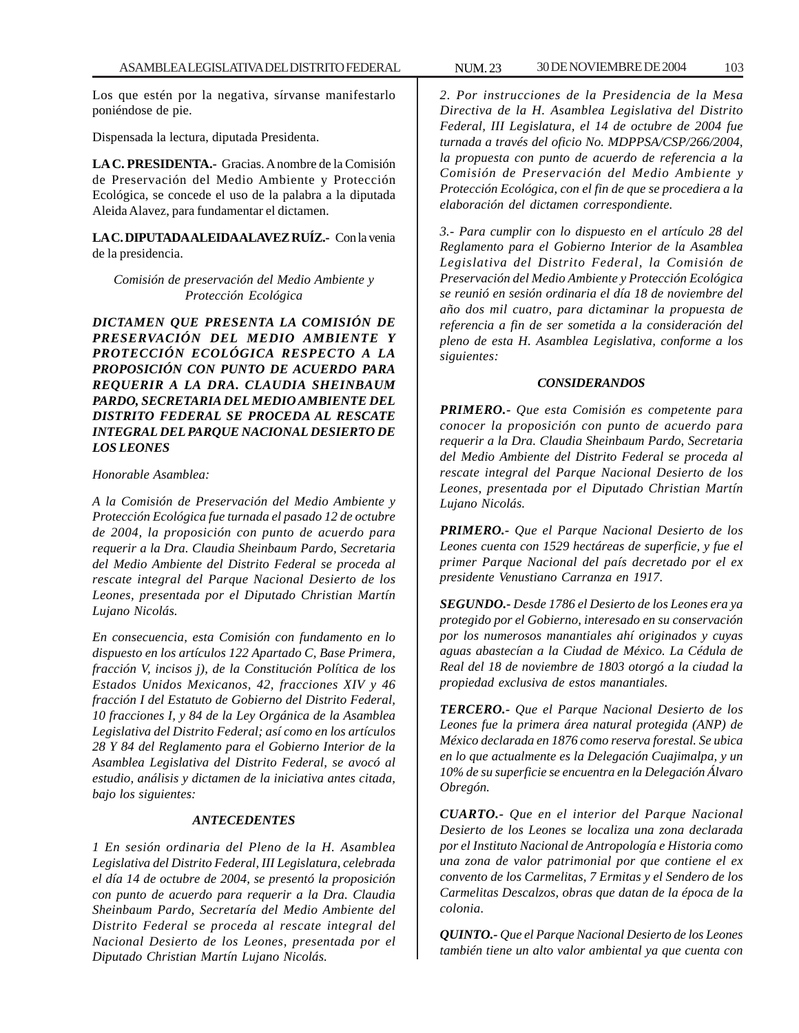Los que estén por la negativa, sírvanse manifestarlo poniéndose de pie.

Dispensada la lectura, diputada Presidenta.

**LA C. PRESIDENTA.-** Gracias. A nombre de la Comisión de Preservación del Medio Ambiente y Protección Ecológica, se concede el uso de la palabra a la diputada Aleida Alavez, para fundamentar el dictamen.

**LA C. DIPUTADA ALEIDA ALAVEZ RUÍZ.-** Con la venia de la presidencia.

*Comisión de preservación del Medio Ambiente y Protección Ecológica*

***DICTAMEN QUE PRESENTA LA COMISIÓN DE PRESERVACIÓN DEL MEDIO AMBIENTE Y PROTECCIÓN ECOLÓGICA RESPECTO A LA PROPOSICIÓN CON PUNTO DE ACUERDO PARA REQUERIR A LA DRA. CLAUDIA SHEINBAUM PARDO, SECRETARIA DEL MEDIO AMBIENTE DEL DISTRITO FEDERAL SE PROCEDA AL RESCATE INTEGRAL DEL PARQUE NACIONAL DESIERTO DE LOS LEONES***

*Honorable Asamblea:*

*A la Comisión de Preservación del Medio Ambiente y Protección Ecológica fue turnada el pasado 12 de octubre de 2004, la proposición con punto de acuerdo para requerir a la Dra. Claudia Sheinbaum Pardo, Secretaria del Medio Ambiente del Distrito Federal se proceda al rescate integral del Parque Nacional Desierto de los Leones, presentada por el Diputado Christian Martín Lujano Nicolás.*

*En consecuencia, esta Comisión con fundamento en lo dispuesto en los artículos 122 Apartado C, Base Primera, fracción V, incisos j), de la Constitución Política de los Estados Unidos Mexicanos, 42, fracciones XIV y 46 fracción I del Estatuto de Gobierno del Distrito Federal, 10 fracciones I, y 84 de la Ley Orgánica de la Asamblea Legislativa del Distrito Federal; así como en los artículos 28 Y 84 del Reglamento para el Gobierno Interior de la Asamblea Legislativa del Distrito Federal, se avocó al estudio, análisis y dictamen de la iniciativa antes citada, bajo los siguientes:*

***ANTECEDENTES***

*1 En sesión ordinaria del Pleno de la H. Asamblea Legislativa del Distrito Federal, III Legislatura, celebrada el día 14 de octubre de 2004, se presentó la proposición con punto de acuerdo para requerir a la Dra. Claudia Sheinbaum Pardo, Secretaría del Medio Ambiente del Distrito Federal se proceda al rescate integral del Nacional Desierto de los Leones, presentada por el Diputado Christian Martín Lujano Nicolás.*

*2. Por instrucciones de la Presidencia de la Mesa Directiva de la H. Asamblea Legislativa del Distrito Federal, III Legislatura, el 14 de octubre de 2004 fue turnada a través del oficio No. MDPPSA/CSP/266/2004, la propuesta con punto de acuerdo de referencia a la Comisión de Preservación del Medio Ambiente y Protección Ecológica, con el fin de que se procediera a la elaboración del dictamen correspondiente.*

*3.- Para cumplir con lo dispuesto en el artículo 28 del Reglamento para el Gobierno Interior de la Asamblea Legislativa del Distrito Federal, la Comisión de Preservación del Medio Ambiente y Protección Ecológica se reunió en sesión ordinaria el día 18 de noviembre del año dos mil cuatro, para dictaminar la propuesta de referencia a fin de ser sometida a la consideración del pleno de esta H. Asamblea Legislativa, conforme a los siguientes:*

***CONSIDERANDOS***

***PRIMERO.-*** *Que esta Comisión es competente para conocer la proposición con punto de acuerdo para requerir a la Dra. Claudia Sheinbaum Pardo, Secretaria del Medio Ambiente del Distrito Federal se proceda al rescate integral del Parque Nacional Desierto de los Leones, presentada por el Diputado Christian Martín Lujano Nicolás.*

***PRIMERO.-*** *Que el Parque Nacional Desierto de los Leones cuenta con 1529 hectáreas de superficie, y fue el primer Parque Nacional del país decretado por el ex presidente Venustiano Carranza en 1917.*

***SEGUNDO.-*** *Desde 1786 el Desierto de los Leones era ya protegido por el Gobierno, interesado en su conservación por los numerosos manantiales ahí originados y cuyas aguas abastecían a la Ciudad de México. La Cédula de Real del 18 de noviembre de 1803 otorgó a la ciudad la propiedad exclusiva de estos manantiales.*

***TERCERO.-*** *Que el Parque Nacional Desierto de los Leones fue la primera área natural protegida (ANP) de México declarada en 1876 como reserva forestal. Se ubica en lo que actualmente es la Delegación Cuajimalpa, y un 10% de su superficie se encuentra en la Delegación Álvaro Obregón.*

***CUARTO.-*** *Que en el interior del Parque Nacional Desierto de los Leones se localiza una zona declarada por el Instituto Nacional de Antropología e Historia como una zona de valor patrimonial por que contiene el ex convento de los Carmelitas, 7 Ermitas y el Sendero de los Carmelitas Descalzos, obras que datan de la época de la colonia.*

***QUINTO.-*** *Que el Parque Nacional Desierto de los Leones también tiene un alto valor ambiental ya que cuenta con*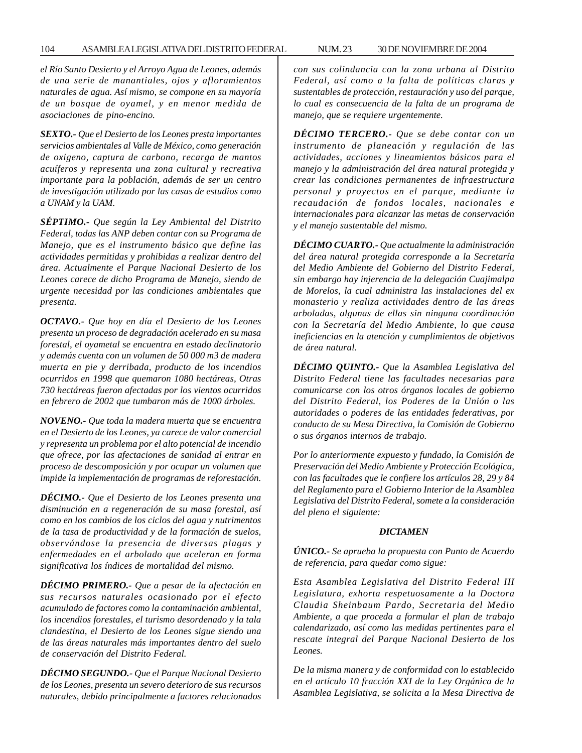*el Río Santo Desierto y el Arroyo Agua de Leones, además de una serie de manantiales, ojos y afloramientos naturales de agua. Así mismo, se compone en su mayoría de un bosque de oyamel, y en menor medida de asociaciones de pino-encino.*

***SEXTO.-*** *Que el Desierto de los Leones presta importantes servicios ambientales al Valle de México, como generación de oxigeno, captura de carbono, recarga de mantos acuíferos y representa una zona cultural y recreativa importante para la población, además de ser un centro de investigación utilizado por las casas de estudios como a UNAM y la UAM.*

***SÉPTIMO.-*** *Que según la Ley Ambiental del Distrito Federal, todas las ANP deben contar con su Programa de Manejo, que es el instrumento básico que define las actividades permitidas y prohibidas a realizar dentro del área. Actualmente el Parque Nacional Desierto de los Leones carece de dicho Programa de Manejo, siendo de urgente necesidad por las condiciones ambientales que presenta.*

***OCTAVO.-*** *Que hoy en día el Desierto de los Leones presenta un proceso de degradación acelerado en su masa forestal, el oyametal se encuentra en estado declinatorio y además cuenta con un volumen de 50 000 m3 de madera muerta en pie y derribada, producto de los incendios ocurridos en 1998 que quemaron 1080 hectáreas, Otras 730 hectáreas fueron afectadas por los vientos ocurridos en febrero de 2002 que tumbaron más de 1000 árboles.*

***NOVENO.-*** *Que toda la madera muerta que se encuentra en el Desierto de los Leones, ya carece de valor comercial y representa un problema por el alto potencial de incendio que ofrece, por las afectaciones de sanidad al entrar en proceso de descomposición y por ocupar un volumen que impide la implementación de programas de reforestación.*

***DÉCIMO.-*** *Que el Desierto de los Leones presenta una disminución en a regeneración de su masa forestal, así como en los cambios de los ciclos del agua y nutrimentos de la tasa de productividad y de la formación de suelos, observándose la presencia de diversas plagas y enfermedades en el arbolado que aceleran en forma significativa los índices de mortalidad del mismo.*

***DÉCIMO PRIMERO.-*** *Que a pesar de la afectación en sus recursos naturales ocasionado por el efecto acumulado de factores como la contaminación ambiental, los incendios forestales, el turismo desordenado y la tala clandestina, el Desierto de los Leones sigue siendo una de las áreas naturales más importantes dentro del suelo de conservación del Distrito Federal.*

***DÉCIMO SEGUNDO.-*** *Que el Parque Nacional Desierto de los Leones, presenta un severo deterioro de sus recursos naturales, debido principalmente a factores relacionados con sus colindancia con la zona urbana al Distrito Federal, así como a la falta de políticas claras y sustentables de protección, restauración y uso del parque, lo cual es consecuencia de la falta de un programa de manejo, que se requiere urgentemente.*

***DÉCIMO TERCERO.-*** *Que se debe contar con un instrumento de planeación y regulación de las actividades, acciones y lineamientos básicos para el manejo y la administración del área natural protegida y crear las condiciones permanentes de infraestructura personal y proyectos en el parque, mediante la recaudación de fondos locales, nacionales e internacionales para alcanzar las metas de conservación y el manejo sustentable del mismo.*

***DÉCIMO CUARTO.-*** *Que actualmente la administración del área natural protegida corresponde a la Secretaría del Medio Ambiente del Gobierno del Distrito Federal, sin embargo hay injerencia de la delegación Cuajimalpa de Morelos, la cual administra las instalaciones del ex monasterio y realiza actividades dentro de las áreas arboladas, algunas de ellas sin ninguna coordinación con la Secretaría del Medio Ambiente, lo que causa ineficiencias en la atención y cumplimientos de objetivos de área natural.*

***DÉCIMO QUINTO.-*** *Que la Asamblea Legislativa del Distrito Federal tiene las facultades necesarias para comunicarse con los otros órganos locales de gobierno del Distrito Federal, los Poderes de la Unión o las autoridades o poderes de las entidades federativas, por conducto de su Mesa Directiva, la Comisión de Gobierno o sus órganos internos de trabajo.*

*Por lo anteriormente expuesto y fundado, la Comisión de Preservación del Medio Ambiente y Protección Ecológica, con las facultades que le confiere los artículos 28, 29 y 84 del Reglamento para el Gobierno Interior de la Asamblea Legislativa del Distrito Federal, somete a la consideración del pleno el siguiente:*

***DICTAMEN***

***ÚNICO.-*** *Se aprueba la propuesta con Punto de Acuerdo de referencia, para quedar como sigue:*

*Esta Asamblea Legislativa del Distrito Federal III Legislatura, exhorta respetuosamente a la Doctora Claudia Sheinbaum Pardo, Secretaria del Medio Ambiente, a que proceda a formular el plan de trabajo calendarizado, así como las medidas pertinentes para el rescate integral del Parque Nacional Desierto de los Leones.*

*De la misma manera y de conformidad con lo establecido en el artículo 10 fracción XXI de la Ley Orgánica de la Asamblea Legislativa, se solicita a la Mesa Directiva de*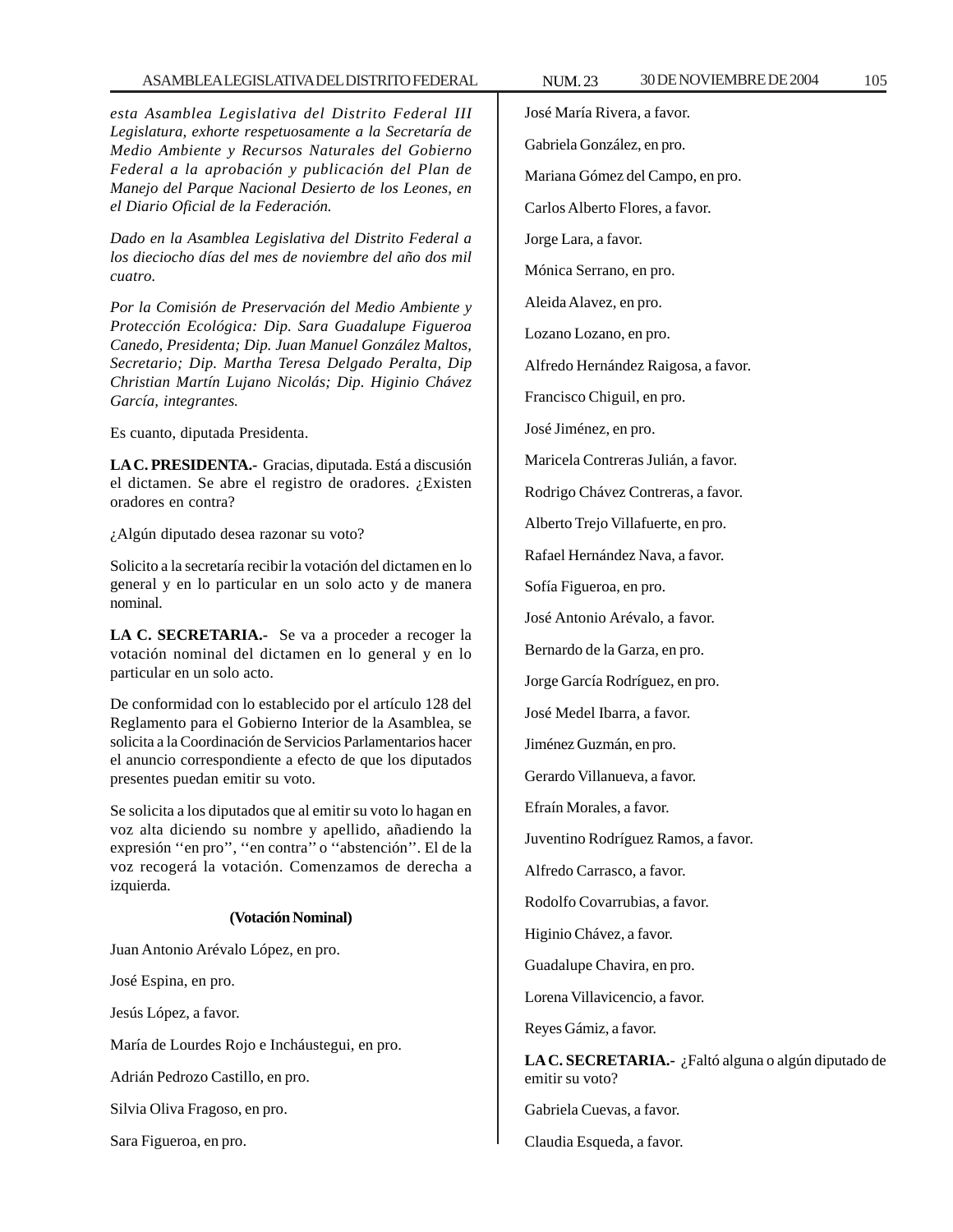*esta Asamblea Legislativa del Distrito Federal III Legislatura, exhorte respetuosamente a la Secretaría de Medio Ambiente y Recursos Naturales del Gobierno Federal a la aprobación y publicación del Plan de Manejo del Parque Nacional Desierto de los Leones, en el Diario Oficial de la Federación.*

*Dado en la Asamblea Legislativa del Distrito Federal a los dieciocho días del mes de noviembre del año dos mil cuatro.*

*Por la Comisión de Preservación del Medio Ambiente y Protección Ecológica: Dip. Sara Guadalupe Figueroa Canedo, Presidenta; Dip. Juan Manuel González Maltos, Secretario; Dip. Martha Teresa Delgado Peralta, Dip Christian Martín Lujano Nicolás; Dip. Higinio Chávez García, integrantes.*

Es cuanto, diputada Presidenta.

**LA C. PRESIDENTA.-** Gracias, diputada. Está a discusión el dictamen. Se abre el registro de oradores. ¿Existen oradores en contra?

¿Algún diputado desea razonar su voto?

Solicito a la secretaría recibir la votación del dictamen en lo general y en lo particular en un solo acto y de manera nominal.

**LA C. SECRETARIA.-** Se va a proceder a recoger la votación nominal del dictamen en lo general y en lo particular en un solo acto.

De conformidad con lo establecido por el artículo 128 del Reglamento para el Gobierno Interior de la Asamblea, se solicita a la Coordinación de Servicios Parlamentarios hacer el anuncio correspondiente a efecto de que los diputados presentes puedan emitir su voto.

Se solicita a los diputados que al emitir su voto lo hagan en voz alta diciendo su nombre y apellido, añadiendo la expresión ''en pro'', ''en contra'' o ''abstención''. El de la voz recogerá la votación. Comenzamos de derecha a izquierda.

**(Votación Nominal)**

Juan Antonio Arévalo López, en pro.

José Espina, en pro.

Jesús López, a favor.

María de Lourdes Rojo e Incháustegui, en pro.

Adrián Pedrozo Castillo, en pro.

Silvia Oliva Fragoso, en pro.

Sara Figueroa, en pro.

José María Rivera, a favor.

Gabriela González, en pro.

Mariana Gómez del Campo, en pro.

Carlos Alberto Flores, a favor.

Jorge Lara, a favor.

Mónica Serrano, en pro.

Aleida Alavez, en pro.

Lozano Lozano, en pro.

Alfredo Hernández Raigosa, a favor.

Francisco Chiguil, en pro.

José Jiménez, en pro.

Maricela Contreras Julián, a favor.

Rodrigo Chávez Contreras, a favor.

Alberto Trejo Villafuerte, en pro.

Rafael Hernández Nava, a favor.

Sofía Figueroa, en pro.

José Antonio Arévalo, a favor.

Bernardo de la Garza, en pro.

Jorge García Rodríguez, en pro.

José Medel Ibarra, a favor.

Jiménez Guzmán, en pro.

Gerardo Villanueva, a favor.

Efraín Morales, a favor.

Juventino Rodríguez Ramos, a favor.

Alfredo Carrasco, a favor.

Rodolfo Covarrubias, a favor.

Higinio Chávez, a favor.

Guadalupe Chavira, en pro.

Lorena Villavicencio, a favor.

Reyes Gámiz, a favor.

**LA C. SECRETARIA.-** ¿Faltó alguna o algún diputado de emitir su voto?

Gabriela Cuevas, a favor.

Claudia Esqueda, a favor.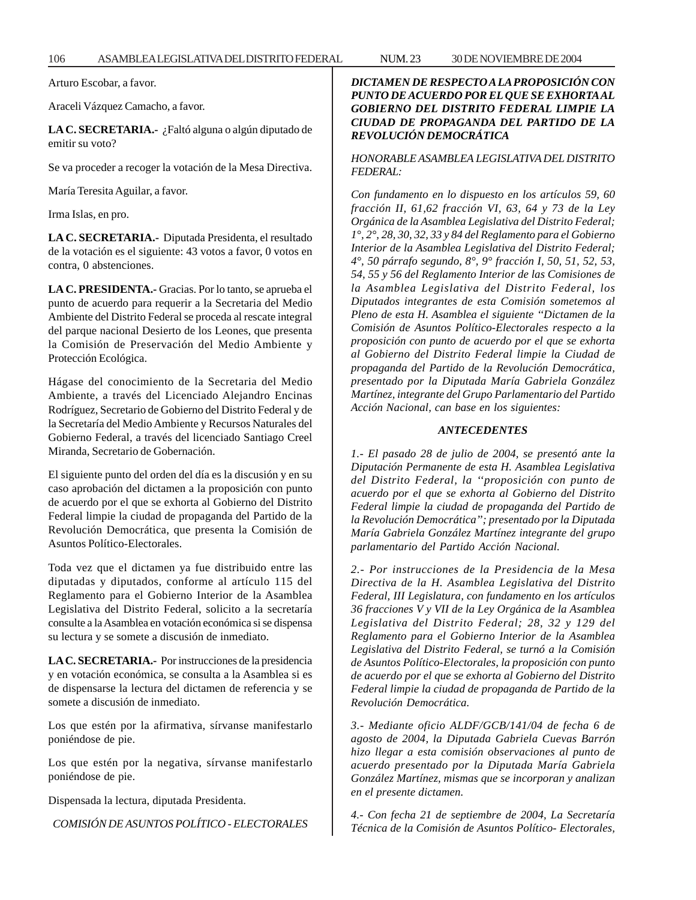Arturo Escobar, a favor.

Araceli Vázquez Camacho, a favor.

**LA C. SECRETARIA.-** ¿Faltó alguna o algún diputado de emitir su voto?

Se va proceder a recoger la votación de la Mesa Directiva.

María Teresita Aguilar, a favor.

Irma Islas, en pro.

**LA C. SECRETARIA.-** Diputada Presidenta, el resultado de la votación es el siguiente: 43 votos a favor, 0 votos en contra, 0 abstenciones.

**LA C. PRESIDENTA.-** Gracias. Por lo tanto, se aprueba el punto de acuerdo para requerir a la Secretaria del Medio Ambiente del Distrito Federal se proceda al rescate integral del parque nacional Desierto de los Leones, que presenta la Comisión de Preservación del Medio Ambiente y Protección Ecológica.

Hágase del conocimiento de la Secretaria del Medio Ambiente, a través del Licenciado Alejandro Encinas Rodríguez, Secretario de Gobierno del Distrito Federal y de la Secretaría del Medio Ambiente y Recursos Naturales del Gobierno Federal, a través del licenciado Santiago Creel Miranda, Secretario de Gobernación.

El siguiente punto del orden del día es la discusión y en su caso aprobación del dictamen a la proposición con punto de acuerdo por el que se exhorta al Gobierno del Distrito Federal limpie la ciudad de propaganda del Partido de la Revolución Democrática, que presenta la Comisión de Asuntos Político-Electorales.

Toda vez que el dictamen ya fue distribuido entre las diputadas y diputados, conforme al artículo 115 del Reglamento para el Gobierno Interior de la Asamblea Legislativa del Distrito Federal, solicito a la secretaría consulte a la Asamblea en votación económica si se dispensa su lectura y se somete a discusión de inmediato.

**LA C. SECRETARIA.-** Por instrucciones de la presidencia y en votación económica, se consulta a la Asamblea si es de dispensarse la lectura del dictamen de referencia y se somete a discusión de inmediato.

Los que estén por la afirmativa, sírvanse manifestarlo poniéndose de pie.

Los que estén por la negativa, sírvanse manifestarlo poniéndose de pie.

Dispensada la lectura, diputada Presidenta.

*COMISIÓN DE ASUNTOS POLÍTICO - ELECTORALES*

***DICTAMEN DE RESPECTO A LA PROPOSICIÓN CON PUNTO DE ACUERDO POR EL QUE SE EXHORTA AL GOBIERNO DEL DISTRITO FEDERAL LIMPIE LA CIUDAD DE PROPAGANDA DEL PARTIDO DE LA REVOLUCIÓN DEMOCRÁTICA***

*HONORABLE ASAMBLEA LEGISLATIVA DEL DISTRITO FEDERAL:*

*Con fundamento en lo dispuesto en los artículos 59, 60 fracción II, 61,62 fracción VI, 63, 64 y 73 de la Ley Orgánica de la Asamblea Legislativa del Distrito Federal; 1°, 2°, 28, 30, 32, 33 y 84 del Reglamento para el Gobierno Interior de la Asamblea Legislativa del Distrito Federal; 4°, 50 párrafo segundo, 8°, 9° fracción I, 50, 51, 52, 53, 54, 55 y 56 del Reglamento Interior de las Comisiones de la Asamblea Legislativa del Distrito Federal, los Diputados integrantes de esta Comisión sometemos al Pleno de esta H. Asamblea el siguiente "Dictamen de la Comisión de Asuntos Político-Electorales respecto a la proposición con punto de acuerdo por el que se exhorta al Gobierno del Distrito Federal limpie la Ciudad de propaganda del Partido de la Revolución Democrática, presentado por la Diputada María Gabriela González Martínez, integrante del Grupo Parlamentario del Partido Acción Nacional, can base en los siguientes:*

***ANTECEDENTES***

*1.- El pasado 28 de julio de 2004, se presentó ante la Diputación Permanente de esta H. Asamblea Legislativa del Distrito Federal, la "proposición con punto de acuerdo por el que se exhorta al Gobierno del Distrito Federal limpie la ciudad de propaganda del Partido de la Revolución Democrática"; presentado por la Diputada María Gabriela González Martínez integrante del grupo parlamentario del Partido Acción Nacional.*

*2.- Por instrucciones de la Presidencia de la Mesa Directiva de la H. Asamblea Legislativa del Distrito Federal, III Legislatura, con fundamento en los artículos 36 fracciones V y VII de la Ley Orgánica de la Asamblea Legislativa del Distrito Federal; 28, 32 y 129 del Reglamento para el Gobierno Interior de la Asamblea Legislativa del Distrito Federal, se turnó a la Comisión de Asuntos Político-Electorales, la proposición con punto de acuerdo por el que se exhorta al Gobierno del Distrito Federal limpie la ciudad de propaganda de Partido de la Revolución Democrática.*

*3.- Mediante oficio ALDF/GCB/141/04 de fecha 6 de agosto de 2004, la Diputada Gabriela Cuevas Barrón hizo llegar a esta comisión observaciones al punto de acuerdo presentado por la Diputada María Gabriela González Martínez, mismas que se incorporan y analizan en el presente dictamen.*

*4.- Con fecha 21 de septiembre de 2004, La Secretaría Técnica de la Comisión de Asuntos Político- Electorales,*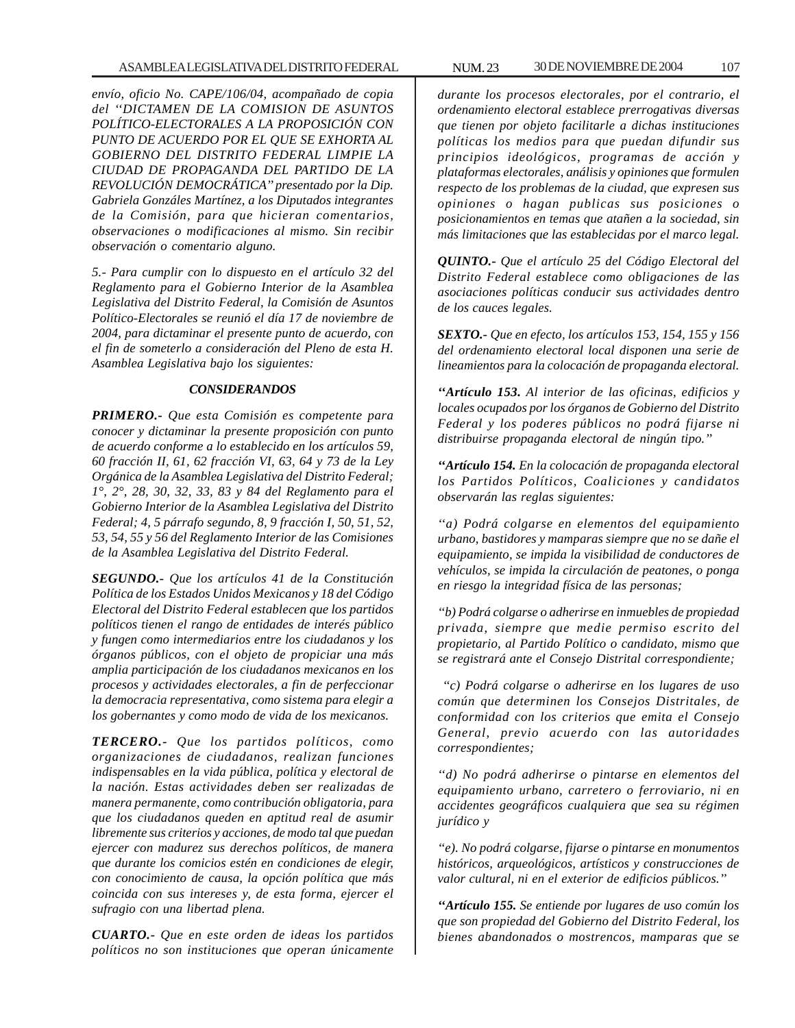*envío, oficio No. CAPE/106/04, acompañado de copia del ''DICTAMEN DE LA COMISION DE ASUNTOS POLÍTICO-ELECTORALES A LA PROPOSICIÓN CON PUNTO DE ACUERDO POR EL QUE SE EXHORTA AL GOBIERNO DEL DISTRITO FEDERAL LIMPIE LA CIUDAD DE PROPAGANDA DEL PARTIDO DE LA REVOLUCIÓN DEMOCRÁTICA'' presentado por la Dip. Gabriela Gonzáles Martínez, a los Diputados integrantes de la Comisión, para que hicieran comentarios, observaciones o modificaciones al mismo. Sin recibir observación o comentario alguno.*

*5.- Para cumplir con lo dispuesto en el artículo 32 del Reglamento para el Gobierno Interior de la Asamblea Legislativa del Distrito Federal, la Comisión de Asuntos Político-Electorales se reunió el día 17 de noviembre de 2004, para dictaminar el presente punto de acuerdo, con el fin de someterlo a consideración del Pleno de esta H. Asamblea Legislativa bajo los siguientes:*

### *CONSIDERANDOS*

***PRIMERO.-** Que esta Comisión es competente para conocer y dictaminar la presente proposición con punto de acuerdo conforme a lo establecido en los artículos 59, 60 fracción II, 61, 62 fracción VI, 63, 64 y 73 de la Ley Orgánica de la Asamblea Legislativa del Distrito Federal; 1°, 2°, 28, 30, 32, 33, 83 y 84 del Reglamento para el Gobierno Interior de la Asamblea Legislativa del Distrito Federal; 4, 5 párrafo segundo, 8, 9 fracción I, 50, 51, 52, 53, 54, 55 y 56 del Reglamento Interior de las Comisiones de la Asamblea Legislativa del Distrito Federal.*

***SEGUNDO.-** Que los artículos 41 de la Constitución Política de los Estados Unidos Mexicanos y 18 del Código Electoral del Distrito Federal establecen que los partidos políticos tienen el rango de entidades de interés público y fungen como intermediarios entre los ciudadanos y los órganos públicos, con el objeto de propiciar una más amplia participación de los ciudadanos mexicanos en los procesos y actividades electorales, a fin de perfeccionar la democracia representativa, como sistema para elegir a los gobernantes y como modo de vida de los mexicanos.*

***TERCERO.-** Que los partidos políticos, como organizaciones de ciudadanos, realizan funciones indispensables en la vida pública, política y electoral de la nación. Estas actividades deben ser realizadas de manera permanente, como contribución obligatoria, para que los ciudadanos queden en aptitud real de asumir libremente sus criterios y acciones, de modo tal que puedan ejercer con madurez sus derechos políticos, de manera que durante los comicios estén en condiciones de elegir, con conocimiento de causa, la opción política que más coincida con sus intereses y, de esta forma, ejercer el sufragio con una libertad plena.*

***CUARTO.-** Que en este orden de ideas los partidos políticos no son instituciones que operan únicamente durante los procesos electorales, por el contrario, el ordenamiento electoral establece prerrogativas diversas que tienen por objeto facilitarle a dichas instituciones políticas los medios para que puedan difundir sus principios ideológicos, programas de acción y plataformas electorales, análisis y opiniones que formulen respecto de los problemas de la ciudad, que expresen sus opiniones o hagan publicas sus posiciones o posicionamientos en temas que atañen a la sociedad, sin más limitaciones que las establecidas por el marco legal.*

***QUINTO.-** Que el artículo 25 del Código Electoral del Distrito Federal establece como obligaciones de las asociaciones políticas conducir sus actividades dentro de los cauces legales.*

***SEXTO.-** Que en efecto, los artículos 153, 154, 155 y 156 del ordenamiento electoral local disponen una serie de lineamientos para la colocación de propaganda electoral.*

***''Artículo 153.** Al interior de las oficinas, edificios y locales ocupados por los órganos de Gobierno del Distrito Federal y los poderes públicos no podrá fijarse ni distribuirse propaganda electoral de ningún tipo.''*

***''Artículo 154.** En la colocación de propaganda electoral los Partidos Políticos, Coaliciones y candidatos observarán las reglas siguientes:*

*''a) Podrá colgarse en elementos del equipamiento urbano, bastidores y mamparas siempre que no se dañe el equipamiento, se impida la visibilidad de conductores de vehículos, se impida la circulación de peatones, o ponga en riesgo la integridad física de las personas;*

*''b) Podrá colgarse o adherirse en inmuebles de propiedad privada, siempre que medie permiso escrito del propietario, al Partido Político o candidato, mismo que se registrará ante el Consejo Distrital correspondiente;*

*''c) Podrá colgarse o adherirse en los lugares de uso común que determinen los Consejos Distritales, de conformidad con los criterios que emita el Consejo General, previo acuerdo con las autoridades correspondientes;*

*''d) No podrá adherirse o pintarse en elementos del equipamiento urbano, carretero o ferroviario, ni en accidentes geográficos cualquiera que sea su régimen jurídico y*

*''e). No podrá colgarse, fijarse o pintarse en monumentos históricos, arqueológicos, artísticos y construcciones de valor cultural, ni en el exterior de edificios públicos.''*

***''Artículo 155.** Se entiende por lugares de uso común los que son propiedad del Gobierno del Distrito Federal, los bienes abandonados o mostrencos, mamparas que se*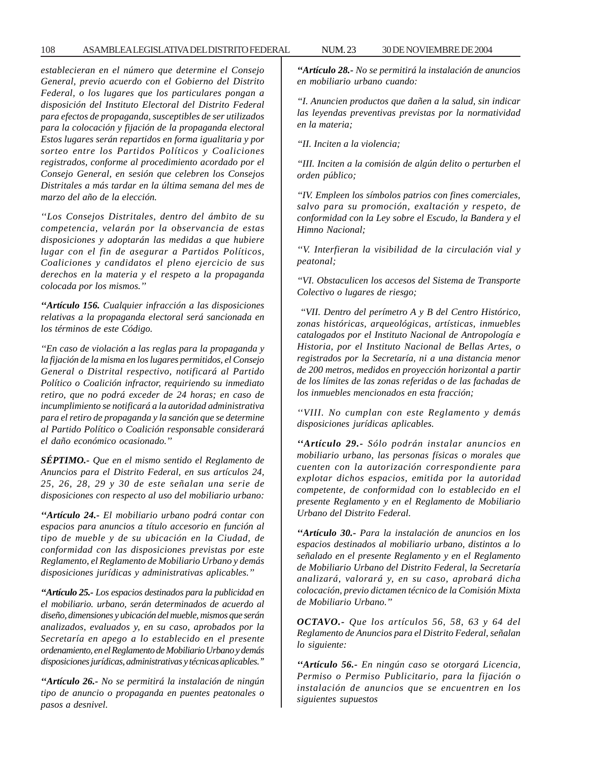*establecieran en el número que determine el Consejo General, previo acuerdo con el Gobierno del Distrito Federal, o los lugares que los particulares pongan a disposición del Instituto Electoral del Distrito Federal para efectos de propaganda, susceptibles de ser utilizados para la colocación y fijación de la propaganda electoral Estos lugares serán repartidos en forma igualitaria y por sorteo entre los Partidos Políticos y Coaliciones registrados, conforme al procedimiento acordado por el Consejo General, en sesión que celebren los Consejos Distritales a más tardar en la última semana del mes de marzo del año de la elección.*

*‘‘Los Consejos Distritales, dentro del ámbito de su competencia, velarán por la observancia de estas disposiciones y adoptarán las medidas a que hubiere lugar con el fin de asegurar a Partidos Políticos, Coaliciones y candidatos el pleno ejercicio de sus derechos en la materia y el respeto a la propaganda colocada por los mismos.’’*

***‘‘Artículo 156.** Cualquier infracción a las disposiciones relativas a la propaganda electoral será sancionada en los términos de este Código.*

*‘‘En caso de violación a las reglas para la propaganda y la fijación de la misma en los lugares permitidos, el Consejo General o Distrital respectivo, notificará al Partido Político o Coalición infractor, requiriendo su inmediato retiro, que no podrá exceder de 24 horas; en caso de incumplimiento se notificará a la autoridad administrativa para el retiro de propaganda y la sanción que se determine al Partido Político o Coalición responsable considerará el daño económico ocasionado.’’*

***SÉPTIMO.-** Que en el mismo sentido el Reglamento de Anuncios para el Distrito Federal, en sus artículos 24, 25, 26, 28, 29 y 30 de este señalan una serie de disposiciones con respecto al uso del mobiliario urbano:*

***‘‘Artículo 24.-** El mobiliario urbano podrá contar con espacios para anuncios a título accesorio en función al tipo de mueble y de su ubicación en la Ciudad, de conformidad con las disposiciones previstas por este Reglamento, el Reglamento de Mobiliario Urbano y demás disposiciones jurídicas y administrativas aplicables.’’*

***‘‘Artículo 25.-** Los espacios destinados para la publicidad en el mobiliario. urbano, serán determinados de acuerdo al diseño, dimensiones y ubicación del mueble, mismos que serán analizados, evaluados y, en su caso, aprobados por la Secretaría en apego a lo establecido en el presente ordenamiento, en el Reglamento de Mobiliario Urbano y demás disposiciones jurídicas, administrativas y técnicas aplicables.’’*

***‘‘Artículo 26.-** No se permitirá la instalación de ningún tipo de anuncio o propaganda en puentes peatonales o pasos a desnivel.*

***‘‘Artículo 28.-** No se permitirá la instalación de anuncios en mobiliario urbano cuando:*

*‘‘I. Anuncien productos que dañen a la salud, sin indicar las leyendas preventivas previstas por la normatividad en la materia;*

*‘‘II. Inciten a la violencia;*

*‘‘III. Inciten a la comisión de algún delito o perturben el orden público;*

*‘‘IV. Empleen los símbolos patrios con fines comerciales, salvo para su promoción, exaltación y respeto, de conformidad con la Ley sobre el Escudo, la Bandera y el Himno Nacional;*

*‘‘V. Interfieran la visibilidad de la circulación vial y peatonal;*

*‘‘VI. Obstaculicen los accesos del Sistema de Transporte Colectivo o lugares de riesgo;*

*‘‘VII. Dentro del perímetro A y B del Centro Histórico, zonas históricas, arqueológicas, artísticas, inmuebles catalogados por el Instituto Nacional de Antropología e Historia, por el Instituto Nacional de Bellas Artes, o registrados por la Secretaría, ni a una distancia menor de 200 metros, medidos en proyección horizontal a partir de los límites de las zonas referidas o de las fachadas de los inmuebles mencionados en esta fracción;*

*‘‘VIII. No cumplan con este Reglamento y demás disposiciones jurídicas aplicables.*

***‘‘Artículo 29.-** Sólo podrán instalar anuncios en mobiliario urbano, las personas físicas o morales que cuenten con la autorización correspondiente para explotar dichos espacios, emitida por la autoridad competente, de conformidad con lo establecido en el presente Reglamento y en el Reglamento de Mobiliario Urbano del Distrito Federal.*

***‘‘Artículo 30.-** Para la instalación de anuncios en los espacios destinados al mobiliario urbano, distintos a lo señalado en el presente Reglamento y en el Reglamento de Mobiliario Urbano del Distrito Federal, la Secretaría analizará, valorará y, en su caso, aprobará dicha colocación, previo dictamen técnico de la Comisión Mixta de Mobiliario Urbano.’’*

***OCTAVO.-** Que los artículos 56, 58, 63 y 64 del Reglamento de Anuncios para el Distrito Federal, señalan lo siguiente:*

***‘‘Artículo 56.-** En ningún caso se otorgará Licencia, Permiso o Permiso Publicitario, para la fijación o instalación de anuncios que se encuentren en los siguientes supuestos*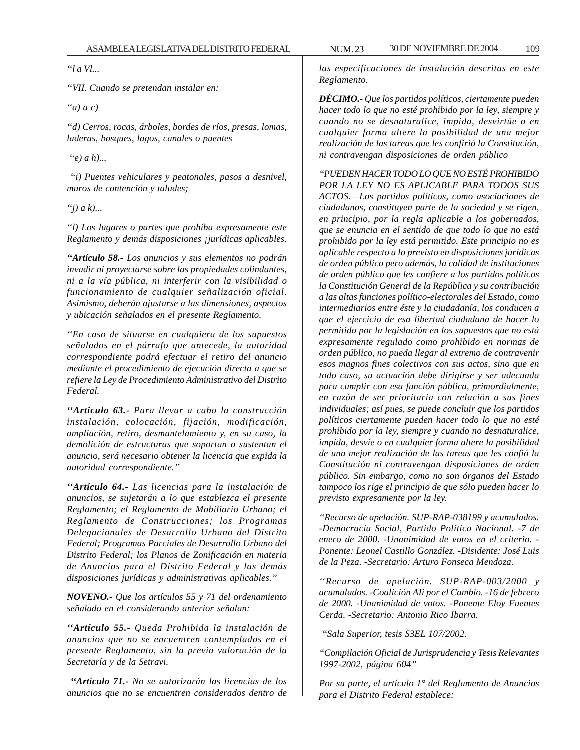*"I a VI...*

*"VII. Cuando se pretendan instalar en:*

*"a) a c)*

*"d) Cerros, rocas, árboles, bordes de ríos, presas, lomas, laderas, bosques, lagos, canales o puentes*

*"e) a h)...*

*"i) Puentes vehiculares y peatonales, pasos a desnivel, muros de contención y taludes;*

*"j) a k)...*

*"l) Los lugares o partes que prohíba expresamente este Reglamento y demás disposiciones ¡jurídicas aplicables.*

***"Artículo 58.-** Los anuncios y sus elementos no podrán invadir ni proyectarse sobre las propiedades colindantes, ni a la vía pública, ni interferir con la visibilidad o funcionamiento de cualquier señalización oficial. Asimismo, deberán ajustarse a las dimensiones, aspectos y ubicación señalados en el presente Reglamento.*

*"En caso de situarse en cualquiera de los supuestos señalados en el párrafo que antecede, la autoridad correspondiente podrá efectuar el retiro del anuncio mediante el procedimiento de ejecución directa a que se refiere la Ley de Procedimiento Administrativo del Distrito Federal.*

***"Articulo 63.-** Para llevar a cabo la construcción instalación, colocación, fijación, modificación, ampliación, retiro, desmantelamiento y, en su caso, la demolición de estructuras que soportan o sustentan el anuncio, será necesario obtener la licencia que expida la autoridad correspondiente."*

***"Artículo 64.-** Las licencias para la instalación de anuncios, se sujetarán a lo que establezca el presente Reglamento; el Reglamento de Mobiliario Urbano; el Reglamento de Construcciones; los Programas Delegacionales de Desarrollo Urbano del Distrito Federal; Programas Parciales de Desarrollo Urbano del Distrito Federal; los Planos de Zonificación en materia de Anuncios para el Distrito Federal y las demás disposiciones jurídicas y administrativas aplicables."*

***NOVENO.-** Que los artículos 55 y 71 del ordenamiento señalado en el considerando anterior señalan:*

***"Artículo 55.-** Queda Prohibida la instalación de anuncios que no se encuentren contemplados en el presente Reglamento, sin la previa valoración de la Secretaría y de la Setravi.*

***"Artículo 71.-** No se autorizarán las licencias de los anuncios que no se encuentren considerados dentro de las especificaciones de instalación descritas en este Reglamento.*

***DÉCIMO.-** Que los partidos políticos, ciertamente pueden hacer todo lo que no esté prohibido por la ley, siempre y cuando no se desnaturalice, impida, desvirtúe o en cualquier forma altere la posibilidad de una mejor realización de las tareas que les confirió la Constitución, ni contravengan disposiciones de orden público*

*"PUEDEN HACER TODO LO QUE NO ESTÉ PROHIBIDO POR LA LEY NO ES APLICABLE PARA TODOS SUS ACTOS.—Los partidos políticos, como asociaciones de ciudadanos, constituyen parte de la sociedad y se rigen, en principio, por la regla aplicable a los gobernados, que se enuncia en el sentido de que todo lo que no está prohibido por la ley está permitido. Este principio no es aplicable respecto a lo previsto en disposiciones jurídicas de orden público pero además, la calidad de instituciones de orden público que les confiere a los partidos políticos la Constitución General de la República y su contribución a las altas funciones político-electorales del Estado, como intermediarios entre éste y la ciudadanía, los conducen a que el ejercicio de esa libertad ciudadana de hacer lo permitido por la legislación en los supuestos que no está expresamente regulado como prohibido en normas de orden público, no pueda llegar al extremo de contravenir esos magnos fines colectivos con sus actos, sino que en todo caso, su actuación debe dirigirse y ser adecuada para cumplir con esa función pública, primordialmente, en razón de ser prioritaria con relación a sus fines individuales; así pues, se puede concluir que los partidos políticos ciertamente pueden hacer todo lo que no esté prohibido por la ley, siempre y cuando no desnaturalice, impida, desvíe o en cualquier forma altere la posibilidad de una mejor realización de las tareas que les confió la Constitución ni contravengan disposiciones de orden público. Sin embargo, como no son órganos del Estado tampoco los rige el principio de que sólo pueden hacer lo previsto expresamente por la ley.*

*"Recurso de apelación. SUP-RAP-038199 y acumulados. -Democracia Social, Partido Político Nacional. -7 de enero de 2000. -Unanimidad de votos en el criterio. -Ponente: Leonel Castillo González. -Disidente: José Luis de la Peza. -Secretario: Arturo Fonseca Mendoza.*

*"Recurso de apelación. SUP-RAP-003/2000 y acumulados. -Coalición AIi por el Cambio. -16 de febrero de 2000. -Unanimidad de votos. -Ponente Eloy Fuentes Cerda. -Secretario: Antonio Rico Ibarra.*

*"Sala Superior, tesis S3EL 107/2002.*

*"Compilación Oficial de Jurisprudencia y Tesis Relevantes 1997-2002, página 604"*

*Por su parte, el artículo 1° del Reglamento de Anuncios para el Distrito Federal establece:*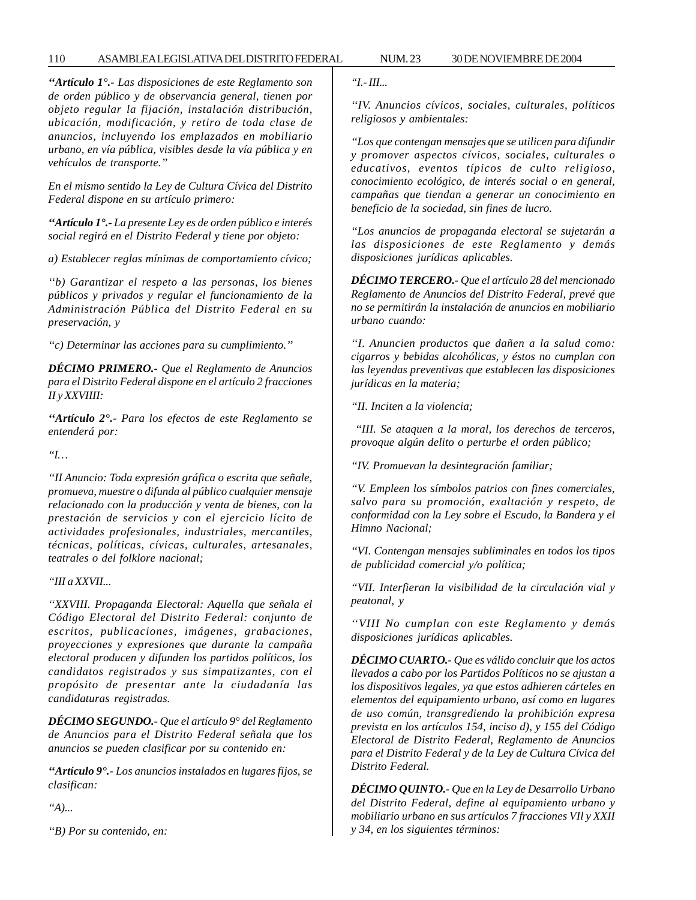*“**Artículo 1°.-** Las disposiciones de este Reglamento son de orden público y de observancia general, tienen por objeto regular la fijación, instalación distribución, ubicación, modificación, y retiro de toda clase de anuncios, incluyendo los emplazados en mobiliario urbano, en vía pública, visibles desde la vía pública y en vehículos de transporte.”*

*En el mismo sentido la Ley de Cultura Cívica del Distrito Federal dispone en su artículo primero:*

*“**Artículo 1°.-** La presente Ley es de orden público e interés social regirá en el Distrito Federal y tiene por objeto:*

*a) Establecer reglas mínimas de comportamiento cívico;*

*“b) Garantizar el respeto a las personas, los bienes públicos y privados y regular el funcionamiento de la Administración Pública del Distrito Federal en su preservación, y*

*“c) Determinar las acciones para su cumplimiento.”*

***DÉCIMO PRIMERO.-** Que el Reglamento de Anuncios para el Distrito Federal dispone en el artículo 2 fracciones II y XXVIIII:*

*“**Artículo 2°.-** Para los efectos de este Reglamento se entenderá por:*

*“I…*

*“II Anuncio: Toda expresión gráfica o escrita que señale, promueva, muestre o difunda al público cualquier mensaje relacionado con la producción y venta de bienes, con la prestación de servicios y con el ejercicio lícito de actividades profesionales, industriales, mercantiles, técnicas, políticas, cívicas, culturales, artesanales, teatrales o del folklore nacional;*

*“III a XXVII...*

*“XXVIII. Propaganda Electoral: Aquella que señala el Código Electoral del Distrito Federal: conjunto de escritos, publicaciones, imágenes, grabaciones, proyecciones y expresiones que durante la campaña electoral producen y difunden los partidos políticos, los candidatos registrados y sus simpatizantes, con el propósito de presentar ante la ciudadanía las candidaturas registradas.*

***DÉCIMO SEGUNDO.-** Que el artículo 9° del Reglamento de Anuncios para el Distrito Federal señala que los anuncios se pueden clasificar por su contenido en:*

*“**Artículo 9°.-** Los anuncios instalados en lugares fijos, se clasifican:*

*“A)...*

*“B) Por su contenido, en:*

*“I.- III...*

*“IV. Anuncios cívicos, sociales, culturales, políticos religiosos y ambientales:*

*“Los que contengan mensajes que se utilicen para difundir y promover aspectos cívicos, sociales, culturales o educativos, eventos típicos de culto religioso, conocimiento ecológico, de interés social o en general, campañas que tiendan a generar un conocimiento en beneficio de la sociedad, sin fines de lucro.*

*“Los anuncios de propaganda electoral se sujetarán a las disposiciones de este Reglamento y demás disposiciones jurídicas aplicables.*

***DÉCIMO TERCERO.-** Que el artículo 28 del mencionado Reglamento de Anuncios del Distrito Federal, prevé que no se permitirán la instalación de anuncios en mobiliario urbano cuando:*

*“I. Anuncien productos que dañen a la salud como: cigarros y bebidas alcohólicas, y éstos no cumplan con las leyendas preventivas que establecen las disposiciones jurídicas en la materia;*

*“II. Inciten a la violencia;*

*“III. Se ataquen a la moral, los derechos de terceros, provoque algún delito o perturbe el orden público;*

*“IV. Promuevan la desintegración familiar;*

*“V. Empleen los símbolos patrios con fines comerciales, salvo para su promoción, exaltación y respeto, de conformidad con la Ley sobre el Escudo, la Bandera y el Himno Nacional;*

*“VI. Contengan mensajes subliminales en todos los tipos de publicidad comercial y/o política;*

*“VII. Interfieran la visibilidad de la circulación vial y peatonal, y*

*“VIII No cumplan con este Reglamento y demás disposiciones jurídicas aplicables.*

***DÉCIMO CUARTO.-** Que es válido concluir que los actos llevados a cabo por los Partidos Políticos no se ajustan a los dispositivos legales, ya que estos adhieren cárteles en elementos del equipamiento urbano, así como en lugares de uso común, transgrediendo la prohibición expresa prevista en los artículos 154, inciso d), y 155 del Código Electoral de Distrito Federal, Reglamento de Anuncios para el Distrito Federal y de la Ley de Cultura Cívica del Distrito Federal.*

***DÉCIMO QUINTO.-** Que en la Ley de Desarrollo Urbano del Distrito Federal, define al equipamiento urbano y mobiliario urbano en sus artículos 7 fracciones VIl y XXII y 34, en los siguientes términos:*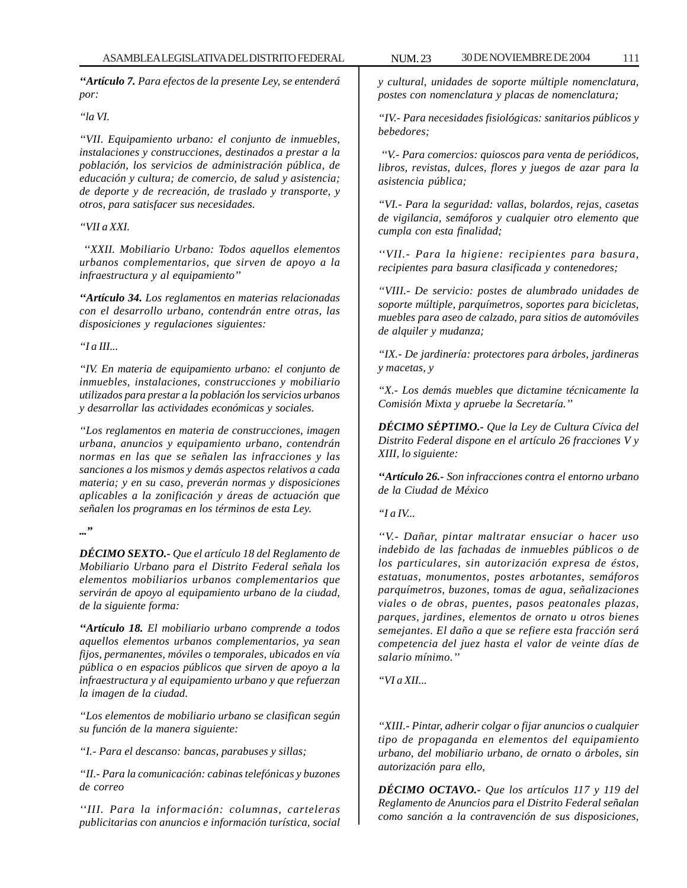***“Artículo 7.*** *Para efectos de la presente Ley, se entenderá por:*

*“la VI.*

*“VII. Equipamiento urbano: el conjunto de inmuebles, instalaciones y construcciones, destinados a prestar a la población, los servicios de administración pública, de educación y cultura; de comercio, de salud y asistencia; de deporte y de recreación, de traslado y transporte, y otros, para satisfacer sus necesidades.*

*“VII a XXI.*

*“XXII. Mobiliario Urbano: Todos aquellos elementos urbanos complementarios, que sirven de apoyo a la infraestructura y al equipamiento”*

***“Artículo 34.*** *Los reglamentos en materias relacionadas con el desarrollo urbano, contendrán entre otras, las disposiciones y regulaciones siguientes:*

*“I a III...*

*“IV. En materia de equipamiento urbano: el conjunto de inmuebles, instalaciones, construcciones y mobiliario utilizados para prestar a la población los servicios urbanos y desarrollar las actividades económicas y sociales.*

*“Los reglamentos en materia de construcciones, imagen urbana, anuncios y equipamiento urbano, contendrán normas en las que se señalen las infracciones y las sanciones a los mismos y demás aspectos relativos a cada materia; y en su caso, preverán normas y disposiciones aplicables a la zonificación y áreas de actuación que señalen los programas en los términos de esta Ley.*

***...”***

***DÉCIMO SEXTO.-*** *Que el artículo 18 del Reglamento de Mobiliario Urbano para el Distrito Federal señala los elementos mobiliarios urbanos complementarios que servirán de apoyo al equipamiento urbano de la ciudad, de la siguiente forma:*

***“Artículo 18.*** *El mobiliario urbano comprende a todos aquellos elementos urbanos complementarios, ya sean fijos, permanentes, móviles o temporales, ubicados en vía pública o en espacios públicos que sirven de apoyo a la infraestructura y al equipamiento urbano y que refuerzan la imagen de la ciudad.*

*“Los elementos de mobiliario urbano se clasifican según su función de la manera siguiente:*

*“I.- Para el descanso: bancas, parabuses y sillas;*

*“II.- Para la comunicación: cabinas telefónicas y buzones de correo*

*“III. Para la información: columnas, carteleras publicitarias con anuncios e información turística, social y cultural, unidades de soporte múltiple nomenclatura, postes con nomenclatura y placas de nomenclatura;*

*“IV.- Para necesidades fisiológicas: sanitarios públicos y bebedores;*

*“V.- Para comercios: quioscos para venta de periódicos, libros, revistas, dulces, flores y juegos de azar para la asistencia pública;*

*“VI.- Para la seguridad: vallas, bolardos, rejas, casetas de vigilancia, semáforos y cualquier otro elemento que cumpla con esta finalidad;*

*“VII.- Para la higiene: recipientes para basura, recipientes para basura clasificada y contenedores;*

*“VIII.- De servicio: postes de alumbrado unidades de soporte múltiple, parquímetros, soportes para bicicletas, muebles para aseo de calzado, para sitios de automóviles de alquiler y mudanza;*

*“IX.- De jardinería: protectores para árboles, jardineras y macetas, y*

*“X.- Los demás muebles que dictamine técnicamente la Comisión Mixta y apruebe la Secretaría.”*

***DÉCIMO SÉPTIMO.-*** *Que la Ley de Cultura Cívica del Distrito Federal dispone en el artículo 26 fracciones V y XIII, lo siguiente:*

***“Artículo 26.-*** *Son infracciones contra el entorno urbano de la Ciudad de México*

*“I a IV...*

*“V.- Dañar, pintar maltratar ensuciar o hacer uso indebido de las fachadas de inmuebles públicos o de los particulares, sin autorización expresa de éstos, estatuas, monumentos, postes arbotantes, semáforos parquímetros, buzones, tomas de agua, señalizaciones viales o de obras, puentes, pasos peatonales plazas, parques, jardines, elementos de ornato u otros bienes semejantes. El daño a que se refiere esta fracción será competencia del juez hasta el valor de veinte días de salario mínimo.”*

*“VI a XII...*

*“XIII.- Pintar, adherir colgar o fijar anuncios o cualquier tipo de propaganda en elementos del equipamiento urbano, del mobiliario urbano, de ornato o árboles, sin autorización para ello,*

***DÉCIMO OCTAVO.-*** *Que los artículos 117 y 119 del Reglamento de Anuncios para el Distrito Federal señalan como sanción a la contravención de sus disposiciones,*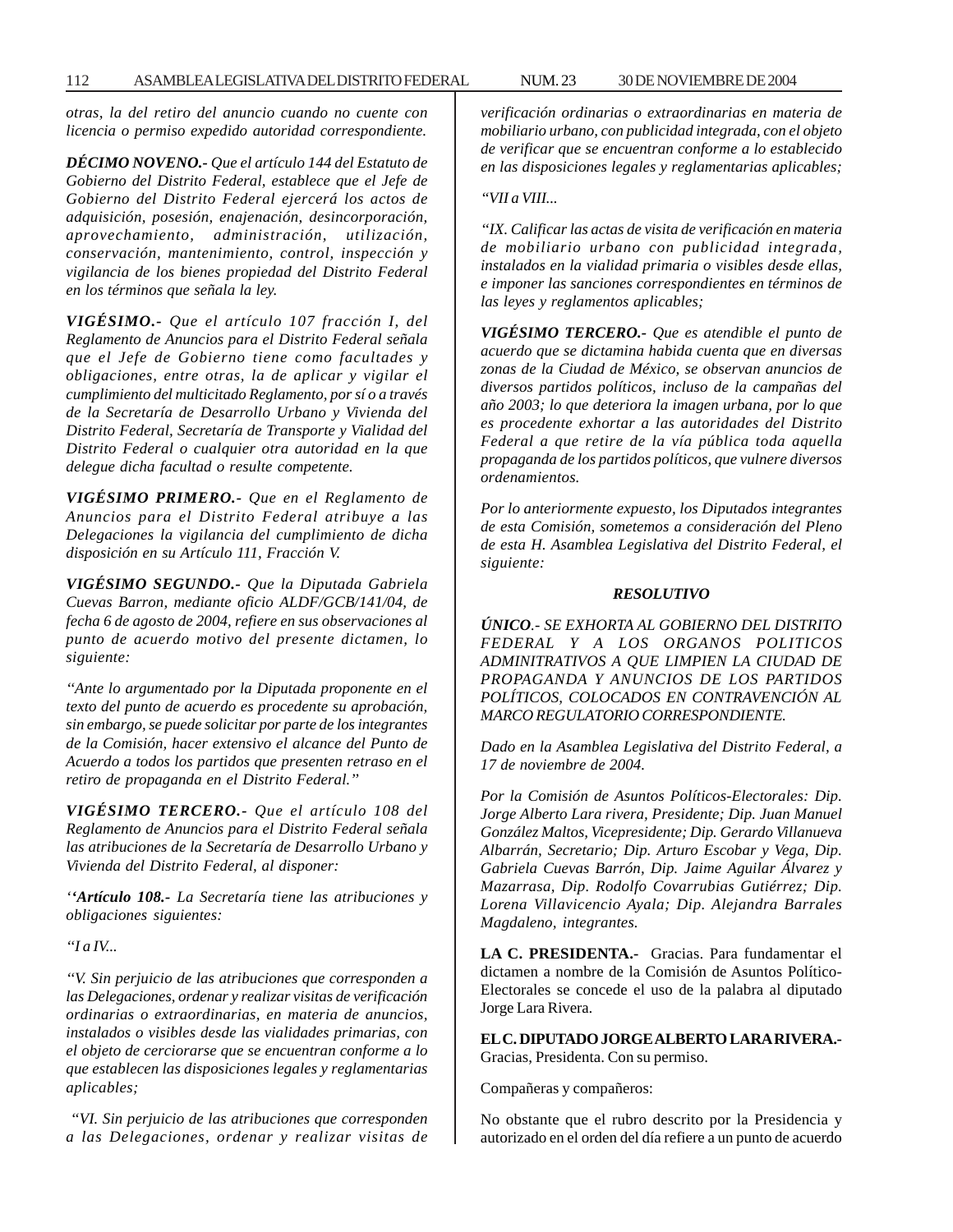*otras, la del retiro del anuncio cuando no cuente con licencia o permiso expedido autoridad correspondiente.*

***DÉCIMO NOVENO.-*** *Que el artículo 144 del Estatuto de Gobierno del Distrito Federal, establece que el Jefe de Gobierno del Distrito Federal ejercerá los actos de adquisición, posesión, enajenación, desincorporación, aprovechamiento, administración, utilización, conservación, mantenimiento, control, inspección y vigilancia de los bienes propiedad del Distrito Federal en los términos que señala la ley.*

***VIGÉSIMO.-*** *Que el artículo 107 fracción I, del Reglamento de Anuncios para el Distrito Federal señala que el Jefe de Gobierno tiene como facultades y obligaciones, entre otras, la de aplicar y vigilar el cumplimiento del multicitado Reglamento, por sí o a través de la Secretaría de Desarrollo Urbano y Vivienda del Distrito Federal, Secretaría de Transporte y Vialidad del Distrito Federal o cualquier otra autoridad en la que delegue dicha facultad o resulte competente.*

***VIGÉSIMO PRIMERO.-*** *Que en el Reglamento de Anuncios para el Distrito Federal atribuye a las Delegaciones la vigilancia del cumplimiento de dicha disposición en su Artículo 111, Fracción V.*

***VIGÉSIMO SEGUNDO.-*** *Que la Diputada Gabriela Cuevas Barron, mediante oficio ALDF/GCB/141/04, de fecha 6 de agosto de 2004, refiere en sus observaciones al punto de acuerdo motivo del presente dictamen, lo siguiente:*

*"Ante lo argumentado por la Diputada proponente en el texto del punto de acuerdo es procedente su aprobación, sin embargo, se puede solicitar por parte de los integrantes de la Comisión, hacer extensivo el alcance del Punto de Acuerdo a todos los partidos que presenten retraso en el retiro de propaganda en el Distrito Federal."*

***VIGÉSIMO TERCERO.-*** *Que el artículo 108 del Reglamento de Anuncios para el Distrito Federal señala las atribuciones de la Secretaría de Desarrollo Urbano y Vivienda del Distrito Federal, al disponer:*

*''**Artículo 108.-** La Secretaría tiene las atribuciones y obligaciones siguientes:*

*"I a IV...*

*"V. Sin perjuicio de las atribuciones que corresponden a las Delegaciones, ordenar y realizar visitas de verificación ordinarias o extraordinarias, en materia de anuncios, instalados o visibles desde las vialidades primarias, con el objeto de cerciorarse que se encuentran conforme a lo que establecen las disposiciones legales y reglamentarias aplicables;*

*"VI. Sin perjuicio de las atribuciones que corresponden a las Delegaciones, ordenar y realizar visitas de verificación ordinarias o extraordinarias en materia de mobiliario urbano, con publicidad integrada, con el objeto de verificar que se encuentran conforme a lo establecido en las disposiciones legales y reglamentarias aplicables;*

*"VII a VIII...*

*"IX. Calificar las actas de visita de verificación en materia de mobiliario urbano con publicidad integrada, instalados en la vialidad primaria o visibles desde ellas, e imponer las sanciones correspondientes en términos de las leyes y reglamentos aplicables;*

***VIGÉSIMO TERCERO.-*** *Que es atendible el punto de acuerdo que se dictamina habida cuenta que en diversas zonas de la Ciudad de México, se observan anuncios de diversos partidos políticos, incluso de la campañas del año 2003; lo que deteriora la imagen urbana, por lo que es procedente exhortar a las autoridades del Distrito Federal a que retire de la vía pública toda aquella propaganda de los partidos políticos, que vulnere diversos ordenamientos.*

*Por lo anteriormente expuesto, los Diputados integrantes de esta Comisión, sometemos a consideración del Pleno de esta H. Asamblea Legislativa del Distrito Federal, el siguiente:*

***RESOLUTIVO***

***ÚNICO**.- SE EXHORTA AL GOBIERNO DEL DISTRITO FEDERAL Y A LOS ORGANOS POLITICOS ADMINITRATIVOS A QUE LIMPIEN LA CIUDAD DE PROPAGANDA Y ANUNCIOS DE LOS PARTIDOS POLÍTICOS, COLOCADOS EN CONTRAVENCIÓN AL MARCO REGULATORIO CORRESPONDIENTE.*

*Dado en la Asamblea Legislativa del Distrito Federal, a 17 de noviembre de 2004.*

*Por la Comisión de Asuntos Políticos-Electorales: Dip. Jorge Alberto Lara rivera, Presidente; Dip. Juan Manuel González Maltos, Vicepresidente; Dip. Gerardo Villanueva Albarrán, Secretario; Dip. Arturo Escobar y Vega, Dip. Gabriela Cuevas Barrón, Dip. Jaime Aguilar Álvarez y Mazarrasa, Dip. Rodolfo Covarrubias Gutiérrez; Dip. Lorena Villavicencio Ayala; Dip. Alejandra Barrales Magdaleno, integrantes.*

**LA C. PRESIDENTA.-** Gracias. Para fundamentar el dictamen a nombre de la Comisión de Asuntos Político-Electorales se concede el uso de la palabra al diputado Jorge Lara Rivera.

**EL C. DIPUTADO JORGE ALBERTO LARA RIVERA.-** Gracias, Presidenta. Con su permiso.

Compañeras y compañeros:

No obstante que el rubro descrito por la Presidencia y autorizado en el orden del día refiere a un punto de acuerdo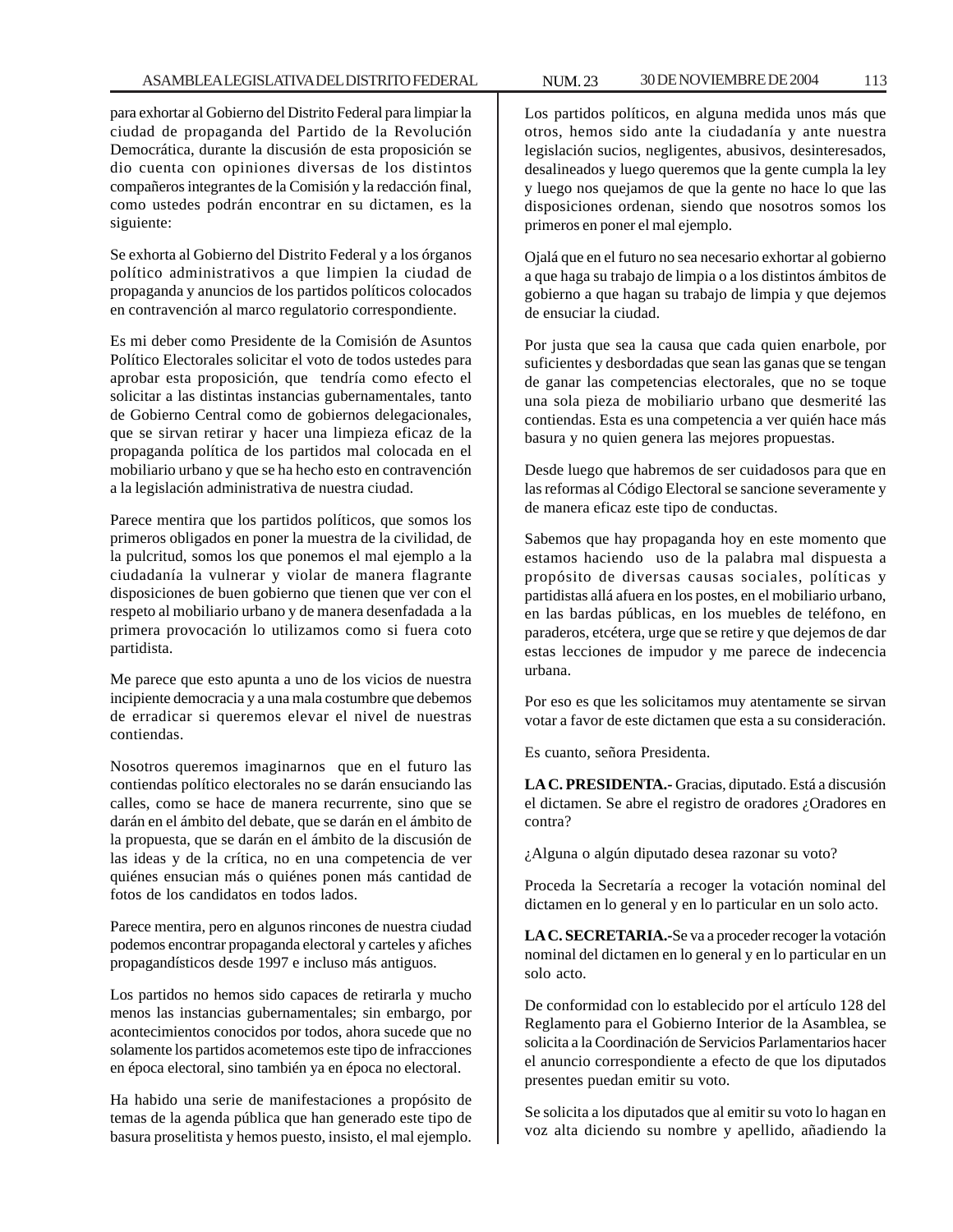para exhortar al Gobierno del Distrito Federal para limpiar la ciudad de propaganda del Partido de la Revolución Democrática, durante la discusión de esta proposición se dio cuenta con opiniones diversas de los distintos compañeros integrantes de la Comisión y la redacción final, como ustedes podrán encontrar en su dictamen, es la siguiente:

Se exhorta al Gobierno del Distrito Federal y a los órganos político administrativos a que limpien la ciudad de propaganda y anuncios de los partidos políticos colocados en contravención al marco regulatorio correspondiente.

Es mi deber como Presidente de la Comisión de Asuntos Político Electorales solicitar el voto de todos ustedes para aprobar esta proposición, que tendría como efecto el solicitar a las distintas instancias gubernamentales, tanto de Gobierno Central como de gobiernos delegacionales, que se sirvan retirar y hacer una limpieza eficaz de la propaganda política de los partidos mal colocada en el mobiliario urbano y que se ha hecho esto en contravención a la legislación administrativa de nuestra ciudad.

Parece mentira que los partidos políticos, que somos los primeros obligados en poner la muestra de la civilidad, de la pulcritud, somos los que ponemos el mal ejemplo a la ciudadanía la vulnerar y violar de manera flagrante disposiciones de buen gobierno que tienen que ver con el respeto al mobiliario urbano y de manera desenfadada a la primera provocación lo utilizamos como si fuera coto partidista.

Me parece que esto apunta a uno de los vicios de nuestra incipiente democracia y a una mala costumbre que debemos de erradicar si queremos elevar el nivel de nuestras contiendas.

Nosotros queremos imaginarnos que en el futuro las contiendas político electorales no se darán ensuciando las calles, como se hace de manera recurrente, sino que se darán en el ámbito del debate, que se darán en el ámbito de la propuesta, que se darán en el ámbito de la discusión de las ideas y de la crítica, no en una competencia de ver quiénes ensucian más o quiénes ponen más cantidad de fotos de los candidatos en todos lados.

Parece mentira, pero en algunos rincones de nuestra ciudad podemos encontrar propaganda electoral y carteles y afiches propagandísticos desde 1997 e incluso más antiguos.

Los partidos no hemos sido capaces de retirarla y mucho menos las instancias gubernamentales; sin embargo, por acontecimientos conocidos por todos, ahora sucede que no solamente los partidos acometemos este tipo de infracciones en época electoral, sino también ya en época no electoral.

Ha habido una serie de manifestaciones a propósito de temas de la agenda pública que han generado este tipo de basura proselitista y hemos puesto, insisto, el mal ejemplo.

Los partidos políticos, en alguna medida unos más que otros, hemos sido ante la ciudadanía y ante nuestra legislación sucios, negligentes, abusivos, desinteresados, desalineados y luego queremos que la gente cumpla la ley y luego nos quejamos de que la gente no hace lo que las disposiciones ordenan, siendo que nosotros somos los primeros en poner el mal ejemplo.

Ojalá que en el futuro no sea necesario exhortar al gobierno a que haga su trabajo de limpia o a los distintos ámbitos de gobierno a que hagan su trabajo de limpia y que dejemos de ensuciar la ciudad.

Por justa que sea la causa que cada quien enarbole, por suficientes y desbordadas que sean las ganas que se tengan de ganar las competencias electorales, que no se toque una sola pieza de mobiliario urbano que desmerité las contiendas. Esta es una competencia a ver quién hace más basura y no quien genera las mejores propuestas.

Desde luego que habremos de ser cuidadosos para que en las reformas al Código Electoral se sancione severamente y de manera eficaz este tipo de conductas.

Sabemos que hay propaganda hoy en este momento que estamos haciendo uso de la palabra mal dispuesta a propósito de diversas causas sociales, políticas y partidistas allá afuera en los postes, en el mobiliario urbano, en las bardas públicas, en los muebles de teléfono, en paraderos, etcétera, urge que se retire y que dejemos de dar estas lecciones de impudor y me parece de indecencia urbana.

Por eso es que les solicitamos muy atentamente se sirvan votar a favor de este dictamen que esta a su consideración.

Es cuanto, señora Presidenta.

**LA C. PRESIDENTA.-** Gracias, diputado. Está a discusión el dictamen. Se abre el registro de oradores ¿Oradores en contra?

¿Alguna o algún diputado desea razonar su voto?

Proceda la Secretaría a recoger la votación nominal del dictamen en lo general y en lo particular en un solo acto.

**LA C. SECRETARIA.-**Se va a proceder recoger la votación nominal del dictamen en lo general y en lo particular en un solo acto.

De conformidad con lo establecido por el artículo 128 del Reglamento para el Gobierno Interior de la Asamblea, se solicita a la Coordinación de Servicios Parlamentarios hacer el anuncio correspondiente a efecto de que los diputados presentes puedan emitir su voto.

Se solicita a los diputados que al emitir su voto lo hagan en voz alta diciendo su nombre y apellido, añadiendo la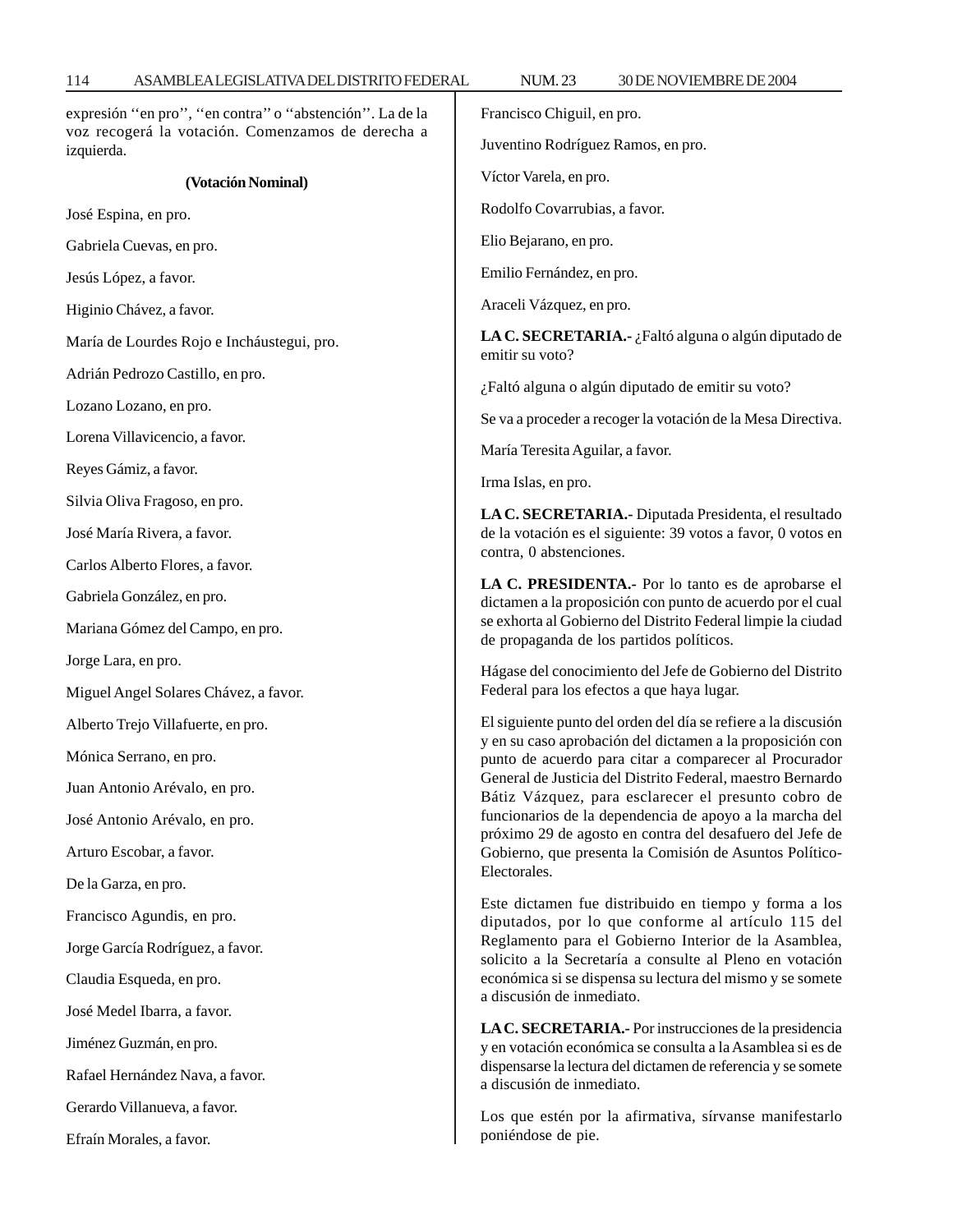expresión ''en pro'', ''en contra'' o ''abstención''. La de la voz recogerá la votación. Comenzamos de derecha a izquierda.

**(Votación Nominal)**

José Espina, en pro.

Gabriela Cuevas, en pro.

Jesús López, a favor.

Higinio Chávez, a favor.

María de Lourdes Rojo e Incháustegui, pro.

Adrián Pedrozo Castillo, en pro.

Lozano Lozano, en pro.

Lorena Villavicencio, a favor.

Reyes Gámiz, a favor.

Silvia Oliva Fragoso, en pro.

José María Rivera, a favor.

Carlos Alberto Flores, a favor.

Gabriela González, en pro.

Mariana Gómez del Campo, en pro.

Jorge Lara, en pro.

Miguel Angel Solares Chávez, a favor.

Alberto Trejo Villafuerte, en pro.

Mónica Serrano, en pro.

Juan Antonio Arévalo, en pro.

José Antonio Arévalo, en pro.

Arturo Escobar, a favor.

De la Garza, en pro.

Francisco Agundis, en pro.

Jorge García Rodríguez, a favor.

Claudia Esqueda, en pro.

José Medel Ibarra, a favor.

Jiménez Guzmán, en pro.

Rafael Hernández Nava, a favor.

Gerardo Villanueva, a favor.

Efraín Morales, a favor.

Francisco Chiguil, en pro.

Juventino Rodríguez Ramos, en pro.

Víctor Varela, en pro.

Rodolfo Covarrubias, a favor.

Elio Bejarano, en pro.

Emilio Fernández, en pro.

Araceli Vázquez, en pro.

**LA C. SECRETARIA.-** ¿Faltó alguna o algún diputado de emitir su voto?

¿Faltó alguna o algún diputado de emitir su voto?

Se va a proceder a recoger la votación de la Mesa Directiva.

María Teresita Aguilar, a favor.

Irma Islas, en pro.

**LA C. SECRETARIA.-** Diputada Presidenta, el resultado de la votación es el siguiente: 39 votos a favor, 0 votos en contra, 0 abstenciones.

**LA C. PRESIDENTA.-** Por lo tanto es de aprobarse el dictamen a la proposición con punto de acuerdo por el cual se exhorta al Gobierno del Distrito Federal limpie la ciudad de propaganda de los partidos políticos.

Hágase del conocimiento del Jefe de Gobierno del Distrito Federal para los efectos a que haya lugar.

El siguiente punto del orden del día se refiere a la discusión y en su caso aprobación del dictamen a la proposición con punto de acuerdo para citar a comparecer al Procurador General de Justicia del Distrito Federal, maestro Bernardo Bátiz Vázquez, para esclarecer el presunto cobro de funcionarios de la dependencia de apoyo a la marcha del próximo 29 de agosto en contra del desafuero del Jefe de Gobierno, que presenta la Comisión de Asuntos Político-Electorales.

Este dictamen fue distribuido en tiempo y forma a los diputados, por lo que conforme al artículo 115 del Reglamento para el Gobierno Interior de la Asamblea, solicito a la Secretaría a consulte al Pleno en votación económica si se dispensa su lectura del mismo y se somete a discusión de inmediato.

**LA C. SECRETARIA.-** Por instrucciones de la presidencia y en votación económica se consulta a la Asamblea si es de dispensarse la lectura del dictamen de referencia y se somete a discusión de inmediato.

Los que estén por la afirmativa, sírvanse manifestarlo poniéndose de pie.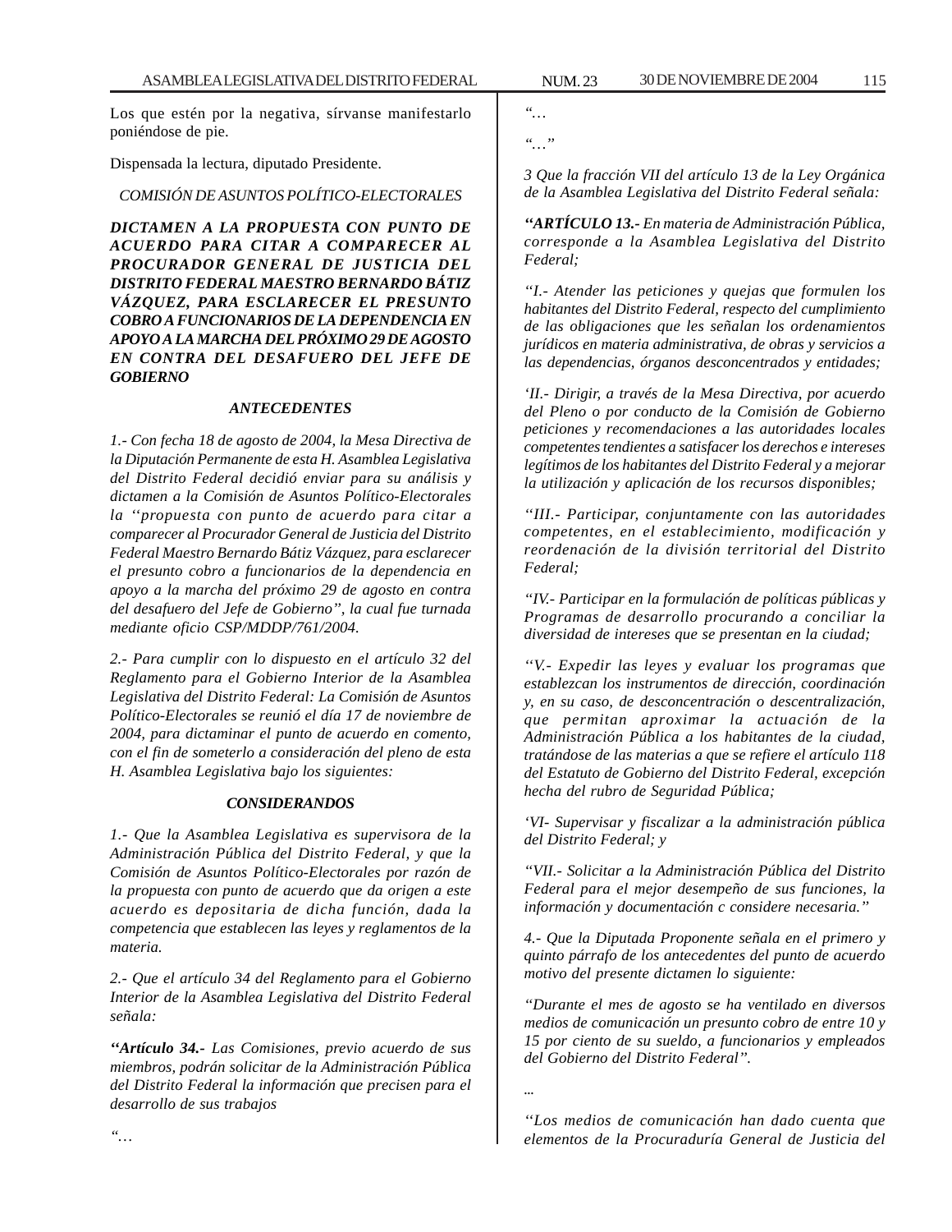Los que estén por la negativa, sírvanse manifestarlo poniéndose de pie.

Dispensada la lectura, diputado Presidente.

*COMISIÓN DE ASUNTOS POLÍTICO-ELECTORALES*

***DICTAMEN A LA PROPUESTA CON PUNTO DE ACUERDO PARA CITAR A COMPARECER AL PROCURADOR GENERAL DE JUSTICIA DEL DISTRITO FEDERAL MAESTRO BERNARDO BÁTIZ VÁZQUEZ, PARA ESCLARECER EL PRESUNTO COBRO A FUNCIONARIOS DE LA DEPENDENCIA EN APOYO A LA MARCHA DEL PRÓXIMO 29 DE AGOSTO EN CONTRA DEL DESAFUERO DEL JEFE DE GOBIERNO***

***ANTECEDENTES***

*1.- Con fecha 18 de agosto de 2004, la Mesa Directiva de la Diputación Permanente de esta H. Asamblea Legislativa del Distrito Federal decidió enviar para su análisis y dictamen a la Comisión de Asuntos Político-Electorales la ''propuesta con punto de acuerdo para citar a comparecer al Procurador General de Justicia del Distrito Federal Maestro Bernardo Bátiz Vázquez, para esclarecer el presunto cobro a funcionarios de la dependencia en apoyo a la marcha del próximo 29 de agosto en contra del desafuero del Jefe de Gobierno'', la cual fue turnada mediante oficio CSP/MDDP/761/2004.*

*2.- Para cumplir con lo dispuesto en el artículo 32 del Reglamento para el Gobierno Interior de la Asamblea Legislativa del Distrito Federal: La Comisión de Asuntos Político-Electorales se reunió el día 17 de noviembre de 2004, para dictaminar el punto de acuerdo en comento, con el fin de someterlo a consideración del pleno de esta H. Asamblea Legislativa bajo los siguientes:*

***CONSIDERANDOS***

*1.- Que la Asamblea Legislativa es supervisora de la Administración Pública del Distrito Federal, y que la Comisión de Asuntos Político-Electorales por razón de la propuesta con punto de acuerdo que da origen a este acuerdo es depositaria de dicha función, dada la competencia que establecen las leyes y reglamentos de la materia.*

*2.- Que el artículo 34 del Reglamento para el Gobierno Interior de la Asamblea Legislativa del Distrito Federal señala:*

*''**Artículo 34.-** Las Comisiones, previo acuerdo de sus miembros, podrán solicitar de la Administración Pública del Distrito Federal la información que precisen para el desarrollo de sus trabajos*

*''…*

*''…*

*''…''*

*3 Que la fracción VII del artículo 13 de la Ley Orgánica de la Asamblea Legislativa del Distrito Federal señala:*

*''**ARTÍCULO 13.-** En materia de Administración Pública, corresponde a la Asamblea Legislativa del Distrito Federal;*

*''I.- Atender las peticiones y quejas que formulen los habitantes del Distrito Federal, respecto del cumplimiento de las obligaciones que les señalan los ordenamientos jurídicos en materia administrativa, de obras y servicios a las dependencias, órganos desconcentrados y entidades;*

*'II.- Dirigir, a través de la Mesa Directiva, por acuerdo del Pleno o por conducto de la Comisión de Gobierno peticiones y recomendaciones a las autoridades locales competentes tendientes a satisfacer los derechos e intereses legítimos de los habitantes del Distrito Federal y a mejorar la utilización y aplicación de los recursos disponibles;*

*''III.- Participar, conjuntamente con las autoridades competentes, en el establecimiento, modificación y reordenación de la división territorial del Distrito Federal;*

*''IV.- Participar en la formulación de políticas públicas y Programas de desarrollo procurando a conciliar la diversidad de intereses que se presentan en la ciudad;*

*''V.- Expedir las leyes y evaluar los programas que establezcan los instrumentos de dirección, coordinación y, en su caso, de desconcentración o descentralización, que permitan aproximar la actuación de la Administración Pública a los habitantes de la ciudad, tratándose de las materias a que se refiere el artículo 118 del Estatuto de Gobierno del Distrito Federal, excepción hecha del rubro de Seguridad Pública;*

*'VI- Supervisar y fiscalizar a la administración pública del Distrito Federal; y*

*''VII.- Solicitar a la Administración Pública del Distrito Federal para el mejor desempeño de sus funciones, la información y documentación c considere necesaria.''*

*4.- Que la Diputada Proponente señala en el primero y quinto párrafo de los antecedentes del punto de acuerdo motivo del presente dictamen lo siguiente:*

*''Durante el mes de agosto se ha ventilado en diversos medios de comunicación un presunto cobro de entre 10 y 15 por ciento de su sueldo, a funcionarios y empleados del Gobierno del Distrito Federal''.*

*...*

*''Los medios de comunicación han dado cuenta que elementos de la Procuraduría General de Justicia del*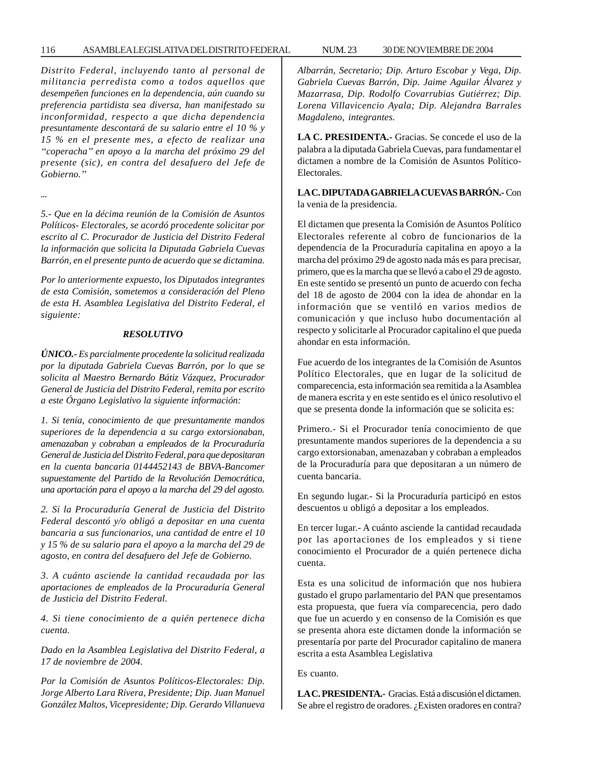*Distrito Federal, incluyendo tanto al personal de militancia perredista como a todos aquellos que desempeñen funciones en la dependencia, aún cuando su preferencia partidista sea diversa, han manifestado su inconformidad, respecto a que dicha dependencia presuntamente descontará de su salario entre el 10 % y 15 % en el presente mes, a efecto de realizar una "coperacha" en apoyo a la marcha del próximo 29 del presente (sic), en contra del desafuero del Jefe de Gobierno."*

*...*

*5.- Que en la décima reunión de la Comisión de Asuntos Políticos- Electorales, se acordó procedente solicitar por escrito al C. Procurador de Justicia del Distrito Federal la información que solicita la Diputada Gabriela Cuevas Barrón, en el presente punto de acuerdo que se dictamina.*

*Por lo anteriormente expuesto, los Diputados integrantes de esta Comisión, sometemos a consideración del Pleno de esta H. Asamblea Legislativa del Distrito Federal, el siguiente:*

***RESOLUTIVO***

***ÚNICO.-** Es parcialmente procedente la solicitud realizada por la diputada Gabriela Cuevas Barrón, por lo que se solicita al Maestro Bernardo Bátiz Vázquez, Procurador General de Justicia del Distrito Federal, remita por escrito a este Órgano Legislativo la siguiente información:*

*1. Si tenía, conocimiento de que presuntamente mandos superiores de la dependencia a su cargo extorsionaban, amenazaban y cobraban a empleados de la Procuraduría General de Justicia del Distrito Federal, para que depositaran en la cuenta bancaria 0144452143 de BBVA-Bancomer supuestamente del Partido de la Revolución Democrática, una aportación para el apoyo a la marcha del 29 del agosto.*

*2. Si la Procuraduría General de Justicia del Distrito Federal descontó y/o obligó a depositar en una cuenta bancaria a sus funcionarios, una cantidad de entre el 10 y 15 % de su salario para el apoyo a la marcha del 29 de agosto, en contra del desafuero del Jefe de Gobierno.*

*3. A cuánto asciende la cantidad recaudada por las aportaciones de empleados de la Procuraduría General de Justicia del Distrito Federal.*

*4. Si tiene conocimiento de a quién pertenece dicha cuenta.*

*Dado en la Asamblea Legislativa del Distrito Federal, a 17 de noviembre de 2004.*

*Por la Comisión de Asuntos Políticos-Electorales: Dip. Jorge Alberto Lara Rivera, Presidente; Dip. Juan Manuel González Maltos, Vicepresidente; Dip. Gerardo Villanueva Albarrán, Secretario; Dip. Arturo Escobar y Vega, Dip. Gabriela Cuevas Barrón, Dip. Jaime Aguilar Álvarez y Mazarrasa, Dip. Rodolfo Covarrubias Gutiérrez; Dip. Lorena Villavicencio Ayala; Dip. Alejandra Barrales Magdaleno, integrantes.*

**LA C. PRESIDENTA.-** Gracias. Se concede el uso de la palabra a la diputada Gabriela Cuevas, para fundamentar el dictamen a nombre de la Comisión de Asuntos Político-Electorales.

**LA C. DIPUTADA GABRIELA CUEVAS BARRÓN.-** Con la venia de la presidencia.

El dictamen que presenta la Comisión de Asuntos Político Electorales referente al cobro de funcionarios de la dependencia de la Procuraduría capitalina en apoyo a la marcha del próximo 29 de agosto nada más es para precisar, primero, que es la marcha que se llevó a cabo el 29 de agosto. En este sentido se presentó un punto de acuerdo con fecha del 18 de agosto de 2004 con la idea de ahondar en la información que se ventiló en varios medios de comunicación y que incluso hubo documentación al respecto y solicitarle al Procurador capitalino el que pueda ahondar en esta información.

Fue acuerdo de los integrantes de la Comisión de Asuntos Político Electorales, que en lugar de la solicitud de comparecencia, esta información sea remitida a la Asamblea de manera escrita y en este sentido es el único resolutivo el que se presenta donde la información que se solicita es:

Primero.- Si el Procurador tenía conocimiento de que presuntamente mandos superiores de la dependencia a su cargo extorsionaban, amenazaban y cobraban a empleados de la Procuraduría para que depositaran a un número de cuenta bancaria.

En segundo lugar.- Si la Procuraduría participó en estos descuentos u obligó a depositar a los empleados.

En tercer lugar.- A cuánto asciende la cantidad recaudada por las aportaciones de los empleados y si tiene conocimiento el Procurador de a quién pertenece dicha cuenta.

Esta es una solicitud de información que nos hubiera gustado el grupo parlamentario del PAN que presentamos esta propuesta, que fuera vía comparecencia, pero dado que fue un acuerdo y en consenso de la Comisión es que se presenta ahora este dictamen donde la información se presentaría por parte del Procurador capitalino de manera escrita a esta Asamblea Legislativa

Es cuanto.

**LA C. PRESIDENTA.-** Gracias. Está a discusión el dictamen. Se abre el registro de oradores. ¿Existen oradores en contra?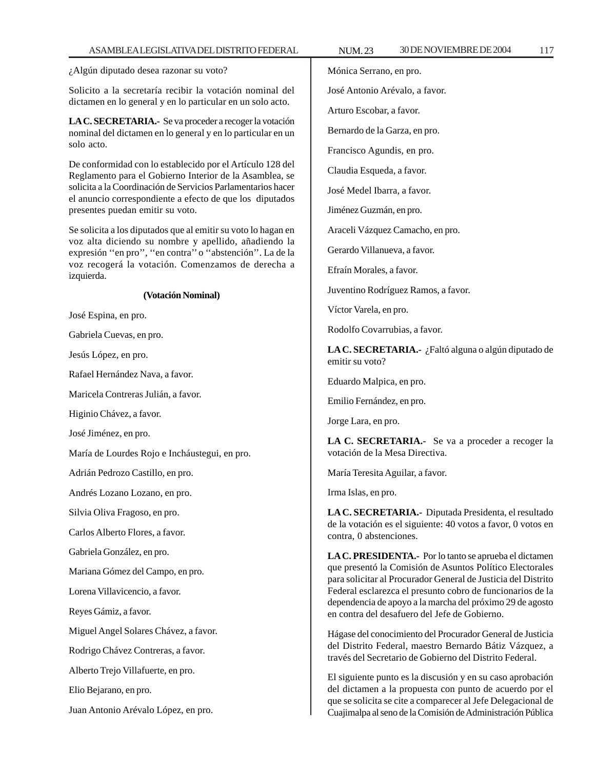¿Algún diputado desea razonar su voto?

Solicito a la secretaría recibir la votación nominal del dictamen en lo general y en lo particular en un solo acto.

**LA C. SECRETARIA.-** Se va proceder a recoger la votación nominal del dictamen en lo general y en lo particular en un solo acto.

De conformidad con lo establecido por el Artículo 128 del Reglamento para el Gobierno Interior de la Asamblea, se solicita a la Coordinación de Servicios Parlamentarios hacer el anuncio correspondiente a efecto de que los diputados presentes puedan emitir su voto.

Se solicita a los diputados que al emitir su voto lo hagan en voz alta diciendo su nombre y apellido, añadiendo la expresión ''en pro'', ''en contra'' o ''abstención''. La de la voz recogerá la votación. Comenzamos de derecha a izquierda.

**(Votación Nominal)**

José Espina, en pro.

Gabriela Cuevas, en pro.

Jesús López, en pro.

Rafael Hernández Nava, a favor.

Maricela Contreras Julián, a favor.

Higinio Chávez, a favor.

José Jiménez, en pro.

María de Lourdes Rojo e Incháustegui, en pro.

Adrián Pedrozo Castillo, en pro.

Andrés Lozano Lozano, en pro.

Silvia Oliva Fragoso, en pro.

Carlos Alberto Flores, a favor.

Gabriela González, en pro.

Mariana Gómez del Campo, en pro.

Lorena Villavicencio, a favor.

Reyes Gámiz, a favor.

Miguel Angel Solares Chávez, a favor.

Rodrigo Chávez Contreras, a favor.

Alberto Trejo Villafuerte, en pro.

Elio Bejarano, en pro.

Juan Antonio Arévalo López, en pro.

Mónica Serrano, en pro.

José Antonio Arévalo, a favor.

Arturo Escobar, a favor.

Bernardo de la Garza, en pro.

Francisco Agundis, en pro.

Claudia Esqueda, a favor.

José Medel Ibarra, a favor.

Jiménez Guzmán, en pro.

Araceli Vázquez Camacho, en pro.

Gerardo Villanueva, a favor.

Efraín Morales, a favor.

Juventino Rodríguez Ramos, a favor.

Víctor Varela, en pro.

Rodolfo Covarrubias, a favor.

**LA C. SECRETARIA.-** ¿Faltó alguna o algún diputado de emitir su voto?

Eduardo Malpica, en pro.

Emilio Fernández, en pro.

Jorge Lara, en pro.

**LA C. SECRETARIA.-** Se va a proceder a recoger la votación de la Mesa Directiva.

María Teresita Aguilar, a favor.

Irma Islas, en pro.

**LA C. SECRETARIA.-** Diputada Presidenta, el resultado de la votación es el siguiente: 40 votos a favor, 0 votos en contra, 0 abstenciones.

**LA C. PRESIDENTA.-** Por lo tanto se aprueba el dictamen que presentó la Comisión de Asuntos Político Electorales para solicitar al Procurador General de Justicia del Distrito Federal esclarezca el presunto cobro de funcionarios de la dependencia de apoyo a la marcha del próximo 29 de agosto en contra del desafuero del Jefe de Gobierno.

Hágase del conocimiento del Procurador General de Justicia del Distrito Federal, maestro Bernardo Bátiz Vázquez, a través del Secretario de Gobierno del Distrito Federal.

El siguiente punto es la discusión y en su caso aprobación del dictamen a la propuesta con punto de acuerdo por el que se solicita se cite a comparecer al Jefe Delegacional de Cuajimalpa al seno de la Comisión de Administración Pública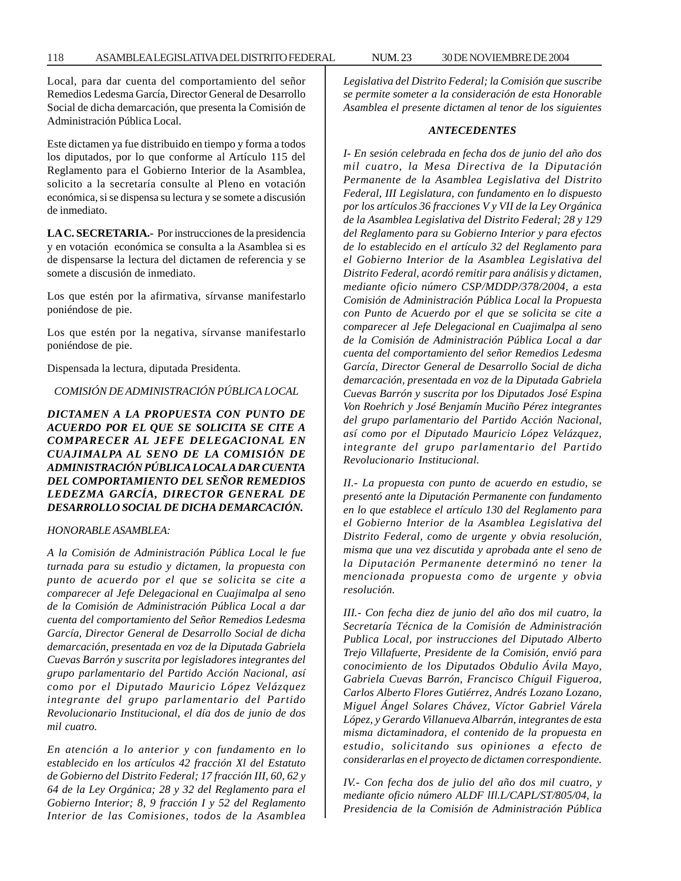Local, para dar cuenta del comportamiento del señor Remedios Ledesma García, Director General de Desarrollo Social de dicha demarcación, que presenta la Comisión de Administración Pública Local.

Este dictamen ya fue distribuido en tiempo y forma a todos los diputados, por lo que conforme al Artículo 115 del Reglamento para el Gobierno Interior de la Asamblea, solicito a la secretaría consulte al Pleno en votación económica, si se dispensa su lectura y se somete a discusión de inmediato.

**LA C. SECRETARIA.-** Por instrucciones de la presidencia y en votación económica se consulta a la Asamblea si es de dispensarse la lectura del dictamen de referencia y se somete a discusión de inmediato.

Los que estén por la afirmativa, sírvanse manifestarlo poniéndose de pie.

Los que estén por la negativa, sírvanse manifestarlo poniéndose de pie.

Dispensada la lectura, diputada Presidenta.

*COMISIÓN DE ADMINISTRACIÓN PÚBLICA LOCAL*

***DICTAMEN A LA PROPUESTA CON PUNTO DE ACUERDO POR EL QUE SE SOLICITA SE CITE A COMPARECER AL JEFE DELEGACIONAL EN CUAJIMALPA AL SENO DE LA COMISIÓN DE ADMINISTRACIÓN PÚBLICA LOCAL A DAR CUENTA DEL COMPORTAMIENTO DEL SEÑOR REMEDIOS LEDEZMA GARCÍA, DIRECTOR GENERAL DE DESARROLLO SOCIAL DE DICHA DEMARCACIÓN.***

*HONORABLE ASAMBLEA:*

*A la Comisión de Administración Pública Local le fue turnada para su estudio y dictamen, la propuesta con punto de acuerdo por el que se solicita se cite a comparecer al Jefe Delegacional en Cuajimalpa al seno de la Comisión de Administración Pública Local a dar cuenta del comportamiento del Señor Remedios Ledesma García, Director General de Desarrollo Social de dicha demarcación, presentada en voz de la Diputada Gabriela Cuevas Barrón y suscrita por legisladores integrantes del grupo parlamentario del Partido Acción Nacional, así como por el Diputado Mauricio López Velázquez integrante del grupo parlamentario del Partido Revolucionario Institucional, el día dos de junio de dos mil cuatro.*

*En atención a lo anterior y con fundamento en lo establecido en los artículos 42 fracción Xl del Estatuto de Gobierno del Distrito Federal; 17 fracción III, 60, 62 y 64 de la Ley Orgánica; 28 y 32 del Reglamento para el Gobierno Interior; 8, 9 fracción I y 52 del Reglamento Interior de las Comisiones, todos de la Asamblea Legislativa del Distrito Federal; la Comisión que suscribe se permite someter a la consideración de esta Honorable Asamblea el presente dictamen al tenor de los siguientes*

***ANTECEDENTES***

*I- En sesión celebrada en fecha dos de junio del año dos mil cuatro, la Mesa Directiva de la Diputación Permanente de la Asamblea Legislativa del Distrito Federal, III Legislatura, con fundamento en lo dispuesto por los artículos 36 fracciones V y VII de la Ley Orgánica de la Asamblea Legislativa del Distrito Federal; 28 y 129 del Reglamento para su Gobierno Interior y para efectos de lo establecido en el artículo 32 del Reglamento para el Gobierno Interior de la Asamblea Legislativa del Distrito Federal, acordó remitir para análisis y dictamen, mediante oficio número CSP/MDDP/378/2004, a esta Comisión de Administración Pública Local la Propuesta con Punto de Acuerdo por el que se solicita se cite a comparecer al Jefe Delegacional en Cuajimalpa al seno de la Comisión de Administración Pública Local a dar cuenta del comportamiento del señor Remedios Ledesma García, Director General de Desarrollo Social de dicha demarcación, presentada en voz de la Diputada Gabriela Cuevas Barrón y suscrita por los Diputados José Espina Von Roehrich y José Benjamín Muciño Pérez integrantes del grupo parlamentario del Partido Acción Nacional, así como por el Diputado Mauricio López Velázquez, integrante del grupo parlamentario del Partido Revolucionario Institucional.*

*II.- La propuesta con punto de acuerdo en estudio, se presentó ante la Diputación Permanente con fundamento en lo que establece el artículo 130 del Reglamento para el Gobierno Interior de la Asamblea Legislativa del Distrito Federal, como de urgente y obvia resolución, misma que una vez discutida y aprobada ante el seno de la Diputación Permanente determinó no tener la mencionada propuesta como de urgente y obvia resolución.*

*III.- Con fecha diez de junio del año dos mil cuatro, la Secretaría Técnica de la Comisión de Administración Publica Local, por instrucciones del Diputado Alberto Trejo Villafuerte, Presidente de la Comisión, envió para conocimiento de los Diputados Obdulio Ávila Mayo, Gabriela Cuevas Barrón, Francisco Chíguil Figueroa, Carlos Alberto Flores Gutiérrez, Andrés Lozano Lozano, Miguel Ángel Solares Chávez, Víctor Gabriel Várela López, y Gerardo Villanueva Albarrán, integrantes de esta misma dictaminadora, el contenido de la propuesta en estudio, solicitando sus opiniones a efecto de considerarlas en el proyecto de dictamen correspondiente.*

*IV.- Con fecha dos de julio del año dos mil cuatro, y mediante oficio número ALDF lIl.L/CAPL/ST/805/04, la Presidencia de la Comisión de Administración Pública*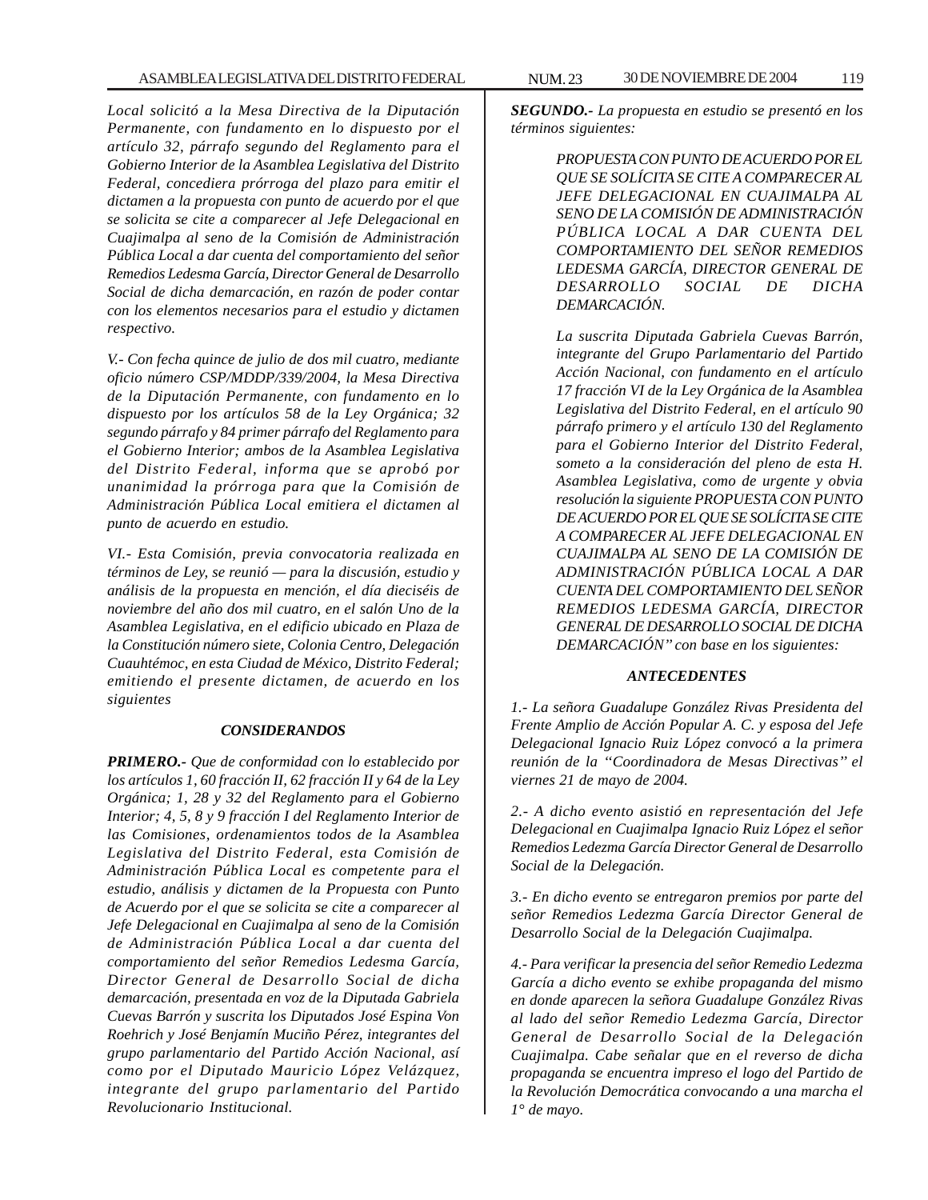*Local solicitó a la Mesa Directiva de la Diputación Permanente, con fundamento en lo dispuesto por el artículo 32, párrafo segundo del Reglamento para el Gobierno Interior de la Asamblea Legislativa del Distrito Federal, concediera prórroga del plazo para emitir el dictamen a la propuesta con punto de acuerdo por el que se solicita se cite a comparecer al Jefe Delegacional en Cuajimalpa al seno de la Comisión de Administración Pública Local a dar cuenta del comportamiento del señor Remedios Ledesma García, Director General de Desarrollo Social de dicha demarcación, en razón de poder contar con los elementos necesarios para el estudio y dictamen respectivo.*

*V.- Con fecha quince de julio de dos mil cuatro, mediante oficio número CSP/MDDP/339/2004, la Mesa Directiva de la Diputación Permanente, con fundamento en lo dispuesto por los artículos 58 de la Ley Orgánica; 32 segundo párrafo y 84 primer párrafo del Reglamento para el Gobierno Interior; ambos de la Asamblea Legislativa del Distrito Federal, informa que se aprobó por unanimidad la prórroga para que la Comisión de Administración Pública Local emitiera el dictamen al punto de acuerdo en estudio.*

*VI.- Esta Comisión, previa convocatoria realizada en términos de Ley, se reunió — para la discusión, estudio y análisis de la propuesta en mención, el día dieciséis de noviembre del año dos mil cuatro, en el salón Uno de la Asamblea Legislativa, en el edificio ubicado en Plaza de la Constitución número siete, Colonia Centro, Delegación Cuauhtémoc, en esta Ciudad de México, Distrito Federal; emitiendo el presente dictamen, de acuerdo en los siguientes*

### *CONSIDERANDOS*

***PRIMERO.-** Que de conformidad con lo establecido por los artículos 1, 60 fracción II, 62 fracción II y 64 de la Ley Orgánica; 1, 28 y 32 del Reglamento para el Gobierno Interior; 4, 5, 8 y 9 fracción I del Reglamento Interior de las Comisiones, ordenamientos todos de la Asamblea Legislativa del Distrito Federal, esta Comisión de Administración Pública Local es competente para el estudio, análisis y dictamen de la Propuesta con Punto de Acuerdo por el que se solicita se cite a comparecer al Jefe Delegacional en Cuajimalpa al seno de la Comisión de Administración Pública Local a dar cuenta del comportamiento del señor Remedios Ledesma García, Director General de Desarrollo Social de dicha demarcación, presentada en voz de la Diputada Gabriela Cuevas Barrón y suscrita los Diputados José Espina Von Roehrich y José Benjamín Muciño Pérez, integrantes del grupo parlamentario del Partido Acción Nacional, así como por el Diputado Mauricio López Velázquez, integrante del grupo parlamentario del Partido Revolucionario Institucional.*

***SEGUNDO.-** La propuesta en estudio se presentó en los términos siguientes:*

> *PROPUESTA CON PUNTO DE ACUERDO POR EL QUE SE SOLÍCITA SE CITE A COMPARECER AL JEFE DELEGACIONAL EN CUAJIMALPA AL SENO DE LA COMISIÓN DE ADMINISTRACIÓN PÚBLICA LOCAL A DAR CUENTA DEL COMPORTAMIENTO DEL SEÑOR REMEDIOS LEDESMA GARCÍA, DIRECTOR GENERAL DE DESARROLLO SOCIAL DE DICHA DEMARCACIÓN.*
>
> *La suscrita Diputada Gabriela Cuevas Barrón, integrante del Grupo Parlamentario del Partido Acción Nacional, con fundamento en el artículo 17 fracción VI de la Ley Orgánica de la Asamblea Legislativa del Distrito Federal, en el artículo 90 párrafo primero y el artículo 130 del Reglamento para el Gobierno Interior del Distrito Federal, someto a la consideración del pleno de esta H. Asamblea Legislativa, como de urgente y obvia resolución la siguiente PROPUESTA CON PUNTO DE ACUERDO POR EL QUE SE SOLÍCITA SE CITE A COMPARECER AL JEFE DELEGACIONAL EN CUAJIMALPA AL SENO DE LA COMISIÓN DE ADMINISTRACIÓN PÚBLICA LOCAL A DAR CUENTA DEL COMPORTAMIENTO DEL SEÑOR REMEDIOS LEDESMA GARCÍA, DIRECTOR GENERAL DE DESARROLLO SOCIAL DE DICHA DEMARCACIÓN" con base en los siguientes:*

### *ANTECEDENTES*

*1.- La señora Guadalupe González Rivas Presidenta del Frente Amplio de Acción Popular A. C. y esposa del Jefe Delegacional Ignacio Ruiz López convocó a la primera reunión de la "Coordinadora de Mesas Directivas" el viernes 21 de mayo de 2004.*

*2.- A dicho evento asistió en representación del Jefe Delegacional en Cuajimalpa Ignacio Ruiz López el señor Remedios Ledezma García Director General de Desarrollo Social de la Delegación.*

*3.- En dicho evento se entregaron premios por parte del señor Remedios Ledezma García Director General de Desarrollo Social de la Delegación Cuajimalpa.*

*4.- Para verificar la presencia del señor Remedio Ledezma García a dicho evento se exhibe propaganda del mismo en donde aparecen la señora Guadalupe González Rivas al lado del señor Remedio Ledezma García, Director General de Desarrollo Social de la Delegación Cuajimalpa. Cabe señalar que en el reverso de dicha propaganda se encuentra impreso el logo del Partido de la Revolución Democrática convocando a una marcha el 1° de mayo.*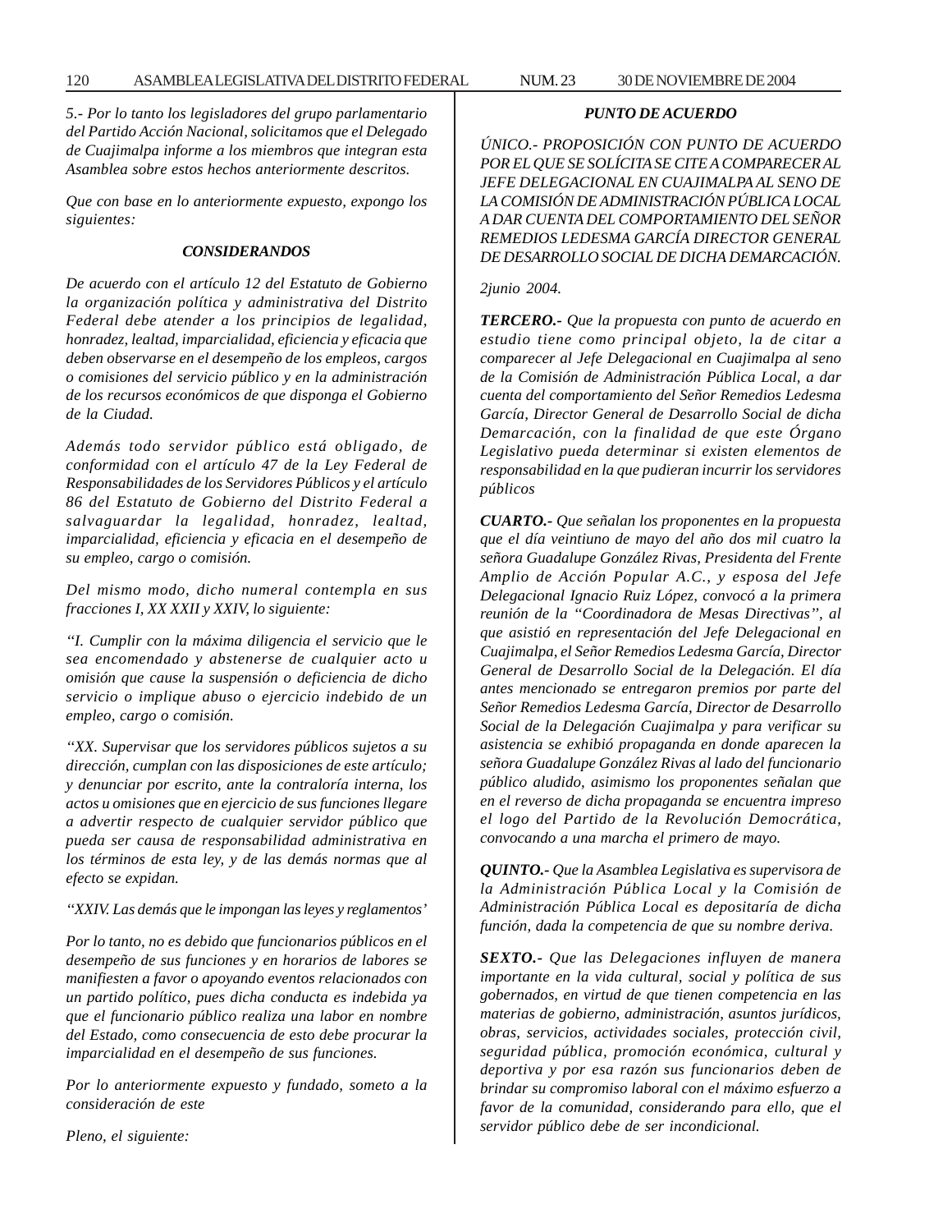*5.- Por lo tanto los legisladores del grupo parlamentario del Partido Acción Nacional, solicitamos que el Delegado de Cuajimalpa informe a los miembros que integran esta Asamblea sobre estos hechos anteriormente descritos.*

*Que con base en lo anteriormente expuesto, expongo los siguientes:*

### ***CONSIDERANDOS***

*De acuerdo con el artículo 12 del Estatuto de Gobierno la organización política y administrativa del Distrito Federal debe atender a los principios de legalidad, honradez, lealtad, imparcialidad, eficiencia y eficacia que deben observarse en el desempeño de los empleos, cargos o comisiones del servicio público y en la administración de los recursos económicos de que disponga el Gobierno de la Ciudad.*

*Además todo servidor público está obligado, de conformidad con el artículo 47 de la Ley Federal de Responsabilidades de los Servidores Públicos y el artículo 86 del Estatuto de Gobierno del Distrito Federal a salvaguardar la legalidad, honradez, lealtad, imparcialidad, eficiencia y eficacia en el desempeño de su empleo, cargo o comisión.*

*Del mismo modo, dicho numeral contempla en sus fracciones I, XX XXII y XXIV, lo siguiente:*

*"I. Cumplir con la máxima diligencia el servicio que le sea encomendado y abstenerse de cualquier acto u omisión que cause la suspensión o deficiencia de dicho servicio o implique abuso o ejercicio indebido de un empleo, cargo o comisión.*

*"XX. Supervisar que los servidores públicos sujetos a su dirección, cumplan con las disposiciones de este artículo; y denunciar por escrito, ante la contraloría interna, los actos u omisiones que en ejercicio de sus funciones llegare a advertir respecto de cualquier servidor público que pueda ser causa de responsabilidad administrativa en los términos de esta ley, y de las demás normas que al efecto se expidan.*

*"XXIV. Las demás que le impongan las leyes y reglamentos'*

*Por lo tanto, no es debido que funcionarios públicos en el desempeño de sus funciones y en horarios de labores se manifiesten a favor o apoyando eventos relacionados con un partido político, pues dicha conducta es indebida ya que el funcionario público realiza una labor en nombre del Estado, como consecuencia de esto debe procurar la imparcialidad en el desempeño de sus funciones.*

*Por lo anteriormente expuesto y fundado, someto a la consideración de este*

*Pleno, el siguiente:*

### ***PUNTO DE ACUERDO***

*ÚNICO.- PROPOSICIÓN CON PUNTO DE ACUERDO POR EL QUE SE SOLÍCITA SE CITE A COMPARECER AL JEFE DELEGACIONAL EN CUAJIMALPA AL SENO DE LA COMISIÓN DE ADMINISTRACIÓN PÚBLICA LOCAL A DAR CUENTA DEL COMPORTAMIENTO DEL SEÑOR REMEDIOS LEDESMA GARCÍA DIRECTOR GENERAL DE DESARROLLO SOCIAL DE DICHA DEMARCACIÓN.*

*2junio 2004.*

***TERCERO.-*** *Que la propuesta con punto de acuerdo en estudio tiene como principal objeto, la de citar a comparecer al Jefe Delegacional en Cuajimalpa al seno de la Comisión de Administración Pública Local, a dar cuenta del comportamiento del Señor Remedios Ledesma García, Director General de Desarrollo Social de dicha Demarcación, con la finalidad de que este Órgano Legislativo pueda determinar si existen elementos de responsabilidad en la que pudieran incurrir los servidores públicos*

***CUARTO.-*** *Que señalan los proponentes en la propuesta que el día veintiuno de mayo del año dos mil cuatro la señora Guadalupe González Rivas, Presidenta del Frente Amplio de Acción Popular A.C., y esposa del Jefe Delegacional Ignacio Ruiz López, convocó a la primera reunión de la "Coordinadora de Mesas Directivas", al que asistió en representación del Jefe Delegacional en Cuajimalpa, el Señor Remedios Ledesma García, Director General de Desarrollo Social de la Delegación. El día antes mencionado se entregaron premios por parte del Señor Remedios Ledesma García, Director de Desarrollo Social de la Delegación Cuajimalpa y para verificar su asistencia se exhibió propaganda en donde aparecen la señora Guadalupe González Rivas al lado del funcionario público aludido, asimismo los proponentes señalan que en el reverso de dicha propaganda se encuentra impreso el logo del Partido de la Revolución Democrática, convocando a una marcha el primero de mayo.*

***QUINTO.-*** *Que la Asamblea Legislativa es supervisora de la Administración Pública Local y la Comisión de Administración Pública Local es depositaría de dicha función, dada la competencia de que su nombre deriva.*

***SEXTO.-*** *Que las Delegaciones influyen de manera importante en la vida cultural, social y política de sus gobernados, en virtud de que tienen competencia en las materias de gobierno, administración, asuntos jurídicos, obras, servicios, actividades sociales, protección civil, seguridad pública, promoción económica, cultural y deportiva y por esa razón sus funcionarios deben de brindar su compromiso laboral con el máximo esfuerzo a favor de la comunidad, considerando para ello, que el servidor público debe de ser incondicional.*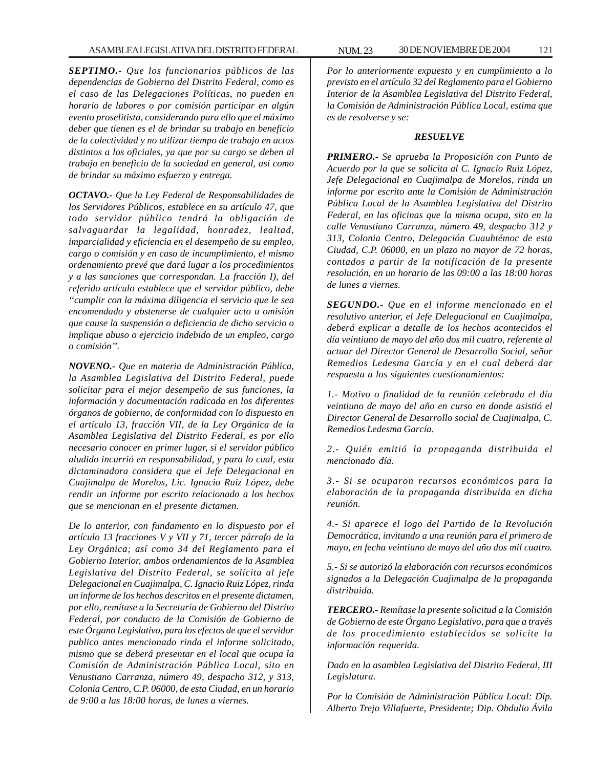***SEPTIMO.-** Que los funcionarios públicos de las dependencias de Gobierno del Distrito Federal, como es el caso de las Delegaciones Políticas, no pueden en horario de labores o por comisión participar en algún evento proselitista, considerando para ello que el máximo deber que tienen es el de brindar su trabajo en beneficio de la colectividad y no utilizar tiempo de trabajo en actos distintos a los oficiales, ya que por su cargo se deben al trabajo en beneficio de la sociedad en general, así como de brindar su máximo esfuerzo y entrega.*

***OCTAVO.-** Que la Ley Federal de Responsabilidades de los Servidores Públicos, establece en su artículo 47, que todo servidor público tendrá la obligación de salvaguardar la legalidad, honradez, lealtad, imparcialidad y eficiencia en el desempeño de su empleo, cargo o comisión y en caso de incumplimiento, el mismo ordenamiento prevé que dará lugar a los procedimientos y a las sanciones que correspondan. La fracción I), del referido artículo establece que el servidor público, debe ''cumplir con la máxima diligencia el servicio que le sea encomendado y abstenerse de cualquier acto u omisión que cause la suspensión o deficiencia de dicho servicio o implique abuso o ejercicio indebido de un empleo, cargo o comisión''.*

***NOVENO.-** Que en materia de Administración Pública, la Asamblea Legislativa del Distrito Federal, puede solicitar para el mejor desempeño de sus funciones, la información y documentación radicada en los diferentes órganos de gobierno, de conformidad con lo dispuesto en el artículo 13, fracción VII, de la Ley Orgánica de la Asamblea Legislativa del Distrito Federal, es por ello necesario conocer en primer lugar, si el servidor público aludido incurrió en responsabilidad, y para lo cual, esta dictaminadora considera que el Jefe Delegacional en Cuajimalpa de Morelos, Lic. Ignacio Ruiz López, debe rendir un informe por escrito relacionado a los hechos que se mencionan en el presente dictamen.*

*De lo anterior, con fundamento en lo dispuesto por el artículo 13 fracciones V y VII y 71, tercer párrafo de la Ley Orgánica; así como 34 del Reglamento para el Gobierno Interior, ambos ordenamientos de la Asamblea Legislativa del Distrito Federal, se solícita al jefe Delegacional en Cuajimalpa, C. Ignacio Ruiz López, rinda un informe de los hechos descritos en el presente dictamen, por ello, remítase a la Secretaría de Gobierno del Distrito Federal, por conducto de la Comisión de Gobierno de este Órgano Legislativo, para los efectos de que el servidor publico antes mencionado rinda el informe solicitado, mismo que se deberá presentar en el local que ocupa la Comisión de Administración Pública Local, sito en Venustiano Carranza, número 49, despacho 312, y 313, Colonia Centro, C.P. 06000, de esta Ciudad, en un horario de 9:00 a las 18:00 horas, de lunes a viernes.*

*Por lo anteriormente expuesto y en cumplimiento a lo previsto en el artículo 32 del Reglamento para el Gobierno Interior de la Asamblea Legislativa del Distrito Federal, la Comisión de Administración Pública Local, estima que es de resolverse y se:*

***RESUELVE***

***PRIMERO.-** Se aprueba la Proposición con Punto de Acuerdo por la que se solicita al C. Ignacio Ruiz López, Jefe Delegacional en Cuajimalpa de Morelos, rinda un informe por escrito ante la Comisión de Administración Pública Local de la Asamblea Legislativa del Distrito Federal, en las oficinas que la misma ocupa, sito en la calle Venustiano Carranza, número 49, despacho 312 y 313, Colonia Centro, Delegación Cuauhtémoc de esta Ciudad, C.P. 06000, en un plazo no mayor de 72 horas, contados a partir de la notificación de la presente resolución, en un horario de las 09:00 a las 18:00 horas de lunes a viernes.*

***SEGUNDO.-** Que en el informe mencionado en el resolutivo anterior, el Jefe Delegacional en Cuajimalpa, deberá explicar a detalle de los hechos acontecidos el día veintiuno de mayo del año dos mil cuatro, referente al actuar del Director General de Desarrollo Social, señor Remedios Ledesma García y en el cual deberá dar respuesta a los siguientes cuestionamientos:*

*1.- Motivo o finalidad de la reunión celebrada el día veintiuno de mayo del año en curso en donde asistió el Director General de Desarrollo social de Cuajimalpa, C. Remedios Ledesma García.*

*2.- Quién emitió la propaganda distribuida el mencionado día.*

*3.- Si se ocuparon recursos económicos para la elaboración de la propaganda distribuida en dicha reunión.*

*4.- Si aparece el logo del Partido de la Revolución Democrática, invitando a una reunión para el primero de mayo, en fecha veintiuno de mayo del año dos mil cuatro.*

*5.- Si se autorizó la elaboración con recursos económicos signados a la Delegación Cuajimalpa de la propaganda distribuida.*

***TERCERO.-** Remítase la presente solicitud a la Comisión de Gobierno de este Órgano Legislativo, para que a través de los procedimientos establecidos se solicite la información requerida.*

*Dado en la asamblea Legislativa del Distrito Federal, III Legislatura.*

*Por la Comisión de Administración Pública Local: Dip. Alberto Trejo Villafuerte, Presidente; Dip. Obdulio Ávila*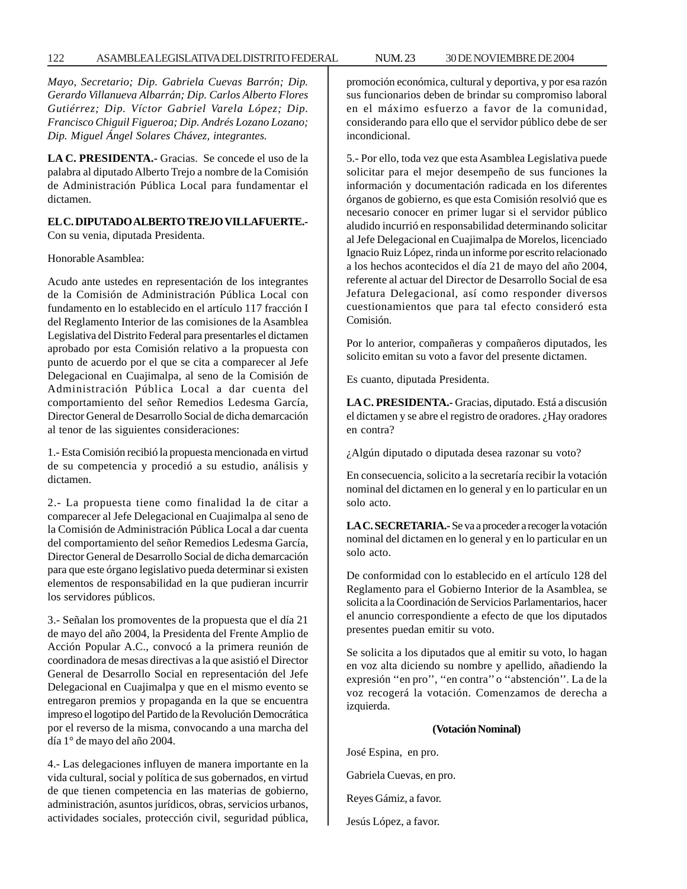*Mayo, Secretario; Dip. Gabriela Cuevas Barrón; Dip. Gerardo Villanueva Albarrán; Dip. Carlos Alberto Flores Gutiérrez; Dip. Víctor Gabriel Varela López; Dip. Francisco Chiguil Figueroa; Dip. Andrés Lozano Lozano; Dip. Miguel Ángel Solares Chávez, integrantes.*

**LA C. PRESIDENTA.-** Gracias. Se concede el uso de la palabra al diputado Alberto Trejo a nombre de la Comisión de Administración Pública Local para fundamentar el dictamen.

**EL C. DIPUTADO ALBERTO TREJO VILLAFUERTE.-** Con su venia, diputada Presidenta.

Honorable Asamblea:

Acudo ante ustedes en representación de los integrantes de la Comisión de Administración Pública Local con fundamento en lo establecido en el artículo 117 fracción I del Reglamento Interior de las comisiones de la Asamblea Legislativa del Distrito Federal para presentarles el dictamen aprobado por esta Comisión relativo a la propuesta con punto de acuerdo por el que se cita a comparecer al Jefe Delegacional en Cuajimalpa, al seno de la Comisión de Administración Pública Local a dar cuenta del comportamiento del señor Remedios Ledesma García, Director General de Desarrollo Social de dicha demarcación al tenor de las siguientes consideraciones:

1.- Esta Comisión recibió la propuesta mencionada en virtud de su competencia y procedió a su estudio, análisis y dictamen.

2.- La propuesta tiene como finalidad la de citar a comparecer al Jefe Delegacional en Cuajimalpa al seno de la Comisión de Administración Pública Local a dar cuenta del comportamiento del señor Remedios Ledesma García, Director General de Desarrollo Social de dicha demarcación para que este órgano legislativo pueda determinar si existen elementos de responsabilidad en la que pudieran incurrir los servidores públicos.

3.- Señalan los promoventes de la propuesta que el día 21 de mayo del año 2004, la Presidenta del Frente Amplio de Acción Popular A.C., convocó a la primera reunión de coordinadora de mesas directivas a la que asistió el Director General de Desarrollo Social en representación del Jefe Delegacional en Cuajimalpa y que en el mismo evento se entregaron premios y propaganda en la que se encuentra impreso el logotipo del Partido de la Revolución Democrática por el reverso de la misma, convocando a una marcha del día 1° de mayo del año 2004.

4.- Las delegaciones influyen de manera importante en la vida cultural, social y política de sus gobernados, en virtud de que tienen competencia en las materias de gobierno, administración, asuntos jurídicos, obras, servicios urbanos, actividades sociales, protección civil, seguridad pública, promoción económica, cultural y deportiva, y por esa razón sus funcionarios deben de brindar su compromiso laboral en el máximo esfuerzo a favor de la comunidad, considerando para ello que el servidor público debe de ser incondicional.

5.- Por ello, toda vez que esta Asamblea Legislativa puede solicitar para el mejor desempeño de sus funciones la información y documentación radicada en los diferentes órganos de gobierno, es que esta Comisión resolvió que es necesario conocer en primer lugar si el servidor público aludido incurrió en responsabilidad determinando solicitar al Jefe Delegacional en Cuajimalpa de Morelos, licenciado Ignacio Ruiz López, rinda un informe por escrito relacionado a los hechos acontecidos el día 21 de mayo del año 2004, referente al actuar del Director de Desarrollo Social de esa Jefatura Delegacional, así como responder diversos cuestionamientos que para tal efecto consideró esta Comisión.

Por lo anterior, compañeras y compañeros diputados, les solicito emitan su voto a favor del presente dictamen.

Es cuanto, diputada Presidenta.

**LA C. PRESIDENTA.-** Gracias, diputado. Está a discusión el dictamen y se abre el registro de oradores. ¿Hay oradores en contra?

¿Algún diputado o diputada desea razonar su voto?

En consecuencia, solicito a la secretaría recibir la votación nominal del dictamen en lo general y en lo particular en un solo acto.

**LA C. SECRETARIA.-** Se va a proceder a recoger la votación nominal del dictamen en lo general y en lo particular en un solo acto.

De conformidad con lo establecido en el artículo 128 del Reglamento para el Gobierno Interior de la Asamblea, se solicita a la Coordinación de Servicios Parlamentarios, hacer el anuncio correspondiente a efecto de que los diputados presentes puedan emitir su voto.

Se solicita a los diputados que al emitir su voto, lo hagan en voz alta diciendo su nombre y apellido, añadiendo la expresión ''en pro'', ''en contra'' o ''abstención''. La de la voz recogerá la votación. Comenzamos de derecha a izquierda.

**(Votación Nominal)**

José Espina, en pro.

Gabriela Cuevas, en pro.

Reyes Gámiz, a favor.

Jesús López, a favor.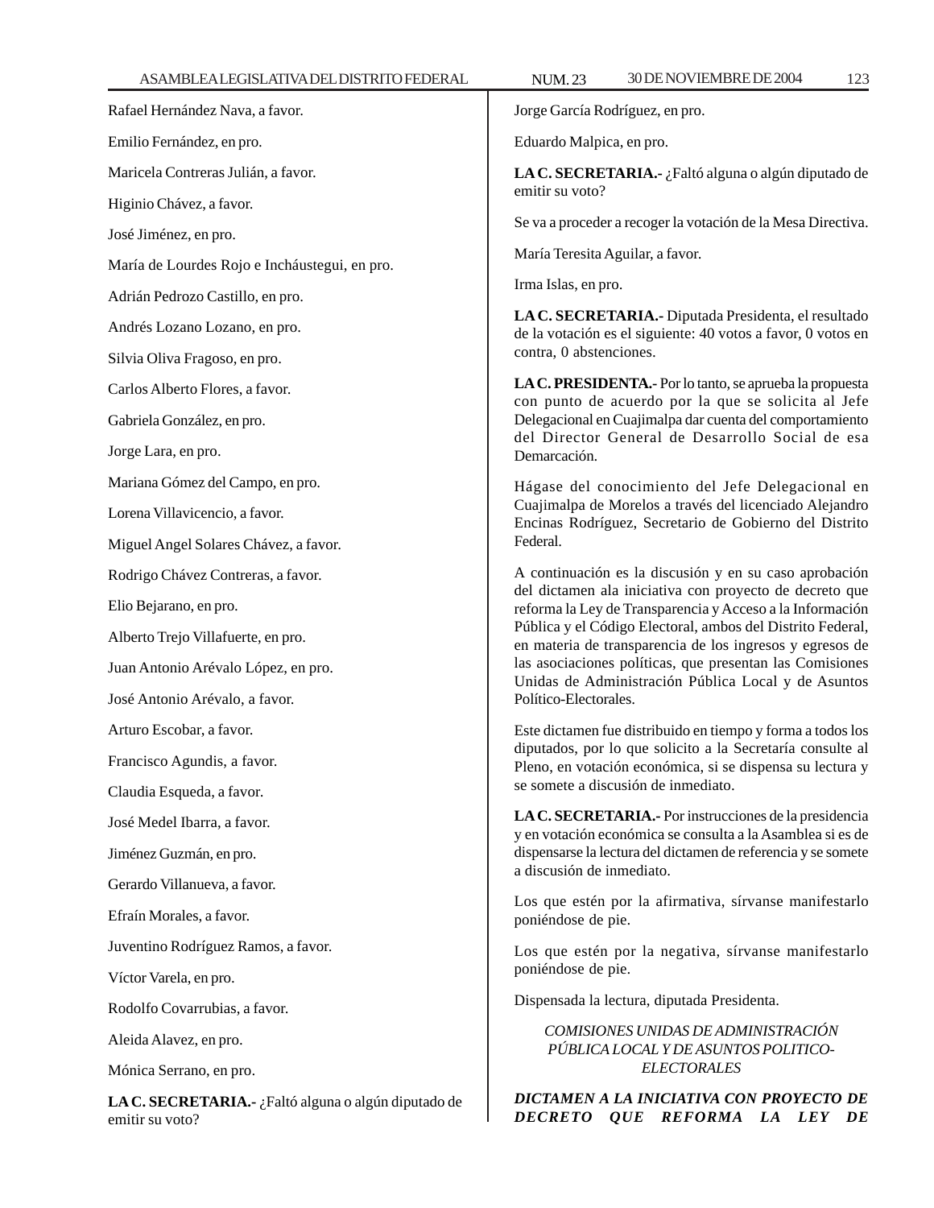Rafael Hernández Nava, a favor.

Emilio Fernández, en pro.

Maricela Contreras Julián, a favor.

Higinio Chávez, a favor.

José Jiménez, en pro.

María de Lourdes Rojo e Incháustegui, en pro.

Adrián Pedrozo Castillo, en pro.

Andrés Lozano Lozano, en pro.

Silvia Oliva Fragoso, en pro.

Carlos Alberto Flores, a favor.

Gabriela González, en pro.

Jorge Lara, en pro.

Mariana Gómez del Campo, en pro.

Lorena Villavicencio, a favor.

Miguel Angel Solares Chávez, a favor.

Rodrigo Chávez Contreras, a favor.

Elio Bejarano, en pro.

Alberto Trejo Villafuerte, en pro.

Juan Antonio Arévalo López, en pro.

José Antonio Arévalo, a favor.

Arturo Escobar, a favor.

Francisco Agundis, a favor.

Claudia Esqueda, a favor.

José Medel Ibarra, a favor.

Jiménez Guzmán, en pro.

Gerardo Villanueva, a favor.

Efraín Morales, a favor.

Juventino Rodríguez Ramos, a favor.

Víctor Varela, en pro.

Rodolfo Covarrubias, a favor.

Aleida Alavez, en pro.

Mónica Serrano, en pro.

**LA C. SECRETARIA.-** ¿Faltó alguna o algún diputado de emitir su voto?

Jorge García Rodríguez, en pro.

Eduardo Malpica, en pro.

**LA C. SECRETARIA.-** ¿Faltó alguna o algún diputado de emitir su voto?

Se va a proceder a recoger la votación de la Mesa Directiva.

María Teresita Aguilar, a favor.

Irma Islas, en pro.

**LA C. SECRETARIA.-** Diputada Presidenta, el resultado de la votación es el siguiente: 40 votos a favor, 0 votos en contra, 0 abstenciones.

**LA C. PRESIDENTA.-** Por lo tanto, se aprueba la propuesta con punto de acuerdo por la que se solicita al Jefe Delegacional en Cuajimalpa dar cuenta del comportamiento del Director General de Desarrollo Social de esa Demarcación.

Hágase del conocimiento del Jefe Delegacional en Cuajimalpa de Morelos a través del licenciado Alejandro Encinas Rodríguez, Secretario de Gobierno del Distrito Federal.

A continuación es la discusión y en su caso aprobación del dictamen ala iniciativa con proyecto de decreto que reforma la Ley de Transparencia y Acceso a la Información Pública y el Código Electoral, ambos del Distrito Federal, en materia de transparencia de los ingresos y egresos de las asociaciones políticas, que presentan las Comisiones Unidas de Administración Pública Local y de Asuntos Político-Electorales.

Este dictamen fue distribuido en tiempo y forma a todos los diputados, por lo que solicito a la Secretaría consulte al Pleno, en votación económica, si se dispensa su lectura y se somete a discusión de inmediato.

**LA C. SECRETARIA.-** Por instrucciones de la presidencia y en votación económica se consulta a la Asamblea si es de dispensarse la lectura del dictamen de referencia y se somete a discusión de inmediato.

Los que estén por la afirmativa, sírvanse manifestarlo poniéndose de pie.

Los que estén por la negativa, sírvanse manifestarlo poniéndose de pie.

Dispensada la lectura, diputada Presidenta.

*COMISIONES UNIDAS DE ADMINISTRACIÓN PÚBLICA LOCAL Y DE ASUNTOS POLITICO-ELECTORALES*

***DICTAMEN A LA INICIATIVA CON PROYECTO DE DECRETO QUE REFORMA LA LEY DE***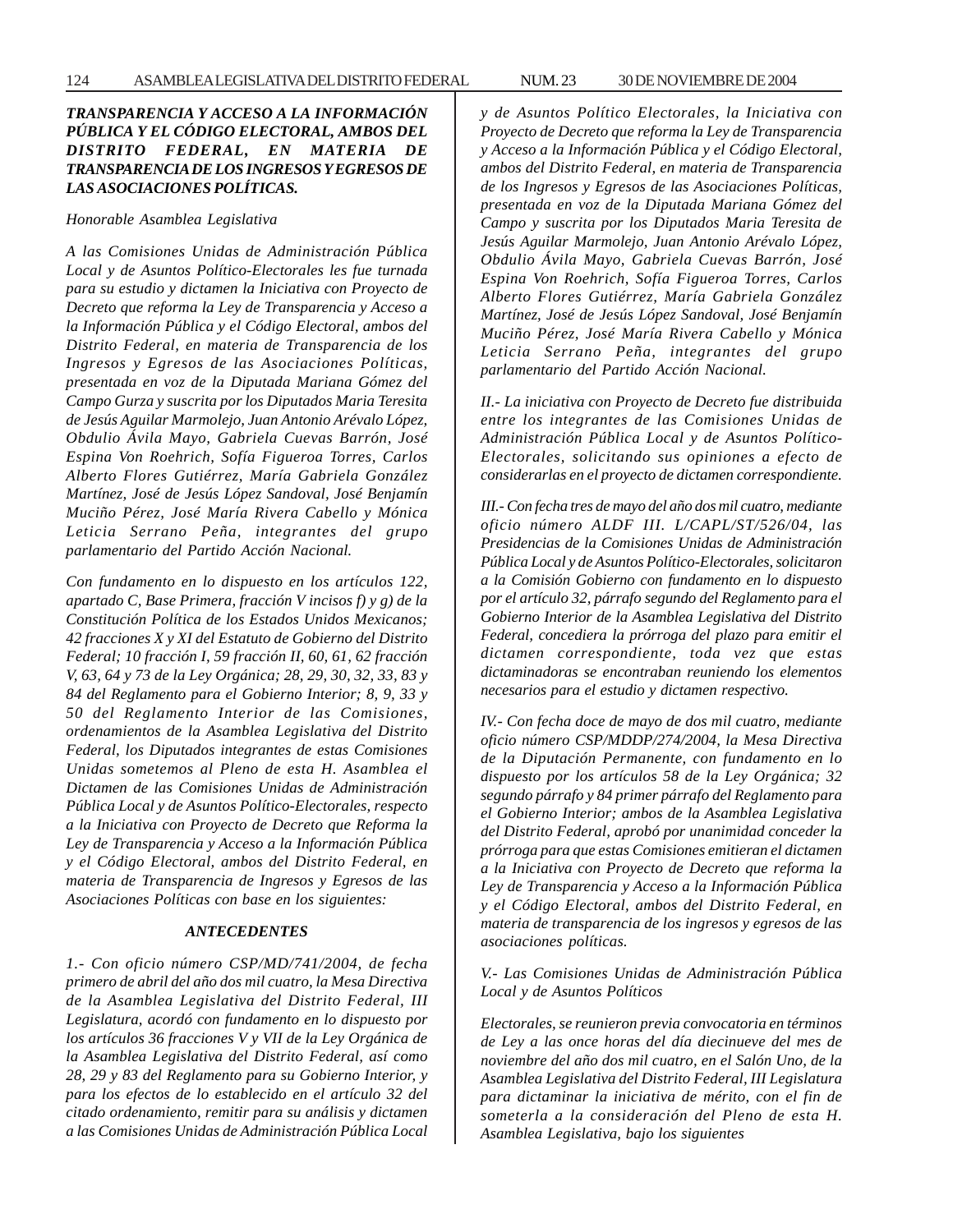***TRANSPARENCIA Y ACCESO A LA INFORMACIÓN PÚBLICA Y EL CÓDIGO ELECTORAL, AMBOS DEL DISTRITO FEDERAL, EN MATERIA DE TRANSPARENCIA DE LOS INGRESOS Y EGRESOS DE LAS ASOCIACIONES POLÍTICAS.***

*Honorable Asamblea Legislativa*

*A las Comisiones Unidas de Administración Pública Local y de Asuntos Político-Electorales les fue turnada para su estudio y dictamen la Iniciativa con Proyecto de Decreto que reforma la Ley de Transparencia y Acceso a la Información Pública y el Código Electoral, ambos del Distrito Federal, en materia de Transparencia de los Ingresos y Egresos de las Asociaciones Políticas, presentada en voz de la Diputada Mariana Gómez del Campo Gurza y suscrita por los Diputados Maria Teresita de Jesús Aguilar Marmolejo, Juan Antonio Arévalo López, Obdulio Ávila Mayo, Gabriela Cuevas Barrón, José Espina Von Roehrich, Sofía Figueroa Torres, Carlos Alberto Flores Gutiérrez, María Gabriela González Martínez, José de Jesús López Sandoval, José Benjamín Muciño Pérez, José María Rivera Cabello y Mónica Leticia Serrano Peña, integrantes del grupo parlamentario del Partido Acción Nacional.*

*Con fundamento en lo dispuesto en los artículos 122, apartado C, Base Primera, fracción V incisos f) y g) de la Constitución Política de los Estados Unidos Mexicanos; 42 fracciones X y XI del Estatuto de Gobierno del Distrito Federal; 10 fracción I, 59 fracción II, 60, 61, 62 fracción V, 63, 64 y 73 de la Ley Orgánica; 28, 29, 30, 32, 33, 83 y 84 del Reglamento para el Gobierno Interior; 8, 9, 33 y 50 del Reglamento Interior de las Comisiones, ordenamientos de la Asamblea Legislativa del Distrito Federal, los Diputados integrantes de estas Comisiones Unidas sometemos al Pleno de esta H. Asamblea el Dictamen de las Comisiones Unidas de Administración Pública Local y de Asuntos Político-Electorales, respecto a la Iniciativa con Proyecto de Decreto que Reforma la Ley de Transparencia y Acceso a la Información Pública y el Código Electoral, ambos del Distrito Federal, en materia de Transparencia de Ingresos y Egresos de las Asociaciones Políticas con base en los siguientes:*

***ANTECEDENTES***

*1.- Con oficio número CSP/MD/741/2004, de fecha primero de abril del año dos mil cuatro, la Mesa Directiva de la Asamblea Legislativa del Distrito Federal, III Legislatura, acordó con fundamento en lo dispuesto por los artículos 36 fracciones V y VII de la Ley Orgánica de la Asamblea Legislativa del Distrito Federal, así como 28, 29 y 83 del Reglamento para su Gobierno Interior, y para los efectos de lo establecido en el artículo 32 del citado ordenamiento, remitir para su análisis y dictamen a las Comisiones Unidas de Administración Pública Local y de Asuntos Político Electorales, la Iniciativa con Proyecto de Decreto que reforma la Ley de Transparencia y Acceso a la Información Pública y el Código Electoral, ambos del Distrito Federal, en materia de Transparencia de los Ingresos y Egresos de las Asociaciones Políticas, presentada en voz de la Diputada Mariana Gómez del Campo y suscrita por los Diputados Maria Teresita de Jesús Aguilar Marmolejo, Juan Antonio Arévalo López, Obdulio Ávila Mayo, Gabriela Cuevas Barrón, José Espina Von Roehrich, Sofía Figueroa Torres, Carlos Alberto Flores Gutiérrez, María Gabriela González Martínez, José de Jesús López Sandoval, José Benjamín Muciño Pérez, José María Rivera Cabello y Mónica Leticia Serrano Peña, integrantes del grupo parlamentario del Partido Acción Nacional.*

*II.- La iniciativa con Proyecto de Decreto fue distribuida entre los integrantes de las Comisiones Unidas de Administración Pública Local y de Asuntos Político-Electorales, solicitando sus opiniones a efecto de considerarlas en el proyecto de dictamen correspondiente.*

*III.- Con fecha tres de mayo del año dos mil cuatro, mediante oficio número ALDF III. L/CAPL/ST/526/04, las Presidencias de la Comisiones Unidas de Administración Pública Local y de Asuntos Político-Electorales, solicitaron a la Comisión Gobierno con fundamento en lo dispuesto por el artículo 32, párrafo segundo del Reglamento para el Gobierno Interior de la Asamblea Legislativa del Distrito Federal, concediera la prórroga del plazo para emitir el dictamen correspondiente, toda vez que estas dictaminadoras se encontraban reuniendo los elementos necesarios para el estudio y dictamen respectivo.*

*IV.- Con fecha doce de mayo de dos mil cuatro, mediante oficio número CSP/MDDP/274/2004, la Mesa Directiva de la Diputación Permanente, con fundamento en lo dispuesto por los artículos 58 de la Ley Orgánica; 32 segundo párrafo y 84 primer párrafo del Reglamento para el Gobierno Interior; ambos de la Asamblea Legislativa del Distrito Federal, aprobó por unanimidad conceder la prórroga para que estas Comisiones emitieran el dictamen a la Iniciativa con Proyecto de Decreto que reforma la Ley de Transparencia y Acceso a la Información Pública y el Código Electoral, ambos del Distrito Federal, en materia de transparencia de los ingresos y egresos de las asociaciones políticas.*

*V.- Las Comisiones Unidas de Administración Pública Local y de Asuntos Políticos*

*Electorales, se reunieron previa convocatoria en términos de Ley a las once horas del día diecinueve del mes de noviembre del año dos mil cuatro, en el Salón Uno, de la Asamblea Legislativa del Distrito Federal, III Legislatura para dictaminar la iniciativa de mérito, con el fin de someterla a la consideración del Pleno de esta H. Asamblea Legislativa, bajo los siguientes*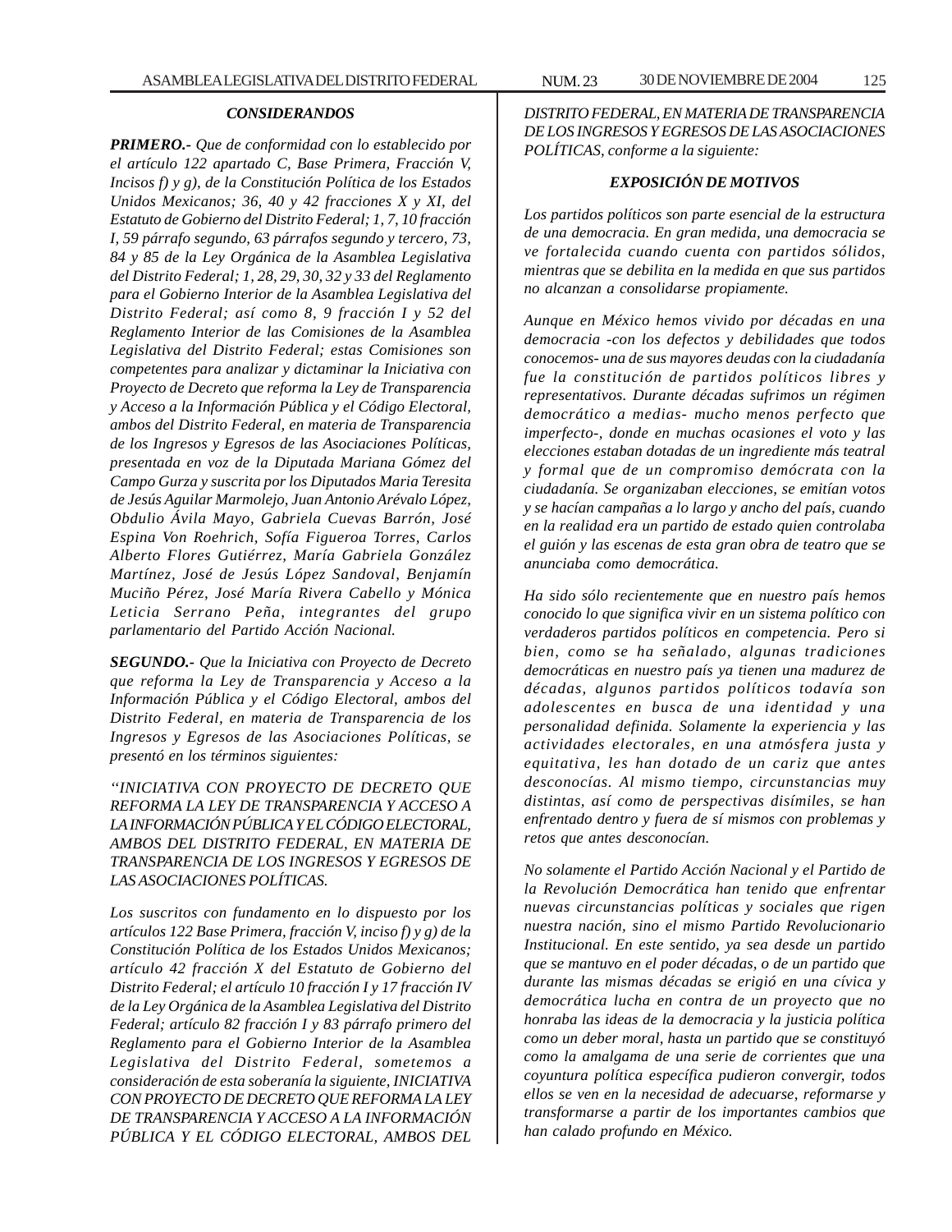### *CONSIDERANDOS*

***PRIMERO.-*** *Que de conformidad con lo establecido por el artículo 122 apartado C, Base Primera, Fracción V, Incisos f) y g), de la Constitución Política de los Estados Unidos Mexicanos; 36, 40 y 42 fracciones X y XI, del Estatuto de Gobierno del Distrito Federal; 1, 7, 10 fracción I, 59 párrafo segundo, 63 párrafos segundo y tercero, 73, 84 y 85 de la Ley Orgánica de la Asamblea Legislativa del Distrito Federal; 1, 28, 29, 30, 32 y 33 del Reglamento para el Gobierno Interior de la Asamblea Legislativa del Distrito Federal; así como 8, 9 fracción I y 52 del Reglamento Interior de las Comisiones de la Asamblea Legislativa del Distrito Federal; estas Comisiones son competentes para analizar y dictaminar la Iniciativa con Proyecto de Decreto que reforma la Ley de Transparencia y Acceso a la Información Pública y el Código Electoral, ambos del Distrito Federal, en materia de Transparencia de los Ingresos y Egresos de las Asociaciones Políticas, presentada en voz de la Diputada Mariana Gómez del Campo Gurza y suscrita por los Diputados Maria Teresita de Jesús Aguilar Marmolejo, Juan Antonio Arévalo López, Obdulio Ávila Mayo, Gabriela Cuevas Barrón, José Espina Von Roehrich, Sofía Figueroa Torres, Carlos Alberto Flores Gutiérrez, María Gabriela González Martínez, José de Jesús López Sandoval, Benjamín Muciño Pérez, José María Rivera Cabello y Mónica Leticia Serrano Peña, integrantes del grupo parlamentario del Partido Acción Nacional.*

***SEGUNDO.-*** *Que la Iniciativa con Proyecto de Decreto que reforma la Ley de Transparencia y Acceso a la Información Pública y el Código Electoral, ambos del Distrito Federal, en materia de Transparencia de los Ingresos y Egresos de las Asociaciones Políticas, se presentó en los términos siguientes:*

*''INICIATIVA CON PROYECTO DE DECRETO QUE REFORMA LA LEY DE TRANSPARENCIA Y ACCESO A LA INFORMACIÓN PÚBLICA Y EL CÓDIGO ELECTORAL, AMBOS DEL DISTRITO FEDERAL, EN MATERIA DE TRANSPARENCIA DE LOS INGRESOS Y EGRESOS DE LAS ASOCIACIONES POLÍTICAS.*

*Los suscritos con fundamento en lo dispuesto por los artículos 122 Base Primera, fracción V, inciso f) y g) de la Constitución Política de los Estados Unidos Mexicanos; artículo 42 fracción X del Estatuto de Gobierno del Distrito Federal; el artículo 10 fracción I y 17 fracción IV de la Ley Orgánica de la Asamblea Legislativa del Distrito Federal; artículo 82 fracción I y 83 párrafo primero del Reglamento para el Gobierno Interior de la Asamblea Legislativa del Distrito Federal, sometemos a consideración de esta soberanía la siguiente, INICIATIVA CON PROYECTO DE DECRETO QUE REFORMA LA LEY DE TRANSPARENCIA Y ACCESO A LA INFORMACIÓN PÚBLICA Y EL CÓDIGO ELECTORAL, AMBOS DEL DISTRITO FEDERAL, EN MATERIA DE TRANSPARENCIA DE LOS INGRESOS Y EGRESOS DE LAS ASOCIACIONES POLÍTICAS, conforme a la siguiente:*

### *EXPOSICIÓN DE MOTIVOS*

*Los partidos políticos son parte esencial de la estructura de una democracia. En gran medida, una democracia se ve fortalecida cuando cuenta con partidos sólidos, mientras que se debilita en la medida en que sus partidos no alcanzan a consolidarse propiamente.*

*Aunque en México hemos vivido por décadas en una democracia -con los defectos y debilidades que todos conocemos- una de sus mayores deudas con la ciudadanía fue la constitución de partidos políticos libres y representativos. Durante décadas sufrimos un régimen democrático a medias- mucho menos perfecto que imperfecto-, donde en muchas ocasiones el voto y las elecciones estaban dotadas de un ingrediente más teatral y formal que de un compromiso demócrata con la ciudadanía. Se organizaban elecciones, se emitían votos y se hacían campañas a lo largo y ancho del país, cuando en la realidad era un partido de estado quien controlaba el guión y las escenas de esta gran obra de teatro que se anunciaba como democrática.*

*Ha sido sólo recientemente que en nuestro país hemos conocido lo que significa vivir en un sistema político con verdaderos partidos políticos en competencia. Pero si bien, como se ha señalado, algunas tradiciones democráticas en nuestro país ya tienen una madurez de décadas, algunos partidos políticos todavía son adolescentes en busca de una identidad y una personalidad definida. Solamente la experiencia y las actividades electorales, en una atmósfera justa y equitativa, les han dotado de un cariz que antes desconocías. Al mismo tiempo, circunstancias muy distintas, así como de perspectivas disímiles, se han enfrentado dentro y fuera de sí mismos con problemas y retos que antes desconocían.*

*No solamente el Partido Acción Nacional y el Partido de la Revolución Democrática han tenido que enfrentar nuevas circunstancias políticas y sociales que rigen nuestra nación, sino el mismo Partido Revolucionario Institucional. En este sentido, ya sea desde un partido que se mantuvo en el poder décadas, o de un partido que durante las mismas décadas se erigió en una cívica y democrática lucha en contra de un proyecto que no honraba las ideas de la democracia y la justicia política como un deber moral, hasta un partido que se constituyó como la amalgama de una serie de corrientes que una coyuntura política específica pudieron convergir, todos ellos se ven en la necesidad de adecuarse, reformarse y transformarse a partir de los importantes cambios que han calado profundo en México.*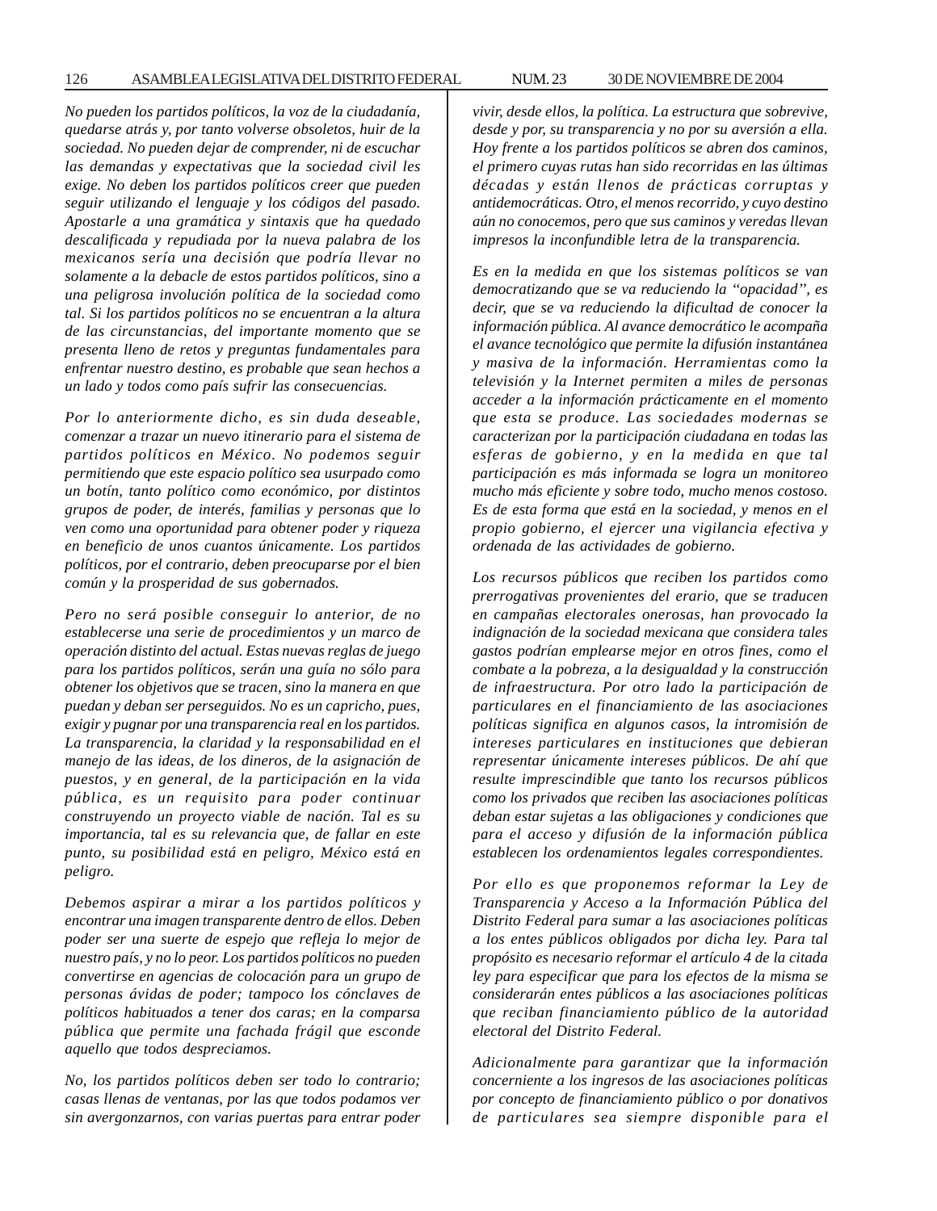*No pueden los partidos políticos, la voz de la ciudadanía, quedarse atrás y, por tanto volverse obsoletos, huir de la sociedad. No pueden dejar de comprender, ni de escuchar las demandas y expectativas que la sociedad civil les exige. No deben los partidos políticos creer que pueden seguir utilizando el lenguaje y los códigos del pasado. Apostarle a una gramática y sintaxis que ha quedado descalificada y repudiada por la nueva palabra de los mexicanos sería una decisión que podría llevar no solamente a la debacle de estos partidos políticos, sino a una peligrosa involución política de la sociedad como tal. Si los partidos políticos no se encuentran a la altura de las circunstancias, del importante momento que se presenta lleno de retos y preguntas fundamentales para enfrentar nuestro destino, es probable que sean hechos a un lado y todos como país sufrir las consecuencias.*

*Por lo anteriormente dicho, es sin duda deseable, comenzar a trazar un nuevo itinerario para el sistema de partidos políticos en México. No podemos seguir permitiendo que este espacio político sea usurpado como un botín, tanto político como económico, por distintos grupos de poder, de interés, familias y personas que lo ven como una oportunidad para obtener poder y riqueza en beneficio de unos cuantos únicamente. Los partidos políticos, por el contrario, deben preocuparse por el bien común y la prosperidad de sus gobernados.*

*Pero no será posible conseguir lo anterior, de no establecerse una serie de procedimientos y un marco de operación distinto del actual. Estas nuevas reglas de juego para los partidos políticos, serán una guía no sólo para obtener los objetivos que se tracen, sino la manera en que puedan y deban ser perseguidos. No es un capricho, pues, exigir y pugnar por una transparencia real en los partidos. La transparencia, la claridad y la responsabilidad en el manejo de las ideas, de los dineros, de la asignación de puestos, y en general, de la participación en la vida pública, es un requisito para poder continuar construyendo un proyecto viable de nación. Tal es su importancia, tal es su relevancia que, de fallar en este punto, su posibilidad está en peligro, México está en peligro.*

*Debemos aspirar a mirar a los partidos políticos y encontrar una imagen transparente dentro de ellos. Deben poder ser una suerte de espejo que refleja lo mejor de nuestro país, y no lo peor. Los partidos políticos no pueden convertirse en agencias de colocación para un grupo de personas ávidas de poder; tampoco los cónclaves de políticos habituados a tener dos caras; en la comparsa pública que permite una fachada frágil que esconde aquello que todos despreciamos.*

*No, los partidos políticos deben ser todo lo contrario; casas llenas de ventanas, por las que todos podamos ver sin avergonzarnos, con varias puertas para entrar poder vivir, desde ellos, la política. La estructura que sobrevive, desde y por, su transparencia y no por su aversión a ella. Hoy frente a los partidos políticos se abren dos caminos, el primero cuyas rutas han sido recorridas en las últimas décadas y están llenos de prácticas corruptas y antidemocráticas. Otro, el menos recorrido, y cuyo destino aún no conocemos, pero que sus caminos y veredas llevan impresos la inconfundible letra de la transparencia.*

*Es en la medida en que los sistemas políticos se van democratizando que se va reduciendo la "opacidad", es decir, que se va reduciendo la dificultad de conocer la información pública. Al avance democrático le acompaña el avance tecnológico que permite la difusión instantánea y masiva de la información. Herramientas como la televisión y la Internet permiten a miles de personas acceder a la información prácticamente en el momento que esta se produce. Las sociedades modernas se caracterizan por la participación ciudadana en todas las esferas de gobierno, y en la medida en que tal participación es más informada se logra un monitoreo mucho más eficiente y sobre todo, mucho menos costoso. Es de esta forma que está en la sociedad, y menos en el propio gobierno, el ejercer una vigilancia efectiva y ordenada de las actividades de gobierno.*

*Los recursos públicos que reciben los partidos como prerrogativas provenientes del erario, que se traducen en campañas electorales onerosas, han provocado la indignación de la sociedad mexicana que considera tales gastos podrían emplearse mejor en otros fines, como el combate a la pobreza, a la desigualdad y la construcción de infraestructura. Por otro lado la participación de particulares en el financiamiento de las asociaciones políticas significa en algunos casos, la intromisión de intereses particulares en instituciones que debieran representar únicamente intereses públicos. De ahí que resulte imprescindible que tanto los recursos públicos como los privados que reciben las asociaciones políticas deban estar sujetas a las obligaciones y condiciones que para el acceso y difusión de la información pública establecen los ordenamientos legales correspondientes.*

*Por ello es que proponemos reformar la Ley de Transparencia y Acceso a la Información Pública del Distrito Federal para sumar a las asociaciones políticas a los entes públicos obligados por dicha ley. Para tal propósito es necesario reformar el artículo 4 de la citada ley para especificar que para los efectos de la misma se considerarán entes públicos a las asociaciones políticas que reciban financiamiento público de la autoridad electoral del Distrito Federal.*

*Adicionalmente para garantizar que la información concerniente a los ingresos de las asociaciones políticas por concepto de financiamiento público o por donativos de particulares sea siempre disponible para el*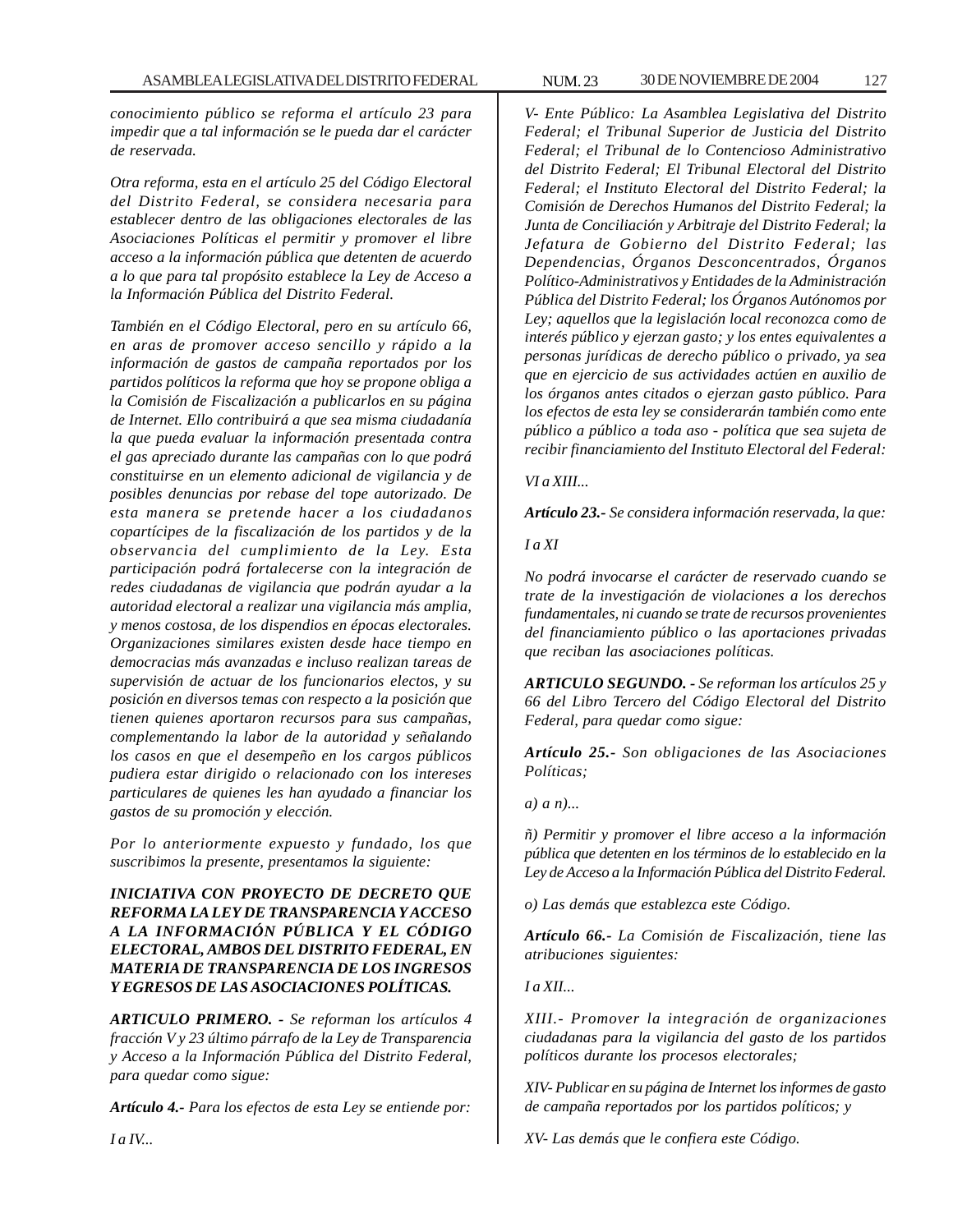*conocimiento público se reforma el artículo 23 para impedir que a tal información se le pueda dar el carácter de reservada.*

*Otra reforma, esta en el artículo 25 del Código Electoral del Distrito Federal, se considera necesaria para establecer dentro de las obligaciones electorales de las Asociaciones Políticas el permitir y promover el libre acceso a la información pública que detenten de acuerdo a lo que para tal propósito establece la Ley de Acceso a la Información Pública del Distrito Federal.*

*También en el Código Electoral, pero en su artículo 66, en aras de promover acceso sencillo y rápido a la información de gastos de campaña reportados por los partidos políticos la reforma que hoy se propone obliga a la Comisión de Fiscalización a publicarlos en su página de Internet. Ello contribuirá a que sea misma ciudadanía la que pueda evaluar la información presentada contra el gas apreciado durante las campañas con lo que podrá constituirse en un elemento adicional de vigilancia y de posibles denuncias por rebase del tope autorizado. De esta manera se pretende hacer a los ciudadanos copartícipes de la fiscalización de los partidos y de la observancia del cumplimiento de la Ley. Esta participación podrá fortalecerse con la integración de redes ciudadanas de vigilancia que podrán ayudar a la autoridad electoral a realizar una vigilancia más amplia, y menos costosa, de los dispendios en épocas electorales. Organizaciones similares existen desde hace tiempo en democracias más avanzadas e incluso realizan tareas de supervisión de actuar de los funcionarios electos, y su posición en diversos temas con respecto a la posición que tienen quienes aportaron recursos para sus campañas, complementando la labor de la autoridad y señalando los casos en que el desempeño en los cargos públicos pudiera estar dirigido o relacionado con los intereses particulares de quienes les han ayudado a financiar los gastos de su promoción y elección.*

*Por lo anteriormente expuesto y fundado, los que suscribimos la presente, presentamos la siguiente:*

***INICIATIVA CON PROYECTO DE DECRETO QUE REFORMA LA LEY DE TRANSPARENCIA Y ACCESO A LA INFORMACIÓN PÚBLICA Y EL CÓDIGO ELECTORAL, AMBOS DEL DISTRITO FEDERAL, EN MATERIA DE TRANSPARENCIA DE LOS INGRESOS Y EGRESOS DE LAS ASOCIACIONES POLÍTICAS.***

***ARTICULO PRIMERO.*** *- Se reforman los artículos 4 fracción V y 23 último párrafo de la Ley de Transparencia y Acceso a la Información Pública del Distrito Federal, para quedar como sigue:*

***Artículo 4.-*** *Para los efectos de esta Ley se entiende por:*

*I a IV...*

*V- Ente Público: La Asamblea Legislativa del Distrito Federal; el Tribunal Superior de Justicia del Distrito Federal; el Tribunal de lo Contencioso Administrativo del Distrito Federal; El Tribunal Electoral del Distrito Federal; el Instituto Electoral del Distrito Federal; la Comisión de Derechos Humanos del Distrito Federal; la Junta de Conciliación y Arbitraje del Distrito Federal; la Jefatura de Gobierno del Distrito Federal; las Dependencias, Órganos Desconcentrados, Órganos Político-Administrativos y Entidades de la Administración Pública del Distrito Federal; los Órganos Autónomos por Ley; aquellos que la legislación local reconozca como de interés público y ejerzan gasto; y los entes equivalentes a personas jurídicas de derecho público o privado, ya sea que en ejercicio de sus actividades actúen en auxilio de los órganos antes citados o ejerzan gasto público. Para los efectos de esta ley se considerarán también como ente público a público a toda aso - política que sea sujeta de recibir financiamiento del Instituto Electoral del Federal:*

*VI a XIII...*

***Artículo 23.-*** *Se considera información reservada, la que:*

*I a XI*

*No podrá invocarse el carácter de reservado cuando se trate de la investigación de violaciones a los derechos fundamentales, ni cuando se trate de recursos provenientes del financiamiento público o las aportaciones privadas que reciban las asociaciones políticas.*

***ARTICULO SEGUNDO.*** *- Se reforman los artículos 25 y 66 del Libro Tercero del Código Electoral del Distrito Federal, para quedar como sigue:*

***Artículo 25.-*** *Son obligaciones de las Asociaciones Políticas;*

*a) a n)...*

*ñ) Permitir y promover el libre acceso a la información pública que detenten en los términos de lo establecido en la Ley de Acceso a la Información Pública del Distrito Federal.*

*o) Las demás que establezca este Código.*

***Artículo 66.-*** *La Comisión de Fiscalización, tiene las atribuciones siguientes:*

*I a XII...*

*XIII.- Promover la integración de organizaciones ciudadanas para la vigilancia del gasto de los partidos políticos durante los procesos electorales;*

*XIV- Publicar en su página de Internet los informes de gasto de campaña reportados por los partidos políticos; y*

*XV- Las demás que le confiera este Código.*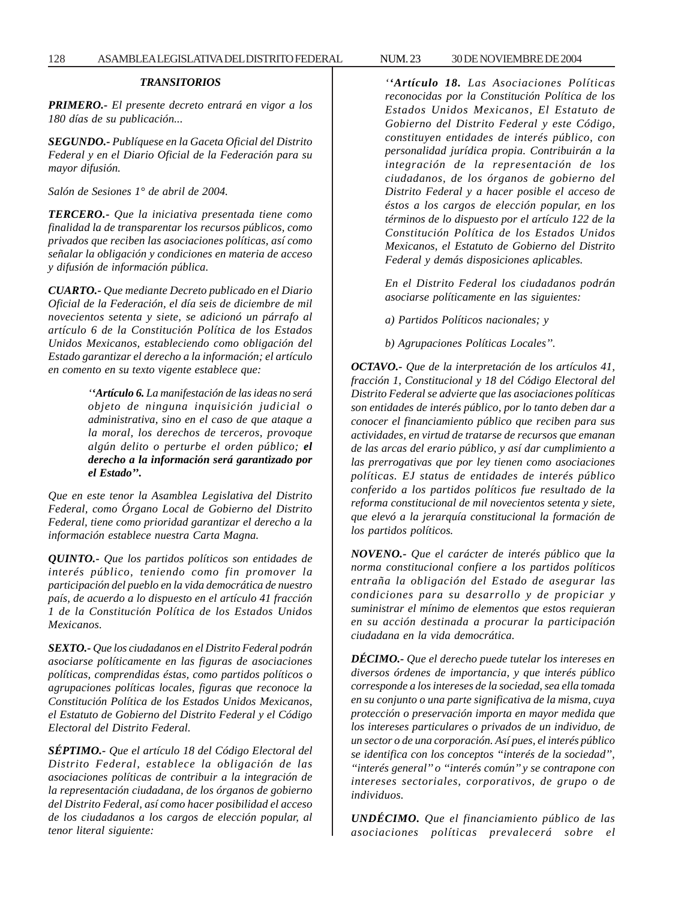*TRANSITORIOS*

***PRIMERO.-*** *El presente decreto entrará en vigor a los 180 días de su publicación...*

***SEGUNDO.-*** *Publíquese en la Gaceta Oficial del Distrito Federal y en el Diario Oficial de la Federación para su mayor difusión.*

*Salón de Sesiones 1° de abril de 2004.*

***TERCERO.-*** *Que la iniciativa presentada tiene como finalidad la de transparentar los recursos públicos, como privados que reciben las asociaciones políticas, así como señalar la obligación y condiciones en materia de acceso y difusión de información pública.*

***CUARTO.-*** *Que mediante Decreto publicado en el Diario Oficial de la Federación, el día seis de diciembre de mil novecientos setenta y siete, se adicionó un párrafo al artículo 6 de la Constitución Política de los Estados Unidos Mexicanos, estableciendo como obligación del Estado garantizar el derecho a la información; el artículo en comento en su texto vigente establece que:*

> *‘‘**Artículo 6.** La manifestación de las ideas no será objeto de ninguna inquisición judicial o administrativa, sino en el caso de que ataque a la moral, los derechos de terceros, provoque algún delito o perturbe el orden público; **el derecho a la información será garantizado por el Estado’’.***

*Que en este tenor la Asamblea Legislativa del Distrito Federal, como Órgano Local de Gobierno del Distrito Federal, tiene como prioridad garantizar el derecho a la información establece nuestra Carta Magna.*

***QUINTO.-*** *Que los partidos políticos son entidades de interés público, teniendo como fin promover la participación del pueblo en la vida democrática de nuestro país, de acuerdo a lo dispuesto en el artículo 41 fracción 1 de la Constitución Política de los Estados Unidos Mexicanos.*

***SEXTO.-*** *Que los ciudadanos en el Distrito Federal podrán asociarse políticamente en las figuras de asociaciones políticas, comprendidas éstas, como partidos políticos o agrupaciones políticas locales, figuras que reconoce la Constitución Política de los Estados Unidos Mexicanos, el Estatuto de Gobierno del Distrito Federal y el Código Electoral del Distrito Federal.*

***SÉPTIMO.-*** *Que el artículo 18 del Código Electoral del Distrito Federal, establece la obligación de las asociaciones políticas de contribuir a la integración de la representación ciudadana, de los órganos de gobierno del Distrito Federal, así como hacer posibilidad el acceso de los ciudadanos a los cargos de elección popular, al tenor literal siguiente:*

> *‘‘**Artículo 18.** Las Asociaciones Políticas reconocidas por la Constitución Política de los Estados Unidos Mexicanos, El Estatuto de Gobierno del Distrito Federal y este Código, constituyen entidades de interés público, con personalidad jurídica propia. Contribuirán a la integración de la representación de los ciudadanos, de los órganos de gobierno del Distrito Federal y a hacer posible el acceso de éstos a los cargos de elección popular, en los términos de lo dispuesto por el artículo 122 de la Constitución Política de los Estados Unidos Mexicanos, el Estatuto de Gobierno del Distrito Federal y demás disposiciones aplicables.*
>
> *En el Distrito Federal los ciudadanos podrán asociarse políticamente en las siguientes:*
>
> *a) Partidos Políticos nacionales; y*
>
> *b) Agrupaciones Políticas Locales’’.*

***OCTAVO.-*** *Que de la interpretación de los artículos 41, fracción 1, Constitucional y 18 del Código Electoral del Distrito Federal se advierte que las asociaciones políticas son entidades de interés público, por lo tanto deben dar a conocer el financiamiento público que reciben para sus actividades, en virtud de tratarse de recursos que emanan de las arcas del erario público, y así dar cumplimiento a las prerrogativas que por ley tienen como asociaciones políticas. EJ status de entidades de interés público conferido a los partidos políticos fue resultado de la reforma constitucional de mil novecientos setenta y siete, que elevó a la jerarquía constitucional la formación de los partidos políticos.*

***NOVENO.-*** *Que el carácter de interés público que la norma constitucional confiere a los partidos políticos entraña la obligación del Estado de asegurar las condiciones para su desarrollo y de propiciar y suministrar el mínimo de elementos que estos requieran en su acción destinada a procurar la participación ciudadana en la vida democrática.*

***DÉCIMO.-*** *Que el derecho puede tutelar los intereses en diversos órdenes de importancia, y que interés público corresponde a los intereses de la sociedad, sea ella tomada en su conjunto o una parte significativa de la misma, cuya protección o preservación importa en mayor medida que los intereses particulares o privados de un individuo, de un sector o de una corporación. Así pues, el interés público se identifica con los conceptos “interés de la sociedad”, “interés general” o “interés común” y se contrapone con intereses sectoriales, corporativos, de grupo o de individuos.*

***UNDÉCIMO.*** *Que el financiamiento público de las asociaciones políticas prevalecerá sobre el*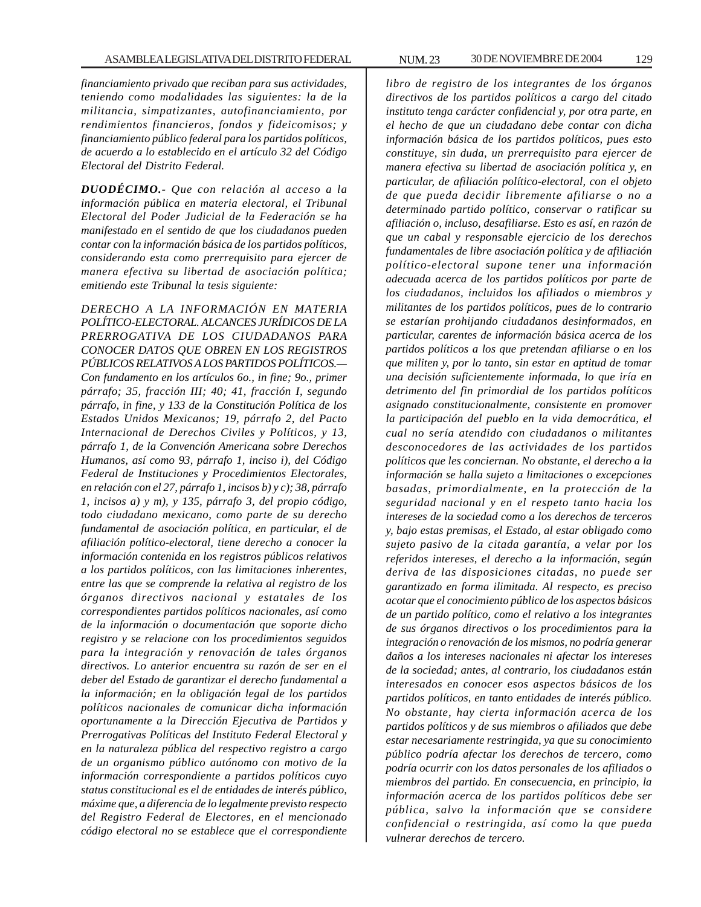*financiamiento privado que reciban para sus actividades, teniendo como modalidades las siguientes: la de la militancia, simpatizantes, autofinanciamiento, por rendimientos financieros, fondos y fideicomisos; y financiamiento público federal para los partidos políticos, de acuerdo a lo establecido en el artículo 32 del Código Electoral del Distrito Federal.*

***DUODÉCIMO.-*** *Que con relación al acceso a la información pública en materia electoral, el Tribunal Electoral del Poder Judicial de la Federación se ha manifestado en el sentido de que los ciudadanos pueden contar con la información básica de los partidos políticos, considerando esta como prerrequisito para ejercer de manera efectiva su libertad de asociación política; emitiendo este Tribunal la tesis siguiente:*

*DERECHO A LA INFORMACIÓN EN MATERIA POLÍTICO-ELECTORAL. ALCANCES JURÍDICOS DE LA PRERROGATIVA DE LOS CIUDADANOS PARA CONOCER DATOS QUE OBREN EN LOS REGISTROS PÚBLICOS RELATIVOS A LOS PARTIDOS POLÍTICOS.— Con fundamento en los artículos 6o., in fine; 9o., primer párrafo; 35, fracción III; 40; 41, fracción I, segundo párrafo, in fine, y 133 de la Constitución Política de los Estados Unidos Mexicanos; 19, párrafo 2, del Pacto Internacional de Derechos Civiles y Políticos, y 13, párrafo 1, de la Convención Americana sobre Derechos Humanos, así como 93, párrafo 1, inciso i), del Código Federal de Instituciones y Procedimientos Electorales, en relación con el 27, párrafo 1, incisos b) y c); 38, párrafo 1, incisos a) y m), y 135, párrafo 3, del propio código, todo ciudadano mexicano, como parte de su derecho fundamental de asociación política, en particular, el de afiliación político-electoral, tiene derecho a conocer la información contenida en los registros públicos relativos a los partidos políticos, con las limitaciones inherentes, entre las que se comprende la relativa al registro de los órganos directivos nacional y estatales de los correspondientes partidos políticos nacionales, así como de la información o documentación que soporte dicho registro y se relacione con los procedimientos seguidos para la integración y renovación de tales órganos directivos. Lo anterior encuentra su razón de ser en el deber del Estado de garantizar el derecho fundamental a la información; en la obligación legal de los partidos políticos nacionales de comunicar dicha información oportunamente a la Dirección Ejecutiva de Partidos y Prerrogativas Políticas del Instituto Federal Electoral y en la naturaleza pública del respectivo registro a cargo de un organismo público autónomo con motivo de la información correspondiente a partidos políticos cuyo status constitucional es el de entidades de interés público, máxime que, a diferencia de lo legalmente previsto respecto del Registro Federal de Electores, en el mencionado código electoral no se establece que el correspondiente libro de registro de los integrantes de los órganos directivos de los partidos políticos a cargo del citado instituto tenga carácter confidencial y, por otra parte, en el hecho de que un ciudadano debe contar con dicha información básica de los partidos políticos, pues esto constituye, sin duda, un prerrequisito para ejercer de manera efectiva su libertad de asociación política y, en particular, de afiliación político-electoral, con el objeto de que pueda decidir libremente afiliarse o no a determinado partido político, conservar o ratificar su afiliación o, incluso, desafiliarse. Esto es así, en razón de que un cabal y responsable ejercicio de los derechos fundamentales de libre asociación política y de afiliación político-electoral supone tener una información adecuada acerca de los partidos políticos por parte de los ciudadanos, incluidos los afiliados o miembros y militantes de los partidos políticos, pues de lo contrario se estarían prohijando ciudadanos desinformados, en particular, carentes de información básica acerca de los partidos políticos a los que pretendan afiliarse o en los que militen y, por lo tanto, sin estar en aptitud de tomar una decisión suficientemente informada, lo que iría en detrimento del fin primordial de los partidos políticos asignado constitucionalmente, consistente en promover la participación del pueblo en la vida democrática, el cual no sería atendido con ciudadanos o militantes desconocedores de las actividades de los partidos políticos que les conciernan. No obstante, el derecho a la información se halla sujeto a limitaciones o excepciones basadas, primordialmente, en la protección de la seguridad nacional y en el respeto tanto hacia los intereses de la sociedad como a los derechos de terceros y, bajo estas premisas, el Estado, al estar obligado como sujeto pasivo de la citada garantía, a velar por los referidos intereses, el derecho a la información, según deriva de las disposiciones citadas, no puede ser garantizado en forma ilimitada. Al respecto, es preciso acotar que el conocimiento público de los aspectos básicos de un partido político, como el relativo a los integrantes de sus órganos directivos o los procedimientos para la integración o renovación de los mismos, no podría generar daños a los intereses nacionales ni afectar los intereses de la sociedad; antes, al contrario, los ciudadanos están interesados en conocer esos aspectos básicos de los partidos políticos, en tanto entidades de interés público. No obstante, hay cierta información acerca de los partidos políticos y de sus miembros o afiliados que debe estar necesariamente restringida, ya que su conocimiento público podría afectar los derechos de tercero, como podría ocurrir con los datos personales de los afiliados o miembros del partido. En consecuencia, en principio, la información acerca de los partidos políticos debe ser pública, salvo la información que se considere confidencial o restringida, así como la que pueda vulnerar derechos de tercero.*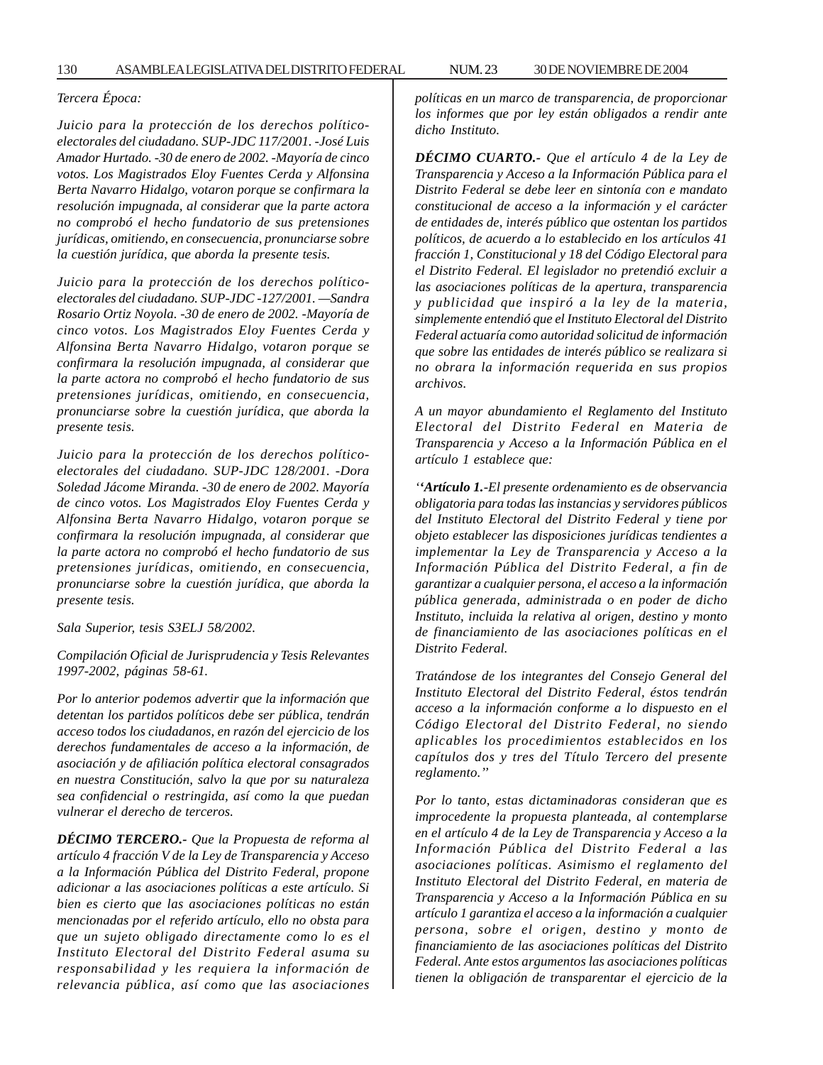*Tercera Época:*

*Juicio para la protección de los derechos político-electorales del ciudadano. SUP-JDC 117/2001. -José Luis Amador Hurtado. -30 de enero de 2002. -Mayoría de cinco votos. Los Magistrados Eloy Fuentes Cerda y Alfonsina Berta Navarro Hidalgo, votaron porque se confirmara la resolución impugnada, al considerar que la parte actora no comprobó el hecho fundatorio de sus pretensiones jurídicas, omitiendo, en consecuencia, pronunciarse sobre la cuestión jurídica, que aborda la presente tesis.*

*Juicio para la protección de los derechos político-electorales del ciudadano. SUP-JDC -127/2001. —Sandra Rosario Ortiz Noyola. -30 de enero de 2002. -Mayoría de cinco votos. Los Magistrados Eloy Fuentes Cerda y Alfonsina Berta Navarro Hidalgo, votaron porque se confirmara la resolución impugnada, al considerar que la parte actora no comprobó el hecho fundatorio de sus pretensiones jurídicas, omitiendo, en consecuencia, pronunciarse sobre la cuestión jurídica, que aborda la presente tesis.*

*Juicio para la protección de los derechos político-electorales del ciudadano. SUP-JDC 128/2001. -Dora Soledad Jácome Miranda. -30 de enero de 2002. Mayoría de cinco votos. Los Magistrados Eloy Fuentes Cerda y Alfonsina Berta Navarro Hidalgo, votaron porque se confirmara la resolución impugnada, al considerar que la parte actora no comprobó el hecho fundatorio de sus pretensiones jurídicas, omitiendo, en consecuencia, pronunciarse sobre la cuestión jurídica, que aborda la presente tesis.*

*Sala Superior, tesis S3ELJ 58/2002.*

*Compilación Oficial de Jurisprudencia y Tesis Relevantes 1997-2002, páginas 58-61.*

*Por lo anterior podemos advertir que la información que detentan los partidos políticos debe ser pública, tendrán acceso todos los ciudadanos, en razón del ejercicio de los derechos fundamentales de acceso a la información, de asociación y de afiliación política electoral consagrados en nuestra Constitución, salvo la que por su naturaleza sea confidencial o restringida, así como la que puedan vulnerar el derecho de terceros.*

***DÉCIMO TERCERO.-*** *Que la Propuesta de reforma al artículo 4 fracción V de la Ley de Transparencia y Acceso a la Información Pública del Distrito Federal, propone adicionar a las asociaciones políticas a este artículo. Si bien es cierto que las asociaciones políticas no están mencionadas por el referido artículo, ello no obsta para que un sujeto obligado directamente como lo es el Instituto Electoral del Distrito Federal asuma su responsabilidad y les requiera la información de relevancia pública, así como que las asociaciones políticas en un marco de transparencia, de proporcionar los informes que por ley están obligados a rendir ante dicho Instituto.*

***DÉCIMO CUARTO.-*** *Que el artículo 4 de la Ley de Transparencia y Acceso a la Información Pública para el Distrito Federal se debe leer en sintonía con e mandato constitucional de acceso a la información y el carácter de entidades de, interés público que ostentan los partidos políticos, de acuerdo a lo establecido en los artículos 41 fracción 1, Constitucional y 18 del Código Electoral para el Distrito Federal. El legislador no pretendió excluir a las asociaciones políticas de la apertura, transparencia y publicidad que inspiró a la ley de la materia, simplemente entendió que el Instituto Electoral del Distrito Federal actuaría como autoridad solicitud de información que sobre las entidades de interés público se realizara si no obrara la información requerida en sus propios archivos.*

*A un mayor abundamiento el Reglamento del Instituto Electoral del Distrito Federal en Materia de Transparencia y Acceso a la Información Pública en el artículo 1 establece que:*

*''**Artículo 1.-**El presente ordenamiento es de observancia obligatoria para todas las instancias y servidores públicos del Instituto Electoral del Distrito Federal y tiene por objeto establecer las disposiciones jurídicas tendientes a implementar la Ley de Transparencia y Acceso a la Información Pública del Distrito Federal, a fin de garantizar a cualquier persona, el acceso a la información pública generada, administrada o en poder de dicho Instituto, incluida la relativa al origen, destino y monto de financiamiento de las asociaciones políticas en el Distrito Federal.*

*Tratándose de los integrantes del Consejo General del Instituto Electoral del Distrito Federal, éstos tendrán acceso a la información conforme a lo dispuesto en el Código Electoral del Distrito Federal, no siendo aplicables los procedimientos establecidos en los capítulos dos y tres del Título Tercero del presente reglamento.''*

*Por lo tanto, estas dictaminadoras consideran que es improcedente la propuesta planteada, al contemplarse en el artículo 4 de la Ley de Transparencia y Acceso a la Información Pública del Distrito Federal a las asociaciones políticas. Asimismo el reglamento del Instituto Electoral del Distrito Federal, en materia de Transparencia y Acceso a la Información Pública en su artículo 1 garantiza el acceso a la información a cualquier persona, sobre el origen, destino y monto de financiamiento de las asociaciones políticas del Distrito Federal. Ante estos argumentos las asociaciones políticas tienen la obligación de transparentar el ejercicio de la*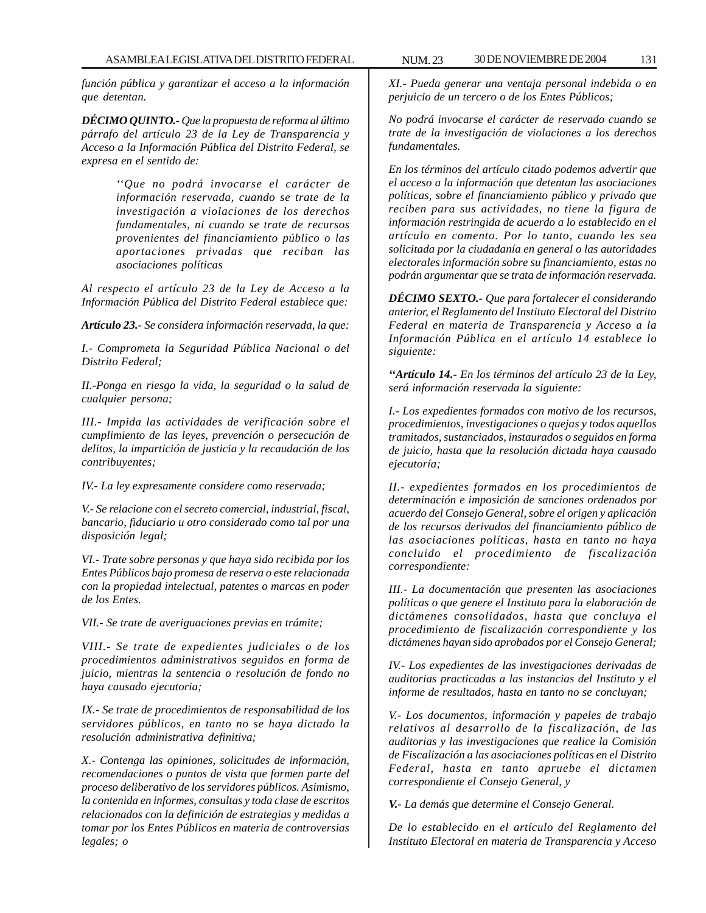*función pública y garantizar el acceso a la información que detentan.*

***DÉCIMO QUINTO.-*** *Que la propuesta de reforma al último párrafo del artículo 23 de la Ley de Transparencia y Acceso a la Información Pública del Distrito Federal, se expresa en el sentido de:*

> *''Que no podrá invocarse el carácter de información reservada, cuando se trate de la investigación a violaciones de los derechos fundamentales, ni cuando se trate de recursos provenientes del financiamiento público o las aportaciones privadas que reciban las asociaciones políticas*

*Al respecto el artículo 23 de la Ley de Acceso a la Información Pública del Distrito Federal establece que:*

***Artículo 23.-*** *Se considera información reservada, la que:*

*I.- Comprometa la Seguridad Pública Nacional o del Distrito Federal;*

*II.-Ponga en riesgo la vida, la seguridad o la salud de cualquier persona;*

*III.- Impida las actividades de verificación sobre el cumplimiento de las leyes, prevención o persecución de delitos, la impartición de justicia y la recaudación de los contribuyentes;*

*IV.- La ley expresamente considere como reservada;*

*V.- Se relacione con el secreto comercial, industrial, fiscal, bancario, fiduciario u otro considerado como tal por una disposición legal;*

*VI.- Trate sobre personas y que haya sido recibida por los Entes Públicos bajo promesa de reserva o este relacionada con la propiedad intelectual, patentes o marcas en poder de los Entes.*

*VII.- Se trate de averiguaciones previas en trámite;*

*VIII.- Se trate de expedientes judiciales o de los procedimientos administrativos seguidos en forma de juicio, mientras la sentencia o resolución de fondo no haya causado ejecutoria;*

*IX.- Se trate de procedimientos de responsabilidad de los servidores públicos, en tanto no se haya dictado la resolución administrativa definitiva;*

*X.- Contenga las opiniones, solicitudes de información, recomendaciones o puntos de vista que formen parte del proceso deliberativo de los servidores públicos. Asimismo, la contenida en informes, consultas y toda clase de escritos relacionados con la definición de estrategias y medidas a tomar por los Entes Públicos en materia de controversias legales; o*

*XI.- Pueda generar una ventaja personal indebida o en perjuicio de un tercero o de los Entes Públicos;*

*No podrá invocarse el carácter de reservado cuando se trate de la investigación de violaciones a los derechos fundamentales.*

*En los términos del artículo citado podemos advertir que el acceso a la información que detentan las asociaciones políticas, sobre el financiamiento público y privado que reciben para sus actividades, no tiene la figura de información restringida de acuerdo a lo establecido en el artículo en comento. Por lo tanto, cuando les sea solicitada por la ciudadanía en general o las autoridades electorales información sobre su financiamiento, estas no podrán argumentar que se trata de información reservada.*

***DÉCIMO SEXTO.-*** *Que para fortalecer el considerando anterior, el Reglamento del Instituto Electoral del Distrito Federal en materia de Transparencia y Acceso a la Información Pública en el artículo 14 establece lo siguiente:*

***''Artículo 14.-*** *En los términos del artículo 23 de la Ley, será información reservada la siguiente:*

*I.- Los expedientes formados con motivo de los recursos, procedimientos, investigaciones o quejas y todos aquellos tramitados, sustanciados, instaurados o seguidos en forma de juicio, hasta que la resolución dictada haya causado ejecutoría;*

*II.- expedientes formados en los procedimientos de determinación e imposición de sanciones ordenados por acuerdo del Consejo General, sobre el origen y aplicación de los recursos derivados del financiamiento público de las asociaciones políticas, hasta en tanto no haya concluido el procedimiento de fiscalización correspondiente:*

*III.- La documentación que presenten las asociaciones políticas o que genere el Instituto para la elaboración de dictámenes consolidados, hasta que concluya el procedimiento de fiscalización correspondiente y los dictámenes hayan sido aprobados por el Consejo General;*

*IV.- Los expedientes de las investigaciones derivadas de auditorias practicadas a las instancias del Instituto y el informe de resultados, hasta en tanto no se concluyan;*

*V.- Los documentos, información y papeles de trabajo relativos al desarrollo de la fiscalización, de las auditorias y las investigaciones que realice la Comisión de Fiscalización a las asociaciones políticas en el Distrito Federal, hasta en tanto apruebe el dictamen correspondiente el Consejo General, y*

***V.-*** *La demás que determine el Consejo General.*

*De lo establecido en el artículo del Reglamento del Instituto Electoral en materia de Transparencia y Acceso*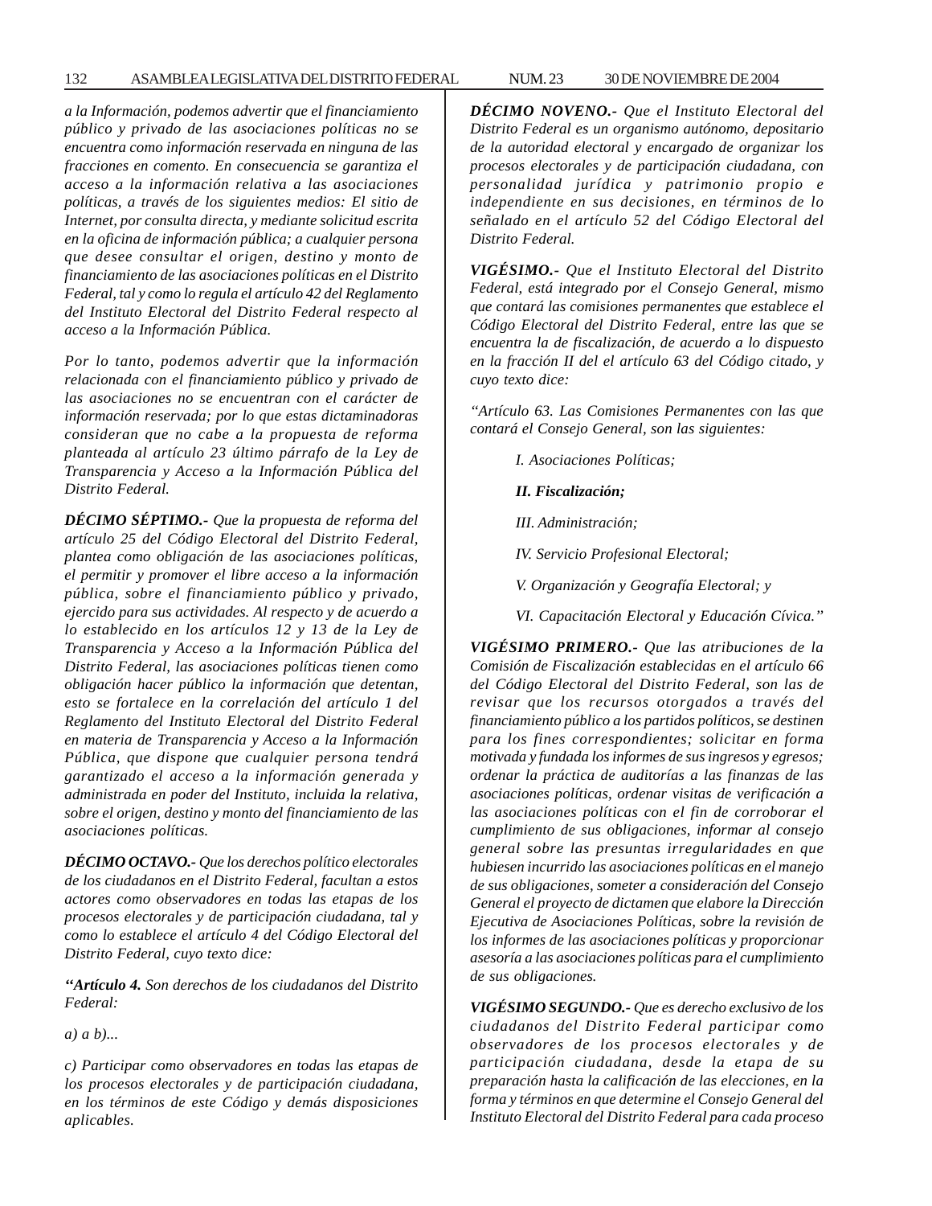*a la Información, podemos advertir que el financiamiento público y privado de las asociaciones políticas no se encuentra como información reservada en ninguna de las fracciones en comento. En consecuencia se garantiza el acceso a la información relativa a las asociaciones políticas, a través de los siguientes medios: El sitio de Internet, por consulta directa, y mediante solicitud escrita en la oficina de información pública; a cualquier persona que desee consultar el origen, destino y monto de financiamiento de las asociaciones políticas en el Distrito Federal, tal y como lo regula el artículo 42 del Reglamento del Instituto Electoral del Distrito Federal respecto al acceso a la Información Pública.*

*Por lo tanto, podemos advertir que la información relacionada con el financiamiento público y privado de las asociaciones no se encuentran con el carácter de información reservada; por lo que estas dictaminadoras consideran que no cabe a la propuesta de reforma planteada al artículo 23 último párrafo de la Ley de Transparencia y Acceso a la Información Pública del Distrito Federal.*

***DÉCIMO SÉPTIMO.-*** *Que la propuesta de reforma del artículo 25 del Código Electoral del Distrito Federal, plantea como obligación de las asociaciones políticas, el permitir y promover el libre acceso a la información pública, sobre el financiamiento público y privado, ejercido para sus actividades. Al respecto y de acuerdo a lo establecido en los artículos 12 y 13 de la Ley de Transparencia y Acceso a la Información Pública del Distrito Federal, las asociaciones políticas tienen como obligación hacer público la información que detentan, esto se fortalece en la correlación del artículo 1 del Reglamento del Instituto Electoral del Distrito Federal en materia de Transparencia y Acceso a la Información Pública, que dispone que cualquier persona tendrá garantizado el acceso a la información generada y administrada en poder del Instituto, incluida la relativa, sobre el origen, destino y monto del financiamiento de las asociaciones políticas.*

***DÉCIMO OCTAVO.-*** *Que los derechos político electorales de los ciudadanos en el Distrito Federal, facultan a estos actores como observadores en todas las etapas de los procesos electorales y de participación ciudadana, tal y como lo establece el artículo 4 del Código Electoral del Distrito Federal, cuyo texto dice:*

***"Artículo 4.*** *Son derechos de los ciudadanos del Distrito Federal:*

*a) a b)...*

*c) Participar como observadores en todas las etapas de los procesos electorales y de participación ciudadana, en los términos de este Código y demás disposiciones aplicables.*

***DÉCIMO NOVENO.-*** *Que el Instituto Electoral del Distrito Federal es un organismo autónomo, depositario de la autoridad electoral y encargado de organizar los procesos electorales y de participación ciudadana, con personalidad jurídica y patrimonio propio e independiente en sus decisiones, en términos de lo señalado en el artículo 52 del Código Electoral del Distrito Federal.*

***VIGÉSIMO.-*** *Que el Instituto Electoral del Distrito Federal, está integrado por el Consejo General, mismo que contará las comisiones permanentes que establece el Código Electoral del Distrito Federal, entre las que se encuentra la de fiscalización, de acuerdo a lo dispuesto en la fracción II del artículo 63 del Código citado, y cuyo texto dice:*

*"Artículo 63. Las Comisiones Permanentes con las que contará el Consejo General, son las siguientes:*

*I. Asociaciones Políticas;*

***II. Fiscalización;***

*III. Administración;*

*IV. Servicio Profesional Electoral;*

*V. Organización y Geografía Electoral; y*

*VI. Capacitación Electoral y Educación Cívica."*

***VIGÉSIMO PRIMERO.-*** *Que las atribuciones de la Comisión de Fiscalización establecidas en el artículo 66 del Código Electoral del Distrito Federal, son las de revisar que los recursos otorgados a través del financiamiento público a los partidos políticos, se destinen para los fines correspondientes; solicitar en forma motivada y fundada los informes de sus ingresos y egresos; ordenar la práctica de auditorías a las finanzas de las asociaciones políticas, ordenar visitas de verificación a las asociaciones políticas con el fin de corroborar el cumplimiento de sus obligaciones, informar al consejo general sobre las presuntas irregularidades en que hubiesen incurrido las asociaciones políticas en el manejo de sus obligaciones, someter a consideración del Consejo General el proyecto de dictamen que elabore la Dirección Ejecutiva de Asociaciones Políticas, sobre la revisión de los informes de las asociaciones políticas y proporcionar asesoría a las asociaciones políticas para el cumplimiento de sus obligaciones.*

***VIGÉSIMO SEGUNDO.-*** *Que es derecho exclusivo de los ciudadanos del Distrito Federal participar como observadores de los procesos electorales y de participación ciudadana, desde la etapa de su preparación hasta la calificación de las elecciones, en la forma y términos en que determine el Consejo General del Instituto Electoral del Distrito Federal para cada proceso*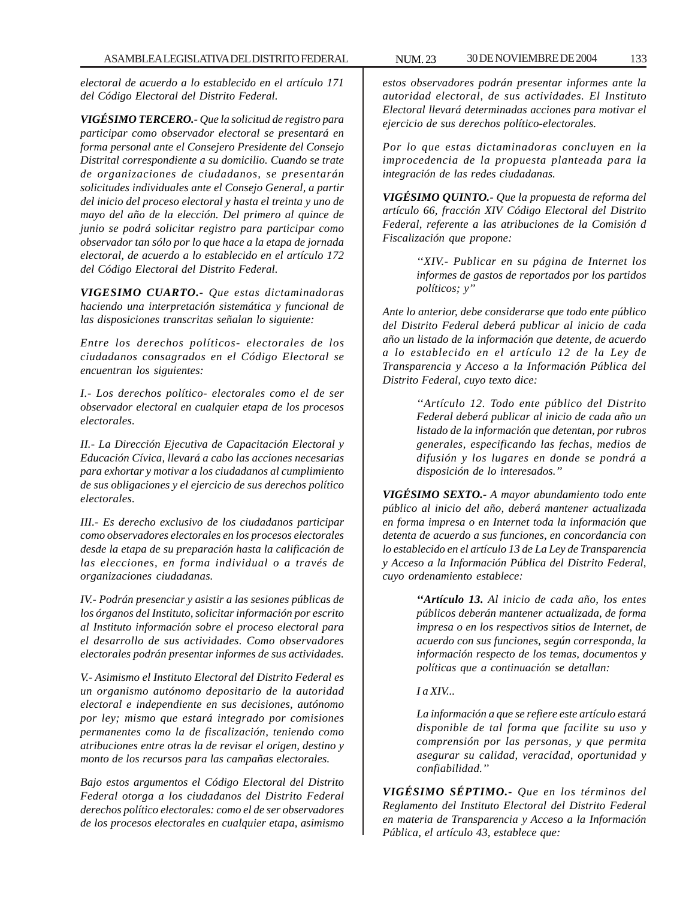*electoral de acuerdo a lo establecido en el artículo 171 del Código Electoral del Distrito Federal.*

***VIGÉSIMO TERCERO.-*** *Que la solicitud de registro para participar como observador electoral se presentará en forma personal ante el Consejero Presidente del Consejo Distrital correspondiente a su domicilio. Cuando se trate de organizaciones de ciudadanos, se presentarán solicitudes individuales ante el Consejo General, a partir del inicio del proceso electoral y hasta el treinta y uno de mayo del año de la elección. Del primero al quince de junio se podrá solicitar registro para participar como observador tan sólo por lo que hace a la etapa de jornada electoral, de acuerdo a lo establecido en el artículo 172 del Código Electoral del Distrito Federal.*

***VIGESIMO CUARTO.-*** *Que estas dictaminadoras haciendo una interpretación sistemática y funcional de las disposiciones transcritas señalan lo siguiente:*

*Entre los derechos políticos- electorales de los ciudadanos consagrados en el Código Electoral se encuentran los siguientes:*

*I.- Los derechos político- electorales como el de ser observador electoral en cualquier etapa de los procesos electorales.*

*II.- La Dirección Ejecutiva de Capacitación Electoral y Educación Cívica, llevará a cabo las acciones necesarias para exhortar y motivar a los ciudadanos al cumplimiento de sus obligaciones y el ejercicio de sus derechos político electorales.*

*III.- Es derecho exclusivo de los ciudadanos participar como observadores electorales en los procesos electorales desde la etapa de su preparación hasta la calificación de las elecciones, en forma individual o a través de organizaciones ciudadanas.*

*IV.- Podrán presenciar y asistir a las sesiones públicas de los órganos del Instituto, solicitar información por escrito al Instituto información sobre el proceso electoral para el desarrollo de sus actividades. Como observadores electorales podrán presentar informes de sus actividades.*

*V.- Asimismo el Instituto Electoral del Distrito Federal es un organismo autónomo depositario de la autoridad electoral e independiente en sus decisiones, autónomo por ley; mismo que estará integrado por comisiones permanentes como la de fiscalización, teniendo como atribuciones entre otras la de revisar el origen, destino y monto de los recursos para las campañas electorales.*

*Bajo estos argumentos el Código Electoral del Distrito Federal otorga a los ciudadanos del Distrito Federal derechos político electorales: como el de ser observadores de los procesos electorales en cualquier etapa, asimismo estos observadores podrán presentar informes ante la autoridad electoral, de sus actividades. El Instituto Electoral llevará determinadas acciones para motivar el ejercicio de sus derechos político-electorales.*

*Por lo que estas dictaminadoras concluyen en la improcedencia de la propuesta planteada para la integración de las redes ciudadanas.*

***VIGÉSIMO QUINTO.-*** *Que la propuesta de reforma del artículo 66, fracción XIV Código Electoral del Distrito Federal, referente a las atribuciones de la Comisión d Fiscalización que propone:*

> *"XIV.- Publicar en su página de Internet los informes de gastos de reportados por los partidos políticos; y"*

*Ante lo anterior, debe considerarse que todo ente público del Distrito Federal deberá publicar al inicio de cada año un listado de la información que detente, de acuerdo a lo establecido en el artículo 12 de la Ley de Transparencia y Acceso a la Información Pública del Distrito Federal, cuyo texto dice:*

> *"Artículo 12. Todo ente público del Distrito Federal deberá publicar al inicio de cada año un listado de la información que detentan, por rubros generales, especificando las fechas, medios de difusión y los lugares en donde se pondrá a disposición de lo interesados."*

***VIGÉSIMO SEXTO.-*** *A mayor abundamiento todo ente público al inicio del año, deberá mantener actualizada en forma impresa o en Internet toda la información que detenta de acuerdo a sus funciones, en concordancia con lo establecido en el artículo 13 de La Ley de Transparencia y Acceso a la Información Pública del Distrito Federal, cuyo ordenamiento establece:*

> ***"Artículo 13.*** *Al inicio de cada año, los entes públicos deberán mantener actualizada, de forma impresa o en los respectivos sitios de Internet, de acuerdo con sus funciones, según corresponda, la información respecto de los temas, documentos y políticas que a continuación se detallan:*
>
> *I a XIV...*
>
> *La información a que se refiere este artículo estará disponible de tal forma que facilite su uso y comprensión por las personas, y que permita asegurar su calidad, veracidad, oportunidad y confiabilidad."*

***VIGÉSIMO SÉPTIMO.-*** *Que en los términos del Reglamento del Instituto Electoral del Distrito Federal en materia de Transparencia y Acceso a la Información Pública, el artículo 43, establece que:*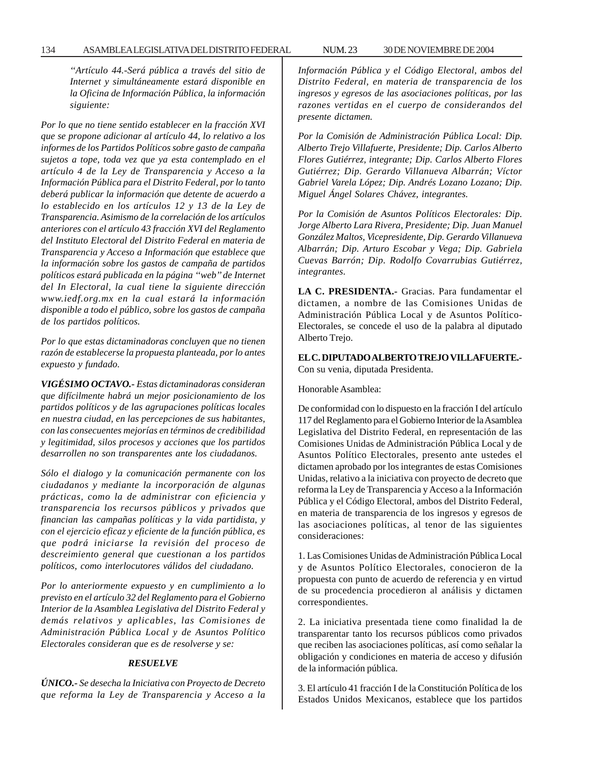*"Artículo 44.-Será pública a través del sitio de Internet y simultáneamente estará disponible en la Oficina de Información Pública, la información siguiente:*

*Por lo que no tiene sentido establecer en la fracción XVI que se propone adicionar al artículo 44, lo relativo a los informes de los Partidos Políticos sobre gasto de campaña sujetos a tope, toda vez que ya esta contemplado en el artículo 4 de la Ley de Transparencia y Acceso a la Información Pública para el Distrito Federal, por lo tanto deberá publicar la información que detente de acuerdo a lo establecido en los artículos 12 y 13 de la Ley de Transparencia. Asimismo de la correlación de los artículos anteriores con el artículo 43 fracción XVI del Reglamento del Instituto Electoral del Distrito Federal en materia de Transparencia y Acceso a Información que establece que la información sobre los gastos de campaña de partidos políticos estará publicada en la página "web" de Internet del In Electoral, la cual tiene la siguiente dirección www.iedf.org.mx en la cual estará la información disponible a todo el público, sobre los gastos de campaña de los partidos políticos.*

*Por lo que estas dictaminadoras concluyen que no tienen razón de establecerse la propuesta planteada, por lo antes expuesto y fundado.*

***VIGÉSIMO OCTAVO.-*** *Estas dictaminadoras consideran que difícilmente habrá un mejor posicionamiento de los partidos políticos y de las agrupaciones políticas locales en nuestra ciudad, en las percepciones de sus habitantes, con las consecuentes mejorías en términos de credibilidad y legitimidad, silos procesos y acciones que los partidos desarrollen no son transparentes ante los ciudadanos.*

*Sólo el dialogo y la comunicación permanente con los ciudadanos y mediante la incorporación de algunas prácticas, como la de administrar con eficiencia y transparencia los recursos públicos y privados que financian las campañas políticas y la vida partidista, y con el ejercicio eficaz y eficiente de la función pública, es que podrá iniciarse la revisión del proceso de descreimiento general que cuestionan a los partidos políticos, como interlocutores válidos del ciudadano.*

*Por lo anteriormente expuesto y en cumplimiento a lo previsto en el artículo 32 del Reglamento para el Gobierno Interior de la Asamblea Legislativa del Distrito Federal y demás relativos y aplicables, las Comisiones de Administración Pública Local y de Asuntos Político Electorales consideran que es de resolverse y se:*

***RESUELVE***

***ÚNICO.-*** *Se desecha la Iniciativa con Proyecto de Decreto que reforma la Ley de Transparencia y Acceso a la Información Pública y el Código Electoral, ambos del Distrito Federal, en materia de transparencia de los ingresos y egresos de las asociaciones políticas, por las razones vertidas en el cuerpo de considerandos del presente dictamen.*

*Por la Comisión de Administración Pública Local: Dip. Alberto Trejo Villafuerte, Presidente; Dip. Carlos Alberto Flores Gutiérrez, integrante; Dip. Carlos Alberto Flores Gutiérrez; Dip. Gerardo Villanueva Albarrán; Víctor Gabriel Varela López; Dip. Andrés Lozano Lozano; Dip. Miguel Ángel Solares Chávez, integrantes.*

*Por la Comisión de Asuntos Políticos Electorales: Dip. Jorge Alberto Lara Rivera, Presidente; Dip. Juan Manuel González Maltos, Vicepresidente, Dip. Gerardo Villanueva Albarrán; Dip. Arturo Escobar y Vega; Dip. Gabriela Cuevas Barrón; Dip. Rodolfo Covarrubias Gutiérrez, integrantes.*

**LA C. PRESIDENTA.-** Gracias. Para fundamentar el dictamen, a nombre de las Comisiones Unidas de Administración Pública Local y de Asuntos Político-Electorales, se concede el uso de la palabra al diputado Alberto Trejo.

**EL C. DIPUTADO ALBERTO TREJO VILLAFUERTE.-** Con su venia, diputada Presidenta.

Honorable Asamblea:

De conformidad con lo dispuesto en la fracción I del artículo 117 del Reglamento para el Gobierno Interior de la Asamblea Legislativa del Distrito Federal, en representación de las Comisiones Unidas de Administración Pública Local y de Asuntos Político Electorales, presento ante ustedes el dictamen aprobado por los integrantes de estas Comisiones Unidas, relativo a la iniciativa con proyecto de decreto que reforma la Ley de Transparencia y Acceso a la Información Pública y el Código Electoral, ambos del Distrito Federal, en materia de transparencia de los ingresos y egresos de las asociaciones políticas, al tenor de las siguientes consideraciones:

1. Las Comisiones Unidas de Administración Pública Local y de Asuntos Político Electorales, conocieron de la propuesta con punto de acuerdo de referencia y en virtud de su procedencia procedieron al análisis y dictamen correspondientes.

2. La iniciativa presentada tiene como finalidad la de transparentar tanto los recursos públicos como privados que reciben las asociaciones políticas, así como señalar la obligación y condiciones en materia de acceso y difusión de la información pública.

3. El artículo 41 fracción I de la Constitución Política de los Estados Unidos Mexicanos, establece que los partidos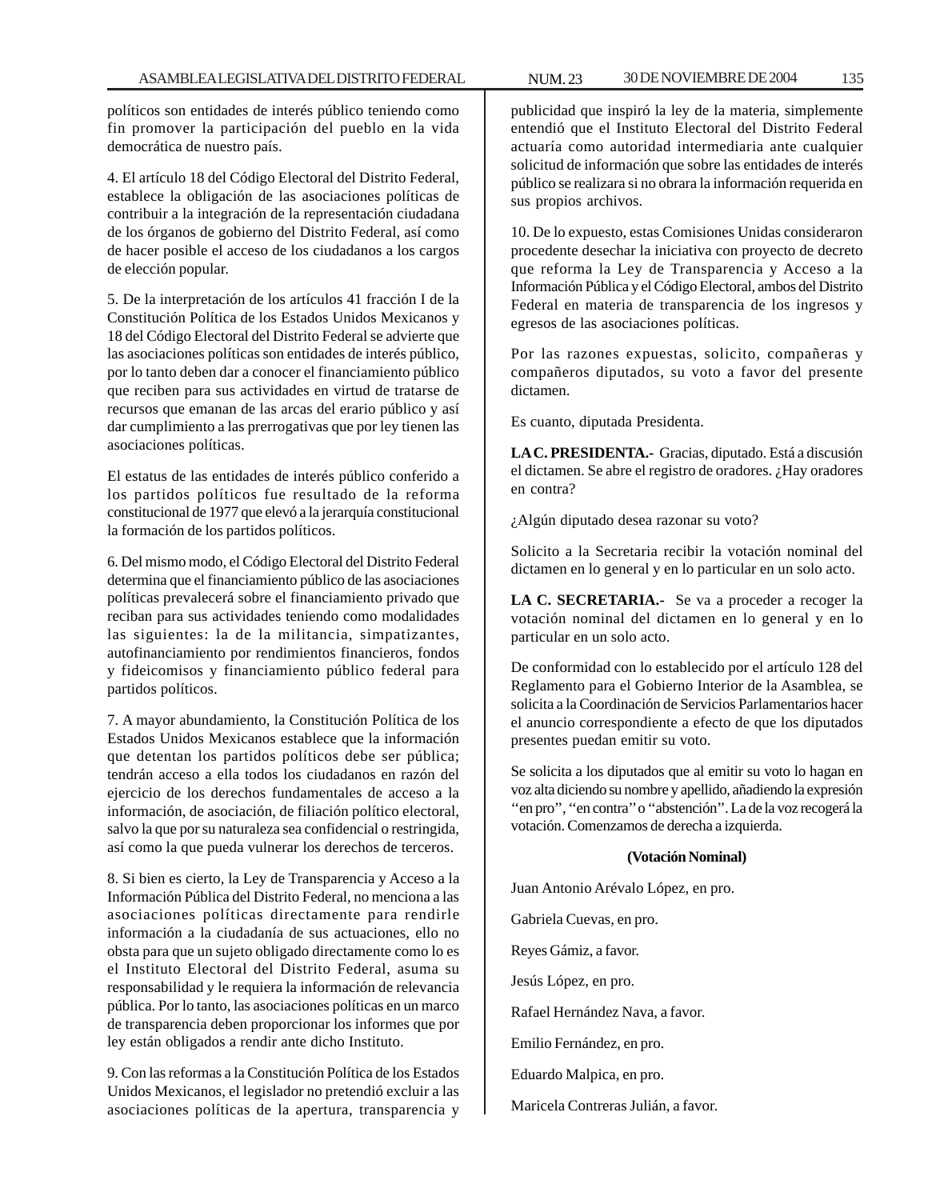políticos son entidades de interés público teniendo como fin promover la participación del pueblo en la vida democrática de nuestro país.

4. El artículo 18 del Código Electoral del Distrito Federal, establece la obligación de las asociaciones políticas de contribuir a la integración de la representación ciudadana de los órganos de gobierno del Distrito Federal, así como de hacer posible el acceso de los ciudadanos a los cargos de elección popular.

5. De la interpretación de los artículos 41 fracción I de la Constitución Política de los Estados Unidos Mexicanos y 18 del Código Electoral del Distrito Federal se advierte que las asociaciones políticas son entidades de interés público, por lo tanto deben dar a conocer el financiamiento público que reciben para sus actividades en virtud de tratarse de recursos que emanan de las arcas del erario público y así dar cumplimiento a las prerrogativas que por ley tienen las asociaciones políticas.

El estatus de las entidades de interés público conferido a los partidos políticos fue resultado de la reforma constitucional de 1977 que elevó a la jerarquía constitucional la formación de los partidos políticos.

6. Del mismo modo, el Código Electoral del Distrito Federal determina que el financiamiento público de las asociaciones políticas prevalecerá sobre el financiamiento privado que reciban para sus actividades teniendo como modalidades las siguientes: la de la militancia, simpatizantes, autofinanciamiento por rendimientos financieros, fondos y fideicomisos y financiamiento público federal para partidos políticos.

7. A mayor abundamiento, la Constitución Política de los Estados Unidos Mexicanos establece que la información que detentan los partidos políticos debe ser pública; tendrán acceso a ella todos los ciudadanos en razón del ejercicio de los derechos fundamentales de acceso a la información, de asociación, de filiación político electoral, salvo la que por su naturaleza sea confidencial o restringida, así como la que pueda vulnerar los derechos de terceros.

8. Si bien es cierto, la Ley de Transparencia y Acceso a la Información Pública del Distrito Federal, no menciona a las asociaciones políticas directamente para rendirle información a la ciudadanía de sus actuaciones, ello no obsta para que un sujeto obligado directamente como lo es el Instituto Electoral del Distrito Federal, asuma su responsabilidad y le requiera la información de relevancia pública. Por lo tanto, las asociaciones políticas en un marco de transparencia deben proporcionar los informes que por ley están obligados a rendir ante dicho Instituto.

9. Con las reformas a la Constitución Política de los Estados Unidos Mexicanos, el legislador no pretendió excluir a las asociaciones políticas de la apertura, transparencia y publicidad que inspiró la ley de la materia, simplemente entendió que el Instituto Electoral del Distrito Federal actuaría como autoridad intermediaria ante cualquier solicitud de información que sobre las entidades de interés público se realizara si no obrara la información requerida en sus propios archivos.

10. De lo expuesto, estas Comisiones Unidas consideraron procedente desechar la iniciativa con proyecto de decreto que reforma la Ley de Transparencia y Acceso a la Información Pública y el Código Electoral, ambos del Distrito Federal en materia de transparencia de los ingresos y egresos de las asociaciones políticas.

Por las razones expuestas, solicito, compañeras y compañeros diputados, su voto a favor del presente dictamen.

Es cuanto, diputada Presidenta.

**LA C. PRESIDENTA.-** Gracias, diputado. Está a discusión el dictamen. Se abre el registro de oradores. ¿Hay oradores en contra?

¿Algún diputado desea razonar su voto?

Solicito a la Secretaria recibir la votación nominal del dictamen en lo general y en lo particular en un solo acto.

**LA C. SECRETARIA.-** Se va a proceder a recoger la votación nominal del dictamen en lo general y en lo particular en un solo acto.

De conformidad con lo establecido por el artículo 128 del Reglamento para el Gobierno Interior de la Asamblea, se solicita a la Coordinación de Servicios Parlamentarios hacer el anuncio correspondiente a efecto de que los diputados presentes puedan emitir su voto.

Se solicita a los diputados que al emitir su voto lo hagan en voz alta diciendo su nombre y apellido, añadiendo la expresión "en pro", "en contra" o "abstención". La de la voz recogerá la votación. Comenzamos de derecha a izquierda.

**(Votación Nominal)**

Juan Antonio Arévalo López, en pro.

Gabriela Cuevas, en pro.

Reyes Gámiz, a favor.

Jesús López, en pro.

Rafael Hernández Nava, a favor.

Emilio Fernández, en pro.

Eduardo Malpica, en pro.

Maricela Contreras Julián, a favor.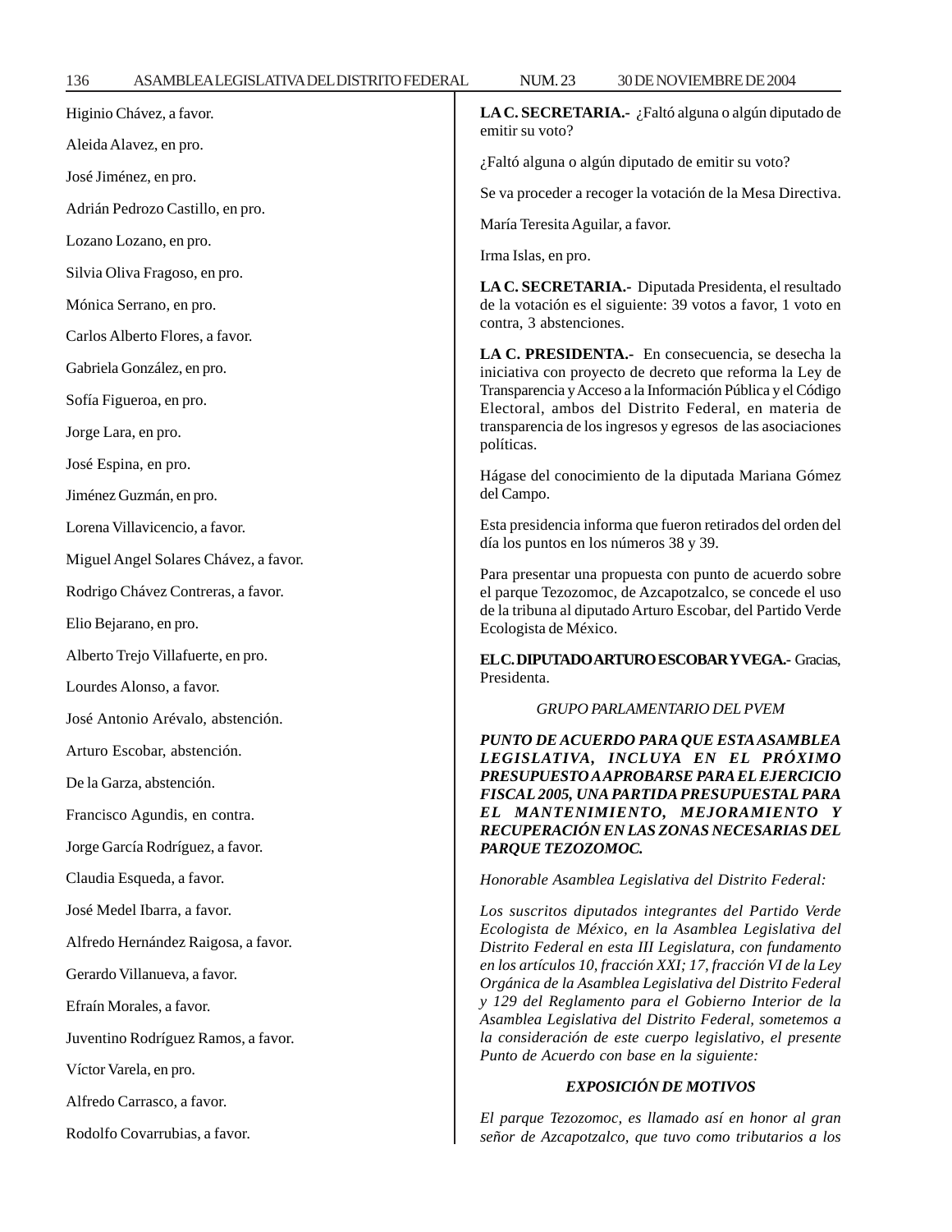Higinio Chávez, a favor.

Aleida Alavez, en pro.

José Jiménez, en pro.

Adrián Pedrozo Castillo, en pro.

Lozano Lozano, en pro.

Silvia Oliva Fragoso, en pro.

Mónica Serrano, en pro.

Carlos Alberto Flores, a favor.

Gabriela González, en pro.

Sofía Figueroa, en pro.

Jorge Lara, en pro.

José Espina, en pro.

Jiménez Guzmán, en pro.

Lorena Villavicencio, a favor.

Miguel Angel Solares Chávez, a favor.

Rodrigo Chávez Contreras, a favor.

Elio Bejarano, en pro.

Alberto Trejo Villafuerte, en pro.

Lourdes Alonso, a favor.

José Antonio Arévalo, abstención.

Arturo Escobar, abstención.

De la Garza, abstención.

Francisco Agundis, en contra.

Jorge García Rodríguez, a favor.

Claudia Esqueda, a favor.

José Medel Ibarra, a favor.

Alfredo Hernández Raigosa, a favor.

Gerardo Villanueva, a favor.

Efraín Morales, a favor.

Juventino Rodríguez Ramos, a favor.

Víctor Varela, en pro.

Alfredo Carrasco, a favor.

Rodolfo Covarrubias, a favor.

**LA C. SECRETARIA.-** ¿Faltó alguna o algún diputado de emitir su voto?

¿Faltó alguna o algún diputado de emitir su voto?

Se va proceder a recoger la votación de la Mesa Directiva.

María Teresita Aguilar, a favor.

Irma Islas, en pro.

**LA C. SECRETARIA.-** Diputada Presidenta, el resultado de la votación es el siguiente: 39 votos a favor, 1 voto en contra, 3 abstenciones.

**LA C. PRESIDENTA.-** En consecuencia, se desecha la iniciativa con proyecto de decreto que reforma la Ley de Transparencia y Acceso a la Información Pública y el Código Electoral, ambos del Distrito Federal, en materia de transparencia de los ingresos y egresos de las asociaciones políticas.

Hágase del conocimiento de la diputada Mariana Gómez del Campo.

Esta presidencia informa que fueron retirados del orden del día los puntos en los números 38 y 39.

Para presentar una propuesta con punto de acuerdo sobre el parque Tezozomoc, de Azcapotzalco, se concede el uso de la tribuna al diputado Arturo Escobar, del Partido Verde Ecologista de México.

**EL C. DIPUTADO ARTURO ESCOBAR Y VEGA.-** Gracias, Presidenta.

*GRUPO PARLAMENTARIO DEL PVEM*

***PUNTO DE ACUERDO PARA QUE ESTA ASAMBLEA LEGISLATIVA, INCLUYA EN EL PRÓXIMO PRESUPUESTO A APROBARSE PARA EL EJERCICIO FISCAL 2005, UNA PARTIDA PRESUPUESTAL PARA EL MANTENIMIENTO, MEJORAMIENTO Y RECUPERACIÓN EN LAS ZONAS NECESARIAS DEL PARQUE TEZOZOMOC.***

*Honorable Asamblea Legislativa del Distrito Federal:*

*Los suscritos diputados integrantes del Partido Verde Ecologista de México, en la Asamblea Legislativa del Distrito Federal en esta III Legislatura, con fundamento en los artículos 10, fracción XXI; 17, fracción VI de la Ley Orgánica de la Asamblea Legislativa del Distrito Federal y 129 del Reglamento para el Gobierno Interior de la Asamblea Legislativa del Distrito Federal, sometemos a la consideración de este cuerpo legislativo, el presente Punto de Acuerdo con base en la siguiente:*

***EXPOSICIÓN DE MOTIVOS***

*El parque Tezozomoc, es llamado así en honor al gran señor de Azcapotzalco, que tuvo como tributarios a los*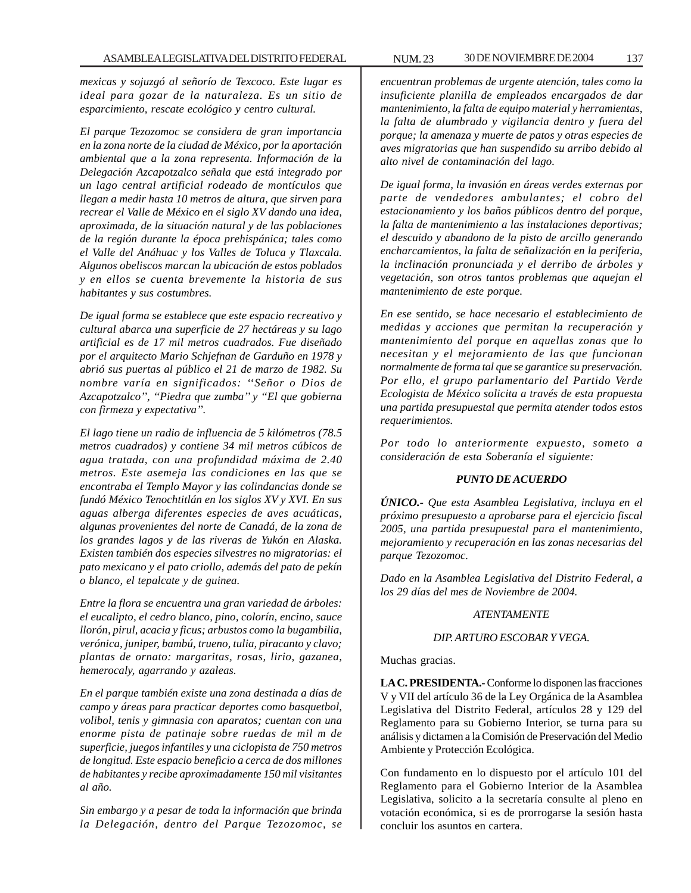*mexicas y sojuzgó al señorío de Texcoco. Este lugar es ideal para gozar de la naturaleza. Es un sitio de esparcimiento, rescate ecológico y centro cultural.*

*El parque Tezozomoc se considera de gran importancia en la zona norte de la ciudad de México, por la aportación ambiental que a la zona representa. Información de la Delegación Azcapotzalco señala que está integrado por un lago central artificial rodeado de montículos que llegan a medir hasta 10 metros de altura, que sirven para recrear el Valle de México en el siglo XV dando una idea, aproximada, de la situación natural y de las poblaciones de la región durante la época prehispánica; tales como el Valle del Anáhuac y los Valles de Toluca y Tlaxcala. Algunos obeliscos marcan la ubicación de estos poblados y en ellos se cuenta brevemente la historia de sus habitantes y sus costumbres.*

*De igual forma se establece que este espacio recreativo y cultural abarca una superficie de 27 hectáreas y su lago artificial es de 17 mil metros cuadrados. Fue diseñado por el arquitecto Mario Schjefnan de Garduño en 1978 y abrió sus puertas al público el 21 de marzo de 1982. Su nombre varía en significados: ''Señor o Dios de Azcapotzalco'', ''Piedra que zumba'' y ''El que gobierna con firmeza y expectativa''.*

*El lago tiene un radio de influencia de 5 kilómetros (78.5 metros cuadrados) y contiene 34 mil metros cúbicos de agua tratada, con una profundidad máxima de 2.40 metros. Este asemeja las condiciones en las que se encontraba el Templo Mayor y las colindancias donde se fundó México Tenochtitlán en los siglos XV y XVI. En sus aguas alberga diferentes especies de aves acuáticas, algunas provenientes del norte de Canadá, de la zona de los grandes lagos y de las riveras de Yukón en Alaska. Existen también dos especies silvestres no migratorias: el pato mexicano y el pato criollo, además del pato de pekín o blanco, el tepalcate y de guinea.*

*Entre la flora se encuentra una gran variedad de árboles: el eucalipto, el cedro blanco, pino, colorín, encino, sauce llorón, pirul, acacia y ficus; arbustos como la bugambilia, verónica, juniper, bambú, trueno, tulia, piracanto y clavo; plantas de ornato: margaritas, rosas, lirio, gazanea, hemerocaly, agarrando y azaleas.*

*En el parque también existe una zona destinada a días de campo y áreas para practicar deportes como basquetbol, volibol, tenis y gimnasia con aparatos; cuentan con una enorme pista de patinaje sobre ruedas de mil m de superficie, juegos infantiles y una ciclopista de 750 metros de longitud. Este espacio beneficio a cerca de dos millones de habitantes y recibe aproximadamente 150 mil visitantes al año.*

*Sin embargo y a pesar de toda la información que brinda la Delegación, dentro del Parque Tezozomoc, se encuentran problemas de urgente atención, tales como la insuficiente planilla de empleados encargados de dar mantenimiento, la falta de equipo material y herramientas, la falta de alumbrado y vigilancia dentro y fuera del porque; la amenaza y muerte de patos y otras especies de aves migratorias que han suspendido su arribo debido al alto nivel de contaminación del lago.*

*De igual forma, la invasión en áreas verdes externas por parte de vendedores ambulantes; el cobro del estacionamiento y los baños públicos dentro del porque, la falta de mantenimiento a las instalaciones deportivas; el descuido y abandono de la pisto de arcillo generando encharcamientos, la falta de señalización en la periferia, la inclinación pronunciada y el derribo de árboles y vegetación, son otros tantos problemas que aquejan el mantenimiento de este porque.*

*En ese sentido, se hace necesario el establecimiento de medidas y acciones que permitan la recuperación y mantenimiento del porque en aquellas zonas que lo necesitan y el mejoramiento de las que funcionan normalmente de forma tal que se garantice su preservación. Por ello, el grupo parlamentario del Partido Verde Ecologista de México solicita a través de esta propuesta una partida presupuestal que permita atender todos estos requerimientos.*

*Por todo lo anteriormente expuesto, someto a consideración de esta Soberanía el siguiente:*

***PUNTO DE ACUERDO***

***ÚNICO.-*** *Que esta Asamblea Legislativa, incluya en el próximo presupuesto a aprobarse para el ejercicio fiscal 2005, una partida presupuestal para el mantenimiento, mejoramiento y recuperación en las zonas necesarias del parque Tezozomoc.*

*Dado en la Asamblea Legislativa del Distrito Federal, a los 29 días del mes de Noviembre de 2004.*

*ATENTAMENTE*

*DIP. ARTURO ESCOBAR Y VEGA.*

Muchas gracias.

**LA C. PRESIDENTA.-** Conforme lo disponen las fracciones V y VII del artículo 36 de la Ley Orgánica de la Asamblea Legislativa del Distrito Federal, artículos 28 y 129 del Reglamento para su Gobierno Interior, se turna para su análisis y dictamen a la Comisión de Preservación del Medio Ambiente y Protección Ecológica.

Con fundamento en lo dispuesto por el artículo 101 del Reglamento para el Gobierno Interior de la Asamblea Legislativa, solicito a la secretaría consulte al pleno en votación económica, si es de prorrogarse la sesión hasta concluir los asuntos en cartera.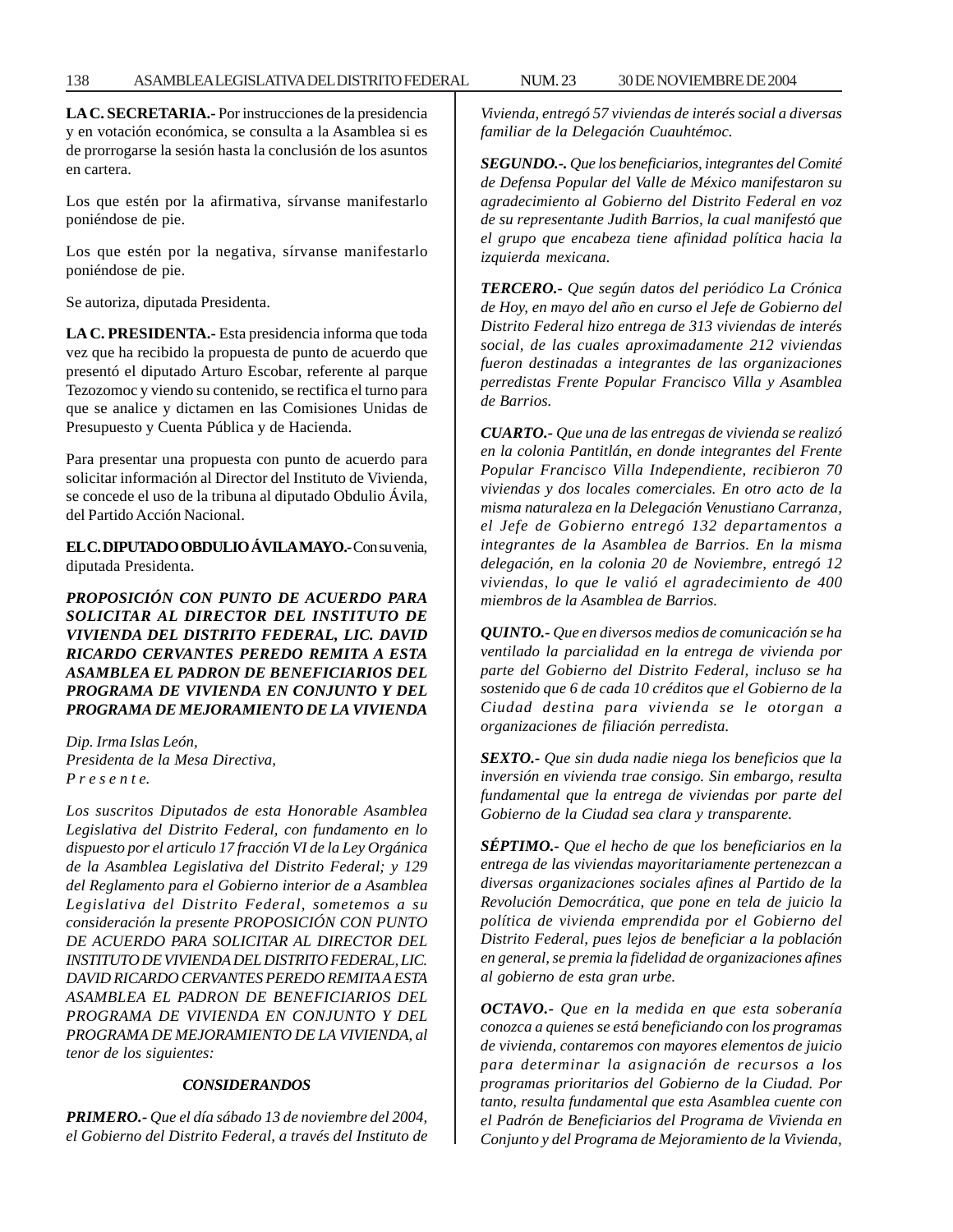**LA C. SECRETARIA.-** Por instrucciones de la presidencia y en votación económica, se consulta a la Asamblea si es de prorrogarse la sesión hasta la conclusión de los asuntos en cartera.

Los que estén por la afirmativa, sírvanse manifestarlo poniéndose de pie.

Los que estén por la negativa, sírvanse manifestarlo poniéndose de pie.

Se autoriza, diputada Presidenta.

**LA C. PRESIDENTA.-** Esta presidencia informa que toda vez que ha recibido la propuesta de punto de acuerdo que presentó el diputado Arturo Escobar, referente al parque Tezozomoc y viendo su contenido, se rectifica el turno para que se analice y dictamen en las Comisiones Unidas de Presupuesto y Cuenta Pública y de Hacienda.

Para presentar una propuesta con punto de acuerdo para solicitar información al Director del Instituto de Vivienda, se concede el uso de la tribuna al diputado Obdulio Ávila, del Partido Acción Nacional.

**EL C. DIPUTADO OBDULIO ÁVILA MAYO.-** Con su venia, diputada Presidenta.

***PROPOSICIÓN CON PUNTO DE ACUERDO PARA SOLICITAR AL DIRECTOR DEL INSTITUTO DE VIVIENDA DEL DISTRITO FEDERAL, LIC. DAVID RICARDO CERVANTES PEREDO REMITA A ESTA ASAMBLEA EL PADRON DE BENEFICIARIOS DEL PROGRAMA DE VIVIENDA EN CONJUNTO Y DEL PROGRAMA DE MEJORAMIENTO DE LA VIVIENDA***

*Dip. Irma Islas León,*
*Presidenta de la Mesa Directiva,*
*P r e s e n t e.*

*Los suscritos Diputados de esta Honorable Asamblea Legislativa del Distrito Federal, con fundamento en lo dispuesto por el articulo 17 fracción VI de la Ley Orgánica de la Asamblea Legislativa del Distrito Federal; y 129 del Reglamento para el Gobierno interior de a Asamblea Legislativa del Distrito Federal, sometemos a su consideración la presente PROPOSICIÓN CON PUNTO DE ACUERDO PARA SOLICITAR AL DIRECTOR DEL INSTITUTO DE VIVIENDA DEL DISTRITO FEDERAL, LIC. DAVID RICARDO CERVANTES PEREDO REMITA A ESTA ASAMBLEA EL PADRON DE BENEFICIARIOS DEL PROGRAMA DE VIVIENDA EN CONJUNTO Y DEL PROGRAMA DE MEJORAMIENTO DE LA VIVIENDA, al tenor de los siguientes:*

***CONSIDERANDOS***

***PRIMERO.-*** *Que el día sábado 13 de noviembre del 2004, el Gobierno del Distrito Federal, a través del Instituto de Vivienda, entregó 57 viviendas de interés social a diversas familiar de la Delegación Cuauhtémoc.*

***SEGUNDO.-.*** *Que los beneficiarios, integrantes del Comité de Defensa Popular del Valle de México manifestaron su agradecimiento al Gobierno del Distrito Federal en voz de su representante Judith Barrios, la cual manifestó que el grupo que encabeza tiene afinidad política hacia la izquierda mexicana.*

***TERCERO.-*** *Que según datos del periódico La Crónica de Hoy, en mayo del año en curso el Jefe de Gobierno del Distrito Federal hizo entrega de 313 viviendas de interés social, de las cuales aproximadamente 212 viviendas fueron destinadas a integrantes de las organizaciones perredistas Frente Popular Francisco Villa y Asamblea de Barrios.*

***CUARTO.-*** *Que una de las entregas de vivienda se realizó en la colonia Pantitlán, en donde integrantes del Frente Popular Francisco Villa Independiente, recibieron 70 viviendas y dos locales comerciales. En otro acto de la misma naturaleza en la Delegación Venustiano Carranza, el Jefe de Gobierno entregó 132 departamentos a integrantes de la Asamblea de Barrios. En la misma delegación, en la colonia 20 de Noviembre, entregó 12 viviendas, lo que le valió el agradecimiento de 400 miembros de la Asamblea de Barrios.*

***QUINTO.-*** *Que en diversos medios de comunicación se ha ventilado la parcialidad en la entrega de vivienda por parte del Gobierno del Distrito Federal, incluso se ha sostenido que 6 de cada 10 créditos que el Gobierno de la Ciudad destina para vivienda se le otorgan a organizaciones de filiación perredista.*

***SEXTO.-*** *Que sin duda nadie niega los beneficios que la inversión en vivienda trae consigo. Sin embargo, resulta fundamental que la entrega de viviendas por parte del Gobierno de la Ciudad sea clara y transparente.*

***SÉPTIMO.-*** *Que el hecho de que los beneficiarios en la entrega de las viviendas mayoritariamente pertenezcan a diversas organizaciones sociales afines al Partido de la Revolución Democrática, que pone en tela de juicio la política de vivienda emprendida por el Gobierno del Distrito Federal, pues lejos de beneficiar a la población en general, se premia la fidelidad de organizaciones afines al gobierno de esta gran urbe.*

***OCTAVO.-*** *Que en la medida en que esta soberanía conozca a quienes se está beneficiando con los programas de vivienda, contaremos con mayores elementos de juicio para determinar la asignación de recursos a los programas prioritarios del Gobierno de la Ciudad. Por tanto, resulta fundamental que esta Asamblea cuente con el Padrón de Beneficiarios del Programa de Vivienda en Conjunto y del Programa de Mejoramiento de la Vivienda,*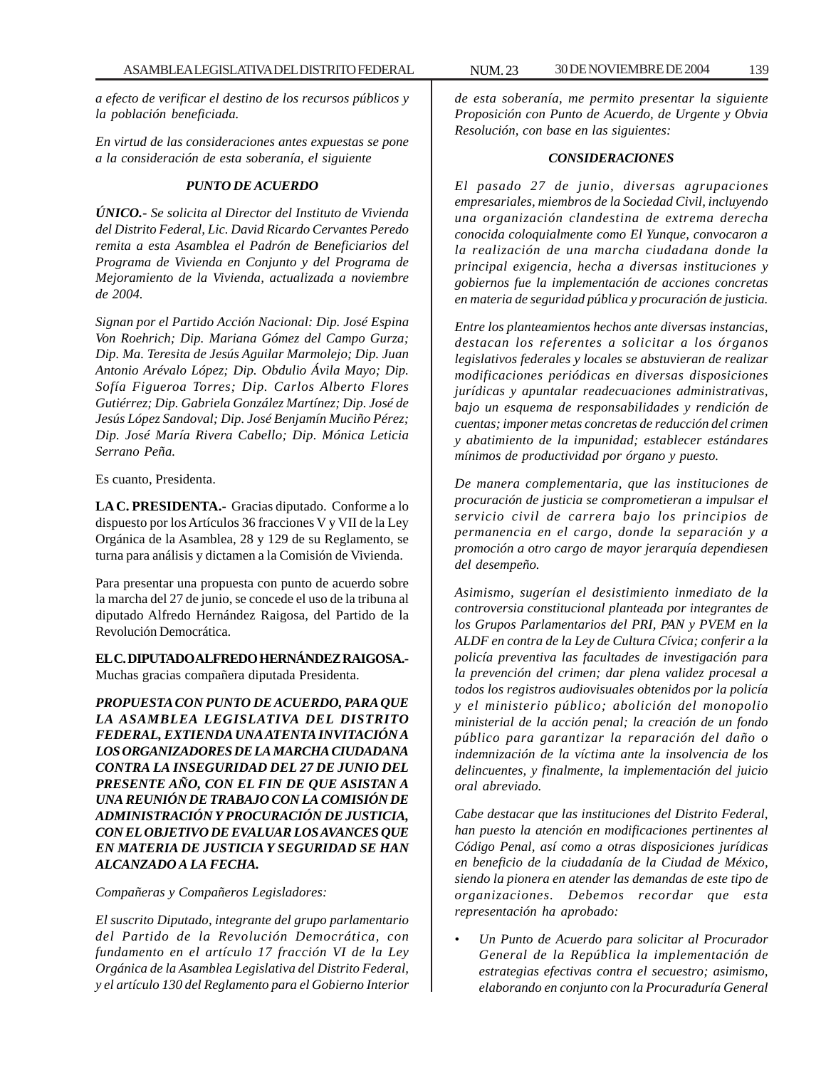*a efecto de verificar el destino de los recursos públicos y la población beneficiada.*

*En virtud de las consideraciones antes expuestas se pone a la consideración de esta soberanía, el siguiente*

***PUNTO DE ACUERDO***

***ÚNICO.-*** *Se solicita al Director del Instituto de Vivienda del Distrito Federal, Lic. David Ricardo Cervantes Peredo remita a esta Asamblea el Padrón de Beneficiarios del Programa de Vivienda en Conjunto y del Programa de Mejoramiento de la Vivienda, actualizada a noviembre de 2004.*

*Signan por el Partido Acción Nacional: Dip. José Espina Von Roehrich; Dip. Mariana Gómez del Campo Gurza; Dip. Ma. Teresita de Jesús Aguilar Marmolejo; Dip. Juan Antonio Arévalo López; Dip. Obdulio Ávila Mayo; Dip. Sofía Figueroa Torres; Dip. Carlos Alberto Flores Gutiérrez; Dip. Gabriela González Martínez; Dip. José de Jesús López Sandoval; Dip. José Benjamín Muciño Pérez; Dip. José María Rivera Cabello; Dip. Mónica Leticia Serrano Peña.*

Es cuanto, Presidenta.

**LA C. PRESIDENTA.-** Gracias diputado. Conforme a lo dispuesto por los Artículos 36 fracciones V y VII de la Ley Orgánica de la Asamblea, 28 y 129 de su Reglamento, se turna para análisis y dictamen a la Comisión de Vivienda.

Para presentar una propuesta con punto de acuerdo sobre la marcha del 27 de junio, se concede el uso de la tribuna al diputado Alfredo Hernández Raigosa, del Partido de la Revolución Democrática.

**EL C. DIPUTADO ALFREDO HERNÁNDEZ RAIGOSA.-** Muchas gracias compañera diputada Presidenta.

***PROPUESTA CON PUNTO DE ACUERDO, PARA QUE LA ASAMBLEA LEGISLATIVA DEL DISTRITO FEDERAL, EXTIENDA UNA ATENTA INVITACIÓN A LOS ORGANIZADORES DE LA MARCHA CIUDADANA CONTRA LA INSEGURIDAD DEL 27 DE JUNIO DEL PRESENTE AÑO, CON EL FIN DE QUE ASISTAN A UNA REUNIÓN DE TRABAJO CON LA COMISIÓN DE ADMINISTRACIÓN Y PROCURACIÓN DE JUSTICIA, CON EL OBJETIVO DE EVALUAR LOS AVANCES QUE EN MATERIA DE JUSTICIA Y SEGURIDAD SE HAN ALCANZADO A LA FECHA.***

*Compañeras y Compañeros Legisladores:*

*El suscrito Diputado, integrante del grupo parlamentario del Partido de la Revolución Democrática, con fundamento en el artículo 17 fracción VI de la Ley Orgánica de la Asamblea Legislativa del Distrito Federal, y el artículo 130 del Reglamento para el Gobierno Interior de esta soberanía, me permito presentar la siguiente Proposición con Punto de Acuerdo, de Urgente y Obvia Resolución, con base en las siguientes:*

***CONSIDERACIONES***

*El pasado 27 de junio, diversas agrupaciones empresariales, miembros de la Sociedad Civil, incluyendo una organización clandestina de extrema derecha conocida coloquialmente como El Yunque, convocaron a la realización de una marcha ciudadana donde la principal exigencia, hecha a diversas instituciones y gobiernos fue la implementación de acciones concretas en materia de seguridad pública y procuración de justicia.*

*Entre los planteamientos hechos ante diversas instancias, destacan los referentes a solicitar a los órganos legislativos federales y locales se abstuvieran de realizar modificaciones periódicas en diversas disposiciones jurídicas y apuntalar readecuaciones administrativas, bajo un esquema de responsabilidades y rendición de cuentas; imponer metas concretas de reducción del crimen y abatimiento de la impunidad; establecer estándares mínimos de productividad por órgano y puesto.*

*De manera complementaria, que las instituciones de procuración de justicia se comprometieran a impulsar el servicio civil de carrera bajo los principios de permanencia en el cargo, donde la separación y a promoción a otro cargo de mayor jerarquía dependiesen del desempeño.*

*Asimismo, sugerían el desistimiento inmediato de la controversia constitucional planteada por integrantes de los Grupos Parlamentarios del PRI, PAN y PVEM en la ALDF en contra de la Ley de Cultura Cívica; conferir a la policía preventiva las facultades de investigación para la prevención del crimen; dar plena validez procesal a todos los registros audiovisuales obtenidos por la policía y el ministerio público; abolición del monopolio ministerial de la acción penal; la creación de un fondo público para garantizar la reparación del daño o indemnización de la víctima ante la insolvencia de los delincuentes, y finalmente, la implementación del juicio oral abreviado.*

*Cabe destacar que las instituciones del Distrito Federal, han puesto la atención en modificaciones pertinentes al Código Penal, así como a otras disposiciones jurídicas en beneficio de la ciudadanía de la Ciudad de México, siendo la pionera en atender las demandas de este tipo de organizaciones. Debemos recordar que esta representación ha aprobado:*

- *Un Punto de Acuerdo para solicitar al Procurador General de la República la implementación de estrategias efectivas contra el secuestro; asimismo, elaborando en conjunto con la Procuraduría General*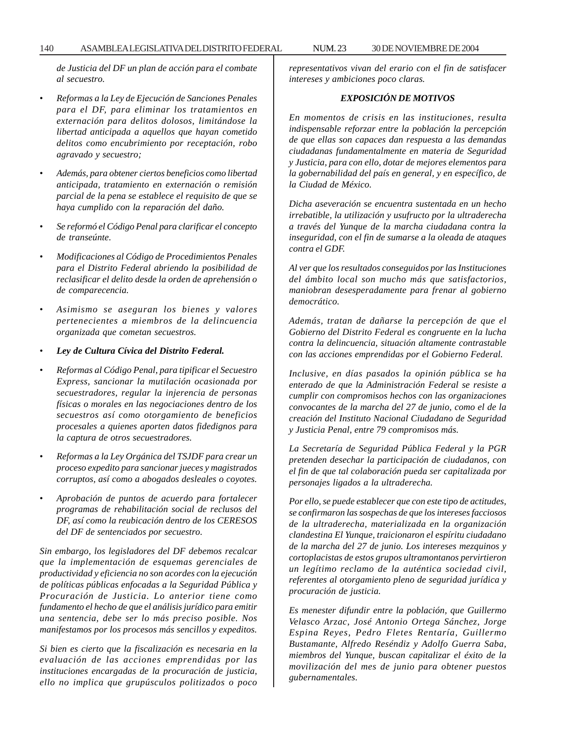*de Justicia del DF un plan de acción para el combate al secuestro.*

- *Reformas a la Ley de Ejecución de Sanciones Penales para el DF, para eliminar los tratamientos en externación para delitos dolosos, limitándose la libertad anticipada a aquellos que hayan cometido delitos como encubrimiento por receptación, robo agravado y secuestro;*
- *Además, para obtener ciertos beneficios como libertad anticipada, tratamiento en externación o remisión parcial de la pena se establece el requisito de que se haya cumplido con la reparación del daño.*
- *Se reformó el Código Penal para clarificar el concepto de transeúnte.*
- *Modificaciones al Código de Procedimientos Penales para el Distrito Federal abriendo la posibilidad de reclasificar el delito desde la orden de aprehensión o de comparecencia.*
- *Asimismo se aseguran los bienes y valores pertenecientes a miembros de la delincuencia organizada que cometan secuestros.*
- ***Ley de Cultura Cívica del Distrito Federal.***
- *Reformas al Código Penal, para tipificar el Secuestro Express, sancionar la mutilación ocasionada por secuestradores, regular la injerencia de personas físicas o morales en las negociaciones dentro de los secuestros así como otorgamiento de beneficios procesales a quienes aporten datos fidedignos para la captura de otros secuestradores.*
- *Reformas a la Ley Orgánica del TSJDF para crear un proceso expedito para sancionar jueces y magistrados corruptos, así como a abogados desleales o coyotes.*
- *Aprobación de puntos de acuerdo para fortalecer programas de rehabilitación social de reclusos del DF, así como la reubicación dentro de los CERESOS del DF de sentenciados por secuestro.*

*Sin embargo, los legisladores del DF debemos recalcar que la implementación de esquemas gerenciales de productividad y eficiencia no son acordes con la ejecución de políticas públicas enfocadas a la Seguridad Pública y Procuración de Justicia. Lo anterior tiene como fundamento el hecho de que el análisis jurídico para emitir una sentencia, debe ser lo más preciso posible. Nos manifestamos por los procesos más sencillos y expeditos.*

*Si bien es cierto que la fiscalización es necesaria en la evaluación de las acciones emprendidas por las instituciones encargadas de la procuración de justicia, ello no implica que grupúsculos politizados o poco representativos vivan del erario con el fin de satisfacer intereses y ambiciones poco claras.*

***EXPOSICIÓN DE MOTIVOS***

*En momentos de crisis en las instituciones, resulta indispensable reforzar entre la población la percepción de que ellas son capaces dan respuesta a las demandas ciudadanas fundamentalmente en materia de Seguridad y Justicia, para con ello, dotar de mejores elementos para la gobernabilidad del país en general, y en específico, de la Ciudad de México.*

*Dicha aseveración se encuentra sustentada en un hecho irrebatible, la utilización y usufructo por la ultraderecha a través del Yunque de la marcha ciudadana contra la inseguridad, con el fin de sumarse a la oleada de ataques contra el GDF.*

*Al ver que los resultados conseguidos por las Instituciones del ámbito local son mucho más que satisfactorios, maniobran desesperadamente para frenar al gobierno democrático.*

*Además, tratan de dañarse la percepción de que el Gobierno del Distrito Federal es congruente en la lucha contra la delincuencia, situación altamente contrastable con las acciones emprendidas por el Gobierno Federal.*

*Inclusive, en días pasados la opinión pública se ha enterado de que la Administración Federal se resiste a cumplir con compromisos hechos con las organizaciones convocantes de la marcha del 27 de junio, como el de la creación del Instituto Nacional Ciudadano de Seguridad y Justicia Penal, entre 79 compromisos más.*

*La Secretaría de Seguridad Pública Federal y la PGR pretenden desechar la participación de ciudadanos, con el fin de que tal colaboración pueda ser capitalizada por personajes ligados a la ultraderecha.*

*Por ello, se puede establecer que con este tipo de actitudes, se confirmaron las sospechas de que los intereses facciosos de la ultraderecha, materializada en la organización clandestina El Yunque, traicionaron el espíritu ciudadano de la marcha del 27 de junio. Los intereses mezquinos y cortoplacistas de estos grupos ultramontanos pervirtieron un legítimo reclamo de la auténtica sociedad civil, referentes al otorgamiento pleno de seguridad jurídica y procuración de justicia.*

*Es menester difundir entre la población, que Guillermo Velasco Arzac, José Antonio Ortega Sánchez, Jorge Espina Reyes, Pedro Fletes Rentaría, Guillermo Bustamante, Alfredo Reséndiz y Adolfo Guerra Saba, miembros del Yunque, buscan capitalizar el éxito de la movilización del mes de junio para obtener puestos gubernamentales.*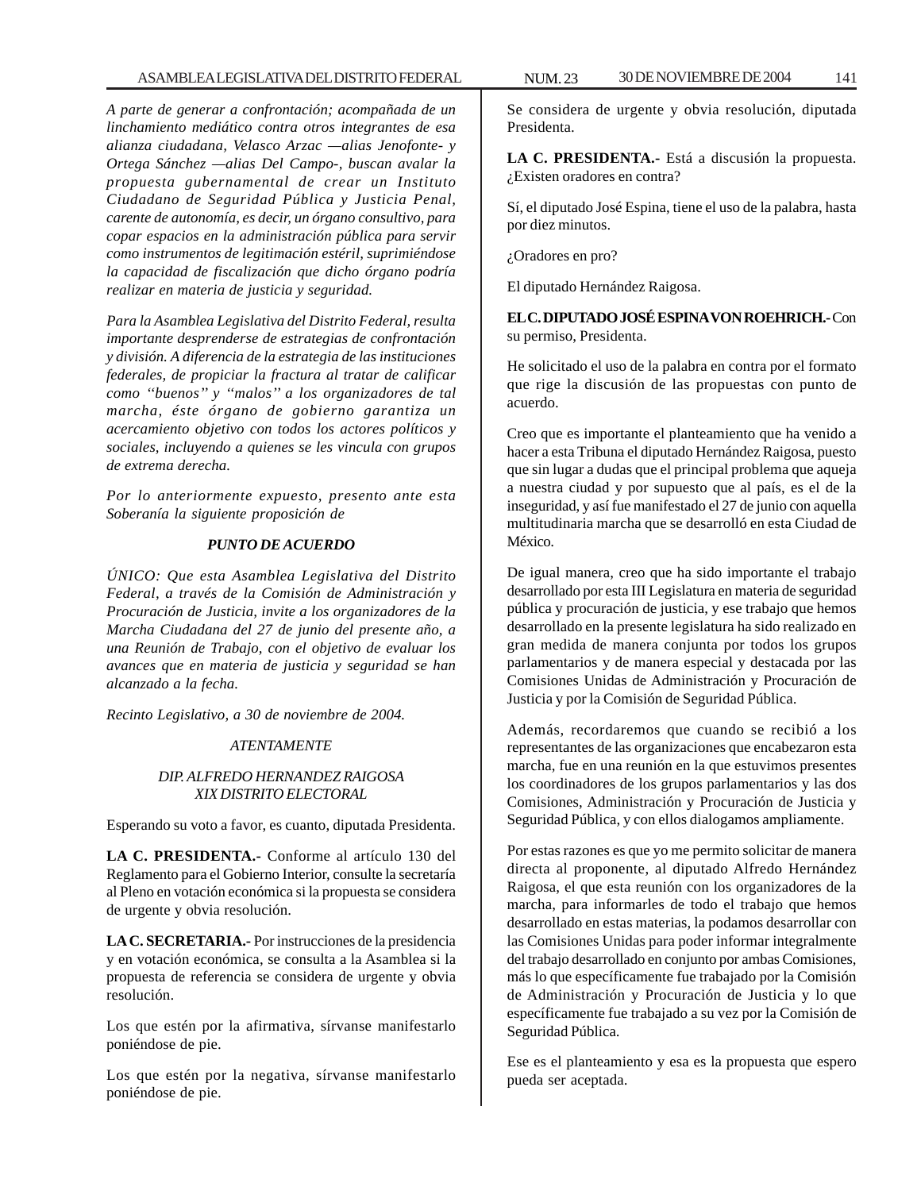*A parte de generar a confrontación; acompañada de un linchamiento mediático contra otros integrantes de esa alianza ciudadana, Velasco Arzac —alias Jenofonte- y Ortega Sánchez —alias Del Campo-, buscan avalar la propuesta gubernamental de crear un Instituto Ciudadano de Seguridad Pública y Justicia Penal, carente de autonomía, es decir, un órgano consultivo, para copar espacios en la administración pública para servir como instrumentos de legitimación estéril, suprimiéndose la capacidad de fiscalización que dicho órgano podría realizar en materia de justicia y seguridad.*

*Para la Asamblea Legislativa del Distrito Federal, resulta importante desprenderse de estrategias de confrontación y división. A diferencia de la estrategia de las instituciones federales, de propiciar la fractura al tratar de calificar como ''buenos'' y ''malos'' a los organizadores de tal marcha, éste órgano de gobierno garantiza un acercamiento objetivo con todos los actores políticos y sociales, incluyendo a quienes se les vincula con grupos de extrema derecha.*

*Por lo anteriormente expuesto, presento ante esta Soberanía la siguiente proposición de*

***PUNTO DE ACUERDO***

*ÚNICO: Que esta Asamblea Legislativa del Distrito Federal, a través de la Comisión de Administración y Procuración de Justicia, invite a los organizadores de la Marcha Ciudadana del 27 de junio del presente año, a una Reunión de Trabajo, con el objetivo de evaluar los avances que en materia de justicia y seguridad se han alcanzado a la fecha.*

*Recinto Legislativo, a 30 de noviembre de 2004.*

*ATENTAMENTE*

*DIP. ALFREDO HERNANDEZ RAIGOSA*
*XIX DISTRITO ELECTORAL*

Esperando su voto a favor, es cuanto, diputada Presidenta.

**LA C. PRESIDENTA.-** Conforme al artículo 130 del Reglamento para el Gobierno Interior, consulte la secretaría al Pleno en votación económica si la propuesta se considera de urgente y obvia resolución.

**LA C. SECRETARIA.-** Por instrucciones de la presidencia y en votación económica, se consulta a la Asamblea si la propuesta de referencia se considera de urgente y obvia resolución.

Los que estén por la afirmativa, sírvanse manifestarlo poniéndose de pie.

Los que estén por la negativa, sírvanse manifestarlo poniéndose de pie.

Se considera de urgente y obvia resolución, diputada Presidenta.

**LA C. PRESIDENTA.-** Está a discusión la propuesta. ¿Existen oradores en contra?

Sí, el diputado José Espina, tiene el uso de la palabra, hasta por diez minutos.

¿Oradores en pro?

El diputado Hernández Raigosa.

**EL C. DIPUTADO JOSÉ ESPINA VON ROEHRICH.-** Con su permiso, Presidenta.

He solicitado el uso de la palabra en contra por el formato que rige la discusión de las propuestas con punto de acuerdo.

Creo que es importante el planteamiento que ha venido a hacer a esta Tribuna el diputado Hernández Raigosa, puesto que sin lugar a dudas que el principal problema que aqueja a nuestra ciudad y por supuesto que al país, es el de la inseguridad, y así fue manifestado el 27 de junio con aquella multitudinaria marcha que se desarrolló en esta Ciudad de México.

De igual manera, creo que ha sido importante el trabajo desarrollado por esta III Legislatura en materia de seguridad pública y procuración de justicia, y ese trabajo que hemos desarrollado en la presente legislatura ha sido realizado en gran medida de manera conjunta por todos los grupos parlamentarios y de manera especial y destacada por las Comisiones Unidas de Administración y Procuración de Justicia y por la Comisión de Seguridad Pública.

Además, recordaremos que cuando se recibió a los representantes de las organizaciones que encabezaron esta marcha, fue en una reunión en la que estuvimos presentes los coordinadores de los grupos parlamentarios y las dos Comisiones, Administración y Procuración de Justicia y Seguridad Pública, y con ellos dialogamos ampliamente.

Por estas razones es que yo me permito solicitar de manera directa al proponente, al diputado Alfredo Hernández Raigosa, el que esta reunión con los organizadores de la marcha, para informarles de todo el trabajo que hemos desarrollado en estas materias, la podamos desarrollar con las Comisiones Unidas para poder informar integralmente del trabajo desarrollado en conjunto por ambas Comisiones, más lo que específicamente fue trabajado por la Comisión de Administración y Procuración de Justicia y lo que específicamente fue trabajado a su vez por la Comisión de Seguridad Pública.

Ese es el planteamiento y esa es la propuesta que espero pueda ser aceptada.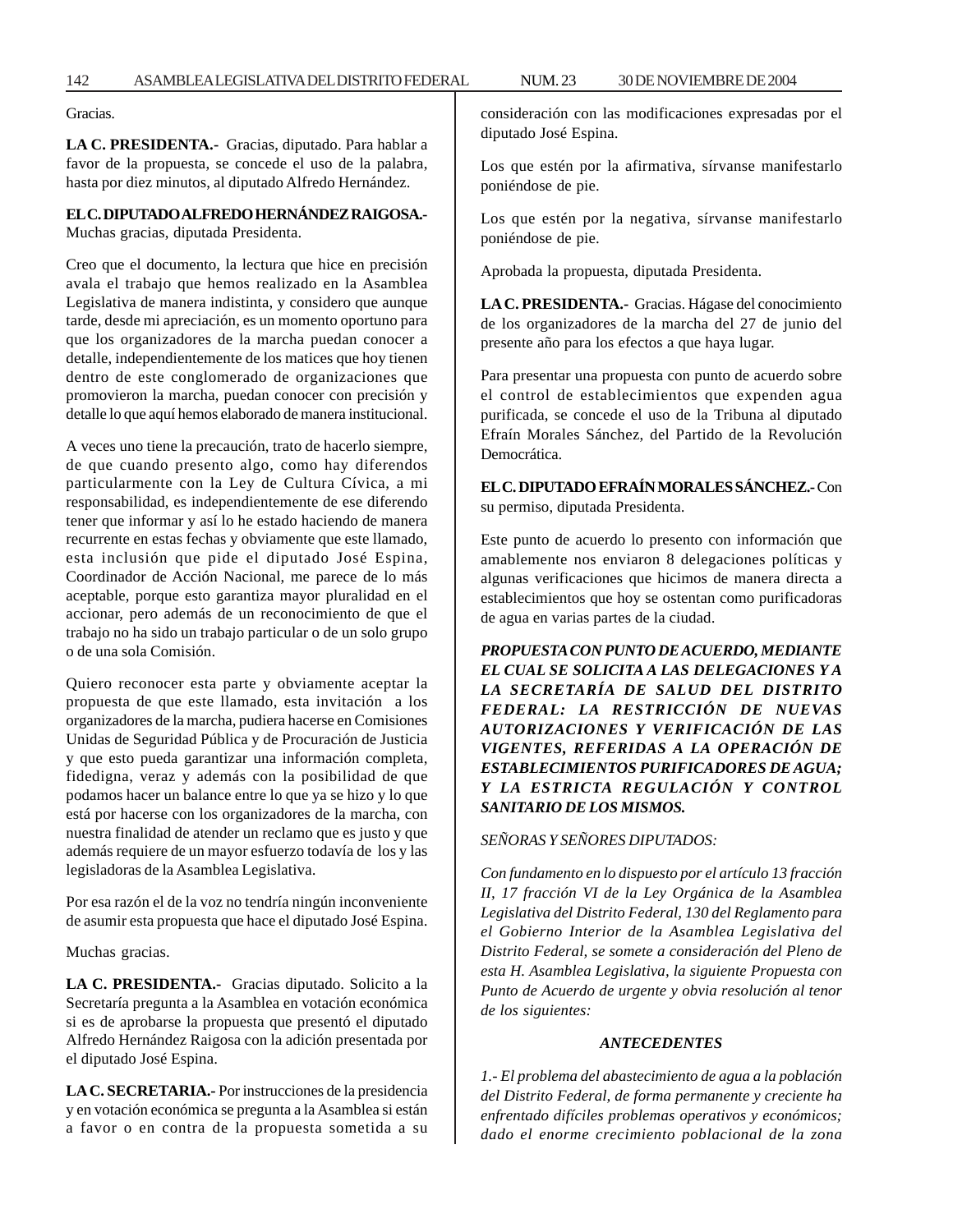Gracias.

**LA C. PRESIDENTA.-** Gracias, diputado. Para hablar a favor de la propuesta, se concede el uso de la palabra, hasta por diez minutos, al diputado Alfredo Hernández.

**EL C. DIPUTADO ALFREDO HERNÁNDEZ RAIGOSA.-** Muchas gracias, diputada Presidenta.

Creo que el documento, la lectura que hice en precisión avala el trabajo que hemos realizado en la Asamblea Legislativa de manera indistinta, y considero que aunque tarde, desde mi apreciación, es un momento oportuno para que los organizadores de la marcha puedan conocer a detalle, independientemente de los matices que hoy tienen dentro de este conglomerado de organizaciones que promovieron la marcha, puedan conocer con precisión y detalle lo que aquí hemos elaborado de manera institucional.

A veces uno tiene la precaución, trato de hacerlo siempre, de que cuando presento algo, como hay diferendos particularmente con la Ley de Cultura Cívica, a mi responsabilidad, es independientemente de ese diferendo tener que informar y así lo he estado haciendo de manera recurrente en estas fechas y obviamente que este llamado, esta inclusión que pide el diputado José Espina, Coordinador de Acción Nacional, me parece de lo más aceptable, porque esto garantiza mayor pluralidad en el accionar, pero además de un reconocimiento de que el trabajo no ha sido un trabajo particular o de un solo grupo o de una sola Comisión.

Quiero reconocer esta parte y obviamente aceptar la propuesta de que este llamado, esta invitación a los organizadores de la marcha, pudiera hacerse en Comisiones Unidas de Seguridad Pública y de Procuración de Justicia y que esto pueda garantizar una información completa, fidedigna, veraz y además con la posibilidad de que podamos hacer un balance entre lo que ya se hizo y lo que está por hacerse con los organizadores de la marcha, con nuestra finalidad de atender un reclamo que es justo y que además requiere de un mayor esfuerzo todavía de los y las legisladoras de la Asamblea Legislativa.

Por esa razón el de la voz no tendría ningún inconveniente de asumir esta propuesta que hace el diputado José Espina.

Muchas gracias.

**LA C. PRESIDENTA.-** Gracias diputado. Solicito a la Secretaría pregunta a la Asamblea en votación económica si es de aprobarse la propuesta que presentó el diputado Alfredo Hernández Raigosa con la adición presentada por el diputado José Espina.

**LA C. SECRETARIA.-** Por instrucciones de la presidencia y en votación económica se pregunta a la Asamblea si están a favor o en contra de la propuesta sometida a su consideración con las modificaciones expresadas por el diputado José Espina.

Los que estén por la afirmativa, sírvanse manifestarlo poniéndose de pie.

Los que estén por la negativa, sírvanse manifestarlo poniéndose de pie.

Aprobada la propuesta, diputada Presidenta.

**LA C. PRESIDENTA.-** Gracias. Hágase del conocimiento de los organizadores de la marcha del 27 de junio del presente año para los efectos a que haya lugar.

Para presentar una propuesta con punto de acuerdo sobre el control de establecimientos que expenden agua purificada, se concede el uso de la Tribuna al diputado Efraín Morales Sánchez, del Partido de la Revolución Democrática.

**EL C. DIPUTADO EFRAÍN MORALES SÁNCHEZ.-** Con su permiso, diputada Presidenta.

Este punto de acuerdo lo presento con información que amablemente nos enviaron 8 delegaciones políticas y algunas verificaciones que hicimos de manera directa a establecimientos que hoy se ostentan como purificadoras de agua en varias partes de la ciudad.

***PROPUESTA CON PUNTO DE ACUERDO, MEDIANTE EL CUAL SE SOLICITA A LAS DELEGACIONES Y A LA SECRETARÍA DE SALUD DEL DISTRITO FEDERAL: LA RESTRICCIÓN DE NUEVAS AUTORIZACIONES Y VERIFICACIÓN DE LAS VIGENTES, REFERIDAS A LA OPERACIÓN DE ESTABLECIMIENTOS PURIFICADORES DE AGUA; Y LA ESTRICTA REGULACIÓN Y CONTROL SANITARIO DE LOS MISMOS.***

*SEÑORAS Y SEÑORES DIPUTADOS:*

*Con fundamento en lo dispuesto por el artículo 13 fracción II, 17 fracción VI de la Ley Orgánica de la Asamblea Legislativa del Distrito Federal, 130 del Reglamento para el Gobierno Interior de la Asamblea Legislativa del Distrito Federal, se somete a consideración del Pleno de esta H. Asamblea Legislativa, la siguiente Propuesta con Punto de Acuerdo de urgente y obvia resolución al tenor de los siguientes:*

***ANTECEDENTES***

*1.- El problema del abastecimiento de agua a la población del Distrito Federal, de forma permanente y creciente ha enfrentado difíciles problemas operativos y económicos; dado el enorme crecimiento poblacional de la zona*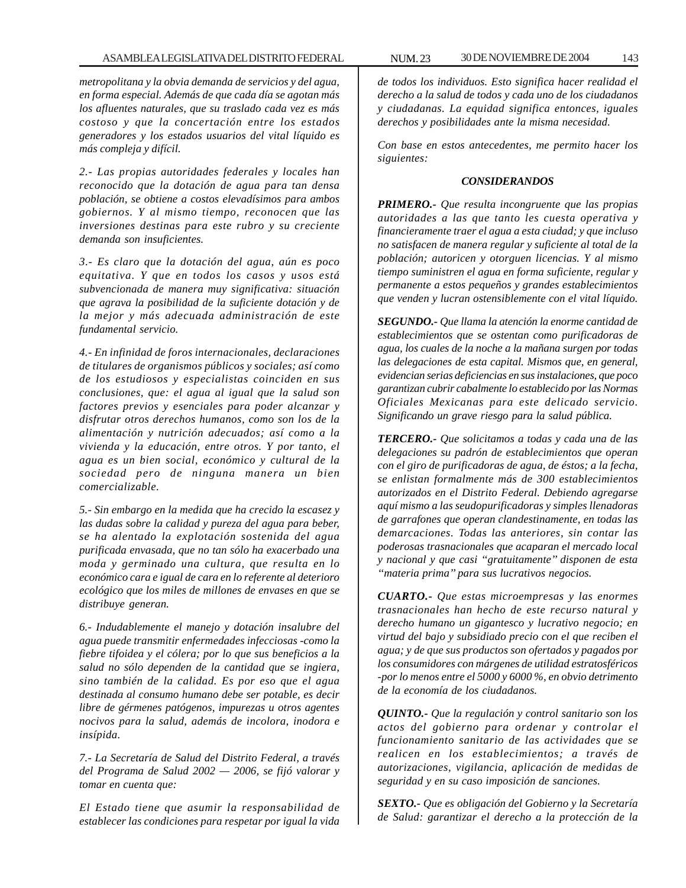*metropolitana y la obvia demanda de servicios y del agua, en forma especial. Además de que cada día se agotan más los afluentes naturales, que su traslado cada vez es más costoso y que la concertación entre los estados generadores y los estados usuarios del vital líquido es más compleja y difícil.*

*2.- Las propias autoridades federales y locales han reconocido que la dotación de agua para tan densa población, se obtiene a costos elevadísimos para ambos gobiernos. Y al mismo tiempo, reconocen que las inversiones destinas para este rubro y su creciente demanda son insuficientes.*

*3.- Es claro que la dotación del agua, aún es poco equitativa. Y que en todos los casos y usos está subvencionada de manera muy significativa: situación que agrava la posibilidad de la suficiente dotación y de la mejor y más adecuada administración de este fundamental servicio.*

*4.- En infinidad de foros internacionales, declaraciones de titulares de organismos públicos y sociales; así como de los estudiosos y especialistas coinciden en sus conclusiones, que: el agua al igual que la salud son factores previos y esenciales para poder alcanzar y disfrutar otros derechos humanos, como son los de la alimentación y nutrición adecuados; así como a la vivienda y la educación, entre otros. Y por tanto, el agua es un bien social, económico y cultural de la sociedad pero de ninguna manera un bien comercializable.*

*5.- Sin embargo en la medida que ha crecido la escasez y las dudas sobre la calidad y pureza del agua para beber, se ha alentado la explotación sostenida del agua purificada envasada, que no tan sólo ha exacerbado una moda y germinado una cultura, que resulta en lo económico cara e igual de cara en lo referente al deterioro ecológico que los miles de millones de envases en que se distribuye generan.*

*6.- Indudablemente el manejo y dotación insalubre del agua puede transmitir enfermedades infecciosas -como la fiebre tifoidea y el cólera; por lo que sus beneficios a la salud no sólo dependen de la cantidad que se ingiera, sino también de la calidad. Es por eso que el agua destinada al consumo humano debe ser potable, es decir libre de gérmenes patógenos, impurezas u otros agentes nocivos para la salud, además de incolora, inodora e insípida.*

*7.- La Secretaría de Salud del Distrito Federal, a través del Programa de Salud 2002 — 2006, se fijó valorar y tomar en cuenta que:*

*El Estado tiene que asumir la responsabilidad de establecer las condiciones para respetar por igual la vida de todos los individuos. Esto significa hacer realidad el derecho a la salud de todos y cada uno de los ciudadanos y ciudadanas. La equidad significa entonces, iguales derechos y posibilidades ante la misma necesidad.*

*Con base en estos antecedentes, me permito hacer los siguientes:*

***CONSIDERANDOS***

***PRIMERO.-*** *Que resulta incongruente que las propias autoridades a las que tanto les cuesta operativa y financieramente traer el agua a esta ciudad; y que incluso no satisfacen de manera regular y suficiente al total de la población; autoricen y otorguen licencias. Y al mismo tiempo suministren el agua en forma suficiente, regular y permanente a estos pequeños y grandes establecimientos que venden y lucran ostensiblemente con el vital líquido.*

***SEGUNDO.-*** *Que llama la atención la enorme cantidad de establecimientos que se ostentan como purificadoras de agua, los cuales de la noche a la mañana surgen por todas las delegaciones de esta capital. Mismos que, en general, evidencian serias deficiencias en sus instalaciones, que poco garantizan cubrir cabalmente lo establecido por las Normas Oficiales Mexicanas para este delicado servicio. Significando un grave riesgo para la salud pública.*

***TERCERO.-*** *Que solicitamos a todas y cada una de las delegaciones su padrón de establecimientos que operan con el giro de purificadoras de agua, de éstos; a la fecha, se enlistan formalmente más de 300 establecimientos autorizados en el Distrito Federal. Debiendo agregarse aquí mismo a las seudopurificadoras y simples llenadoras de garrafones que operan clandestinamente, en todas las demarcaciones. Todas las anteriores, sin contar las poderosas trasnacionales que acaparan el mercado local y nacional y que casi "gratuitamente" disponen de esta "materia prima" para sus lucrativos negocios.*

***CUARTO.-*** *Que estas microempresas y las enormes trasnacionales han hecho de este recurso natural y derecho humano un gigantesco y lucrativo negocio; en virtud del bajo y subsidiado precio con el que reciben el agua; y de que sus productos son ofertados y pagados por los consumidores con márgenes de utilidad estratosféricos -por lo menos entre el 5000 y 6000 %, en obvio detrimento de la economía de los ciudadanos.*

***QUINTO.-*** *Que la regulación y control sanitario son los actos del gobierno para ordenar y controlar el funcionamiento sanitario de las actividades que se realicen en los establecimientos; a través de autorizaciones, vigilancia, aplicación de medidas de seguridad y en su caso imposición de sanciones.*

***SEXTO.-*** *Que es obligación del Gobierno y la Secretaría de Salud: garantizar el derecho a la protección de la*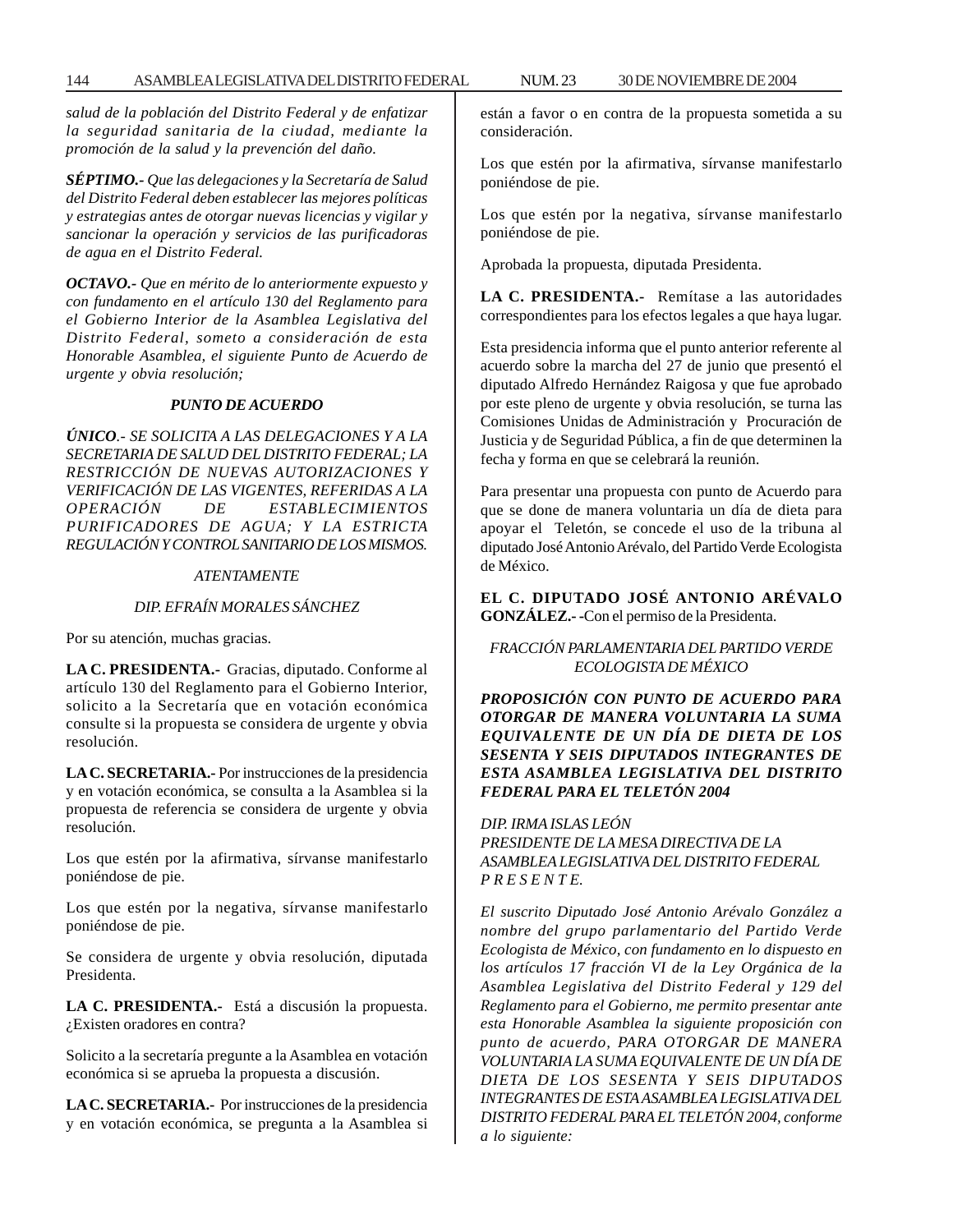*salud de la población del Distrito Federal y de enfatizar la seguridad sanitaria de la ciudad, mediante la promoción de la salud y la prevención del daño.*

***SÉPTIMO.-** Que las delegaciones y la Secretaría de Salud del Distrito Federal deben establecer las mejores políticas y estrategias antes de otorgar nuevas licencias y vigilar y sancionar la operación y servicios de las purificadoras de agua en el Distrito Federal.*

***OCTAVO.-** Que en mérito de lo anteriormente expuesto y con fundamento en el artículo 130 del Reglamento para el Gobierno Interior de la Asamblea Legislativa del Distrito Federal, someto a consideración de esta Honorable Asamblea, el siguiente Punto de Acuerdo de urgente y obvia resolución;*

***PUNTO DE ACUERDO***

***ÚNICO**.- SE SOLICITA A LAS DELEGACIONES Y A LA SECRETARIA DE SALUD DEL DISTRITO FEDERAL; LA RESTRICCIÓN DE NUEVAS AUTORIZACIONES Y VERIFICACIÓN DE LAS VIGENTES, REFERIDAS A LA OPERACIÓN DE ESTABLECIMIENTOS PURIFICADORES DE AGUA; Y LA ESTRICTA REGULACIÓN Y CONTROL SANITARIO DE LOS MISMOS.*

*ATENTAMENTE*

*DIP. EFRAÍN MORALES SÁNCHEZ*

Por su atención, muchas gracias.

**LA C. PRESIDENTA.-** Gracias, diputado. Conforme al artículo 130 del Reglamento para el Gobierno Interior, solicito a la Secretaría que en votación económica consulte si la propuesta se considera de urgente y obvia resolución.

**LA C. SECRETARIA.-** Por instrucciones de la presidencia y en votación económica, se consulta a la Asamblea si la propuesta de referencia se considera de urgente y obvia resolución.

Los que estén por la afirmativa, sírvanse manifestarlo poniéndose de pie.

Los que estén por la negativa, sírvanse manifestarlo poniéndose de pie.

Se considera de urgente y obvia resolución, diputada Presidenta.

**LA C. PRESIDENTA.-** Está a discusión la propuesta. ¿Existen oradores en contra?

Solicito a la secretaría pregunte a la Asamblea en votación económica si se aprueba la propuesta a discusión.

**LA C. SECRETARIA.-** Por instrucciones de la presidencia y en votación económica, se pregunta a la Asamblea si están a favor o en contra de la propuesta sometida a su consideración.

Los que estén por la afirmativa, sírvanse manifestarlo poniéndose de pie.

Los que estén por la negativa, sírvanse manifestarlo poniéndose de pie.

Aprobada la propuesta, diputada Presidenta.

**LA C. PRESIDENTA.-** Remítase a las autoridades correspondientes para los efectos legales a que haya lugar.

Esta presidencia informa que el punto anterior referente al acuerdo sobre la marcha del 27 de junio que presentó el diputado Alfredo Hernández Raigosa y que fue aprobado por este pleno de urgente y obvia resolución, se turna las Comisiones Unidas de Administración y Procuración de Justicia y de Seguridad Pública, a fin de que determinen la fecha y forma en que se celebrará la reunión.

Para presentar una propuesta con punto de Acuerdo para que se done de manera voluntaria un día de dieta para apoyar el Teletón, se concede el uso de la tribuna al diputado José Antonio Arévalo, del Partido Verde Ecologista de México.

**EL C. DIPUTADO JOSÉ ANTONIO ARÉVALO GONZÁLEZ.- -**Con el permiso de la Presidenta.

*FRACCIÓN PARLAMENTARIA DEL PARTIDO VERDE ECOLOGISTA DE MÉXICO*

***PROPOSICIÓN CON PUNTO DE ACUERDO PARA OTORGAR DE MANERA VOLUNTARIA LA SUMA EQUIVALENTE DE UN DÍA DE DIETA DE LOS SESENTA Y SEIS DIPUTADOS INTEGRANTES DE ESTA ASAMBLEA LEGISLATIVA DEL DISTRITO FEDERAL PARA EL TELETÓN 2004***

*DIP. IRMA ISLAS LEÓN*
*PRESIDENTE DE LA MESA DIRECTIVA DE LA ASAMBLEA LEGISLATIVA DEL DISTRITO FEDERAL*
*P R E S E N T E.*

*El suscrito Diputado José Antonio Arévalo González a nombre del grupo parlamentario del Partido Verde Ecologista de México, con fundamento en lo dispuesto en los artículos 17 fracción VI de la Ley Orgánica de la Asamblea Legislativa del Distrito Federal y 129 del Reglamento para el Gobierno, me permito presentar ante esta Honorable Asamblea la siguiente proposición con punto de acuerdo, PARA OTORGAR DE MANERA VOLUNTARIA LA SUMA EQUIVALENTE DE UN DÍA DE DIETA DE LOS SESENTA Y SEIS DIPUTADOS INTEGRANTES DE ESTA ASAMBLEA LEGISLATIVA DEL DISTRITO FEDERAL PARA EL TELETÓN 2004, conforme a lo siguiente:*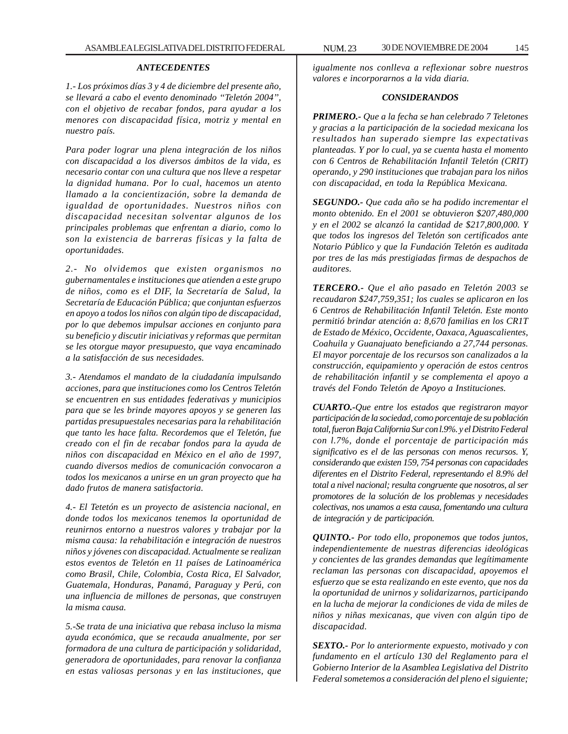### *ANTECEDENTES*

*1.- Los próximos días 3 y 4 de diciembre del presente año, se llevará a cabo el evento denominado "Teletón 2004", con el objetivo de recabar fondos, para ayudar a los menores con discapacidad física, motriz y mental en nuestro país.*

*Para poder lograr una plena integración de los niños con discapacidad a los diversos ámbitos de la vida, es necesario contar con una cultura que nos lleve a respetar la dignidad humana. Por lo cual, hacemos un atento llamado a la concientización, sobre la demanda de igualdad de oportunidades. Nuestros niños con discapacidad necesitan solventar algunos de los principales problemas que enfrentan a diario, como lo son la existencia de barreras físicas y la falta de oportunidades.*

*2.- No olvidemos que existen organismos no gubernamentales e instituciones que atienden a este grupo de niños, como es el DIF, la Secretaría de Salud, la Secretaría de Educación Pública; que conjuntan esfuerzos en apoyo a todos los niños con algún tipo de discapacidad, por lo que debemos impulsar acciones en conjunto para su beneficio y discutir iniciativas y reformas que permitan se les otorgue mayor presupuesto, que vaya encaminado a la satisfacción de sus necesidades.*

*3.- Atendamos el mandato de la ciudadanía impulsando acciones, para que instituciones como los Centros Teletón se encuentren en sus entidades federativas y municipios para que se les brinde mayores apoyos y se generen las partidas presupuestales necesarias para la rehabilitación que tanto les hace falta. Recordemos que el Teletón, fue creado con el fin de recabar fondos para la ayuda de niños con discapacidad en México en el año de 1997, cuando diversos medios de comunicación convocaron a todos los mexicanos a unirse en un gran proyecto que ha dado frutos de manera satisfactoria.*

*4.- El Tetetón es un proyecto de asistencia nacional, en donde todos los mexicanos tenemos la oportunidad de reunirnos entorno a nuestros valores y trabajar por la misma causa: la rehabilitación e integración de nuestros niños y jóvenes con discapacidad. Actualmente se realizan estos eventos de Teletón en 11 países de Latinoamérica como Brasil, Chile, Colombia, Costa Rica, El Salvador, Guatemala, Honduras, Panamá, Paraguay y Perú, con una influencia de millones de personas, que construyen la misma causa.*

*5.-Se trata de una iniciativa que rebasa incluso la misma ayuda económica, que se recauda anualmente, por ser formadora de una cultura de participación y solidaridad, generadora de oportunidades, para renovar la confianza en estas valiosas personas y en las instituciones, que igualmente nos conlleva a reflexionar sobre nuestros valores e incorporarnos a la vida diaria.*

### *CONSIDERANDOS*

***PRIMERO.-*** *Que a la fecha se han celebrado 7 Teletones y gracias a la participación de la sociedad mexicana los resultados han superado siempre las expectativas planteadas. Y por lo cual, ya se cuenta hasta el momento con 6 Centros de Rehabilitación Infantil Teletón (CRIT) operando, y 290 instituciones que trabajan para los niños con discapacidad, en toda la República Mexicana.*

***SEGUNDO.-*** *Que cada año se ha podido incrementar el monto obtenido. En el 2001 se obtuvieron $207,480,000 y en el 2002 se alcanzó la cantidad de $217,800,000. Y que todos los ingresos del Teletón son certificados ante Notario Público y que la Fundación Teletón es auditada por tres de las más prestigiadas firmas de despachos de auditores.*

***TERCERO.-*** *Que el año pasado en Teletón 2003 se recaudaron $247,759,351; los cuales se aplicaron en los 6 Centros de Rehabilitación Infantil Teletón. Este monto permitió brindar atención a: 8,670 familias en los CR1T de Estado de México, Occidente, Oaxaca, Aguascalientes, Coahuila y Guanajuato beneficiando a 27,744 personas. El mayor porcentaje de los recursos son canalizados a la construcción, equipamiento y operación de estos centros de rehabilitación infantil y se complementa el apoyo a través del Fondo Teletón de Apoyo a Instituciones.*

***CUARTO.-****Que entre los estados que registraron mayor participación de la sociedad, como porcentaje de su población total, fueron Baja California Sur con l.9%. y el Distrito Federal con l.7%, donde el porcentaje de participación más significativo es el de las personas con menos recursos. Y, considerando que existen 159, 754 personas con capacidades diferentes en el Distrito Federal, representando el 8.9% del total a nivel nacional; resulta congruente que nosotros, al ser promotores de la solución de los problemas y necesidades colectivas, nos unamos a esta causa, fomentando una cultura de integración y de participación.*

***QUINTO.-*** *Por todo ello, proponemos que todos juntos, independientemente de nuestras diferencias ideológicas y concientes de las grandes demandas que legítimamente reclaman las personas con discapacidad, apoyemos el esfuerzo que se esta realizando en este evento, que nos da la oportunidad de unirnos y solidarizarnos, participando en la lucha de mejorar la condiciones de vida de miles de niños y niñas mexicanas, que viven con algún tipo de discapacidad.*

***SEXTO.-*** *Por lo anteriormente expuesto, motivado y con fundamento en el artículo 130 del Reglamento para el Gobierno Interior de la Asamblea Legislativa del Distrito Federal sometemos a consideración del pleno el siguiente;*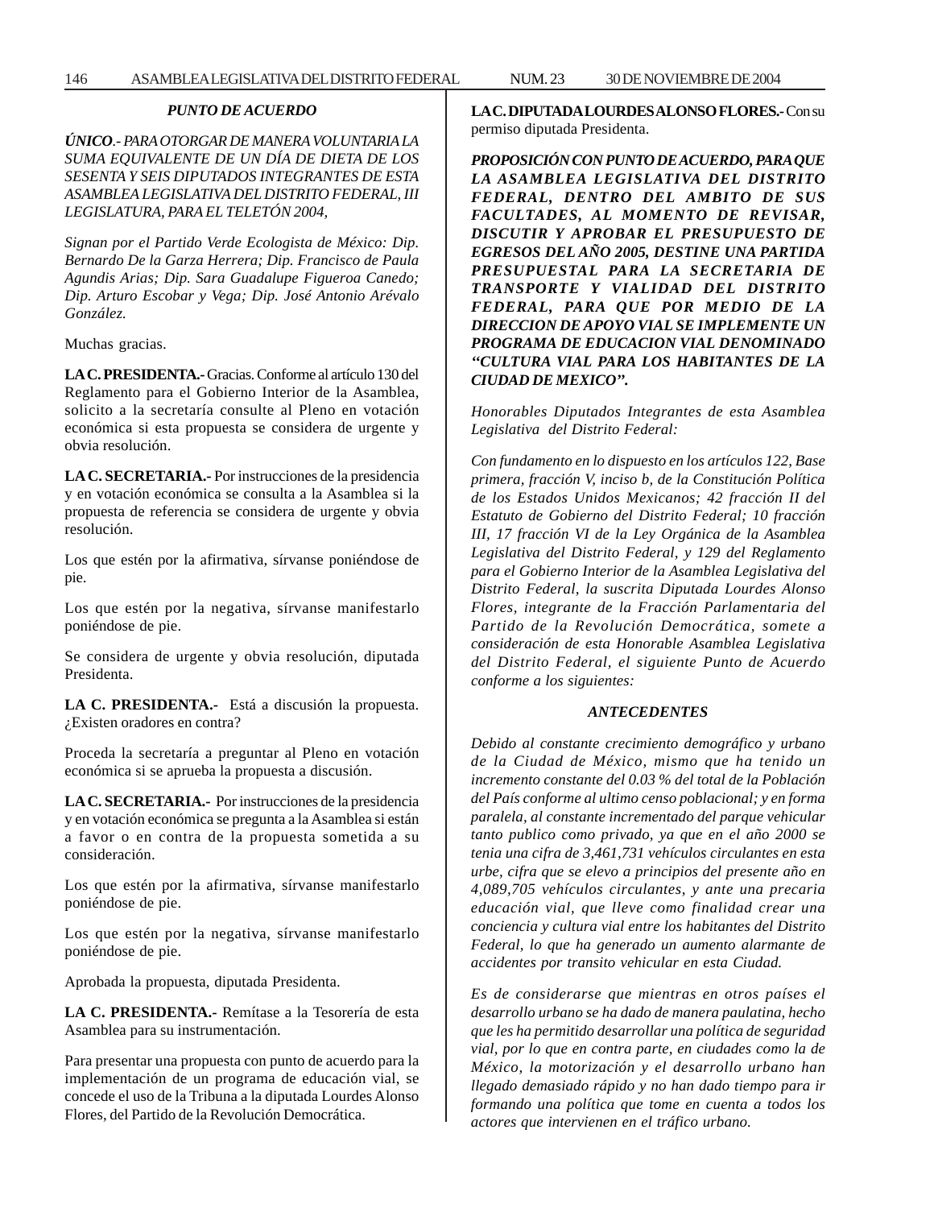*PUNTO DE ACUERDO*

***ÚNICO**.- PARA OTORGAR DE MANERA VOLUNTARIA LA SUMA EQUIVALENTE DE UN DÍA DE DIETA DE LOS SESENTA Y SEIS DIPUTADOS INTEGRANTES DE ESTA ASAMBLEA LEGISLATIVA DEL DISTRITO FEDERAL, III LEGISLATURA, PARA EL TELETÓN 2004,*

*Signan por el Partido Verde Ecologista de México: Dip. Bernardo De la Garza Herrera; Dip. Francisco de Paula Agundis Arias; Dip. Sara Guadalupe Figueroa Canedo; Dip. Arturo Escobar y Vega; Dip. José Antonio Arévalo González.*

Muchas gracias.

**LA C. PRESIDENTA.-** Gracias. Conforme al artículo 130 del Reglamento para el Gobierno Interior de la Asamblea, solicito a la secretaría consulte al Pleno en votación económica si esta propuesta se considera de urgente y obvia resolución.

**LA C. SECRETARIA.-** Por instrucciones de la presidencia y en votación económica se consulta a la Asamblea si la propuesta de referencia se considera de urgente y obvia resolución.

Los que estén por la afirmativa, sírvanse poniéndose de pie.

Los que estén por la negativa, sírvanse manifestarlo poniéndose de pie.

Se considera de urgente y obvia resolución, diputada Presidenta.

**LA C. PRESIDENTA.-** Está a discusión la propuesta. ¿Existen oradores en contra?

Proceda la secretaría a preguntar al Pleno en votación económica si se aprueba la propuesta a discusión.

**LA C. SECRETARIA.-** Por instrucciones de la presidencia y en votación económica se pregunta a la Asamblea si están a favor o en contra de la propuesta sometida a su consideración.

Los que estén por la afirmativa, sírvanse manifestarlo poniéndose de pie.

Los que estén por la negativa, sírvanse manifestarlo poniéndose de pie.

Aprobada la propuesta, diputada Presidenta.

**LA C. PRESIDENTA.-** Remítase a la Tesorería de esta Asamblea para su instrumentación.

Para presentar una propuesta con punto de acuerdo para la implementación de un programa de educación vial, se concede el uso de la Tribuna a la diputada Lourdes Alonso Flores, del Partido de la Revolución Democrática.

**LA C. DIPUTADA LOURDES ALONSO FLORES.-** Con su permiso diputada Presidenta.

***PROPOSICIÓN CON PUNTO DE ACUERDO, PARA QUE LA ASAMBLEA LEGISLATIVA DEL DISTRITO FEDERAL, DENTRO DEL AMBITO DE SUS FACULTADES, AL MOMENTO DE REVISAR, DISCUTIR Y APROBAR EL PRESUPUESTO DE EGRESOS DEL AÑO 2005, DESTINE UNA PARTIDA PRESUPUESTAL PARA LA SECRETARIA DE TRANSPORTE Y VIALIDAD DEL DISTRITO FEDERAL, PARA QUE POR MEDIO DE LA DIRECCION DE APOYO VIAL SE IMPLEMENTE UN PROGRAMA DE EDUCACION VIAL DENOMINADO "CULTURA VIAL PARA LOS HABITANTES DE LA CIUDAD DE MEXICO".***

*Honorables Diputados Integrantes de esta Asamblea Legislativa del Distrito Federal:*

*Con fundamento en lo dispuesto en los artículos 122, Base primera, fracción V, inciso b, de la Constitución Política de los Estados Unidos Mexicanos; 42 fracción II del Estatuto de Gobierno del Distrito Federal; 10 fracción III, 17 fracción VI de la Ley Orgánica de la Asamblea Legislativa del Distrito Federal, y 129 del Reglamento para el Gobierno Interior de la Asamblea Legislativa del Distrito Federal, la suscrita Diputada Lourdes Alonso Flores, integrante de la Fracción Parlamentaria del Partido de la Revolución Democrática, somete a consideración de esta Honorable Asamblea Legislativa del Distrito Federal, el siguiente Punto de Acuerdo conforme a los siguientes:*

***ANTECEDENTES***

*Debido al constante crecimiento demográfico y urbano de la Ciudad de México, mismo que ha tenido un incremento constante del 0.03 % del total de la Población del País conforme al ultimo censo poblacional; y en forma paralela, al constante incrementado del parque vehicular tanto publico como privado, ya que en el año 2000 se tenia una cifra de 3,461,731 vehículos circulantes en esta urbe, cifra que se elevo a principios del presente año en 4,089,705 vehículos circulantes, y ante una precaria educación vial, que lleve como finalidad crear una conciencia y cultura vial entre los habitantes del Distrito Federal, lo que ha generado un aumento alarmante de accidentes por transito vehicular en esta Ciudad.*

*Es de considerarse que mientras en otros países el desarrollo urbano se ha dado de manera paulatina, hecho que les ha permitido desarrollar una política de seguridad vial, por lo que en contra parte, en ciudades como la de México, la motorización y el desarrollo urbano han llegado demasiado rápido y no han dado tiempo para ir formando una política que tome en cuenta a todos los actores que intervienen en el tráfico urbano.*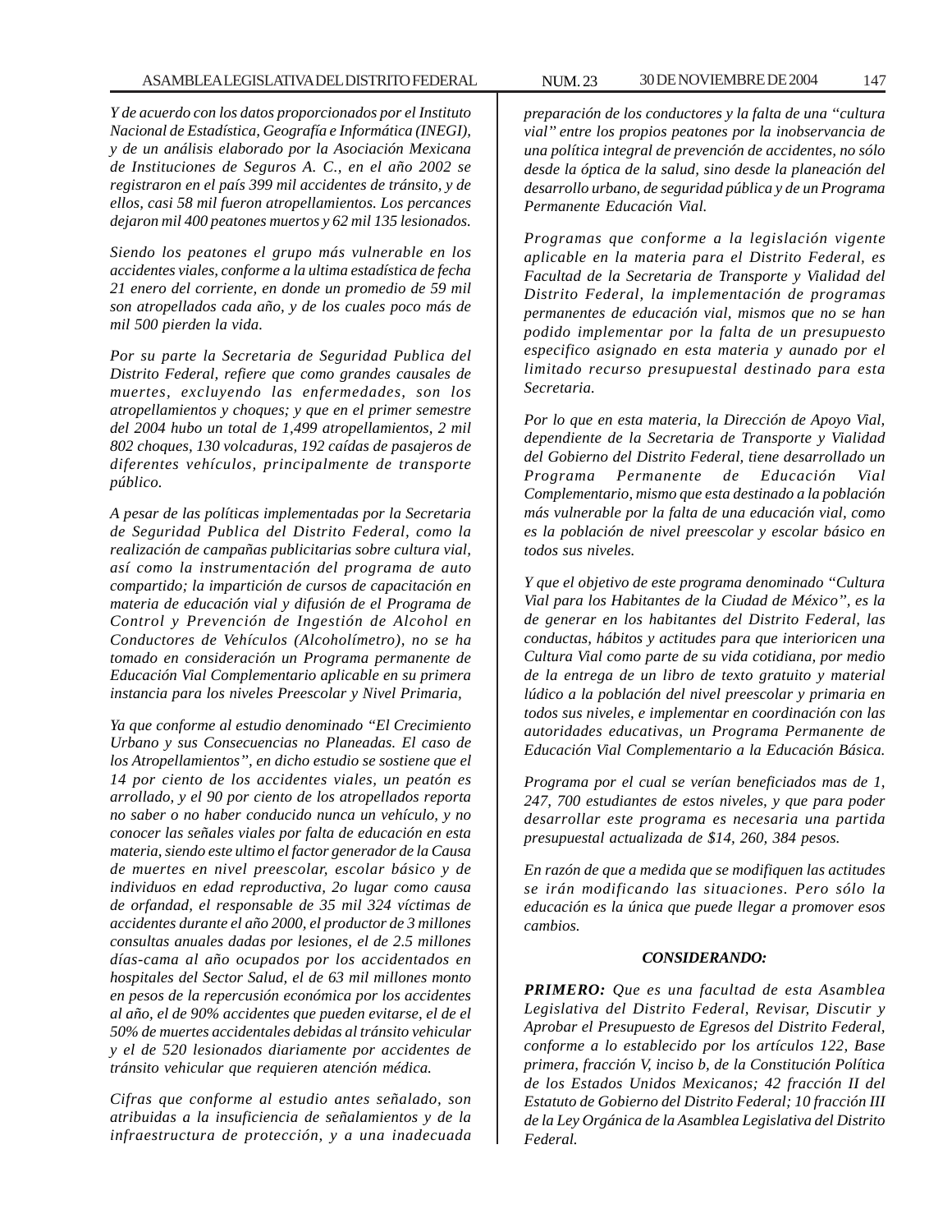*Y de acuerdo con los datos proporcionados por el Instituto Nacional de Estadística, Geografía e Informática (INEGI), y de un análisis elaborado por la Asociación Mexicana de Instituciones de Seguros A. C., en el año 2002 se registraron en el país 399 mil accidentes de tránsito, y de ellos, casi 58 mil fueron atropellamientos. Los percances dejaron mil 400 peatones muertos y 62 mil 135 lesionados.*

*Siendo los peatones el grupo más vulnerable en los accidentes viales, conforme a la ultima estadística de fecha 21 enero del corriente, en donde un promedio de 59 mil son atropellados cada año, y de los cuales poco más de mil 500 pierden la vida.*

*Por su parte la Secretaria de Seguridad Publica del Distrito Federal, refiere que como grandes causales de muertes, excluyendo las enfermedades, son los atropellamientos y choques; y que en el primer semestre del 2004 hubo un total de 1,499 atropellamientos, 2 mil 802 choques, 130 volcaduras, 192 caídas de pasajeros de diferentes vehículos, principalmente de transporte público.*

*A pesar de las políticas implementadas por la Secretaria de Seguridad Publica del Distrito Federal, como la realización de campañas publicitarias sobre cultura vial, así como la instrumentación del programa de auto compartido; la impartición de cursos de capacitación en materia de educación vial y difusión de el Programa de Control y Prevención de Ingestión de Alcohol en Conductores de Vehículos (Alcoholímetro), no se ha tomado en consideración un Programa permanente de Educación Vial Complementario aplicable en su primera instancia para los niveles Preescolar y Nivel Primaria,*

*Ya que conforme al estudio denominado "El Crecimiento Urbano y sus Consecuencias no Planeadas. El caso de los Atropellamientos", en dicho estudio se sostiene que el 14 por ciento de los accidentes viales, un peatón es arrollado, y el 90 por ciento de los atropellados reporta no saber o no haber conducido nunca un vehículo, y no conocer las señales viales por falta de educación en esta materia, siendo este ultimo el factor generador de la Causa de muertes en nivel preescolar, escolar básico y de individuos en edad reproductiva, 2o lugar como causa de orfandad, el responsable de 35 mil 324 víctimas de accidentes durante el año 2000, el productor de 3 millones consultas anuales dadas por lesiones, el de 2.5 millones días-cama al año ocupados por los accidentados en hospitales del Sector Salud, el de 63 mil millones monto en pesos de la repercusión económica por los accidentes al año, el de 90% accidentes que pueden evitarse, el de el 50% de muertes accidentales debidas al tránsito vehicular y el de 520 lesionados diariamente por accidentes de tránsito vehicular que requieren atención médica.*

*Cifras que conforme al estudio antes señalado, son atribuidas a la insuficiencia de señalamientos y de la infraestructura de protección, y a una inadecuada preparación de los conductores y la falta de una "cultura vial" entre los propios peatones por la inobservancia de una política integral de prevención de accidentes, no sólo desde la óptica de la salud, sino desde la planeación del desarrollo urbano, de seguridad pública y de un Programa Permanente Educación Vial.*

*Programas que conforme a la legislación vigente aplicable en la materia para el Distrito Federal, es Facultad de la Secretaria de Transporte y Vialidad del Distrito Federal, la implementación de programas permanentes de educación vial, mismos que no se han podido implementar por la falta de un presupuesto especifico asignado en esta materia y aunado por el limitado recurso presupuestal destinado para esta Secretaria.*

*Por lo que en esta materia, la Dirección de Apoyo Vial, dependiente de la Secretaria de Transporte y Vialidad del Gobierno del Distrito Federal, tiene desarrollado un Programa Permanente de Educación Vial Complementario, mismo que esta destinado a la población más vulnerable por la falta de una educación vial, como es la población de nivel preescolar y escolar básico en todos sus niveles.*

*Y que el objetivo de este programa denominado "Cultura Vial para los Habitantes de la Ciudad de México", es la de generar en los habitantes del Distrito Federal, las conductas, hábitos y actitudes para que interioricen una Cultura Vial como parte de su vida cotidiana, por medio de la entrega de un libro de texto gratuito y material lúdico a la población del nivel preescolar y primaria en todos sus niveles, e implementar en coordinación con las autoridades educativas, un Programa Permanente de Educación Vial Complementario a la Educación Básica.*

*Programa por el cual se verían beneficiados mas de 1, 247, 700 estudiantes de estos niveles, y que para poder desarrollar este programa es necesaria una partida presupuestal actualizada de $14, 260, 384 pesos.*

*En razón de que a medida que se modifiquen las actitudes se irán modificando las situaciones. Pero sólo la educación es la única que puede llegar a promover esos cambios.*

***CONSIDERANDO:***

***PRIMERO:*** *Que es una facultad de esta Asamblea Legislativa del Distrito Federal, Revisar, Discutir y Aprobar el Presupuesto de Egresos del Distrito Federal, conforme a lo establecido por los artículos 122, Base primera, fracción V, inciso b, de la Constitución Política de los Estados Unidos Mexicanos; 42 fracción II del Estatuto de Gobierno del Distrito Federal; 10 fracción III de la Ley Orgánica de la Asamblea Legislativa del Distrito Federal.*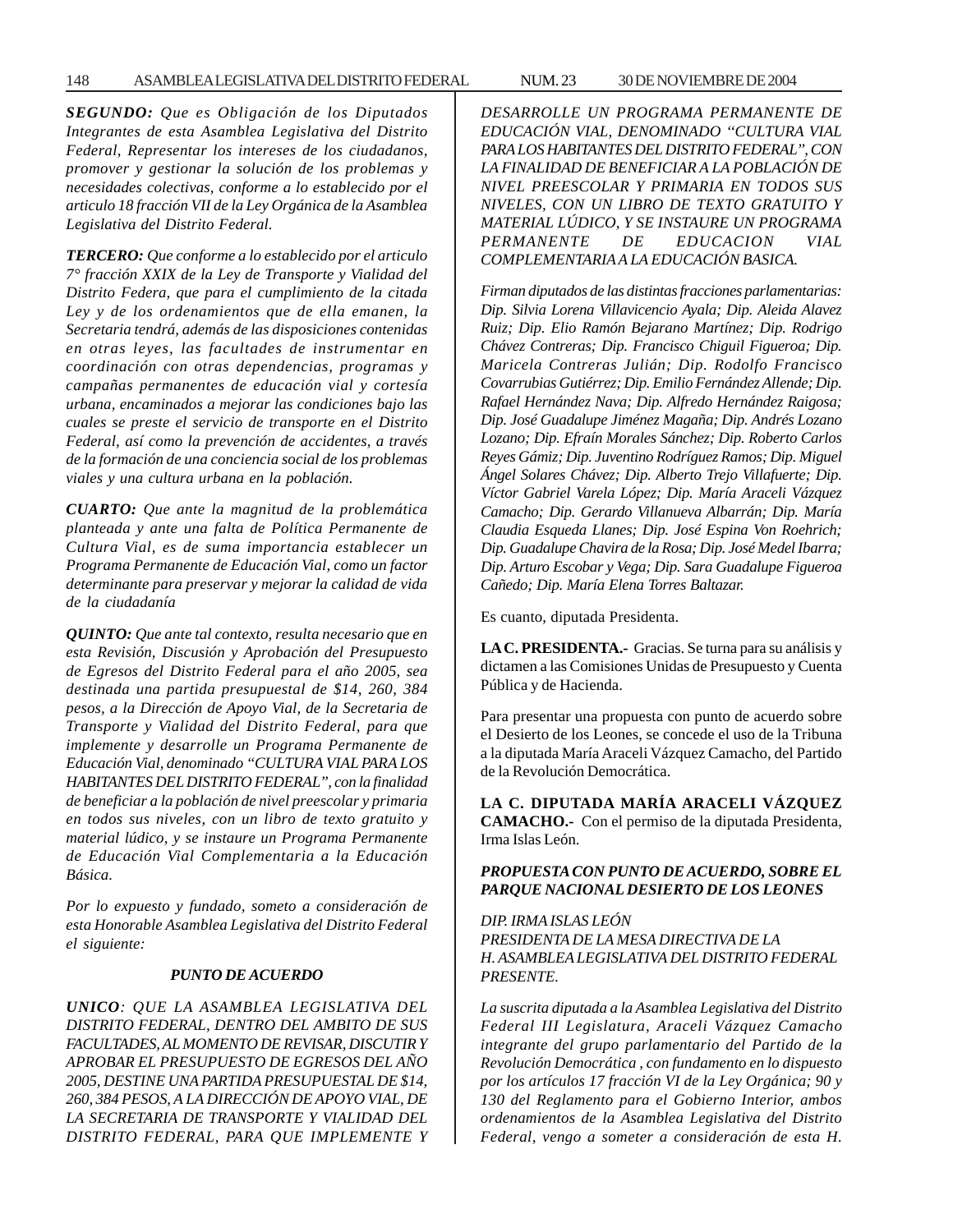***SEGUNDO:*** *Que es Obligación de los Diputados Integrantes de esta Asamblea Legislativa del Distrito Federal, Representar los intereses de los ciudadanos, promover y gestionar la solución de los problemas y necesidades colectivas, conforme a lo establecido por el articulo 18 fracción VII de la Ley Orgánica de la Asamblea Legislativa del Distrito Federal.*

***TERCERO:*** *Que conforme a lo establecido por el articulo 7° fracción XXIX de la Ley de Transporte y Vialidad del Distrito Federa, que para el cumplimiento de la citada Ley y de los ordenamientos que de ella emanen, la Secretaria tendrá, además de las disposiciones contenidas en otras leyes, las facultades de instrumentar en coordinación con otras dependencias, programas y campañas permanentes de educación vial y cortesía urbana, encaminados a mejorar las condiciones bajo las cuales se preste el servicio de transporte en el Distrito Federal, así como la prevención de accidentes, a través de la formación de una conciencia social de los problemas viales y una cultura urbana en la población.*

***CUARTO:*** *Que ante la magnitud de la problemática planteada y ante una falta de Política Permanente de Cultura Vial, es de suma importancia establecer un Programa Permanente de Educación Vial, como un factor determinante para preservar y mejorar la calidad de vida de la ciudadanía*

***QUINTO:*** *Que ante tal contexto, resulta necesario que en esta Revisión, Discusión y Aprobación del Presupuesto de Egresos del Distrito Federal para el año 2005, sea destinada una partida presupuestal de $14, 260, 384 pesos, a la Dirección de Apoyo Vial, de la Secretaria de Transporte y Vialidad del Distrito Federal, para que implemente y desarrolle un Programa Permanente de Educación Vial, denominado "CULTURA VIAL PARA LOS HABITANTES DEL DISTRITO FEDERAL", con la finalidad de beneficiar a la población de nivel preescolar y primaria en todos sus niveles, con un libro de texto gratuito y material lúdico, y se instaure un Programa Permanente de Educación Vial Complementaria a la Educación Básica.*

*Por lo expuesto y fundado, someto a consideración de esta Honorable Asamblea Legislativa del Distrito Federal el siguiente:*

***PUNTO DE ACUERDO***

***UNICO****: QUE LA ASAMBLEA LEGISLATIVA DEL DISTRITO FEDERAL, DENTRO DEL AMBITO DE SUS FACULTADES, AL MOMENTO DE REVISAR, DISCUTIR Y APROBAR EL PRESUPUESTO DE EGRESOS DEL AÑO 2005, DESTINE UNA PARTIDA PRESUPUESTAL DE $14, 260, 384 PESOS, A LA DIRECCIÓN DE APOYO VIAL, DE LA SECRETARIA DE TRANSPORTE Y VIALIDAD DEL DISTRITO FEDERAL, PARA QUE IMPLEMENTE Y DESARROLLE UN PROGRAMA PERMANENTE DE EDUCACIÓN VIAL, DENOMINADO "CULTURA VIAL PARA LOS HABITANTES DEL DISTRITO FEDERAL", CON LA FINALIDAD DE BENEFICIAR A LA POBLACIÓN DE NIVEL PREESCOLAR Y PRIMARIA EN TODOS SUS NIVELES, CON UN LIBRO DE TEXTO GRATUITO Y MATERIAL LÚDICO, Y SE INSTAURE UN PROGRAMA PERMANENTE DE EDUCACION VIAL COMPLEMENTARIA A LA EDUCACIÓN BASICA.*

*Firman diputados de las distintas fracciones parlamentarias: Dip. Silvia Lorena Villavicencio Ayala; Dip. Aleida Alavez Ruiz; Dip. Elio Ramón Bejarano Martínez; Dip. Rodrigo Chávez Contreras; Dip. Francisco Chiguil Figueroa; Dip. Maricela Contreras Julián; Dip. Rodolfo Francisco Covarrubias Gutiérrez; Dip. Emilio Fernández Allende; Dip. Rafael Hernández Nava; Dip. Alfredo Hernández Raigosa; Dip. José Guadalupe Jiménez Magaña; Dip. Andrés Lozano Lozano; Dip. Efraín Morales Sánchez; Dip. Roberto Carlos Reyes Gámiz; Dip. Juventino Rodríguez Ramos; Dip. Miguel Ángel Solares Chávez; Dip. Alberto Trejo Villafuerte; Dip. Víctor Gabriel Varela López; Dip. María Araceli Vázquez Camacho; Dip. Gerardo Villanueva Albarrán; Dip. María Claudia Esqueda Llanes; Dip. José Espina Von Roehrich; Dip. Guadalupe Chavira de la Rosa; Dip. José Medel Ibarra; Dip. Arturo Escobar y Vega; Dip. Sara Guadalupe Figueroa Cañedo; Dip. María Elena Torres Baltazar.*

Es cuanto, diputada Presidenta.

**LA C. PRESIDENTA.-** Gracias. Se turna para su análisis y dictamen a las Comisiones Unidas de Presupuesto y Cuenta Pública y de Hacienda.

Para presentar una propuesta con punto de acuerdo sobre el Desierto de los Leones, se concede el uso de la Tribuna a la diputada María Araceli Vázquez Camacho, del Partido de la Revolución Democrática.

**LA C. DIPUTADA MARÍA ARACELI VÁZQUEZ CAMACHO.-** Con el permiso de la diputada Presidenta, Irma Islas León.

***PROPUESTA CON PUNTO DE ACUERDO, SOBRE EL PARQUE NACIONAL DESIERTO DE LOS LEONES***

*DIP. IRMA ISLAS LEÓN*
*PRESIDENTA DE LA MESA DIRECTIVA DE LA*
*H. ASAMBLEA LEGISLATIVA DEL DISTRITO FEDERAL*
*PRESENTE.*

*La suscrita diputada a la Asamblea Legislativa del Distrito Federal III Legislatura, Araceli Vázquez Camacho integrante del grupo parlamentario del Partido de la Revolución Democrática , con fundamento en lo dispuesto por los artículos 17 fracción VI de la Ley Orgánica; 90 y 130 del Reglamento para el Gobierno Interior, ambos ordenamientos de la Asamblea Legislativa del Distrito Federal, vengo a someter a consideración de esta H.*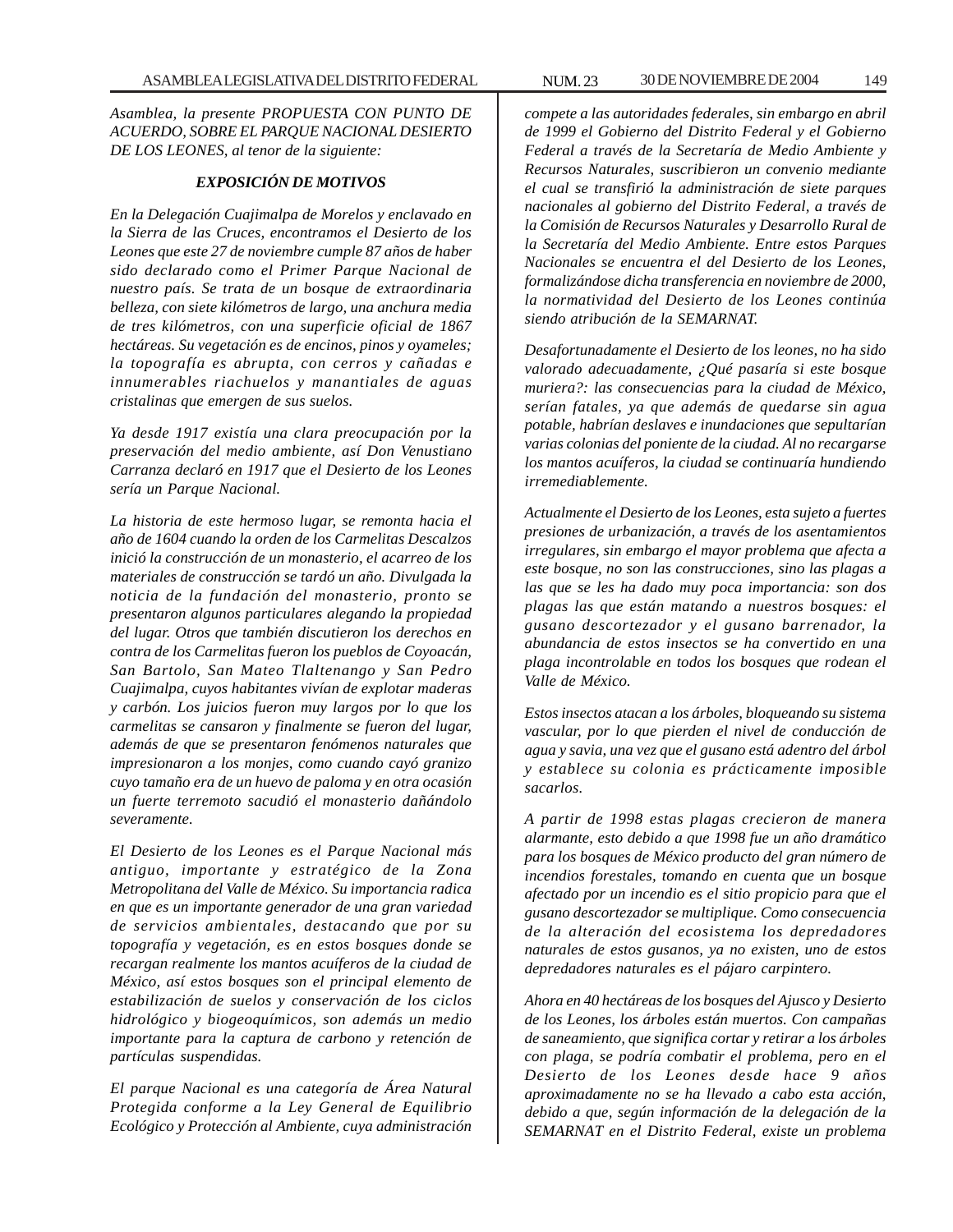*Asamblea, la presente PROPUESTA CON PUNTO DE ACUERDO, SOBRE EL PARQUE NACIONAL DESIERTO DE LOS LEONES, al tenor de la siguiente:*

### *EXPOSICIÓN DE MOTIVOS*

*En la Delegación Cuajimalpa de Morelos y enclavado en la Sierra de las Cruces, encontramos el Desierto de los Leones que este 27 de noviembre cumple 87 años de haber sido declarado como el Primer Parque Nacional de nuestro país. Se trata de un bosque de extraordinaria belleza, con siete kilómetros de largo, una anchura media de tres kilómetros, con una superficie oficial de 1867 hectáreas. Su vegetación es de encinos, pinos y oyameles; la topografía es abrupta, con cerros y cañadas e innumerables riachuelos y manantiales de aguas cristalinas que emergen de sus suelos.*

*Ya desde 1917 existía una clara preocupación por la preservación del medio ambiente, así Don Venustiano Carranza declaró en 1917 que el Desierto de los Leones sería un Parque Nacional.*

*La historia de este hermoso lugar, se remonta hacia el año de 1604 cuando la orden de los Carmelitas Descalzos inició la construcción de un monasterio, el acarreo de los materiales de construcción se tardó un año. Divulgada la noticia de la fundación del monasterio, pronto se presentaron algunos particulares alegando la propiedad del lugar. Otros que también discutieron los derechos en contra de los Carmelitas fueron los pueblos de Coyoacán, San Bartolo, San Mateo Tlaltenango y San Pedro Cuajimalpa, cuyos habitantes vivían de explotar maderas y carbón. Los juicios fueron muy largos por lo que los carmelitas se cansaron y finalmente se fueron del lugar, además de que se presentaron fenómenos naturales que impresionaron a los monjes, como cuando cayó granizo cuyo tamaño era de un huevo de paloma y en otra ocasión un fuerte terremoto sacudió el monasterio dañándolo severamente.*

*El Desierto de los Leones es el Parque Nacional más antiguo, importante y estratégico de la Zona Metropolitana del Valle de México. Su importancia radica en que es un importante generador de una gran variedad de servicios ambientales, destacando que por su topografía y vegetación, es en estos bosques donde se recargan realmente los mantos acuíferos de la ciudad de México, así estos bosques son el principal elemento de estabilización de suelos y conservación de los ciclos hidrológico y biogeoquímicos, son además un medio importante para la captura de carbono y retención de partículas suspendidas.*

*El parque Nacional es una categoría de Área Natural Protegida conforme a la Ley General de Equilibrio Ecológico y Protección al Ambiente, cuya administración compete a las autoridades federales, sin embargo en abril de 1999 el Gobierno del Distrito Federal y el Gobierno Federal a través de la Secretaría de Medio Ambiente y Recursos Naturales, suscribieron un convenio mediante el cual se transfirió la administración de siete parques nacionales al gobierno del Distrito Federal, a través de la Comisión de Recursos Naturales y Desarrollo Rural de la Secretaría del Medio Ambiente. Entre estos Parques Nacionales se encuentra el del Desierto de los Leones, formalizándose dicha transferencia en noviembre de 2000, la normatividad del Desierto de los Leones continúa siendo atribución de la SEMARNAT.*

*Desafortunadamente el Desierto de los leones, no ha sido valorado adecuadamente, ¿Qué pasaría si este bosque muriera?: las consecuencias para la ciudad de México, serían fatales, ya que además de quedarse sin agua potable, habrían deslaves e inundaciones que sepultarían varias colonias del poniente de la ciudad. Al no recargarse los mantos acuíferos, la ciudad se continuaría hundiendo irremediablemente.*

*Actualmente el Desierto de los Leones, esta sujeto a fuertes presiones de urbanización, a través de los asentamientos irregulares, sin embargo el mayor problema que afecta a este bosque, no son las construcciones, sino las plagas a las que se les ha dado muy poca importancia: son dos plagas las que están matando a nuestros bosques: el gusano descortezador y el gusano barrenador, la abundancia de estos insectos se ha convertido en una plaga incontrolable en todos los bosques que rodean el Valle de México.*

*Estos insectos atacan a los árboles, bloqueando su sistema vascular, por lo que pierden el nivel de conducción de agua y savia, una vez que el gusano está adentro del árbol y establece su colonia es prácticamente imposible sacarlos.*

*A partir de 1998 estas plagas crecieron de manera alarmante, esto debido a que 1998 fue un año dramático para los bosques de México producto del gran número de incendios forestales, tomando en cuenta que un bosque afectado por un incendio es el sitio propicio para que el gusano descortezador se multiplique. Como consecuencia de la alteración del ecosistema los depredadores naturales de estos gusanos, ya no existen, uno de estos depredadores naturales es el pájaro carpintero.*

*Ahora en 40 hectáreas de los bosques del Ajusco y Desierto de los Leones, los árboles están muertos. Con campañas de saneamiento, que significa cortar y retirar a los árboles con plaga, se podría combatir el problema, pero en el Desierto de los Leones desde hace 9 años aproximadamente no se ha llevado a cabo esta acción, debido a que, según información de la delegación de la SEMARNAT en el Distrito Federal, existe un problema*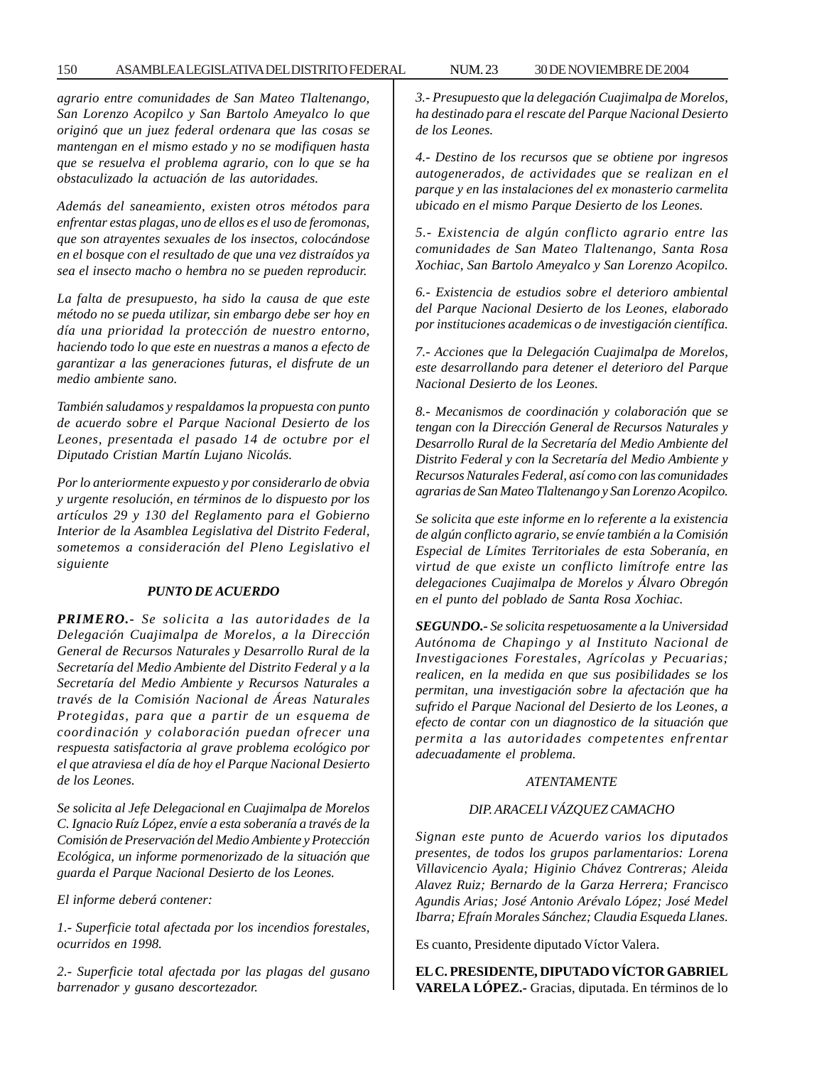*agrario entre comunidades de San Mateo Tlaltenango, San Lorenzo Acopilco y San Bartolo Ameyalco lo que originó que un juez federal ordenara que las cosas se mantengan en el mismo estado y no se modifiquen hasta que se resuelva el problema agrario, con lo que se ha obstaculizado la actuación de las autoridades.*

*Además del saneamiento, existen otros métodos para enfrentar estas plagas, uno de ellos es el uso de feromonas, que son atrayentes sexuales de los insectos, colocándose en el bosque con el resultado de que una vez distraídos ya sea el insecto macho o hembra no se pueden reproducir.*

*La falta de presupuesto, ha sido la causa de que este método no se pueda utilizar, sin embargo debe ser hoy en día una prioridad la protección de nuestro entorno, haciendo todo lo que este en nuestras a manos a efecto de garantizar a las generaciones futuras, el disfrute de un medio ambiente sano.*

*También saludamos y respaldamos la propuesta con punto de acuerdo sobre el Parque Nacional Desierto de los Leones, presentada el pasado 14 de octubre por el Diputado Cristian Martín Lujano Nicolás.*

*Por lo anteriormente expuesto y por considerarlo de obvia y urgente resolución, en términos de lo dispuesto por los artículos 29 y 130 del Reglamento para el Gobierno Interior de la Asamblea Legislativa del Distrito Federal, sometemos a consideración del Pleno Legislativo el siguiente*

***PUNTO DE ACUERDO***

***PRIMERO.-*** *Se solicita a las autoridades de la Delegación Cuajimalpa de Morelos, a la Dirección General de Recursos Naturales y Desarrollo Rural de la Secretaría del Medio Ambiente del Distrito Federal y a la Secretaría del Medio Ambiente y Recursos Naturales a través de la Comisión Nacional de Áreas Naturales Protegidas, para que a partir de un esquema de coordinación y colaboración puedan ofrecer una respuesta satisfactoria al grave problema ecológico por el que atraviesa el día de hoy el Parque Nacional Desierto de los Leones.*

*Se solicita al Jefe Delegacional en Cuajimalpa de Morelos C. Ignacio Ruíz López, envíe a esta soberanía a través de la Comisión de Preservación del Medio Ambiente y Protección Ecológica, un informe pormenorizado de la situación que guarda el Parque Nacional Desierto de los Leones.*

*El informe deberá contener:*

*1.- Superficie total afectada por los incendios forestales, ocurridos en 1998.*

*2.- Superficie total afectada por las plagas del gusano barrenador y gusano descortezador.*

*3.- Presupuesto que la delegación Cuajimalpa de Morelos, ha destinado para el rescate del Parque Nacional Desierto de los Leones.*

*4.- Destino de los recursos que se obtiene por ingresos autogenerados, de actividades que se realizan en el parque y en las instalaciones del ex monasterio carmelita ubicado en el mismo Parque Desierto de los Leones.*

*5.- Existencia de algún conflicto agrario entre las comunidades de San Mateo Tlaltenango, Santa Rosa Xochiac, San Bartolo Ameyalco y San Lorenzo Acopilco.*

*6.- Existencia de estudios sobre el deterioro ambiental del Parque Nacional Desierto de los Leones, elaborado por instituciones academicas o de investigación científica.*

*7.- Acciones que la Delegación Cuajimalpa de Morelos, este desarrollando para detener el deterioro del Parque Nacional Desierto de los Leones.*

*8.- Mecanismos de coordinación y colaboración que se tengan con la Dirección General de Recursos Naturales y Desarrollo Rural de la Secretaría del Medio Ambiente del Distrito Federal y con la Secretaría del Medio Ambiente y Recursos Naturales Federal, así como con las comunidades agrarias de San Mateo Tlaltenango y San Lorenzo Acopilco.*

*Se solicita que este informe en lo referente a la existencia de algún conflicto agrario, se envíe también a la Comisión Especial de Límites Territoriales de esta Soberanía, en virtud de que existe un conflicto limítrofe entre las delegaciones Cuajimalpa de Morelos y Álvaro Obregón en el punto del poblado de Santa Rosa Xochiac.*

***SEGUNDO.-*** *Se solicita respetuosamente a la Universidad Autónoma de Chapingo y al Instituto Nacional de Investigaciones Forestales, Agrícolas y Pecuarias; realicen, en la medida en que sus posibilidades se los permitan, una investigación sobre la afectación que ha sufrido el Parque Nacional del Desierto de los Leones, a efecto de contar con un diagnostico de la situación que permita a las autoridades competentes enfrentar adecuadamente el problema.*

*ATENTAMENTE*

*DIP. ARACELI VÁZQUEZ CAMACHO*

*Signan este punto de Acuerdo varios los diputados presentes, de todos los grupos parlamentarios: Lorena Villavicencio Ayala; Higinio Chávez Contreras; Aleida Alavez Ruiz; Bernardo de la Garza Herrera; Francisco Agundis Arias; José Antonio Arévalo López; José Medel Ibarra; Efraín Morales Sánchez; Claudia Esqueda Llanes.*

Es cuanto, Presidente diputado Víctor Valera.

**EL C. PRESIDENTE, DIPUTADO VÍCTOR GABRIEL VARELA LÓPEZ.-** Gracias, diputada. En términos de lo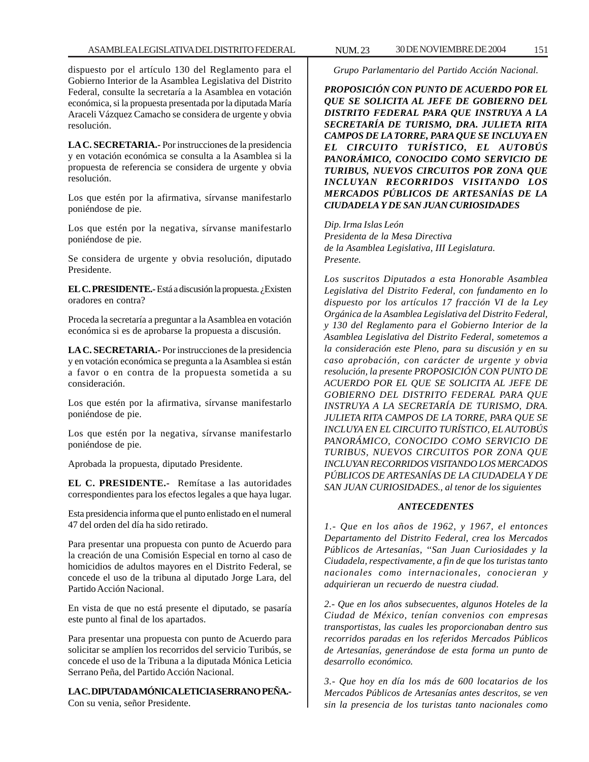dispuesto por el artículo 130 del Reglamento para el Gobierno Interior de la Asamblea Legislativa del Distrito Federal, consulte la secretaría a la Asamblea en votación económica, si la propuesta presentada por la diputada María Araceli Vázquez Camacho se considera de urgente y obvia resolución.

**LA C. SECRETARIA.-** Por instrucciones de la presidencia y en votación económica se consulta a la Asamblea si la propuesta de referencia se considera de urgente y obvia resolución.

Los que estén por la afirmativa, sírvanse manifestarlo poniéndose de pie.

Los que estén por la negativa, sírvanse manifestarlo poniéndose de pie.

Se considera de urgente y obvia resolución, diputado Presidente.

**EL C. PRESIDENTE.-** Está a discusión la propuesta. ¿Existen oradores en contra?

Proceda la secretaría a preguntar a la Asamblea en votación económica si es de aprobarse la propuesta a discusión.

**LA C. SECRETARIA.-** Por instrucciones de la presidencia y en votación económica se pregunta a la Asamblea si están a favor o en contra de la propuesta sometida a su consideración.

Los que estén por la afirmativa, sírvanse manifestarlo poniéndose de pie.

Los que estén por la negativa, sírvanse manifestarlo poniéndose de pie.

Aprobada la propuesta, diputado Presidente.

**EL C. PRESIDENTE.-** Remítase a las autoridades correspondientes para los efectos legales a que haya lugar.

Esta presidencia informa que el punto enlistado en el numeral 47 del orden del día ha sido retirado.

Para presentar una propuesta con punto de Acuerdo para la creación de una Comisión Especial en torno al caso de homicidios de adultos mayores en el Distrito Federal, se concede el uso de la tribuna al diputado Jorge Lara, del Partido Acción Nacional.

En vista de que no está presente el diputado, se pasaría este punto al final de los apartados.

Para presentar una propuesta con punto de Acuerdo para solicitar se amplíen los recorridos del servicio Turibús, se concede el uso de la Tribuna a la diputada Mónica Leticia Serrano Peña, del Partido Acción Nacional.

**LA C. DIPUTADA MÓNICA LETICIA SERRANO PEÑA.-** Con su venia, señor Presidente.

*Grupo Parlamentario del Partido Acción Nacional.*

***PROPOSICIÓN CON PUNTO DE ACUERDO POR EL QUE SE SOLICITA AL JEFE DE GOBIERNO DEL DISTRITO FEDERAL PARA QUE INSTRUYA A LA SECRETARÍA DE TURISMO, DRA. JULIETA RITA CAMPOS DE LA TORRE, PARA QUE SE INCLUYA EN EL CIRCUITO TURÍSTICO, EL AUTOBÚS PANORÁMICO, CONOCIDO COMO SERVICIO DE TURIBUS, NUEVOS CIRCUITOS POR ZONA QUE INCLUYAN RECORRIDOS VISITANDO LOS MERCADOS PÚBLICOS DE ARTESANÍAS DE LA CIUDADELA Y DE SAN JUAN CURIOSIDADES***

*Dip. Irma Islas León*
*Presidenta de la Mesa Directiva*
*de la Asamblea Legislativa, III Legislatura.*
*Presente.*

*Los suscritos Diputados a esta Honorable Asamblea Legislativa del Distrito Federal, con fundamento en lo dispuesto por los artículos 17 fracción VI de la Ley Orgánica de la Asamblea Legislativa del Distrito Federal, y 130 del Reglamento para el Gobierno Interior de la Asamblea Legislativa del Distrito Federal, sometemos a la consideración este Pleno, para su discusión y en su caso aprobación, con carácter de urgente y obvia resolución, la presente PROPOSICIÓN CON PUNTO DE ACUERDO POR EL QUE SE SOLICITA AL JEFE DE GOBIERNO DEL DISTRITO FEDERAL PARA QUE INSTRUYA A LA SECRETARÍA DE TURISMO, DRA. JULIETA RITA CAMPOS DE LA TORRE, PARA QUE SE INCLUYA EN EL CIRCUITO TURÍSTICO, EL AUTOBÚS PANORÁMICO, CONOCIDO COMO SERVICIO DE TURIBUS, NUEVOS CIRCUITOS POR ZONA QUE INCLUYAN RECORRIDOS VISITANDO LOS MERCADOS PÚBLICOS DE ARTESANÍAS DE LA CIUDADELA Y DE SAN JUAN CURIOSIDADES., al tenor de los siguientes*

***ANTECEDENTES***

*1.- Que en los años de 1962, y 1967, el entonces Departamento del Distrito Federal, crea los Mercados Públicos de Artesanías, "San Juan Curiosidades y la Ciudadela, respectivamente, a fin de que los turistas tanto nacionales como internacionales, conocieran y adquirieran un recuerdo de nuestra ciudad.*

*2.- Que en los años subsecuentes, algunos Hoteles de la Ciudad de México, tenían convenios con empresas transportistas, las cuales les proporcionaban dentro sus recorridos paradas en los referidos Mercados Públicos de Artesanías, generándose de esta forma un punto de desarrollo económico.*

*3.- Que hoy en día los más de 600 locatarios de los Mercados Públicos de Artesanías antes descritos, se ven sin la presencia de los turistas tanto nacionales como*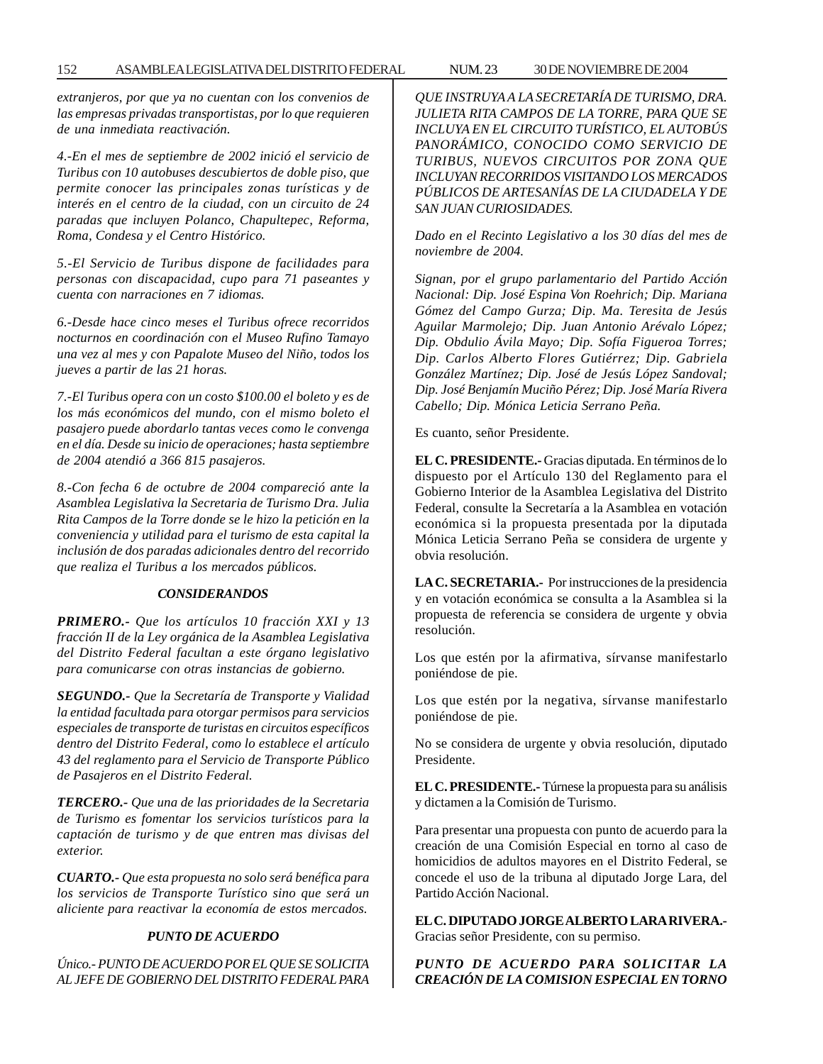*extranjeros, por que ya no cuentan con los convenios de las empresas privadas transportistas, por lo que requieren de una inmediata reactivación.*

*4.-En el mes de septiembre de 2002 inició el servicio de Turibus con 10 autobuses descubiertos de doble piso, que permite conocer las principales zonas turísticas y de interés en el centro de la ciudad, con un circuito de 24 paradas que incluyen Polanco, Chapultepec, Reforma, Roma, Condesa y el Centro Histórico.*

*5.-El Servicio de Turibus dispone de facilidades para personas con discapacidad, cupo para 71 paseantes y cuenta con narraciones en 7 idiomas.*

*6.-Desde hace cinco meses el Turibus ofrece recorridos nocturnos en coordinación con el Museo Rufino Tamayo una vez al mes y con Papalote Museo del Niño, todos los jueves a partir de las 21 horas.*

*7.-El Turibus opera con un costo $100.00 el boleto y es de los más económicos del mundo, con el mismo boleto el pasajero puede abordarlo tantas veces como le convenga en el día. Desde su inicio de operaciones; hasta septiembre de 2004 atendió a 366 815 pasajeros.*

*8.-Con fecha 6 de octubre de 2004 compareció ante la Asamblea Legislativa la Secretaria de Turismo Dra. Julia Rita Campos de la Torre donde se le hizo la petición en la conveniencia y utilidad para el turismo de esta capital la inclusión de dos paradas adicionales dentro del recorrido que realiza el Turibus a los mercados públicos.*

***CONSIDERANDOS***

***PRIMERO.-*** *Que los artículos 10 fracción XXI y 13 fracción II de la Ley orgánica de la Asamblea Legislativa del Distrito Federal facultan a este órgano legislativo para comunicarse con otras instancias de gobierno.*

***SEGUNDO.-*** *Que la Secretaría de Transporte y Vialidad la entidad facultada para otorgar permisos para servicios especiales de transporte de turistas en circuitos específicos dentro del Distrito Federal, como lo establece el artículo 43 del reglamento para el Servicio de Transporte Público de Pasajeros en el Distrito Federal.*

***TERCERO.-*** *Que una de las prioridades de la Secretaria de Turismo es fomentar los servicios turísticos para la captación de turismo y de que entren mas divisas del exterior.*

***CUARTO.-*** *Que esta propuesta no solo será benéfica para los servicios de Transporte Turístico sino que será un aliciente para reactivar la economía de estos mercados.*

***PUNTO DE ACUERDO***

*Único.- PUNTO DE ACUERDO POR EL QUE SE SOLICITA AL JEFE DE GOBIERNO DEL DISTRITO FEDERAL PARA QUE INSTRUYA A LA SECRETARÍA DE TURISMO, DRA. JULIETA RITA CAMPOS DE LA TORRE, PARA QUE SE INCLUYA EN EL CIRCUITO TURÍSTICO, EL AUTOBÚS PANORÁMICO, CONOCIDO COMO SERVICIO DE TURIBUS, NUEVOS CIRCUITOS POR ZONA QUE INCLUYAN RECORRIDOS VISITANDO LOS MERCADOS PÚBLICOS DE ARTESANÍAS DE LA CIUDADELA Y DE SAN JUAN CURIOSIDADES.*

*Dado en el Recinto Legislativo a los 30 días del mes de noviembre de 2004.*

*Signan, por el grupo parlamentario del Partido Acción Nacional: Dip. José Espina Von Roehrich; Dip. Mariana Gómez del Campo Gurza; Dip. Ma. Teresita de Jesús Aguilar Marmolejo; Dip. Juan Antonio Arévalo López; Dip. Obdulio Ávila Mayo; Dip. Sofía Figueroa Torres; Dip. Carlos Alberto Flores Gutiérrez; Dip. Gabriela González Martínez; Dip. José de Jesús López Sandoval; Dip. José Benjamín Muciño Pérez; Dip. José María Rivera Cabello; Dip. Mónica Leticia Serrano Peña.*

Es cuanto, señor Presidente.

**EL C. PRESIDENTE.-** Gracias diputada. En términos de lo dispuesto por el Artículo 130 del Reglamento para el Gobierno Interior de la Asamblea Legislativa del Distrito Federal, consulte la Secretaría a la Asamblea en votación económica si la propuesta presentada por la diputada Mónica Leticia Serrano Peña se considera de urgente y obvia resolución.

**LA C. SECRETARIA.-** Por instrucciones de la presidencia y en votación económica se consulta a la Asamblea si la propuesta de referencia se considera de urgente y obvia resolución.

Los que estén por la afirmativa, sírvanse manifestarlo poniéndose de pie.

Los que estén por la negativa, sírvanse manifestarlo poniéndose de pie.

No se considera de urgente y obvia resolución, diputado Presidente.

**EL C. PRESIDENTE.-** Túrnese la propuesta para su análisis y dictamen a la Comisión de Turismo.

Para presentar una propuesta con punto de acuerdo para la creación de una Comisión Especial en torno al caso de homicidios de adultos mayores en el Distrito Federal, se concede el uso de la tribuna al diputado Jorge Lara, del Partido Acción Nacional.

**EL C. DIPUTADO JORGE ALBERTO LARA RIVERA.-** Gracias señor Presidente, con su permiso.

***PUNTO DE ACUERDO PARA SOLICITAR LA CREACIÓN DE LA COMISION ESPECIAL EN TORNO***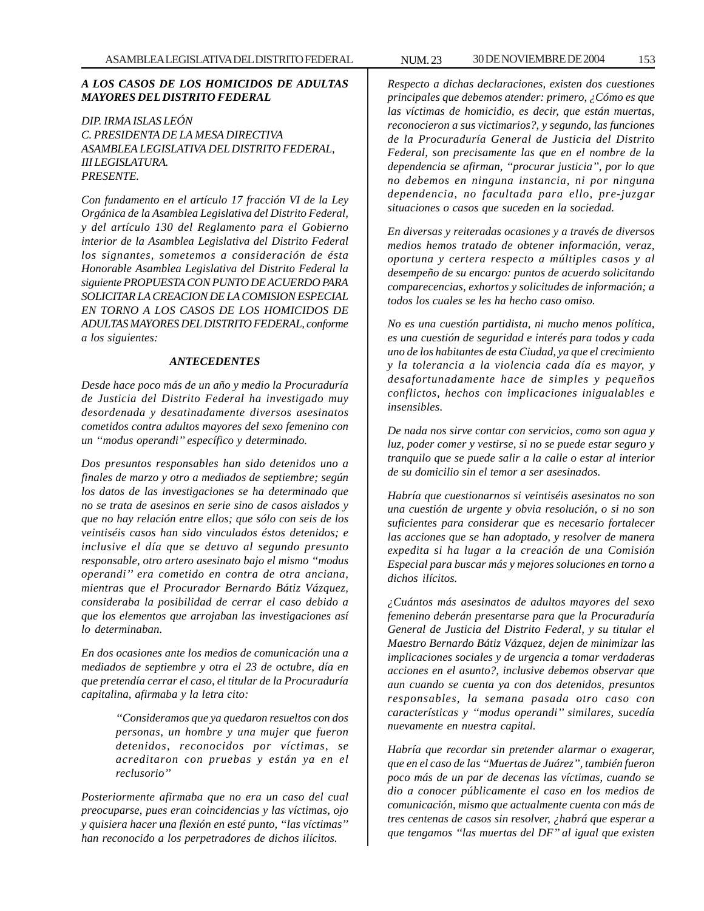***A LOS CASOS DE LOS HOMICIDOS DE ADULTAS MAYORES DEL DISTRITO FEDERAL***

*DIP. IRMA ISLAS LEÓN*
*C. PRESIDENTA DE LA MESA DIRECTIVA*
*ASAMBLEA LEGISLATIVA DEL DISTRITO FEDERAL,*
*III LEGISLATURA.*
*PRESENTE.*

*Con fundamento en el artículo 17 fracción VI de la Ley Orgánica de la Asamblea Legislativa del Distrito Federal, y del artículo 130 del Reglamento para el Gobierno interior de la Asamblea Legislativa del Distrito Federal los signantes, sometemos a consideración de ésta Honorable Asamblea Legislativa del Distrito Federal la siguiente PROPUESTA CON PUNTO DE ACUERDO PARA SOLICITAR LA CREACION DE LA COMISION ESPECIAL EN TORNO A LOS CASOS DE LOS HOMICIDOS DE ADULTAS MAYORES DEL DISTRITO FEDERAL, conforme a los siguientes:*

***ANTECEDENTES***

*Desde hace poco más de un año y medio la Procuraduría de Justicia del Distrito Federal ha investigado muy desordenada y desatinadamente diversos asesinatos cometidos contra adultos mayores del sexo femenino con un "modus operandi" específico y determinado.*

*Dos presuntos responsables han sido detenidos uno a finales de marzo y otro a mediados de septiembre; según los datos de las investigaciones se ha determinado que no se trata de asesinos en serie sino de casos aislados y que no hay relación entre ellos; que sólo con seis de los veintiséis casos han sido vinculados éstos detenidos; e inclusive el día que se detuvo al segundo presunto responsable, otro artero asesinato bajo el mismo "modus operandi" era cometido en contra de otra anciana, mientras que el Procurador Bernardo Bátiz Vázquez, consideraba la posibilidad de cerrar el caso debido a que los elementos que arrojaban las investigaciones así lo determinaban.*

*En dos ocasiones ante los medios de comunicación una a mediados de septiembre y otra el 23 de octubre, día en que pretendía cerrar el caso, el titular de la Procuraduría capitalina, afirmaba y la letra cito:*

> *"Consideramos que ya quedaron resueltos con dos personas, un hombre y una mujer que fueron detenidos, reconocidos por víctimas, se acreditaron con pruebas y están ya en el reclusorio"*

*Posteriormente afirmaba que no era un caso del cual preocuparse, pues eran coincidencias y las víctimas, ojo y quisiera hacer una flexión en esté punto, "las víctimas" han reconocido a los perpetradores de dichos ilícitos.*

*Respecto a dichas declaraciones, existen dos cuestiones principales que debemos atender: primero, ¿Cómo es que las víctimas de homicidio, es decir, que están muertas, reconocieron a sus victimarios?, y segundo, las funciones de la Procuraduría General de Justicia del Distrito Federal, son precisamente las que en el nombre de la dependencia se afirman, "procurar justicia", por lo que no debemos en ninguna instancia, ni por ninguna dependencia, no facultada para ello, pre-juzgar situaciones o casos que suceden en la sociedad.*

*En diversas y reiteradas ocasiones y a través de diversos medios hemos tratado de obtener información, veraz, oportuna y certera respecto a múltiples casos y al desempeño de su encargo: puntos de acuerdo solicitando comparecencias, exhortos y solicitudes de información; a todos los cuales se les ha hecho caso omiso.*

*No es una cuestión partidista, ni mucho menos política, es una cuestión de seguridad e interés para todos y cada uno de los habitantes de esta Ciudad, ya que el crecimiento y la tolerancia a la violencia cada día es mayor, y desafortunadamente hace de simples y pequeños conflictos, hechos con implicaciones inigualables e insensibles.*

*De nada nos sirve contar con servicios, como son agua y luz, poder comer y vestirse, si no se puede estar seguro y tranquilo que se puede salir a la calle o estar al interior de su domicilio sin el temor a ser asesinados.*

*Habría que cuestionarnos si veintiséis asesinatos no son una cuestión de urgente y obvia resolución, o si no son suficientes para considerar que es necesario fortalecer las acciones que se han adoptado, y resolver de manera expedita si ha lugar a la creación de una Comisión Especial para buscar más y mejores soluciones en torno a dichos ilícitos.*

*¿Cuántos más asesinatos de adultos mayores del sexo femenino deberán presentarse para que la Procuraduría General de Justicia del Distrito Federal, y su titular el Maestro Bernardo Bátiz Vázquez, dejen de minimizar las implicaciones sociales y de urgencia a tomar verdaderas acciones en el asunto?, inclusive debemos observar que aun cuando se cuenta ya con dos detenidos, presuntos responsables, la semana pasada otro caso con características y "modus operandi" similares, sucedía nuevamente en nuestra capital.*

*Habría que recordar sin pretender alarmar o exagerar, que en el caso de las "Muertas de Juárez", también fueron poco más de un par de decenas las víctimas, cuando se dio a conocer públicamente el caso en los medios de comunicación, mismo que actualmente cuenta con más de tres centenas de casos sin resolver, ¿habrá que esperar a que tengamos "las muertas del DF" al igual que existen*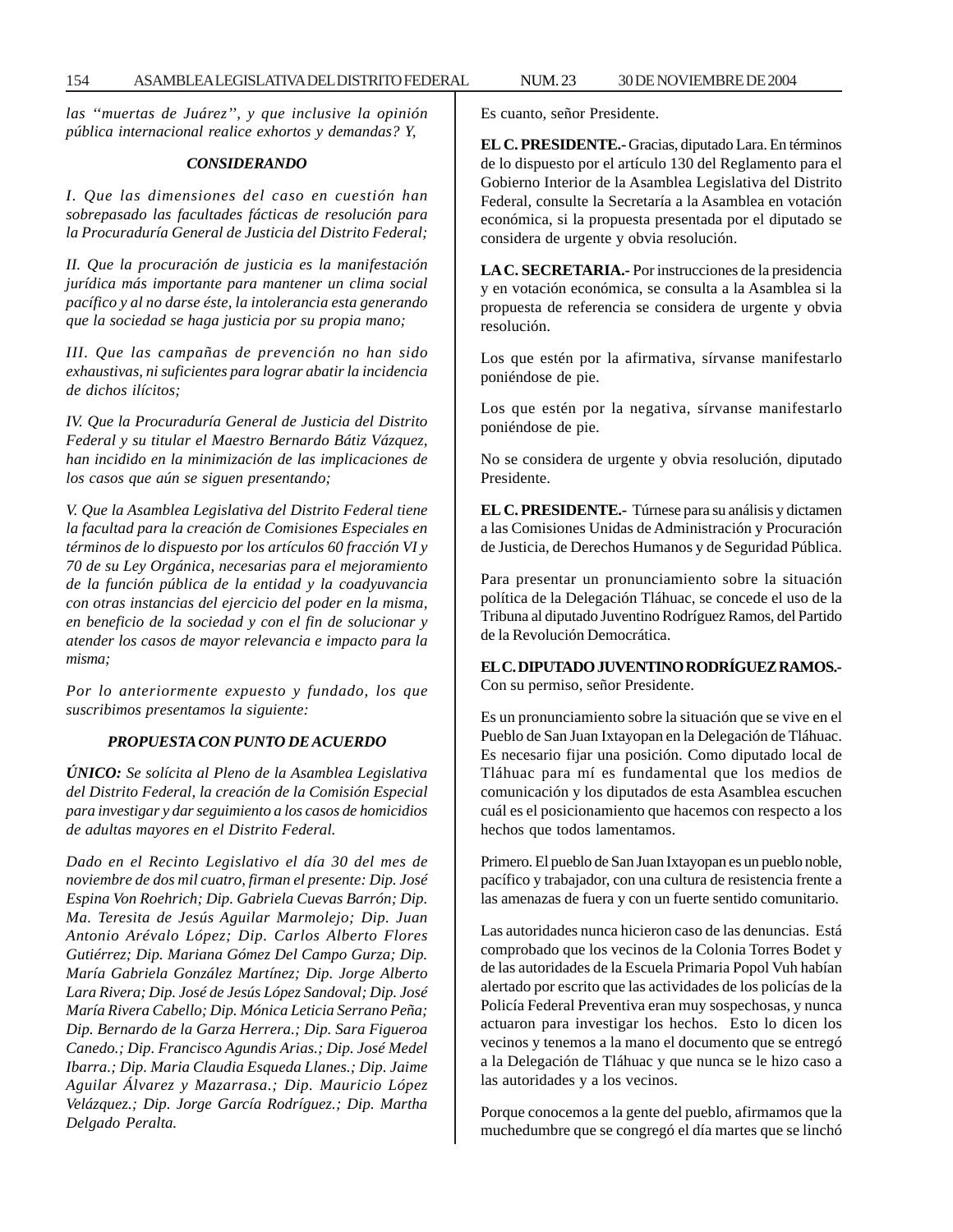*las "muertas de Juárez", y que inclusive la opinión pública internacional realice exhortos y demandas? Y,*

***CONSIDERANDO***

*I. Que las dimensiones del caso en cuestión han sobrepasado las facultades fácticas de resolución para la Procuraduría General de Justicia del Distrito Federal;*

*II. Que la procuración de justicia es la manifestación jurídica más importante para mantener un clima social pacífico y al no darse éste, la intolerancia esta generando que la sociedad se haga justicia por su propia mano;*

*III. Que las campañas de prevención no han sido exhaustivas, ni suficientes para lograr abatir la incidencia de dichos ilícitos;*

*IV. Que la Procuraduría General de Justicia del Distrito Federal y su titular el Maestro Bernardo Bátiz Vázquez, han incidido en la minimización de las implicaciones de los casos que aún se siguen presentando;*

*V. Que la Asamblea Legislativa del Distrito Federal tiene la facultad para la creación de Comisiones Especiales en términos de lo dispuesto por los artículos 60 fracción VI y 70 de su Ley Orgánica, necesarias para el mejoramiento de la función pública de la entidad y la coadyuvancia con otras instancias del ejercicio del poder en la misma, en beneficio de la sociedad y con el fin de solucionar y atender los casos de mayor relevancia e impacto para la misma;*

*Por lo anteriormente expuesto y fundado, los que suscribimos presentamos la siguiente:*

***PROPUESTA CON PUNTO DE ACUERDO***

***ÚNICO:** Se solícita al Pleno de la Asamblea Legislativa del Distrito Federal, la creación de la Comisión Especial para investigar y dar seguimiento a los casos de homicidios de adultas mayores en el Distrito Federal.*

*Dado en el Recinto Legislativo el día 30 del mes de noviembre de dos mil cuatro, firman el presente: Dip. José Espina Von Roehrich; Dip. Gabriela Cuevas Barrón; Dip. Ma. Teresita de Jesús Aguilar Marmolejo; Dip. Juan Antonio Arévalo López; Dip. Carlos Alberto Flores Gutiérrez; Dip. Mariana Gómez Del Campo Gurza; Dip. María Gabriela González Martínez; Dip. Jorge Alberto Lara Rivera; Dip. José de Jesús López Sandoval; Dip. José María Rivera Cabello; Dip. Mónica Leticia Serrano Peña; Dip. Bernardo de la Garza Herrera.; Dip. Sara Figueroa Canedo.; Dip. Francisco Agundis Arias.; Dip. José Medel Ibarra.; Dip. Maria Claudia Esqueda Llanes.; Dip. Jaime Aguilar Álvarez y Mazarrasa.; Dip. Mauricio López Velázquez.; Dip. Jorge García Rodríguez.; Dip. Martha Delgado Peralta.*

Es cuanto, señor Presidente.

**EL C. PRESIDENTE.-** Gracias, diputado Lara. En términos de lo dispuesto por el artículo 130 del Reglamento para el Gobierno Interior de la Asamblea Legislativa del Distrito Federal, consulte la Secretaría a la Asamblea en votación económica, si la propuesta presentada por el diputado se considera de urgente y obvia resolución.

**LA C. SECRETARIA.-** Por instrucciones de la presidencia y en votación económica, se consulta a la Asamblea si la propuesta de referencia se considera de urgente y obvia resolución.

Los que estén por la afirmativa, sírvanse manifestarlo poniéndose de pie.

Los que estén por la negativa, sírvanse manifestarlo poniéndose de pie.

No se considera de urgente y obvia resolución, diputado Presidente.

**EL C. PRESIDENTE.-** Túrnese para su análisis y dictamen a las Comisiones Unidas de Administración y Procuración de Justicia, de Derechos Humanos y de Seguridad Pública.

Para presentar un pronunciamiento sobre la situación política de la Delegación Tláhuac, se concede el uso de la Tribuna al diputado Juventino Rodríguez Ramos, del Partido de la Revolución Democrática.

**EL C. DIPUTADO JUVENTINO RODRÍGUEZ RAMOS.-** Con su permiso, señor Presidente.

Es un pronunciamiento sobre la situación que se vive en el Pueblo de San Juan Ixtayopan en la Delegación de Tláhuac. Es necesario fijar una posición. Como diputado local de Tláhuac para mí es fundamental que los medios de comunicación y los diputados de esta Asamblea escuchen cuál es el posicionamiento que hacemos con respecto a los hechos que todos lamentamos.

Primero. El pueblo de San Juan Ixtayopan es un pueblo noble, pacífico y trabajador, con una cultura de resistencia frente a las amenazas de fuera y con un fuerte sentido comunitario.

Las autoridades nunca hicieron caso de las denuncias. Está comprobado que los vecinos de la Colonia Torres Bodet y de las autoridades de la Escuela Primaria Popol Vuh habían alertado por escrito que las actividades de los policías de la Policía Federal Preventiva eran muy sospechosas, y nunca actuaron para investigar los hechos. Esto lo dicen los vecinos y tenemos a la mano el documento que se entregó a la Delegación de Tláhuac y que nunca se le hizo caso a las autoridades y a los vecinos.

Porque conocemos a la gente del pueblo, afirmamos que la muchedumbre que se congregó el día martes que se linchó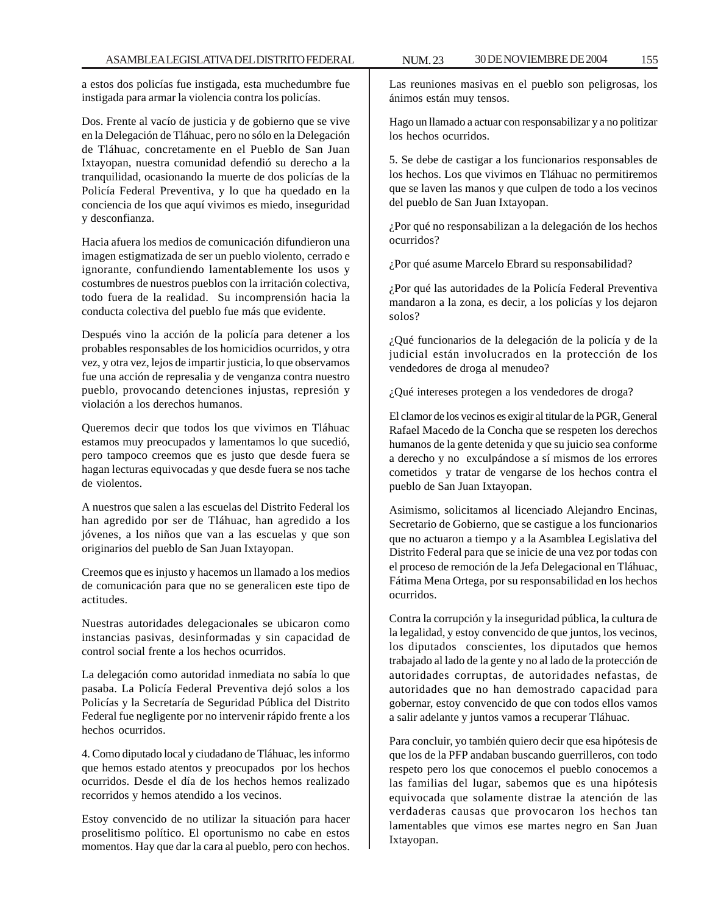a estos dos policías fue instigada, esta muchedumbre fue instigada para armar la violencia contra los policías.

Dos. Frente al vacío de justicia y de gobierno que se vive en la Delegación de Tláhuac, pero no sólo en la Delegación de Tláhuac, concretamente en el Pueblo de San Juan Ixtayopan, nuestra comunidad defendió su derecho a la tranquilidad, ocasionando la muerte de dos policías de la Policía Federal Preventiva, y lo que ha quedado en la conciencia de los que aquí vivimos es miedo, inseguridad y desconfianza.

Hacia afuera los medios de comunicación difundieron una imagen estigmatizada de ser un pueblo violento, cerrado e ignorante, confundiendo lamentablemente los usos y costumbres de nuestros pueblos con la irritación colectiva, todo fuera de la realidad. Su incomprensión hacia la conducta colectiva del pueblo fue más que evidente.

Después vino la acción de la policía para detener a los probables responsables de los homicidios ocurridos, y otra vez, y otra vez, lejos de impartir justicia, lo que observamos fue una acción de represalia y de venganza contra nuestro pueblo, provocando detenciones injustas, represión y violación a los derechos humanos.

Queremos decir que todos los que vivimos en Tláhuac estamos muy preocupados y lamentamos lo que sucedió, pero tampoco creemos que es justo que desde fuera se hagan lecturas equivocadas y que desde fuera se nos tache de violentos.

A nuestros que salen a las escuelas del Distrito Federal los han agredido por ser de Tláhuac, han agredido a los jóvenes, a los niños que van a las escuelas y que son originarios del pueblo de San Juan Ixtayopan.

Creemos que es injusto y hacemos un llamado a los medios de comunicación para que no se generalicen este tipo de actitudes.

Nuestras autoridades delegacionales se ubicaron como instancias pasivas, desinformadas y sin capacidad de control social frente a los hechos ocurridos.

La delegación como autoridad inmediata no sabía lo que pasaba. La Policía Federal Preventiva dejó solos a los Policías y la Secretaría de Seguridad Pública del Distrito Federal fue negligente por no intervenir rápido frente a los hechos ocurridos.

4. Como diputado local y ciudadano de Tláhuac, les informo que hemos estado atentos y preocupados por los hechos ocurridos. Desde el día de los hechos hemos realizado recorridos y hemos atendido a los vecinos.

Estoy convencido de no utilizar la situación para hacer proselitismo político. El oportunismo no cabe en estos momentos. Hay que dar la cara al pueblo, pero con hechos. Las reuniones masivas en el pueblo son peligrosas, los ánimos están muy tensos.

Hago un llamado a actuar con responsabilizar y a no politizar los hechos ocurridos.

5. Se debe de castigar a los funcionarios responsables de los hechos. Los que vivimos en Tláhuac no permitiremos que se laven las manos y que culpen de todo a los vecinos del pueblo de San Juan Ixtayopan.

¿Por qué no responsabilizan a la delegación de los hechos ocurridos?

¿Por qué asume Marcelo Ebrard su responsabilidad?

¿Por qué las autoridades de la Policía Federal Preventiva mandaron a la zona, es decir, a los policías y los dejaron solos?

¿Qué funcionarios de la delegación de la policía y de la judicial están involucrados en la protección de los vendedores de droga al menudeo?

¿Qué intereses protegen a los vendedores de droga?

El clamor de los vecinos es exigir al titular de la PGR, General Rafael Macedo de la Concha que se respeten los derechos humanos de la gente detenida y que su juicio sea conforme a derecho y no exculpándose a sí mismos de los errores cometidos y tratar de vengarse de los hechos contra el pueblo de San Juan Ixtayopan.

Asimismo, solicitamos al licenciado Alejandro Encinas, Secretario de Gobierno, que se castigue a los funcionarios que no actuaron a tiempo y a la Asamblea Legislativa del Distrito Federal para que se inicie de una vez por todas con el proceso de remoción de la Jefa Delegacional en Tláhuac, Fátima Mena Ortega, por su responsabilidad en los hechos ocurridos.

Contra la corrupción y la inseguridad pública, la cultura de la legalidad, y estoy convencido de que juntos, los vecinos, los diputados conscientes, los diputados que hemos trabajado al lado de la gente y no al lado de la protección de autoridades corruptas, de autoridades nefastas, de autoridades que no han demostrado capacidad para gobernar, estoy convencido de que con todos ellos vamos a salir adelante y juntos vamos a recuperar Tláhuac.

Para concluir, yo también quiero decir que esa hipótesis de que los de la PFP andaban buscando guerrilleros, con todo respeto pero los que conocemos el pueblo conocemos a las familias del lugar, sabemos que es una hipótesis equivocada que solamente distrae la atención de las verdaderas causas que provocaron los hechos tan lamentables que vimos ese martes negro en San Juan Ixtayopan.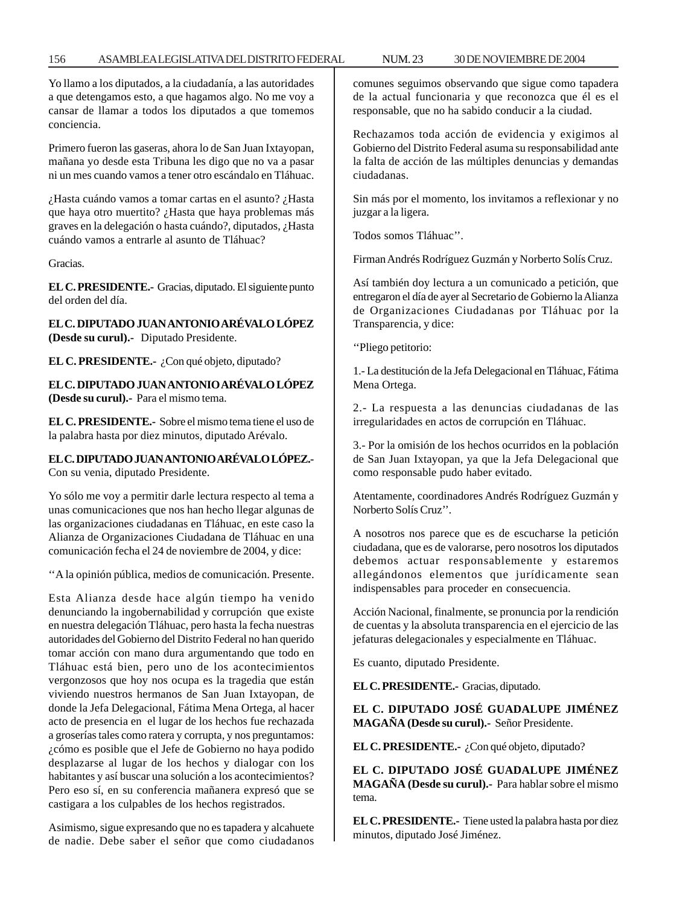Yo llamo a los diputados, a la ciudadanía, a las autoridades a que detengamos esto, a que hagamos algo. No me voy a cansar de llamar a todos los diputados a que tomemos conciencia.

Primero fueron las gaseras, ahora lo de San Juan Ixtayopan, mañana yo desde esta Tribuna les digo que no va a pasar ni un mes cuando vamos a tener otro escándalo en Tláhuac.

¿Hasta cuándo vamos a tomar cartas en el asunto? ¿Hasta que haya otro muertito? ¿Hasta que haya problemas más graves en la delegación o hasta cuándo?, diputados, ¿Hasta cuándo vamos a entrarle al asunto de Tláhuac?

Gracias.

**EL C. PRESIDENTE.-** Gracias, diputado. El siguiente punto del orden del día.

**EL C. DIPUTADO JUAN ANTONIO ARÉVALO LÓPEZ (Desde su curul).-** Diputado Presidente.

**EL C. PRESIDENTE.-** ¿Con qué objeto, diputado?

**EL C. DIPUTADO JUAN ANTONIO ARÉVALO LÓPEZ (Desde su curul).-** Para el mismo tema.

**EL C. PRESIDENTE.-** Sobre el mismo tema tiene el uso de la palabra hasta por diez minutos, diputado Arévalo.

**EL C. DIPUTADO JUAN ANTONIO ARÉVALO LÓPEZ.-** Con su venia, diputado Presidente.

Yo sólo me voy a permitir darle lectura respecto al tema a unas comunicaciones que nos han hecho llegar algunas de las organizaciones ciudadanas en Tláhuac, en este caso la Alianza de Organizaciones Ciudadana de Tláhuac en una comunicación fecha el 24 de noviembre de 2004, y dice:

''A la opinión pública, medios de comunicación. Presente.

Esta Alianza desde hace algún tiempo ha venido denunciando la ingobernabilidad y corrupción que existe en nuestra delegación Tláhuac, pero hasta la fecha nuestras autoridades del Gobierno del Distrito Federal no han querido tomar acción con mano dura argumentando que todo en Tláhuac está bien, pero uno de los acontecimientos vergonzosos que hoy nos ocupa es la tragedia que están viviendo nuestros hermanos de San Juan Ixtayopan, de donde la Jefa Delegacional, Fátima Mena Ortega, al hacer acto de presencia en el lugar de los hechos fue rechazada a groserías tales como ratera y corrupta, y nos preguntamos: ¿cómo es posible que el Jefe de Gobierno no haya podido desplazarse al lugar de los hechos y dialogar con los habitantes y así buscar una solución a los acontecimientos? Pero eso sí, en su conferencia mañanera expresó que se castigara a los culpables de los hechos registrados.

Asimismo, sigue expresando que no es tapadera y alcahuete de nadie. Debe saber el señor que como ciudadanos comunes seguimos observando que sigue como tapadera de la actual funcionaria y que reconozca que él es el responsable, que no ha sabido conducir a la ciudad.

Rechazamos toda acción de evidencia y exigimos al Gobierno del Distrito Federal asuma su responsabilidad ante la falta de acción de las múltiples denuncias y demandas ciudadanas.

Sin más por el momento, los invitamos a reflexionar y no juzgar a la ligera.

Todos somos Tláhuac''.

Firman Andrés Rodríguez Guzmán y Norberto Solís Cruz.

Así también doy lectura a un comunicado a petición, que entregaron el día de ayer al Secretario de Gobierno la Alianza de Organizaciones Ciudadanas por Tláhuac por la Transparencia, y dice:

''Pliego petitorio:

1.- La destitución de la Jefa Delegacional en Tláhuac, Fátima Mena Ortega.

2.- La respuesta a las denuncias ciudadanas de las irregularidades en actos de corrupción en Tláhuac.

3.- Por la omisión de los hechos ocurridos en la población de San Juan Ixtayopan, ya que la Jefa Delegacional que como responsable pudo haber evitado.

Atentamente, coordinadores Andrés Rodríguez Guzmán y Norberto Solís Cruz''.

A nosotros nos parece que es de escucharse la petición ciudadana, que es de valorarse, pero nosotros los diputados debemos actuar responsablemente y estaremos allegándonos elementos que jurídicamente sean indispensables para proceder en consecuencia.

Acción Nacional, finalmente, se pronuncia por la rendición de cuentas y la absoluta transparencia en el ejercicio de las jefaturas delegacionales y especialmente en Tláhuac.

Es cuanto, diputado Presidente.

**EL C. PRESIDENTE.-** Gracias, diputado.

**EL C. DIPUTADO JOSÉ GUADALUPE JIMÉNEZ MAGAÑA (Desde su curul).-** Señor Presidente.

**EL C. PRESIDENTE.-** ¿Con qué objeto, diputado?

**EL C. DIPUTADO JOSÉ GUADALUPE JIMÉNEZ MAGAÑA (Desde su curul).-** Para hablar sobre el mismo tema.

**EL C. PRESIDENTE.-** Tiene usted la palabra hasta por diez minutos, diputado José Jiménez.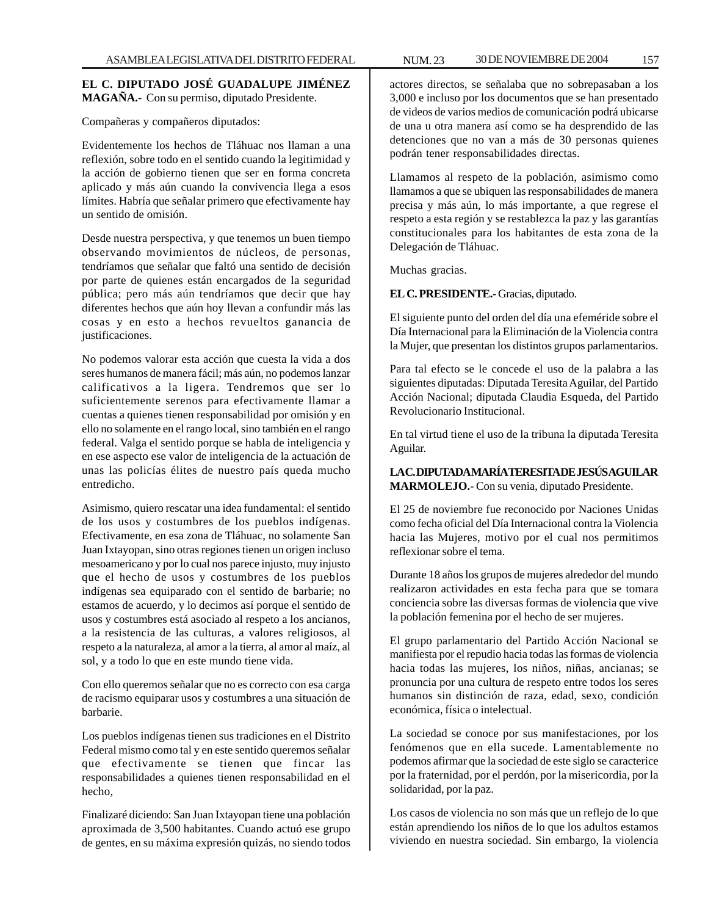**EL C. DIPUTADO JOSÉ GUADALUPE JIMÉNEZ MAGAÑA.-** Con su permiso, diputado Presidente.

Compañeras y compañeros diputados:

Evidentemente los hechos de Tláhuac nos llaman a una reflexión, sobre todo en el sentido cuando la legitimidad y la acción de gobierno tienen que ser en forma concreta aplicado y más aún cuando la convivencia llega a esos límites. Habría que señalar primero que efectivamente hay un sentido de omisión.

Desde nuestra perspectiva, y que tenemos un buen tiempo observando movimientos de núcleos, de personas, tendríamos que señalar que faltó una sentido de decisión por parte de quienes están encargados de la seguridad pública; pero más aún tendríamos que decir que hay diferentes hechos que aún hoy llevan a confundir más las cosas y en esto a hechos revueltos ganancia de justificaciones.

No podemos valorar esta acción que cuesta la vida a dos seres humanos de manera fácil; más aún, no podemos lanzar calificativos a la ligera. Tendremos que ser lo suficientemente serenos para efectivamente llamar a cuentas a quienes tienen responsabilidad por omisión y en ello no solamente en el rango local, sino también en el rango federal. Valga el sentido porque se habla de inteligencia y en ese aspecto ese valor de inteligencia de la actuación de unas las policías élites de nuestro país queda mucho entredicho.

Asimismo, quiero rescatar una idea fundamental: el sentido de los usos y costumbres de los pueblos indígenas. Efectivamente, en esa zona de Tláhuac, no solamente San Juan Ixtayopan, sino otras regiones tienen un origen incluso mesoamericano y por lo cual nos parece injusto, muy injusto que el hecho de usos y costumbres de los pueblos indígenas sea equiparado con el sentido de barbarie; no estamos de acuerdo, y lo decimos así porque el sentido de usos y costumbres está asociado al respeto a los ancianos, a la resistencia de las culturas, a valores religiosos, al respeto a la naturaleza, al amor a la tierra, al amor al maíz, al sol, y a todo lo que en este mundo tiene vida.

Con ello queremos señalar que no es correcto con esa carga de racismo equiparar usos y costumbres a una situación de barbarie.

Los pueblos indígenas tienen sus tradiciones en el Distrito Federal mismo como tal y en este sentido queremos señalar que efectivamente se tienen que fincar las responsabilidades a quienes tienen responsabilidad en el hecho,

Finalizaré diciendo: San Juan Ixtayopan tiene una población aproximada de 3,500 habitantes. Cuando actuó ese grupo de gentes, en su máxima expresión quizás, no siendo todos actores directos, se señalaba que no sobrepasaban a los 3,000 e incluso por los documentos que se han presentado de videos de varios medios de comunicación podrá ubicarse de una u otra manera así como se ha desprendido de las detenciones que no van a más de 30 personas quienes podrán tener responsabilidades directas.

Llamamos al respeto de la población, asimismo como llamamos a que se ubiquen las responsabilidades de manera precisa y más aún, lo más importante, a que regrese el respeto a esta región y se restablezca la paz y las garantías constitucionales para los habitantes de esta zona de la Delegación de Tláhuac.

Muchas gracias.

**EL C. PRESIDENTE.-** Gracias, diputado.

El siguiente punto del orden del día una efeméride sobre el Día Internacional para la Eliminación de la Violencia contra la Mujer, que presentan los distintos grupos parlamentarios.

Para tal efecto se le concede el uso de la palabra a las siguientes diputadas: Diputada Teresita Aguilar, del Partido Acción Nacional; diputada Claudia Esqueda, del Partido Revolucionario Institucional.

En tal virtud tiene el uso de la tribuna la diputada Teresita Aguilar.

**LA C. DIPUTADA MARÍA TERESITA DE JESÚS AGUILAR MARMOLEJO.-** Con su venia, diputado Presidente.

El 25 de noviembre fue reconocido por Naciones Unidas como fecha oficial del Día Internacional contra la Violencia hacia las Mujeres, motivo por el cual nos permitimos reflexionar sobre el tema.

Durante 18 años los grupos de mujeres alrededor del mundo realizaron actividades en esta fecha para que se tomara conciencia sobre las diversas formas de violencia que vive la población femenina por el hecho de ser mujeres.

El grupo parlamentario del Partido Acción Nacional se manifiesta por el repudio hacia todas las formas de violencia hacia todas las mujeres, los niños, niñas, ancianas; se pronuncia por una cultura de respeto entre todos los seres humanos sin distinción de raza, edad, sexo, condición económica, física o intelectual.

La sociedad se conoce por sus manifestaciones, por los fenómenos que en ella sucede. Lamentablemente no podemos afirmar que la sociedad de este siglo se caracterice por la fraternidad, por el perdón, por la misericordia, por la solidaridad, por la paz.

Los casos de violencia no son más que un reflejo de lo que están aprendiendo los niños de lo que los adultos estamos viviendo en nuestra sociedad. Sin embargo, la violencia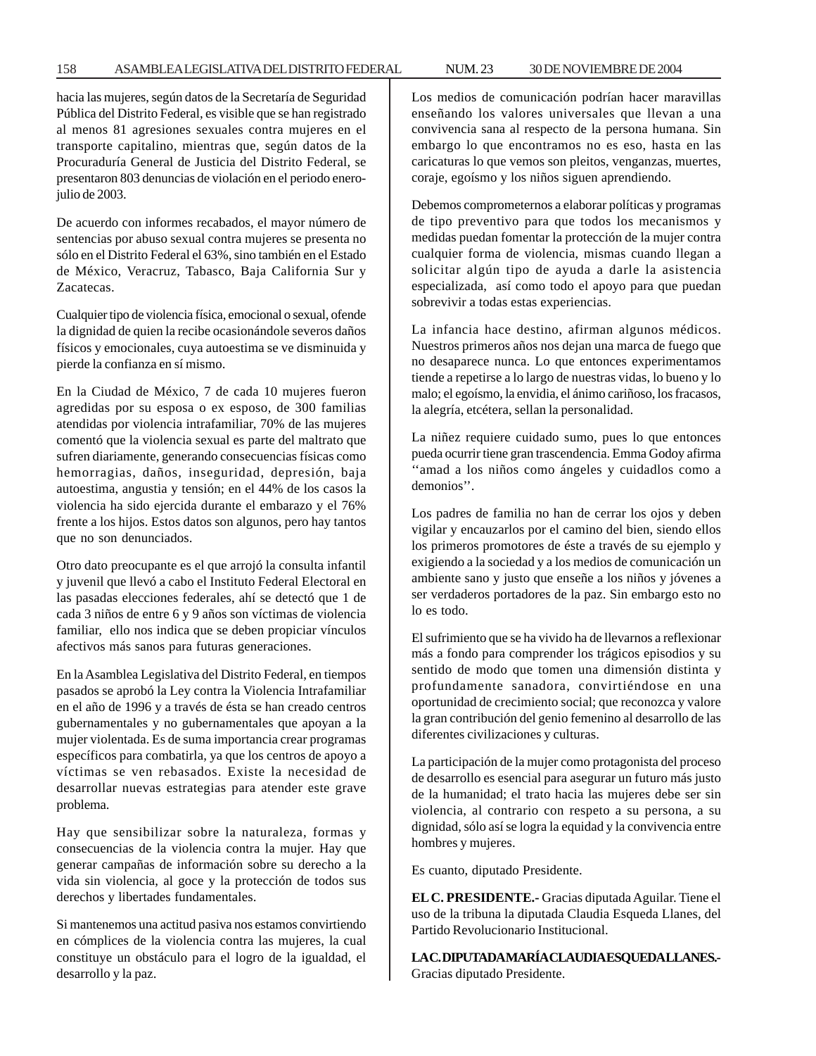hacia las mujeres, según datos de la Secretaría de Seguridad Pública del Distrito Federal, es visible que se han registrado al menos 81 agresiones sexuales contra mujeres en el transporte capitalino, mientras que, según datos de la Procuraduría General de Justicia del Distrito Federal, se presentaron 803 denuncias de violación en el periodo enero-julio de 2003.

De acuerdo con informes recabados, el mayor número de sentencias por abuso sexual contra mujeres se presenta no sólo en el Distrito Federal el 63%, sino también en el Estado de México, Veracruz, Tabasco, Baja California Sur y Zacatecas.

Cualquier tipo de violencia física, emocional o sexual, ofende la dignidad de quien la recibe ocasionándole severos daños físicos y emocionales, cuya autoestima se ve disminuida y pierde la confianza en sí mismo.

En la Ciudad de México, 7 de cada 10 mujeres fueron agredidas por su esposa o ex esposo, de 300 familias atendidas por violencia intrafamiliar, 70% de las mujeres comentó que la violencia sexual es parte del maltrato que sufren diariamente, generando consecuencias físicas como hemorragias, daños, inseguridad, depresión, baja autoestima, angustia y tensión; en el 44% de los casos la violencia ha sido ejercida durante el embarazo y el 76% frente a los hijos. Estos datos son algunos, pero hay tantos que no son denunciados.

Otro dato preocupante es el que arrojó la consulta infantil y juvenil que llevó a cabo el Instituto Federal Electoral en las pasadas elecciones federales, ahí se detectó que 1 de cada 3 niños de entre 6 y 9 años son víctimas de violencia familiar, ello nos indica que se deben propiciar vínculos afectivos más sanos para futuras generaciones.

En la Asamblea Legislativa del Distrito Federal, en tiempos pasados se aprobó la Ley contra la Violencia Intrafamiliar en el año de 1996 y a través de ésta se han creado centros gubernamentales y no gubernamentales que apoyan a la mujer violentada. Es de suma importancia crear programas específicos para combatirla, ya que los centros de apoyo a víctimas se ven rebasados. Existe la necesidad de desarrollar nuevas estrategias para atender este grave problema.

Hay que sensibilizar sobre la naturaleza, formas y consecuencias de la violencia contra la mujer. Hay que generar campañas de información sobre su derecho a la vida sin violencia, al goce y la protección de todos sus derechos y libertades fundamentales.

Si mantenemos una actitud pasiva nos estamos convirtiendo en cómplices de la violencia contra las mujeres, la cual constituye un obstáculo para el logro de la igualdad, el desarrollo y la paz.

Los medios de comunicación podrían hacer maravillas enseñando los valores universales que llevan a una convivencia sana al respecto de la persona humana. Sin embargo lo que encontramos no es eso, hasta en las caricaturas lo que vemos son pleitos, venganzas, muertes, coraje, egoísmo y los niños siguen aprendiendo.

Debemos comprometernos a elaborar políticas y programas de tipo preventivo para que todos los mecanismos y medidas puedan fomentar la protección de la mujer contra cualquier forma de violencia, mismas cuando llegan a solicitar algún tipo de ayuda a darle la asistencia especializada, así como todo el apoyo para que puedan sobrevivir a todas estas experiencias.

La infancia hace destino, afirman algunos médicos. Nuestros primeros años nos dejan una marca de fuego que no desaparece nunca. Lo que entonces experimentamos tiende a repetirse a lo largo de nuestras vidas, lo bueno y lo malo; el egoísmo, la envidia, el ánimo cariñoso, los fracasos, la alegría, etcétera, sellan la personalidad.

La niñez requiere cuidado sumo, pues lo que entonces pueda ocurrir tiene gran trascendencia. Emma Godoy afirma ''amad a los niños como ángeles y cuidadlos como a demonios''.

Los padres de familia no han de cerrar los ojos y deben vigilar y encauzarlos por el camino del bien, siendo ellos los primeros promotores de éste a través de su ejemplo y exigiendo a la sociedad y a los medios de comunicación un ambiente sano y justo que enseñe a los niños y jóvenes a ser verdaderos portadores de la paz. Sin embargo esto no lo es todo.

El sufrimiento que se ha vivido ha de llevarnos a reflexionar más a fondo para comprender los trágicos episodios y su sentido de modo que tomen una dimensión distinta y profundamente sanadora, convirtiéndose en una oportunidad de crecimiento social; que reconozca y valore la gran contribución del genio femenino al desarrollo de las diferentes civilizaciones y culturas.

La participación de la mujer como protagonista del proceso de desarrollo es esencial para asegurar un futuro más justo de la humanidad; el trato hacia las mujeres debe ser sin violencia, al contrario con respeto a su persona, a su dignidad, sólo así se logra la equidad y la convivencia entre hombres y mujeres.

Es cuanto, diputado Presidente.

**EL C. PRESIDENTE.-** Gracias diputada Aguilar. Tiene el uso de la tribuna la diputada Claudia Esqueda Llanes, del Partido Revolucionario Institucional.

**LA C. DIPUTADA MARÍA CLAUDIA ESQUEDA LLANES.-** Gracias diputado Presidente.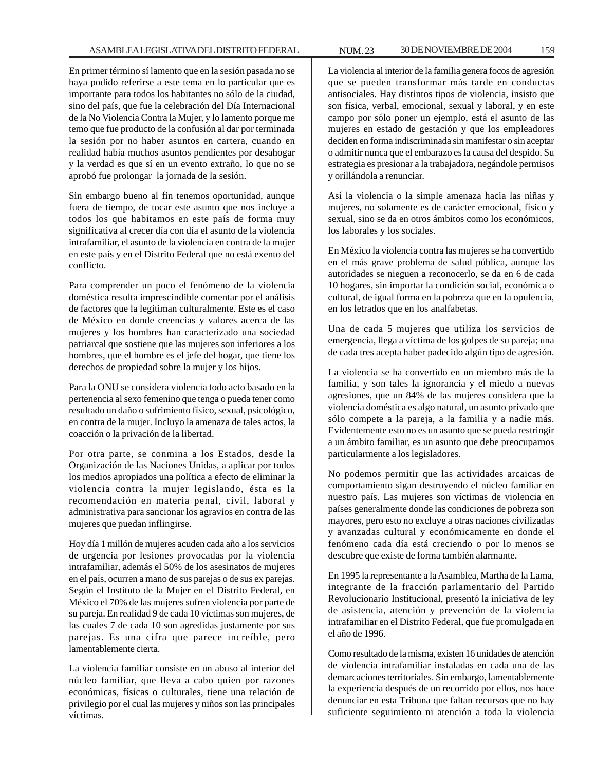En primer término sí lamento que en la sesión pasada no se haya podido referirse a este tema en lo particular que es importante para todos los habitantes no sólo de la ciudad, sino del país, que fue la celebración del Día Internacional de la No Violencia Contra la Mujer, y lo lamento porque me temo que fue producto de la confusión al dar por terminada la sesión por no haber asuntos en cartera, cuando en realidad había muchos asuntos pendientes por desahogar y la verdad es que sí en un evento extraño, lo que no se aprobó fue prolongar la jornada de la sesión.

Sin embargo bueno al fin tenemos oportunidad, aunque fuera de tiempo, de tocar este asunto que nos incluye a todos los que habitamos en este país de forma muy significativa al crecer día con día el asunto de la violencia intrafamiliar, el asunto de la violencia en contra de la mujer en este país y en el Distrito Federal que no está exento del conflicto.

Para comprender un poco el fenómeno de la violencia doméstica resulta imprescindible comentar por el análisis de factores que la legitiman culturalmente. Este es el caso de México en donde creencias y valores acerca de las mujeres y los hombres han caracterizado una sociedad patriarcal que sostiene que las mujeres son inferiores a los hombres, que el hombre es el jefe del hogar, que tiene los derechos de propiedad sobre la mujer y los hijos.

Para la ONU se considera violencia todo acto basado en la pertenencia al sexo femenino que tenga o pueda tener como resultado un daño o sufrimiento físico, sexual, psicológico, en contra de la mujer. Incluyo la amenaza de tales actos, la coacción o la privación de la libertad.

Por otra parte, se conmina a los Estados, desde la Organización de las Naciones Unidas, a aplicar por todos los medios apropiados una política a efecto de eliminar la violencia contra la mujer legislando, ésta es la recomendación en materia penal, civil, laboral y administrativa para sancionar los agravios en contra de las mujeres que puedan inflingirse.

Hoy día 1 millón de mujeres acuden cada año a los servicios de urgencia por lesiones provocadas por la violencia intrafamiliar, además el 50% de los asesinatos de mujeres en el país, ocurren a mano de sus parejas o de sus ex parejas. Según el Instituto de la Mujer en el Distrito Federal, en México el 70% de las mujeres sufren violencia por parte de su pareja. En realidad 9 de cada 10 víctimas son mujeres, de las cuales 7 de cada 10 son agredidas justamente por sus parejas. Es una cifra que parece increíble, pero lamentablemente cierta.

La violencia familiar consiste en un abuso al interior del núcleo familiar, que lleva a cabo quien por razones económicas, físicas o culturales, tiene una relación de privilegio por el cual las mujeres y niños son las principales víctimas.

La violencia al interior de la familia genera focos de agresión que se pueden transformar más tarde en conductas antisociales. Hay distintos tipos de violencia, insisto que son física, verbal, emocional, sexual y laboral, y en este campo por sólo poner un ejemplo, está el asunto de las mujeres en estado de gestación y que los empleadores deciden en forma indiscriminada sin manifestar o sin aceptar o admitir nunca que el embarazo es la causa del despido. Su estrategia es presionar a la trabajadora, negándole permisos y orillándola a renunciar.

Así la violencia o la simple amenaza hacia las niñas y mujeres, no solamente es de carácter emocional, físico y sexual, sino se da en otros ámbitos como los económicos, los laborales y los sociales.

En México la violencia contra las mujeres se ha convertido en el más grave problema de salud pública, aunque las autoridades se nieguen a reconocerlo, se da en 6 de cada 10 hogares, sin importar la condición social, económica o cultural, de igual forma en la pobreza que en la opulencia, en los letrados que en los analfabetas.

Una de cada 5 mujeres que utiliza los servicios de emergencia, llega a víctima de los golpes de su pareja; una de cada tres acepta haber padecido algún tipo de agresión.

La violencia se ha convertido en un miembro más de la familia, y son tales la ignorancia y el miedo a nuevas agresiones, que un 84% de las mujeres considera que la violencia doméstica es algo natural, un asunto privado que sólo compete a la pareja, a la familia y a nadie más. Evidentemente esto no es un asunto que se pueda restringir a un ámbito familiar, es un asunto que debe preocuparnos particularmente a los legisladores.

No podemos permitir que las actividades arcaicas de comportamiento sigan destruyendo el núcleo familiar en nuestro país. Las mujeres son víctimas de violencia en países generalmente donde las condiciones de pobreza son mayores, pero esto no excluye a otras naciones civilizadas y avanzadas cultural y económicamente en donde el fenómeno cada día está creciendo o por lo menos se descubre que existe de forma también alarmante.

En 1995 la representante a la Asamblea, Martha de la Lama, integrante de la fracción parlamentario del Partido Revolucionario Institucional, presentó la iniciativa de ley de asistencia, atención y prevención de la violencia intrafamiliar en el Distrito Federal, que fue promulgada en el año de 1996.

Como resultado de la misma, existen 16 unidades de atención de violencia intrafamiliar instaladas en cada una de las demarcaciones territoriales. Sin embargo, lamentablemente la experiencia después de un recorrido por ellos, nos hace denunciar en esta Tribuna que faltan recursos que no hay suficiente seguimiento ni atención a toda la violencia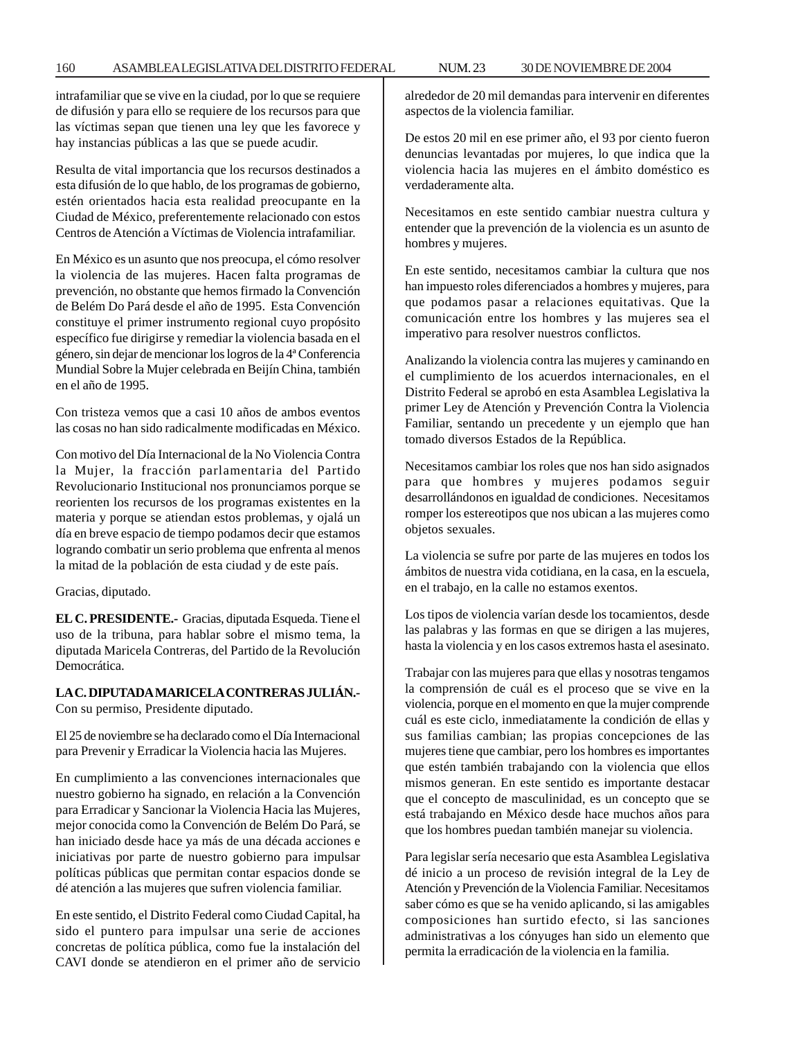intrafamiliar que se vive en la ciudad, por lo que se requiere de difusión y para ello se requiere de los recursos para que las víctimas sepan que tienen una ley que les favorece y hay instancias públicas a las que se puede acudir.

Resulta de vital importancia que los recursos destinados a esta difusión de lo que hablo, de los programas de gobierno, estén orientados hacia esta realidad preocupante en la Ciudad de México, preferentemente relacionado con estos Centros de Atención a Víctimas de Violencia intrafamiliar.

En México es un asunto que nos preocupa, el cómo resolver la violencia de las mujeres. Hacen falta programas de prevención, no obstante que hemos firmado la Convención de Belém Do Pará desde el año de 1995. Esta Convención constituye el primer instrumento regional cuyo propósito específico fue dirigirse y remediar la violencia basada en el género, sin dejar de mencionar los logros de la 4ª Conferencia Mundial Sobre la Mujer celebrada en Beijín China, también en el año de 1995.

Con tristeza vemos que a casi 10 años de ambos eventos las cosas no han sido radicalmente modificadas en México.

Con motivo del Día Internacional de la No Violencia Contra la Mujer, la fracción parlamentaria del Partido Revolucionario Institucional nos pronunciamos porque se reorienten los recursos de los programas existentes en la materia y porque se atiendan estos problemas, y ojalá un día en breve espacio de tiempo podamos decir que estamos logrando combatir un serio problema que enfrenta al menos la mitad de la población de esta ciudad y de este país.

Gracias, diputado.

**EL C. PRESIDENTE.-** Gracias, diputada Esqueda. Tiene el uso de la tribuna, para hablar sobre el mismo tema, la diputada Maricela Contreras, del Partido de la Revolución Democrática.

**LA C. DIPUTADA MARICELA CONTRERAS JULIÁN.-** Con su permiso, Presidente diputado.

El 25 de noviembre se ha declarado como el Día Internacional para Prevenir y Erradicar la Violencia hacia las Mujeres.

En cumplimiento a las convenciones internacionales que nuestro gobierno ha signado, en relación a la Convención para Erradicar y Sancionar la Violencia Hacia las Mujeres, mejor conocida como la Convención de Belém Do Pará, se han iniciado desde hace ya más de una década acciones e iniciativas por parte de nuestro gobierno para impulsar políticas públicas que permitan contar espacios donde se dé atención a las mujeres que sufren violencia familiar.

En este sentido, el Distrito Federal como Ciudad Capital, ha sido el puntero para impulsar una serie de acciones concretas de política pública, como fue la instalación del CAVI donde se atendieron en el primer año de servicio alrededor de 20 mil demandas para intervenir en diferentes aspectos de la violencia familiar.

De estos 20 mil en ese primer año, el 93 por ciento fueron denuncias levantadas por mujeres, lo que indica que la violencia hacia las mujeres en el ámbito doméstico es verdaderamente alta.

Necesitamos en este sentido cambiar nuestra cultura y entender que la prevención de la violencia es un asunto de hombres y mujeres.

En este sentido, necesitamos cambiar la cultura que nos han impuesto roles diferenciados a hombres y mujeres, para que podamos pasar a relaciones equitativas. Que la comunicación entre los hombres y las mujeres sea el imperativo para resolver nuestros conflictos.

Analizando la violencia contra las mujeres y caminando en el cumplimiento de los acuerdos internacionales, en el Distrito Federal se aprobó en esta Asamblea Legislativa la primer Ley de Atención y Prevención Contra la Violencia Familiar, sentando un precedente y un ejemplo que han tomado diversos Estados de la República.

Necesitamos cambiar los roles que nos han sido asignados para que hombres y mujeres podamos seguir desarrollándonos en igualdad de condiciones. Necesitamos romper los estereotipos que nos ubican a las mujeres como objetos sexuales.

La violencia se sufre por parte de las mujeres en todos los ámbitos de nuestra vida cotidiana, en la casa, en la escuela, en el trabajo, en la calle no estamos exentos.

Los tipos de violencia varían desde los tocamientos, desde las palabras y las formas en que se dirigen a las mujeres, hasta la violencia y en los casos extremos hasta el asesinato.

Trabajar con las mujeres para que ellas y nosotras tengamos la comprensión de cuál es el proceso que se vive en la violencia, porque en el momento en que la mujer comprende cuál es este ciclo, inmediatamente la condición de ellas y sus familias cambian; las propias concepciones de las mujeres tiene que cambiar, pero los hombres es importantes que estén también trabajando con la violencia que ellos mismos generan. En este sentido es importante destacar que el concepto de masculinidad, es un concepto que se está trabajando en México desde hace muchos años para que los hombres puedan también manejar su violencia.

Para legislar sería necesario que esta Asamblea Legislativa dé inicio a un proceso de revisión integral de la Ley de Atención y Prevención de la Violencia Familiar. Necesitamos saber cómo es que se ha venido aplicando, si las amigables composiciones han surtido efecto, si las sanciones administrativas a los cónyuges han sido un elemento que permita la erradicación de la violencia en la familia.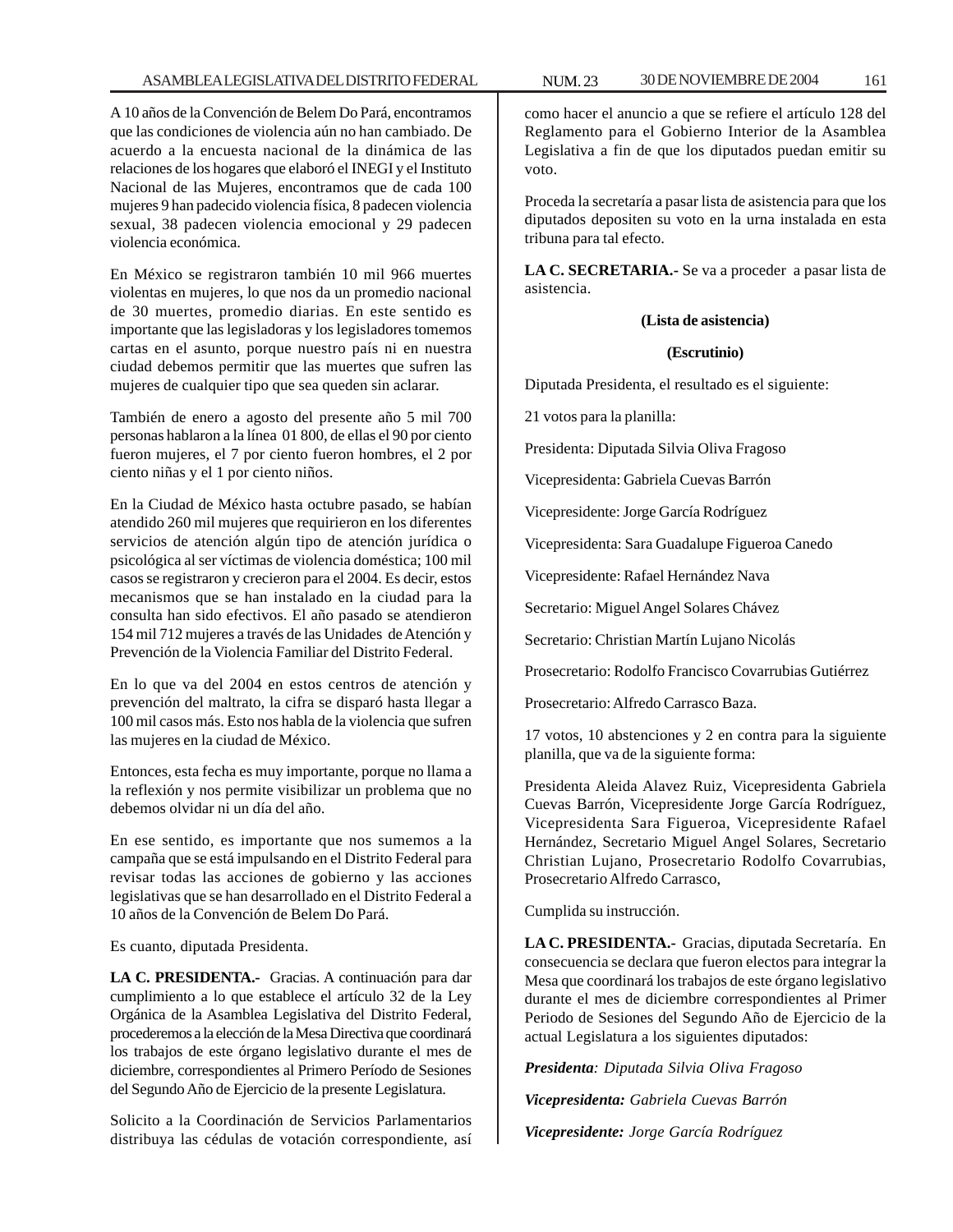A 10 años de la Convención de Belem Do Pará, encontramos que las condiciones de violencia aún no han cambiado. De acuerdo a la encuesta nacional de la dinámica de las relaciones de los hogares que elaboró el INEGI y el Instituto Nacional de las Mujeres, encontramos que de cada 100 mujeres 9 han padecido violencia física, 8 padecen violencia sexual, 38 padecen violencia emocional y 29 padecen violencia económica.

En México se registraron también 10 mil 966 muertes violentas en mujeres, lo que nos da un promedio nacional de 30 muertes, promedio diarias. En este sentido es importante que las legisladoras y los legisladores tomemos cartas en el asunto, porque nuestro país ni en nuestra ciudad debemos permitir que las muertes que sufren las mujeres de cualquier tipo que sea queden sin aclarar.

También de enero a agosto del presente año 5 mil 700 personas hablaron a la línea 01 800, de ellas el 90 por ciento fueron mujeres, el 7 por ciento fueron hombres, el 2 por ciento niñas y el 1 por ciento niños.

En la Ciudad de México hasta octubre pasado, se habían atendido 260 mil mujeres que requirieron en los diferentes servicios de atención algún tipo de atención jurídica o psicológica al ser víctimas de violencia doméstica; 100 mil casos se registraron y crecieron para el 2004. Es decir, estos mecanismos que se han instalado en la ciudad para la consulta han sido efectivos. El año pasado se atendieron 154 mil 712 mujeres a través de las Unidades de Atención y Prevención de la Violencia Familiar del Distrito Federal.

En lo que va del 2004 en estos centros de atención y prevención del maltrato, la cifra se disparó hasta llegar a 100 mil casos más. Esto nos habla de la violencia que sufren las mujeres en la ciudad de México.

Entonces, esta fecha es muy importante, porque no llama a la reflexión y nos permite visibilizar un problema que no debemos olvidar ni un día del año.

En ese sentido, es importante que nos sumemos a la campaña que se está impulsando en el Distrito Federal para revisar todas las acciones de gobierno y las acciones legislativas que se han desarrollado en el Distrito Federal a 10 años de la Convención de Belem Do Pará.

Es cuanto, diputada Presidenta.

**LA C. PRESIDENTA.-** Gracias. A continuación para dar cumplimiento a lo que establece el artículo 32 de la Ley Orgánica de la Asamblea Legislativa del Distrito Federal, procederemos a la elección de la Mesa Directiva que coordinará los trabajos de este órgano legislativo durante el mes de diciembre, correspondientes al Primero Período de Sesiones del Segundo Año de Ejercicio de la presente Legislatura.

Solicito a la Coordinación de Servicios Parlamentarios distribuya las cédulas de votación correspondiente, así como hacer el anuncio a que se refiere el artículo 128 del Reglamento para el Gobierno Interior de la Asamblea Legislativa a fin de que los diputados puedan emitir su voto.

Proceda la secretaría a pasar lista de asistencia para que los diputados depositen su voto en la urna instalada en esta tribuna para tal efecto.

**LA C. SECRETARIA.-** Se va a proceder a pasar lista de asistencia.

**(Lista de asistencia)**

**(Escrutinio)**

Diputada Presidenta, el resultado es el siguiente:

21 votos para la planilla:

Presidenta: Diputada Silvia Oliva Fragoso

Vicepresidenta: Gabriela Cuevas Barrón

Vicepresidente: Jorge García Rodríguez

Vicepresidenta: Sara Guadalupe Figueroa Canedo

Vicepresidente: Rafael Hernández Nava

Secretario: Miguel Angel Solares Chávez

Secretario: Christian Martín Lujano Nicolás

Prosecretario: Rodolfo Francisco Covarrubias Gutiérrez

Prosecretario: Alfredo Carrasco Baza.

17 votos, 10 abstenciones y 2 en contra para la siguiente planilla, que va de la siguiente forma:

Presidenta Aleida Alavez Ruiz, Vicepresidenta Gabriela Cuevas Barrón, Vicepresidente Jorge García Rodríguez, Vicepresidenta Sara Figueroa, Vicepresidente Rafael Hernández, Secretario Miguel Angel Solares, Secretario Christian Lujano, Prosecretario Rodolfo Covarrubias, Prosecretario Alfredo Carrasco,

Cumplida su instrucción.

**LA C. PRESIDENTA.-** Gracias, diputada Secretaría. En consecuencia se declara que fueron electos para integrar la Mesa que coordinará los trabajos de este órgano legislativo durante el mes de diciembre correspondientes al Primer Periodo de Sesiones del Segundo Año de Ejercicio de la actual Legislatura a los siguientes diputados:

***Presidenta**: Diputada Silvia Oliva Fragoso*

***Vicepresidenta:** Gabriela Cuevas Barrón*

***Vicepresidente:** Jorge García Rodríguez*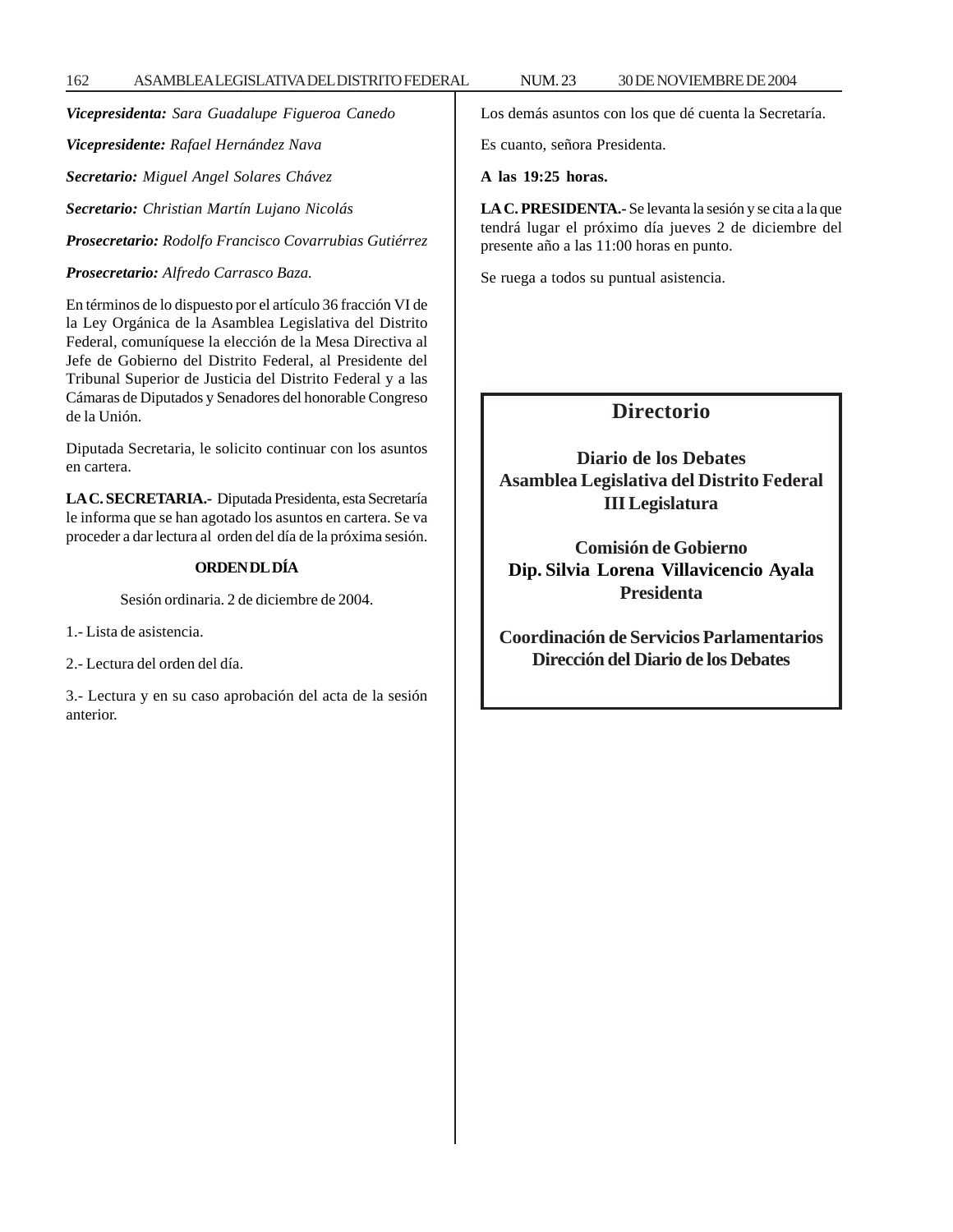***Vicepresidenta:*** *Sara Guadalupe Figueroa Canedo*

***Vicepresidente:*** *Rafael Hernández Nava*

***Secretario:*** *Miguel Angel Solares Chávez*

***Secretario:*** *Christian Martín Lujano Nicolás*

***Prosecretario:*** *Rodolfo Francisco Covarrubias Gutiérrez*

***Prosecretario:*** *Alfredo Carrasco Baza.*

En términos de lo dispuesto por el artículo 36 fracción VI de la Ley Orgánica de la Asamblea Legislativa del Distrito Federal, comuníquese la elección de la Mesa Directiva al Jefe de Gobierno del Distrito Federal, al Presidente del Tribunal Superior de Justicia del Distrito Federal y a las Cámaras de Diputados y Senadores del honorable Congreso de la Unión.

Diputada Secretaria, le solicito continuar con los asuntos en cartera.

**LA C. SECRETARIA.-** Diputada Presidenta, esta Secretaría le informa que se han agotado los asuntos en cartera. Se va proceder a dar lectura al orden del día de la próxima sesión.

**ORDEN DL DÍA**

Sesión ordinaria. 2 de diciembre de 2004.

1.- Lista de asistencia.

2.- Lectura del orden del día.

3.- Lectura y en su caso aprobación del acta de la sesión anterior.

Los demás asuntos con los que dé cuenta la Secretaría.

Es cuanto, señora Presidenta.

**A las 19:25 horas.**

**LA C. PRESIDENTA.-** Se levanta la sesión y se cita a la que tendrá lugar el próximo día jueves 2 de diciembre del presente año a las 11:00 horas en punto.

Se ruega a todos su puntual asistencia.

## Directorio

**Diario de los Debates**
**Asamblea Legislativa del Distrito Federal**
**III Legislatura**

**Comisión de Gobierno**
**Dip. Silvia Lorena Villavicencio Ayala**
**Presidenta**

**Coordinación de Servicios Parlamentarios**
**Dirección del Diario de los Debates**